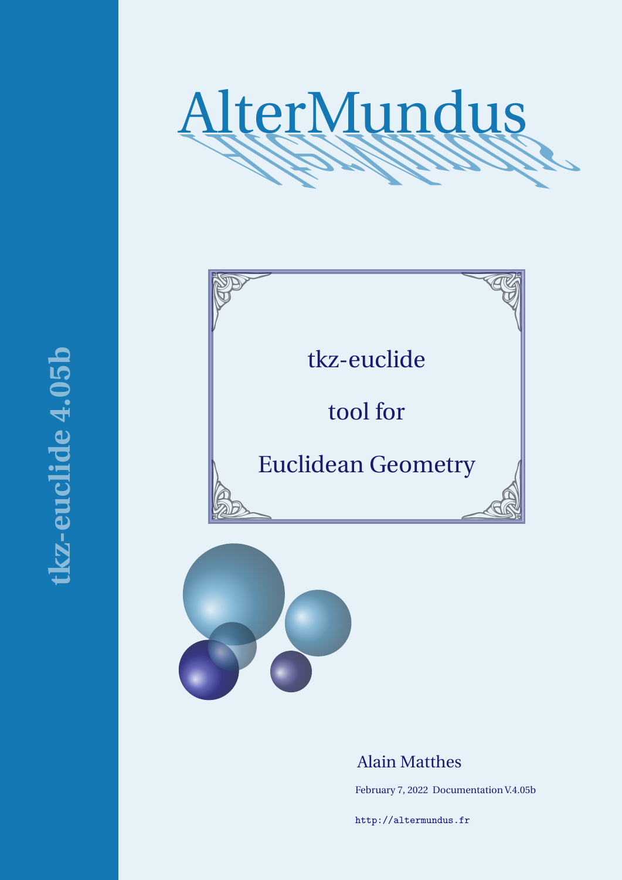tkz-euclide 4.05b

# AlterMundus

tkz-euclide

tool for

Euclidean Geometry

Alain Matthes

February 7, 2022 Documentation V.4.05b

http://altermundus.fr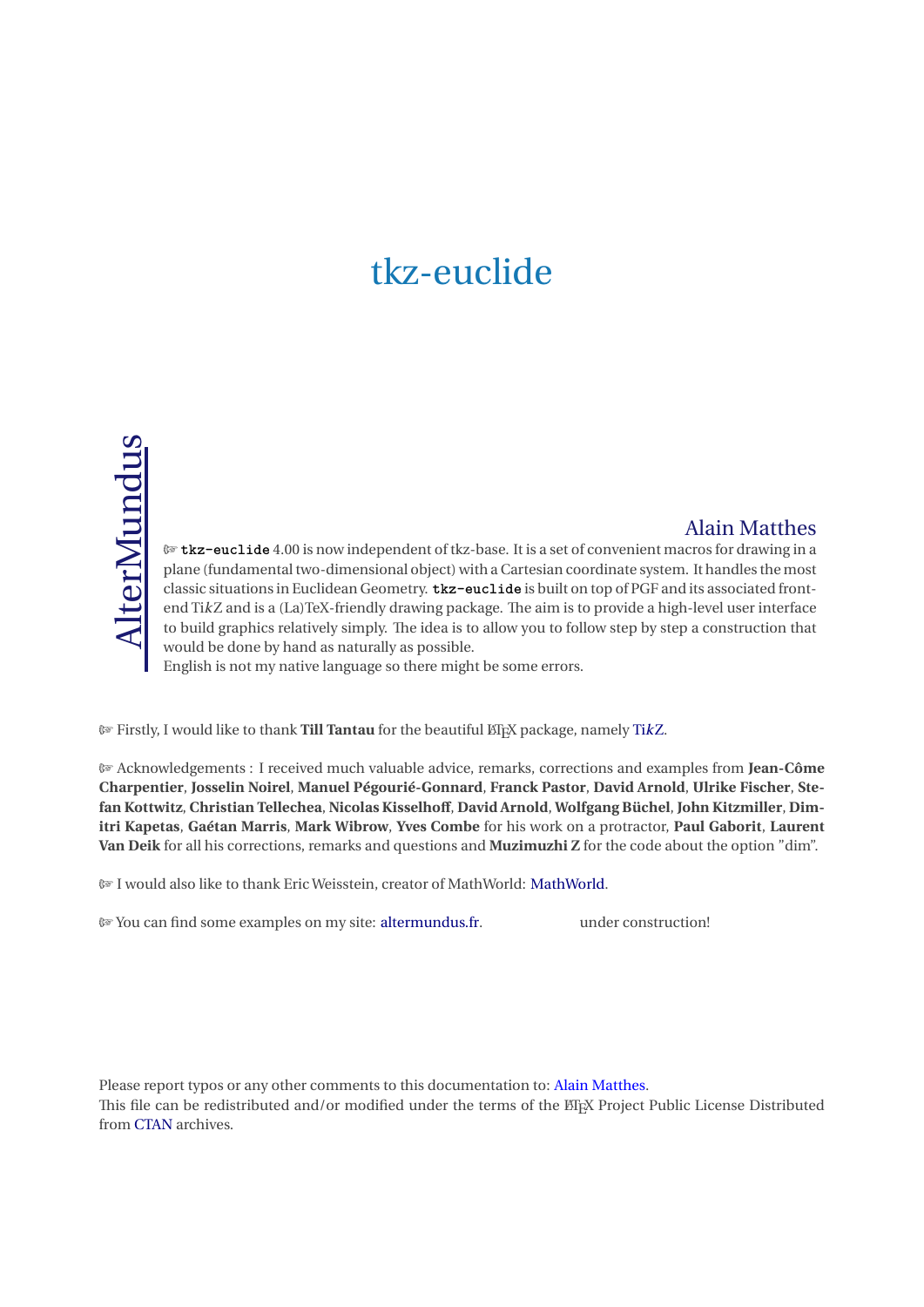# tkz-euclide

AlterMundus

Alain Matthes

☞ **tkz-euclide** 4.00 is now independent of tkz-base. It is a set of convenient macros for drawing in a plane (fundamental two-dimensional object) with a Cartesian coordinate system. It handles the most classic situations in Euclidean Geometry. **tkz-euclide** is built on top of PGF and its associated front-end Ti*k*Z and is a (La)TeX-friendly drawing package. The aim is to provide a high-level user interface to build graphics relatively simply. The idea is to allow you to follow step by step a construction that would be done by hand as naturally as possible.
English is not my native language so there might be some errors.

☞ Firstly, I would like to thank **Till Tantau** for the beautiful LaTeX package, namely Ti*k*Z.

☞ Acknowledgements : I received much valuable advice, remarks, corrections and examples from **Jean-Côme Charpentier**, **Josselin Noirel**, **Manuel Pégourié-Gonnard**, **Franck Pastor**, **David Arnold**, **Ulrike Fischer**, **Stefan Kottwitz**, **Christian Tellechea**, **Nicolas Kisselhoff**, **David Arnold**, **Wolfgang Büchel**, **John Kitzmiller**, **Dimitri Kapetas**, **Gaétan Marris**, **Mark Wibrow**, **Yves Combe** for his work on a protractor, **Paul Gaborit**, **Laurent Van Deik** for all his corrections, remarks and questions and **Muzimuzhi Z** for the code about the option "dim".

☞ I would also like to thank Eric Weisstein, creator of MathWorld: MathWorld.

☞ You can find some examples on my site: altermundus.fr. under construction!

Please report typos or any other comments to this documentation to: Alain Matthes.
This file can be redistributed and/or modified under the terms of the LaTeX Project Public License Distributed from CTAN archives.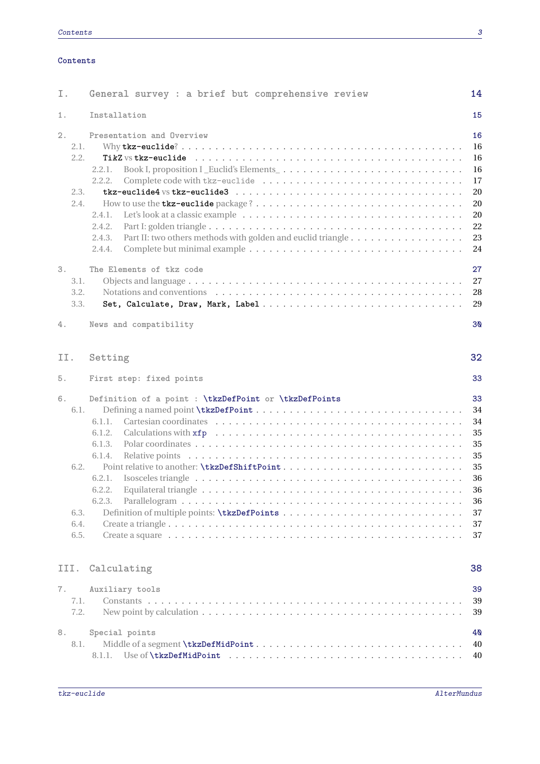# Contents

| | | |
|---|---|---|
| I. | General survey : a brief but comprehensive review | 14 |
| 1. | Installation | 15 |
| 2. | Presentation and Overview | 16 |
| 2.1. | Why **tkz-euclide**? | 16 |
| 2.2. | **TikZ** vs **tkz-euclide** | 16 |
| 2.2.1. | Book I, proposition I _Euclid's Elements_ | 16 |
| 2.2.2. | Complete code with tkz-euclide | 17 |
| 2.3. | **tkz-euclide4** vs **tkz-euclide3** | 20 |
| 2.4. | How to use the **tkz-euclide** package ? | 20 |
| 2.4.1. | Let's look at a classic example | 20 |
| 2.4.2. | Part I: golden triangle | 22 |
| 2.4.3. | Part II: two others methods with golden and euclid triangle | 23 |
| 2.4.4. | Complete but minimal example | 24 |
| 3. | The Elements of tkz code | 27 |
| 3.1. | Objects and language | 27 |
| 3.2. | Notations and conventions | 28 |
| 3.3. | **Set, Calculate, Draw, Mark, Label** | 29 |
| 4. | News and compatibility | 30 |
| II. | Setting | 32 |
| 5. | First step: fixed points | 33 |
| 6. | Definition of a point : \tkzDefPoint or \tkzDefPoints | 33 |
| 6.1. | Defining a named point \tkzDefPoint | 34 |
| 6.1.1. | Cartesian coordinates | 34 |
| 6.1.2. | Calculations with xfp | 35 |
| 6.1.3. | Polar coordinates | 35 |
| 6.1.4. | Relative points | 35 |
| 6.2. | Point relative to another: \tkzDefShiftPoint | 35 |
| 6.2.1. | Isosceles triangle | 36 |
| 6.2.2. | Equilateral triangle | 36 |
| 6.2.3. | Parallelogram | 36 |
| 6.3. | Definition of multiple points: \tkzDefPoints | 37 |
| 6.4. | Create a triangle | 37 |
| 6.5. | Create a square | 37 |
| III. | Calculating | 38 |
| 7. | Auxiliary tools | 39 |
| 7.1. | Constants | 39 |
| 7.2. | New point by calculation | 39 |
| 8. | Special points | 40 |
| 8.1. | Middle of a segment \tkzDefMidPoint | 40 |
| 8.1.1. | Use of \tkzDefMidPoint | 40 |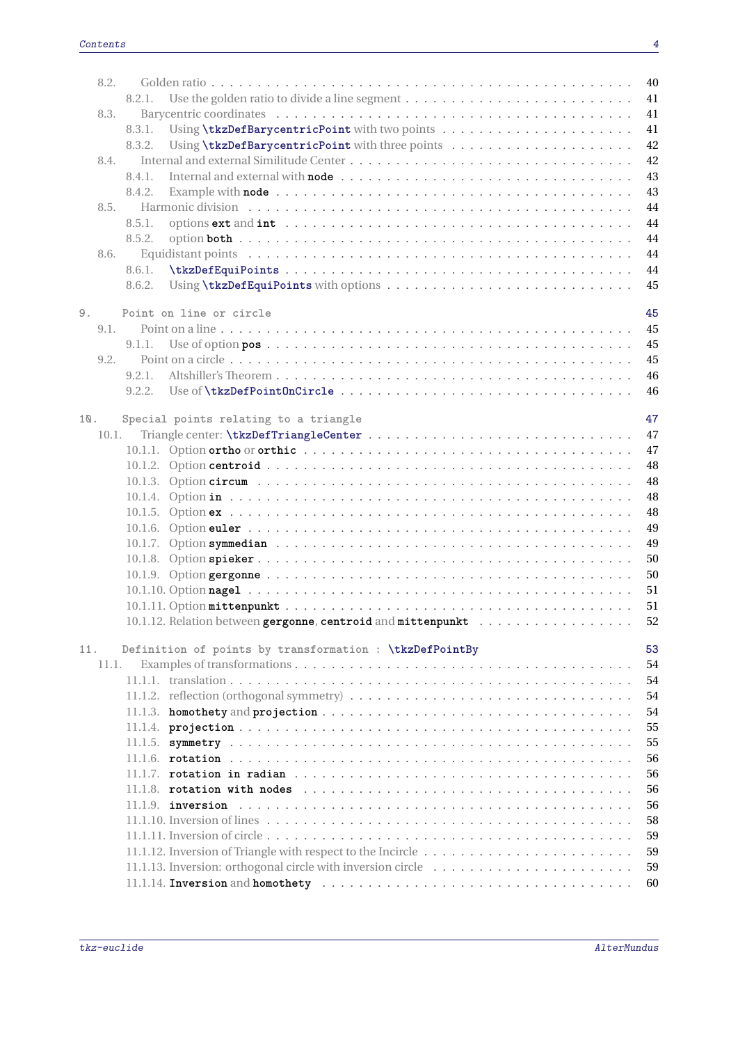8.2. Golden ratio . . . . . . . . . . . . . . . . . . . . . . . . . . . . . . . . . . . . . . . . . . . . . 40
8.2.1. Use the golden ratio to divide a line segment . . . . . . . . . . . . . . . . . . . . . . . . . 41
8.3. Barycentric coordinates . . . . . . . . . . . . . . . . . . . . . . . . . . . . . . . . . . . . . . . . 41
8.3.1. Using `\tkzDefBarycentricPoint` with two points . . . . . . . . . . . . . . . . . . . . 41
8.3.2. Using `\tkzDefBarycentricPoint` with three points . . . . . . . . . . . . . . . . . . . 42
8.4. Internal and external Similitude Center . . . . . . . . . . . . . . . . . . . . . . . . . . . . 42
8.4.1. Internal and external with **node** . . . . . . . . . . . . . . . . . . . . . . . . . . . . . . . 43
8.4.2. Example with **node** . . . . . . . . . . . . . . . . . . . . . . . . . . . . . . . . . . . . . . . . 43
8.5. Harmonic division . . . . . . . . . . . . . . . . . . . . . . . . . . . . . . . . . . . . . . . . . . . 44
8.5.1. options **ext** and **int** . . . . . . . . . . . . . . . . . . . . . . . . . . . . . . . . . . . . . . 44
8.5.2. option **both** . . . . . . . . . . . . . . . . . . . . . . . . . . . . . . . . . . . . . . . . . . . . . 44
8.6. Equidistant points . . . . . . . . . . . . . . . . . . . . . . . . . . . . . . . . . . . . . . . . . . . 44
8.6.1. `\tkzDefEquiPoints` . . . . . . . . . . . . . . . . . . . . . . . . . . . . . . . . . . . . . . . . . 44
8.6.2. Using `\tkzDefEquiPoints` with options . . . . . . . . . . . . . . . . . . . . . . . . . . . 45

9. Point on line or circle . . . . . . . . . . . . . . . . . . . . . . . . . . . . . . . . . . . . . . . . 45
9.1. Point on a line . . . . . . . . . . . . . . . . . . . . . . . . . . . . . . . . . . . . . . . . . . . . . 45
9.1.1. Use of option **pos** . . . . . . . . . . . . . . . . . . . . . . . . . . . . . . . . . . . . . . . . . 45
9.2. Point on a circle . . . . . . . . . . . . . . . . . . . . . . . . . . . . . . . . . . . . . . . . . . . . . 45
9.2.1. Altshiller's Theorem . . . . . . . . . . . . . . . . . . . . . . . . . . . . . . . . . . . . . . . . . 46
9.2.2. Use of `\tkzDefPointOnCircle` . . . . . . . . . . . . . . . . . . . . . . . . . . . . . . . . . 46

10. Special points relating to a triangle . . . . . . . . . . . . . . . . . . . . . . . . . . . . . . . 47
10.1. Triangle center: `\tkzDefTriangleCenter` . . . . . . . . . . . . . . . . . . . . . . . . . . 47
10.1.1. Option **ortho** or **orthic** . . . . . . . . . . . . . . . . . . . . . . . . . . . . . . . . . . . 47
10.1.2. Option **centroid** . . . . . . . . . . . . . . . . . . . . . . . . . . . . . . . . . . . . . . . . . 48
10.1.3. Option **circum** . . . . . . . . . . . . . . . . . . . . . . . . . . . . . . . . . . . . . . . . . . 48
10.1.4. Option **in** . . . . . . . . . . . . . . . . . . . . . . . . . . . . . . . . . . . . . . . . . . . . . . 48
10.1.5. Option **ex** . . . . . . . . . . . . . . . . . . . . . . . . . . . . . . . . . . . . . . . . . . . . . . 48
10.1.6. Option **euler** . . . . . . . . . . . . . . . . . . . . . . . . . . . . . . . . . . . . . . . . . . . . 49
10.1.7. Option **symmedian** . . . . . . . . . . . . . . . . . . . . . . . . . . . . . . . . . . . . . . . 49
10.1.8. Option **spieker** . . . . . . . . . . . . . . . . . . . . . . . . . . . . . . . . . . . . . . . . . . 50
10.1.9. Option **gergonne** . . . . . . . . . . . . . . . . . . . . . . . . . . . . . . . . . . . . . . . . 50
10.1.10. Option **nagel** . . . . . . . . . . . . . . . . . . . . . . . . . . . . . . . . . . . . . . . . . . . 51
10.1.11. Option **mittenpunkt** . . . . . . . . . . . . . . . . . . . . . . . . . . . . . . . . . . . . . 51
10.1.12. Relation between **gergonne**, **centroid** and **mittenpunkt** . . . . . . . . . . . . 52

11. Definition of points by transformation : `\tkzDefPointBy` . . . . . . . . . . . . . . . 53
11.1. Examples of transformations . . . . . . . . . . . . . . . . . . . . . . . . . . . . . . . . . . . 54
11.1.1. translation . . . . . . . . . . . . . . . . . . . . . . . . . . . . . . . . . . . . . . . . . . . . . . 54
11.1.2. reflection (orthogonal symmetry) . . . . . . . . . . . . . . . . . . . . . . . . . . . . . . . 54
11.1.3. **homothety** and **projection** . . . . . . . . . . . . . . . . . . . . . . . . . . . . . . . . . 54
11.1.4. **projection** . . . . . . . . . . . . . . . . . . . . . . . . . . . . . . . . . . . . . . . . . . . . . 55
11.1.5. **symmetry** . . . . . . . . . . . . . . . . . . . . . . . . . . . . . . . . . . . . . . . . . . . . . 55
11.1.6. **rotation** . . . . . . . . . . . . . . . . . . . . . . . . . . . . . . . . . . . . . . . . . . . . . . 56
11.1.7. **rotation in radian** . . . . . . . . . . . . . . . . . . . . . . . . . . . . . . . . . . . . . . . 56
11.1.8. **rotation with nodes** . . . . . . . . . . . . . . . . . . . . . . . . . . . . . . . . . . . . . . 56
11.1.9. **inversion** . . . . . . . . . . . . . . . . . . . . . . . . . . . . . . . . . . . . . . . . . . . . . 56
11.1.10. Inversion of lines . . . . . . . . . . . . . . . . . . . . . . . . . . . . . . . . . . . . . . . . . . 58
11.1.11. Inversion of circle . . . . . . . . . . . . . . . . . . . . . . . . . . . . . . . . . . . . . . . . . 59
11.1.12. Inversion of Triangle with respect to the Incircle . . . . . . . . . . . . . . . . . . . . 59
11.1.13. Inversion: orthogonal circle with inversion circle . . . . . . . . . . . . . . . . . . . 59
11.1.14. **Inversion** and **homothety** . . . . . . . . . . . . . . . . . . . . . . . . . . . . . . . . . 60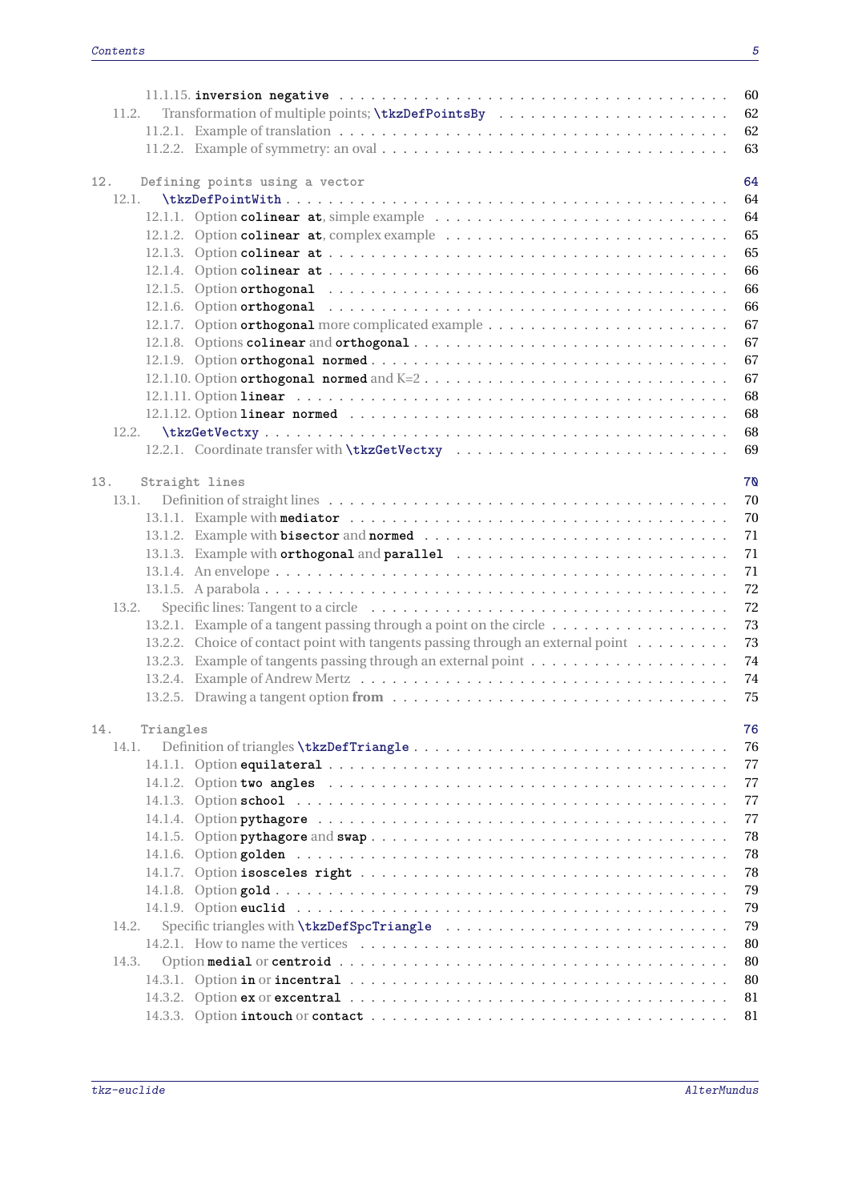11.1.15. **inversion negative** . . . 60
11.2. Transformation of multiple points; **\tkzDefPointsBy** . . . 62
11.2.1. Example of translation . . . 62
11.2.2. Example of symmetry: an oval . . . 63

12. Defining points using a vector . . . 64
12.1. **\tkzDefPointWith** . . . 64
12.1.1. Option **colinear at**, simple example . . . 64
12.1.2. Option **colinear at**, complex example . . . 65
12.1.3. Option **colinear at** . . . 65
12.1.4. Option **colinear at** . . . 66
12.1.5. Option **orthogonal** . . . 66
12.1.6. Option **orthogonal** . . . 66
12.1.7. Option **orthogonal** more complicated example . . . 67
12.1.8. Options **colinear** and **orthogonal** . . . 67
12.1.9. Option **orthogonal normed** . . . 67
12.1.10. Option **orthogonal normed** and K=2 . . . 67
12.1.11. Option **linear** . . . 68
12.1.12. Option **linear normed** . . . 68
12.2. **\tkzGetVectxy** . . . 68
12.2.1. Coordinate transfer with **\tkzGetVectxy** . . . 69

13. Straight lines . . . 70
13.1. Definition of straight lines . . . 70
13.1.1. Example with **mediator** . . . 70
13.1.2. Example with **bisector** and **normed** . . . 71
13.1.3. Example with **orthogonal** and **parallel** . . . 71
13.1.4. An envelope . . . 71
13.1.5. A parabola . . . 72
13.2. Specific lines: Tangent to a circle . . . 72
13.2.1. Example of a tangent passing through a point on the circle . . . 73
13.2.2. Choice of contact point with tangents passing through an external point . . . 73
13.2.3. Example of tangents passing through an external point . . . 74
13.2.4. Example of Andrew Mertz . . . 74
13.2.5. Drawing a tangent option **from** . . . 75

14. Triangles . . . 76
14.1. Definition of triangles **\tkzDefTriangle** . . . 76
14.1.1. Option **equilateral** . . . 77
14.1.2. Option **two angles** . . . 77
14.1.3. Option **school** . . . 77
14.1.4. Option **pythagore** . . . 77
14.1.5. Option **pythagore** and **swap** . . . 78
14.1.6. Option **golden** . . . 78
14.1.7. Option **isosceles right** . . . 78
14.1.8. Option **gold** . . . 79
14.1.9. Option **euclid** . . . 79
14.2. Specific triangles with **\tkzDefSpcTriangle** . . . 79
14.2.1. How to name the vertices . . . 80
14.3. Option **medial** or **centroid** . . . 80
14.3.1. Option **in** or **incentral** . . . 80
14.3.2. Option **ex** or **excentral** . . . 81
14.3.3. Option **intouch** or **contact** . . . 81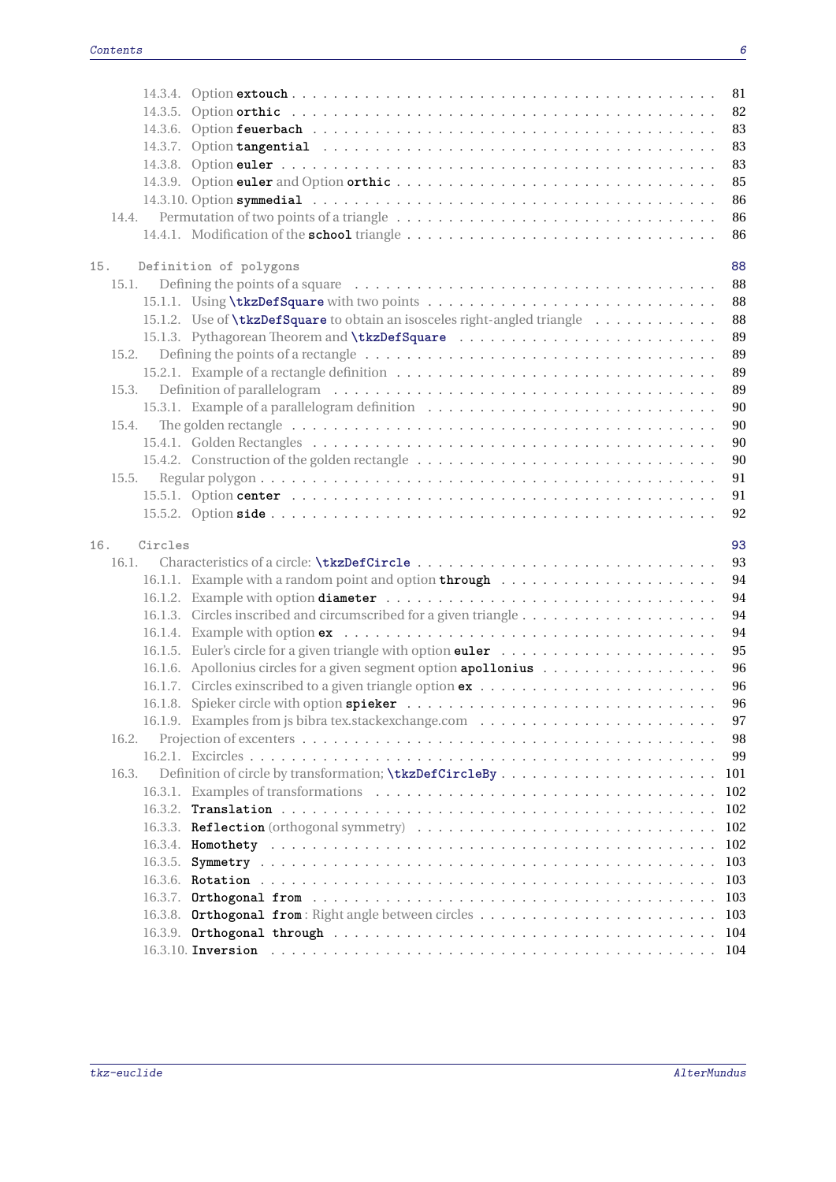- 14.3.4. Option **extouch** . . . 81
- 14.3.5. Option **orthic** . . . 82
- 14.3.6. Option **feuerbach** . . . 83
- 14.3.7. Option **tangential** . . . 83
- 14.3.8. Option **euler** . . . 83
- 14.3.9. Option **euler** and Option **orthic** . . . 85
- 14.3.10. Option **symmedial** . . . 86
- 14.4. Permutation of two points of a triangle . . . 86
- 14.4.1. Modification of the **school** triangle . . . 86

15. Definition of polygons . . . 88
- 15.1. Defining the points of a square . . . 88
- 15.1.1. Using **\tkzDefSquare** with two points . . . 88
- 15.1.2. Use of **\tkzDefSquare** to obtain an isosceles right-angled triangle . . . 88
- 15.1.3. Pythagorean Theorem and **\tkzDefSquare** . . . 89
- 15.2. Defining the points of a rectangle . . . 89
- 15.2.1. Example of a rectangle definition . . . 89
- 15.3. Definition of parallelogram . . . 89
- 15.3.1. Example of a parallelogram definition . . . 90
- 15.4. The golden rectangle . . . 90
- 15.4.1. Golden Rectangles . . . 90
- 15.4.2. Construction of the golden rectangle . . . 90
- 15.5. Regular polygon . . . 91
- 15.5.1. Option **center** . . . 91
- 15.5.2. Option **side** . . . 92

16. Circles . . . 93
- 16.1. Characteristics of a circle: **\tkzDefCircle** . . . 93
- 16.1.1. Example with a random point and option **through** . . . 94
- 16.1.2. Example with option **diameter** . . . 94
- 16.1.3. Circles inscribed and circumscribed for a given triangle . . . 94
- 16.1.4. Example with option **ex** . . . 94
- 16.1.5. Euler's circle for a given triangle with option **euler** . . . 95
- 16.1.6. Apollonius circles for a given segment option **apollonius** . . . 96
- 16.1.7. Circles exinscribed to a given triangle option **ex** . . . 96
- 16.1.8. Spieker circle with option **spieker** . . . 96
- 16.1.9. Examples from js bibra tex.stackexchange.com . . . 97
- 16.2. Projection of excenters . . . 98
- 16.2.1. Excircles . . . 99
- 16.3. Definition of circle by transformation; **\tkzDefCircleBy** . . . 101
- 16.3.1. Examples of transformations . . . 102
- 16.3.2. **Translation** . . . 102
- 16.3.3. **Reflection** (orthogonal symmetry) . . . 102
- 16.3.4. **Homothety** . . . 102
- 16.3.5. **Symmetry** . . . 103
- 16.3.6. **Rotation** . . . 103
- 16.3.7. **Orthogonal from** . . . 103
- 16.3.8. **Orthogonal from** : Right angle between circles . . . 103
- 16.3.9. **Orthogonal through** . . . 104
- 16.3.10. **Inversion** . . . 104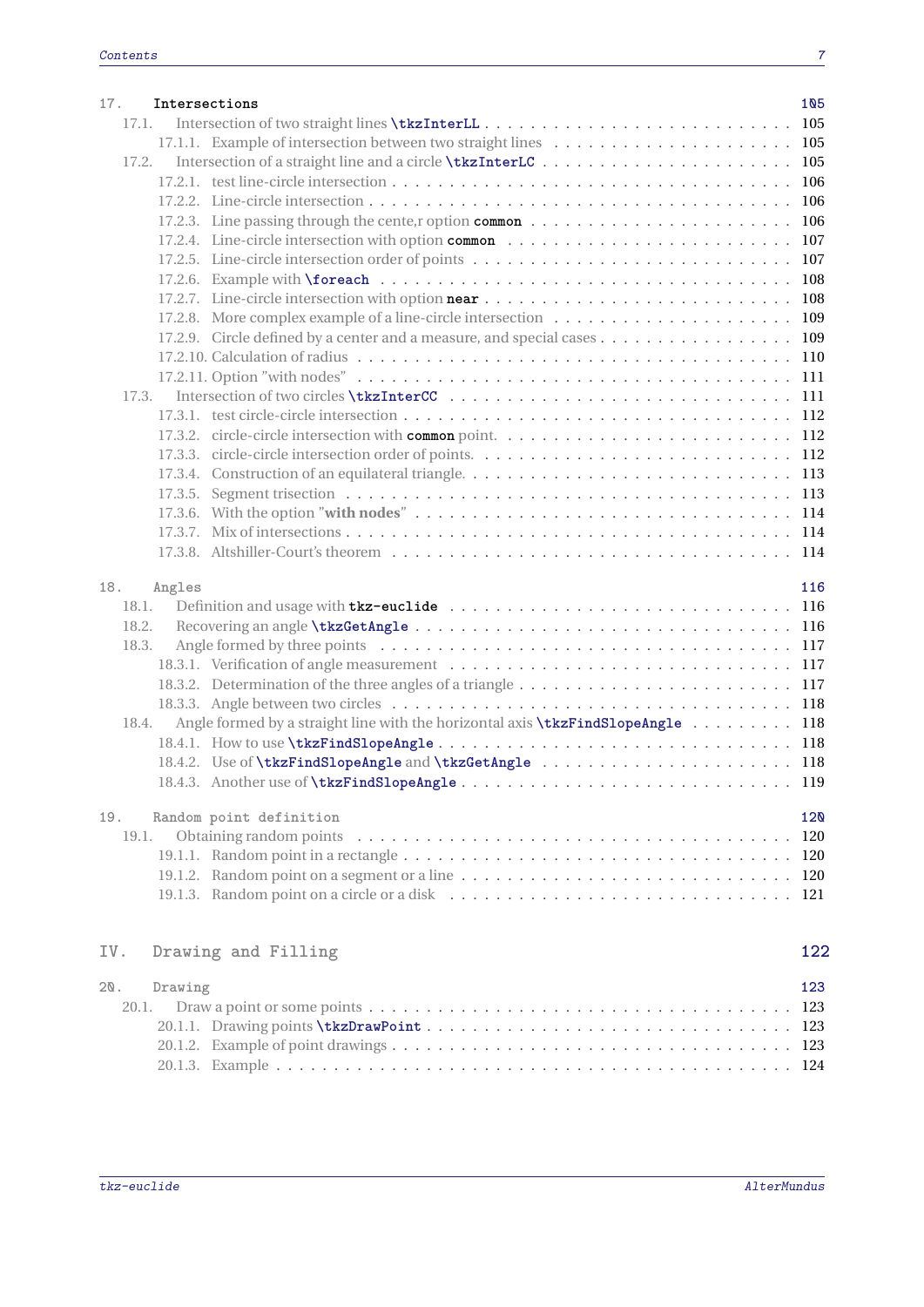17. **Intersections** 105

- 17.1. Intersection of two straight lines `\tkzInterLL` . . . 105
  - 17.1.1. Example of intersection between two straight lines . . . 105
- 17.2. Intersection of a straight line and a circle `\tkzInterLC` . . . 105
  - 17.2.1. test line-circle intersection . . . 106
  - 17.2.2. Line-circle intersection . . . 106
  - 17.2.3. Line passing through the cente,r option `common` . . . 106
  - 17.2.4. Line-circle intersection with option `common` . . . 107
  - 17.2.5. Line-circle intersection order of points . . . 107
  - 17.2.6. Example with `\foreach` . . . 108
  - 17.2.7. Line-circle intersection with option `near` . . . 108
  - 17.2.8. More complex example of a line-circle intersection . . . 109
  - 17.2.9. Circle defined by a center and a measure, and special cases . . . 109
  - 17.2.10. Calculation of radius . . . 110
  - 17.2.11. Option "with nodes" . . . 111
- 17.3. Intersection of two circles `\tkzInterCC` . . . 111
  - 17.3.1. test circle-circle intersection . . . 112
  - 17.3.2. circle-circle intersection with `common` point. . . . 112
  - 17.3.3. circle-circle intersection order of points. . . . 112
  - 17.3.4. Construction of an equilateral triangle. . . . 113
  - 17.3.5. Segment trisection . . . 113
  - 17.3.6. With the option "**with nodes**" . . . 114
  - 17.3.7. Mix of intersections . . . 114
  - 17.3.8. Altshiller-Court's theorem . . . 114

18. **Angles** 116

- 18.1. Definition and usage with `tkz-euclide` . . . 116
- 18.2. Recovering an angle `\tkzGetAngle` . . . 116
- 18.3. Angle formed by three points . . . 117
  - 18.3.1. Verification of angle measurement . . . 117
  - 18.3.2. Determination of the three angles of a triangle . . . 117
  - 18.3.3. Angle between two circles . . . 118
- 18.4. Angle formed by a straight line with the horizontal axis `\tkzFindSlopeAngle` . . . 118
  - 18.4.1. How to use `\tkzFindSlopeAngle` . . . 118
  - 18.4.2. Use of `\tkzFindSlopeAngle` and `\tkzGetAngle` . . . 118
  - 18.4.3. Another use of `\tkzFindSlopeAngle` . . . 119

19. **Random point definition** 120

- 19.1. Obtaining random points . . . 120
  - 19.1.1. Random point in a rectangle . . . 120
  - 19.1.2. Random point on a segment or a line . . . 120
  - 19.1.3. Random point on a circle or a disk . . . 121

# IV. Drawing and Filling 122

20. **Drawing** 123

- 20.1. Draw a point or some points . . . 123
  - 20.1.1. Drawing points `\tkzDrawPoint` . . . 123
  - 20.1.2. Example of point drawings . . . 123
  - 20.1.3. Example . . . 124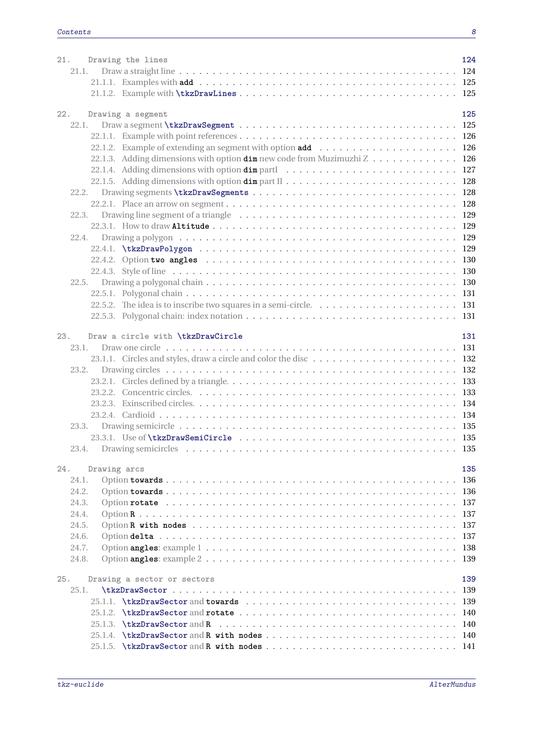21. Drawing the lines 124
- 21.1. Draw a straight line . . . 124
  - 21.1.1. Examples with **add** . . . 125
  - 21.1.2. Example with **\tkzDrawLines** . . . 125

22. Drawing a segment 125
- 22.1. Draw a segment **\tkzDrawSegment** . . . 125
  - 22.1.1. Example with point references . . . 126
  - 22.1.2. Example of extending an segment with option **add** . . . 126
  - 22.1.3. Adding dimensions with option **dim** new code from Muzimuzhi Z . . . 126
  - 22.1.4. Adding dimensions with option **dim** partI . . . 127
  - 22.1.5. Adding dimensions with option **dim** part II . . . 128
- 22.2. Drawing segments **\tkzDrawSegments** . . . 128
  - 22.2.1. Place an arrow on segment . . . 128
- 22.3. Drawing line segment of a triangle . . . 129
  - 22.3.1. How to draw **Altitude** . . . 129
- 22.4. Drawing a polygon . . . 129
  - 22.4.1. **\tkzDrawPolygon** . . . 129
  - 22.4.2. Option **two angles** . . . 130
  - 22.4.3. Style of line . . . 130
- 22.5. Drawing a polygonal chain . . . 130
  - 22.5.1. Polygonal chain . . . 131
  - 22.5.2. The idea is to inscribe two squares in a semi-circle. . . . 131
  - 22.5.3. Polygonal chain: index notation . . . 131

23. Draw a circle with \tkzDrawCircle 131
- 23.1. Draw one circle . . . 131
  - 23.1.1. Circles and styles, draw a circle and color the disc . . . 132
- 23.2. Drawing circles . . . 132
  - 23.2.1. Circles defined by a triangle. . . . 133
  - 23.2.2. Concentric circles. . . . 133
  - 23.2.3. Exinscribed circles. . . . 134
  - 23.2.4. Cardioid . . . 134
- 23.3. Drawing semicircle . . . 135
  - 23.3.1. Use of **\tkzDrawSemiCircle** . . . 135
- 23.4. Drawing semicircles . . . 135

24. Drawing arcs 135
- 24.1. Option **towards** . . . 136
- 24.2. Option **towards** . . . 136
- 24.3. Option **rotate** . . . 137
- 24.4. Option **R** . . . 137
- 24.5. Option **R with nodes** . . . 137
- 24.6. Option **delta** . . . 137
- 24.7. Option **angles**: example 1 . . . 138
- 24.8. Option **angles**: example 2 . . . 139

25. Drawing a sector or sectors 139
- 25.1. **\tkzDrawSector** . . . 139
  - 25.1.1. **\tkzDrawSector** and **towards** . . . 139
  - 25.1.2. **\tkzDrawSector** and **rotate** . . . 140
  - 25.1.3. **\tkzDrawSector** and **R** . . . 140
  - 25.1.4. **\tkzDrawSector** and **R with nodes** . . . 140
  - 25.1.5. **\tkzDrawSector** and **R with nodes** . . . 141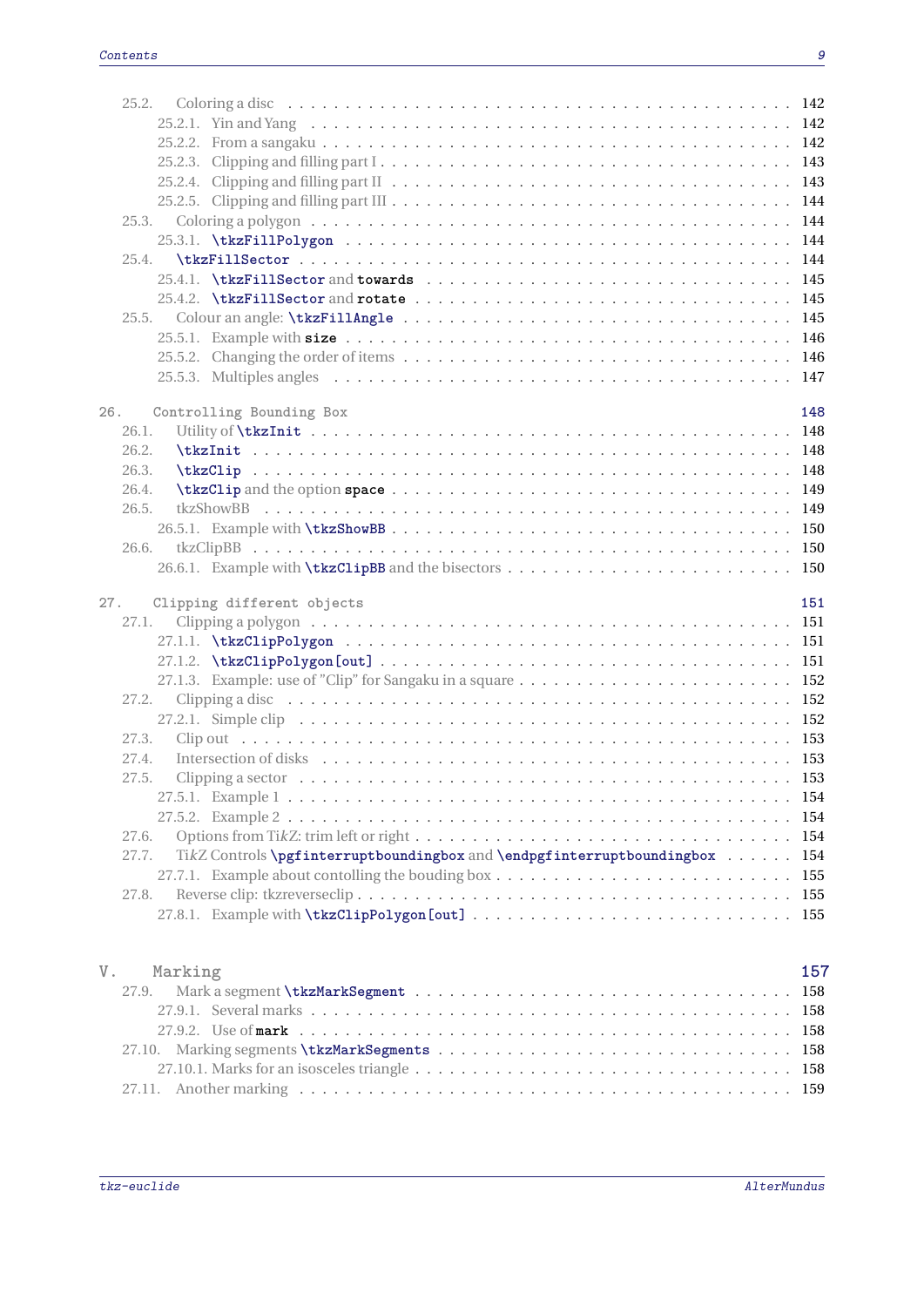25.2. Coloring a disc . . . . . . . . . . . . . . . . . . . . . . . . . . . . . . . . . . . . . . . . . . . 142
  25.2.1. Yin and Yang . . . . . . . . . . . . . . . . . . . . . . . . . . . . . . . . . . . . . . . . 142
  25.2.2. From a sangaku . . . . . . . . . . . . . . . . . . . . . . . . . . . . . . . . . . . . . . . 142
  25.2.3. Clipping and filling part I . . . . . . . . . . . . . . . . . . . . . . . . . . . . . . . . 143
  25.2.4. Clipping and filling part II . . . . . . . . . . . . . . . . . . . . . . . . . . . . . . . 143
  25.2.5. Clipping and filling part III . . . . . . . . . . . . . . . . . . . . . . . . . . . . . . 144
25.3. Coloring a polygon . . . . . . . . . . . . . . . . . . . . . . . . . . . . . . . . . . . . . . . . 144
  25.3.1. \tkzFillPolygon . . . . . . . . . . . . . . . . . . . . . . . . . . . . . . . . . . . . . . 144
25.4. \tkzFillSector . . . . . . . . . . . . . . . . . . . . . . . . . . . . . . . . . . . . . . . . . . 144
  25.4.1. \tkzFillSector and towards . . . . . . . . . . . . . . . . . . . . . . . . . . . . . . 145
  25.4.2. \tkzFillSector and rotate . . . . . . . . . . . . . . . . . . . . . . . . . . . . . . . 145
25.5. Colour an angle: \tkzFillAngle . . . . . . . . . . . . . . . . . . . . . . . . . . . . . . . 145
  25.5.1. Example with size . . . . . . . . . . . . . . . . . . . . . . . . . . . . . . . . . . . . 146
  25.5.2. Changing the order of items . . . . . . . . . . . . . . . . . . . . . . . . . . . . . . 146
  25.5.3. Multiples angles . . . . . . . . . . . . . . . . . . . . . . . . . . . . . . . . . . . . . 147

26. Controlling Bounding Box 148
26.1. Utility of \tkzInit . . . . . . . . . . . . . . . . . . . . . . . . . . . . . . . . . . . . . . . . 148
26.2. \tkzInit . . . . . . . . . . . . . . . . . . . . . . . . . . . . . . . . . . . . . . . . . . . . . . 148
26.3. \tkzClip . . . . . . . . . . . . . . . . . . . . . . . . . . . . . . . . . . . . . . . . . . . . . . 148
26.4. \tkzClip and the option space . . . . . . . . . . . . . . . . . . . . . . . . . . . . . . . . 149
26.5. tkzShowBB . . . . . . . . . . . . . . . . . . . . . . . . . . . . . . . . . . . . . . . . . . . . . 149
  26.5.1. Example with \tkzShowBB . . . . . . . . . . . . . . . . . . . . . . . . . . . . . . . . 150
26.6. tkzClipBB . . . . . . . . . . . . . . . . . . . . . . . . . . . . . . . . . . . . . . . . . . . . . 150
  26.6.1. Example with \tkzClipBB and the bisectors . . . . . . . . . . . . . . . . . . . . . 150

27. Clipping different objects 151
27.1. Clipping a polygon . . . . . . . . . . . . . . . . . . . . . . . . . . . . . . . . . . . . . . . . 151
  27.1.1. \tkzClipPolygon . . . . . . . . . . . . . . . . . . . . . . . . . . . . . . . . . . . . . . 151
  27.1.2. \tkzClipPolygon[out] . . . . . . . . . . . . . . . . . . . . . . . . . . . . . . . . . . 151
  27.1.3. Example: use of "Clip" for Sangaku in a square . . . . . . . . . . . . . . . . . . 152
27.2. Clipping a disc . . . . . . . . . . . . . . . . . . . . . . . . . . . . . . . . . . . . . . . . . . 152
  27.2.1. Simple clip . . . . . . . . . . . . . . . . . . . . . . . . . . . . . . . . . . . . . . . . . 152
27.3. Clip out . . . . . . . . . . . . . . . . . . . . . . . . . . . . . . . . . . . . . . . . . . . . . . . 153
27.4. Intersection of disks . . . . . . . . . . . . . . . . . . . . . . . . . . . . . . . . . . . . . . . 153
27.5. Clipping a sector . . . . . . . . . . . . . . . . . . . . . . . . . . . . . . . . . . . . . . . . . . 153
  27.5.1. Example 1 . . . . . . . . . . . . . . . . . . . . . . . . . . . . . . . . . . . . . . . . . . 154
  27.5.2. Example 2 . . . . . . . . . . . . . . . . . . . . . . . . . . . . . . . . . . . . . . . . . . 154
27.6. Options from TikZ: trim left or right . . . . . . . . . . . . . . . . . . . . . . . . . . . . 154
27.7. TikZ Controls \pgfinterruptboundingbox and \endpgfinterruptboundingbox . . . . . . 154
  27.7.1. Example about contolling the bouding box . . . . . . . . . . . . . . . . . . . . . . 155
27.8. Reverse clip: tkzreverseclip . . . . . . . . . . . . . . . . . . . . . . . . . . . . . . . . . . 155
  27.8.1. Example with \tkzClipPolygon[out] . . . . . . . . . . . . . . . . . . . . . . . . . . 155

V. Marking 157
27.9. Mark a segment \tkzMarkSegment . . . . . . . . . . . . . . . . . . . . . . . . . . . . . . 158
  27.9.1. Several marks . . . . . . . . . . . . . . . . . . . . . . . . . . . . . . . . . . . . . . . 158
  27.9.2. Use of mark . . . . . . . . . . . . . . . . . . . . . . . . . . . . . . . . . . . . . . . . 158
27.10. Marking segments \tkzMarkSegments . . . . . . . . . . . . . . . . . . . . . . . . . . . . 158
  27.10.1. Marks for an isosceles triangle . . . . . . . . . . . . . . . . . . . . . . . . . . . . 158
27.11. Another marking . . . . . . . . . . . . . . . . . . . . . . . . . . . . . . . . . . . . . . . . 159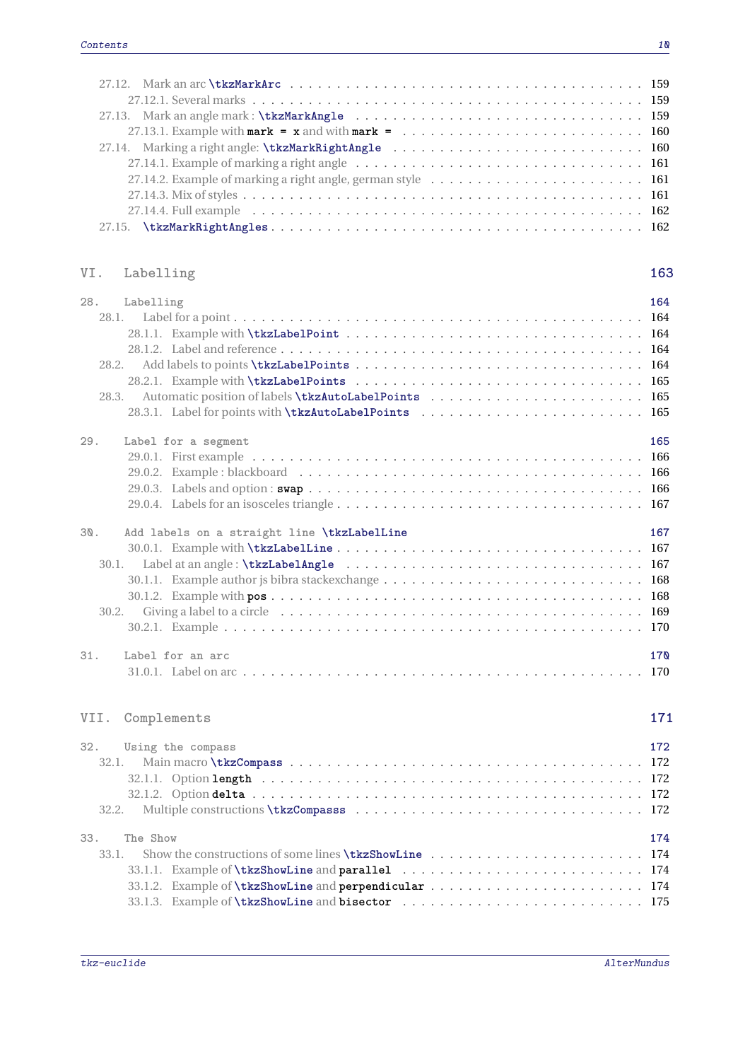- 27.12. Mark an arc `\tkzMarkArc` . . . 159
  - 27.12.1. Several marks . . . 159
- 27.13. Mark an angle mark : `\tkzMarkAngle` . . . 159
  - 27.13.1. Example with `mark = x` and with `mark =` . . . 160
- 27.14. Marking a right angle: `\tkzMarkRightAngle` . . . 160
  - 27.14.1. Example of marking a right angle . . . 161
  - 27.14.2. Example of marking a right angle, german style . . . 161
  - 27.14.3. Mix of styles . . . 161
  - 27.14.4. Full example . . . 162
- 27.15. `\tkzMarkRightAngles` . . . 162

# VI. Labelling — 163

## 28. Labelling — 164
- 28.1. Label for a point . . . 164
  - 28.1.1. Example with `\tkzLabelPoint` . . . 164
  - 28.1.2. Label and reference . . . 164
- 28.2. Add labels to points `\tkzLabelPoints` . . . 164
  - 28.2.1. Example with `\tkzLabelPoints` . . . 165
- 28.3. Automatic position of labels `\tkzAutoLabelPoints` . . . 165
  - 28.3.1. Label for points with `\tkzAutoLabelPoints` . . . 165

## 29. Label for a segment — 165
- 29.0.1. First example . . . 166
- 29.0.2. Example : blackboard . . . 166
- 29.0.3. Labels and option : `swap` . . . 166
- 29.0.4. Labels for an isosceles triangle . . . 167

## 30. Add labels on a straight line `\tkzLabelLine` — 167
- 30.0.1. Example with `\tkzLabelLine` . . . 167
- 30.1. Label at an angle : `\tkzLabelAngle` . . . 167
  - 30.1.1. Example author js bibra stackexchange . . . 168
  - 30.1.2. Example with `pos` . . . 168
- 30.2. Giving a label to a circle . . . 169
  - 30.2.1. Example . . . 170

## 31. Label for an arc — 170
- 31.0.1. Label on arc . . . 170

# VII. Complements — 171

## 32. Using the compass — 172
- 32.1. Main macro `\tkzCompass` . . . 172
  - 32.1.1. Option `length` . . . 172
  - 32.1.2. Option `delta` . . . 172
- 32.2. Multiple constructions `\tkzCompasss` . . . 172

## 33. The Show — 174
- 33.1. Show the constructions of some lines `\tkzShowLine` . . . 174
  - 33.1.1. Example of `\tkzShowLine` and `parallel` . . . 174
  - 33.1.2. Example of `\tkzShowLine` and `perpendicular` . . . 174
  - 33.1.3. Example of `\tkzShowLine` and `bisector` . . . 175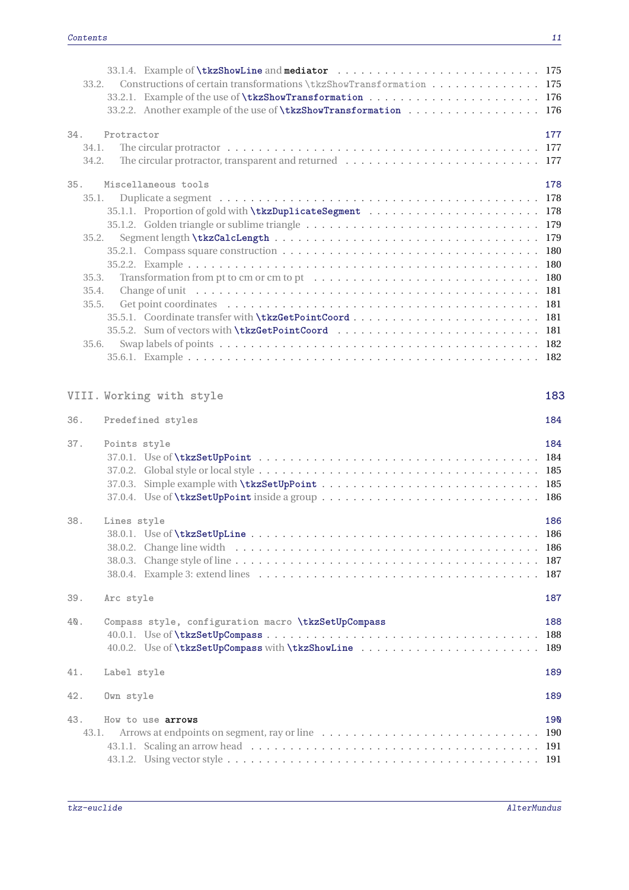33.1.4. Example of `\tkzShowLine` and **mediator** . . . . . . . . . . . . . . . . . . . . . . . . . 175
33.2. Constructions of certain transformations `\tkzShowTransformation` . . . . . . . . . . . . . 175
33.2.1. Example of the use of `\tkzShowTransformation` . . . . . . . . . . . . . . . . . . . . . 176
33.2.2. Another example of the use of `\tkzShowTransformation` . . . . . . . . . . . . . . . . . 176

34. Protractor 177
34.1. The circular protractor . . . . . . . . . . . . . . . . . . . . . . . . . . . . . . . . . . . . . . 177
34.2. The circular protractor, transparent and returned . . . . . . . . . . . . . . . . . . . . . . . 177

35. Miscellaneous tools 178
35.1. Duplicate a segment . . . . . . . . . . . . . . . . . . . . . . . . . . . . . . . . . . . . . . . 178
35.1.1. Proportion of gold with `\tkzDuplicateSegment` . . . . . . . . . . . . . . . . . . . . . . 178
35.1.2. Golden triangle or sublime triangle . . . . . . . . . . . . . . . . . . . . . . . . . . . . . 179
35.2. Segment length `\tkzCalcLength` . . . . . . . . . . . . . . . . . . . . . . . . . . . . . . . 179
35.2.1. Compass square construction . . . . . . . . . . . . . . . . . . . . . . . . . . . . . . . . 180
35.2.2. Example . . . . . . . . . . . . . . . . . . . . . . . . . . . . . . . . . . . . . . . . . . . . 180
35.3. Transformation from pt to cm or cm to pt . . . . . . . . . . . . . . . . . . . . . . . . . . . 180
35.4. Change of unit . . . . . . . . . . . . . . . . . . . . . . . . . . . . . . . . . . . . . . . . . . 181
35.5. Get point coordinates . . . . . . . . . . . . . . . . . . . . . . . . . . . . . . . . . . . . . . 181
35.5.1. Coordinate transfer with `\tkzGetPointCoord` . . . . . . . . . . . . . . . . . . . . . . . 181
35.5.2. Sum of vectors with `\tkzGetPointCoord` . . . . . . . . . . . . . . . . . . . . . . . . . 181
35.6. Swap labels of points . . . . . . . . . . . . . . . . . . . . . . . . . . . . . . . . . . . . . . 182
35.6.1. Example . . . . . . . . . . . . . . . . . . . . . . . . . . . . . . . . . . . . . . . . . . . . 182

VIII. Working with style 183

36. Predefined styles 184

37. Points style 184
37.0.1. Use of `\tkzSetUpPoint` . . . . . . . . . . . . . . . . . . . . . . . . . . . . . . . . . . . 184
37.0.2. Global style or local style . . . . . . . . . . . . . . . . . . . . . . . . . . . . . . . . . . 185
37.0.3. Simple example with `\tkzSetUpPoint` . . . . . . . . . . . . . . . . . . . . . . . . . . . 185
37.0.4. Use of `\tkzSetUpPoint` inside a group . . . . . . . . . . . . . . . . . . . . . . . . . . . 186

38. Lines style 186
38.0.1. Use of `\tkzSetUpLine` . . . . . . . . . . . . . . . . . . . . . . . . . . . . . . . . . . . . 186
38.0.2. Change line width . . . . . . . . . . . . . . . . . . . . . . . . . . . . . . . . . . . . . . 186
38.0.3. Change style of line . . . . . . . . . . . . . . . . . . . . . . . . . . . . . . . . . . . . . . 187
38.0.4. Example 3: extend lines . . . . . . . . . . . . . . . . . . . . . . . . . . . . . . . . . . . 187

39. Arc style 187

40. Compass style, configuration macro `\tkzSetUpCompass` 188
40.0.1. Use of `\tkzSetUpCompass` . . . . . . . . . . . . . . . . . . . . . . . . . . . . . . . . . 188
40.0.2. Use of `\tkzSetUpCompass` with `\tkzShowLine` . . . . . . . . . . . . . . . . . . . . . . 189

41. Label style 189

42. Own style 189

43. How to use **arrows** 190
43.1. Arrows at endpoints on segment, ray or line . . . . . . . . . . . . . . . . . . . . . . . . . . 190
43.1.1. Scaling an arrow head . . . . . . . . . . . . . . . . . . . . . . . . . . . . . . . . . . . . 191
43.1.2. Using vector style . . . . . . . . . . . . . . . . . . . . . . . . . . . . . . . . . . . . . . . 191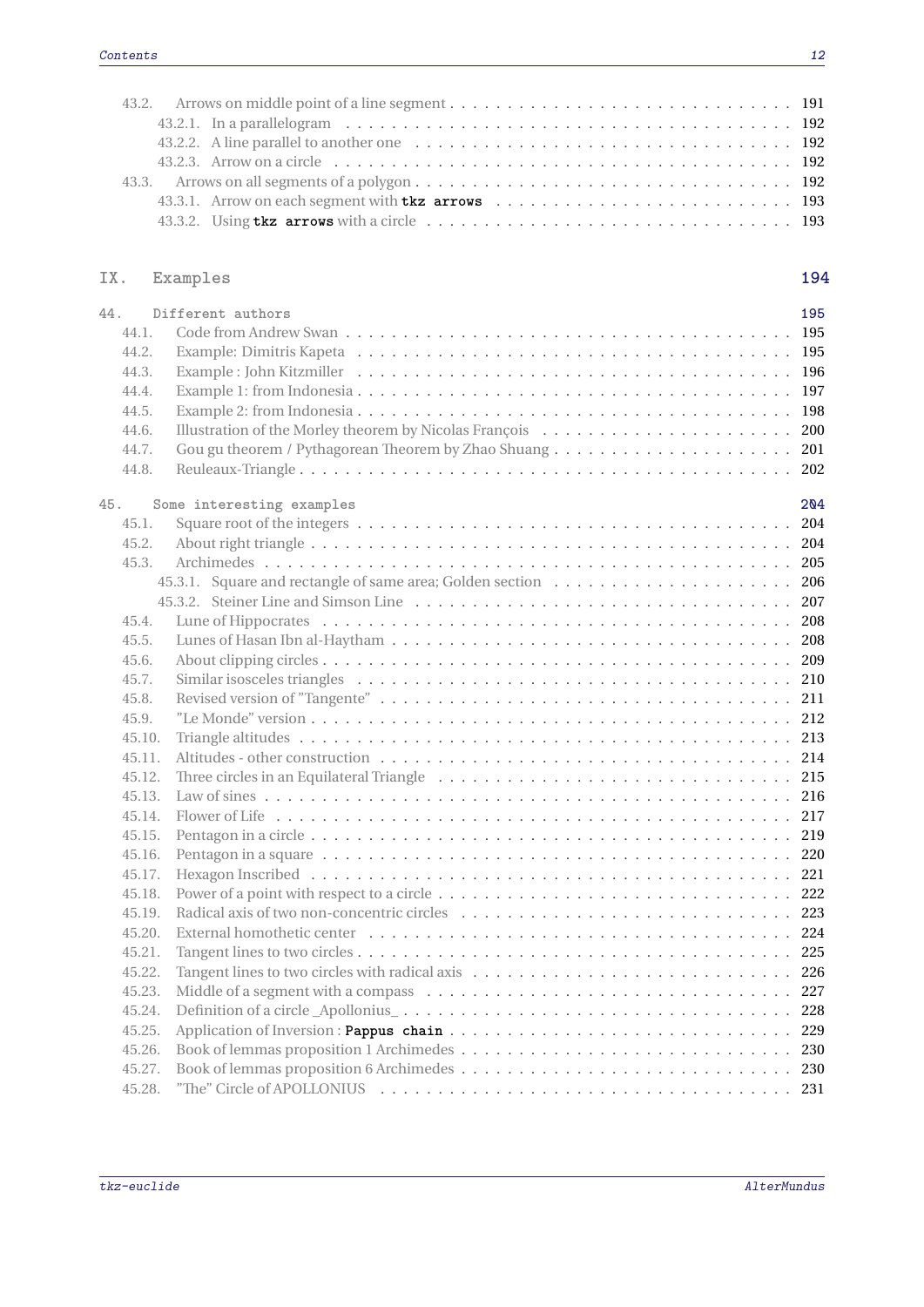- 43.2. Arrows on middle point of a line segment . . . 191
  - 43.2.1. In a parallelogram . . . 192
  - 43.2.2. A line parallel to another one . . . 192
  - 43.2.3. Arrow on a circle . . . 192
- 43.3. Arrows on all segments of a polygon . . . 192
  - 43.3.1. Arrow on each segment with **tkz arrows** . . . 193
  - 43.3.2. Using **tkz arrows** with a circle . . . 193

# IX. Examples 194

## 44. Different authors 195

- 44.1. Code from Andrew Swan . . . 195
- 44.2. Example: Dimitris Kapeta . . . 195
- 44.3. Example : John Kitzmiller . . . 196
- 44.4. Example 1: from Indonesia . . . 197
- 44.5. Example 2: from Indonesia . . . 198
- 44.6. Illustration of the Morley theorem by Nicolas François . . . 200
- 44.7. Gou gu theorem / Pythagorean Theorem by Zhao Shuang . . . 201
- 44.8. Reuleaux-Triangle . . . 202

## 45. Some interesting examples 204

- 45.1. Square root of the integers . . . 204
- 45.2. About right triangle . . . 204
- 45.3. Archimedes . . . 205
  - 45.3.1. Square and rectangle of same area; Golden section . . . 206
  - 45.3.2. Steiner Line and Simson Line . . . 207
- 45.4. Lune of Hippocrates . . . 208
- 45.5. Lunes of Hasan Ibn al-Haytham . . . 208
- 45.6. About clipping circles . . . 209
- 45.7. Similar isosceles triangles . . . 210
- 45.8. Revised version of "Tangente" . . . 211
- 45.9. "Le Monde" version . . . 212
- 45.10. Triangle altitudes . . . 213
- 45.11. Altitudes - other construction . . . 214
- 45.12. Three circles in an Equilateral Triangle . . . 215
- 45.13. Law of sines . . . 216
- 45.14. Flower of Life . . . 217
- 45.15. Pentagon in a circle . . . 219
- 45.16. Pentagon in a square . . . 220
- 45.17. Hexagon Inscribed . . . 221
- 45.18. Power of a point with respect to a circle . . . 222
- 45.19. Radical axis of two non-concentric circles . . . 223
- 45.20. External homothetic center . . . 224
- 45.21. Tangent lines to two circles . . . 225
- 45.22. Tangent lines to two circles with radical axis . . . 226
- 45.23. Middle of a segment with a compass . . . 227
- 45.24. Definition of a circle _Apollonius_ . . . 228
- 45.25. Application of Inversion : **Pappus chain** . . . 229
- 45.26. Book of lemmas proposition 1 Archimedes . . . 230
- 45.27. Book of lemmas proposition 6 Archimedes . . . 230
- 45.28. "The" Circle of APOLLONIUS . . . 231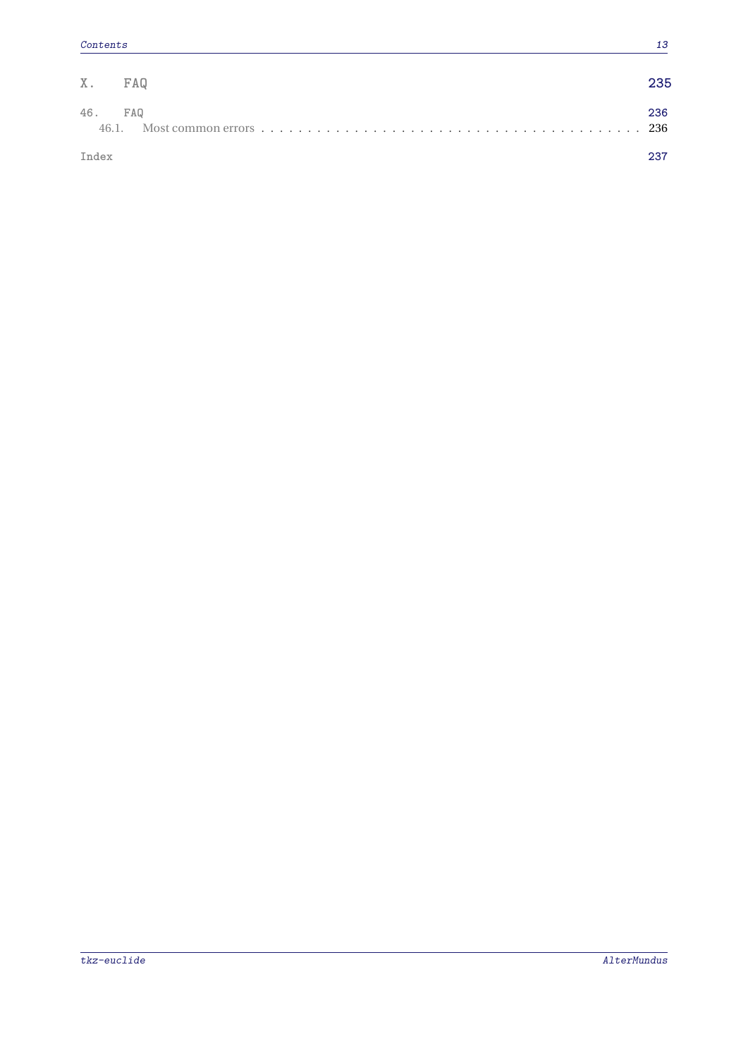X. FAQ 235

46. FAQ 236

46.1. Most common errors . . . . . . . . . . . . . . . . . . . . . . . . . . . . . . . . . . . . . . . 236

Index 237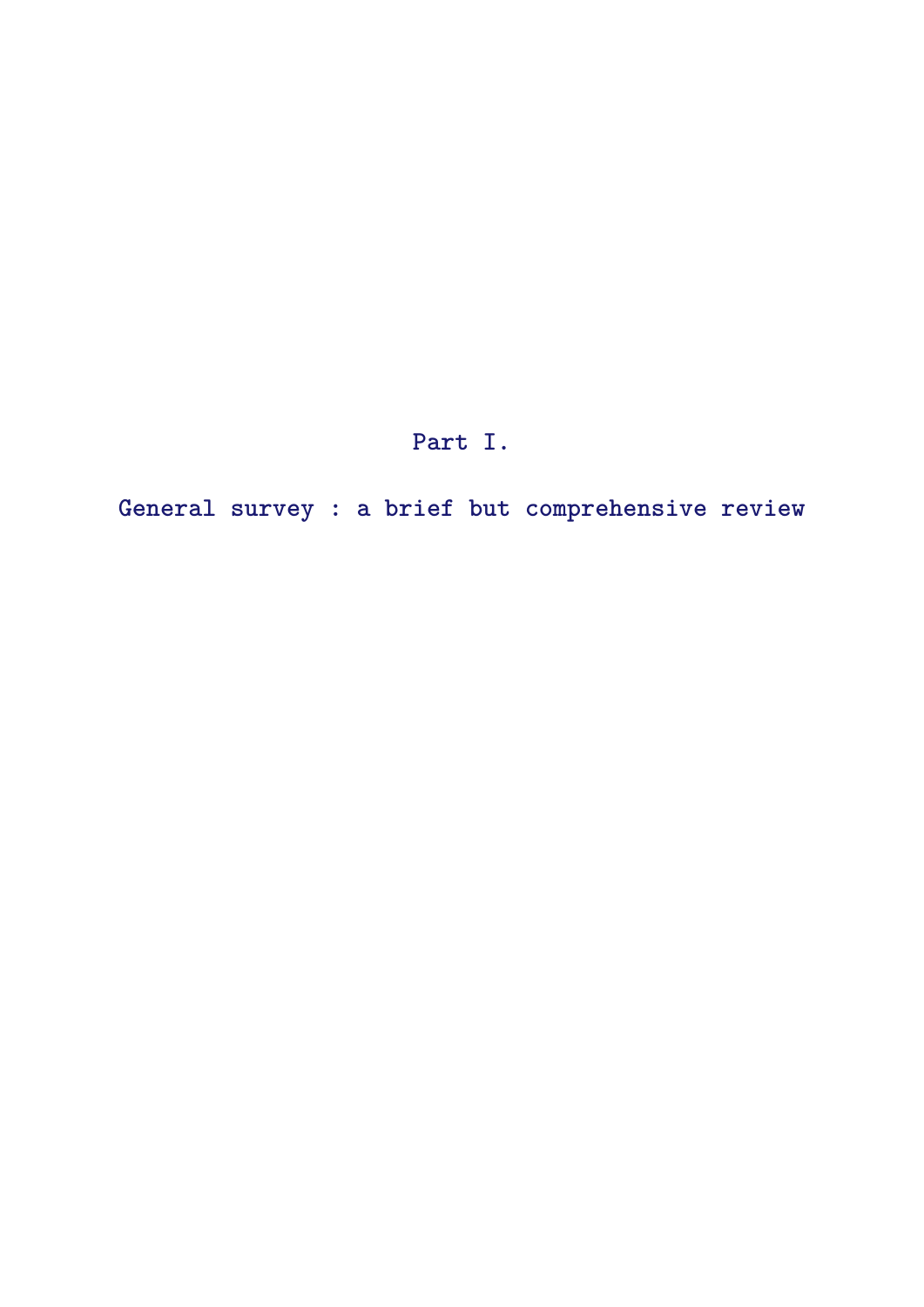# Part I.

# General survey : a brief but comprehensive review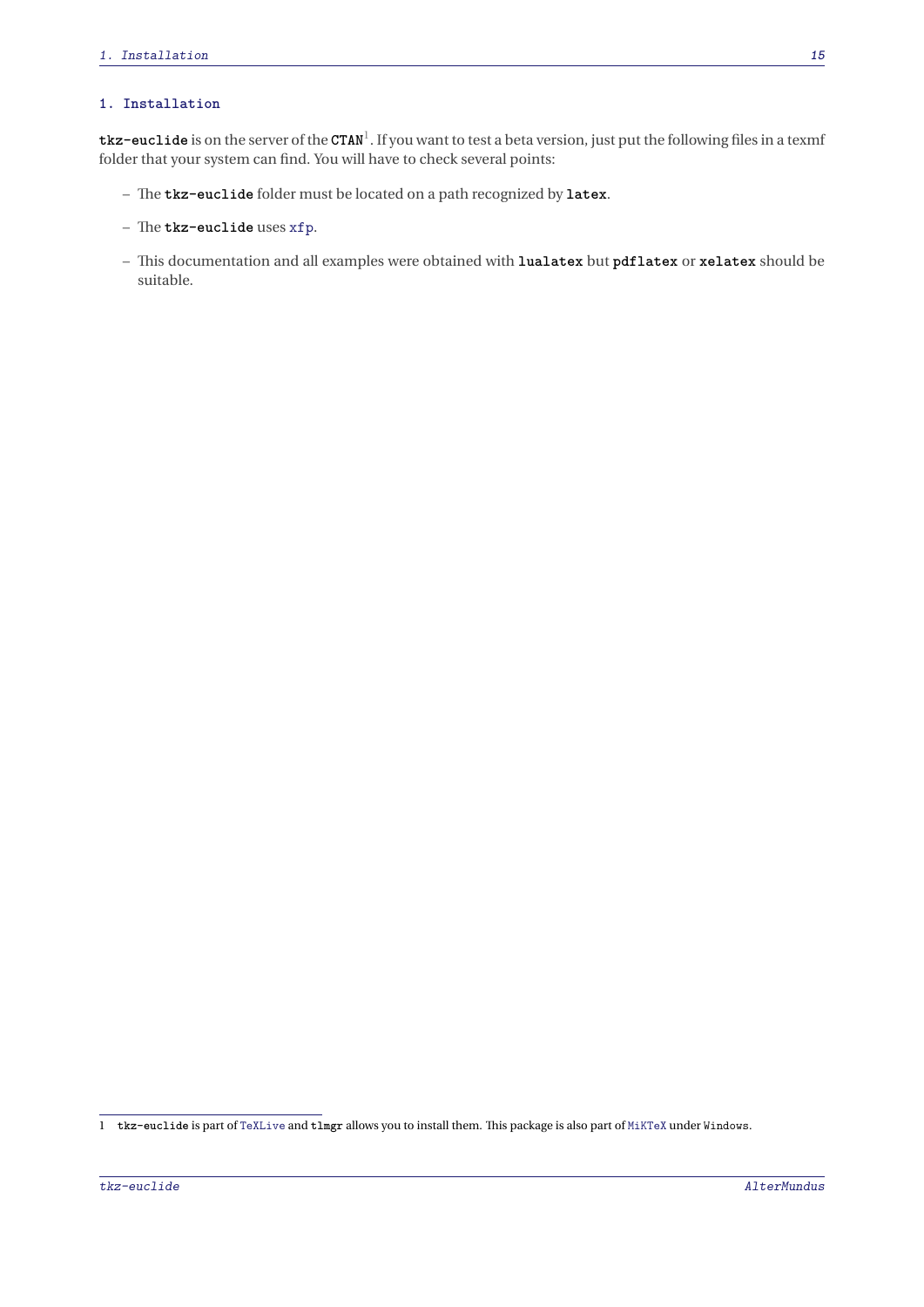# 1. Installation

**tkz-euclide** is on the server of the **CTAN**[1]. If you want to test a beta version, just put the following files in a texmf folder that your system can find. You will have to check several points:

- The **tkz-euclide** folder must be located on a path recognized by **latex**.
- The **tkz-euclide** uses xfp.
- This documentation and all examples were obtained with **lualatex** but **pdflatex** or **xelatex** should be suitable.

---

1 tkz-euclide is part of TeXLive and tlmgr allows you to install them. This package is also part of MiKTeX under Windows.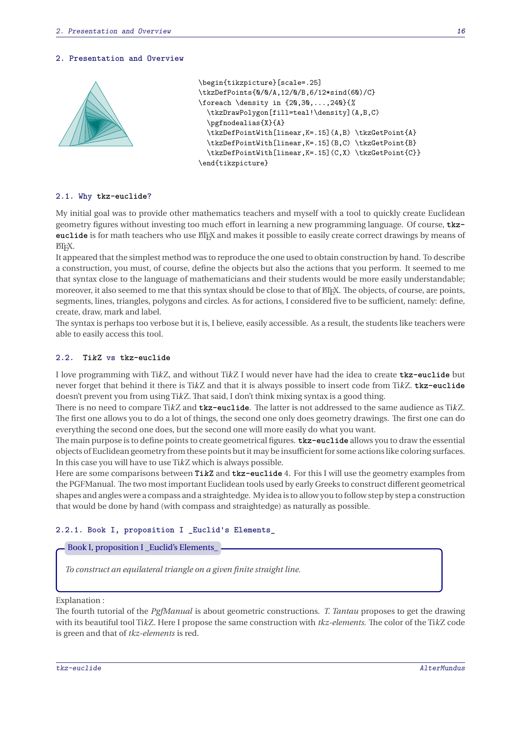## 2. Presentation and Overview

```
\begin{tikzpicture}[scale=.25]
\tkzDefPoints{0/0/A,12/0/B,6/12*sind(60)/C}
\foreach \density in {20,30,...,240}{%
  \tkzDrawPolygon[fill=teal!\density](A,B,C)
  \pgfnodealias{X}{A}
  \tkzDefPointWith[linear,K=.15](A,B) \tkzGetPoint{A}
  \tkzDefPointWith[linear,K=.15](B,C) \tkzGetPoint{B}
  \tkzDefPointWith[linear,K=.15](C,X) \tkzGetPoint{C}}
\end{tikzpicture}
```

### 2.1. Why **tkz-euclide**?

My initial goal was to provide other mathematics teachers and myself with a tool to quickly create Euclidean geometry figures without investing too much effort in learning a new programming language. Of course, **tkz-euclide** is for math teachers who use LaTeX and makes it possible to easily create correct drawings by means of LaTeX.

It appeared that the simplest method was to reproduce the one used to obtain construction by hand. To describe a construction, you must, of course, define the objects but also the actions that you perform. It seemed to me that syntax close to the language of mathematicians and their students would be more easily understandable; moreover, it also seemed to me that this syntax should be close to that of LaTeX. The objects, of course, are points, segments, lines, triangles, polygons and circles. As for actions, I considered five to be sufficient, namely: define, create, draw, mark and label.

The syntax is perhaps too verbose but it is, I believe, easily accessible. As a result, the students like teachers were able to easily access this tool.

### 2.2. **TikZ** vs **tkz-euclide**

I love programming with Ti*k*Z, and without Ti*k*Z I would never have had the idea to create **tkz-euclide** but never forget that behind it there is Ti*k*Z and that it is always possible to insert code from Ti*k*Z. **tkz-euclide** doesn't prevent you from using Ti*k*Z. That said, I don't think mixing syntax is a good thing.

There is no need to compare Ti*k*Z and **tkz-euclide**. The latter is not addressed to the same audience as Ti*k*Z. The first one allows you to do a lot of things, the second one only does geometry drawings. The first one can do everything the second one does, but the second one will more easily do what you want.

The main purpose is to define points to create geometrical figures. **tkz-euclide** allows you to draw the essential objects of Euclidean geometry from these points but it may be insufficient for some actions like coloring surfaces. In this case you will have to use Ti*k*Z which is always possible.

Here are some comparisons between **TikZ** and **tkz-euclide** 4. For this I will use the geometry examples from the PGFManual. The two most important Euclidean tools used by early Greeks to construct different geometrical shapes and angles were a compass and a straightedge. My idea is to allow you to follow step by step a construction that would be done by hand (with compass and straightedge) as naturally as possible.

#### 2.2.1. Book I, proposition I _Euclid's Elements_

**Book I, proposition I _Euclid's Elements_**

*To construct an equilateral triangle on a given finite straight line.*

Explanation :

The fourth tutorial of the *PgfManual* is about geometric constructions. *T. Tantau* proposes to get the drawing with its beautiful tool Ti*k*Z. Here I propose the same construction with *tkz-elements*. The color of the Ti*k*Z code is green and that of *tkz-elements* is red.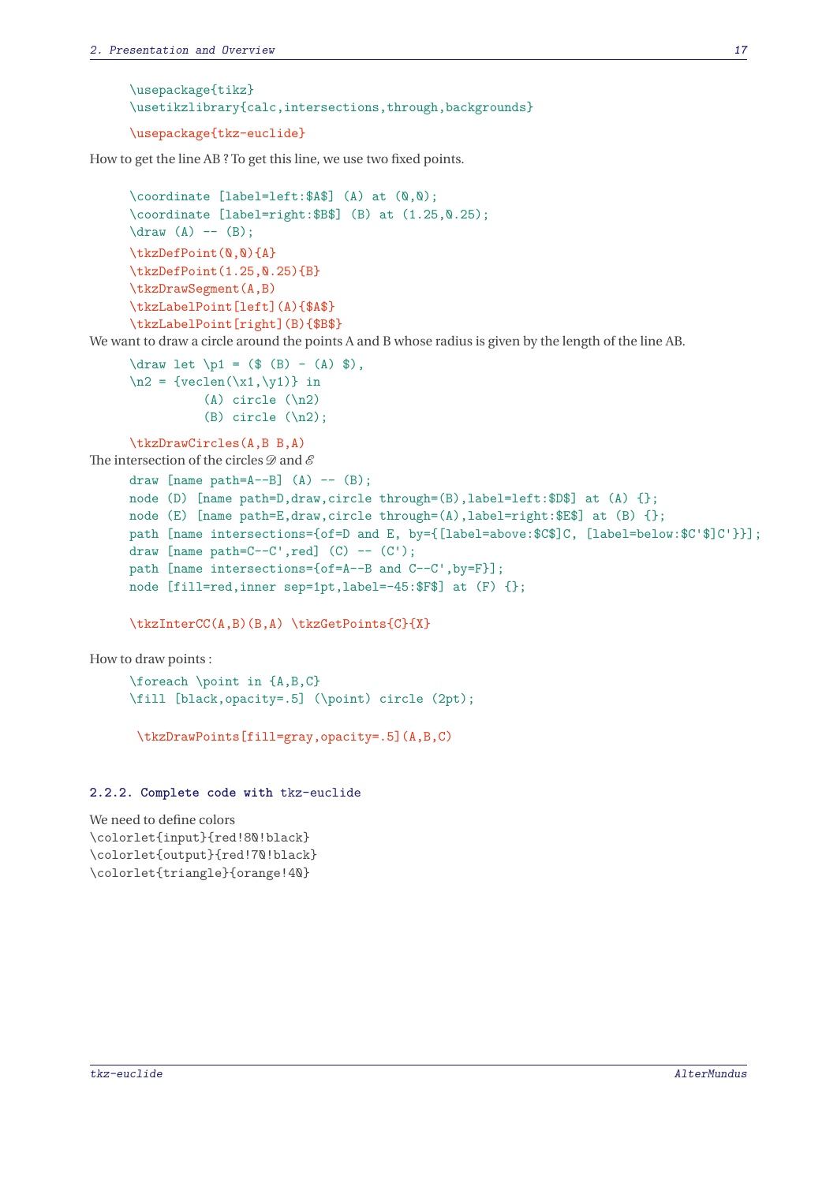```
\usepackage{tikz}
\usetikzlibrary{calc,intersections,through,backgrounds}
```

```
\usepackage{tkz-euclide}
```

How to get the line AB ? To get this line, we use two fixed points.

```
\coordinate [label=left:$A$] (A) at (0,0);
\coordinate [label=right:$B$] (B) at (1.25,0.25);
\draw (A) -- (B);
```

```
\tkzDefPoint(0,0){A}
\tkzDefPoint(1.25,0.25){B}
\tkzDrawSegment(A,B)
\tkzLabelPoint[left](A){$A$}
\tkzLabelPoint[right](B){$B$}
```

We want to draw a circle around the points A and B whose radius is given by the length of the line AB.

```
\draw let \p1 = ($ (B) - (A) $),
\n2 = {veclen(\x1,\y1)} in
        (A) circle (\n2)
        (B) circle (\n2);
```

```
\tkzDrawCircles(A,B B,A)
```

The intersection of the circles $\mathscr{D}$ and $\mathscr{E}$

```
draw [name path=A--B] (A) -- (B);
node (D) [name path=D,draw,circle through=(B),label=left:$D$] at (A) {};
node (E) [name path=E,draw,circle through=(A),label=right:$E$] at (B) {};
path [name intersections={of=D and E, by={[label=above:$C$]C, [label=below:$C'$]C'}}];
draw [name path=C--C',red] (C) -- (C');
path [name intersections={of=A--B and C--C',by=F}];
node [fill=red,inner sep=1pt,label=-45:$F$] at (F) {};
```

```
\tkzInterCC(A,B)(B,A) \tkzGetPoints{C}{X}
```

How to draw points :

```
\foreach \point in {A,B,C}
\fill [black,opacity=.5] (\point) circle (2pt);
```

```
\tkzDrawPoints[fill=gray,opacity=.5](A,B,C)
```

### 2.2.2. Complete code with tkz-euclide

We need to define colors
\colorlet{input}{red!80!black}
\colorlet{output}{red!70!black}
\colorlet{triangle}{orange!40}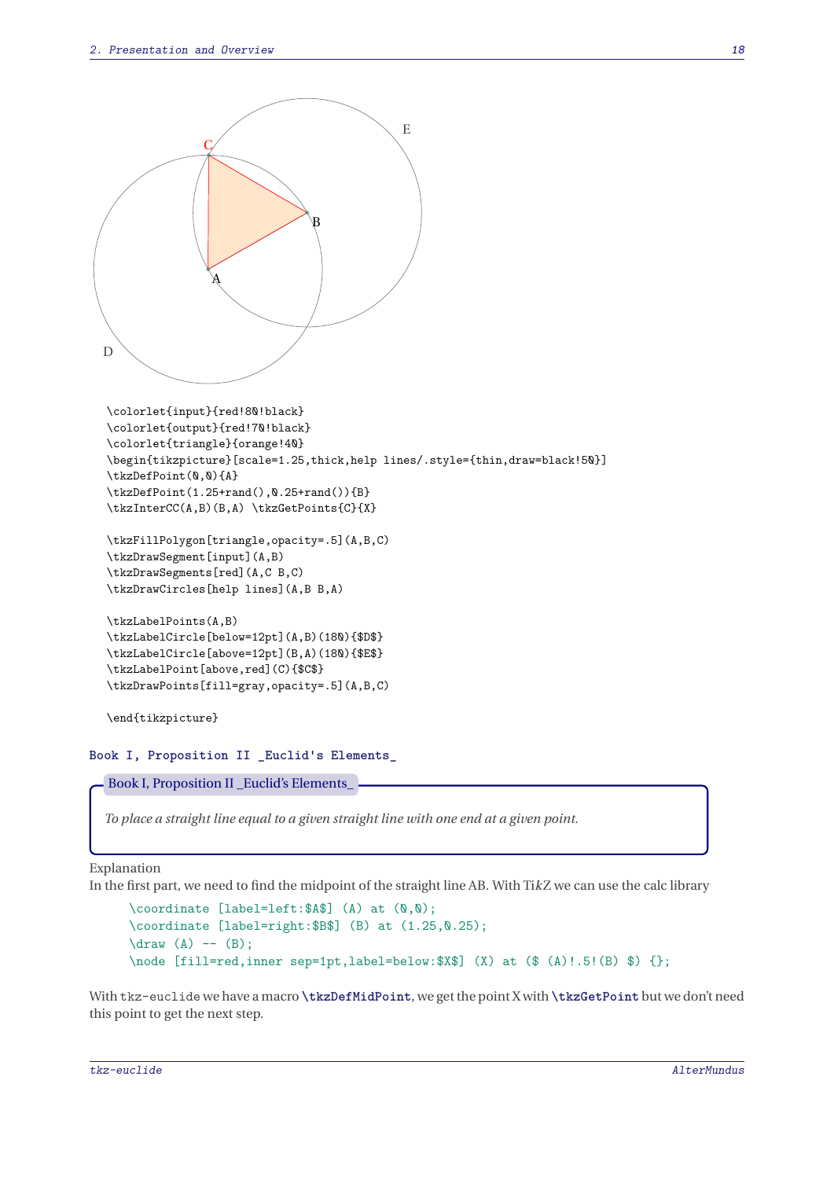```
\colorlet{input}{red!80!black}
\colorlet{output}{red!70!black}
\colorlet{triangle}{orange!40}
\begin{tikzpicture}[scale=1.25,thick,help lines/.style={thin,draw=black!50}]
\tkzDefPoint(0,0){A}
\tkzDefPoint(1.25+rand(),0.25+rand()){B}
\tkzInterCC(A,B)(B,A) \tkzGetPoints{C}{X}

\tkzFillPolygon[triangle,opacity=.5](A,B,C)
\tkzDrawSegment[input](A,B)
\tkzDrawSegments[red](A,C B,C)
\tkzDrawCircles[help lines](A,B B,A)

\tkzLabelPoints(A,B)
\tkzLabelCircle[below=12pt](A,B)(180){$D$}
\tkzLabelCircle[above=12pt](B,A)(180){$E$}
\tkzLabelPoint[above,red](C){$C$}
\tkzDrawPoints[fill=gray,opacity=.5](A,B,C)

\end{tikzpicture}
```

### Book I, Proposition II _Euclid's Elements_

**Book I, Proposition II _Euclid's Elements_**

*To place a straight line equal to a given straight line with one end at a given point.*

Explanation

In the first part, we need to find the midpoint of the straight line AB. With Ti*k*Z we can use the calc library

```
\coordinate [label=left:$A$] (A) at (0,0);
\coordinate [label=right:$B$] (B) at (1.25,0.25);
\draw (A) -- (B);
\node [fill=red,inner sep=1pt,label=below:$X$] (X) at ($ (A)!.5!(B) $) {};
```

With `tkz-euclide` we have a macro **`\tkzDefMidPoint`**, we get the point X with **`\tkzGetPoint`** but we don't need this point to get the next step.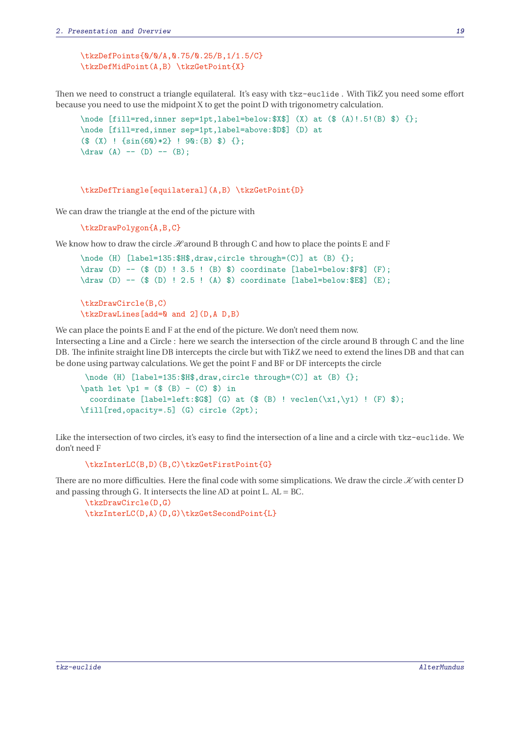```
\tkzDefPoints{0/0/A,0.75/0.25/B,1/1.5/C}
\tkzDefMidPoint(A,B) \tkzGetPoint{X}
```

Then we need to construct a triangle equilateral. It's easy with `tkz-euclide` . With TikZ you need some effort because you need to use the midpoint X to get the point D with trigonometry calculation.

```
\node [fill=red,inner sep=1pt,label=below:$X$] (X) at ($ (A)!.5!(B) $) {};
\node [fill=red,inner sep=1pt,label=above:$D$] (D) at
($ (X) ! {sin(60)*2} ! 90:(B) $) {};
\draw (A) -- (D) -- (B);
```

```
\tkzDefTriangle[equilateral](A,B) \tkzGetPoint{D}
```

We can draw the triangle at the end of the picture with

```
\tkzDrawPolygon{A,B,C}
```

We know how to draw the circle $\mathscr{H}$ around B through C and how to place the points E and F

```
\node (H) [label=135:$H$,draw,circle through=(C)] at (B) {};
\draw (D) -- ($ (D) ! 3.5 ! (B) $) coordinate [label=below:$F$] (F);
\draw (D) -- ($ (D) ! 2.5 ! (A) $) coordinate [label=below:$E$] (E);

\tkzDrawCircle(B,C)
\tkzDrawLines[add=0 and 2](D,A D,B)
```

We can place the points E and F at the end of the picture. We don't need them now.
Intersecting a Line and a Circle : here we search the intersection of the circle around B through C and the line DB. The infinite straight line DB intercepts the circle but with TikZ we need to extend the lines DB and that can be done using partway calculations. We get the point F and BF or DF intercepts the circle

```
 \node (H) [label=135:$H$,draw,circle through=(C)] at (B) {};
\path let \p1 = ($ (B) - (C) $) in
  coordinate [label=left:$G$] (G) at ($ (B) ! veclen(\x1,\y1) ! (F) $);
\fill[red,opacity=.5] (G) circle (2pt);
```

Like the intersection of two circles, it's easy to find the intersection of a line and a circle with `tkz-euclide`. We don't need F

```
 \tkzInterLC(B,D)(B,C)\tkzGetFirstPoint{G}
```

There are no more difficulties. Here the final code with some simplications. We draw the circle $\mathscr{K}$ with center D and passing through G. It intersects the line AD at point L. AL = BC.

```
 \tkzDrawCircle(D,G)
 \tkzInterLC(D,A)(D,G)\tkzGetSecondPoint{L}
```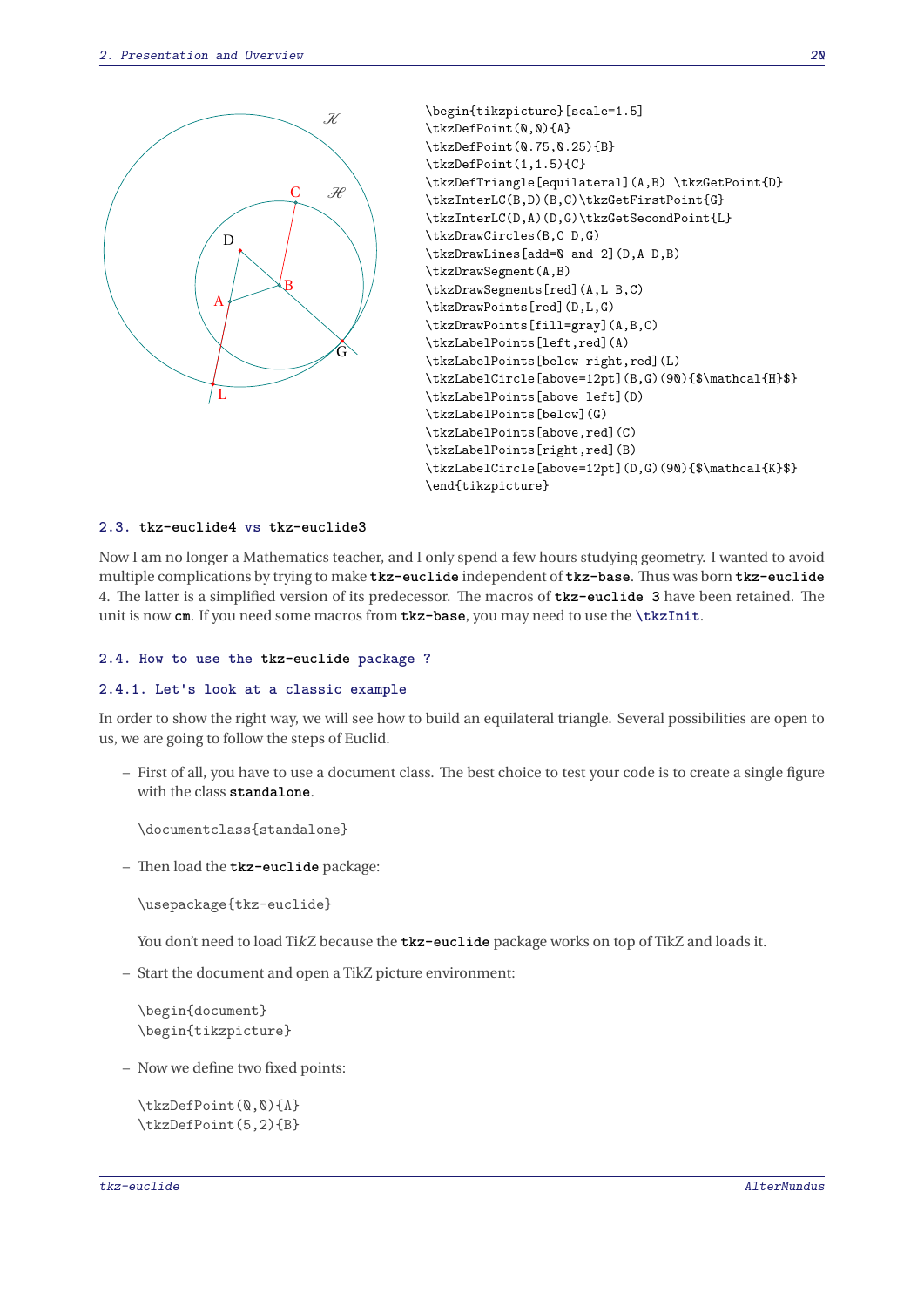```
\begin{tikzpicture}[scale=1.5]
\tkzDefPoint(0,0){A}
\tkzDefPoint(0.75,0.25){B}
\tkzDefPoint(1,1.5){C}
\tkzDefTriangle[equilateral](A,B) \tkzGetPoint{D}
\tkzInterLC(B,D)(B,C)\tkzGetFirstPoint{G}
\tkzInterLC(D,A)(D,G)\tkzGetSecondPoint{L}
\tkzDrawCircles(B,C D,G)
\tkzDrawLines[add=0 and 2](D,A D,B)
\tkzDrawSegment(A,B)
\tkzDrawSegments[red](A,L B,C)
\tkzDrawPoints[red](D,L,G)
\tkzDrawPoints[fill=gray](A,B,C)
\tkzLabelPoints[left,red](A)
\tkzLabelPoints[below right,red](L)
\tkzLabelCircle[above=12pt](B,G)(90){$\mathcal{H}$}
\tkzLabelPoints[above left](D)
\tkzLabelPoints[below](G)
\tkzLabelPoints[above,red](C)
\tkzLabelPoints[right,red](B)
\tkzLabelCircle[above=12pt](D,G)(90){$\mathcal{K}$}
\end{tikzpicture}
```

### 2.3. tkz-euclide4 vs tkz-euclide3

Now I am no longer a Mathematics teacher, and I only spend a few hours studying geometry. I wanted to avoid multiple complications by trying to make **tkz-euclide** independent of **tkz-base**. Thus was born **tkz-euclide** 4. The latter is a simplified version of its predecessor. The macros of **tkz-euclide 3** have been retained. The unit is now **cm**. If you need some macros from **tkz-base**, you may need to use the `\tkzInit`.

### 2.4. How to use the tkz-euclide package ?

#### 2.4.1. Let's look at a classic example

In order to show the right way, we will see how to build an equilateral triangle. Several possibilities are open to us, we are going to follow the steps of Euclid.

– First of all, you have to use a document class. The best choice to test your code is to create a single figure with the class **standalone**.

```
\documentclass{standalone}
```

– Then load the **tkz-euclide** package:

```
\usepackage{tkz-euclide}
```

You don't need to load Ti*k*Z because the **tkz-euclide** package works on top of TikZ and loads it.

– Start the document and open a TikZ picture environment:

```
\begin{document}
\begin{tikzpicture}
```

– Now we define two fixed points:

```
\tkzDefPoint(0,0){A}
\tkzDefPoint(5,2){B}
```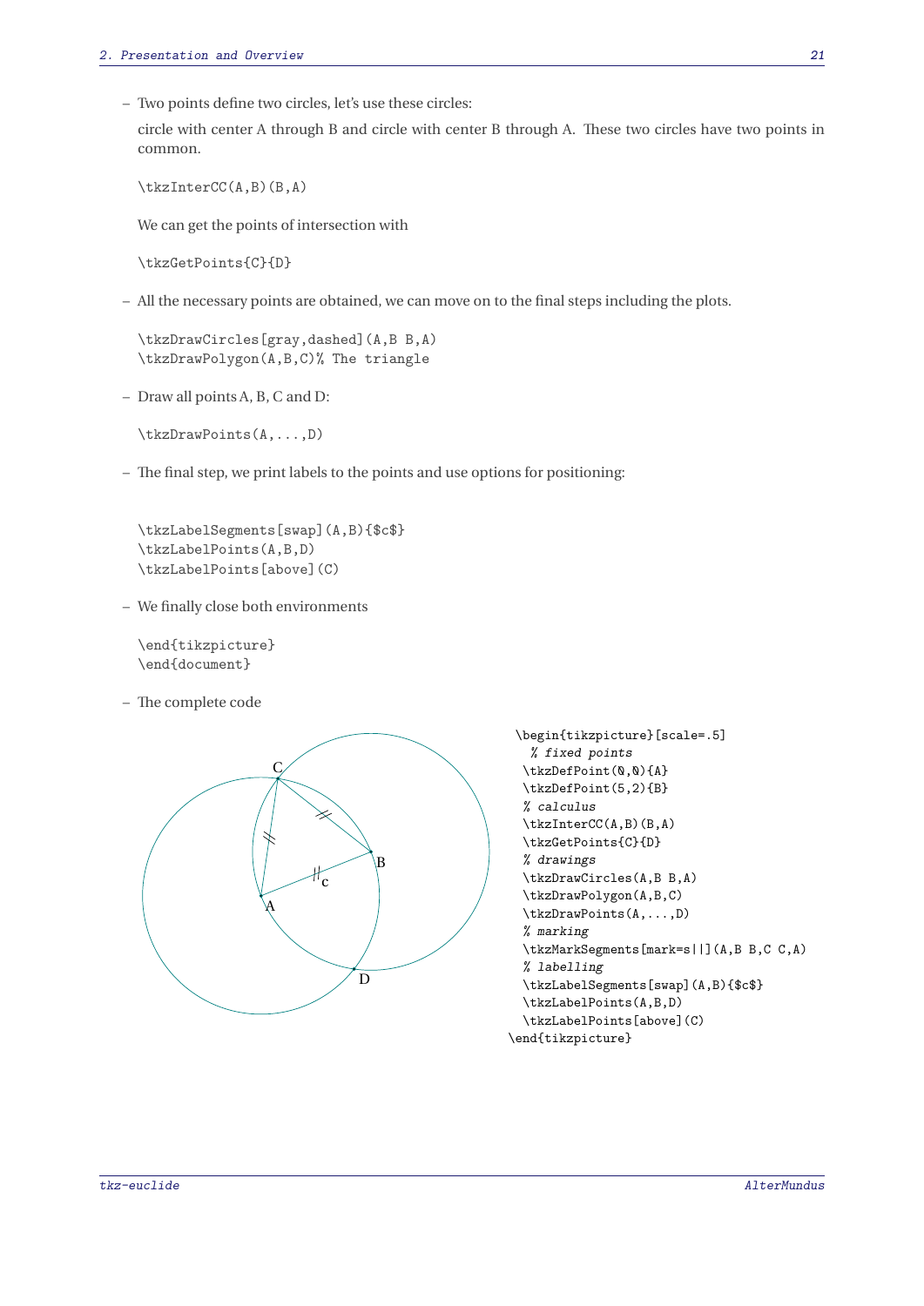- Two points define two circles, let's use these circles:

  circle with center A through B and circle with center B through A. These two circles have two points in common.

```
\tkzInterCC(A,B)(B,A)
```

  We can get the points of intersection with

```
\tkzGetPoints{C}{D}
```

- All the necessary points are obtained, we can move on to the final steps including the plots.

```
\tkzDrawCircles[gray,dashed](A,B B,A)
\tkzDrawPolygon(A,B,C)% The triangle
```

- Draw all points A, B, C and D:

```
\tkzDrawPoints(A,...,D)
```

- The final step, we print labels to the points and use options for positioning:

```
\tkzLabelSegments[swap](A,B){$c$}
\tkzLabelPoints(A,B,D)
\tkzLabelPoints[above](C)
```

- We finally close both environments

```
\end{tikzpicture}
\end{document}
```

- The complete code

```
\begin{tikzpicture}[scale=.5]
  % fixed points
  \tkzDefPoint(0,0){A}
  \tkzDefPoint(5,2){B}
  % calculus
  \tkzInterCC(A,B)(B,A)
  \tkzGetPoints{C}{D}
  % drawings
  \tkzDrawCircles(A,B B,A)
  \tkzDrawPolygon(A,B,C)
  \tkzDrawPoints(A,...,D)
  % marking
  \tkzMarkSegments[mark=s||](A,B B,C C,A)
  % labelling
  \tkzLabelSegments[swap](A,B){$c$}
  \tkzLabelPoints(A,B,D)
  \tkzLabelPoints[above](C)
\end{tikzpicture}
```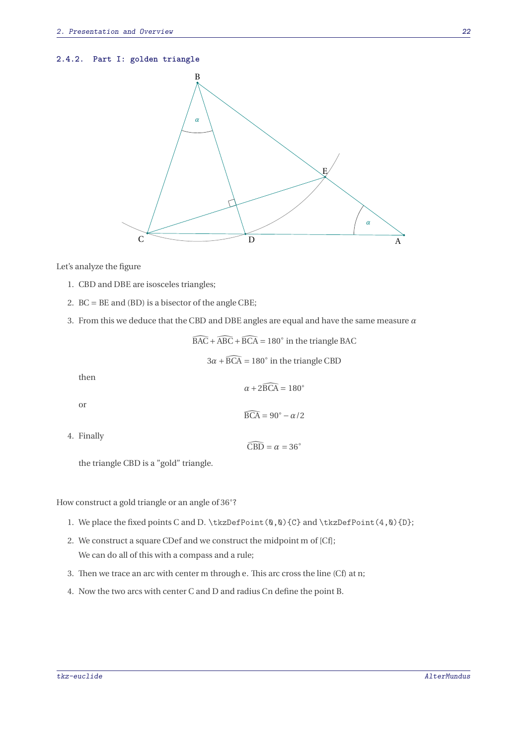### 2.4.2. Part I: golden triangle

Let's analyze the figure

1. CBD and DBE are isosceles triangles;
2. BC = BE and (BD) is a bisector of the angle CBE;
3. From this we deduce that the CBD and DBE angles are equal and have the same measure $\alpha$

   $$\widehat{BAC} + \widehat{ABC} + \widehat{BCA} = 180^\circ \text{ in the triangle BAC}$$

   $$3\alpha + \widehat{BCA} = 180^\circ \text{ in the triangle CBD}$$

   then

   $$\alpha + 2\widehat{BCA} = 180^\circ$$

   or

   $$\widehat{BCA} = 90^\circ - \alpha/2$$

4. Finally

   $$\widehat{CBD} = \alpha = 36^\circ$$

   the triangle CBD is a "gold" triangle.

How construct a gold triangle or an angle of 36°?

1. We place the fixed points C and D. `\tkzDefPoint(0,0){C}` and `\tkzDefPoint(4,0){D}`;
2. We construct a square CDef and we construct the midpoint m of [Cf];

   We can do all of this with a compass and a rule;
3. Then we trace an arc with center m through e. This arc cross the line (Cf) at n;
4. Now the two arcs with center C and D and radius Cn define the point B.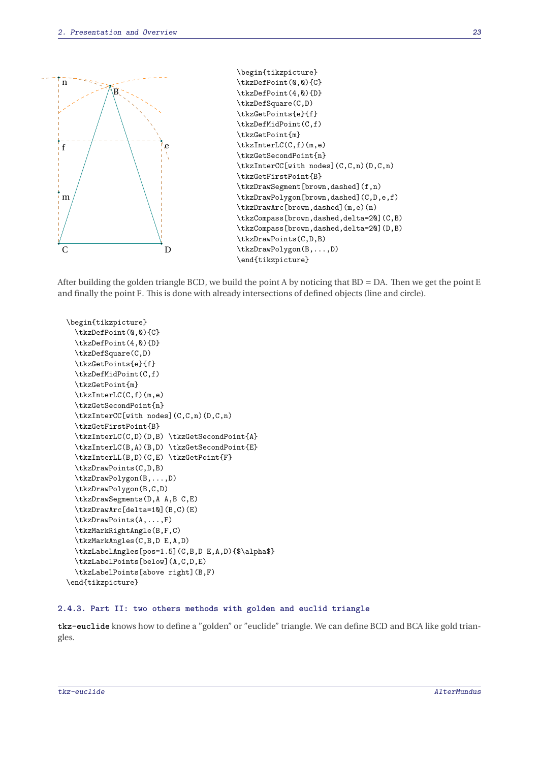```
\begin{tikzpicture}
\tkzDefPoint(0,0){C}
\tkzDefPoint(4,0){D}
\tkzDefSquare(C,D)
\tkzGetPoints{e}{f}
\tkzDefMidPoint(C,f)
\tkzGetPoint{m}
\tkzInterLC(C,f)(m,e)
\tkzGetSecondPoint{n}
\tkzInterCC[with nodes](C,C,n)(D,C,n)
\tkzGetFirstPoint{B}
\tkzDrawSegment[brown,dashed](f,n)
\tkzDrawPolygon[brown,dashed](C,D,e,f)
\tkzDrawArc[brown,dashed](m,e)(n)
\tkzCompass[brown,dashed,delta=20](C,B)
\tkzCompass[brown,dashed,delta=20](D,B)
\tkzDrawPoints(C,D,B)
\tkzDrawPolygon(B,...,D)
\end{tikzpicture}
```

After building the golden triangle BCD, we build the point A by noticing that BD = DA. Then we get the point E and finally the point F. This is done with already intersections of defined objects (line and circle).

```
\begin{tikzpicture}
  \tkzDefPoint(0,0){C}
  \tkzDefPoint(4,0){D}
  \tkzDefSquare(C,D)
  \tkzGetPoints{e}{f}
  \tkzDefMidPoint(C,f)
  \tkzGetPoint{m}
  \tkzInterLC(C,f)(m,e)
  \tkzGetSecondPoint{n}
  \tkzInterCC[with nodes](C,C,n)(D,C,n)
  \tkzGetFirstPoint{B}
  \tkzInterLC(C,D)(D,B) \tkzGetSecondPoint{A}
  \tkzInterLC(B,A)(B,D) \tkzGetSecondPoint{E}
  \tkzInterLL(B,D)(C,E) \tkzGetPoint{F}
  \tkzDrawPoints(C,D,B)
  \tkzDrawPolygon(B,...,D)
  \tkzDrawPolygon(B,C,D)
  \tkzDrawSegments(D,A A,B C,E)
  \tkzDrawArc[delta=10](B,C)(E)
  \tkzDrawPoints(A,...,F)
  \tkzMarkRightAngle(B,F,C)
  \tkzMarkAngles(C,B,D E,A,D)
  \tkzLabelAngles[pos=1.5](C,B,D E,A,D){$\alpha$}
  \tkzLabelPoints[below](A,C,D,E)
  \tkzLabelPoints[above right](B,F)
\end{tikzpicture}
```

### 2.4.3. Part II: two others methods with golden and euclid triangle

**tkz-euclide** knows how to define a "golden" or "euclide" triangle. We can define BCD and BCA like gold triangles.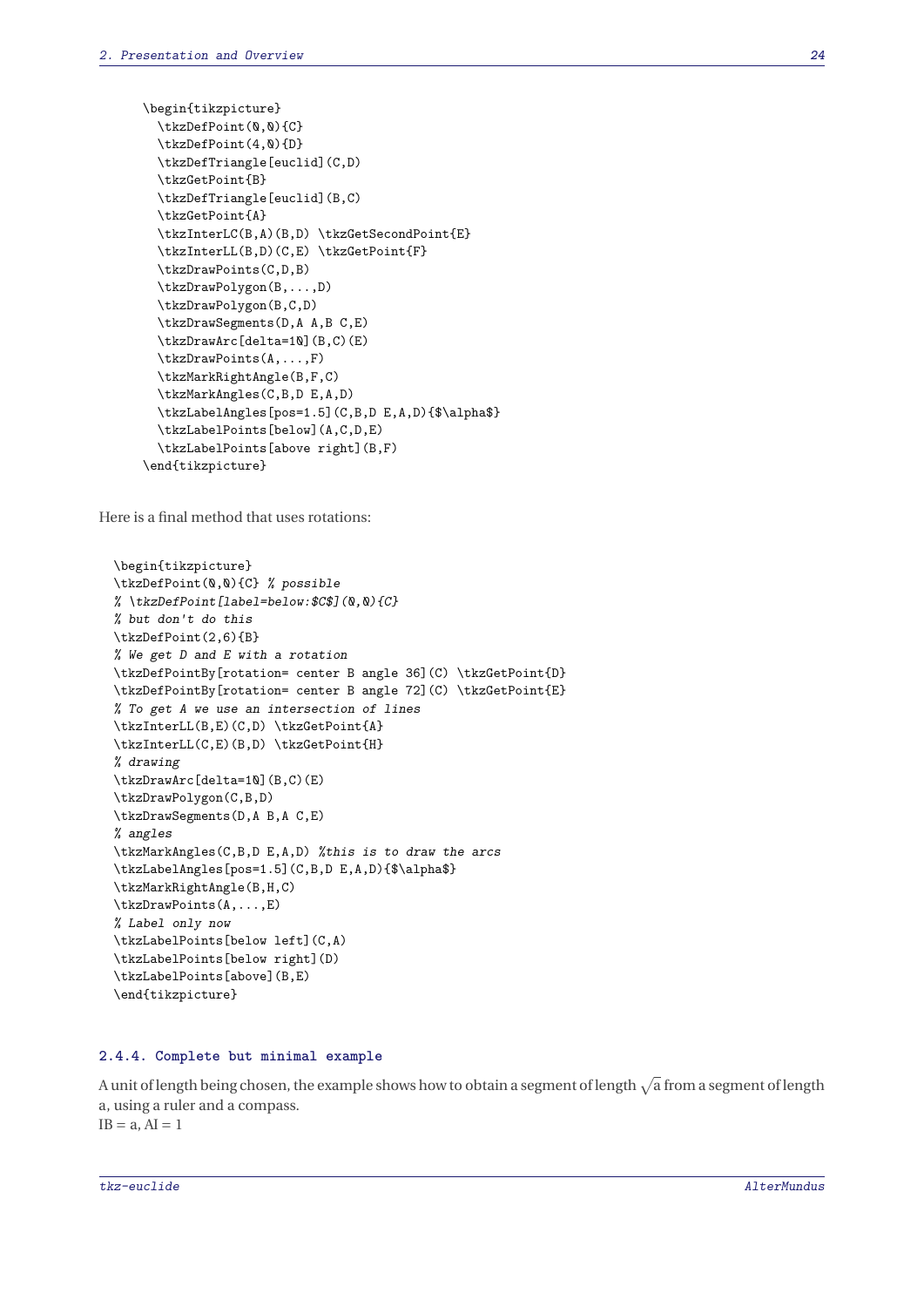```
\begin{tikzpicture}
  \tkzDefPoint(0,0){C}
  \tkzDefPoint(4,0){D}
  \tkzDefTriangle[euclid](C,D)
  \tkzGetPoint{B}
  \tkzDefTriangle[euclid](B,C)
  \tkzGetPoint{A}
  \tkzInterLC(B,A)(B,D) \tkzGetSecondPoint{E}
  \tkzInterLL(B,D)(C,E) \tkzGetPoint{F}
  \tkzDrawPoints(C,D,B)
  \tkzDrawPolygon(B,...,D)
  \tkzDrawPolygon(B,C,D)
  \tkzDrawSegments(D,A A,B C,E)
  \tkzDrawArc[delta=10](B,C)(E)
  \tkzDrawPoints(A,...,F)
  \tkzMarkRightAngle(B,F,C)
  \tkzMarkAngles(C,B,D E,A,D)
  \tkzLabelAngles[pos=1.5](C,B,D E,A,D){$\alpha$}
  \tkzLabelPoints[below](A,C,D,E)
  \tkzLabelPoints[above right](B,F)
\end{tikzpicture}
```

Here is a final method that uses rotations:

```
\begin{tikzpicture}
\tkzDefPoint(0,0){C} % possible
% \tkzDefPoint[label=below:$C$](0,0){C}
% but don't do this
\tkzDefPoint(2,6){B}
% We get D and E with a rotation
\tkzDefPointBy[rotation= center B angle 36](C) \tkzGetPoint{D}
\tkzDefPointBy[rotation= center B angle 72](C) \tkzGetPoint{E}
% To get A we use an intersection of lines
\tkzInterLL(B,E)(C,D) \tkzGetPoint{A}
\tkzInterLL(C,E)(B,D) \tkzGetPoint{H}
% drawing
\tkzDrawArc[delta=10](B,C)(E)
\tkzDrawPolygon(C,B,D)
\tkzDrawSegments(D,A B,A C,E)
% angles
\tkzMarkAngles(C,B,D E,A,D) %this is to draw the arcs
\tkzLabelAngles[pos=1.5](C,B,D E,A,D){$\alpha$}
\tkzMarkRightAngle(B,H,C)
\tkzDrawPoints(A,...,E)
% Label only now
\tkzLabelPoints[below left](C,A)
\tkzLabelPoints[below right](D)
\tkzLabelPoints[above](B,E)
\end{tikzpicture}
```

### 2.4.4. Complete but minimal example

A unit of length being chosen, the example shows how to obtain a segment of length $\sqrt{a}$ from a segment of length a, using a ruler and a compass.

IB = a, AI = 1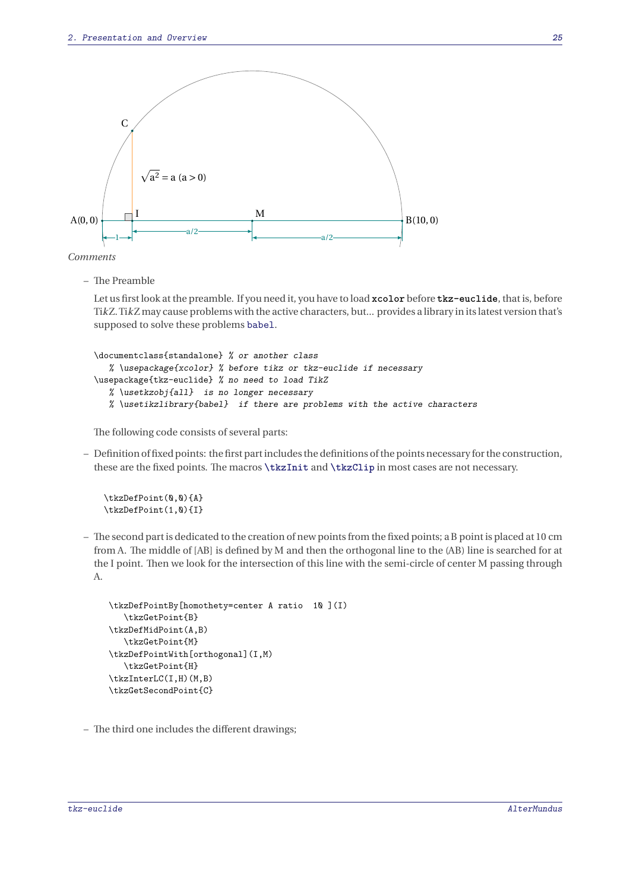*Comments*

– The Preamble

  Let us first look at the preamble. If you need it, you have to load **xcolor** before **tkz-euclide**, that is, before TikZ. TikZ may cause problems with the active characters, but... provides a library in its latest version that's supposed to solve these problems babel.

```
\documentclass{standalone} % or another class
   % \usepackage{xcolor} % before tikz or tkz-euclide if necessary
\usepackage{tkz-euclide} % no need to load TikZ
   % \usetkzobj{all}  is no longer necessary
   % \usetikzlibrary{babel}  if there are problems with the active characters
```

  The following code consists of several parts:

– Definition of fixed points: the first part includes the definitions of the points necessary for the construction, these are the fixed points. The macros **\tkzInit** and **\tkzClip** in most cases are not necessary.

```
\tkzDefPoint(0,0){A}
\tkzDefPoint(1,0){I}
```

– The second part is dedicated to the creation of new points from the fixed points; a B point is placed at 10 cm from A. The middle of [AB] is defined by M and then the orthogonal line to the (AB) line is searched for at the I point. Then we look for the intersection of this line with the semi-circle of center M passing through A.

```
\tkzDefPointBy[homothety=center A ratio  10 ](I)
   \tkzGetPoint{B}
\tkzDefMidPoint(A,B)
   \tkzGetPoint{M}
\tkzDefPointWith[orthogonal](I,M)
   \tkzGetPoint{H}
\tkzInterLC(I,H)(M,B)
\tkzGetSecondPoint{C}
```

– The third one includes the different drawings;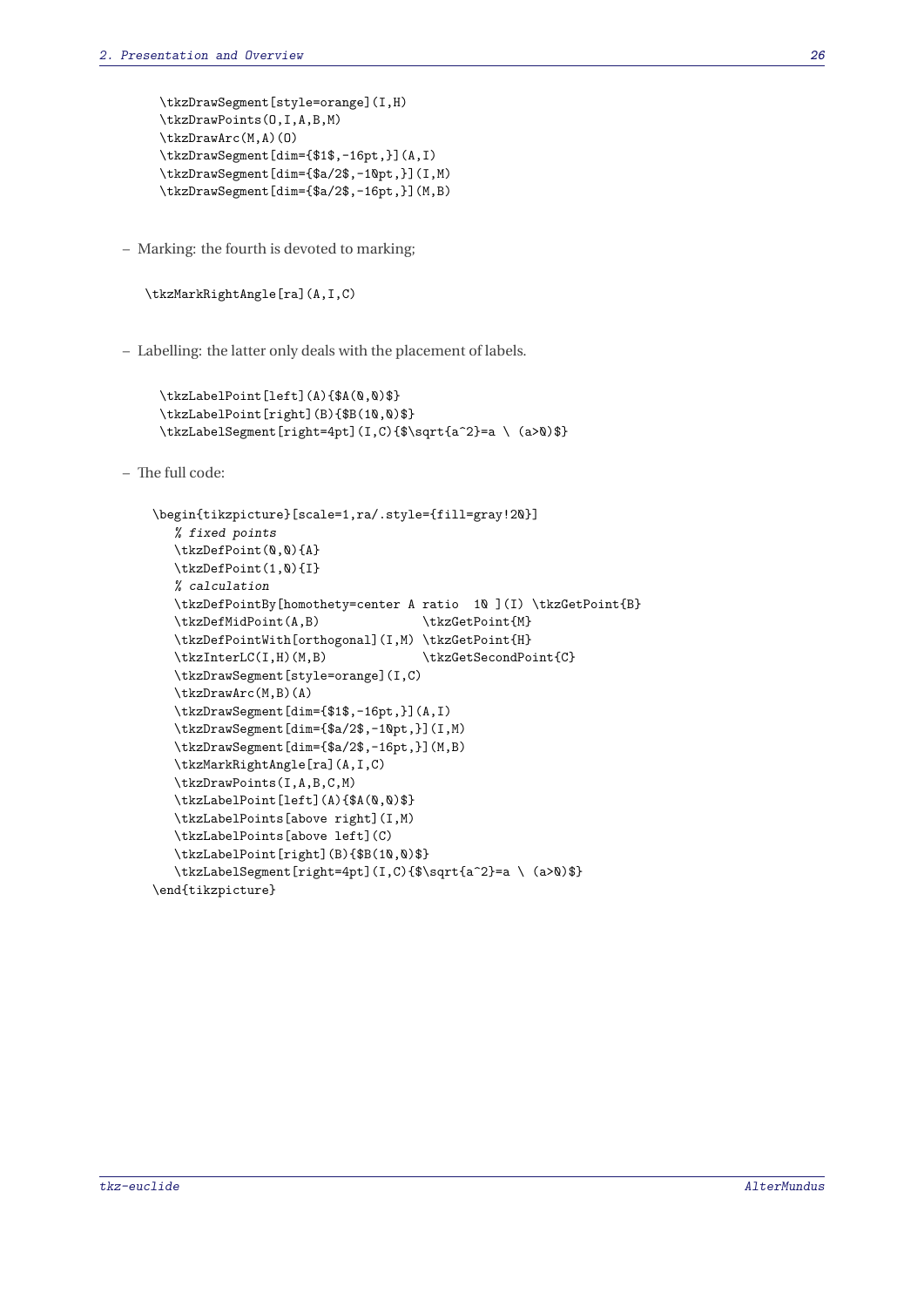```
\tkzDrawSegment[style=orange](I,H)
\tkzDrawPoints(O,I,A,B,M)
\tkzDrawArc(M,A)(O)
\tkzDrawSegment[dim={$1$,-16pt,}](A,I)
\tkzDrawSegment[dim={$a/2$,-10pt,}](I,M)
\tkzDrawSegment[dim={$a/2$,-16pt,}](M,B)
```

– Marking: the fourth is devoted to marking;

```
\tkzMarkRightAngle[ra](A,I,C)
```

– Labelling: the latter only deals with the placement of labels.

```
\tkzLabelPoint[left](A){$A(0,0)$}
\tkzLabelPoint[right](B){$B(10,0)$}
\tkzLabelSegment[right=4pt](I,C){$\sqrt{a^2}=a \ (a>0)$}
```

– The full code:

```
\begin{tikzpicture}[scale=1,ra/.style={fill=gray!20}]
   % fixed points
   \tkzDefPoint(0,0){A}
   \tkzDefPoint(1,0){I}
   % calculation
   \tkzDefPointBy[homothety=center A ratio  10 ](I) \tkzGetPoint{B}
   \tkzDefMidPoint(A,B)              \tkzGetPoint{M}
   \tkzDefPointWith[orthogonal](I,M) \tkzGetPoint{H}
   \tkzInterLC(I,H)(M,B)             \tkzGetSecondPoint{C}
   \tkzDrawSegment[style=orange](I,C)
   \tkzDrawArc(M,B)(A)
   \tkzDrawSegment[dim={$1$,-16pt,}](A,I)
   \tkzDrawSegment[dim={$a/2$,-10pt,}](I,M)
   \tkzDrawSegment[dim={$a/2$,-16pt,}](M,B)
   \tkzMarkRightAngle[ra](A,I,C)
   \tkzDrawPoints(I,A,B,C,M)
   \tkzLabelPoint[left](A){$A(0,0)$}
   \tkzLabelPoints[above right](I,M)
   \tkzLabelPoints[above left](C)
   \tkzLabelPoint[right](B){$B(10,0)$}
   \tkzLabelSegment[right=4pt](I,C){$\sqrt{a^2}=a \ (a>0)$}
\end{tikzpicture}
```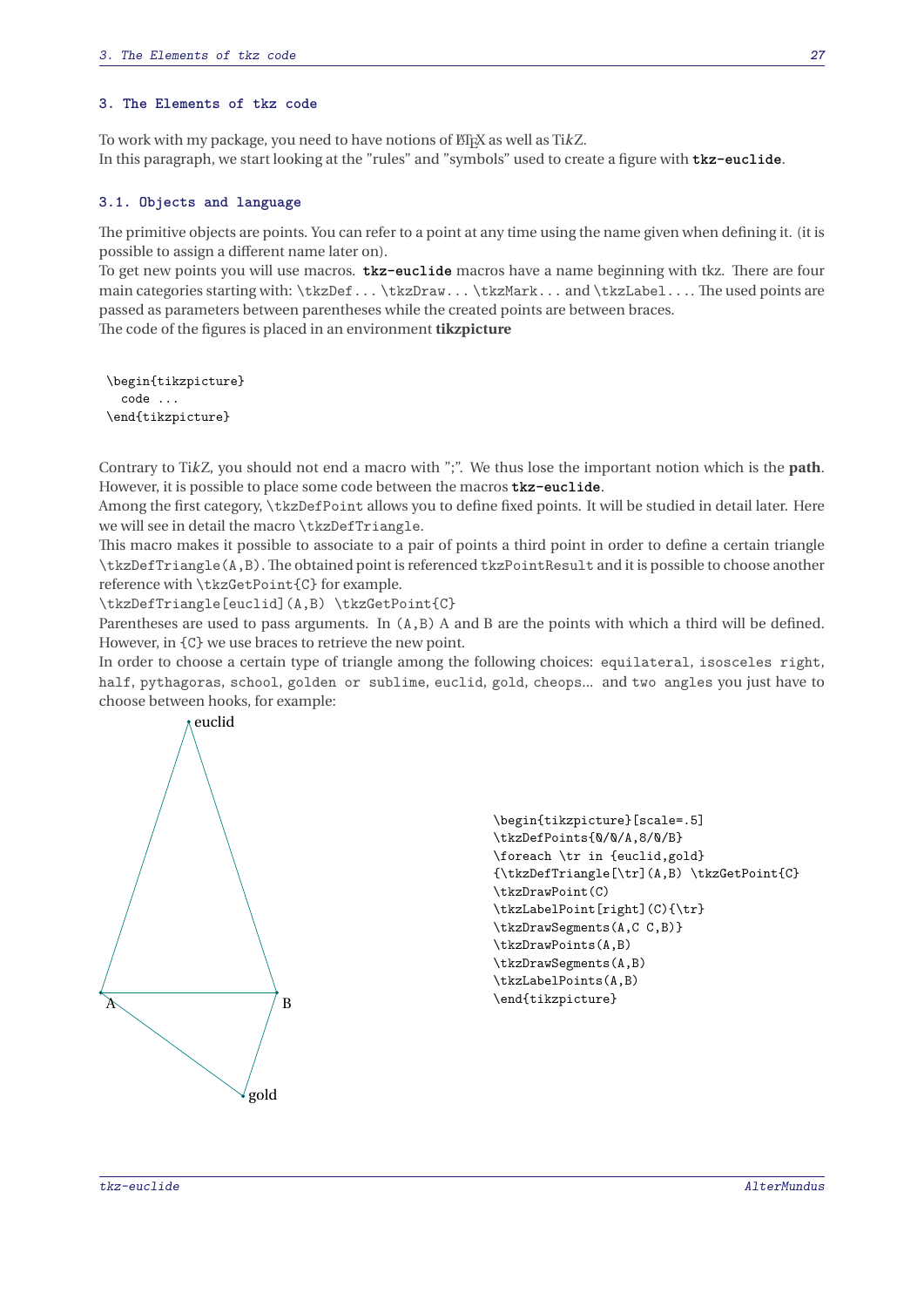## 3. The Elements of tkz code

To work with my package, you need to have notions of LaTeX as well as Ti*k*Z.
In this paragraph, we start looking at the "rules" and "symbols" used to create a figure with **tkz-euclide**.

### 3.1. Objects and language

The primitive objects are points. You can refer to a point at any time using the name given when defining it. (it is possible to assign a different name later on).
To get new points you will use macros. **tkz-euclide** macros have a name beginning with tkz. There are four main categories starting with: `\tkzDef...` `\tkzDraw...` `\tkzMark...` and `\tkzLabel...`. The used points are passed as parameters between parentheses while the created points are between braces.
The code of the figures is placed in an environment **tikzpicture**

```
\begin{tikzpicture}
  code ...
\end{tikzpicture}
```

Contrary to Ti*k*Z, you should not end a macro with ";". We thus lose the important notion which is the **path**. However, it is possible to place some code between the macros **tkz-euclide**.
Among the first category, `\tkzDefPoint` allows you to define fixed points. It will be studied in detail later. Here we will see in detail the macro `\tkzDefTriangle`.
This macro makes it possible to associate to a pair of points a third point in order to define a certain triangle `\tkzDefTriangle(A,B)`. The obtained point is referenced `tkzPointResult` and it is possible to choose another reference with `\tkzGetPoint{C}` for example.
`\tkzDefTriangle[euclid](A,B) \tkzGetPoint{C}`
Parentheses are used to pass arguments. In `(A,B)` A and B are the points with which a third will be defined. However, in `{C}` we use braces to retrieve the new point.
In order to choose a certain type of triangle among the following choices: `equilateral`, `isosceles right`, `half`, `pythagoras`, `school`, `golden or sublime`, `euclid`, `gold`, `cheops`... and `two angles` you just have to choose between hooks, for example:

```
\begin{tikzpicture}[scale=.5]
\tkzDefPoints{0/0/A,8/0/B}
\foreach \tr in {euclid,gold}
{\tkzDefTriangle[\tr](A,B) \tkzGetPoint{C}
\tkzDrawPoint(C)
\tkzLabelPoint[right](C){\tr}
\tkzDrawSegments(A,C C,B)}
\tkzDrawPoints(A,B)
\tkzDrawSegments(A,B)
\tkzLabelPoints(A,B)
\end{tikzpicture}
```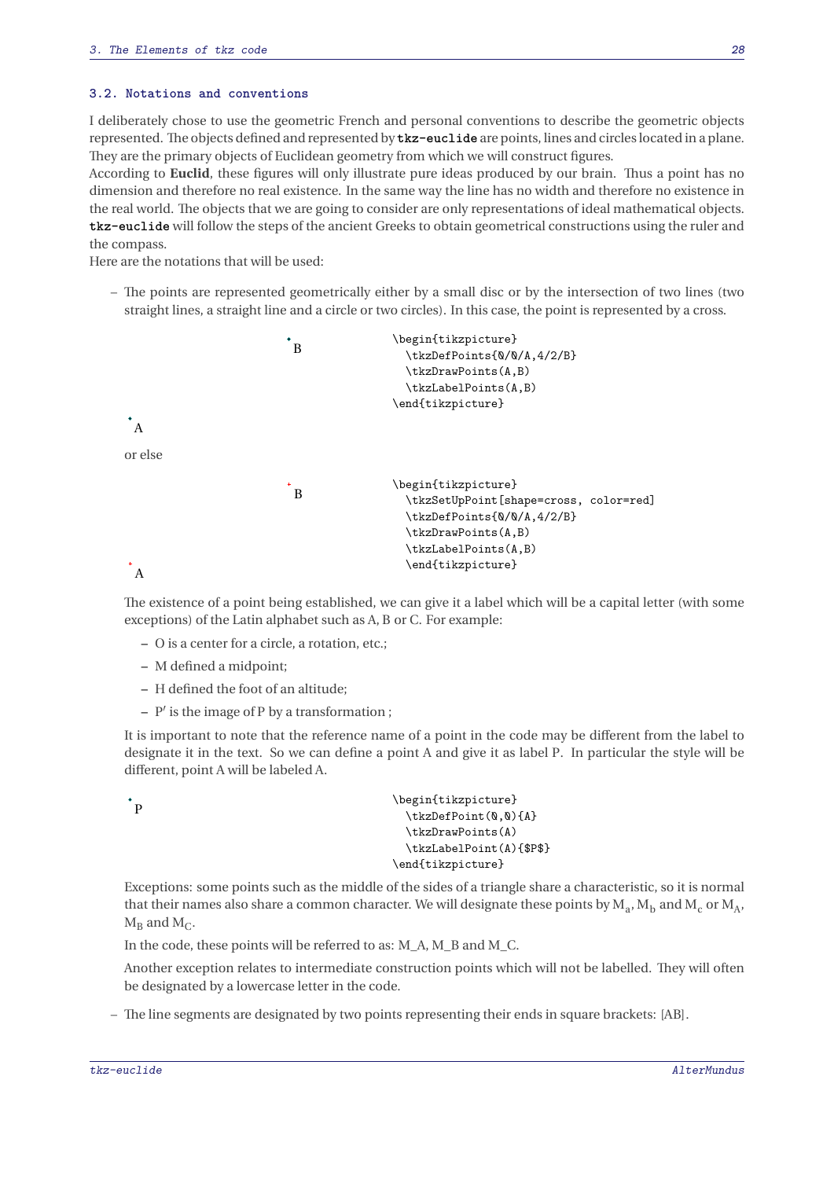### 3.2. Notations and conventions

I deliberately chose to use the geometric French and personal conventions to describe the geometric objects represented. The objects defined and represented by **tkz-euclide** are points, lines and circles located in a plane. They are the primary objects of Euclidean geometry from which we will construct figures.
According to **Euclid**, these figures will only illustrate pure ideas produced by our brain. Thus a point has no dimension and therefore no real existence. In the same way the line has no width and therefore no existence in the real world. The objects that we are going to consider are only representations of ideal mathematical objects. **tkz-euclide** will follow the steps of the ancient Greeks to obtain geometrical constructions using the ruler and the compass.
Here are the notations that will be used:

– The points are represented geometrically either by a small disc or by the intersection of two lines (two straight lines, a straight line and a circle or two circles). In this case, the point is represented by a cross.

B

A

```
\begin{tikzpicture}
  \tkzDefPoints{0/0/A,4/2/B}
  \tkzDrawPoints(A,B)
  \tkzLabelPoints(A,B)
\end{tikzpicture}
```

or else

B

A

```
\begin{tikzpicture}
  \tkzSetUpPoint[shape=cross, color=red]
  \tkzDefPoints{0/0/A,4/2/B}
  \tkzDrawPoints(A,B)
  \tkzLabelPoints(A,B)
  \end{tikzpicture}
```

The existence of a point being established, we can give it a label which will be a capital letter (with some exceptions) of the Latin alphabet such as A, B or C. For example:

– O is a center for a circle, a rotation, etc.;
– M defined a midpoint;
– H defined the foot of an altitude;
– P′ is the image of P by a transformation ;

It is important to note that the reference name of a point in the code may be different from the label to designate it in the text. So we can define a point A and give it as label P. In particular the style will be different, point A will be labeled A.

P

```
\begin{tikzpicture}
  \tkzDefPoint(0,0){A}
  \tkzDrawPoints(A)
  \tkzLabelPoint(A){$P$}
\end{tikzpicture}
```

Exceptions: some points such as the middle of the sides of a triangle share a characteristic, so it is normal that their names also share a common character. We will designate these points by $M_a$, $M_b$ and $M_c$ or $M_A$, $M_B$ and $M_C$.

In the code, these points will be referred to as: M_A, M_B and M_C.

Another exception relates to intermediate construction points which will not be labelled. They will often be designated by a lowercase letter in the code.

– The line segments are designated by two points representing their ends in square brackets: [AB].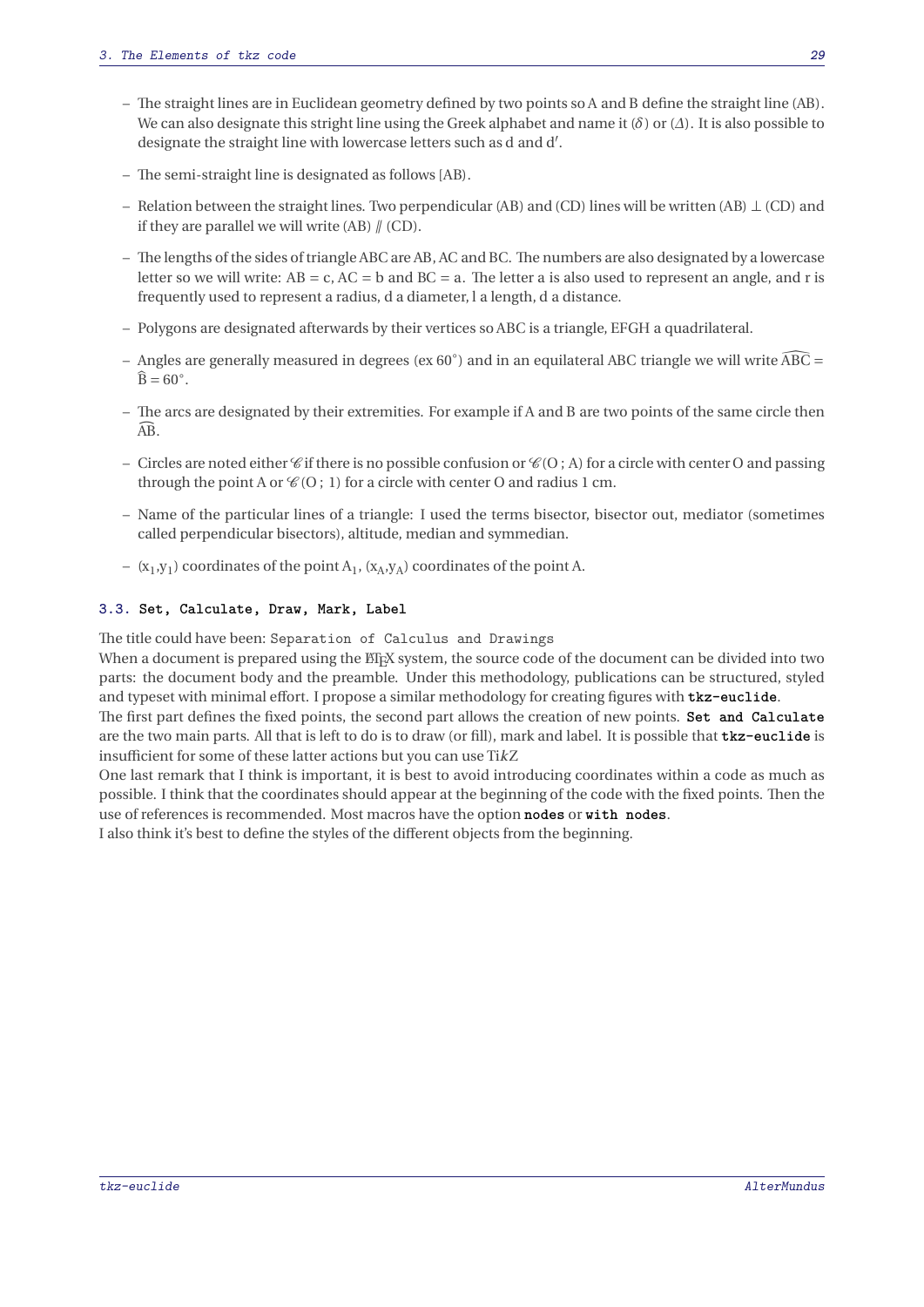- The straight lines are in Euclidean geometry defined by two points so A and B define the straight line (AB). We can also designate this stright line using the Greek alphabet and name it $(\delta)$ or $(\Delta)$. It is also possible to designate the straight line with lowercase letters such as d and d′.
- The semi-straight line is designated as follows [AB).
- Relation between the straight lines. Two perpendicular (AB) and (CD) lines will be written (AB) $\perp$ (CD) and if they are parallel we will write (AB) $/\!/$ (CD).
- The lengths of the sides of triangle ABC are AB, AC and BC. The numbers are also designated by a lowercase letter so we will write: AB = c, AC = b and BC = a. The letter a is also used to represent an angle, and r is frequently used to represent a radius, d a diameter, l a length, d a distance.
- Polygons are designated afterwards by their vertices so ABC is a triangle, EFGH a quadrilateral.
- Angles are generally measured in degrees (ex 60°) and in an equilateral ABC triangle we will write $\widehat{ABC} = \widehat{B} = 60^\circ$.
- The arcs are designated by their extremities. For example if A and B are two points of the same circle then $\widehat{AB}$.
- Circles are noted either $\mathscr{C}$ if there is no possible confusion or $\mathscr{C}(O\,;A)$ for a circle with center O and passing through the point A or $\mathscr{C}(O\,;1)$ for a circle with center O and radius 1 cm.
- Name of the particular lines of a triangle: I used the terms bisector, bisector out, mediator (sometimes called perpendicular bisectors), altitude, median and symmedian.
- $(x_1,y_1)$ coordinates of the point $A_1$, $(x_A,y_A)$ coordinates of the point A.

### 3.3. Set, Calculate, Draw, Mark, Label

The title could have been: `Separation of Calculus and Drawings`
When a document is prepared using the LaTeX system, the source code of the document can be divided into two parts: the document body and the preamble. Under this methodology, publications can be structured, styled and typeset with minimal effort. I propose a similar methodology for creating figures with **tkz-euclide**.
The first part defines the fixed points, the second part allows the creation of new points. **Set and Calculate** are the two main parts. All that is left to do is to draw (or fill), mark and label. It is possible that **tkz-euclide** is insufficient for some of these latter actions but you can use Ti*k*Z
One last remark that I think is important, it is best to avoid introducing coordinates within a code as much as possible. I think that the coordinates should appear at the beginning of the code with the fixed points. Then the use of references is recommended. Most macros have the option **nodes** or **with nodes**.
I also think it's best to define the styles of the different objects from the beginning.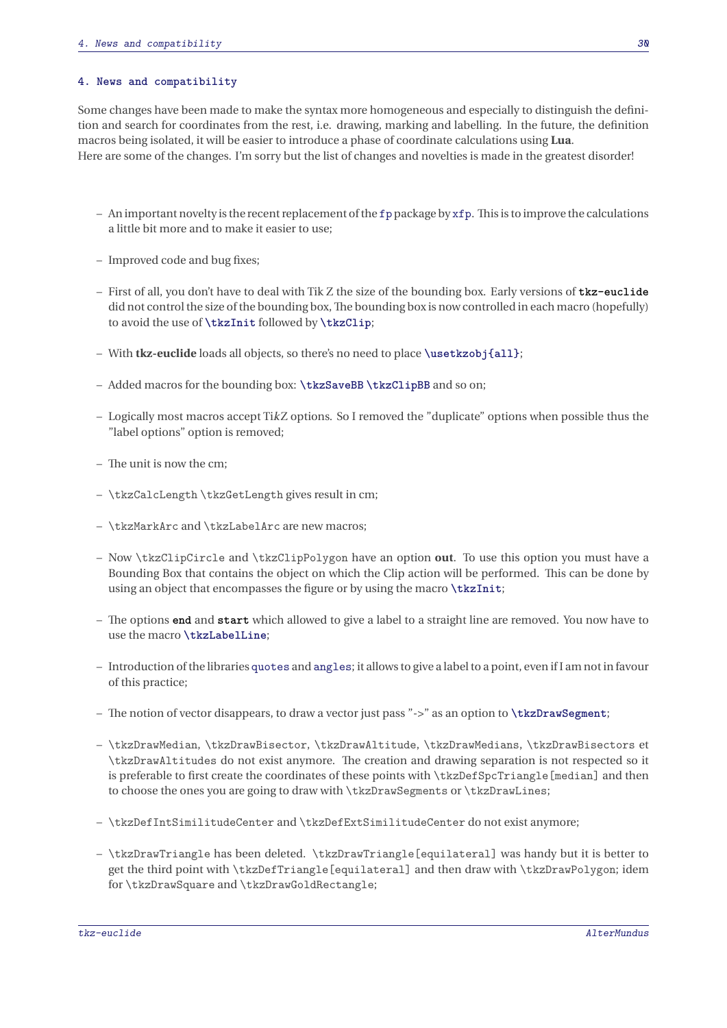# 4. News and compatibility

Some changes have been made to make the syntax more homogeneous and especially to distinguish the definition and search for coordinates from the rest, i.e. drawing, marking and labelling. In the future, the definition macros being isolated, it will be easier to introduce a phase of coordinate calculations using **Lua**.
Here are some of the changes. I'm sorry but the list of changes and novelties is made in the greatest disorder!

- An important novelty is the recent replacement of the `fp` package by `xfp`. This is to improve the calculations a little bit more and to make it easier to use;
- Improved code and bug fixes;
- First of all, you don't have to deal with Tik Z the size of the bounding box. Early versions of **tkz-euclide** did not control the size of the bounding box, The bounding box is now controlled in each macro (hopefully) to avoid the use of `\tkzInit` followed by `\tkzClip`;
- With **tkz-euclide** loads all objects, so there's no need to place `\usetkzobj{all}`;
- Added macros for the bounding box: `\tkzSaveBB` `\tkzClipBB` and so on;
- Logically most macros accept Ti*k*Z options. So I removed the "duplicate" options when possible thus the "label options" option is removed;
- The unit is now the cm;
- `\tkzCalcLength` `\tkzGetLength` gives result in cm;
- `\tkzMarkArc` and `\tkzLabelArc` are new macros;
- Now `\tkzClipCircle` and `\tkzClipPolygon` have an option **out**. To use this option you must have a Bounding Box that contains the object on which the Clip action will be performed. This can be done by using an object that encompasses the figure or by using the macro `\tkzInit`;
- The options **end** and **start** which allowed to give a label to a straight line are removed. You now have to use the macro `\tkzLabelLine`;
- Introduction of the libraries `quotes` and `angles`; it allows to give a label to a point, even if I am not in favour of this practice;
- The notion of vector disappears, to draw a vector just pass "->" as an option to `\tkzDrawSegment`;
- `\tkzDrawMedian`, `\tkzDrawBisector`, `\tkzDrawAltitude`, `\tkzDrawMedians`, `\tkzDrawBisectors` et `\tkzDrawAltitudes` do not exist anymore. The creation and drawing separation is not respected so it is preferable to first create the coordinates of these points with `\tkzDefSpcTriangle[median]` and then to choose the ones you are going to draw with `\tkzDrawSegments` or `\tkzDrawLines`;
- `\tkzDefIntSimilitudeCenter` and `\tkzDefExtSimilitudeCenter` do not exist anymore;
- `\tkzDrawTriangle` has been deleted. `\tkzDrawTriangle[equilateral]` was handy but it is better to get the third point with `\tkzDefTriangle[equilateral]` and then draw with `\tkzDrawPolygon`; idem for `\tkzDrawSquare` and `\tkzDrawGoldRectangle`;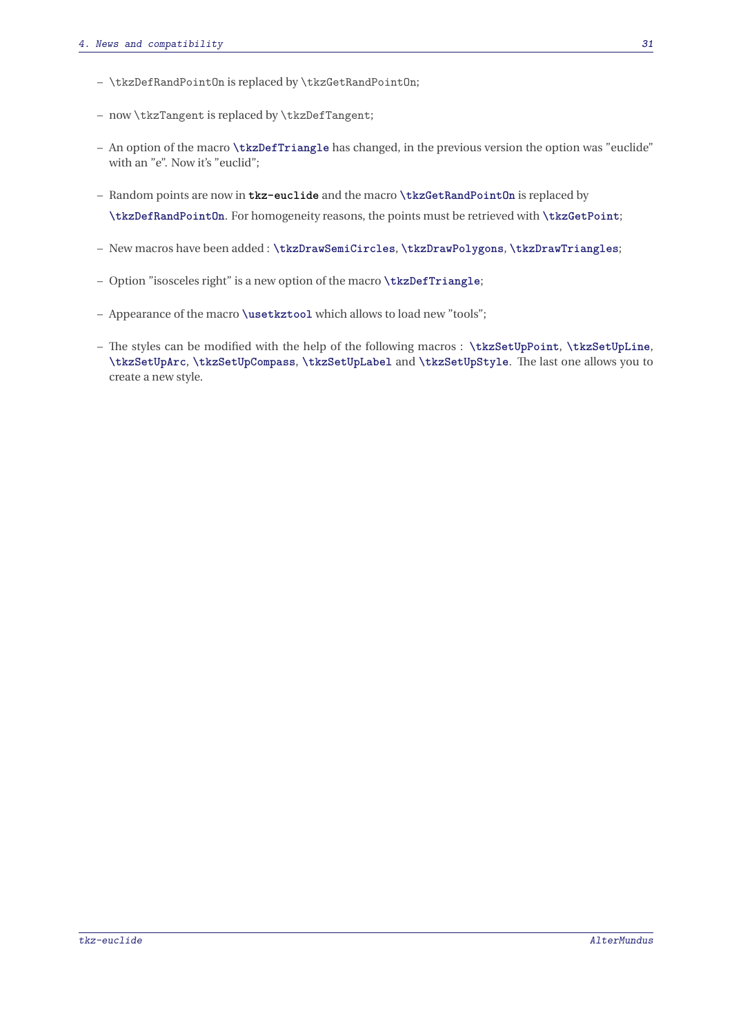- `\tkzDefRandPointOn` is replaced by `\tkzGetRandPointOn`;

- now `\tkzTangent` is replaced by `\tkzDefTangent`;

- An option of the macro **`\tkzDefTriangle`** has changed, in the previous version the option was "euclide" with an "e". Now it's "euclid";

- Random points are now in **`tkz-euclide`** and the macro **`\tkzGetRandPointOn`** is replaced by **`\tkzDefRandPointOn`**. For homogeneity reasons, the points must be retrieved with **`\tkzGetPoint`**;

- New macros have been added : **`\tkzDrawSemiCircles`**, **`\tkzDrawPolygons`**, **`\tkzDrawTriangles`**;

- Option "isosceles right" is a new option of the macro **`\tkzDefTriangle`**;

- Appearance of the macro **`\usetkztool`** which allows to load new "tools";

- The styles can be modified with the help of the following macros : **`\tkzSetUpPoint`**, **`\tkzSetUpLine`**, **`\tkzSetUpArc`**, **`\tkzSetUpCompass`**, **`\tkzSetUpLabel`** and **`\tkzSetUpStyle`**. The last one allows you to create a new style.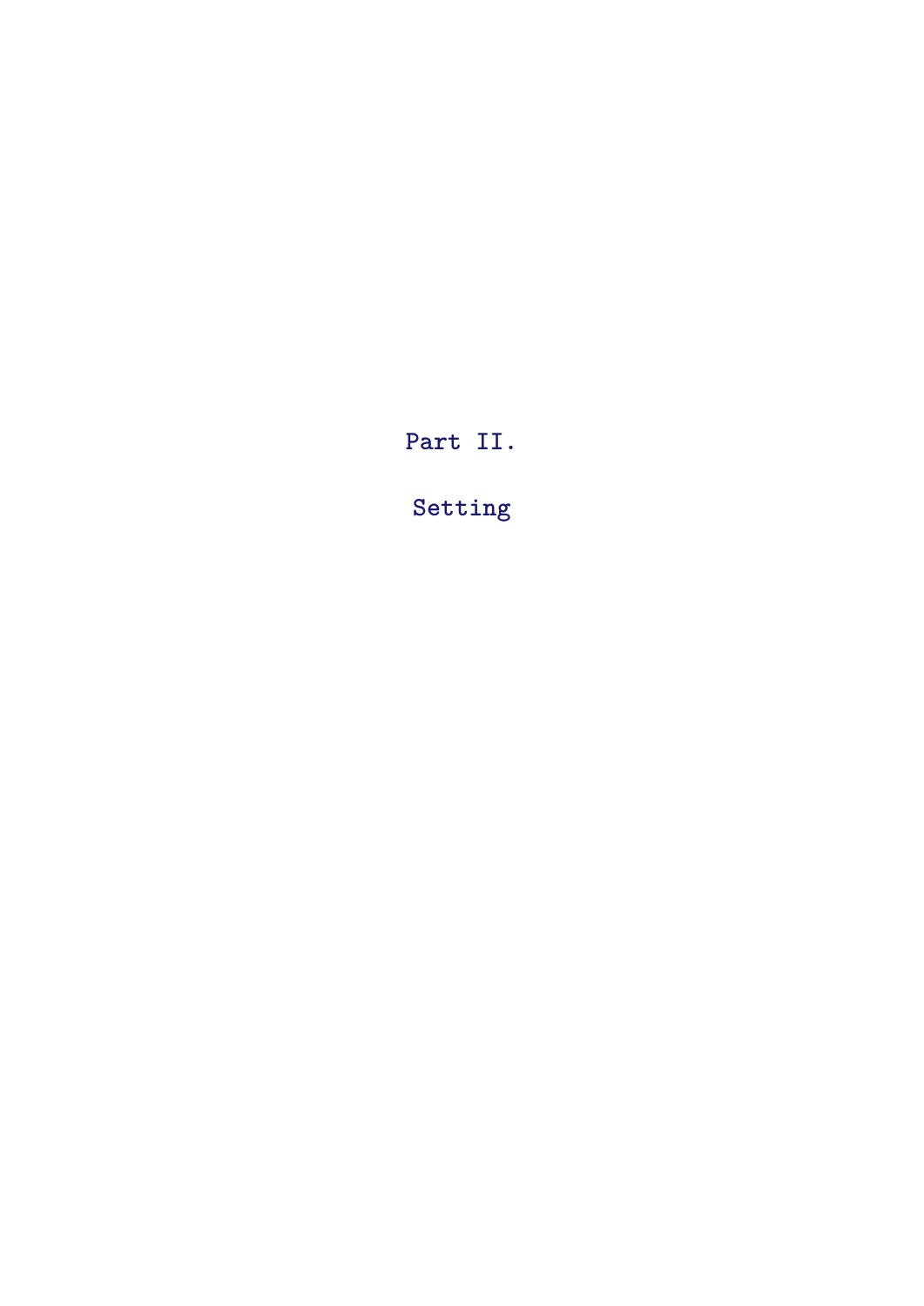# Part II.

# Setting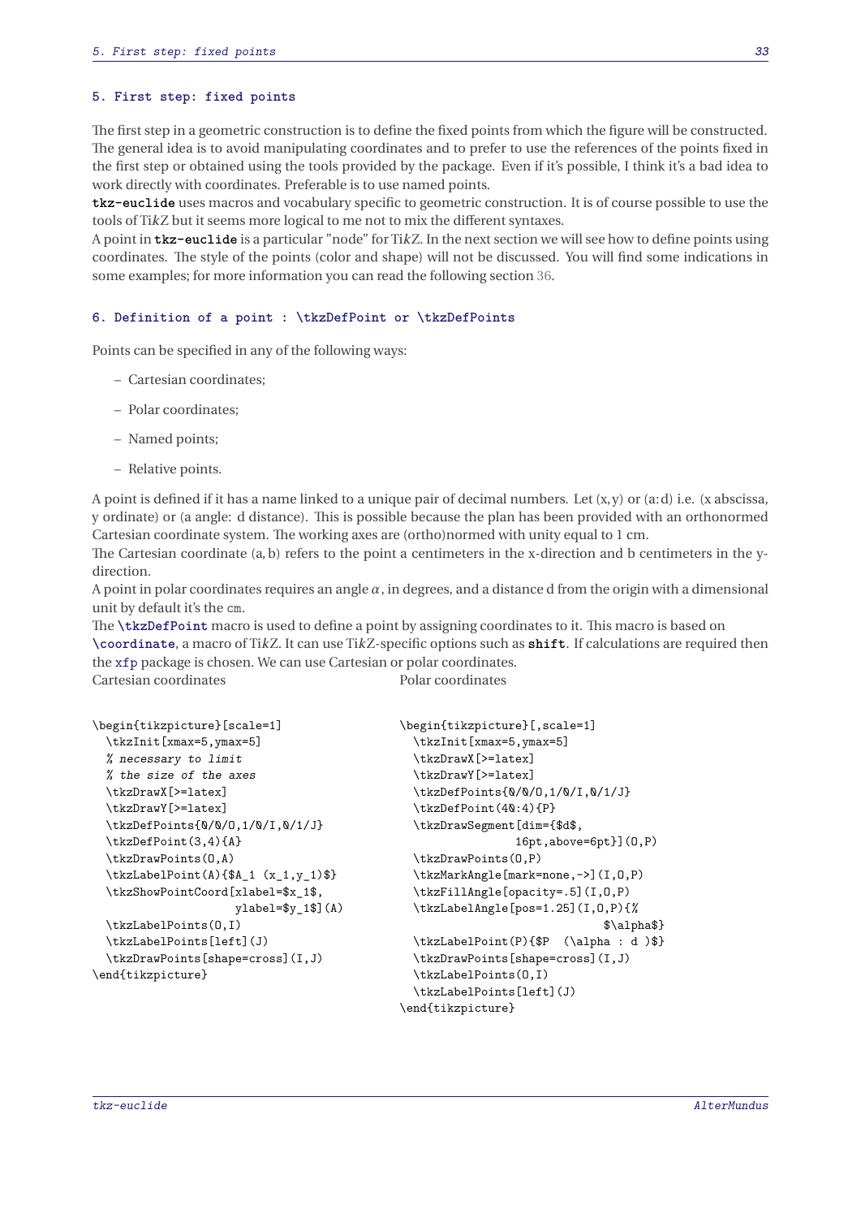## 5. First step: fixed points

The first step in a geometric construction is to define the fixed points from which the figure will be constructed. The general idea is to avoid manipulating coordinates and to prefer to use the references of the points fixed in the first step or obtained using the tools provided by the package. Even if it's possible, I think it's a bad idea to work directly with coordinates. Preferable is to use named points.

**tkz-euclide** uses macros and vocabulary specific to geometric construction. It is of course possible to use the tools of Ti*k*Z but it seems more logical to me not to mix the different syntaxes.

A point in **tkz-euclide** is a particular "node" for Ti*k*Z. In the next section we will see how to define points using coordinates. The style of the points (color and shape) will not be discussed. You will find some indications in some examples; for more information you can read the following section 36.

## 6. Definition of a point : \tkzDefPoint or \tkzDefPoints

Points can be specified in any of the following ways:

- Cartesian coordinates;
- Polar coordinates;
- Named points;
- Relative points.

A point is defined if it has a name linked to a unique pair of decimal numbers. Let (x, y) or (a: d) i.e. (x abscissa, y ordinate) or (a angle: d distance). This is possible because the plan has been provided with an orthonormed Cartesian coordinate system. The working axes are (ortho)normed with unity equal to 1 cm.

The Cartesian coordinate (a, b) refers to the point a centimeters in the x-direction and b centimeters in the y-direction.

A point in polar coordinates requires an angle $\alpha$, in degrees, and a distance d from the origin with a dimensional unit by default it's the cm.

The **\tkzDefPoint** macro is used to define a point by assigning coordinates to it. This macro is based on **\coordinate**, a macro of Ti*k*Z. It can use Ti*k*Z-specific options such as **shift**. If calculations are required then the xfp package is chosen. We can use Cartesian or polar coordinates.

Cartesian coordinates

```
\begin{tikzpicture}[scale=1]
  \tkzInit[xmax=5,ymax=5]
  % necessary to limit
  % the size of the axes
  \tkzDrawX[>=latex]
  \tkzDrawY[>=latex]
  \tkzDefPoints{0/0/O,1/0/I,0/1/J}
  \tkzDefPoint(3,4){A}
  \tkzDrawPoints(O,A)
  \tkzLabelPoint(A){$A_1 (x_1,y_1)$}
  \tkzShowPointCoord[xlabel=$x_1$,
                    ylabel=$y_1$](A)
  \tkzLabelPoints(O,I)
  \tkzLabelPoints[left](J)
  \tkzDrawPoints[shape=cross](I,J)
\end{tikzpicture}
```

Polar coordinates

```
\begin{tikzpicture}[,scale=1]
  \tkzInit[xmax=5,ymax=5]
  \tkzDrawX[>=latex]
  \tkzDrawY[>=latex]
  \tkzDefPoints{0/0/O,1/0/I,0/1/J}
  \tkzDefPoint(40:4){P}
  \tkzDrawSegment[dim={$d$,
               16pt,above=6pt}](O,P)
  \tkzDrawPoints(O,P)
  \tkzMarkAngle[mark=none,->](I,O,P)
  \tkzFillAngle[opacity=.5](I,O,P)
  \tkzLabelAngle[pos=1.25](I,O,P){%
                              $\alpha$}
  \tkzLabelPoint(P){$P  (\alpha : d )$}
  \tkzDrawPoints[shape=cross](I,J)
  \tkzLabelPoints(O,I)
  \tkzLabelPoints[left](J)
\end{tikzpicture}
```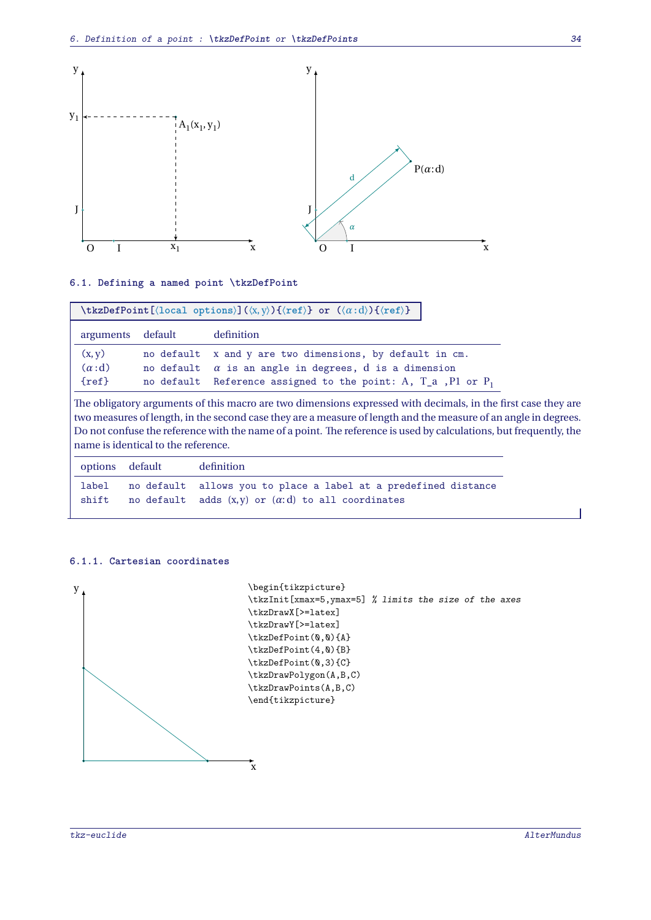y

$y_1$ ---------- $A_1(x_1, y_1)$

J

O I $x_1$ x

y

d

$P(\alpha:d)$

J

$\alpha$

O I x

## 6.1. Defining a named point \tkzDefPoint

**\tkzDefPoint[⟨local options⟩](⟨x, y⟩){⟨ref⟩} or (⟨α:d⟩){⟨ref⟩}**

| arguments | default | definition |
|---|---|---|
| (x, y) | no default | x and y are two dimensions, by default in cm. |
| ($\alpha$:d) | no default | $\alpha$ is an angle in degrees, d is a dimension |
| {ref} | no default | Reference assigned to the point: A, T_a ,P1 or $P_1$ |

The obligatory arguments of this macro are two dimensions expressed with decimals, in the first case they are two measures of length, in the second case they are a measure of length and the measure of an angle in degrees. Do not confuse the reference with the name of a point. The reference is used by calculations, but frequently, the name is identical to the reference.

| options | default | definition |
|---|---|---|
| label | no default | allows you to place a label at a predefined distance |
| shift | no default | adds (x, y) or ($\alpha$:d) to all coordinates |

### 6.1.1. Cartesian coordinates

y

x

```
\begin{tikzpicture}
\tkzInit[xmax=5,ymax=5] % limits the size of the axes
\tkzDrawX[>=latex]
\tkzDrawY[>=latex]
\tkzDefPoint(0,0){A}
\tkzDefPoint(4,0){B}
\tkzDefPoint(0,3){C}
\tkzDrawPolygon(A,B,C)
\tkzDrawPoints(A,B,C)
\end{tikzpicture}
```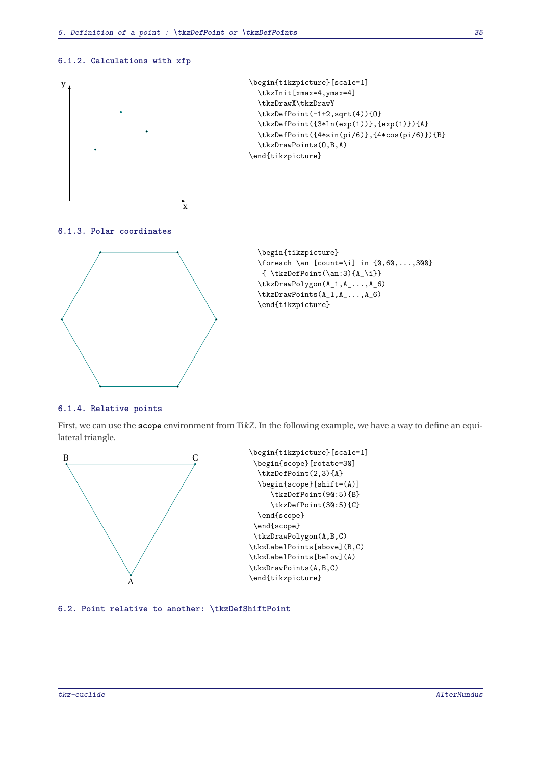### 6.1.2. Calculations with xfp

```
\begin{tikzpicture}[scale=1]
  \tkzInit[xmax=4,ymax=4]
  \tkzDrawX\tkzDrawY
  \tkzDefPoint(-1+2,sqrt(4)){O}
  \tkzDefPoint({3*ln(exp(1))},{exp(1)}){A}
  \tkzDefPoint({4*sin(pi/6)},{4*cos(pi/6)}){B}
  \tkzDrawPoints(O,B,A)
\end{tikzpicture}
```

### 6.1.3. Polar coordinates

```
\begin{tikzpicture}
\foreach \an [count=\i] in {0,60,...,300}
 { \tkzDefPoint(\an:3){A_\i}}
\tkzDrawPolygon(A_1,A_...,A_6)
\tkzDrawPoints(A_1,A_...,A_6)
\end{tikzpicture}
```

### 6.1.4. Relative points

First, we can use the **scope** environment from Ti*k*Z. In the following example, we have a way to define an equilateral triangle.

```
\begin{tikzpicture}[scale=1]
 \begin{scope}[rotate=30]
  \tkzDefPoint(2,3){A}
  \begin{scope}[shift=(A)]
     \tkzDefPoint(90:5){B}
     \tkzDefPoint(30:5){C}
  \end{scope}
 \end{scope}
 \tkzDrawPolygon(A,B,C)
\tkzLabelPoints[above](B,C)
\tkzLabelPoints[below](A)
\tkzDrawPoints(A,B,C)
\end{tikzpicture}
```

## 6.2. Point relative to another: \tkzDefShiftPoint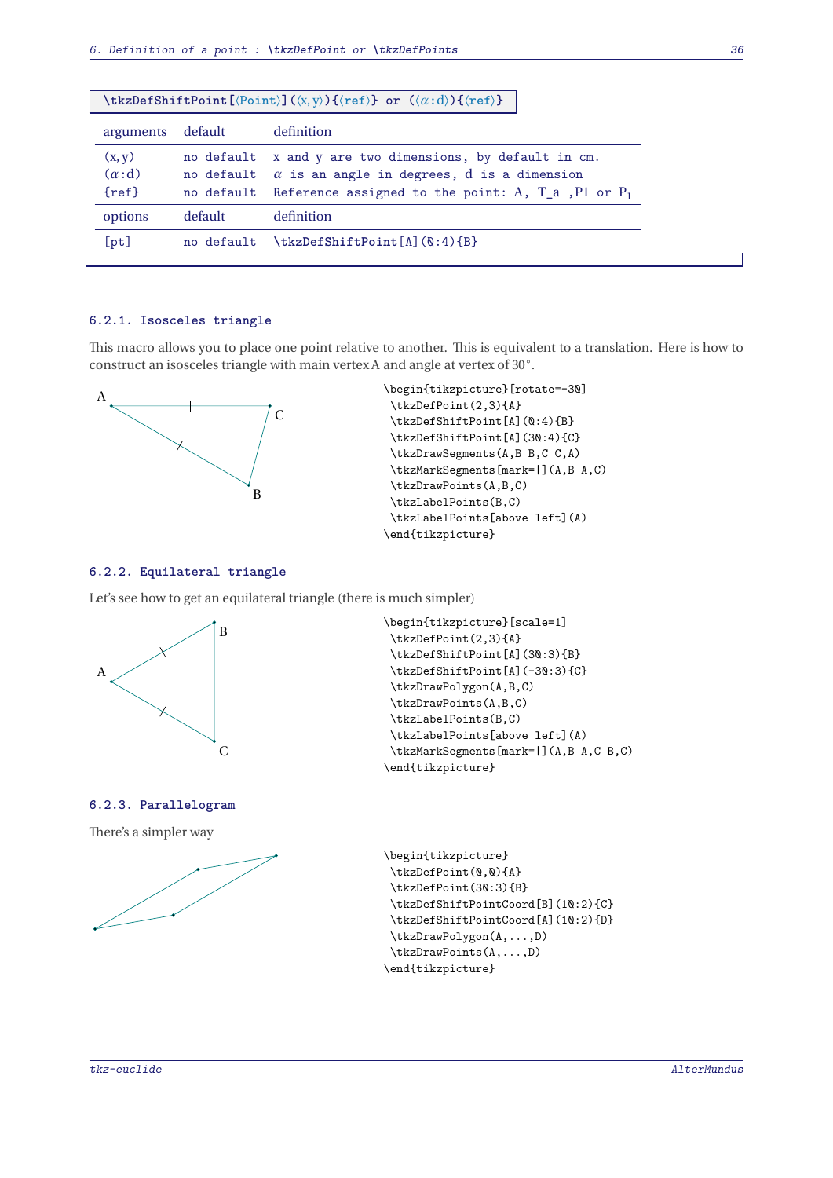`\tkzDefShiftPoint[⟨Point⟩](⟨x, y⟩){⟨ref⟩} or (⟨α:d⟩){⟨ref⟩}`

| arguments | default | definition |
|---|---|---|
| (x, y) | no default | x and y are two dimensions, by default in cm. |
| (α:d) | no default | α is an angle in degrees, d is a dimension |
| {ref} | no default | Reference assigned to the point: A, T_a ,P1 or $P_1$ |
| **options** | **default** | **definition** |
| [pt] | no default | `\tkzDefShiftPoint[A](0:4){B}` |

### 6.2.1. Isosceles triangle

This macro allows you to place one point relative to another. This is equivalent to a translation. Here is how to construct an isosceles triangle with main vertex A and angle at vertex of 30°.

```
\begin{tikzpicture}[rotate=-30]
 \tkzDefPoint(2,3){A}
 \tkzDefShiftPoint[A](0:4){B}
 \tkzDefShiftPoint[A](30:4){C}
 \tkzDrawSegments(A,B B,C C,A)
 \tkzMarkSegments[mark=|](A,B A,C)
 \tkzDrawPoints(A,B,C)
 \tkzLabelPoints(B,C)
 \tkzLabelPoints[above left](A)
\end{tikzpicture}
```

### 6.2.2. Equilateral triangle

Let's see how to get an equilateral triangle (there is much simpler)

```
\begin{tikzpicture}[scale=1]
 \tkzDefPoint(2,3){A}
 \tkzDefShiftPoint[A](30:3){B}
 \tkzDefShiftPoint[A](-30:3){C}
 \tkzDrawPolygon(A,B,C)
 \tkzDrawPoints(A,B,C)
 \tkzLabelPoints(B,C)
 \tkzLabelPoints[above left](A)
 \tkzMarkSegments[mark=|](A,B A,C B,C)
\end{tikzpicture}
```

### 6.2.3. Parallelogram

There's a simpler way

```
\begin{tikzpicture}
 \tkzDefPoint(0,0){A}
 \tkzDefPoint(30:3){B}
 \tkzDefShiftPointCoord[B](10:2){C}
 \tkzDefShiftPointCoord[A](10:2){D}
 \tkzDrawPolygon(A,...,D)
 \tkzDrawPoints(A,...,D)
\end{tikzpicture}
```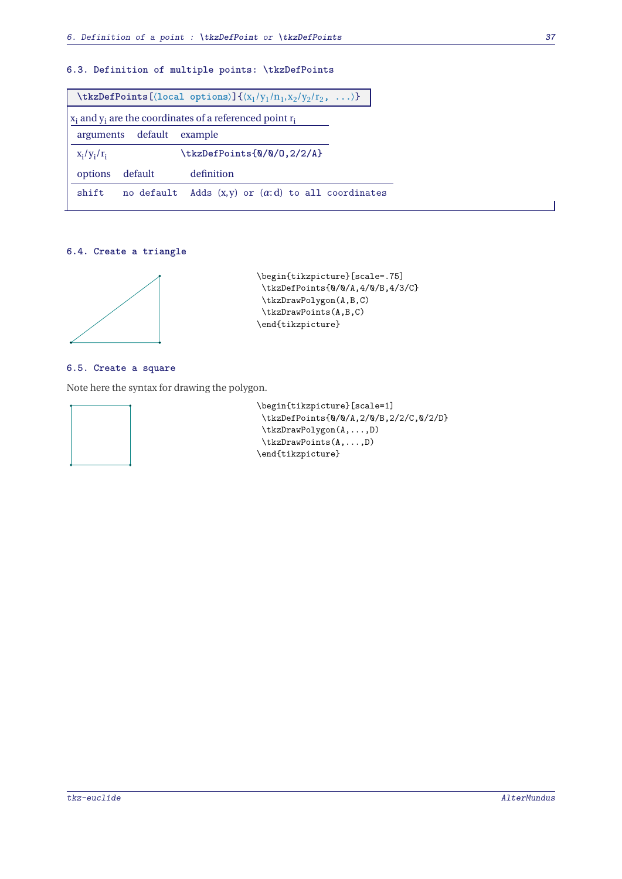### 6.3. Definition of multiple points: \tkzDefPoints

```
\tkzDefPoints[⟨local options⟩]{⟨x1/y1/n1,x2/y2/r2, ...⟩}
```

$x_i$ and $y_i$ are the coordinates of a referenced point $r_i$

| arguments | default | example |
|---|---|---|
| $x_i/y_i/r_i$ | | \tkzDefPoints{0/0/O,2/2/A} |

| options | default | definition |
|---|---|---|
| shift | no default | Adds (x,y) or ($\alpha$:d) to all coordinates |

### 6.4. Create a triangle

```
\begin{tikzpicture}[scale=.75]
 \tkzDefPoints{0/0/A,4/0/B,4/3/C}
 \tkzDrawPolygon(A,B,C)
 \tkzDrawPoints(A,B,C)
\end{tikzpicture}
```

### 6.5. Create a square

Note here the syntax for drawing the polygon.

```
\begin{tikzpicture}[scale=1]
 \tkzDefPoints{0/0/A,2/0/B,2/2/C,0/2/D}
 \tkzDrawPolygon(A,...,D)
 \tkzDrawPoints(A,...,D)
\end{tikzpicture}
```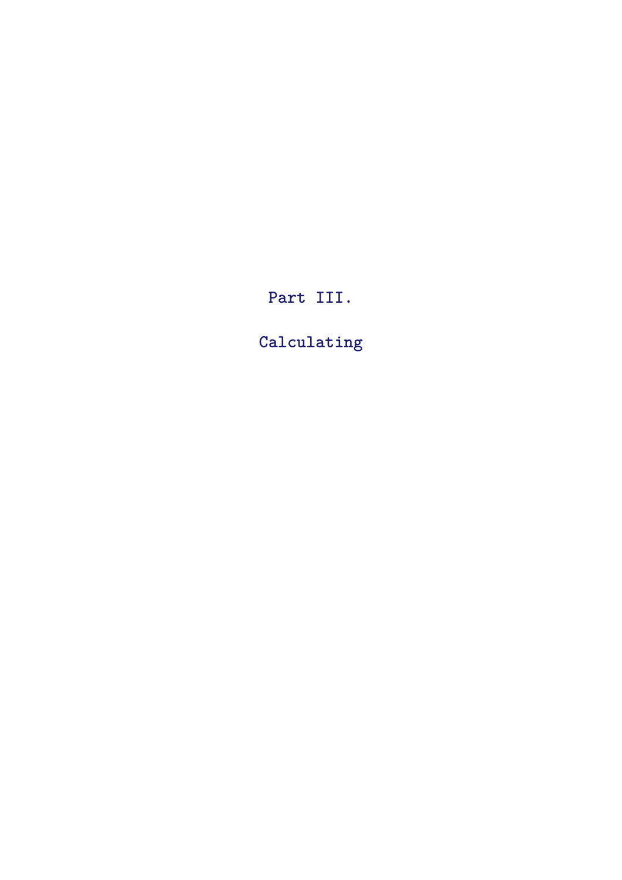# Part III.

# Calculating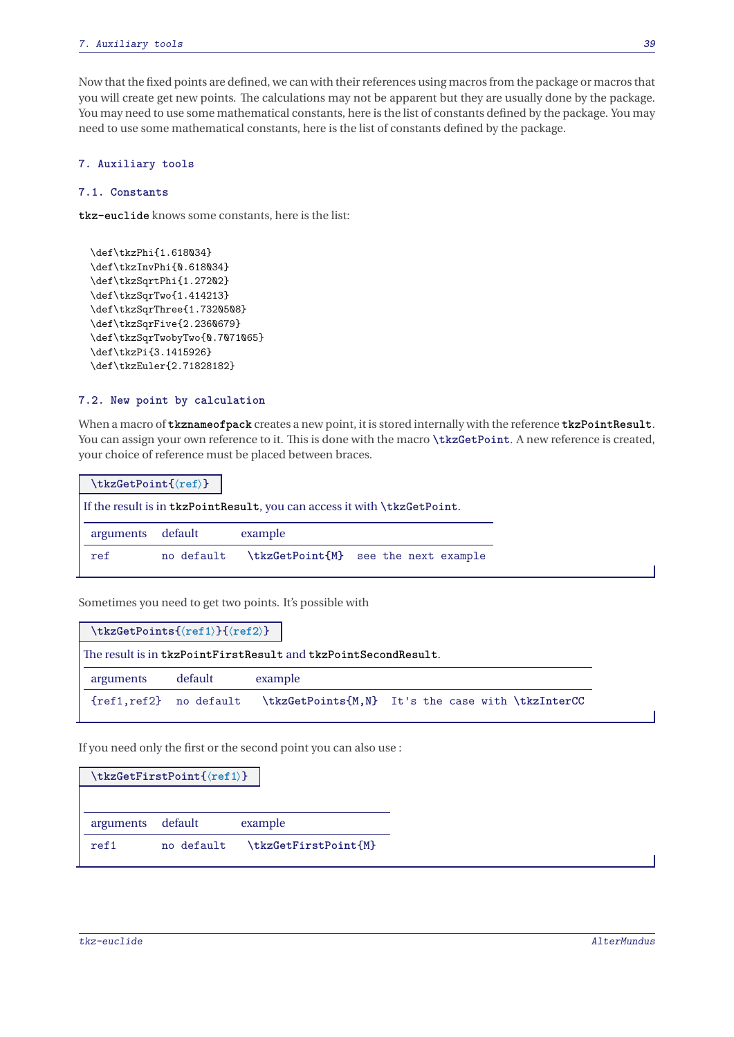Now that the fixed points are defined, we can with their references using macros from the package or macros that you will create get new points. The calculations may not be apparent but they are usually done by the package. You may need to use some mathematical constants, here is the list of constants defined by the package. You may need to use some mathematical constants, here is the list of constants defined by the package.

# 7. Auxiliary tools

## 7.1. Constants

**tkz-euclide** knows some constants, here is the list:

```
\def\tkzPhi{1.618034}
\def\tkzInvPhi{0.618034}
\def\tkzSqrtPhi{1.27202}
\def\tkzSqrTwo{1.414213}
\def\tkzSqrThree{1.7320508}
\def\tkzSqrFive{2.2360679}
\def\tkzSqrTwobyTwo{0.7071065}
\def\tkzPi{3.1415926}
\def\tkzEuler{2.71828182}
```

## 7.2. New point by calculation

When a macro of **tkznameofpack** creates a new point, it is stored internally with the reference **tkzPointResult**. You can assign your own reference to it. This is done with the macro `\tkzGetPoint`. A new reference is created, your choice of reference must be placed between braces.

`\tkzGetPoint{⟨ref⟩}`

If the result is in `tkzPointResult`, you can access it with `\tkzGetPoint`.

| arguments | default | example | |
|---|---|---|---|
| ref | no default | `\tkzGetPoint{M}` | see the next example |

Sometimes you need to get two points. It's possible with

`\tkzGetPoints{⟨ref1⟩}{⟨ref2⟩}`

The result is in `tkzPointFirstResult` and `tkzPointSecondResult`.

| arguments | default | example | |
|---|---|---|---|
| {ref1,ref2} | no default | `\tkzGetPoints{M,N}` | It's the case with `\tkzInterCC` |

If you need only the first or the second point you can also use :

`\tkzGetFirstPoint{⟨ref1⟩}`

| arguments | default | example |
|---|---|---|
| ref1 | no default | `\tkzGetFirstPoint{M}` |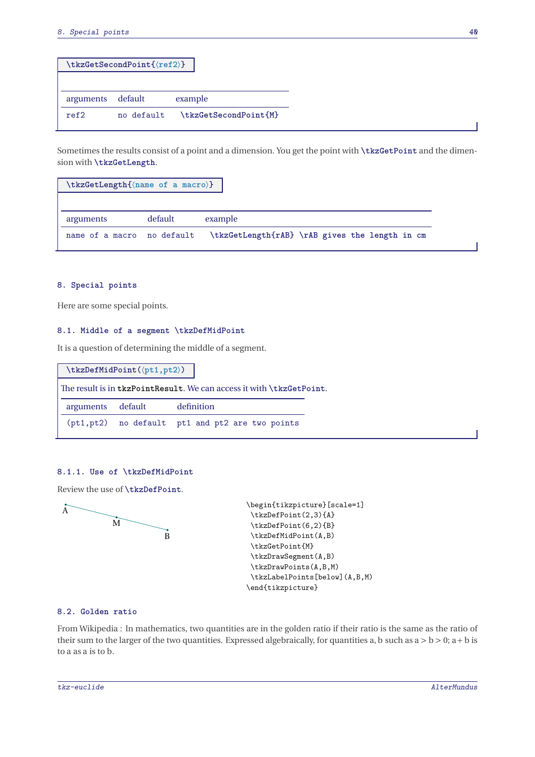```
\tkzGetSecondPoint{⟨ref2⟩}
```

| arguments | default | example |
|---|---|---|
| ref2 | no default | \tkzGetSecondPoint{M} |

Sometimes the results consist of a point and a dimension. You get the point with **\tkzGetPoint** and the dimension with **\tkzGetLength**.

```
\tkzGetLength{⟨name of a macro⟩}
```

| arguments | default | example |
|---|---|---|
| name of a macro | no default | \tkzGetLength{rAB} \rAB gives the length in cm |

## 8. Special points

Here are some special points.

### 8.1. Middle of a segment \tkzDefMidPoint

It is a question of determining the middle of a segment.

```
\tkzDefMidPoint(⟨pt1,pt2⟩)
```

The result is in tkzPointResult. We can access it with **\tkzGetPoint**.

| arguments | default | definition |
|---|---|---|
| (pt1,pt2) | no default | pt1 and pt2 are two points |

#### 8.1.1. Use of \tkzDefMidPoint

Review the use of **\tkzDefPoint**.

```
\begin{tikzpicture}[scale=1]
 \tkzDefPoint(2,3){A}
 \tkzDefPoint(6,2){B}
 \tkzDefMidPoint(A,B)
 \tkzGetPoint{M}
 \tkzDrawSegment(A,B)
 \tkzDrawPoints(A,B,M)
 \tkzLabelPoints[below](A,B,M)
\end{tikzpicture}
```

### 8.2. Golden ratio

From Wikipedia : In mathematics, two quantities are in the golden ratio if their ratio is the same as the ratio of their sum to the larger of the two quantities. Expressed algebraically, for quantities a, b such as $a > b > 0$; $a + b$ is to a as a is to b.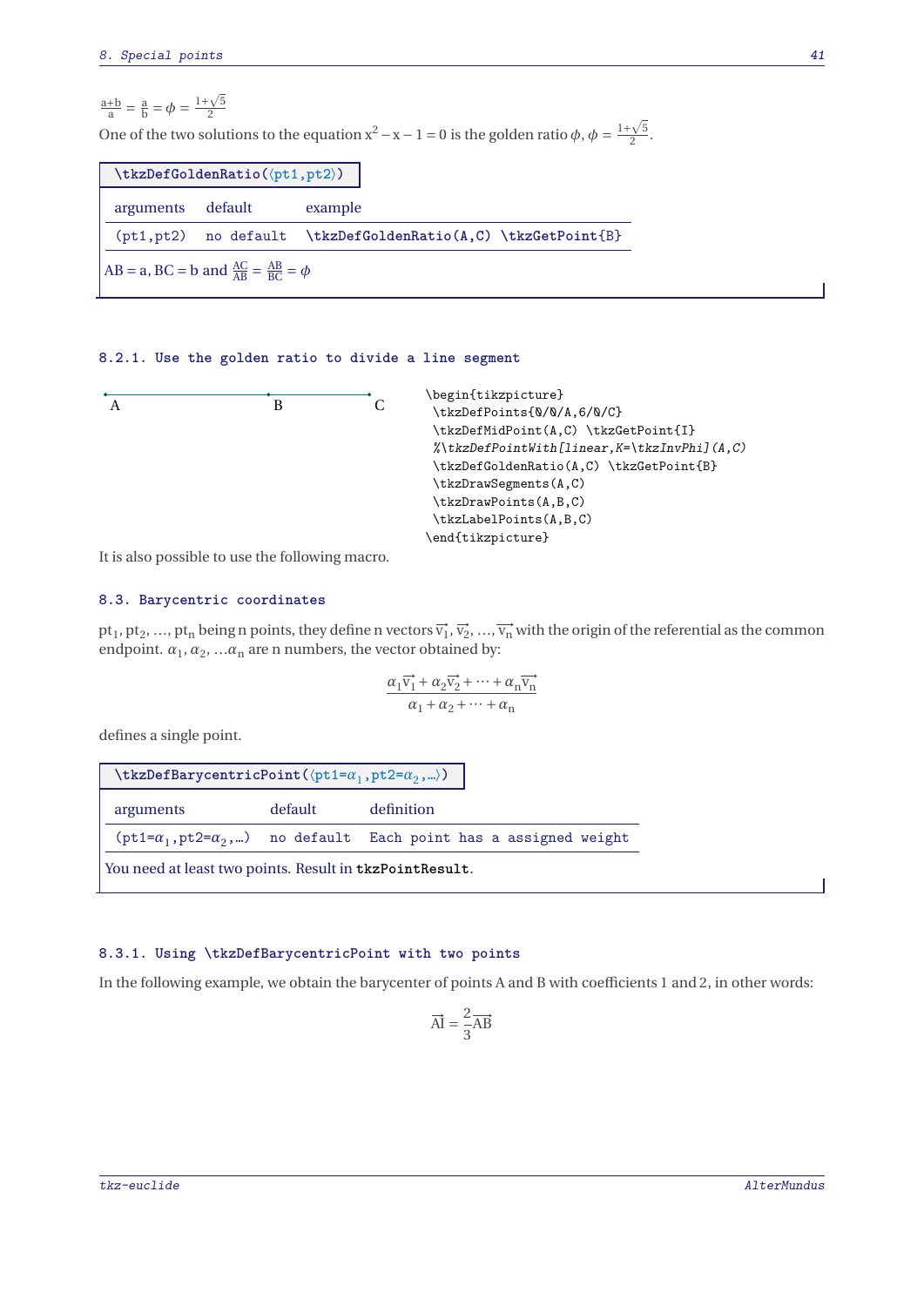$\frac{a+b}{a} = \frac{a}{b} = \phi = \frac{1+\sqrt{5}}{2}$

One of the two solutions to the equation $x^2 - x - 1 = 0$ is the golden ratio $\phi$, $\phi = \frac{1+\sqrt{5}}{2}$.

`\tkzDefGoldenRatio(⟨pt1,pt2⟩)`

| arguments | default | example |
|---|---|---|
| (pt1,pt2) | no default | `\tkzDefGoldenRatio(A,C) \tkzGetPoint{B}` |

$AB = a$, $BC = b$ and $\frac{AC}{AB} = \frac{AB}{BC} = \phi$

#### 8.2.1. Use the golden ratio to divide a line segment

A B C

```
\begin{tikzpicture}
 \tkzDefPoints{0/0/A,6/0/C}
 \tkzDefMidPoint(A,C) \tkzGetPoint{I}
 %\tkzDefPointWith[linear,K=\tkzInvPhi](A,C)
 \tkzDefGoldenRatio(A,C) \tkzGetPoint{B}
 \tkzDrawSegments(A,C)
 \tkzDrawPoints(A,B,C)
 \tkzLabelPoints(A,B,C)
\end{tikzpicture}
```

It is also possible to use the following macro.

### 8.3. Barycentric coordinates

$pt_1, pt_2, \ldots, pt_n$ being n points, they define n vectors $\overrightarrow{v_1}, \overrightarrow{v_2}, \ldots, \overrightarrow{v_n}$ with the origin of the referential as the common endpoint. $\alpha_1, \alpha_2, \ldots \alpha_n$ are n numbers, the vector obtained by:

$$\frac{\alpha_1 \overrightarrow{v_1} + \alpha_2 \overrightarrow{v_2} + \cdots + \alpha_n \overrightarrow{v_n}}{\alpha_1 + \alpha_2 + \cdots + \alpha_n}$$

defines a single point.

`\tkzDefBarycentricPoint(⟨pt1=α1,pt2=α2,...⟩)`

| arguments | default | definition |
|---|---|---|
| (pt1=$\alpha_1$,pt2=$\alpha_2$,...) | no default | Each point has a assigned weight |

You need at least two points. Result in `tkzPointResult`.

#### 8.3.1. Using `\tkzDefBarycentricPoint` with two points

In the following example, we obtain the barycenter of points A and B with coefficients 1 and 2, in other words:

$$\overrightarrow{AI} = \frac{2}{3}\overrightarrow{AB}$$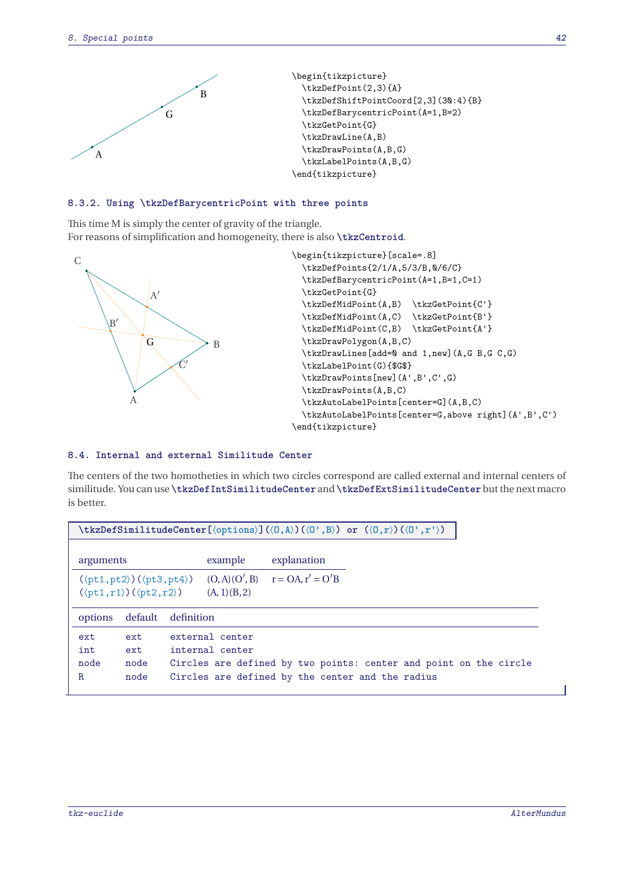```
\begin{tikzpicture}
  \tkzDefPoint(2,3){A}
  \tkzDefShiftPointCoord[2,3](30:4){B}
  \tkzDefBarycentricPoint(A=1,B=2)
  \tkzGetPoint{G}
  \tkzDrawLine(A,B)
  \tkzDrawPoints(A,B,G)
  \tkzLabelPoints(A,B,G)
\end{tikzpicture}
```

#### 8.3.2. Using \tkzDefBarycentricPoint with three points

This time M is simply the center of gravity of the triangle.
For reasons of simplification and homogeneity, there is also `\tkzCentroid`.

```
\begin{tikzpicture}[scale=.8]
  \tkzDefPoints{2/1/A,5/3/B,0/6/C}
  \tkzDefBarycentricPoint(A=1,B=1,C=1)
  \tkzGetPoint{G}
  \tkzDefMidPoint(A,B)  \tkzGetPoint{C'}
  \tkzDefMidPoint(A,C)  \tkzGetPoint{B'}
  \tkzDefMidPoint(C,B)  \tkzGetPoint{A'}
  \tkzDrawPolygon(A,B,C)
  \tkzDrawLines[add=0 and 1,new](A,G B,G C,G)
  \tkzLabelPoint(G){$G$}
  \tkzDrawPoints[new](A',B',C',G)
  \tkzDrawPoints(A,B,C)
  \tkzAutoLabelPoints[center=G](A,B,C)
  \tkzAutoLabelPoints[center=G,above right](A',B',C')
\end{tikzpicture}
```

### 8.4. Internal and external Similitude Center

The centers of the two homotheties in which two circles correspond are called external and internal centers of similitude. You can use `\tkzDefIntSimilitudeCenter` and `\tkzDefExtSimilitudeCenter` but the next macro is better.

`\tkzDefSimilitudeCenter[⟨options⟩](⟨O,A⟩)(⟨O',B⟩) or (⟨O,r⟩)(⟨O',r'⟩)`

| arguments | example | explanation |
|---|---|---|
| (⟨pt1,pt2⟩)(⟨pt3,pt4⟩) | (O,A)(O′,B) | $r = OA, r' = O'B$ |
| (⟨pt1,r1⟩)(⟨pt2,r2⟩) | (A,1)(B,2) | |

| options | default | definition |
|---|---|---|
| ext | ext | external center |
| int | ext | internal center |
| node | node | Circles are defined by two points: center and point on the circle |
| R | node | Circles are defined by the center and the radius |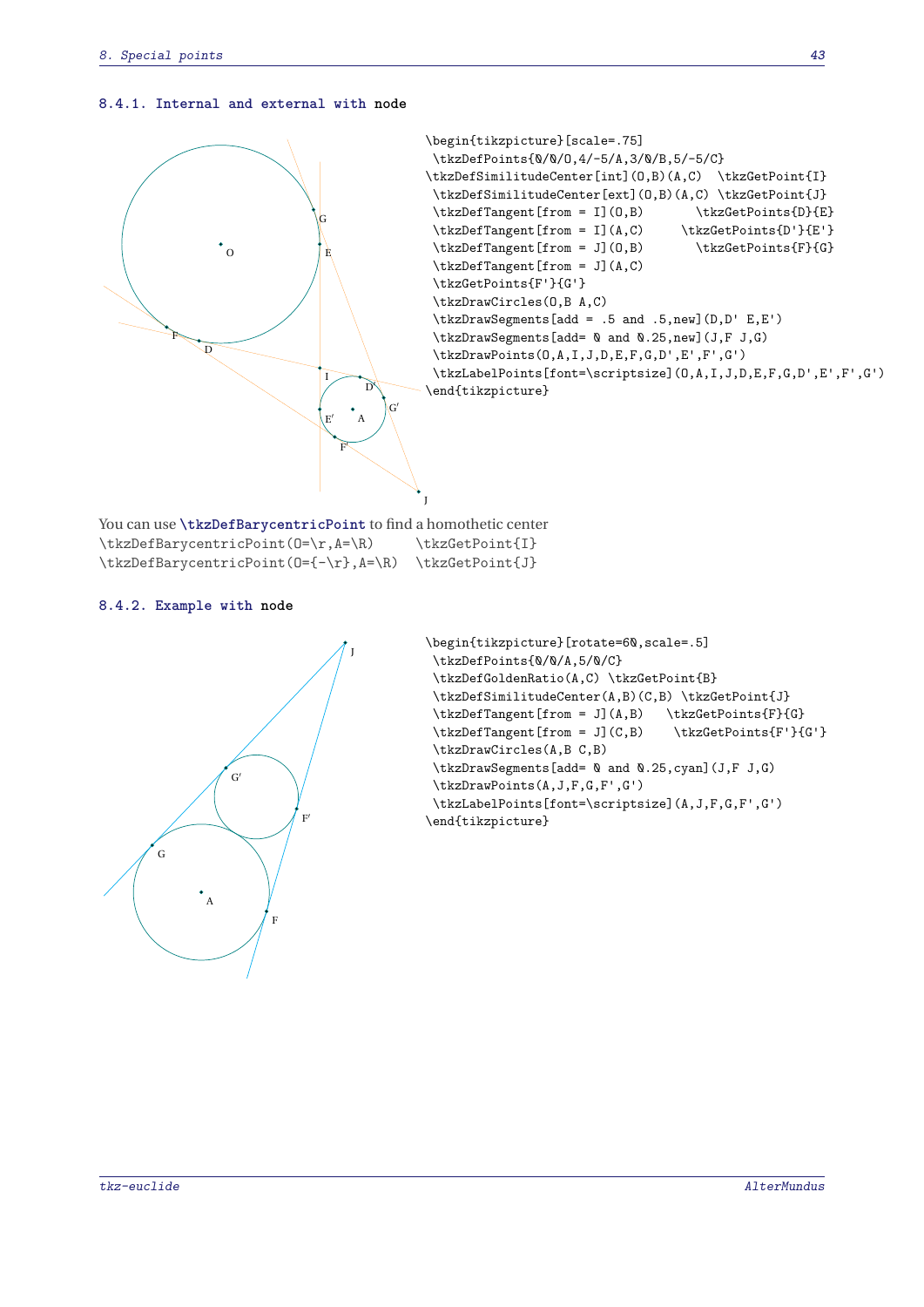### 8.4.1. Internal and external with node

```
\begin{tikzpicture}[scale=.75]
 \tkzDefPoints{0/0/O,4/-5/A,3/0/B,5/-5/C}
\tkzDefSimilitudeCenter[int](O,B)(A,C)  \tkzGetPoint{I}
 \tkzDefSimilitudeCenter[ext](O,B)(A,C) \tkzGetPoint{J}
 \tkzDefTangent[from = I](O,B)       \tkzGetPoints{D}{E}
 \tkzDefTangent[from = I](A,C)     \tkzGetPoints{D'}{E'}
 \tkzDefTangent[from = J](O,B)       \tkzGetPoints{F}{G}
 \tkzDefTangent[from = J](A,C)
 \tkzGetPoints{F'}{G'}
 \tkzDrawCircles(O,B A,C)
 \tkzDrawSegments[add = .5 and .5,new](D,D' E,E')
 \tkzDrawSegments[add= 0 and 0.25,new](J,F J,G)
 \tkzDrawPoints(O,A,I,J,D,E,F,G,D',E',F',G')
 \tkzLabelPoints[font=\scriptsize](O,A,I,J,D,E,F,G,D',E',F',G')
\end{tikzpicture}
```

You can use **\tkzDefBarycentricPoint** to find a homothetic center

```
\tkzDefBarycentricPoint(O=\r,A=\R)      \tkzGetPoint{I}
\tkzDefBarycentricPoint(O={-\r},A=\R)  \tkzGetPoint{J}
```

### 8.4.2. Example with node

```
\begin{tikzpicture}[rotate=60,scale=.5]
 \tkzDefPoints{0/0/A,5/0/C}
 \tkzDefGoldenRatio(A,C) \tkzGetPoint{B}
 \tkzDefSimilitudeCenter(A,B)(C,B) \tkzGetPoint{J}
 \tkzDefTangent[from = J](A,B)   \tkzGetPoints{F}{G}
 \tkzDefTangent[from = J](C,B)    \tkzGetPoints{F'}{G'}
 \tkzDrawCircles(A,B C,B)
 \tkzDrawSegments[add= 0 and 0.25,cyan](J,F J,G)
 \tkzDrawPoints(A,J,F,G,F',G')
 \tkzLabelPoints[font=\scriptsize](A,J,F,G,F',G')
\end{tikzpicture}
```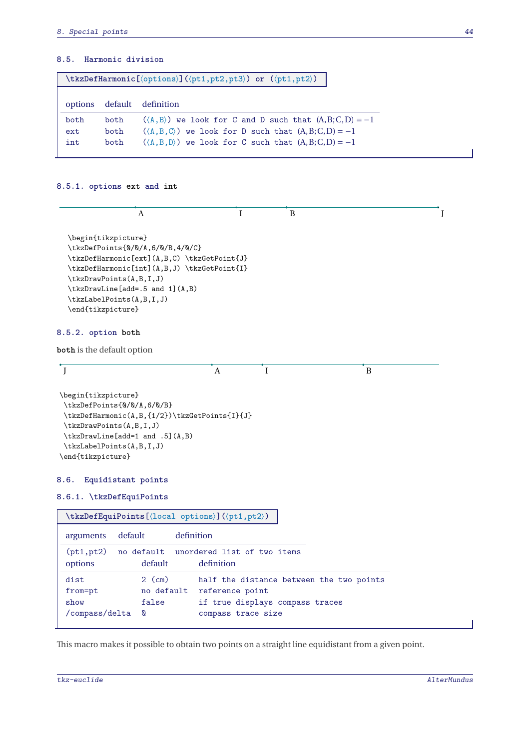### 8.5. Harmonic division

`\tkzDefHarmonic[⟨options⟩](⟨pt1,pt2,pt3⟩) or (⟨pt1,pt2⟩)`

| options | default | definition |
|---|---|---|
| both | both | (⟨A,B⟩) we look for C and D such that $(A,B;C,D) = -1$ |
| ext | both | (⟨A,B,C⟩) we look for D such that $(A,B;C,D) = -1$ |
| int | both | (⟨A,B,D⟩) we look for C such that $(A,B;C,D) = -1$ |

#### 8.5.1. options ext and int

A I B J

```
\begin{tikzpicture}
\tkzDefPoints{0/0/A,6/0/B,4/0/C}
\tkzDefHarmonic[ext](A,B,C) \tkzGetPoint{J}
\tkzDefHarmonic[int](A,B,J) \tkzGetPoint{I}
\tkzDrawPoints(A,B,I,J)
\tkzDrawLine[add=.5 and 1](A,B)
\tkzLabelPoints(A,B,I,J)
\end{tikzpicture}
```

#### 8.5.2. option both

**both** is the default option

J A I B

```
\begin{tikzpicture}
 \tkzDefPoints{0/0/A,6/0/B}
 \tkzDefHarmonic(A,B,{1/2})\tkzGetPoints{I}{J}
 \tkzDrawPoints(A,B,I,J)
 \tkzDrawLine[add=1 and .5](A,B)
 \tkzLabelPoints(A,B,I,J)
\end{tikzpicture}
```

### 8.6. Equidistant points

#### 8.6.1. \tkzDefEquiPoints

`\tkzDefEquiPoints[⟨local options⟩](⟨pt1,pt2⟩)`

| arguments | default | definition |
|---|---|---|
| (pt1,pt2) | no default | unordered list of two items |

| options | default | definition |
|---|---|---|
| dist | 2 (cm) | half the distance between the two points |
| from=pt | no default | reference point |
| show | false | if true displays compass traces |
| /compass/delta | 0 | compass trace size |

This macro makes it possible to obtain two points on a straight line equidistant from a given point.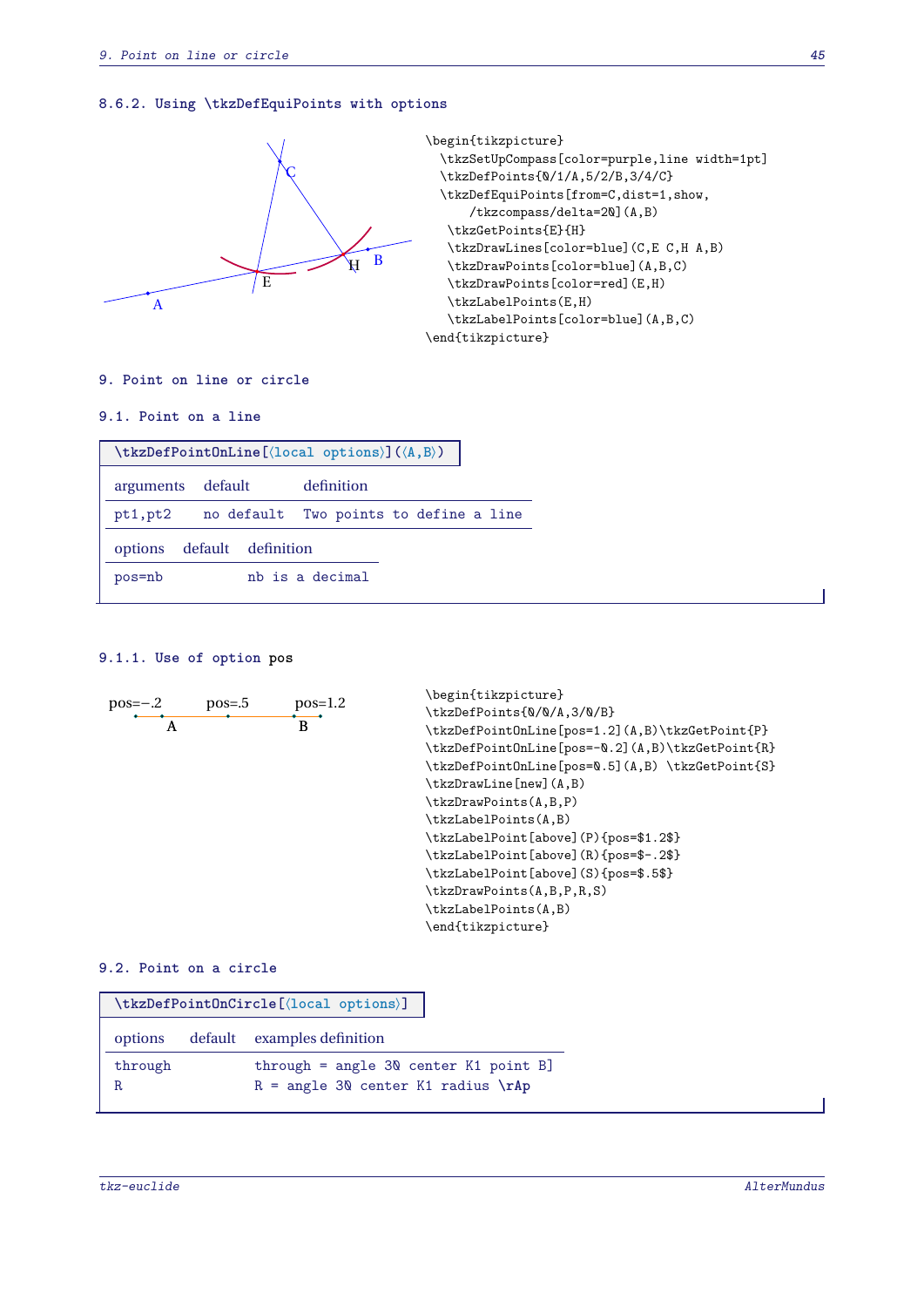### 8.6.2. Using \tkzDefEquiPoints with options

```
\begin{tikzpicture}
  \tkzSetUpCompass[color=purple,line width=1pt]
  \tkzDefPoints{0/1/A,5/2/B,3/4/C}
  \tkzDefEquiPoints[from=C,dist=1,show,
      /tkzcompass/delta=20](A,B)
   \tkzGetPoints{E}{H}
   \tkzDrawLines[color=blue](C,E C,H A,B)
   \tkzDrawPoints[color=blue](A,B,C)
   \tkzDrawPoints[color=red](E,H)
   \tkzLabelPoints(E,H)
   \tkzLabelPoints[color=blue](A,B,C)
\end{tikzpicture}
```

## 9. Point on line or circle

### 9.1. Point on a line

\tkzDefPointOnLine[⟨local options⟩](⟨A,B⟩)

| arguments | default | definition |
|---|---|---|
| pt1,pt2 | no default | Two points to define a line |

| options | default | definition |
|---|---|---|
| pos=nb | | nb is a decimal |

#### 9.1.1. Use of option pos

```
\begin{tikzpicture}
\tkzDefPoints{0/0/A,3/0/B}
\tkzDefPointOnLine[pos=1.2](A,B)\tkzGetPoint{P}
\tkzDefPointOnLine[pos=-0.2](A,B)\tkzGetPoint{R}
\tkzDefPointOnLine[pos=0.5](A,B) \tkzGetPoint{S}
\tkzDrawLine[new](A,B)
\tkzDrawPoints(A,B,P)
\tkzLabelPoints(A,B)
\tkzLabelPoint[above](P){pos=$1.2$}
\tkzLabelPoint[above](R){pos=$-.2$}
\tkzLabelPoint[above](S){pos=$.5$}
\tkzDrawPoints(A,B,P,R,S)
\tkzLabelPoints(A,B)
\end{tikzpicture}
```

### 9.2. Point on a circle

\tkzDefPointOnCircle[⟨local options⟩]

| options | default | examples definition |
|---|---|---|
| through | | through = angle 30 center K1 point B] |
| R | | R = angle 30 center K1 radius \rAp |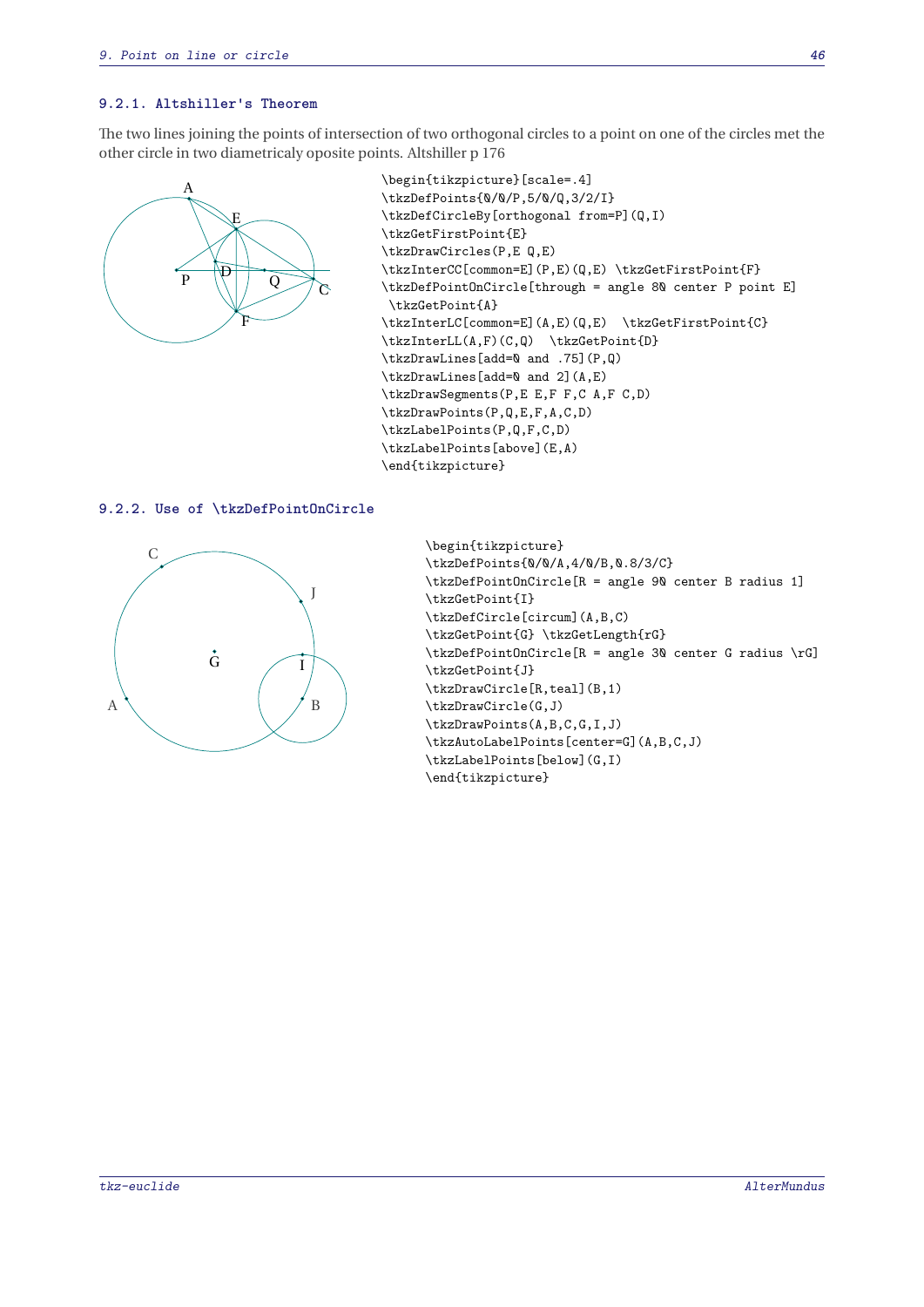### 9.2.1. Altshiller's Theorem

The two lines joining the points of intersection of two orthogonal circles to a point on one of the circles met the other circle in two diametricaly oposite points. Altshiller p 176

```
\begin{tikzpicture}[scale=.4]
\tkzDefPoints{0/0/P,5/0/Q,3/2/I}
\tkzDefCircleBy[orthogonal from=P](Q,I)
\tkzGetFirstPoint{E}
\tkzDrawCircles(P,E Q,E)
\tkzInterCC[common=E](P,E)(Q,E) \tkzGetFirstPoint{F}
\tkzDefPointOnCircle[through = angle 80 center P point E]
 \tkzGetPoint{A}
\tkzInterLC[common=E](A,E)(Q,E)  \tkzGetFirstPoint{C}
\tkzInterLL(A,F)(C,Q)  \tkzGetPoint{D}
\tkzDrawLines[add=0 and .75](P,Q)
\tkzDrawLines[add=0 and 2](A,E)
\tkzDrawSegments(P,E E,F F,C A,F C,D)
\tkzDrawPoints(P,Q,E,F,A,C,D)
\tkzLabelPoints(P,Q,F,C,D)
\tkzLabelPoints[above](E,A)
\end{tikzpicture}
```

### 9.2.2. Use of \tkzDefPointOnCircle

```
\begin{tikzpicture}
\tkzDefPoints{0/0/A,4/0/B,0.8/3/C}
\tkzDefPointOnCircle[R = angle 90 center B radius 1]
\tkzGetPoint{I}
\tkzDefCircle[circum](A,B,C)
\tkzGetPoint{G} \tkzGetLength{rG}
\tkzDefPointOnCircle[R = angle 30 center G radius \rG]
\tkzGetPoint{J}
\tkzDrawCircle[R,teal](B,1)
\tkzDrawCircle(G,J)
\tkzDrawPoints(A,B,C,G,I,J)
\tkzAutoLabelPoints[center=G](A,B,C,J)
\tkzLabelPoints[below](G,I)
\end{tikzpicture}
```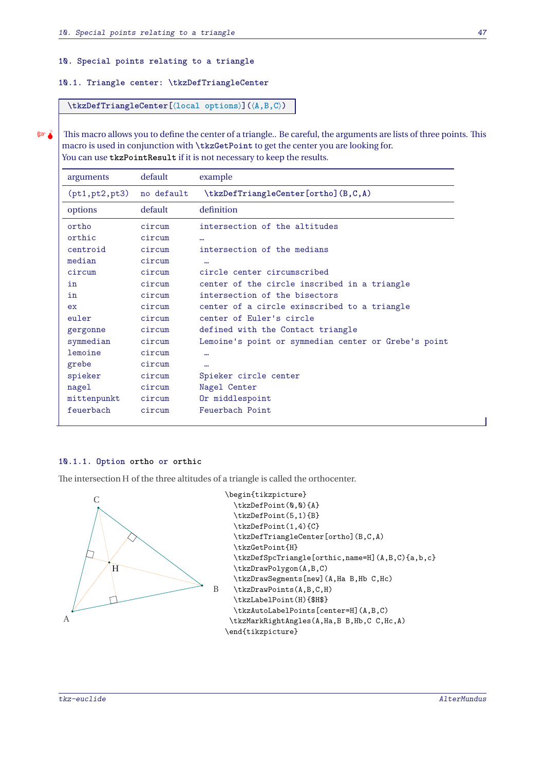# 10. Special points relating to a triangle

## 10.1. Triangle center: \tkzDefTriangleCenter

`\tkzDefTriangleCenter[⟨local options⟩](⟨A,B,C⟩)`

This macro allows you to define the center of a triangle.. Be careful, the arguments are lists of three points. This macro is used in conjunction with `\tkzGetPoint` to get the center you are looking for.
You can use `tkzPointResult` if it is not necessary to keep the results.

| arguments | default | example |
|---|---|---|
| (pt1,pt2,pt3) | no default | \tkzDefTriangleCenter[ortho](B,C,A) |
| **options** | **default** | **definition** |
| ortho | circum | intersection of the altitudes |
| orthic | circum | … |
| centroid | circum | intersection of the medians |
| median | circum | … |
| circum | circum | circle center circumscribed |
| in | circum | center of the circle inscribed in a triangle |
| in | circum | intersection of the bisectors |
| ex | circum | center of a circle exinscribed to a triangle |
| euler | circum | center of Euler's circle |
| gergonne | circum | defined with the Contact triangle |
| symmedian | circum | Lemoine's point or symmedian center or Grebe's point |
| lemoine | circum | … |
| grebe | circum | … |
| spieker | circum | Spieker circle center |
| nagel | circum | Nagel Center |
| mittenpunkt | circum | Or middlespoint |
| feuerbach | circum | Feuerbach Point |

### 10.1.1. Option ortho or orthic

The intersection H of the three altitudes of a triangle is called the orthocenter.

```
\begin{tikzpicture}
  \tkzDefPoint(0,0){A}
  \tkzDefPoint(5,1){B}
  \tkzDefPoint(1,4){C}
  \tkzDefTriangleCenter[ortho](B,C,A)
  \tkzGetPoint{H}
  \tkzDefSpcTriangle[orthic,name=H](A,B,C){a,b,c}
  \tkzDrawPolygon(A,B,C)
  \tkzDrawSegments[new](A,Ha B,Hb C,Hc)
  \tkzDrawPoints(A,B,C,H)
  \tkzLabelPoint(H){$H$}
  \tkzAutoLabelPoints[center=H](A,B,C)
 \tkzMarkRightAngles(A,Ha,B B,Hb,C C,Hc,A)
\end{tikzpicture}
```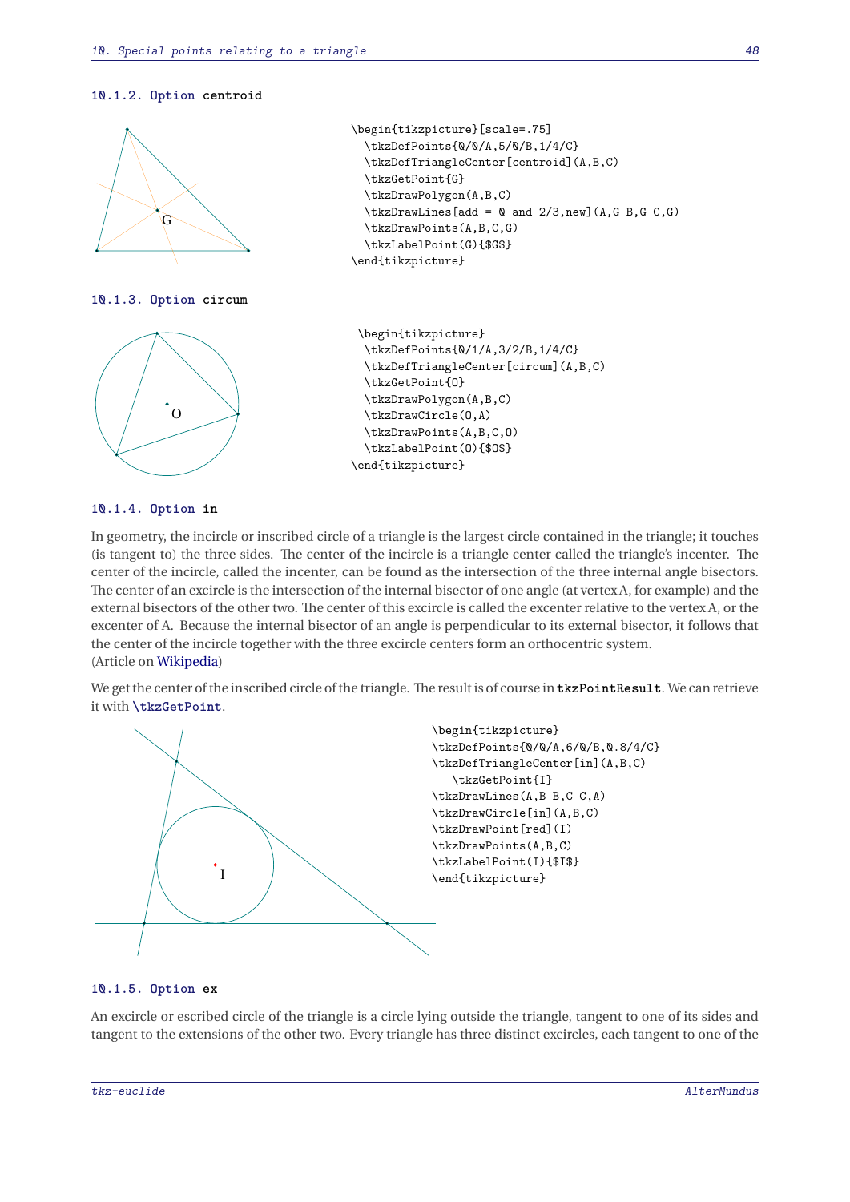### 10.1.2. Option centroid

```
\begin{tikzpicture}[scale=.75]
  \tkzDefPoints{0/0/A,5/0/B,1/4/C}
  \tkzDefTriangleCenter[centroid](A,B,C)
  \tkzGetPoint{G}
  \tkzDrawPolygon(A,B,C)
  \tkzDrawLines[add = 0 and 2/3,new](A,G B,G C,G)
  \tkzDrawPoints(A,B,C,G)
  \tkzLabelPoint(G){$G$}
\end{tikzpicture}
```

### 10.1.3. Option circum

```
\begin{tikzpicture}
  \tkzDefPoints{0/1/A,3/2/B,1/4/C}
  \tkzDefTriangleCenter[circum](A,B,C)
  \tkzGetPoint{O}
  \tkzDrawPolygon(A,B,C)
  \tkzDrawCircle(O,A)
  \tkzDrawPoints(A,B,C,O)
  \tkzLabelPoint(O){$O$}
\end{tikzpicture}
```

### 10.1.4. Option in

In geometry, the incircle or inscribed circle of a triangle is the largest circle contained in the triangle; it touches (is tangent to) the three sides. The center of the incircle is a triangle center called the triangle's incenter. The center of the incircle, called the incenter, can be found as the intersection of the three internal angle bisectors. The center of an excircle is the intersection of the internal bisector of one angle (at vertex A, for example) and the external bisectors of the other two. The center of this excircle is called the excenter relative to the vertex A, or the excenter of A. Because the internal bisector of an angle is perpendicular to its external bisector, it follows that the center of the incircle together with the three excircle centers form an orthocentric system.
(Article on Wikipedia)

We get the center of the inscribed circle of the triangle. The result is of course in **tkzPointResult**. We can retrieve it with **\tkzGetPoint**.

```
\begin{tikzpicture}
\tkzDefPoints{0/0/A,6/0/B,0.8/4/C}
\tkzDefTriangleCenter[in](A,B,C)
   \tkzGetPoint{I}
\tkzDrawLines(A,B B,C C,A)
\tkzDrawCircle[in](A,B,C)
\tkzDrawPoint[red](I)
\tkzDrawPoints(A,B,C)
\tkzLabelPoint(I){$I$}
\end{tikzpicture}
```

### 10.1.5. Option ex

An excircle or escribed circle of the triangle is a circle lying outside the triangle, tangent to one of its sides and tangent to the extensions of the other two. Every triangle has three distinct excircles, each tangent to one of the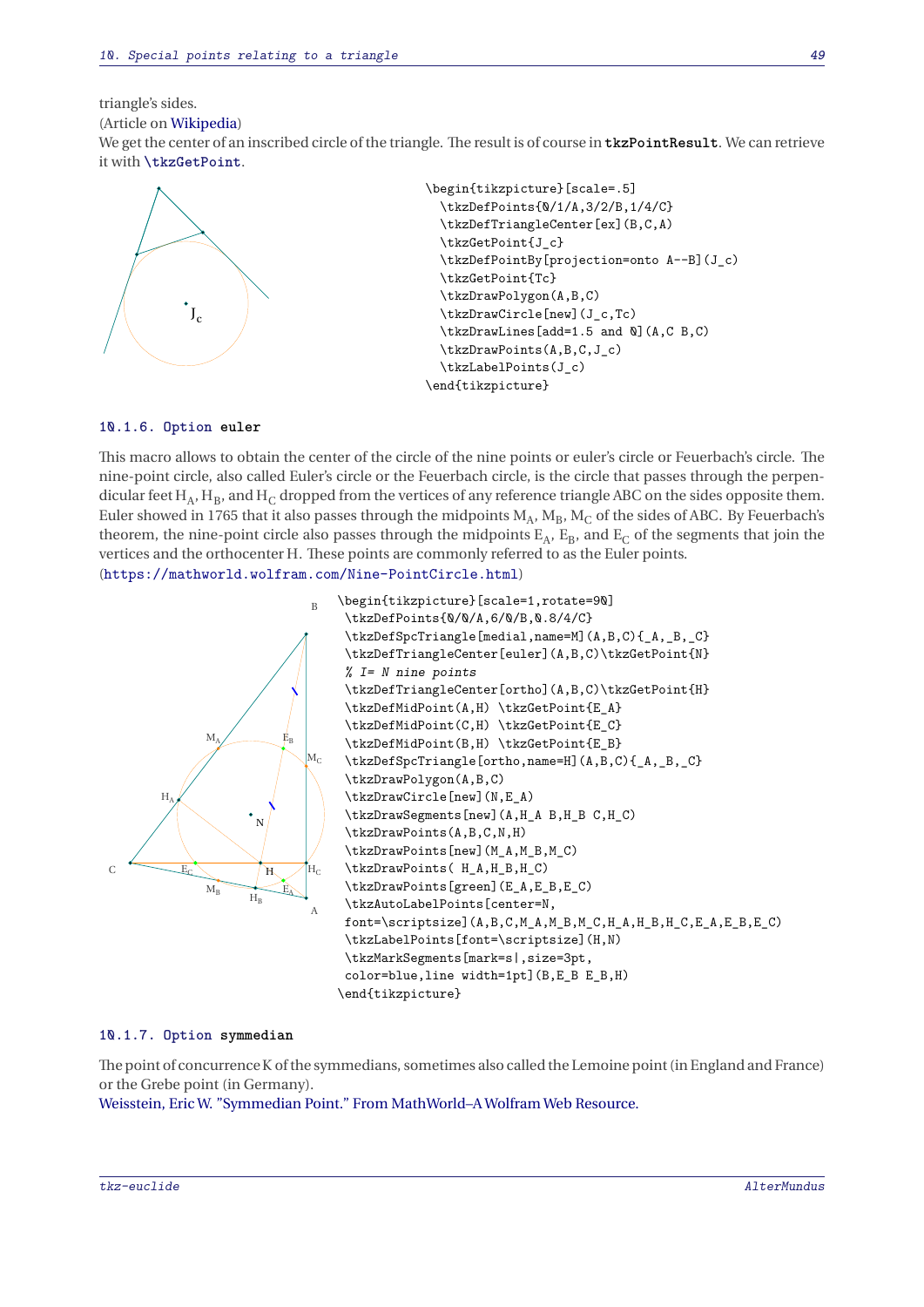triangle's sides.

(Article on Wikipedia)

We get the center of an inscribed circle of the triangle. The result is of course in **tkzPointResult**. We can retrieve it with **\tkzGetPoint**.

```
\begin{tikzpicture}[scale=.5]
  \tkzDefPoints{0/1/A,3/2/B,1/4/C}
  \tkzDefTriangleCenter[ex](B,C,A)
  \tkzGetPoint{J_c}
  \tkzDefPointBy[projection=onto A--B](J_c)
  \tkzGetPoint{Tc}
  \tkzDrawPolygon(A,B,C)
  \tkzDrawCircle[new](J_c,Tc)
  \tkzDrawLines[add=1.5 and 0](A,C B,C)
  \tkzDrawPoints(A,B,C,J_c)
  \tkzLabelPoints(J_c)
\end{tikzpicture}
```

### 10.1.6. Option euler

This macro allows to obtain the center of the circle of the nine points or euler's circle or Feuerbach's circle. The nine-point circle, also called Euler's circle or the Feuerbach circle, is the circle that passes through the perpendicular feet $H_A$, $H_B$, and $H_C$ dropped from the vertices of any reference triangle ABC on the sides opposite them. Euler showed in 1765 that it also passes through the midpoints $M_A$, $M_B$, $M_C$ of the sides of ABC. By Feuerbach's theorem, the nine-point circle also passes through the midpoints $E_A$, $E_B$, and $E_C$ of the segments that join the vertices and the orthocenter H. These points are commonly referred to as the Euler points.

(https://mathworld.wolfram.com/Nine-PointCircle.html)

```
\begin{tikzpicture}[scale=1,rotate=90]
 \tkzDefPoints{0/0/A,6/0/B,0.8/4/C}
 \tkzDefSpcTriangle[medial,name=M](A,B,C){_A,_B,_C}
 \tkzDefTriangleCenter[euler](A,B,C)\tkzGetPoint{N}
 % I= N nine points
 \tkzDefTriangleCenter[ortho](A,B,C)\tkzGetPoint{H}
 \tkzDefMidPoint(A,H) \tkzGetPoint{E_A}
 \tkzDefMidPoint(C,H) \tkzGetPoint{E_C}
 \tkzDefMidPoint(B,H) \tkzGetPoint{E_B}
 \tkzDefSpcTriangle[ortho,name=H](A,B,C){_A,_B,_C}
 \tkzDrawPolygon(A,B,C)
 \tkzDrawCircle[new](N,E_A)
 \tkzDrawSegments[new](A,H_A B,H_B C,H_C)
 \tkzDrawPoints(A,B,C,N,H)
 \tkzDrawPoints[new](M_A,M_B,M_C)
 \tkzDrawPoints( H_A,H_B,H_C)
 \tkzDrawPoints[green](E_A,E_B,E_C)
 \tkzAutoLabelPoints[center=N,
 font=\scriptsize](A,B,C,M_A,M_B,M_C,H_A,H_B,H_C,E_A,E_B,E_C)
 \tkzLabelPoints[font=\scriptsize](H,N)
 \tkzMarkSegments[mark=s|,size=3pt,
 color=blue,line width=1pt](B,E_B E_B,H)
\end{tikzpicture}
```

### 10.1.7. Option symmedian

The point of concurrence K of the symmedians, sometimes also called the Lemoine point (in England and France) or the Grebe point (in Germany).

Weisstein, Eric W. "Symmedian Point." From MathWorld–A Wolfram Web Resource.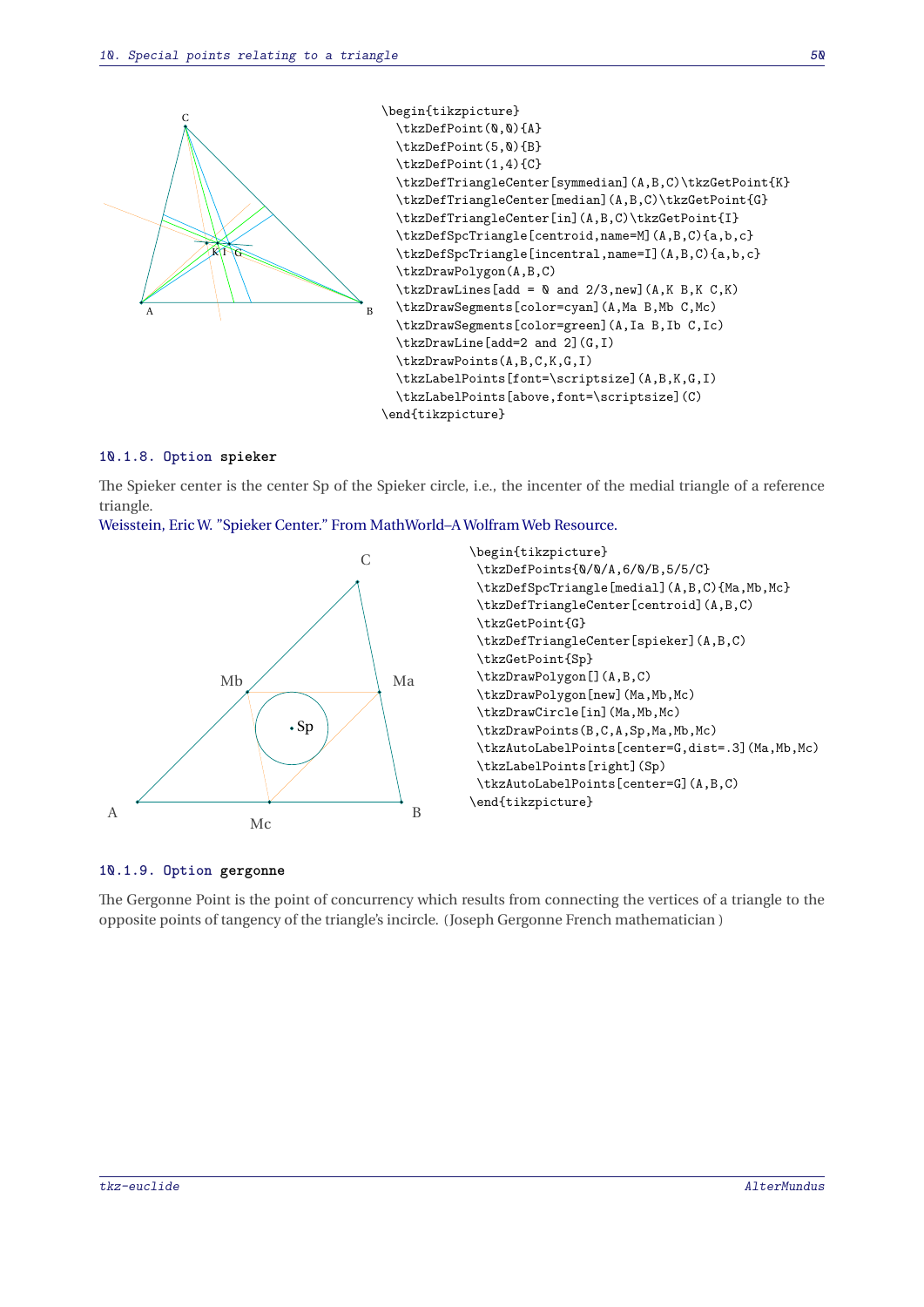```
\begin{tikzpicture}
  \tkzDefPoint(0,0){A}
  \tkzDefPoint(5,0){B}
  \tkzDefPoint(1,4){C}
  \tkzDefTriangleCenter[symmedian](A,B,C)\tkzGetPoint{K}
  \tkzDefTriangleCenter[median](A,B,C)\tkzGetPoint{G}
  \tkzDefTriangleCenter[in](A,B,C)\tkzGetPoint{I}
  \tkzDefSpcTriangle[centroid,name=M](A,B,C){a,b,c}
  \tkzDefSpcTriangle[incentral,name=I](A,B,C){a,b,c}
  \tkzDrawPolygon(A,B,C)
  \tkzDrawLines[add = 0 and 2/3,new](A,K B,K C,K)
  \tkzDrawSegments[color=cyan](A,Ma B,Mb C,Mc)
  \tkzDrawSegments[color=green](A,Ia B,Ib C,Ic)
  \tkzDrawLine[add=2 and 2](G,I)
  \tkzDrawPoints(A,B,C,K,G,I)
  \tkzLabelPoints[font=\scriptsize](A,B,K,G,I)
  \tkzLabelPoints[above,font=\scriptsize](C)
\end{tikzpicture}
```

### 10.1.8. Option `spieker`

The Spieker center is the center Sp of the Spieker circle, i.e., the incenter of the medial triangle of a reference triangle.

Weisstein, Eric W. "Spieker Center." From MathWorld–A Wolfram Web Resource.

```
\begin{tikzpicture}
 \tkzDefPoints{0/0/A,6/0/B,5/5/C}
 \tkzDefSpcTriangle[medial](A,B,C){Ma,Mb,Mc}
 \tkzDefTriangleCenter[centroid](A,B,C)
 \tkzGetPoint{G}
 \tkzDefTriangleCenter[spieker](A,B,C)
 \tkzGetPoint{Sp}
 \tkzDrawPolygon[](A,B,C)
 \tkzDrawPolygon[new](Ma,Mb,Mc)
 \tkzDrawCircle[in](Ma,Mb,Mc)
 \tkzDrawPoints(B,C,A,Sp,Ma,Mb,Mc)
 \tkzAutoLabelPoints[center=G,dist=.3](Ma,Mb,Mc)
 \tkzLabelPoints[right](Sp)
 \tkzAutoLabelPoints[center=G](A,B,C)
\end{tikzpicture}
```

### 10.1.9. Option `gergonne`

The Gergonne Point is the point of concurrency which results from connecting the vertices of a triangle to the opposite points of tangency of the triangle's incircle. (Joseph Gergonne French mathematician )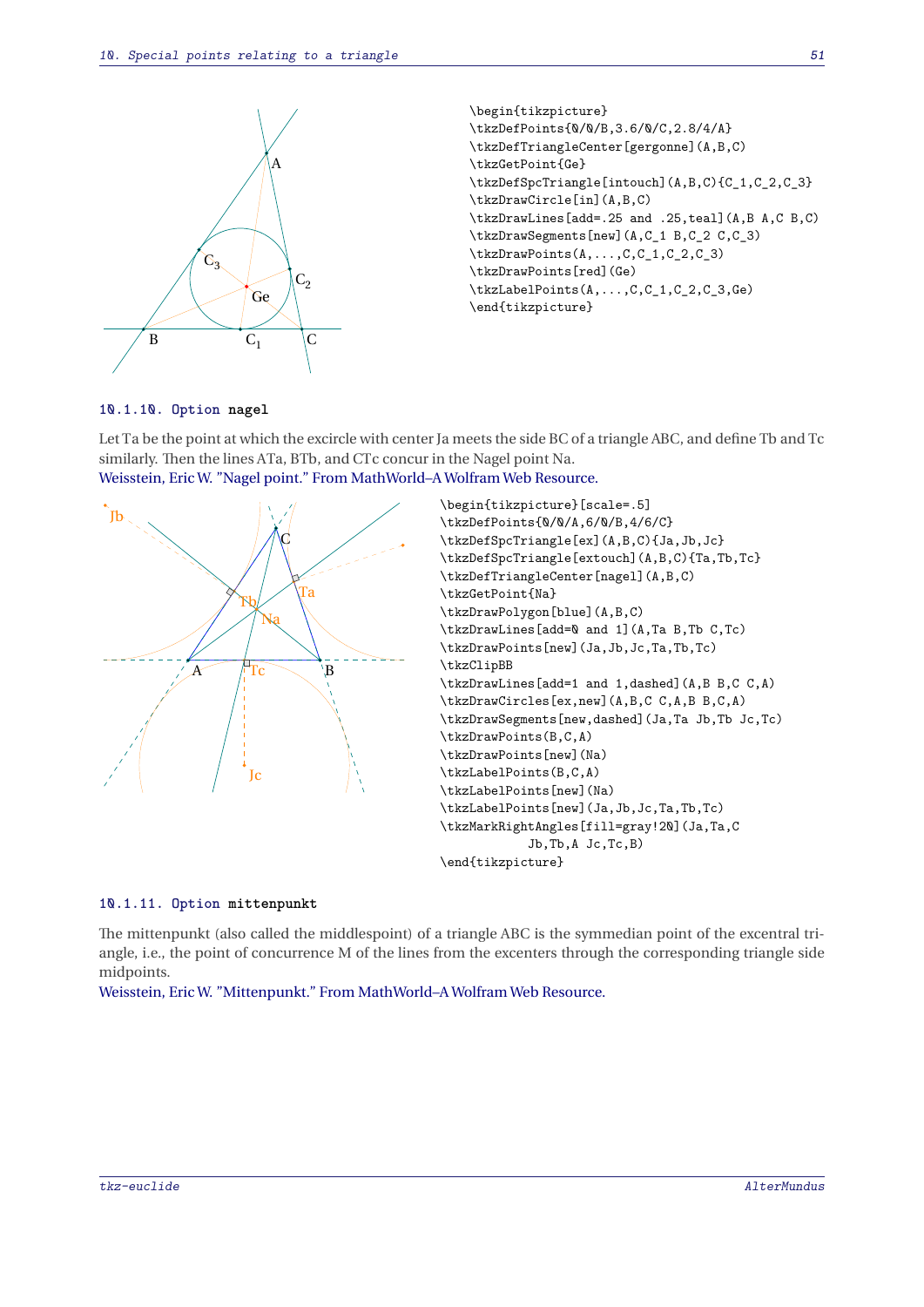```
\begin{tikzpicture}
\tkzDefPoints{0/0/B,3.6/0/C,2.8/4/A}
\tkzDefTriangleCenter[gergonne](A,B,C)
\tkzGetPoint{Ge}
\tkzDefSpcTriangle[intouch](A,B,C){C_1,C_2,C_3}
\tkzDrawCircle[in](A,B,C)
\tkzDrawLines[add=.25 and .25,teal](A,B A,C B,C)
\tkzDrawSegments[new](A,C_1 B,C_2 C,C_3)
\tkzDrawPoints(A,...,C,C_1,C_2,C_3)
\tkzDrawPoints[red](Ge)
\tkzLabelPoints(A,...,C,C_1,C_2,C_3,Ge)
\end{tikzpicture}
```

#### 10.1.10. Option nagel

Let Ta be the point at which the excircle with center Ja meets the side BC of a triangle ABC, and define Tb and Tc similarly. Then the lines ATa, BTb, and CTc concur in the Nagel point Na.
Weisstein, Eric W. "Nagel point." From MathWorld–A Wolfram Web Resource.

```
\begin{tikzpicture}[scale=.5]
\tkzDefPoints{0/0/A,6/0/B,4/6/C}
\tkzDefSpcTriangle[ex](A,B,C){Ja,Jb,Jc}
\tkzDefSpcTriangle[extouch](A,B,C){Ta,Tb,Tc}
\tkzDefTriangleCenter[nagel](A,B,C)
\tkzGetPoint{Na}
\tkzDrawPolygon[blue](A,B,C)
\tkzDrawLines[add=0 and 1](A,Ta B,Tb C,Tc)
\tkzDrawPoints[new](Ja,Jb,Jc,Ta,Tb,Tc)
\tkzClipBB
\tkzDrawLines[add=1 and 1,dashed](A,B B,C C,A)
\tkzDrawCircles[ex,new](A,B,C C,A,B B,C,A)
\tkzDrawSegments[new,dashed](Ja,Ta Jb,Tb Jc,Tc)
\tkzDrawPoints(B,C,A)
\tkzDrawPoints[new](Na)
\tkzLabelPoints(B,C,A)
\tkzLabelPoints[new](Na)
\tkzLabelPoints[new](Ja,Jb,Jc,Ta,Tb,Tc)
\tkzMarkRightAngles[fill=gray!20](Ja,Ta,C
          Jb,Tb,A Jc,Tc,B)
\end{tikzpicture}
```

#### 10.1.11. Option mittenpunkt

The mittenpunkt (also called the middlespoint) of a triangle ABC is the symmedian point of the excentral triangle, i.e., the point of concurrence M of the lines from the excenters through the corresponding triangle side midpoints.
Weisstein, Eric W. "Mittenpunkt." From MathWorld–A Wolfram Web Resource.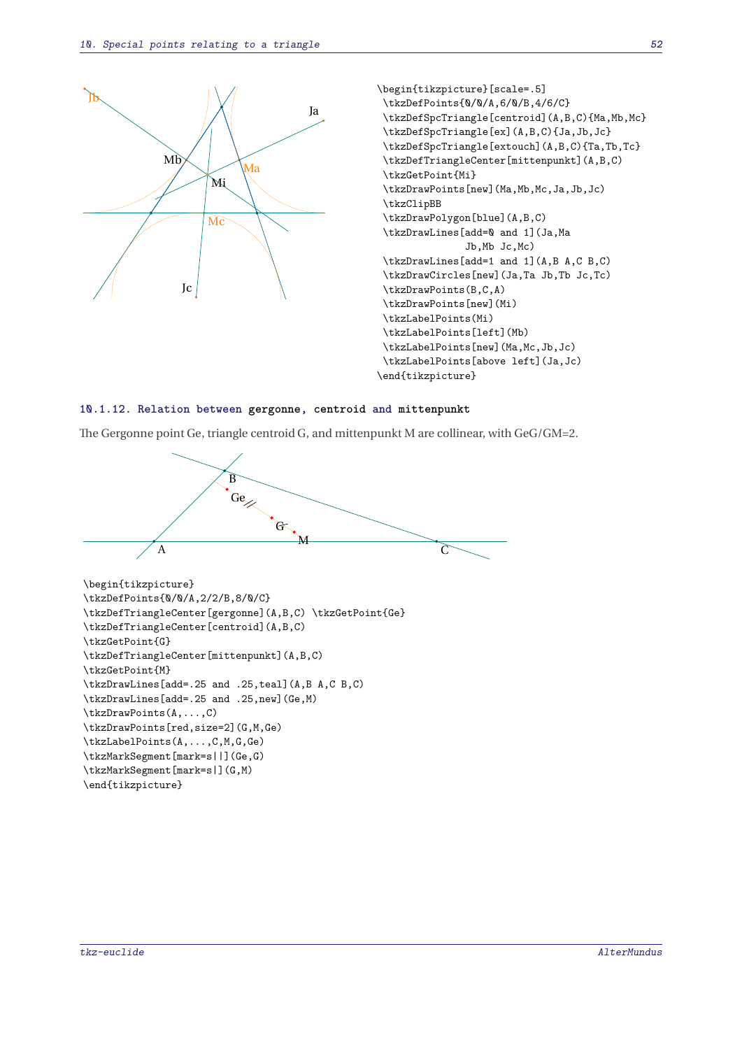```
\begin{tikzpicture}[scale=.5]
 \tkzDefPoints{0/0/A,6/0/B,4/6/C}
 \tkzDefSpcTriangle[centroid](A,B,C){Ma,Mb,Mc}
 \tkzDefSpcTriangle[ex](A,B,C){Ja,Jb,Jc}
 \tkzDefSpcTriangle[extouch](A,B,C){Ta,Tb,Tc}
 \tkzDefTriangleCenter[mittenpunkt](A,B,C)
 \tkzGetPoint{Mi}
 \tkzDrawPoints[new](Ma,Mb,Mc,Ja,Jb,Jc)
 \tkzClipBB
 \tkzDrawPolygon[blue](A,B,C)
 \tkzDrawLines[add=0 and 1](Ja,Ma
              Jb,Mb Jc,Mc)
 \tkzDrawLines[add=1 and 1](A,B A,C B,C)
 \tkzDrawCircles[new](Ja,Ta Jb,Tb Jc,Tc)
 \tkzDrawPoints(B,C,A)
 \tkzDrawPoints[new](Mi)
 \tkzLabelPoints(Mi)
 \tkzLabelPoints[left](Mb)
 \tkzLabelPoints[new](Ma,Mc,Jb,Jc)
 \tkzLabelPoints[above left](Ja,Jc)
\end{tikzpicture}
```

### 10.1.12. Relation between gergonne, centroid and mittenpunkt

The Gergonne point Ge, triangle centroid G, and mittenpunkt M are collinear, with GeG/GM=2.

```
\begin{tikzpicture}
\tkzDefPoints{0/0/A,2/2/B,8/0/C}
\tkzDefTriangleCenter[gergonne](A,B,C) \tkzGetPoint{Ge}
\tkzDefTriangleCenter[centroid](A,B,C)
\tkzGetPoint{G}
\tkzDefTriangleCenter[mittenpunkt](A,B,C)
\tkzGetPoint{M}
\tkzDrawLines[add=.25 and .25,teal](A,B A,C B,C)
\tkzDrawLines[add=.25 and .25,new](Ge,M)
\tkzDrawPoints(A,...,C)
\tkzDrawPoints[red,size=2](G,M,Ge)
\tkzLabelPoints(A,...,C,M,G,Ge)
\tkzMarkSegment[mark=s||](Ge,G)
\tkzMarkSegment[mark=s|](G,M)
\end{tikzpicture}
```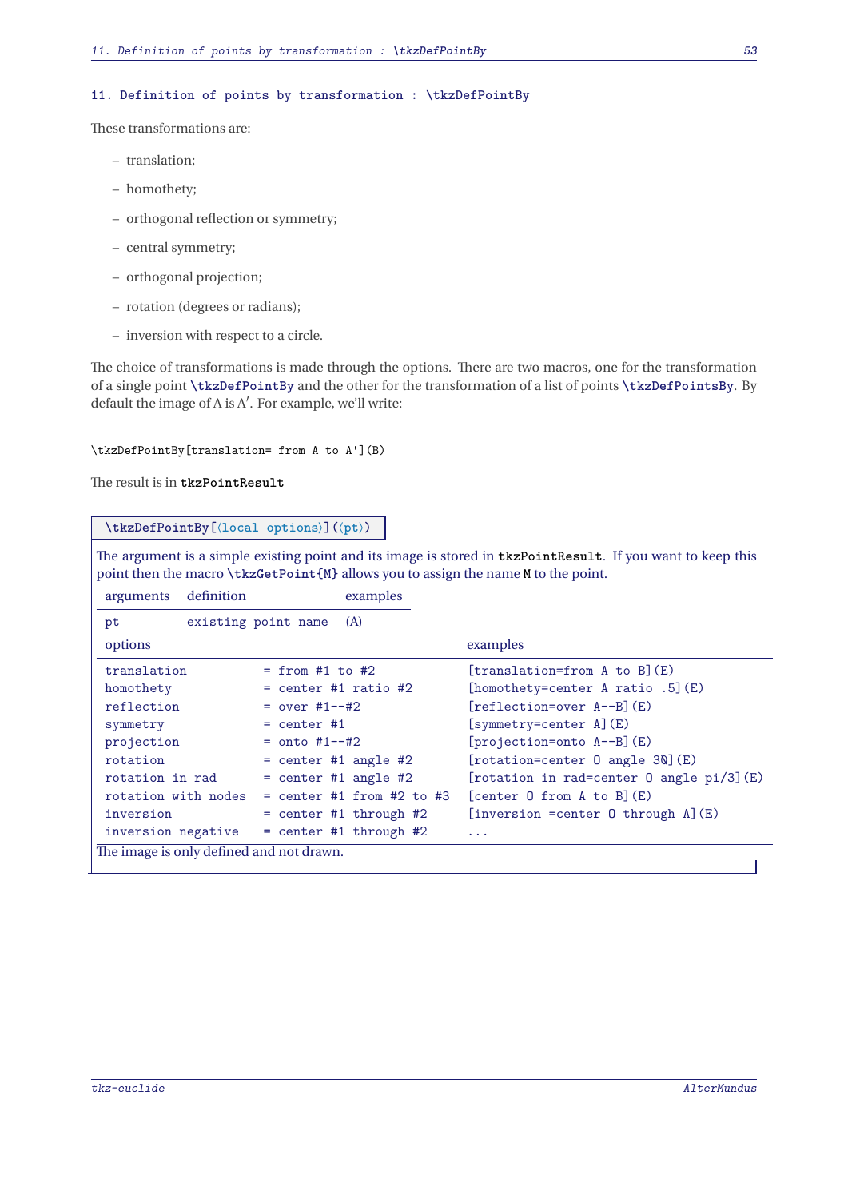## 11. Definition of points by transformation : \tkzDefPointBy

These transformations are:

- translation;
- homothety;
- orthogonal reflection or symmetry;
- central symmetry;
- orthogonal projection;
- rotation (degrees or radians);
- inversion with respect to a circle.

The choice of transformations is made through the options. There are two macros, one for the transformation of a single point `\tkzDefPointBy` and the other for the transformation of a list of points `\tkzDefPointsBy`. By default the image of A is A′. For example, we'll write:

```
\tkzDefPointBy[translation= from A to A'](B)
```

The result is in `tkzPointResult`

**`\tkzDefPointBy[⟨local options⟩](⟨pt⟩)`**

The argument is a simple existing point and its image is stored in `tkzPointResult`. If you want to keep this point then the macro `\tkzGetPoint{M}` allows you to assign the name `M` to the point.

| arguments | definition | examples |
|---|---|---|
| pt | existing point name | (A) |

| options | | examples |
|---|---|---|
| translation | = from #1 to #2 | [translation=from A to B](E) |
| homothety | = center #1 ratio #2 | [homothety=center A ratio .5](E) |
| reflection | = over #1--#2 | [reflection=over A--B](E) |
| symmetry | = center #1 | [symmetry=center A](E) |
| projection | = onto #1--#2 | [projection=onto A--B](E) |
| rotation | = center #1 angle #2 | [rotation=center O angle 30](E) |
| rotation in rad | = center #1 angle #2 | [rotation in rad=center O angle pi/3](E) |
| rotation with nodes | = center #1 from #2 to #3 | [center O from A to B](E) |
| inversion | = center #1 through #2 | [inversion =center O through A](E) |
| inversion negative | = center #1 through #2 | ... |

The image is only defined and not drawn.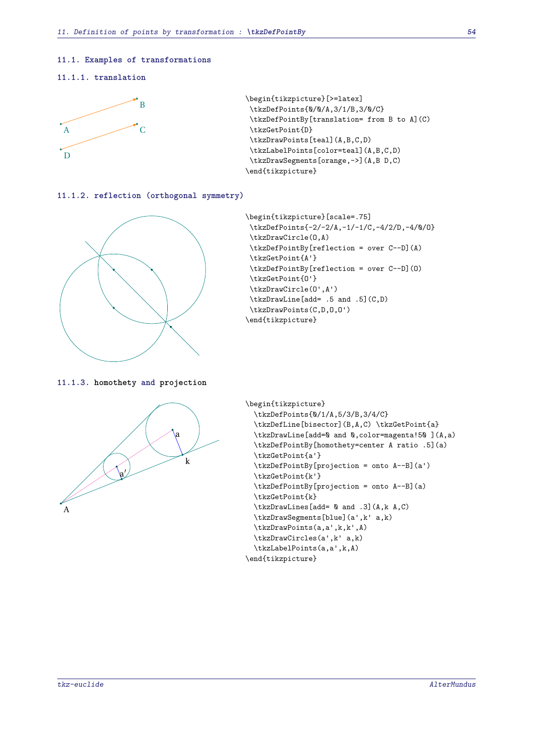## 11.1. Examples of transformations

### 11.1.1. translation

```
\begin{tikzpicture}[>=latex]
 \tkzDefPoints{0/0/A,3/1/B,3/0/C}
 \tkzDefPointBy[translation= from B to A](C)
 \tkzGetPoint{D}
 \tkzDrawPoints[teal](A,B,C,D)
 \tkzLabelPoints[color=teal](A,B,C,D)
 \tkzDrawSegments[orange,->](A,B D,C)
\end{tikzpicture}
```

### 11.1.2. reflection (orthogonal symmetry)

```
\begin{tikzpicture}[scale=.75]
 \tkzDefPoints{-2/-2/A,-1/-1/C,-4/2/D,-4/0/O}
 \tkzDrawCircle(O,A)
 \tkzDefPointBy[reflection = over C--D](A)
 \tkzGetPoint{A'}
 \tkzDefPointBy[reflection = over C--D](O)
 \tkzGetPoint{O'}
 \tkzDrawCircle(O',A')
 \tkzDrawLine[add= .5 and .5](C,D)
 \tkzDrawPoints(C,D,O,O')
\end{tikzpicture}
```

### 11.1.3. homothety and projection

```
\begin{tikzpicture}
  \tkzDefPoints{0/1/A,5/3/B,3/4/C}
  \tkzDefLine[bisector](B,A,C) \tkzGetPoint{a}
  \tkzDrawLine[add=0 and 0,color=magenta!50 ](A,a)
  \tkzDefPointBy[homothety=center A ratio .5](a)
  \tkzGetPoint{a'}
  \tkzDefPointBy[projection = onto A--B](a')
  \tkzGetPoint{k'}
  \tkzDefPointBy[projection = onto A--B](a)
  \tkzGetPoint{k}
  \tkzDrawLines[add= 0 and .3](A,k A,C)
  \tkzDrawSegments[blue](a',k' a,k)
  \tkzDrawPoints(a,a',k,k',A)
  \tkzDrawCircles(a',k' a,k)
  \tkzLabelPoints(a,a',k,A)
\end{tikzpicture}
```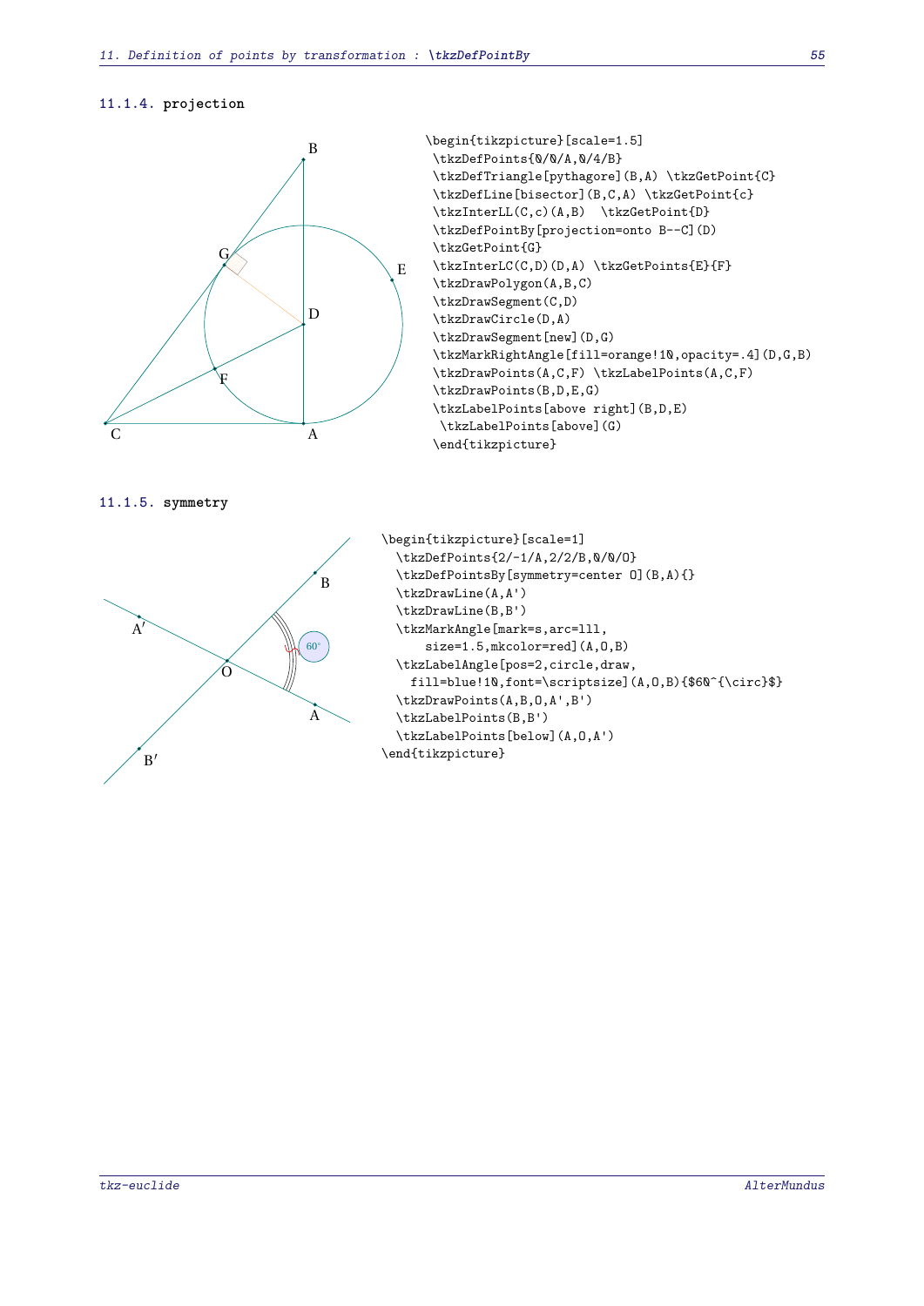### 11.1.4. projection

```
\begin{tikzpicture}[scale=1.5]
 \tkzDefPoints{0/0/A,0/4/B}
 \tkzDefTriangle[pythagore](B,A) \tkzGetPoint{C}
 \tkzDefLine[bisector](B,C,A) \tkzGetPoint{c}
 \tkzInterLL(C,c)(A,B)  \tkzGetPoint{D}
 \tkzDefPointBy[projection=onto B--C](D)
 \tkzGetPoint{G}
 \tkzInterLC(C,D)(D,A) \tkzGetPoints{E}{F}
 \tkzDrawPolygon(A,B,C)
 \tkzDrawSegment(C,D)
 \tkzDrawCircle(D,A)
 \tkzDrawSegment[new](D,G)
 \tkzMarkRightAngle[fill=orange!10,opacity=.4](D,G,B)
 \tkzDrawPoints(A,C,F) \tkzLabelPoints(A,C,F)
 \tkzDrawPoints(B,D,E,G)
 \tkzLabelPoints[above right](B,D,E)
  \tkzLabelPoints[above](G)
 \end{tikzpicture}
```

### 11.1.5. symmetry

```
\begin{tikzpicture}[scale=1]
  \tkzDefPoints{2/-1/A,2/2/B,0/0/O}
  \tkzDefPointsBy[symmetry=center O](B,A){}
  \tkzDrawLine(A,A')
  \tkzDrawLine(B,B')
  \tkzMarkAngle[mark=s,arc=lll,
      size=1.5,mkcolor=red](A,O,B)
  \tkzLabelAngle[pos=2,circle,draw,
    fill=blue!10,font=\scriptsize](A,O,B){$60^{\circ}$}
  \tkzDrawPoints(A,B,O,A',B')
  \tkzLabelPoints(B,B')
  \tkzLabelPoints[below](A,O,A')
\end{tikzpicture}
```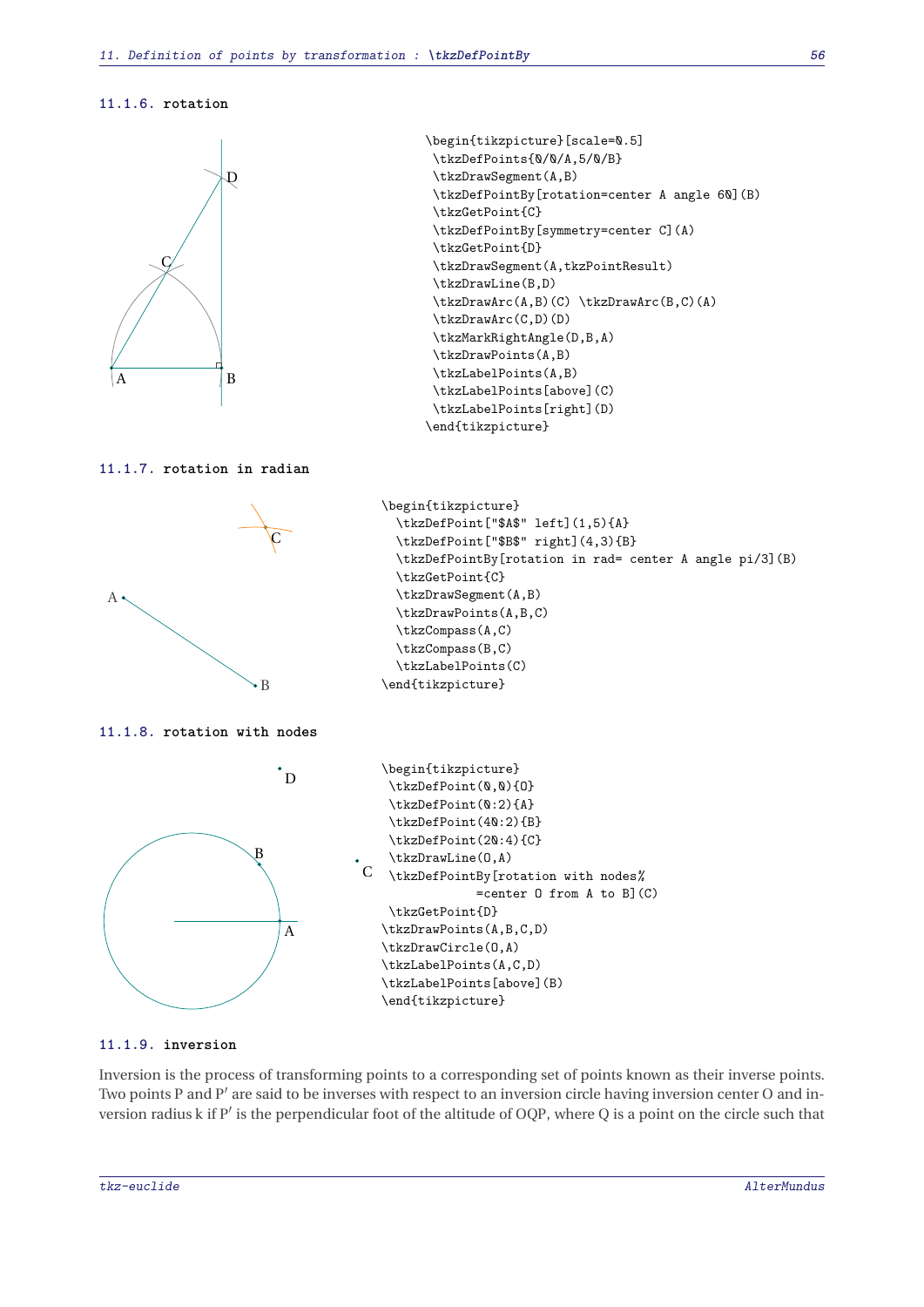### 11.1.6. rotation

```
\begin{tikzpicture}[scale=0.5]
 \tkzDefPoints{0/0/A,5/0/B}
 \tkzDrawSegment(A,B)
 \tkzDefPointBy[rotation=center A angle 60](B)
 \tkzGetPoint{C}
 \tkzDefPointBy[symmetry=center C](A)
 \tkzGetPoint{D}
 \tkzDrawSegment(A,tkzPointResult)
 \tkzDrawLine(B,D)
 \tkzDrawArc(A,B)(C) \tkzDrawArc(B,C)(A)
 \tkzDrawArc(C,D)(D)
 \tkzMarkRightAngle(D,B,A)
 \tkzDrawPoints(A,B)
 \tkzLabelPoints(A,B)
 \tkzLabelPoints[above](C)
 \tkzLabelPoints[right](D)
\end{tikzpicture}
```

### 11.1.7. rotation in radian

```
\begin{tikzpicture}
  \tkzDefPoint["$A$" left](1,5){A}
  \tkzDefPoint["$B$" right](4,3){B}
  \tkzDefPointBy[rotation in rad= center A angle pi/3](B)
  \tkzGetPoint{C}
  \tkzDrawSegment(A,B)
  \tkzDrawPoints(A,B,C)
  \tkzCompass(A,C)
  \tkzCompass(B,C)
  \tkzLabelPoints(C)
\end{tikzpicture}
```

### 11.1.8. rotation with nodes

```
\begin{tikzpicture}
 \tkzDefPoint(0,0){O}
 \tkzDefPoint(0:2){A}
 \tkzDefPoint(40:2){B}
 \tkzDefPoint(20:4){C}
 \tkzDrawLine(O,A)
 \tkzDefPointBy[rotation with nodes%
            =center O from A to B](C)
 \tkzGetPoint{D}
\tkzDrawPoints(A,B,C,D)
\tkzDrawCircle(O,A)
\tkzLabelPoints(A,C,D)
\tkzLabelPoints[above](B)
\end{tikzpicture}
```

### 11.1.9. inversion

Inversion is the process of transforming points to a corresponding set of points known as their inverse points. Two points P and P′ are said to be inverses with respect to an inversion circle having inversion center O and inversion radius k if P′ is the perpendicular foot of the altitude of OQP, where Q is a point on the circle such that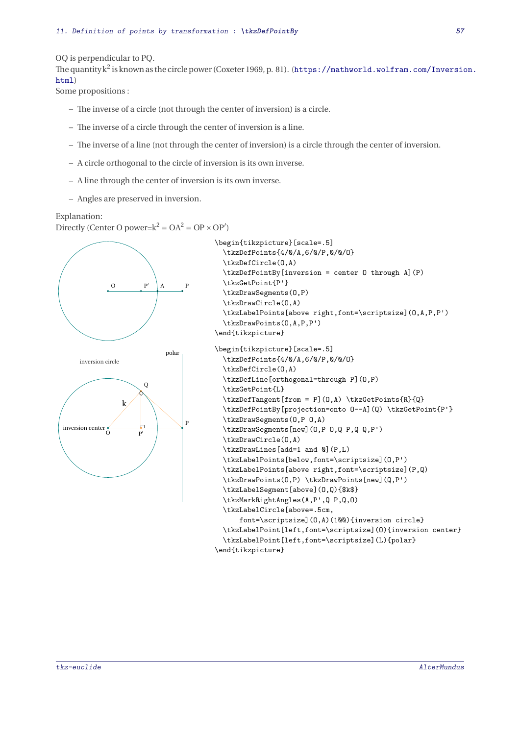OQ is perpendicular to PQ.

The quantity $k^2$ is known as the circle power (Coxeter 1969, p. 81). (https://mathworld.wolfram.com/Inversion.html)

Some propositions :

- The inverse of a circle (not through the center of inversion) is a circle.
- The inverse of a circle through the center of inversion is a line.
- The inverse of a line (not through the center of inversion) is a circle through the center of inversion.
- A circle orthogonal to the circle of inversion is its own inverse.
- A line through the center of inversion is its own inverse.
- Angles are preserved in inversion.

Explanation:

Directly (Center O power=$k^2 = OA^2 = OP \times OP'$)

```
\begin{tikzpicture}[scale=.5]
  \tkzDefPoints{4/0/A,6/0/P,0/0/O}
  \tkzDefCircle(O,A)
  \tkzDefPointBy[inversion = center O through A](P)
  \tkzGetPoint{P'}
  \tkzDrawSegments(O,P)
  \tkzDrawCircle(O,A)
  \tkzLabelPoints[above right,font=\scriptsize](O,A,P,P')
  \tkzDrawPoints(O,A,P,P')
\end{tikzpicture}
```

```
\begin{tikzpicture}[scale=.5]
  \tkzDefPoints{4/0/A,6/0/P,0/0/O}
  \tkzDefCircle(O,A)
  \tkzDefLine[orthogonal=through P](O,P)
  \tkzGetPoint{L}
  \tkzDefTangent[from = P](O,A) \tkzGetPoints{R}{Q}
  \tkzDefPointBy[projection=onto O--A](Q) \tkzGetPoint{P'}
  \tkzDrawSegments(O,P O,A)
  \tkzDrawSegments[new](O,P O,Q P,Q Q,P')
  \tkzDrawCircle(O,A)
  \tkzDrawLines[add=1 and 0](P,L)
  \tkzLabelPoints[below,font=\scriptsize](O,P')
  \tkzLabelPoints[above right,font=\scriptsize](P,Q)
  \tkzDrawPoints(O,P) \tkzDrawPoints[new](Q,P')
  \tkzLabelSegment[above](O,Q){$k$}
  \tkzMarkRightAngles(A,P',Q P,Q,O)
  \tkzLabelCircle[above=.5cm,
      font=\scriptsize](O,A)(100){inversion circle}
  \tkzLabelPoint[left,font=\scriptsize](O){inversion center}
  \tkzLabelPoint[left,font=\scriptsize](L){polar}
\end{tikzpicture}
```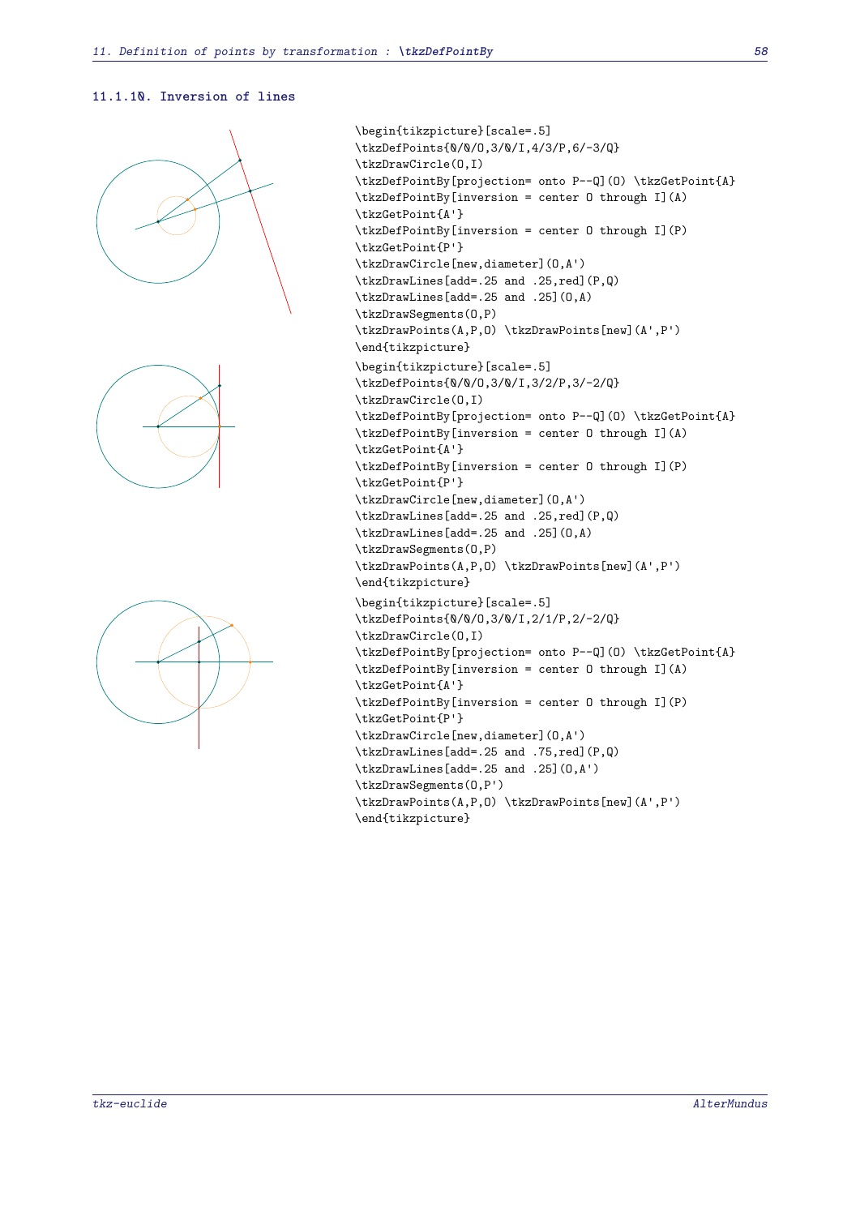### 11.1.10. Inversion of lines

```
\begin{tikzpicture}[scale=.5]
\tkzDefPoints{0/0/O,3/0/I,4/3/P,6/-3/Q}
\tkzDrawCircle(O,I)
\tkzDefPointBy[projection= onto P--Q](O) \tkzGetPoint{A}
\tkzDefPointBy[inversion = center O through I](A)
\tkzGetPoint{A'}
\tkzDefPointBy[inversion = center O through I](P)
\tkzGetPoint{P'}
\tkzDrawCircle[new,diameter](O,A')
\tkzDrawLines[add=.25 and .25,red](P,Q)
\tkzDrawLines[add=.25 and .25](O,A)
\tkzDrawSegments(O,P)
\tkzDrawPoints(A,P,O) \tkzDrawPoints[new](A',P')
\end{tikzpicture}
```

```
\begin{tikzpicture}[scale=.5]
\tkzDefPoints{0/0/O,3/0/I,3/2/P,3/-2/Q}
\tkzDrawCircle(O,I)
\tkzDefPointBy[projection= onto P--Q](O) \tkzGetPoint{A}
\tkzDefPointBy[inversion = center O through I](A)
\tkzGetPoint{A'}
\tkzDefPointBy[inversion = center O through I](P)
\tkzGetPoint{P'}
\tkzDrawCircle[new,diameter](O,A')
\tkzDrawLines[add=.25 and .25,red](P,Q)
\tkzDrawLines[add=.25 and .25](O,A)
\tkzDrawSegments(O,P)
\tkzDrawPoints(A,P,O) \tkzDrawPoints[new](A',P')
\end{tikzpicture}
```

```
\begin{tikzpicture}[scale=.5]
\tkzDefPoints{0/0/O,3/0/I,2/1/P,2/-2/Q}
\tkzDrawCircle(O,I)
\tkzDefPointBy[projection= onto P--Q](O) \tkzGetPoint{A}
\tkzDefPointBy[inversion = center O through I](A)
\tkzGetPoint{A'}
\tkzDefPointBy[inversion = center O through I](P)
\tkzGetPoint{P'}
\tkzDrawCircle[new,diameter](O,A')
\tkzDrawLines[add=.25 and .75,red](P,Q)
\tkzDrawLines[add=.25 and .25](O,A')
\tkzDrawSegments(O,P')
\tkzDrawPoints(A,P,O) \tkzDrawPoints[new](A',P')
\end{tikzpicture}
```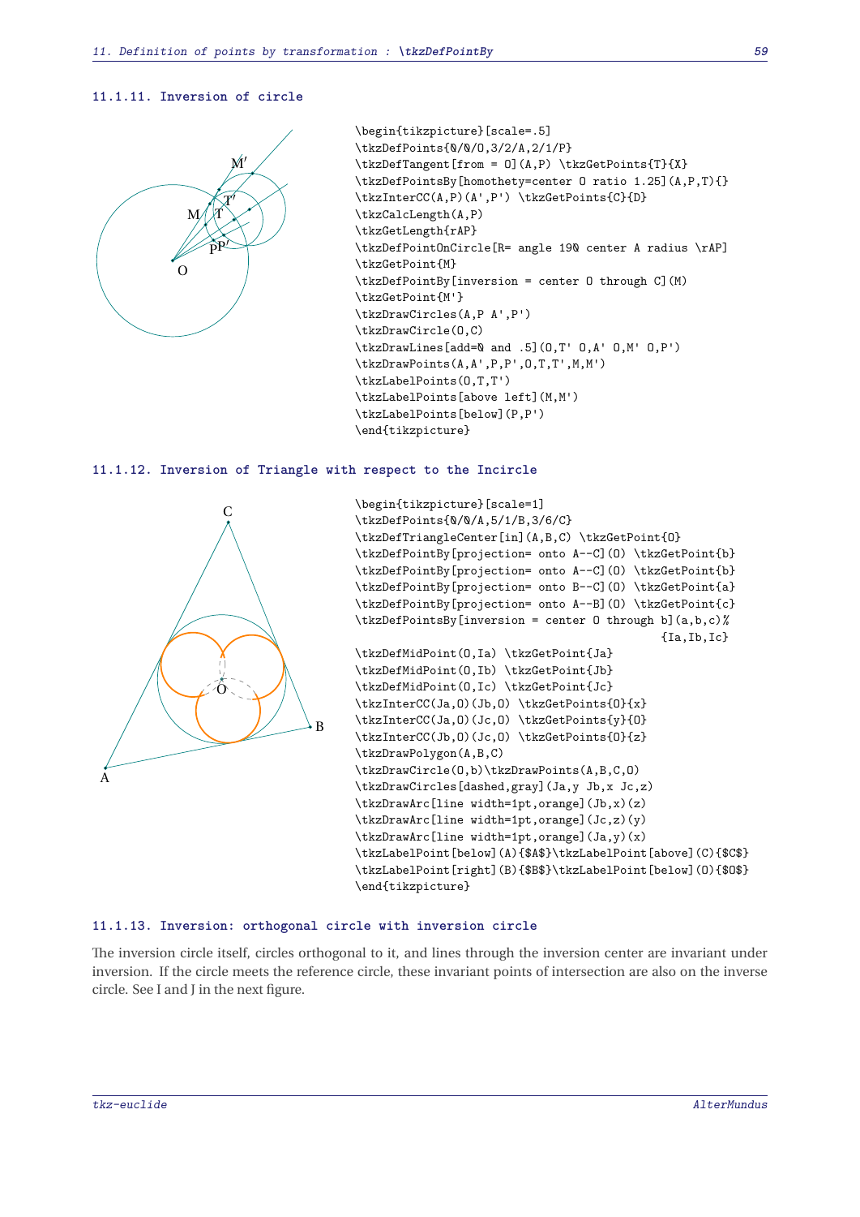### 11.1.11. Inversion of circle

```
\begin{tikzpicture}[scale=.5]
\tkzDefPoints{0/0/O,3/2/A,2/1/P}
\tkzDefTangent[from = O](A,P) \tkzGetPoints{T}{X}
\tkzDefPointsBy[homothety=center O ratio 1.25](A,P,T){}
\tkzInterCC(A,P)(A',P') \tkzGetPoints{C}{D}
\tkzCalcLength(A,P)
\tkzGetLength{rAP}
\tkzDefPointOnCircle[R= angle 190 center A radius \rAP]
\tkzGetPoint{M}
\tkzDefPointBy[inversion = center O through C](M)
\tkzGetPoint{M'}
\tkzDrawCircles(A,P A',P')
\tkzDrawCircle(O,C)
\tkzDrawLines[add=0 and .5](O,T' O,A' O,M' O,P')
\tkzDrawPoints(A,A',P,P',O,T,T',M,M')
\tkzLabelPoints(O,T,T')
\tkzLabelPoints[above left](M,M')
\tkzLabelPoints[below](P,P')
\end{tikzpicture}
```

### 11.1.12. Inversion of Triangle with respect to the Incircle

```
\begin{tikzpicture}[scale=1]
\tkzDefPoints{0/0/A,5/1/B,3/6/C}
\tkzDefTriangleCenter[in](A,B,C) \tkzGetPoint{O}
\tkzDefPointBy[projection= onto A--C](O) \tkzGetPoint{b}
\tkzDefPointBy[projection= onto A--C](O) \tkzGetPoint{b}
\tkzDefPointBy[projection= onto B--C](O) \tkzGetPoint{a}
\tkzDefPointBy[projection= onto A--B](O) \tkzGetPoint{c}
\tkzDefPointsBy[inversion = center O through b](a,b,c)%
                                         {Ia,Ib,Ic}
\tkzDefMidPoint(O,Ia) \tkzGetPoint{Ja}
\tkzDefMidPoint(O,Ib) \tkzGetPoint{Jb}
\tkzDefMidPoint(O,Ic) \tkzGetPoint{Jc}
\tkzInterCC(Ja,O)(Jb,O) \tkzGetPoints{O}{x}
\tkzInterCC(Ja,O)(Jc,O) \tkzGetPoints{y}{O}
\tkzInterCC(Jb,O)(Jc,O) \tkzGetPoints{O}{z}
\tkzDrawPolygon(A,B,C)
\tkzDrawCircle(O,b)\tkzDrawPoints(A,B,C,O)
\tkzDrawCircles[dashed,gray](Ja,y Jb,x Jc,z)
\tkzDrawArc[line width=1pt,orange](Jb,x)(z)
\tkzDrawArc[line width=1pt,orange](Jc,z)(y)
\tkzDrawArc[line width=1pt,orange](Ja,y)(x)
\tkzLabelPoint[below](A){$A$}\tkzLabelPoint[above](C){$C$}
\tkzLabelPoint[right](B){$B$}\tkzLabelPoint[below](O){$O$}
\end{tikzpicture}
```

### 11.1.13. Inversion: orthogonal circle with inversion circle

The inversion circle itself, circles orthogonal to it, and lines through the inversion center are invariant under inversion. If the circle meets the reference circle, these invariant points of intersection are also on the inverse circle. See I and J in the next figure.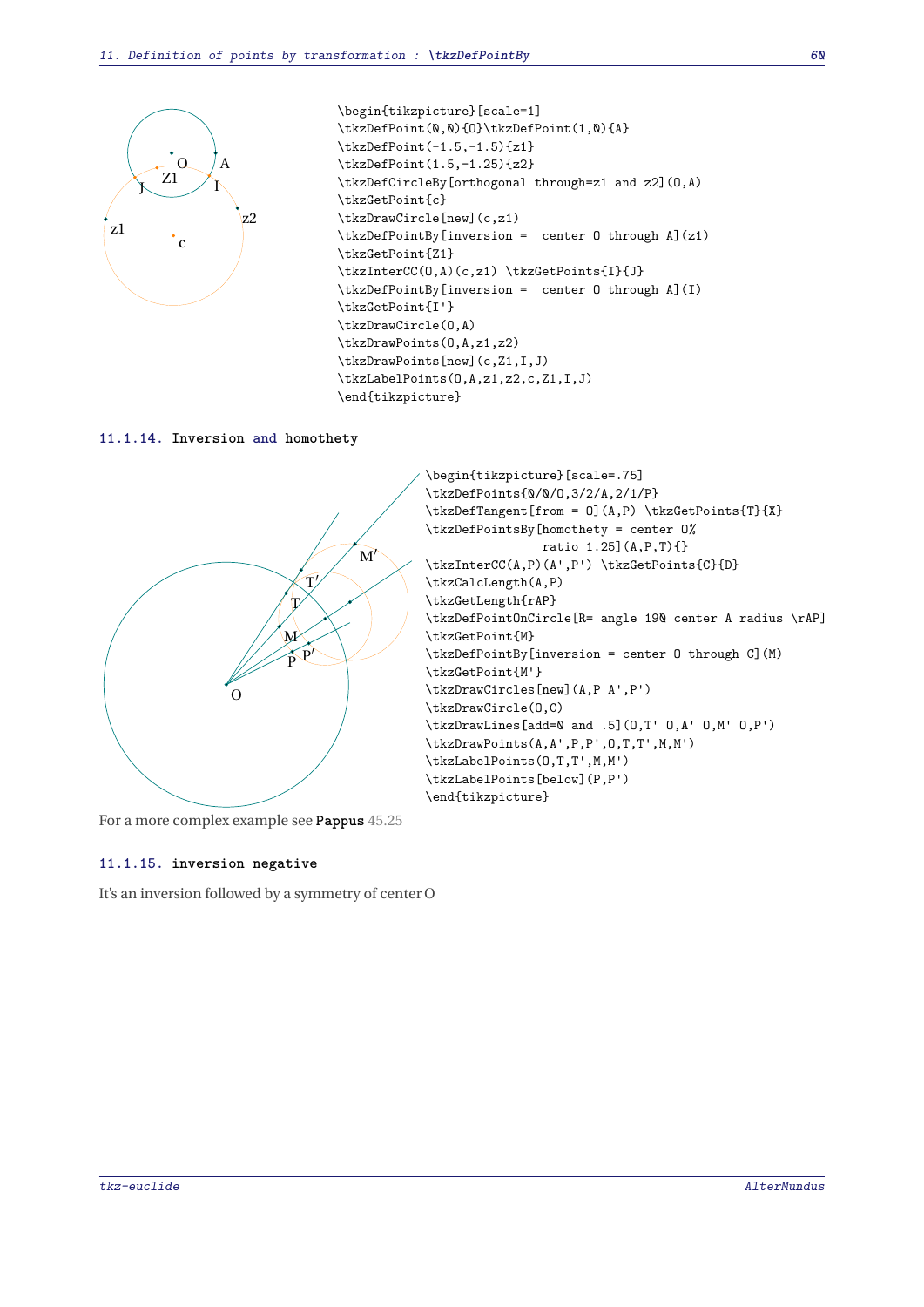```
\begin{tikzpicture}[scale=1]
\tkzDefPoint(0,0){O}\tkzDefPoint(1,0){A}
\tkzDefPoint(-1.5,-1.5){z1}
\tkzDefPoint(1.5,-1.25){z2}
\tkzDefCircleBy[orthogonal through=z1 and z2](O,A)
\tkzGetPoint{c}
\tkzDrawCircle[new](c,z1)
\tkzDefPointBy[inversion =  center O through A](z1)
\tkzGetPoint{Z1}
\tkzInterCC(O,A)(c,z1) \tkzGetPoints{I}{J}
\tkzDefPointBy[inversion =  center O through A](I)
\tkzGetPoint{I'}
\tkzDrawCircle(O,A)
\tkzDrawPoints(O,A,z1,z2)
\tkzDrawPoints[new](c,Z1,I,J)
\tkzLabelPoints(O,A,z1,z2,c,Z1,I,J)
\end{tikzpicture}
```

### 11.1.14. Inversion and homothety

```
\begin{tikzpicture}[scale=.75]
\tkzDefPoints{0/0/O,3/2/A,2/1/P}
\tkzDefTangent[from = O](A,P) \tkzGetPoints{T}{X}
\tkzDefPointsBy[homothety = center O%
                ratio 1.25](A,P,T){}
\tkzInterCC(A,P)(A',P') \tkzGetPoints{C}{D}
\tkzCalcLength(A,P)
\tkzGetLength{rAP}
\tkzDefPointOnCircle[R= angle 190 center A radius \rAP]
\tkzGetPoint{M}
\tkzDefPointBy[inversion = center O through C](M)
\tkzGetPoint{M'}
\tkzDrawCircles[new](A,P A',P')
\tkzDrawCircle(O,C)
\tkzDrawLines[add=0 and .5](O,T' O,A' O,M' O,P')
\tkzDrawPoints(A,A',P,P',O,T,T',M,M')
\tkzLabelPoints(O,T,T',M,M')
\tkzLabelPoints[below](P,P')
\end{tikzpicture}
```

For a more complex example see **Pappus** 45.25

### 11.1.15. inversion negative

It's an inversion followed by a symmetry of center O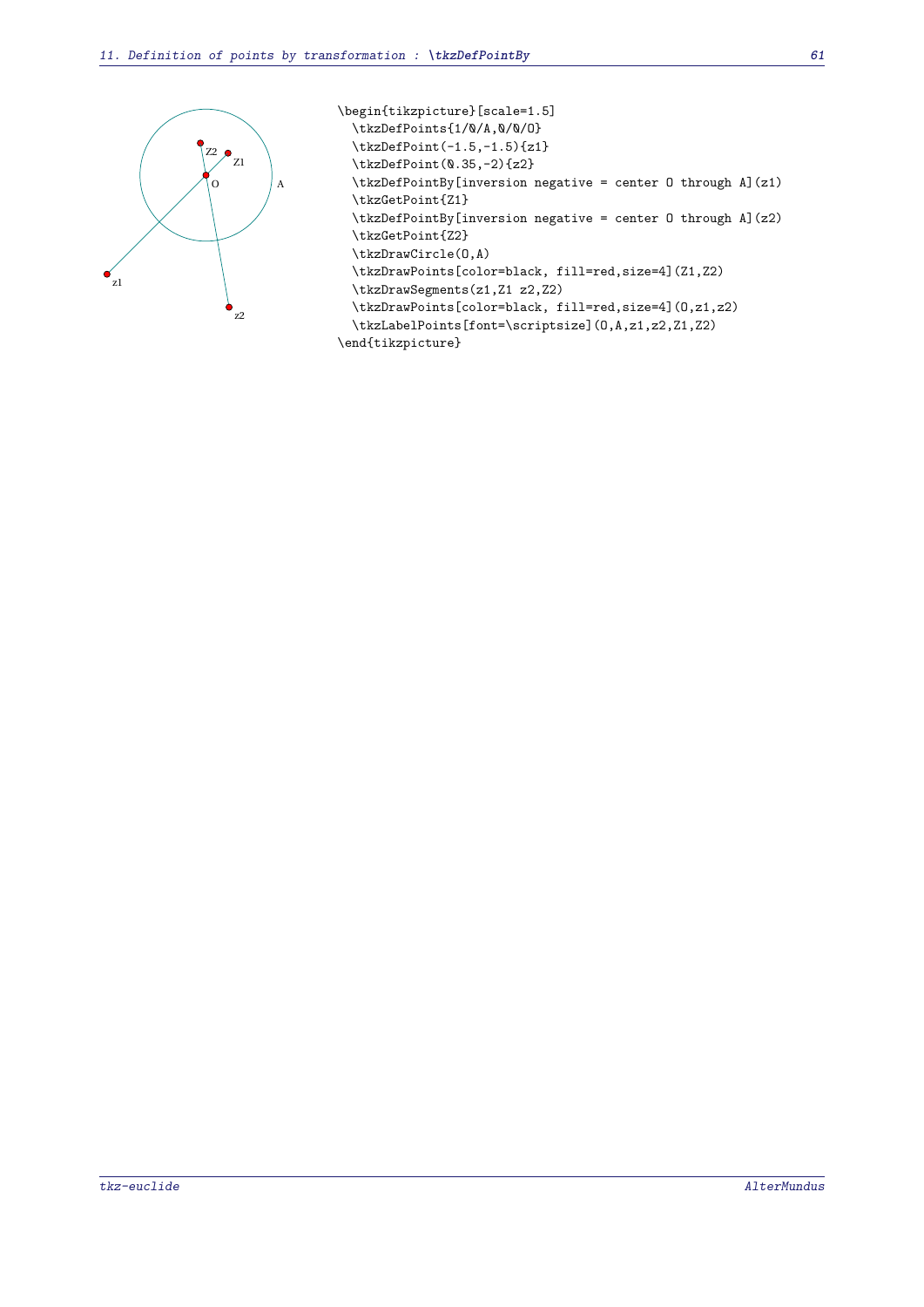```
\begin{tikzpicture}[scale=1.5]
  \tkzDefPoints{1/0/A,0/0/O}
  \tkzDefPoint(-1.5,-1.5){z1}
  \tkzDefPoint(0.35,-2){z2}
  \tkzDefPointBy[inversion negative = center O through A](z1)
  \tkzGetPoint{Z1}
  \tkzDefPointBy[inversion negative = center O through A](z2)
  \tkzGetPoint{Z2}
  \tkzDrawCircle(O,A)
  \tkzDrawPoints[color=black, fill=red,size=4](Z1,Z2)
  \tkzDrawSegments(z1,Z1 z2,Z2)
  \tkzDrawPoints[color=black, fill=red,size=4](O,z1,z2)
  \tkzLabelPoints[font=\scriptsize](O,A,z1,z2,Z1,Z2)
\end{tikzpicture}
```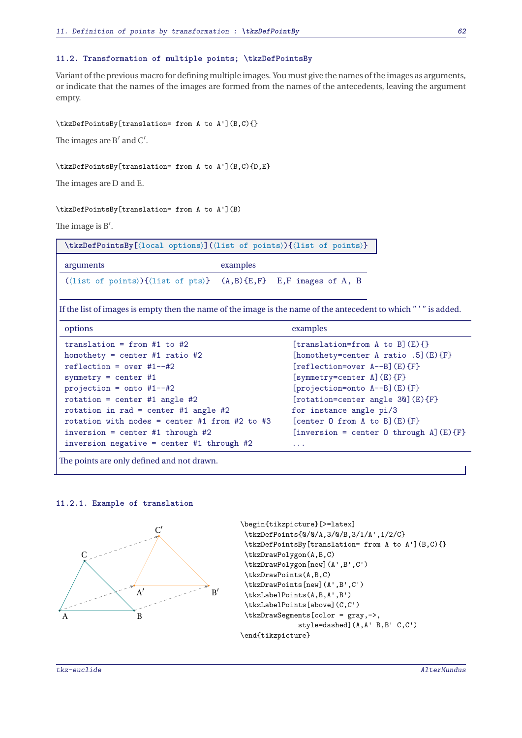### 11.2. Transformation of multiple points; \tkzDefPointsBy

Variant of the previous macro for defining multiple images. You must give the names of the images as arguments, or indicate that the names of the images are formed from the names of the antecedents, leaving the argument empty.

```
\tkzDefPointsBy[translation= from A to A'](B,C){}
```

The images are B′ and C′.

```
\tkzDefPointsBy[translation= from A to A'](B,C){D,E}
```

The images are D and E.

```
\tkzDefPointsBy[translation= from A to A'](B)
```

The image is B′.

**\tkzDefPointsBy[⟨local options⟩](⟨list of points⟩){⟨list of points⟩}**

| arguments | examples | |
|---|---|---|
| (⟨list of points⟩){⟨list of pts⟩} | (A,B){E,F} | E,F images of A, B |

If the list of images is empty then the name of the image is the name of the antecedent to which " ′ " is added.

| options | examples |
|---|---|
| translation = from #1 to #2 | [translation=from A to B](E){} |
| homothety = center #1 ratio #2 | [homothety=center A ratio .5](E){F} |
| reflection = over #1--#2 | [reflection=over A--B](E){F} |
| symmetry = center #1 | [symmetry=center A](E){F} |
| projection = onto #1--#2 | [projection=onto A--B](E){F} |
| rotation = center #1 angle #2 | [rotation=center angle 30](E){F} |
| rotation in rad = center #1 angle #2 | for instance angle pi/3 |
| rotation with nodes = center #1 from #2 to #3 | [center O from A to B](E){F} |
| inversion = center #1 through #2 | [inversion = center O through A](E){F} |
| inversion negative = center #1 through #2 | ... |

The points are only defined and not drawn.

#### 11.2.1. Example of translation

```
\begin{tikzpicture}[>=latex]
 \tkzDefPoints{0/0/A,3/0/B,3/1/A',1/2/C}
 \tkzDefPointsBy[translation= from A to A'](B,C){}
 \tkzDrawPolygon(A,B,C)
 \tkzDrawPolygon[new](A',B',C')
 \tkzDrawPoints(A,B,C)
 \tkzDrawPoints[new](A',B',C')
 \tkzLabelPoints(A,B,A',B')
 \tkzLabelPoints[above](C,C')
 \tkzDrawSegments[color = gray,->,
            style=dashed](A,A' B,B' C,C')
\end{tikzpicture}
```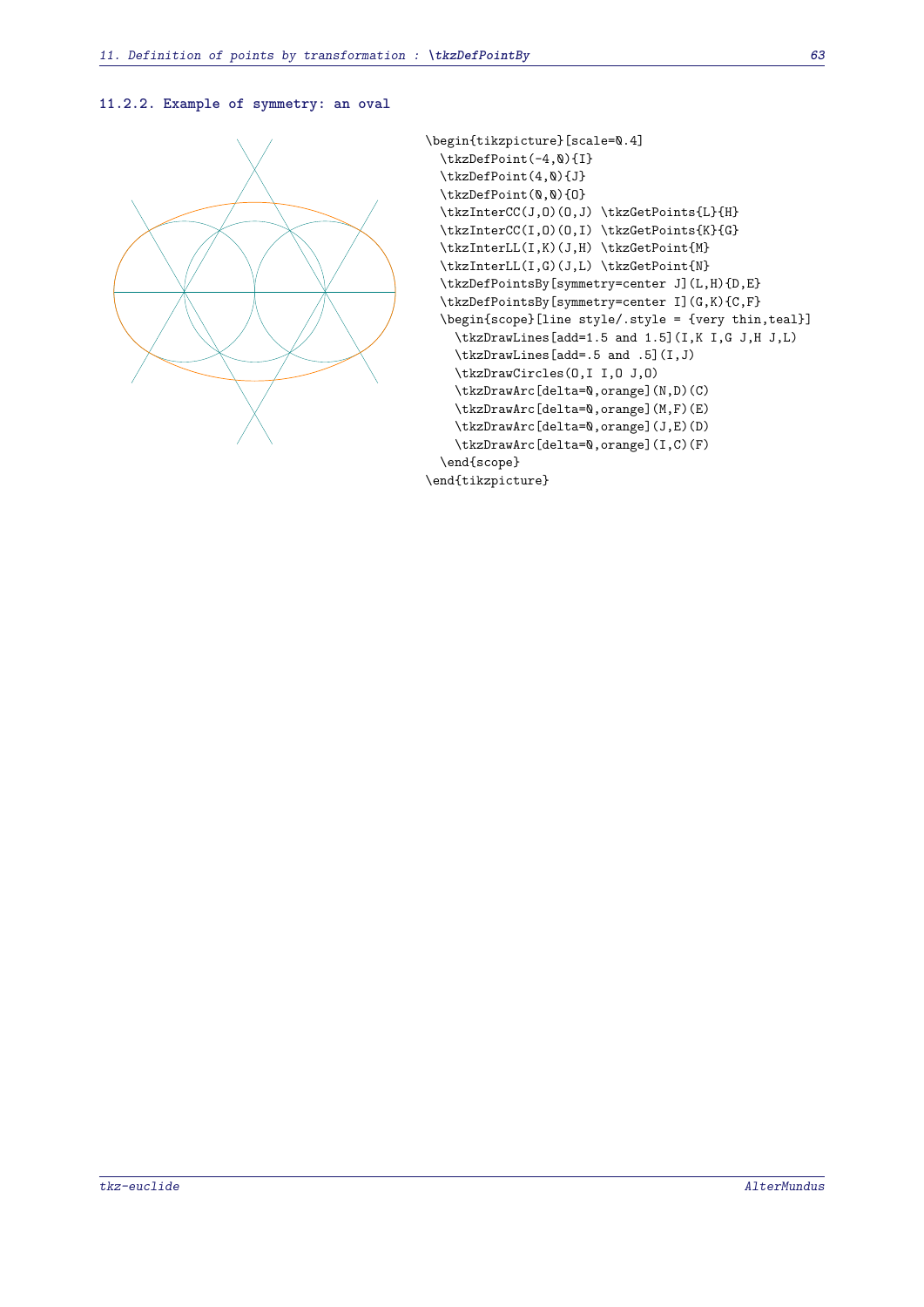### 11.2.2. Example of symmetry: an oval

```
\begin{tikzpicture}[scale=0.4]
  \tkzDefPoint(-4,0){I}
  \tkzDefPoint(4,0){J}
  \tkzDefPoint(0,0){O}
  \tkzInterCC(J,O)(O,J) \tkzGetPoints{L}{H}
  \tkzInterCC(I,O)(O,I) \tkzGetPoints{K}{G}
  \tkzInterLL(I,K)(J,H) \tkzGetPoint{M}
  \tkzInterLL(I,G)(J,L) \tkzGetPoint{N}
  \tkzDefPointsBy[symmetry=center J](L,H){D,E}
  \tkzDefPointsBy[symmetry=center I](G,K){C,F}
  \begin{scope}[line style/.style = {very thin,teal}]
    \tkzDrawLines[add=1.5 and 1.5](I,K I,G J,H J,L)
    \tkzDrawLines[add=.5 and .5](I,J)
    \tkzDrawCircles(O,I I,O J,O)
    \tkzDrawArc[delta=0,orange](N,D)(C)
    \tkzDrawArc[delta=0,orange](M,F)(E)
    \tkzDrawArc[delta=0,orange](J,E)(D)
    \tkzDrawArc[delta=0,orange](I,C)(F)
  \end{scope}
\end{tikzpicture}
```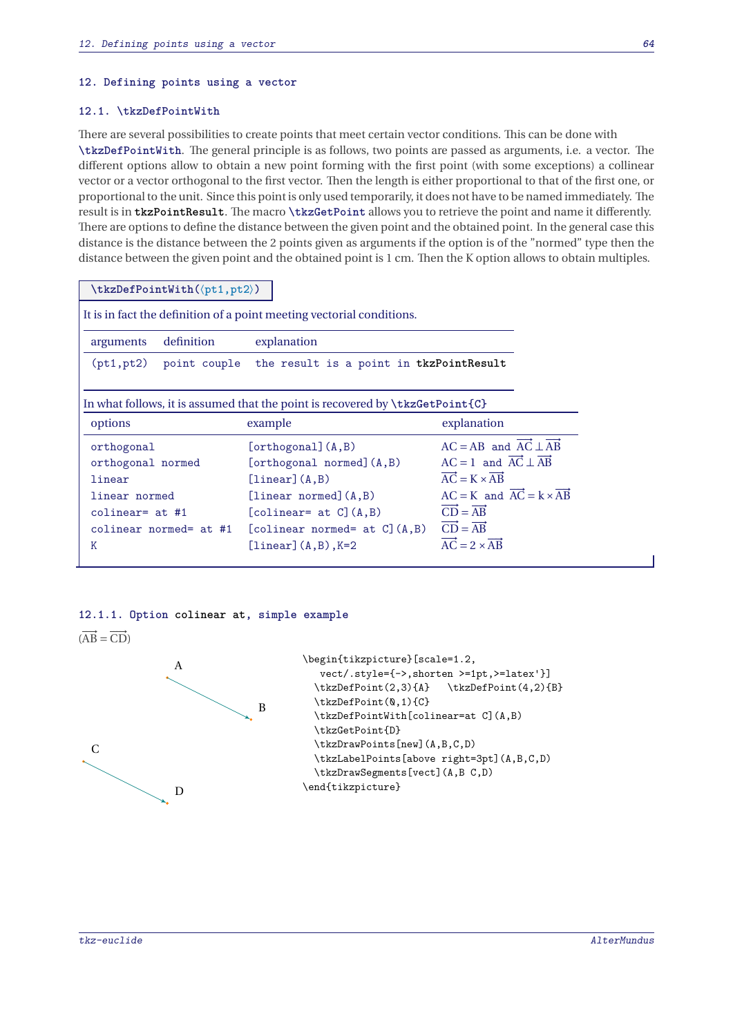# 12. Defining points using a vector

## 12.1. \tkzDefPointWith

There are several possibilities to create points that meet certain vector conditions. This can be done with **\tkzDefPointWith**. The general principle is as follows, two points are passed as arguments, i.e. a vector. The different options allow to obtain a new point forming with the first point (with some exceptions) a collinear vector or a vector orthogonal to the first vector. Then the length is either proportional to that of the first one, or proportional to the unit. Since this point is only used temporarily, it does not have to be named immediately. The result is in **tkzPointResult**. The macro **\tkzGetPoint** allows you to retrieve the point and name it differently. There are options to define the distance between the given point and the obtained point. In the general case this distance is the distance between the 2 points given as arguments if the option is of the "normed" type then the distance between the given point and the obtained point is 1 cm. Then the K option allows to obtain multiples.

**\tkzDefPointWith(⟨pt1,pt2⟩)**

It is in fact the definition of a point meeting vectorial conditions.

| arguments | definition | explanation |
|---|---|---|
| (pt1,pt2) | point couple | the result is a point in **tkzPointResult** |

In what follows, it is assumed that the point is recovered by \tkzGetPoint{C}

| options | example | explanation |
|---|---|---|
| orthogonal | [orthogonal](A,B) | $AC = AB$ and $\overrightarrow{AC} \perp \overrightarrow{AB}$ |
| orthogonal normed | [orthogonal normed](A,B) | $AC = 1$ and $\overrightarrow{AC} \perp \overrightarrow{AB}$ |
| linear | [linear](A,B) | $\overrightarrow{AC} = K \times \overrightarrow{AB}$ |
| linear normed | [linear normed](A,B) | $AC = K$ and $\overrightarrow{AC} = k \times \overrightarrow{AB}$ |
| colinear= at #1 | [colinear= at C](A,B) | $\overrightarrow{CD} = \overrightarrow{AB}$ |
| colinear normed= at #1 | [colinear normed= at C](A,B) | $\overrightarrow{CD} = \overrightarrow{AB}$ |
| K | [linear](A,B),K=2 | $\overrightarrow{AC} = 2 \times \overrightarrow{AB}$ |

### 12.1.1. Option colinear at, simple example

($\overrightarrow{AB} = \overrightarrow{CD}$)

```
\begin{tikzpicture}[scale=1.2,
   vect/.style={->,shorten >=1pt,>=latex'}]
  \tkzDefPoint(2,3){A}   \tkzDefPoint(4,2){B}
  \tkzDefPoint(0,1){C}
  \tkzDefPointWith[colinear=at C](A,B)
  \tkzGetPoint{D}
  \tkzDrawPoints[new](A,B,C,D)
  \tkzLabelPoints[above right=3pt](A,B,C,D)
  \tkzDrawSegments[vect](A,B C,D)
\end{tikzpicture}
```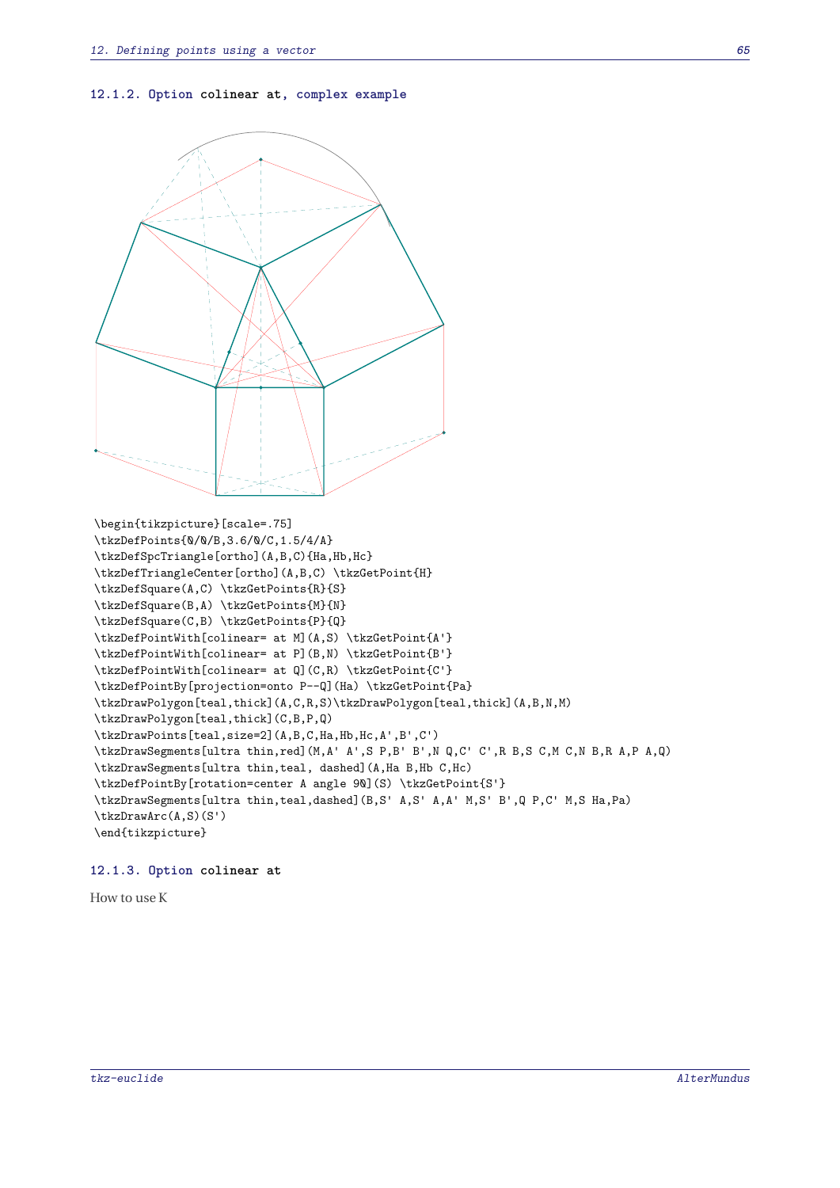### 12.1.2. Option colinear at, complex example

```
\begin{tikzpicture}[scale=.75]
\tkzDefPoints{0/0/B,3.6/0/C,1.5/4/A}
\tkzDefSpcTriangle[ortho](A,B,C){Ha,Hb,Hc}
\tkzDefTriangleCenter[ortho](A,B,C) \tkzGetPoint{H}
\tkzDefSquare(A,C) \tkzGetPoints{R}{S}
\tkzDefSquare(B,A) \tkzGetPoints{M}{N}
\tkzDefSquare(C,B) \tkzGetPoints{P}{Q}
\tkzDefPointWith[colinear= at M](A,S) \tkzGetPoint{A'}
\tkzDefPointWith[colinear= at P](B,N) \tkzGetPoint{B'}
\tkzDefPointWith[colinear= at Q](C,R) \tkzGetPoint{C'}
\tkzDefPointBy[projection=onto P--Q](Ha) \tkzGetPoint{Pa}
\tkzDrawPolygon[teal,thick](A,C,R,S)\tkzDrawPolygon[teal,thick](A,B,N,M)
\tkzDrawPolygon[teal,thick](C,B,P,Q)
\tkzDrawPoints[teal,size=2](A,B,C,Ha,Hb,Hc,A',B',C')
\tkzDrawSegments[ultra thin,red](M,A' A',S P,B' B',N Q,C' C',R B,S C,M C,N B,R A,P A,Q)
\tkzDrawSegments[ultra thin,teal, dashed](A,Ha B,Hb C,Hc)
\tkzDefPointBy[rotation=center A angle 90](S) \tkzGetPoint{S'}
\tkzDrawSegments[ultra thin,teal,dashed](B,S' A,S' A,A' M,S' B',Q P,C' M,S Ha,Pa)
\tkzDrawArc(A,S)(S')
\end{tikzpicture}
```

### 12.1.3. Option colinear at

How to use K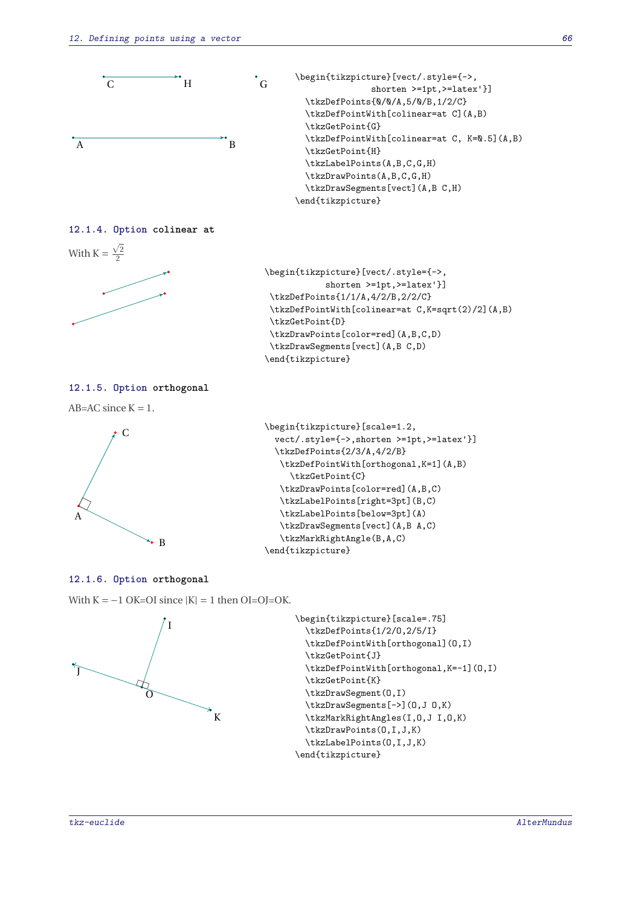```
\begin{tikzpicture}[vect/.style={->,
                shorten >=1pt,>=latex'}]
  \tkzDefPoints{0/0/A,5/0/B,1/2/C}
  \tkzDefPointWith[colinear=at C](A,B)
  \tkzGetPoint{G}
  \tkzDefPointWith[colinear=at C, K=0.5](A,B)
  \tkzGetPoint{H}
  \tkzLabelPoints(A,B,C,G,H)
  \tkzDrawPoints(A,B,C,G,H)
  \tkzDrawSegments[vect](A,B C,H)
\end{tikzpicture}
```

### 12.1.4. Option colinear at

With K = $\frac{\sqrt{2}}{2}$

```
\begin{tikzpicture}[vect/.style={->,
          shorten >=1pt,>=latex'}]
 \tkzDefPoints{1/1/A,4/2/B,2/2/C}
 \tkzDefPointWith[colinear=at C,K=sqrt(2)/2](A,B)
 \tkzGetPoint{D}
 \tkzDrawPoints[color=red](A,B,C,D)
 \tkzDrawSegments[vect](A,B C,D)
\end{tikzpicture}
```

### 12.1.5. Option orthogonal

AB=AC since K = 1.

```
\begin{tikzpicture}[scale=1.2,
  vect/.style={->,shorten >=1pt,>=latex'}]
  \tkzDefPoints{2/3/A,4/2/B}
   \tkzDefPointWith[orthogonal,K=1](A,B)
     \tkzGetPoint{C}
   \tkzDrawPoints[color=red](A,B,C)
   \tkzLabelPoints[right=3pt](B,C)
   \tkzLabelPoints[below=3pt](A)
   \tkzDrawSegments[vect](A,B A,C)
   \tkzMarkRightAngle(B,A,C)
\end{tikzpicture}
```

### 12.1.6. Option orthogonal

With K = −1 OK=OI since |K| = 1 then OI=OJ=OK.

```
\begin{tikzpicture}[scale=.75]
  \tkzDefPoints{1/2/O,2/5/I}
  \tkzDefPointWith[orthogonal](O,I)
  \tkzGetPoint{J}
  \tkzDefPointWith[orthogonal,K=-1](O,I)
  \tkzGetPoint{K}
  \tkzDrawSegment(O,I)
  \tkzDrawSegments[->](O,J O,K)
  \tkzMarkRightAngles(I,O,J I,O,K)
  \tkzDrawPoints(O,I,J,K)
  \tkzLabelPoints(O,I,J,K)
\end{tikzpicture}
```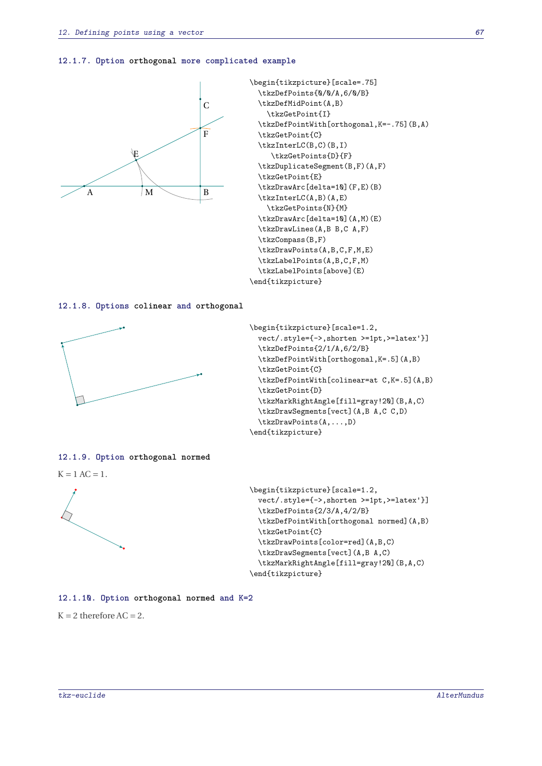### 12.1.7. Option orthogonal more complicated example

```
\begin{tikzpicture}[scale=.75]
  \tkzDefPoints{0/0/A,6/0/B}
  \tkzDefMidPoint(A,B)
    \tkzGetPoint{I}
  \tkzDefPointWith[orthogonal,K=-.75](B,A)
  \tkzGetPoint{C}
  \tkzInterLC(B,C)(B,I)
     \tkzGetPoints{D}{F}
  \tkzDuplicateSegment(B,F)(A,F)
  \tkzGetPoint{E}
  \tkzDrawArc[delta=10](F,E)(B)
  \tkzInterLC(A,B)(A,E)
    \tkzGetPoints{N}{M}
  \tkzDrawArc[delta=10](A,M)(E)
  \tkzDrawLines(A,B B,C A,F)
  \tkzCompass(B,F)
  \tkzDrawPoints(A,B,C,F,M,E)
  \tkzLabelPoints(A,B,C,F,M)
  \tkzLabelPoints[above](E)
\end{tikzpicture}
```

### 12.1.8. Options colinear and orthogonal

```
\begin{tikzpicture}[scale=1.2,
  vect/.style={->,shorten >=1pt,>=latex'}]
  \tkzDefPoints{2/1/A,6/2/B}
  \tkzDefPointWith[orthogonal,K=.5](A,B)
  \tkzGetPoint{C}
  \tkzDefPointWith[colinear=at C,K=.5](A,B)
  \tkzGetPoint{D}
  \tkzMarkRightAngle[fill=gray!20](B,A,C)
  \tkzDrawSegments[vect](A,B A,C C,D)
  \tkzDrawPoints(A,...,D)
\end{tikzpicture}
```

### 12.1.9. Option orthogonal normed

K = 1 AC = 1.

```
\begin{tikzpicture}[scale=1.2,
  vect/.style={->,shorten >=1pt,>=latex'}]
  \tkzDefPoints{2/3/A,4/2/B}
  \tkzDefPointWith[orthogonal normed](A,B)
  \tkzGetPoint{C}
  \tkzDrawPoints[color=red](A,B,C)
  \tkzDrawSegments[vect](A,B A,C)
  \tkzMarkRightAngle[fill=gray!20](B,A,C)
\end{tikzpicture}
```

### 12.1.10. Option orthogonal normed and K=2

K = 2 therefore AC = 2.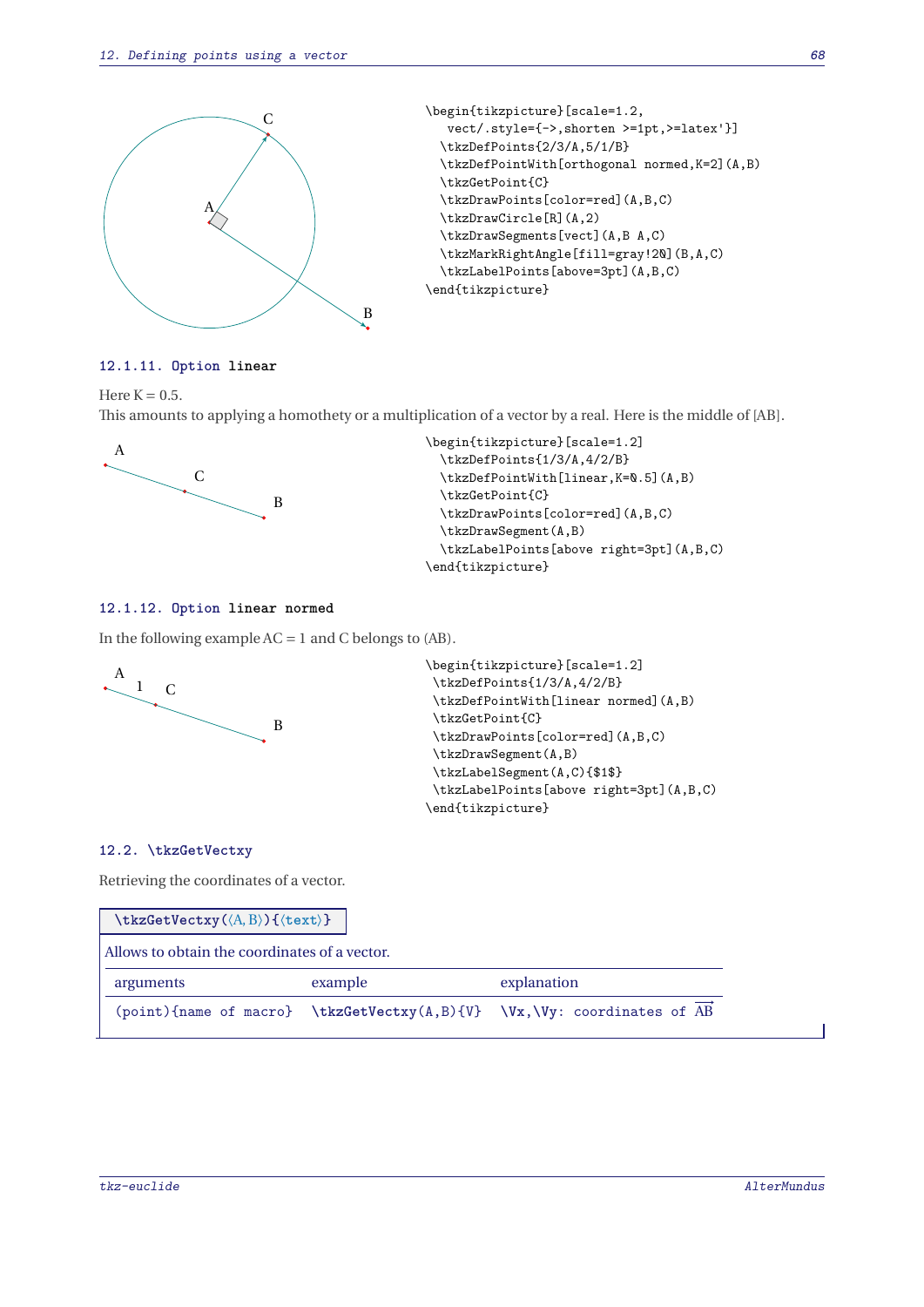```
\begin{tikzpicture}[scale=1.2,
   vect/.style={->,shorten >=1pt,>=latex'}]
  \tkzDefPoints{2/3/A,5/1/B}
  \tkzDefPointWith[orthogonal normed,K=2](A,B)
  \tkzGetPoint{C}
  \tkzDrawPoints[color=red](A,B,C)
  \tkzDrawCircle[R](A,2)
  \tkzDrawSegments[vect](A,B A,C)
  \tkzMarkRightAngle[fill=gray!20](B,A,C)
  \tkzLabelPoints[above=3pt](A,B,C)
\end{tikzpicture}
```

### 12.1.11. Option linear

Here K = 0.5.

This amounts to applying a homothety or a multiplication of a vector by a real. Here is the middle of [AB].

```
\begin{tikzpicture}[scale=1.2]
  \tkzDefPoints{1/3/A,4/2/B}
  \tkzDefPointWith[linear,K=0.5](A,B)
  \tkzGetPoint{C}
  \tkzDrawPoints[color=red](A,B,C)
  \tkzDrawSegment(A,B)
  \tkzLabelPoints[above right=3pt](A,B,C)
\end{tikzpicture}
```

### 12.1.12. Option linear normed

In the following example AC = 1 and C belongs to (AB).

```
\begin{tikzpicture}[scale=1.2]
 \tkzDefPoints{1/3/A,4/2/B}
 \tkzDefPointWith[linear normed](A,B)
 \tkzGetPoint{C}
 \tkzDrawPoints[color=red](A,B,C)
 \tkzDrawSegment(A,B)
 \tkzLabelSegment(A,C){$1$}
 \tkzLabelPoints[above right=3pt](A,B,C)
\end{tikzpicture}
```

## 12.2. \tkzGetVectxy

Retrieving the coordinates of a vector.

**\tkzGetVectxy(⟨A, B⟩){⟨text⟩}**

Allows to obtain the coordinates of a vector.

| arguments | example | explanation |
|---|---|---|
| (point){name of macro} | \tkzGetVectxy(A,B){V} | \Vx,\Vy: coordinates of $\overrightarrow{AB}$ |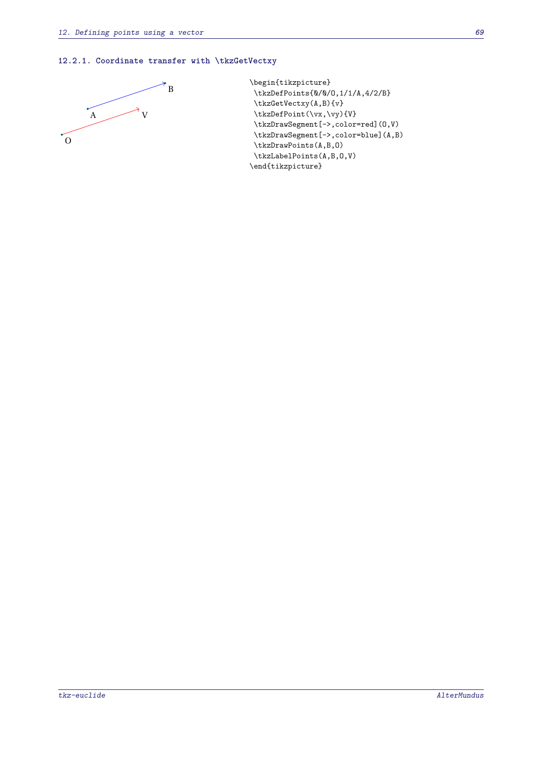### 12.2.1. Coordinate transfer with \tkzGetVectxy

```
\begin{tikzpicture}
 \tkzDefPoints{0/0/O,1/1/A,4/2/B}
 \tkzGetVectxy(A,B){v}
 \tkzDefPoint(\vx,\vy){V}
 \tkzDrawSegment[->,color=red](O,V)
 \tkzDrawSegment[->,color=blue](A,B)
 \tkzDrawPoints(A,B,O)
 \tkzLabelPoints(A,B,O,V)
\end{tikzpicture}
```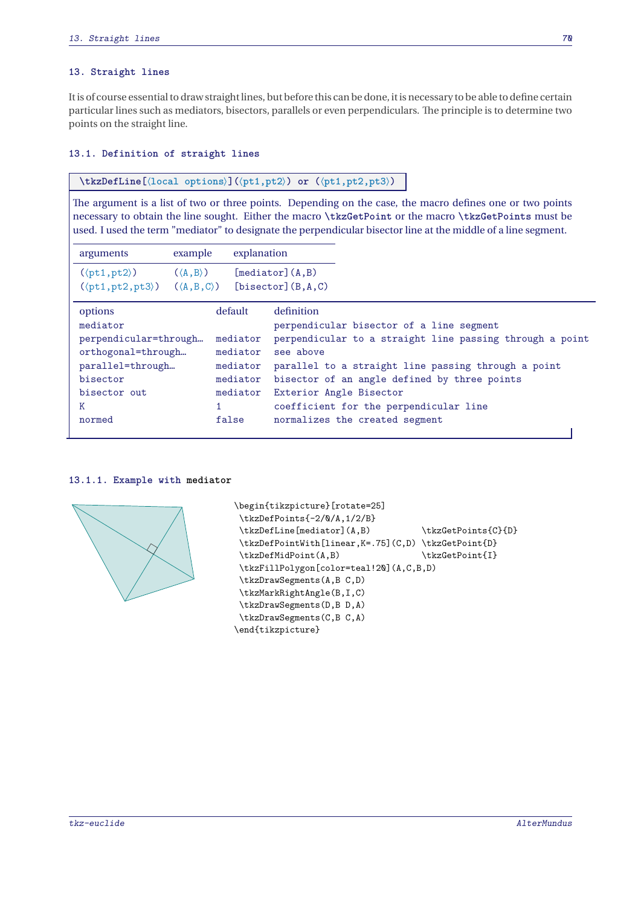# 13. Straight lines

It is of course essential to draw straight lines, but before this can be done, it is necessary to be able to define certain particular lines such as mediators, bisectors, parallels or even perpendiculars. The principle is to determine two points on the straight line.

## 13.1. Definition of straight lines

```
\tkzDefLine[⟨local options⟩](⟨pt1,pt2⟩) or (⟨pt1,pt2,pt3⟩)
```

The argument is a list of two or three points. Depending on the case, the macro defines one or two points necessary to obtain the line sought. Either the macro **\tkzGetPoint** or the macro **\tkzGetPoints** must be used. I used the term "mediator" to designate the perpendicular bisector line at the middle of a line segment.

| arguments | example | explanation |
|---|---|---|
| (⟨pt1,pt2⟩) | (⟨A,B⟩) | [mediator](A,B) |
| (⟨pt1,pt2,pt3⟩) | (⟨A,B,C⟩) | [bisector](B,A,C) |

| options | default | definition |
|---|---|---|
| mediator | | perpendicular bisector of a line segment |
| perpendicular=through... | mediator | perpendicular to a straight line passing through a point |
| orthogonal=through... | mediator | see above |
| parallel=through... | mediator | parallel to a straight line passing through a point |
| bisector | mediator | bisector of an angle defined by three points |
| bisector out | mediator | Exterior Angle Bisector |
| K | 1 | coefficient for the perpendicular line |
| normed | false | normalizes the created segment |

### 13.1.1. Example with mediator

```
\begin{tikzpicture}[rotate=25]
 \tkzDefPoints{-2/0/A,1/2/B}
 \tkzDefLine[mediator](A,B)           \tkzGetPoints{C}{D}
 \tkzDefPointWith[linear,K=.75](C,D) \tkzGetPoint{D}
 \tkzDefMidPoint(A,B)                 \tkzGetPoint{I}
 \tkzFillPolygon[color=teal!20](A,C,B,D)
 \tkzDrawSegments(A,B C,D)
 \tkzMarkRightAngle(B,I,C)
 \tkzDrawSegments(D,B D,A)
 \tkzDrawSegments(C,B C,A)
\end{tikzpicture}
```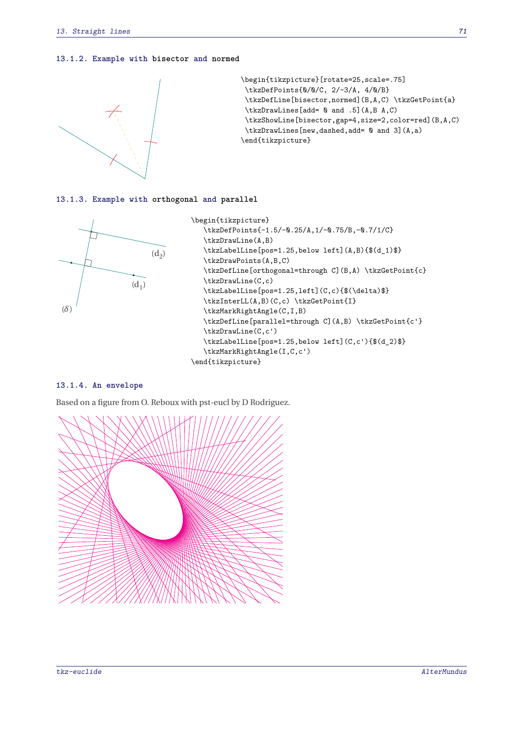### 13.1.2. Example with bisector and normed

```
\begin{tikzpicture}[rotate=25,scale=.75]
 \tkzDefPoints{0/0/C, 2/-3/A, 4/0/B}
 \tkzDefLine[bisector,normed](B,A,C) \tkzGetPoint{a}
 \tkzDrawLines[add= 0 and .5](A,B A,C)
 \tkzShowLine[bisector,gap=4,size=2,color=red](B,A,C)
 \tkzDrawLines[new,dashed,add= 0 and 3](A,a)
\end{tikzpicture}
```

### 13.1.3. Example with orthogonal and parallel

```
\begin{tikzpicture}
   \tkzDefPoints{-1.5/-0.25/A,1/-0.75/B,-0.7/1/C}
   \tkzDrawLine(A,B)
   \tkzLabelLine[pos=1.25,below left](A,B){$(d_1)$}
   \tkzDrawPoints(A,B,C)
   \tkzDefLine[orthogonal=through C](B,A) \tkzGetPoint{c}
   \tkzDrawLine(C,c)
   \tkzLabelLine[pos=1.25,left](C,c){$(\delta)$}
   \tkzInterLL(A,B)(C,c) \tkzGetPoint{I}
   \tkzMarkRightAngle(C,I,B)
   \tkzDefLine[parallel=through C](A,B) \tkzGetPoint{c'}
   \tkzDrawLine(C,c')
   \tkzLabelLine[pos=1.25,below left](C,c'){$(d_2)$}
   \tkzMarkRightAngle(I,C,c')
\end{tikzpicture}
```

### 13.1.4. An envelope

Based on a figure from O. Reboux with pst-eucl by D Rodriguez.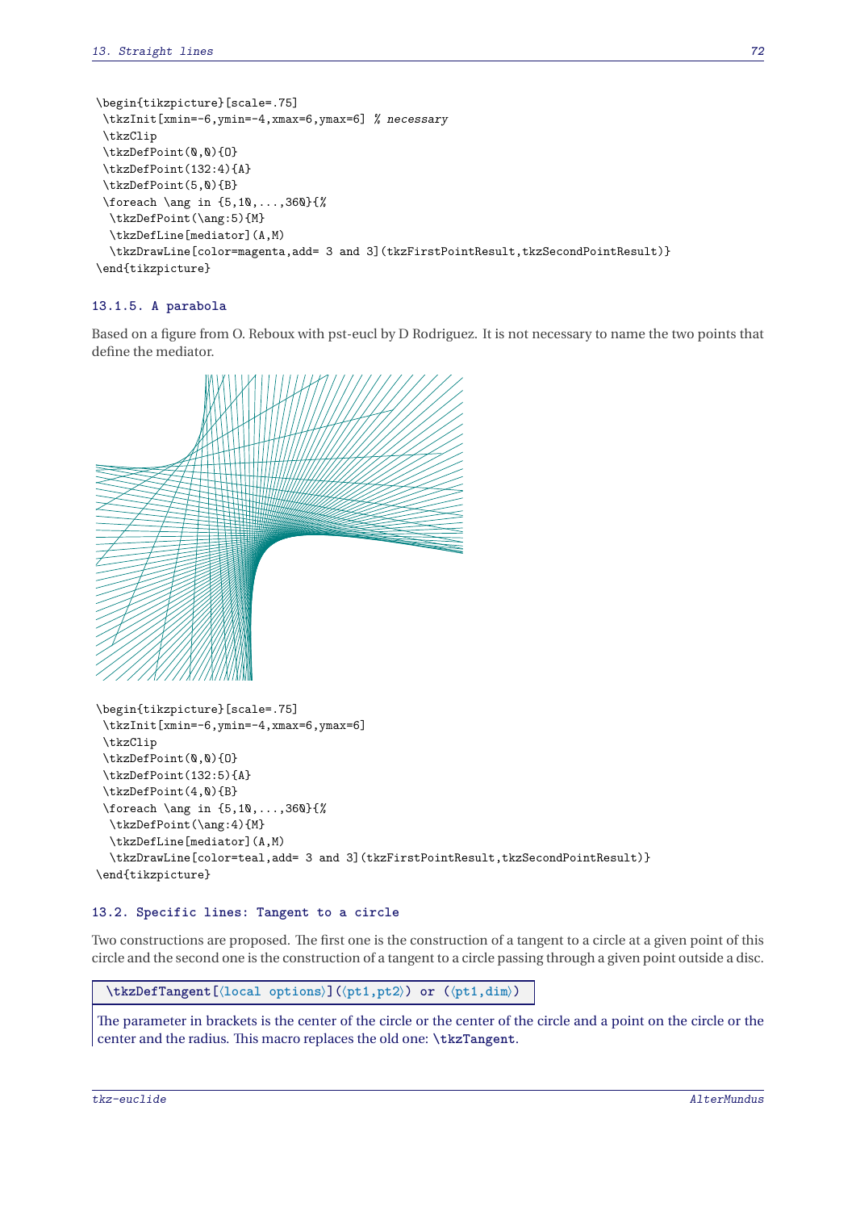```
\begin{tikzpicture}[scale=.75]
 \tkzInit[xmin=-6,ymin=-4,xmax=6,ymax=6] % necessary
 \tkzClip
 \tkzDefPoint(0,0){O}
 \tkzDefPoint(132:4){A}
 \tkzDefPoint(5,0){B}
 \foreach \ang in {5,10,...,360}{%
  \tkzDefPoint(\ang:5){M}
  \tkzDefLine[mediator](A,M)
  \tkzDrawLine[color=magenta,add= 3 and 3](tkzFirstPointResult,tkzSecondPointResult)}
\end{tikzpicture}
```

### 13.1.5. A parabola

Based on a figure from O. Reboux with pst-eucl by D Rodriguez. It is not necessary to name the two points that define the mediator.

```
\begin{tikzpicture}[scale=.75]
 \tkzInit[xmin=-6,ymin=-4,xmax=6,ymax=6]
 \tkzClip
 \tkzDefPoint(0,0){O}
 \tkzDefPoint(132:5){A}
 \tkzDefPoint(4,0){B}
 \foreach \ang in {5,10,...,360}{%
  \tkzDefPoint(\ang:4){M}
  \tkzDefLine[mediator](A,M)
  \tkzDrawLine[color=teal,add= 3 and 3](tkzFirstPointResult,tkzSecondPointResult)}
\end{tikzpicture}
```

## 13.2. Specific lines: Tangent to a circle

Two constructions are proposed. The first one is the construction of a tangent to a circle at a given point of this circle and the second one is the construction of a tangent to a circle passing through a given point outside a disc.

**\tkzDefTangent[⟨local options⟩](⟨pt1,pt2⟩) or (⟨pt1,dim⟩)**

The parameter in brackets is the center of the circle or the center of the circle and a point on the circle or the center and the radius. This macro replaces the old one: **\tkzTangent**.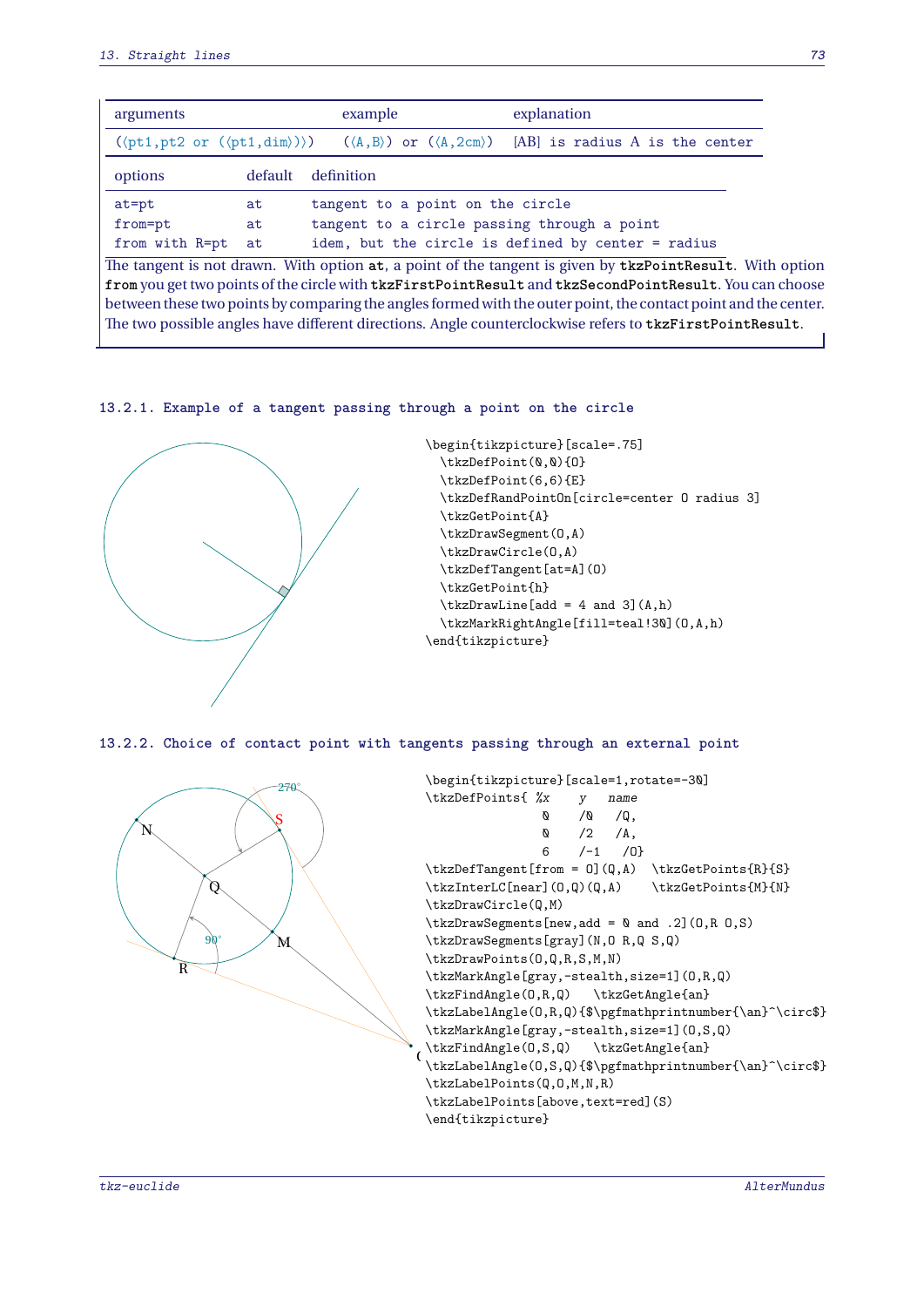| arguments | example | explanation |
|---|---|---|
| (⟨pt1,pt2 or (⟨pt1,dim⟩)⟩) | (⟨A,B⟩) or (⟨A,2cm⟩) | [AB] is radius A is the center |

| options | default | definition |
|---|---|---|
| at=pt | at | tangent to a point on the circle |
| from=pt | at | tangent to a circle passing through a point |
| from with R=pt | at | idem, but the circle is defined by center = radius |

The tangent is not drawn. With option **at**, a point of the tangent is given by **tkzPointResult**. With option **from** you get two points of the circle with **tkzFirstPointResult** and **tkzSecondPointResult**. You can choose between these two points by comparing the angles formed with the outer point, the contact point and the center. The two possible angles have different directions. Angle counterclockwise refers to **tkzFirstPointResult**.

### 13.2.1. Example of a tangent passing through a point on the circle

```
\begin{tikzpicture}[scale=.75]
  \tkzDefPoint(0,0){O}
  \tkzDefPoint(6,6){E}
  \tkzDefRandPointOn[circle=center O radius 3]
  \tkzGetPoint{A}
  \tkzDrawSegment(O,A)
  \tkzDrawCircle(O,A)
  \tkzDefTangent[at=A](O)
  \tkzGetPoint{h}
  \tkzDrawLine[add = 4 and 3](A,h)
  \tkzMarkRightAngle[fill=teal!30](O,A,h)
\end{tikzpicture}
```

### 13.2.2. Choice of contact point with tangents passing through an external point

```
\begin{tikzpicture}[scale=1,rotate=-30]
\tkzDefPoints{ %x    y   name
               0    /0   /Q,
               0    /2   /A,
               6    /-1  /O}
\tkzDefTangent[from = O](Q,A)  \tkzGetPoints{R}{S}
\tkzInterLC[near](O,Q)(Q,A)    \tkzGetPoints{M}{N}
\tkzDrawCircle(Q,M)
\tkzDrawSegments[new,add = 0 and .2](O,R O,S)
\tkzDrawSegments[gray](N,O R,Q S,Q)
\tkzDrawPoints(O,Q,R,S,M,N)
\tkzMarkAngle[gray,-stealth,size=1](O,R,Q)
\tkzFindAngle(O,R,Q)   \tkzGetAngle{an}
\tkzLabelAngle(O,R,Q){$\pgfmathprintnumber{\an}^\circ$}
\tkzMarkAngle[gray,-stealth,size=1](O,S,Q)
\tkzFindAngle(O,S,Q)   \tkzGetAngle{an}
\tkzLabelAngle(O,S,Q){$\pgfmathprintnumber{\an}^\circ$}
\tkzLabelPoints(Q,O,M,N,R)
\tkzLabelPoints[above,text=red](S)
\end{tikzpicture}
```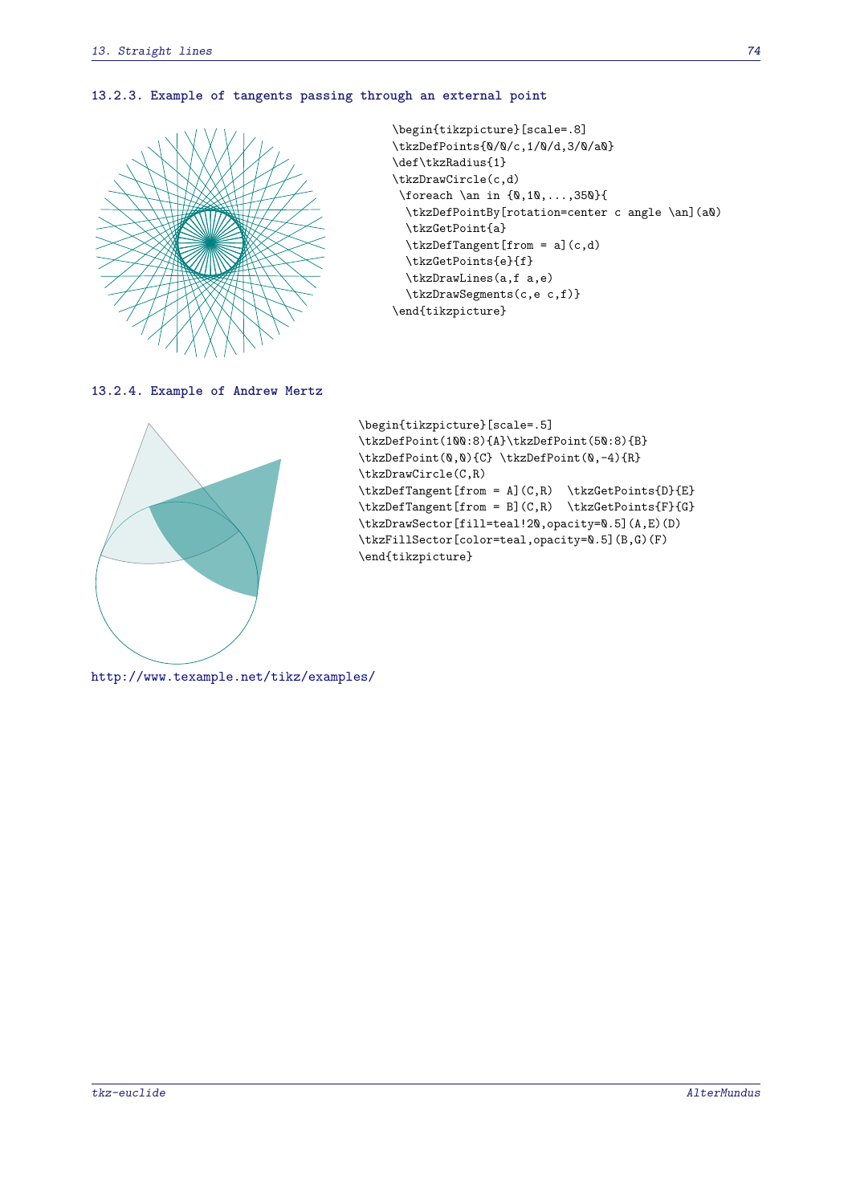### 13.2.3. Example of tangents passing through an external point

```
\begin{tikzpicture}[scale=.8]
\tkzDefPoints{0/0/c,1/0/d,3/0/a0}
\def\tkzRadius{1}
\tkzDrawCircle(c,d)
 \foreach \an in {0,10,...,350}{
  \tkzDefPointBy[rotation=center c angle \an](a0)
  \tkzGetPoint{a}
  \tkzDefTangent[from = a](c,d)
  \tkzGetPoints{e}{f}
  \tkzDrawLines(a,f a,e)
  \tkzDrawSegments(c,e c,f)}
\end{tikzpicture}
```

### 13.2.4. Example of Andrew Mertz

```
\begin{tikzpicture}[scale=.5]
\tkzDefPoint(100:8){A}\tkzDefPoint(50:8){B}
\tkzDefPoint(0,0){C} \tkzDefPoint(0,-4){R}
\tkzDrawCircle(C,R)
\tkzDefTangent[from = A](C,R)  \tkzGetPoints{D}{E}
\tkzDefTangent[from = B](C,R)  \tkzGetPoints{F}{G}
\tkzDrawSector[fill=teal!20,opacity=0.5](A,E)(D)
\tkzFillSector[color=teal,opacity=0.5](B,G)(F)
\end{tikzpicture}
```

http://www.texample.net/tikz/examples/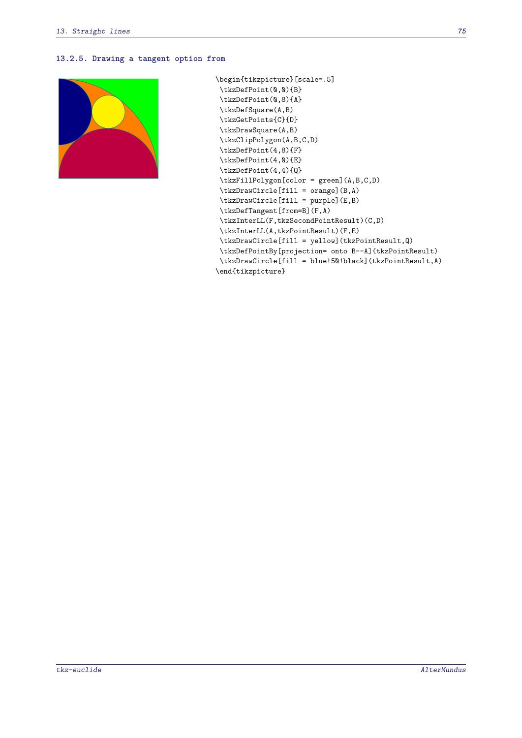### 13.2.5. Drawing a tangent option from

```
\begin{tikzpicture}[scale=.5]
 \tkzDefPoint(0,0){B}
 \tkzDefPoint(0,8){A}
 \tkzDefSquare(A,B)
 \tkzGetPoints{C}{D}
 \tkzDrawSquare(A,B)
 \tkzClipPolygon(A,B,C,D)
 \tkzDefPoint(4,8){F}
 \tkzDefPoint(4,0){E}
 \tkzDefPoint(4,4){Q}
 \tkzFillPolygon[color = green](A,B,C,D)
 \tkzDrawCircle[fill = orange](B,A)
 \tkzDrawCircle[fill = purple](E,B)
 \tkzDefTangent[from=B](F,A)
 \tkzInterLL(F,tkzSecondPointResult)(C,D)
 \tkzInterLL(A,tkzPointResult)(F,E)
 \tkzDrawCircle[fill = yellow](tkzPointResult,Q)
 \tkzDefPointBy[projection= onto B--A](tkzPointResult)
 \tkzDrawCircle[fill = blue!50!black](tkzPointResult,A)
\end{tikzpicture}
```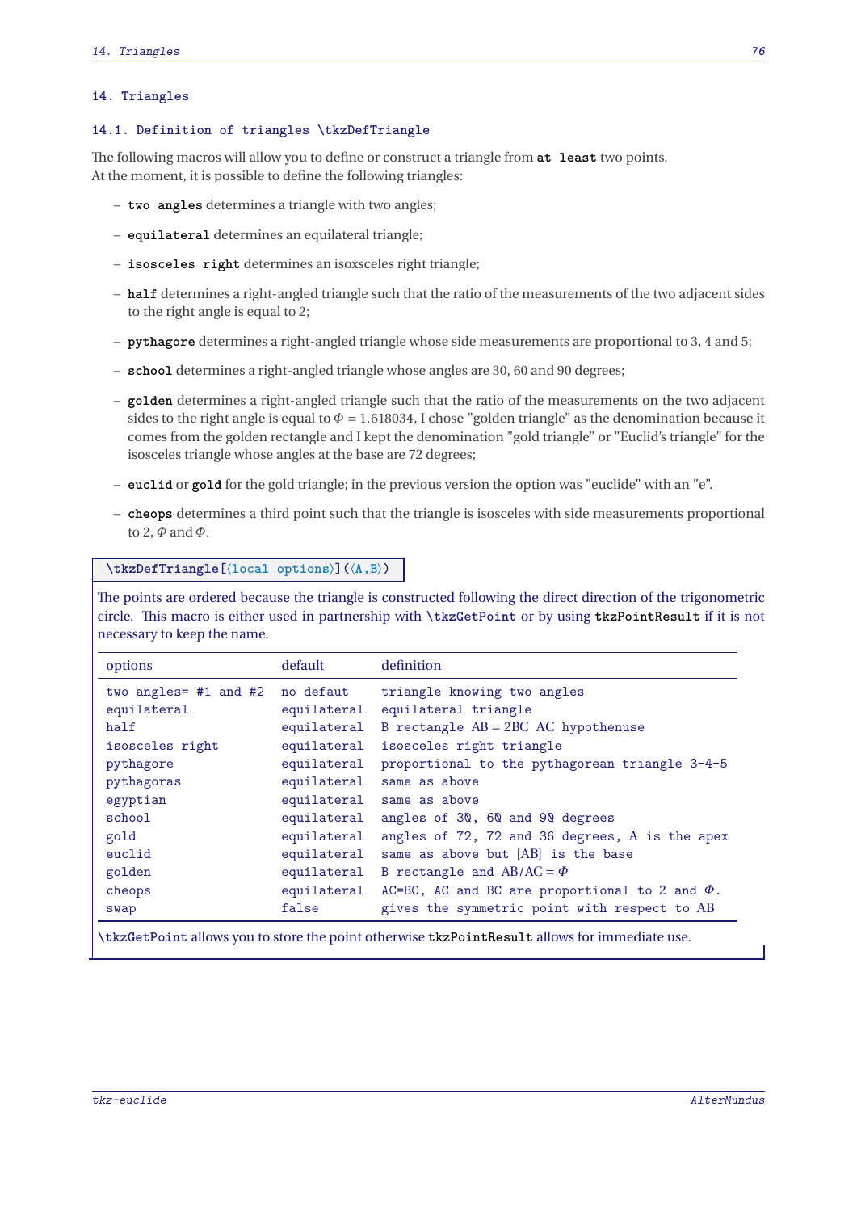# 14. Triangles

## 14.1. Definition of triangles `\tkzDefTriangle`

The following macros will allow you to define or construct a triangle from **at least** two points.
At the moment, it is possible to define the following triangles:

- **two angles** determines a triangle with two angles;
- **equilateral** determines an equilateral triangle;
- **isosceles right** determines an isoxsceles right triangle;
- **half** determines a right-angled triangle such that the ratio of the measurements of the two adjacent sides to the right angle is equal to 2;
- **pythagore** determines a right-angled triangle whose side measurements are proportional to 3, 4 and 5;
- **school** determines a right-angled triangle whose angles are 30, 60 and 90 degrees;
- **golden** determines a right-angled triangle such that the ratio of the measurements on the two adjacent sides to the right angle is equal to $\Phi = 1.618034$, I chose "golden triangle" as the denomination because it comes from the golden rectangle and I kept the denomination "gold triangle" or "Euclid's triangle" for the isosceles triangle whose angles at the base are 72 degrees;
- **euclid** or **gold** for the gold triangle; in the previous version the option was "euclide" with an "e".
- **cheops** determines a third point such that the triangle is isosceles with side measurements proportional to 2, $\Phi$ and $\Phi$.

```
\tkzDefTriangle[⟨local options⟩](⟨A,B⟩)
```

The points are ordered because the triangle is constructed following the direct direction of the trigonometric circle. This macro is either used in partnership with `\tkzGetPoint` or by using `tkzPointResult` if it is not necessary to keep the name.

| options | default | definition |
|---|---|---|
| two angles= #1 and #2 | no defaut | triangle knowing two angles |
| equilateral | equilateral | equilateral triangle |
| half | equilateral | B rectangle $AB = 2BC$ AC hypothenuse |
| isosceles right | equilateral | isosceles right triangle |
| pythagore | equilateral | proportional to the pythagorean triangle 3-4-5 |
| pythagoras | equilateral | same as above |
| egyptian | equilateral | same as above |
| school | equilateral | angles of 30, 60 and 90 degrees |
| gold | equilateral | angles of 72, 72 and 36 degrees, A is the apex |
| euclid | equilateral | same as above but [AB] is the base |
| golden | equilateral | B rectangle and $AB/AC = \Phi$ |
| cheops | equilateral | AC=BC, AC and BC are proportional to 2 and $\Phi$. |
| swap | false | gives the symmetric point with respect to AB |

`\tkzGetPoint` allows you to store the point otherwise `tkzPointResult` allows for immediate use.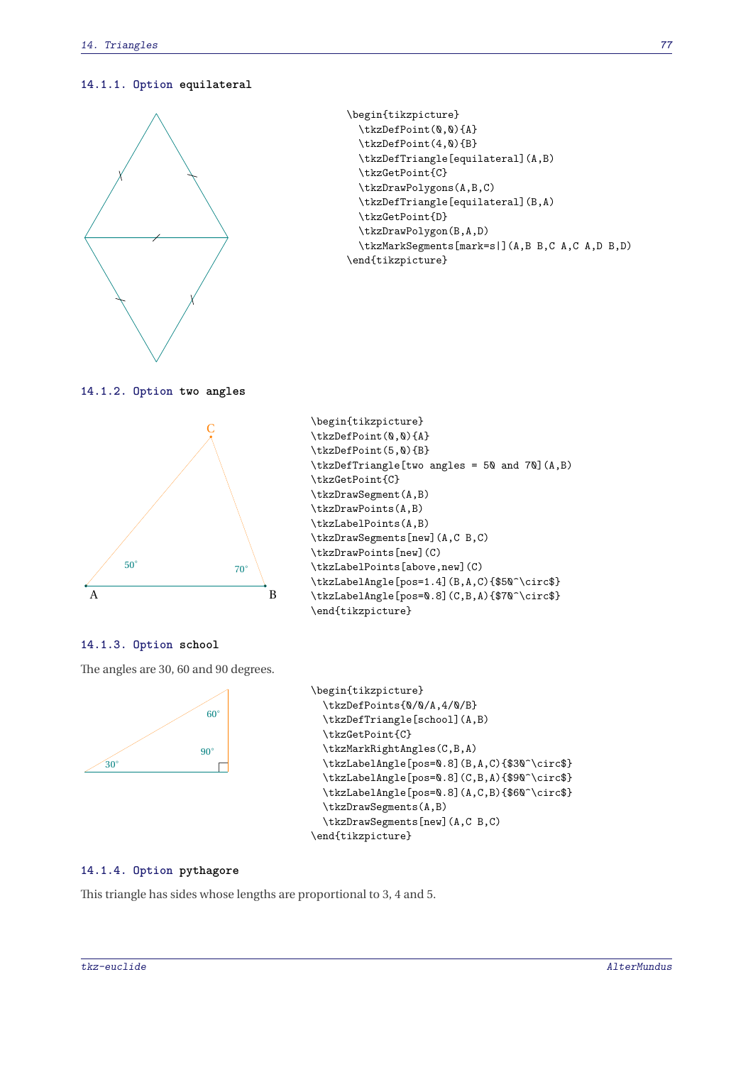### 14.1.1. Option `equilateral`

```
\begin{tikzpicture}
  \tkzDefPoint(0,0){A}
  \tkzDefPoint(4,0){B}
  \tkzDefTriangle[equilateral](A,B)
  \tkzGetPoint{C}
  \tkzDrawPolygons(A,B,C)
  \tkzDefTriangle[equilateral](B,A)
  \tkzGetPoint{D}
  \tkzDrawPolygon(B,A,D)
  \tkzMarkSegments[mark=s|](A,B B,C A,C A,D B,D)
\end{tikzpicture}
```

### 14.1.2. Option `two angles`

```
\begin{tikzpicture}
\tkzDefPoint(0,0){A}
\tkzDefPoint(5,0){B}
\tkzDefTriangle[two angles = 50 and 70](A,B)
\tkzGetPoint{C}
\tkzDrawSegment(A,B)
\tkzDrawPoints(A,B)
\tkzLabelPoints(A,B)
\tkzDrawSegments[new](A,C B,C)
\tkzDrawPoints[new](C)
\tkzLabelPoints[above,new](C)
\tkzLabelAngle[pos=1.4](B,A,C){$50^\circ$}
\tkzLabelAngle[pos=0.8](C,B,A){$70^\circ$}
\end{tikzpicture}
```

### 14.1.3. Option `school`

The angles are 30, 60 and 90 degrees.

```
\begin{tikzpicture}
  \tkzDefPoints{0/0/A,4/0/B}
  \tkzDefTriangle[school](A,B)
  \tkzGetPoint{C}
  \tkzMarkRightAngles(C,B,A)
  \tkzLabelAngle[pos=0.8](B,A,C){$30^\circ$}
  \tkzLabelAngle[pos=0.8](C,B,A){$90^\circ$}
  \tkzLabelAngle[pos=0.8](A,C,B){$60^\circ$}
  \tkzDrawSegments(A,B)
  \tkzDrawSegments[new](A,C B,C)
\end{tikzpicture}
```

### 14.1.4. Option `pythagore`

This triangle has sides whose lengths are proportional to 3, 4 and 5.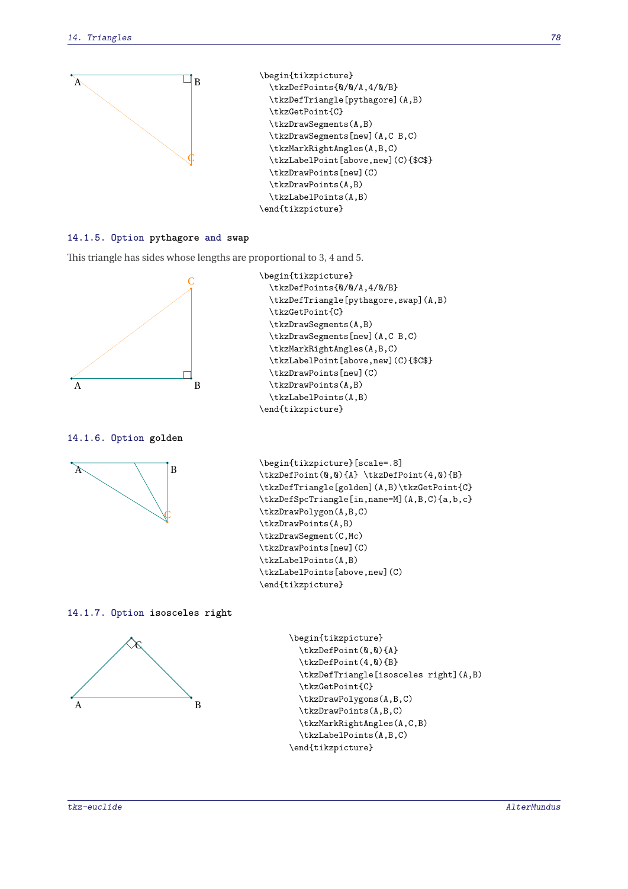```
\begin{tikzpicture}
  \tkzDefPoints{0/0/A,4/0/B}
  \tkzDefTriangle[pythagore](A,B)
  \tkzGetPoint{C}
  \tkzDrawSegments(A,B)
  \tkzDrawSegments[new](A,C B,C)
  \tkzMarkRightAngles(A,B,C)
  \tkzLabelPoint[above,new](C){$C$}
  \tkzDrawPoints[new](C)
  \tkzDrawPoints(A,B)
  \tkzLabelPoints(A,B)
\end{tikzpicture}
```

### 14.1.5. Option pythagore and swap

This triangle has sides whose lengths are proportional to 3, 4 and 5.

```
\begin{tikzpicture}
  \tkzDefPoints{0/0/A,4/0/B}
  \tkzDefTriangle[pythagore,swap](A,B)
  \tkzGetPoint{C}
  \tkzDrawSegments(A,B)
  \tkzDrawSegments[new](A,C B,C)
  \tkzMarkRightAngles(A,B,C)
  \tkzLabelPoint[above,new](C){$C$}
  \tkzDrawPoints[new](C)
  \tkzDrawPoints(A,B)
  \tkzLabelPoints(A,B)
\end{tikzpicture}
```

### 14.1.6. Option golden

```
\begin{tikzpicture}[scale=.8]
\tkzDefPoint(0,0){A} \tkzDefPoint(4,0){B}
\tkzDefTriangle[golden](A,B)\tkzGetPoint{C}
\tkzDefSpcTriangle[in,name=M](A,B,C){a,b,c}
\tkzDrawPolygon(A,B,C)
\tkzDrawPoints(A,B)
\tkzDrawSegment(C,Mc)
\tkzDrawPoints[new](C)
\tkzLabelPoints(A,B)
\tkzLabelPoints[above,new](C)
\end{tikzpicture}
```

### 14.1.7. Option isosceles right

```
\begin{tikzpicture}
  \tkzDefPoint(0,0){A}
  \tkzDefPoint(4,0){B}
  \tkzDefTriangle[isosceles right](A,B)
  \tkzGetPoint{C}
  \tkzDrawPolygons(A,B,C)
  \tkzDrawPoints(A,B,C)
  \tkzMarkRightAngles(A,C,B)
  \tkzLabelPoints(A,B,C)
\end{tikzpicture}
```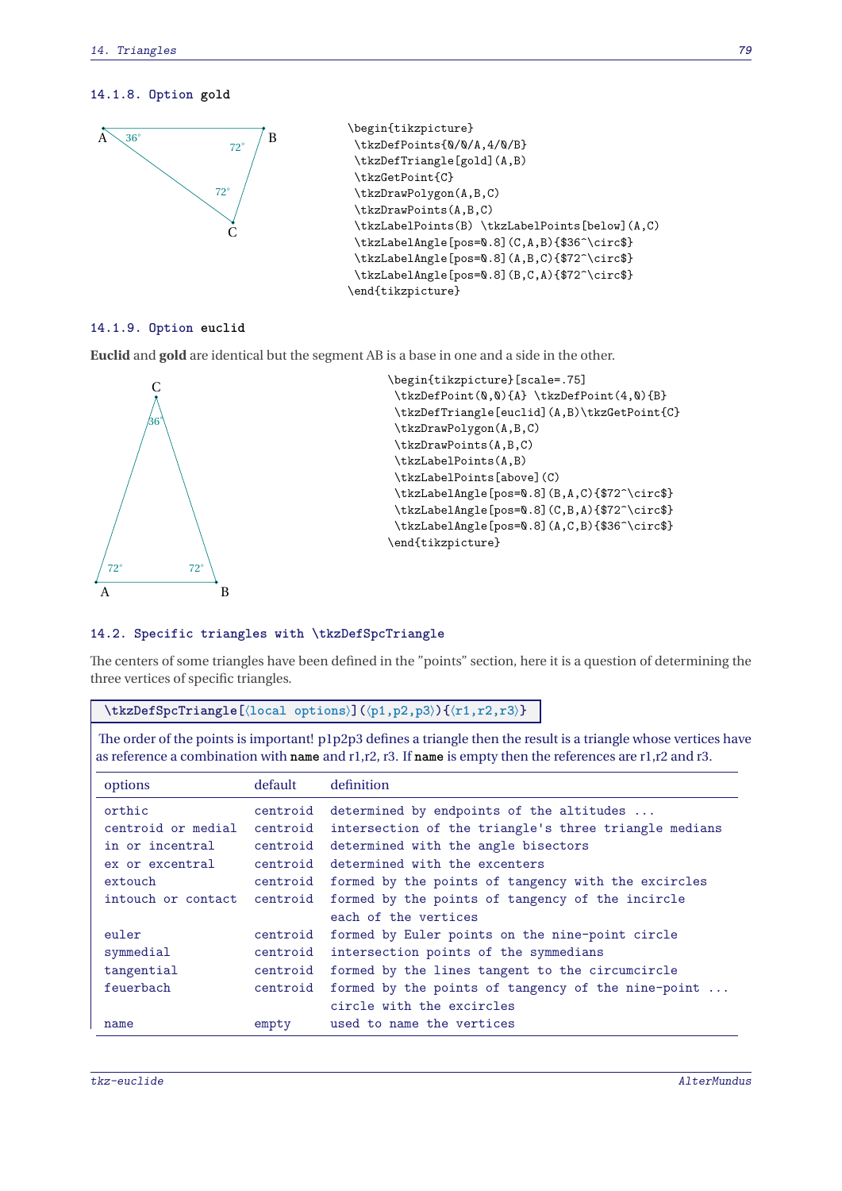### 14.1.8. Option gold

```
\begin{tikzpicture}
 \tkzDefPoints{0/0/A,4/0/B}
 \tkzDefTriangle[gold](A,B)
 \tkzGetPoint{C}
 \tkzDrawPolygon(A,B,C)
 \tkzDrawPoints(A,B,C)
 \tkzLabelPoints(B) \tkzLabelPoints[below](A,C)
 \tkzLabelAngle[pos=0.8](C,A,B){$36^\circ$}
 \tkzLabelAngle[pos=0.8](A,B,C){$72^\circ$}
 \tkzLabelAngle[pos=0.8](B,C,A){$72^\circ$}
\end{tikzpicture}
```

### 14.1.9. Option euclid

**Euclid** and **gold** are identical but the segment AB is a base in one and a side in the other.

```
\begin{tikzpicture}[scale=.75]
 \tkzDefPoint(0,0){A} \tkzDefPoint(4,0){B}
 \tkzDefTriangle[euclid](A,B)\tkzGetPoint{C}
 \tkzDrawPolygon(A,B,C)
 \tkzDrawPoints(A,B,C)
 \tkzLabelPoints(A,B)
 \tkzLabelPoints[above](C)
 \tkzLabelAngle[pos=0.8](B,A,C){$72^\circ$}
 \tkzLabelAngle[pos=0.8](C,B,A){$72^\circ$}
 \tkzLabelAngle[pos=0.8](A,C,B){$36^\circ$}
\end{tikzpicture}
```

## 14.2. Specific triangles with \tkzDefSpcTriangle

The centers of some triangles have been defined in the "points" section, here it is a question of determining the three vertices of specific triangles.

**\tkzDefSpcTriangle[⟨local options⟩](⟨p1,p2,p3⟩){⟨r1,r2,r3⟩}**

The order of the points is important! p1p2p3 defines a triangle then the result is a triangle whose vertices have as reference a combination with **name** and r1,r2, r3. If **name** is empty then the references are r1,r2 and r3.

| options | default | definition |
|---|---|---|
| orthic | centroid | determined by endpoints of the altitudes ... |
| centroid or medial | centroid | intersection of the triangle's three triangle medians |
| in or incentral | centroid | determined with the angle bisectors |
| ex or excentral | centroid | determined with the excenters |
| extouch | centroid | formed by the points of tangency with the excircles |
| intouch or contact | centroid | formed by the points of tangency of the incircle each of the vertices |
| euler | centroid | formed by Euler points on the nine-point circle |
| symmedial | centroid | intersection points of the symmedians |
| tangential | centroid | formed by the lines tangent to the circumcircle |
| feuerbach | centroid | formed by the points of tangency of the nine-point ... circle with the excircles |
| name | empty | used to name the vertices |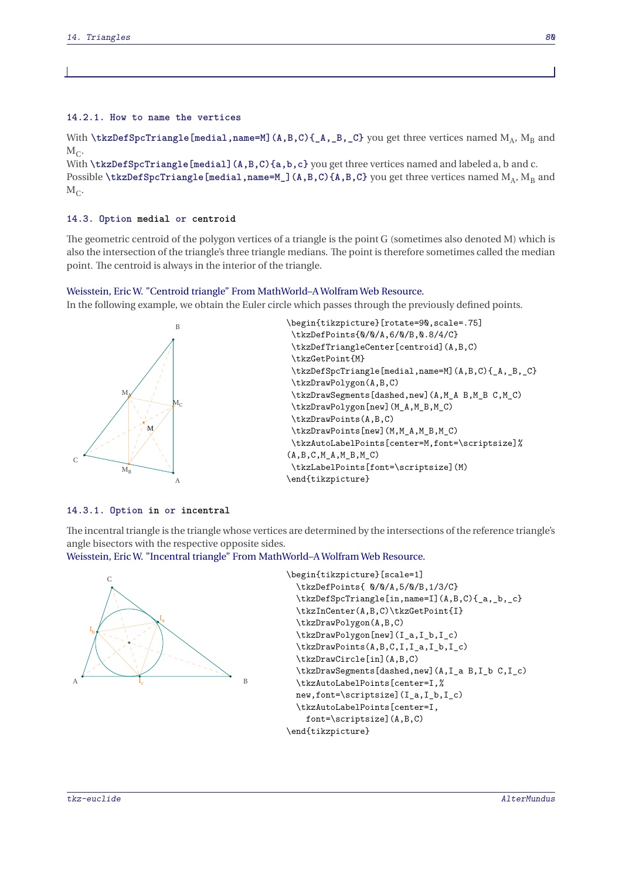### 14.2.1. How to name the vertices

With `\tkzDefSpcTriangle[medial,name=M](A,B,C){_A,_B,_C}` you get three vertices named $M_A$, $M_B$ and $M_C$.
With `\tkzDefSpcTriangle[medial](A,B,C){a,b,c}` you get three vertices named and labeled a, b and c.
Possible `\tkzDefSpcTriangle[medial,name=M_](A,B,C){A,B,C}` you get three vertices named $M_A$, $M_B$ and $M_C$.

## 14.3. Option medial or centroid

The geometric centroid of the polygon vertices of a triangle is the point G (sometimes also denoted M) which is also the intersection of the triangle's three triangle medians. The point is therefore sometimes called the median point. The centroid is always in the interior of the triangle.

Weisstein, Eric W. "Centroid triangle" From MathWorld–A Wolfram Web Resource.
In the following example, we obtain the Euler circle which passes through the previously defined points.

```
\begin{tikzpicture}[rotate=90,scale=.75]
 \tkzDefPoints{0/0/A,6/0/B,0.8/4/C}
 \tkzDefTriangleCenter[centroid](A,B,C)
 \tkzGetPoint{M}
 \tkzDefSpcTriangle[medial,name=M](A,B,C){_A,_B,_C}
 \tkzDrawPolygon(A,B,C)
 \tkzDrawSegments[dashed,new](A,M_A B,M_B C,M_C)
 \tkzDrawPolygon[new](M_A,M_B,M_C)
 \tkzDrawPoints(A,B,C)
 \tkzDrawPoints[new](M,M_A,M_B,M_C)
 \tkzAutoLabelPoints[center=M,font=\scriptsize]%
(A,B,C,M_A,M_B,M_C)
 \tkzLabelPoints[font=\scriptsize](M)
\end{tikzpicture}
```

### 14.3.1. Option in or incentral

The incentral triangle is the triangle whose vertices are determined by the intersections of the reference triangle's angle bisectors with the respective opposite sides.
Weisstein, Eric W. "Incentral triangle" From MathWorld–A Wolfram Web Resource.

```
\begin{tikzpicture}[scale=1]
  \tkzDefPoints{ 0/0/A,5/0/B,1/3/C}
  \tkzDefSpcTriangle[in,name=I](A,B,C){_a,_b,_c}
  \tkzInCenter(A,B,C)\tkzGetPoint{I}
  \tkzDrawPolygon(A,B,C)
  \tkzDrawPolygon[new](I_a,I_b,I_c)
  \tkzDrawPoints(A,B,C,I,I_a,I_b,I_c)
  \tkzDrawCircle[in](A,B,C)
  \tkzDrawSegments[dashed,new](A,I_a B,I_b C,I_c)
  \tkzAutoLabelPoints[center=I,%
  new,font=\scriptsize](I_a,I_b,I_c)
  \tkzAutoLabelPoints[center=I,
    font=\scriptsize](A,B,C)
\end{tikzpicture}
```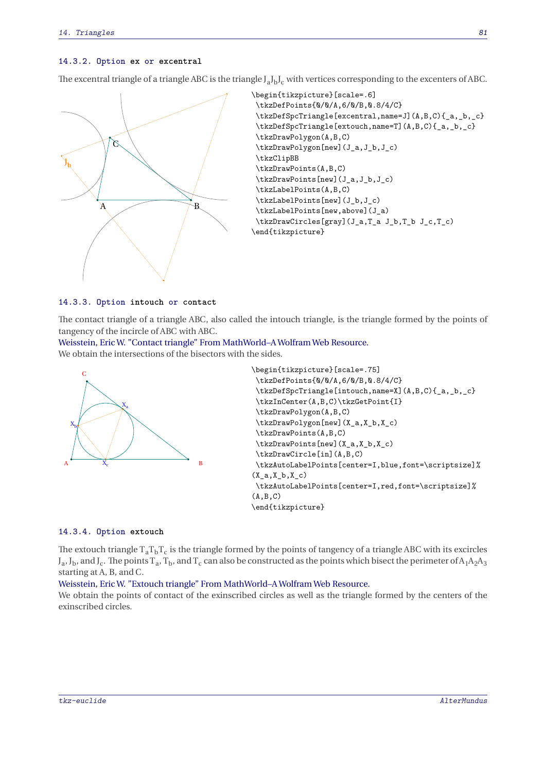### 14.3.2. Option ex or excentral

The excentral triangle of a triangle ABC is the triangle $J_aJ_bJ_c$ with vertices corresponding to the excenters of ABC.

```
\begin{tikzpicture}[scale=.6]
 \tkzDefPoints{0/0/A,6/0/B,0.8/4/C}
 \tkzDefSpcTriangle[excentral,name=J](A,B,C){_a,_b,_c}
 \tkzDefSpcTriangle[extouch,name=T](A,B,C){_a,_b,_c}
 \tkzDrawPolygon(A,B,C)
 \tkzDrawPolygon[new](J_a,J_b,J_c)
 \tkzClipBB
 \tkzDrawPoints(A,B,C)
 \tkzDrawPoints[new](J_a,J_b,J_c)
 \tkzLabelPoints(A,B,C)
 \tkzLabelPoints[new](J_b,J_c)
 \tkzLabelPoints[new,above](J_a)
 \tkzDrawCircles[gray](J_a,T_a J_b,T_b J_c,T_c)
\end{tikzpicture}
```

### 14.3.3. Option intouch or contact

The contact triangle of a triangle ABC, also called the intouch triangle, is the triangle formed by the points of tangency of the incircle of ABC with ABC.

Weisstein, Eric W. "Contact triangle" From MathWorld–A Wolfram Web Resource.

We obtain the intersections of the bisectors with the sides.

```
\begin{tikzpicture}[scale=.75]
 \tkzDefPoints{0/0/A,6/0/B,0.8/4/C}
 \tkzDefSpcTriangle[intouch,name=X](A,B,C){_a,_b,_c}
 \tkzInCenter(A,B,C)\tkzGetPoint{I}
 \tkzDrawPolygon(A,B,C)
 \tkzDrawPolygon[new](X_a,X_b,X_c)
 \tkzDrawPoints(A,B,C)
 \tkzDrawPoints[new](X_a,X_b,X_c)
 \tkzDrawCircle[in](A,B,C)
 \tkzAutoLabelPoints[center=I,blue,font=\scriptsize]%
(X_a,X_b,X_c)
 \tkzAutoLabelPoints[center=I,red,font=\scriptsize]%
(A,B,C)
\end{tikzpicture}
```

### 14.3.4. Option extouch

The extouch triangle $T_aT_bT_c$ is the triangle formed by the points of tangency of a triangle ABC with its excircles $J_a$, $J_b$, and $J_c$. The points $T_a$, $T_b$, and $T_c$ can also be constructed as the points which bisect the perimeter of $A_1A_2A_3$ starting at A, B, and C.

Weisstein, Eric W. "Extouch triangle" From MathWorld–A Wolfram Web Resource.

We obtain the points of contact of the exinscribed circles as well as the triangle formed by the centers of the exinscribed circles.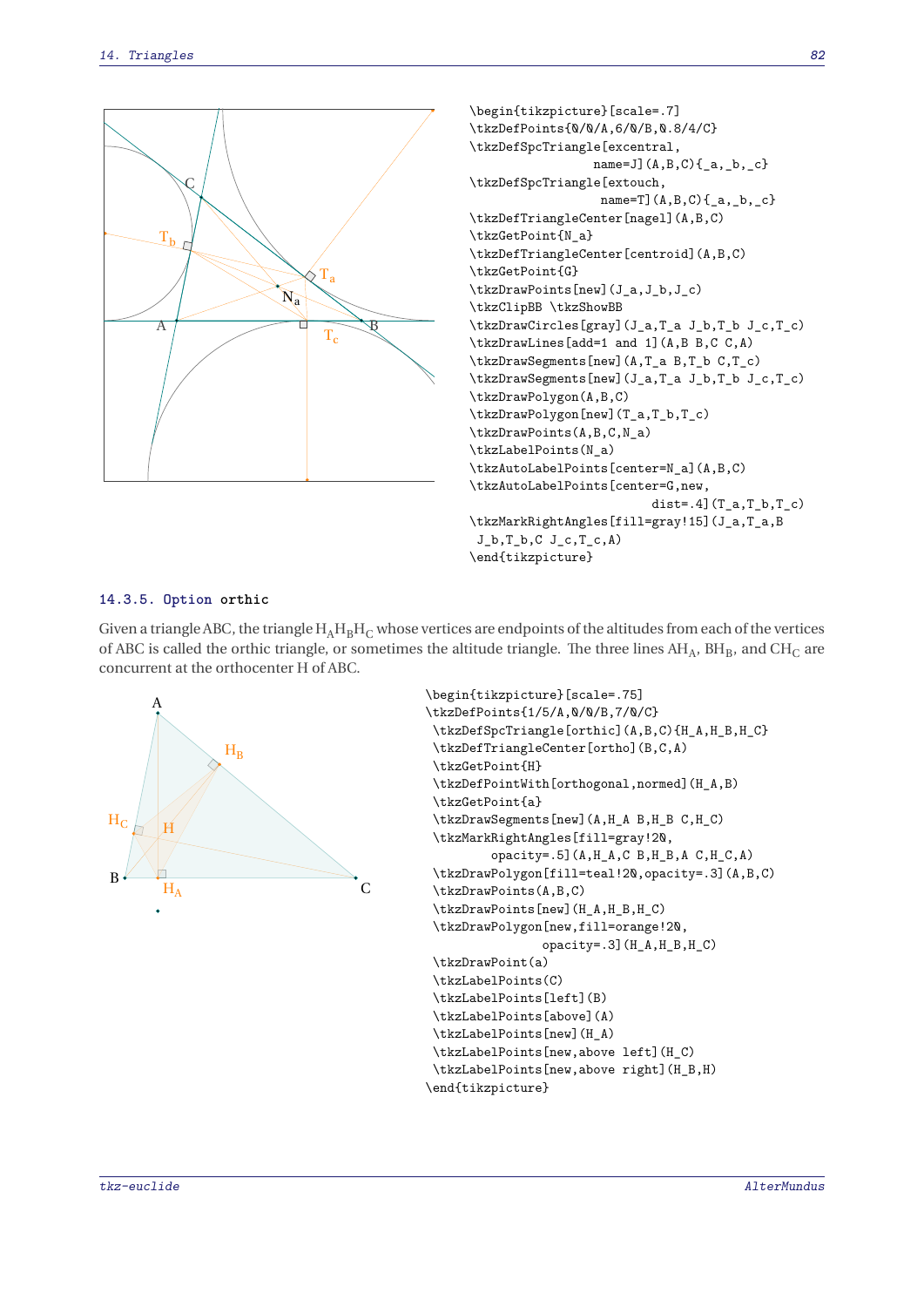```
\begin{tikzpicture}[scale=.7]
\tkzDefPoints{0/0/A,6/0/B,0.8/4/C}
\tkzDefSpcTriangle[excentral,
                name=J](A,B,C){_a,_b,_c}
\tkzDefSpcTriangle[extouch,
                name=T](A,B,C){_a,_b,_c}
\tkzDefTriangleCenter[nagel](A,B,C)
\tkzGetPoint{N_a}
\tkzDefTriangleCenter[centroid](A,B,C)
\tkzGetPoint{G}
\tkzDrawPoints[new](J_a,J_b,J_c)
\tkzClipBB \tkzShowBB
\tkzDrawCircles[gray](J_a,T_a J_b,T_b J_c,T_c)
\tkzDrawLines[add=1 and 1](A,B B,C C,A)
\tkzDrawSegments[new](A,T_a B,T_b C,T_c)
\tkzDrawSegments[new](J_a,T_a J_b,T_b J_c,T_c)
\tkzDrawPolygon(A,B,C)
\tkzDrawPolygon[new](T_a,T_b,T_c)
\tkzDrawPoints(A,B,C,N_a)
\tkzLabelPoints(N_a)
\tkzAutoLabelPoints[center=N_a](A,B,C)
\tkzAutoLabelPoints[center=G,new,
                dist=.4](T_a,T_b,T_c)
\tkzMarkRightAngles[fill=gray!15](J_a,T_a,B
 J_b,T_b,C J_c,T_c,A)
\end{tikzpicture}
```

### 14.3.5. Option orthic

Given a triangle ABC, the triangle $H_AH_BH_C$ whose vertices are endpoints of the altitudes from each of the vertices of ABC is called the orthic triangle, or sometimes the altitude triangle. The three lines $AH_A$, $BH_B$, and $CH_C$ are concurrent at the orthocenter H of ABC.

```
\begin{tikzpicture}[scale=.75]
\tkzDefPoints{1/5/A,0/0/B,7/0/C}
 \tkzDefSpcTriangle[orthic](A,B,C){H_A,H_B,H_C}
 \tkzDefTriangleCenter[ortho](B,C,A)
 \tkzGetPoint{H}
 \tkzDefPointWith[orthogonal,normed](H_A,B)
 \tkzGetPoint{a}
 \tkzDrawSegments[new](A,H_A B,H_B C,H_C)
 \tkzMarkRightAngles[fill=gray!20,
        opacity=.5](A,H_A,C B,H_B,A C,H_C,A)
 \tkzDrawPolygon[fill=teal!20,opacity=.3](A,B,C)
 \tkzDrawPoints(A,B,C)
 \tkzDrawPoints[new](H_A,H_B,H_C)
 \tkzDrawPolygon[new,fill=orange!20,
              opacity=.3](H_A,H_B,H_C)
 \tkzDrawPoint(a)
 \tkzLabelPoints(C)
 \tkzLabelPoints[left](B)
 \tkzLabelPoints[above](A)
 \tkzLabelPoints[new](H_A)
 \tkzLabelPoints[new,above left](H_C)
 \tkzLabelPoints[new,above right](H_B,H)
\end{tikzpicture}
```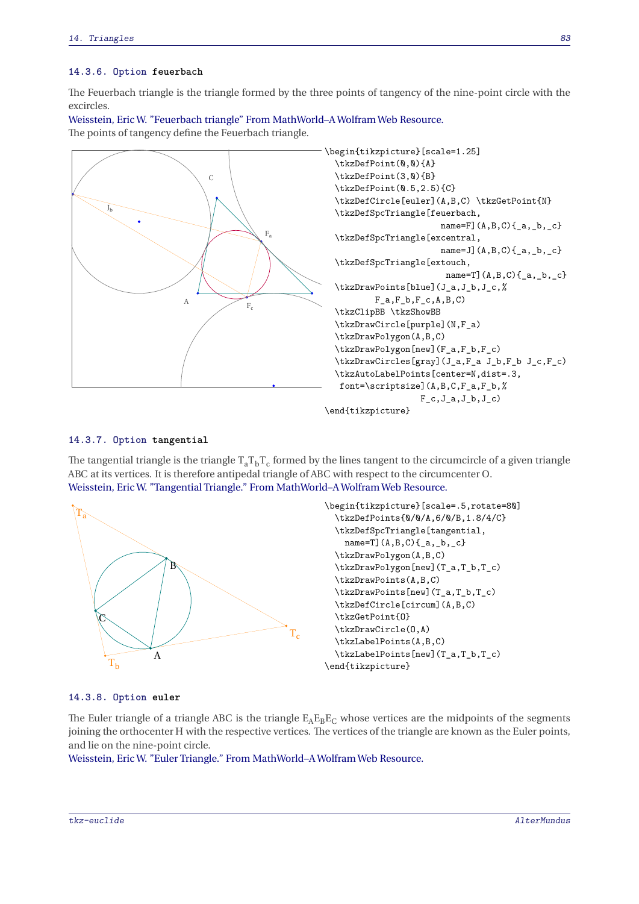### 14.3.6. Option `feuerbach`

The Feuerbach triangle is the triangle formed by the three points of tangency of the nine-point circle with the excircles.

Weisstein, Eric W. "Feuerbach triangle" From MathWorld–A Wolfram Web Resource.

The points of tangency define the Feuerbach triangle.

```
\begin{tikzpicture}[scale=1.25]
  \tkzDefPoint(0,0){A}
  \tkzDefPoint(3,0){B}
  \tkzDefPoint(0.5,2.5){C}
  \tkzDefCircle[euler](A,B,C) \tkzGetPoint{N}
  \tkzDefSpcTriangle[feuerbach,
                     name=F](A,B,C){_a,_b,_c}
  \tkzDefSpcTriangle[excentral,
                     name=J](A,B,C){_a,_b,_c}
  \tkzDefSpcTriangle[extouch,
                      name=T](A,B,C){_a,_b,_c}
  \tkzDrawPoints[blue](J_a,J_b,J_c,%
          F_a,F_b,F_c,A,B,C)
  \tkzClipBB \tkzShowBB
  \tkzDrawCircle[purple](N,F_a)
  \tkzDrawPolygon(A,B,C)
  \tkzDrawPolygon[new](F_a,F_b,F_c)
  \tkzDrawCircles[gray](J_a,F_a J_b,F_b J_c,F_c)
  \tkzAutoLabelPoints[center=N,dist=.3,
   font=\scriptsize](A,B,C,F_a,F_b,%
                  F_c,J_a,J_b,J_c)
\end{tikzpicture}
```

### 14.3.7. Option `tangential`

The tangential triangle is the triangle $T_aT_bT_c$ formed by the lines tangent to the circumcircle of a given triangle ABC at its vertices. It is therefore antipedal triangle of ABC with respect to the circumcenter O.

Weisstein, Eric W. "Tangential Triangle." From MathWorld–A Wolfram Web Resource.

```
\begin{tikzpicture}[scale=.5,rotate=80]
  \tkzDefPoints{0/0/A,6/0/B,1.8/4/C}
  \tkzDefSpcTriangle[tangential,
    name=T](A,B,C){_a,_b,_c}
  \tkzDrawPolygon(A,B,C)
  \tkzDrawPolygon[new](T_a,T_b,T_c)
  \tkzDrawPoints(A,B,C)
  \tkzDrawPoints[new](T_a,T_b,T_c)
  \tkzDefCircle[circum](A,B,C)
  \tkzGetPoint{O}
  \tkzDrawCircle(O,A)
  \tkzLabelPoints(A,B,C)
  \tkzLabelPoints[new](T_a,T_b,T_c)
\end{tikzpicture}
```

### 14.3.8. Option `euler`

The Euler triangle of a triangle ABC is the triangle $E_AE_BE_C$ whose vertices are the midpoints of the segments joining the orthocenter H with the respective vertices. The vertices of the triangle are known as the Euler points, and lie on the nine-point circle.

Weisstein, Eric W. "Euler Triangle." From MathWorld–A Wolfram Web Resource.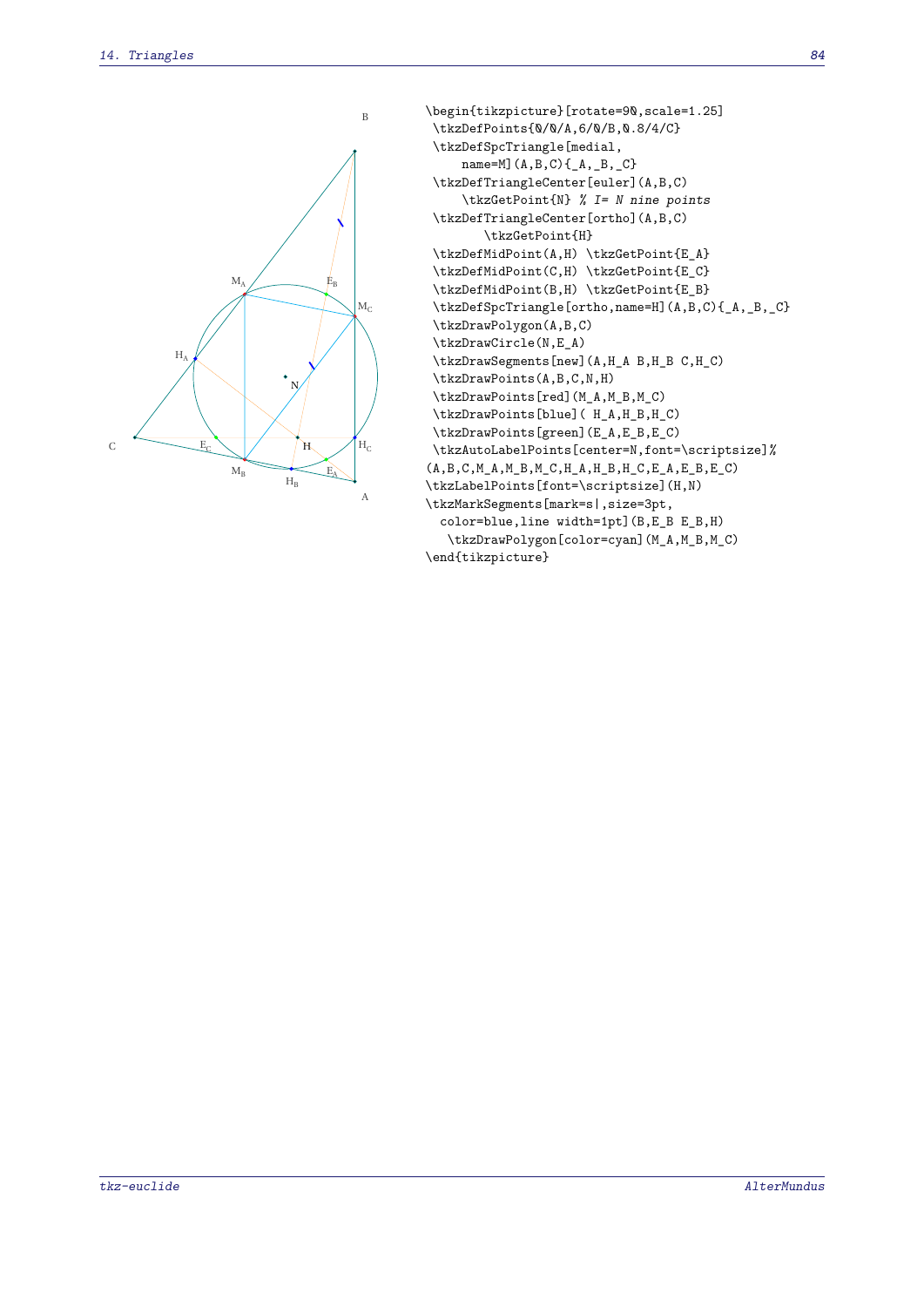```
\begin{tikzpicture}[rotate=90,scale=1.25]
 \tkzDefPoints{0/0/A,6/0/B,0.8/4/C}
 \tkzDefSpcTriangle[medial,
     name=M](A,B,C){_A,_B,_C}
 \tkzDefTriangleCenter[euler](A,B,C)
     \tkzGetPoint{N} % I= N nine points
 \tkzDefTriangleCenter[ortho](A,B,C)
        \tkzGetPoint{H}
 \tkzDefMidPoint(A,H) \tkzGetPoint{E_A}
 \tkzDefMidPoint(C,H) \tkzGetPoint{E_C}
 \tkzDefMidPoint(B,H) \tkzGetPoint{E_B}
 \tkzDefSpcTriangle[ortho,name=H](A,B,C){_A,_B,_C}
 \tkzDrawPolygon(A,B,C)
 \tkzDrawCircle(N,E_A)
 \tkzDrawSegments[new](A,H_A B,H_B C,H_C)
 \tkzDrawPoints(A,B,C,N,H)
 \tkzDrawPoints[red](M_A,M_B,M_C)
 \tkzDrawPoints[blue]( H_A,H_B,H_C)
 \tkzDrawPoints[green](E_A,E_B,E_C)
 \tkzAutoLabelPoints[center=N,font=\scriptsize]%
(A,B,C,M_A,M_B,M_C,H_A,H_B,H_C,E_A,E_B,E_C)
\tkzLabelPoints[font=\scriptsize](H,N)
\tkzMarkSegments[mark=s|,size=3pt,
  color=blue,line width=1pt](B,E_B E_B,H)
   \tkzDrawPolygon[color=cyan](M_A,M_B,M_C)
\end{tikzpicture}
```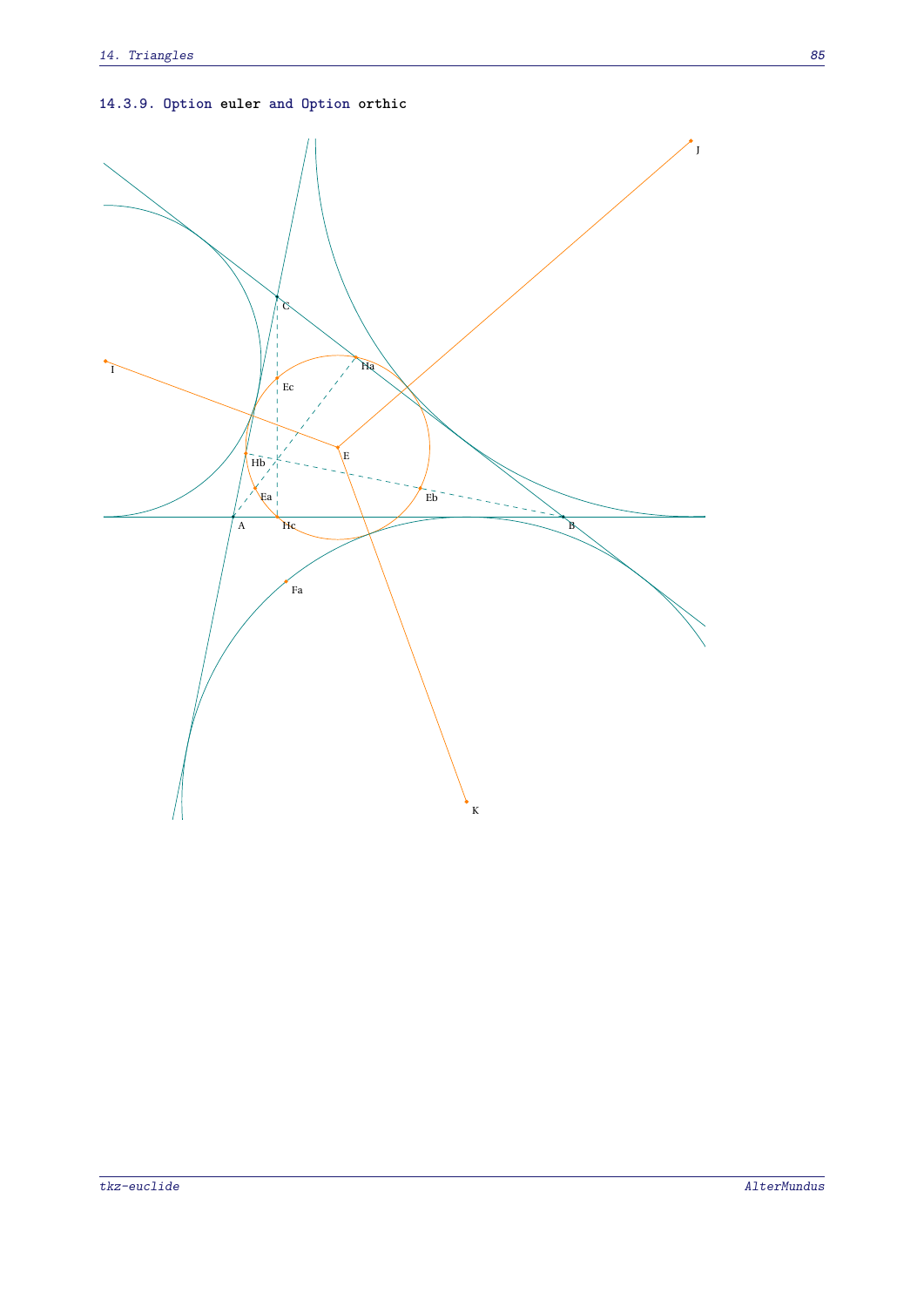### 14.3.9. Option euler and Option orthic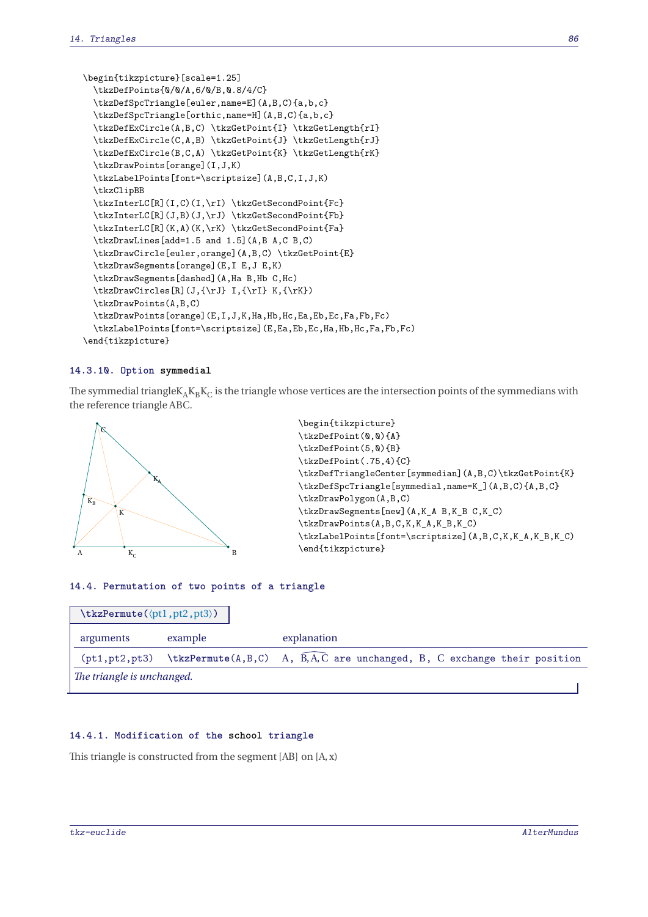```
\begin{tikzpicture}[scale=1.25]
  \tkzDefPoints{0/0/A,6/0/B,0.8/4/C}
  \tkzDefSpcTriangle[euler,name=E](A,B,C){a,b,c}
  \tkzDefSpcTriangle[orthic,name=H](A,B,C){a,b,c}
  \tkzDefExCircle(A,B,C) \tkzGetPoint{I} \tkzGetLength{rI}
  \tkzDefExCircle(C,A,B) \tkzGetPoint{J} \tkzGetLength{rJ}
  \tkzDefExCircle(B,C,A) \tkzGetPoint{K} \tkzGetLength{rK}
  \tkzDrawPoints[orange](I,J,K)
  \tkzLabelPoints[font=\scriptsize](A,B,C,I,J,K)
  \tkzClipBB
  \tkzInterLC[R](I,C)(I,\rI) \tkzGetSecondPoint{Fc}
  \tkzInterLC[R](J,B)(J,\rJ) \tkzGetSecondPoint{Fb}
  \tkzInterLC[R](K,A)(K,\rK) \tkzGetSecondPoint{Fa}
  \tkzDrawLines[add=1.5 and 1.5](A,B A,C B,C)
  \tkzDrawCircle[euler,orange](A,B,C) \tkzGetPoint{E}
  \tkzDrawSegments[orange](E,I E,J E,K)
  \tkzDrawSegments[dashed](A,Ha B,Hb C,Hc)
  \tkzDrawCircles[R](J,{\rJ} I,{\rI} K,{\rK})
  \tkzDrawPoints(A,B,C)
  \tkzDrawPoints[orange](E,I,J,K,Ha,Hb,Hc,Ea,Eb,Ec,Fa,Fb,Fc)
  \tkzLabelPoints[font=\scriptsize](E,Ea,Eb,Ec,Ha,Hb,Hc,Fa,Fb,Fc)
\end{tikzpicture}
```

### 14.3.10. Option symmedial

The symmedial triangle $K_AK_BK_C$ is the triangle whose vertices are the intersection points of the symmedians with the reference triangle ABC.

```
\begin{tikzpicture}
\tkzDefPoint(0,0){A}
\tkzDefPoint(5,0){B}
\tkzDefPoint(.75,4){C}
\tkzDefTriangleCenter[symmedian](A,B,C)\tkzGetPoint{K}
\tkzDefSpcTriangle[symmedial,name=K_](A,B,C){A,B,C}
\tkzDrawPolygon(A,B,C)
\tkzDrawSegments[new](A,K_A B,K_B C,K_C)
\tkzDrawPoints(A,B,C,K,K_A,K_B,K_C)
\tkzLabelPoints[font=\scriptsize](A,B,C,K,K_A,K_B,K_C)
\end{tikzpicture}
```

## 14.4. Permutation of two points of a triangle

**\tkzPermute(⟨pt1,pt2,pt3⟩)**

| arguments | example | explanation |
|---|---|---|
| (pt1,pt2,pt3) | \tkzPermute(A,B,C) | A, $\widehat{B,A,C}$ are unchanged, B, C exchange their position |

*The triangle is unchanged.*

### 14.4.1. Modification of the school triangle

This triangle is constructed from the segment [AB] on [A, x)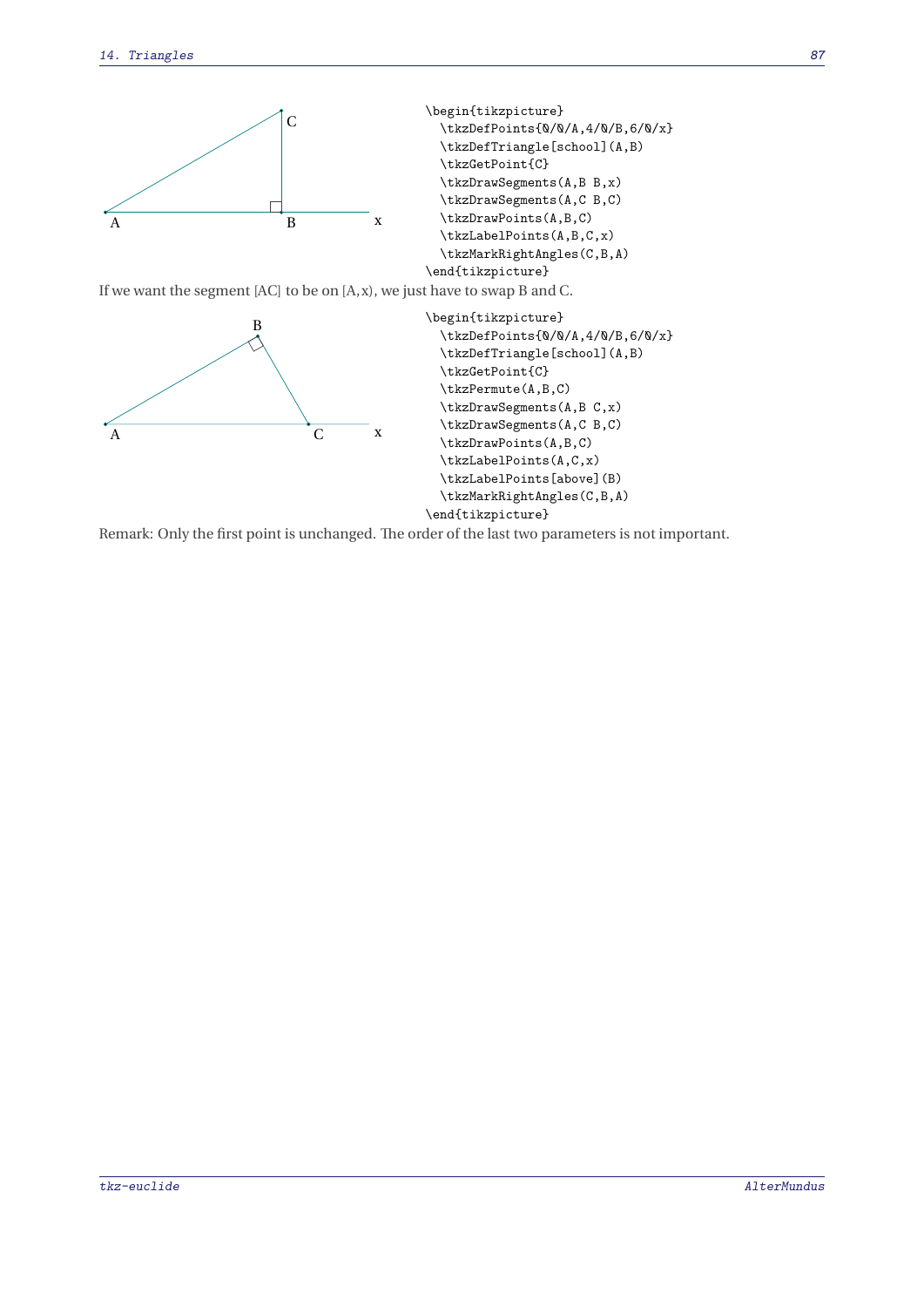```
\begin{tikzpicture}
  \tkzDefPoints{0/0/A,4/0/B,6/0/x}
  \tkzDefTriangle[school](A,B)
  \tkzGetPoint{C}
  \tkzDrawSegments(A,B B,x)
  \tkzDrawSegments(A,C B,C)
  \tkzDrawPoints(A,B,C)
  \tkzLabelPoints(A,B,C,x)
  \tkzMarkRightAngles(C,B,A)
\end{tikzpicture}
```

If we want the segment [AC] to be on [A,x), we just have to swap B and C.

```
\begin{tikzpicture}
  \tkzDefPoints{0/0/A,4/0/B,6/0/x}
  \tkzDefTriangle[school](A,B)
  \tkzGetPoint{C}
  \tkzPermute(A,B,C)
  \tkzDrawSegments(A,B C,x)
  \tkzDrawSegments(A,C B,C)
  \tkzDrawPoints(A,B,C)
  \tkzLabelPoints(A,C,x)
  \tkzLabelPoints[above](B)
  \tkzMarkRightAngles(C,B,A)
\end{tikzpicture}
```

Remark: Only the first point is unchanged. The order of the last two parameters is not important.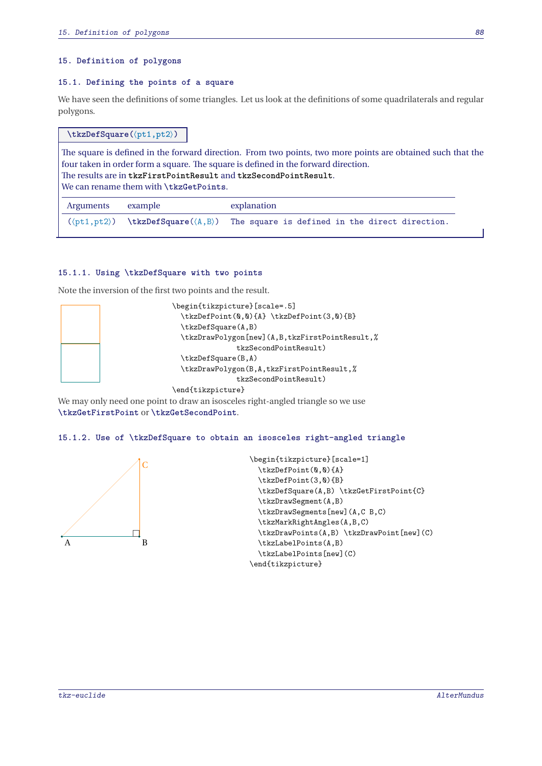# 15. Definition of polygons

## 15.1. Defining the points of a square

We have seen the definitions of some triangles. Let us look at the definitions of some quadrilaterals and regular polygons.

**\tkzDefSquare(⟨pt1,pt2⟩)**

The square is defined in the forward direction. From two points, two more points are obtained such that the four taken in order form a square. The square is defined in the forward direction.
The results are in `tkzFirstPointResult` and `tkzSecondPointResult`.
We can rename them with `\tkzGetPoints`.

| Arguments | example | explanation |
|---|---|---|
| (⟨pt1,pt2⟩) | `\tkzDefSquare(⟨A,B⟩)` | The square is defined in the direct direction. |

### 15.1.1. Using \tkzDefSquare with two points

Note the inversion of the first two points and the result.

```
\begin{tikzpicture}[scale=.5]
  \tkzDefPoint(0,0){A} \tkzDefPoint(3,0){B}
  \tkzDefSquare(A,B)
  \tkzDrawPolygon[new](A,B,tkzFirstPointResult,%
              tkzSecondPointResult)
  \tkzDefSquare(B,A)
  \tkzDrawPolygon(B,A,tkzFirstPointResult,%
              tkzSecondPointResult)
\end{tikzpicture}
```

We may only need one point to draw an isosceles right-angled triangle so we use `\tkzGetFirstPoint` or `\tkzGetSecondPoint`.

### 15.1.2. Use of \tkzDefSquare to obtain an isosceles right-angled triangle

```
\begin{tikzpicture}[scale=1]
  \tkzDefPoint(0,0){A}
  \tkzDefPoint(3,0){B}
  \tkzDefSquare(A,B) \tkzGetFirstPoint{C}
  \tkzDrawSegment(A,B)
  \tkzDrawSegments[new](A,C B,C)
  \tkzMarkRightAngles(A,B,C)
  \tkzDrawPoints(A,B) \tkzDrawPoint[new](C)
  \tkzLabelPoints(A,B)
  \tkzLabelPoints[new](C)
\end{tikzpicture}
```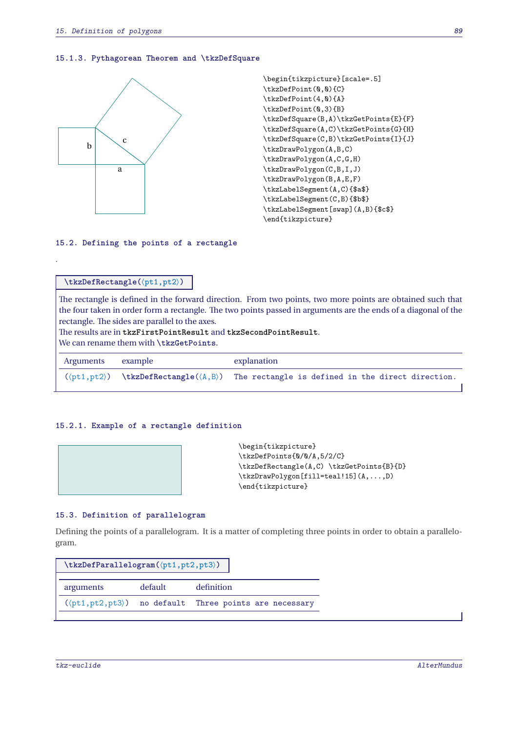### 15.1.3. Pythagorean Theorem and \tkzDefSquare

```
\begin{tikzpicture}[scale=.5]
\tkzDefPoint(0,0){C}
\tkzDefPoint(4,0){A}
\tkzDefPoint(0,3){B}
\tkzDefSquare(B,A)\tkzGetPoints{E}{F}
\tkzDefSquare(A,C)\tkzGetPoints{G}{H}
\tkzDefSquare(C,B)\tkzGetPoints{I}{J}
\tkzDrawPolygon(A,B,C)
\tkzDrawPolygon(A,C,G,H)
\tkzDrawPolygon(C,B,I,J)
\tkzDrawPolygon(B,A,E,F)
\tkzLabelSegment(A,C){$a$}
\tkzLabelSegment(C,B){$b$}
\tkzLabelSegment[swap](A,B){$c$}
\end{tikzpicture}
```

## 15.2. Defining the points of a rectangle

.

**\tkzDefRectangle(⟨pt1,pt2⟩)**

The rectangle is defined in the forward direction. From two points, two more points are obtained such that the four taken in order form a rectangle. The two points passed in arguments are the ends of a diagonal of the rectangle. The sides are parallel to the axes.
The results are in `tkzFirstPointResult` and `tkzSecondPointResult`.
We can rename them with `\tkzGetPoints`.

| Arguments | example | explanation |
|---|---|---|
| (⟨pt1,pt2⟩) | \tkzDefRectangle(⟨A,B⟩) | The rectangle is defined in the direct direction. |

### 15.2.1. Example of a rectangle definition

```
\begin{tikzpicture}
\tkzDefPoints{0/0/A,5/2/C}
\tkzDefRectangle(A,C) \tkzGetPoints{B}{D}
\tkzDrawPolygon[fill=teal!15](A,...,D)
\end{tikzpicture}
```

## 15.3. Definition of parallelogram

Defining the points of a parallelogram. It is a matter of completing three points in order to obtain a parallelogram.

**\tkzDefParallelogram(⟨pt1,pt2,pt3⟩)**

| arguments | default | definition |
|---|---|---|
| (⟨pt1,pt2,pt3⟩) | no default | Three points are necessary |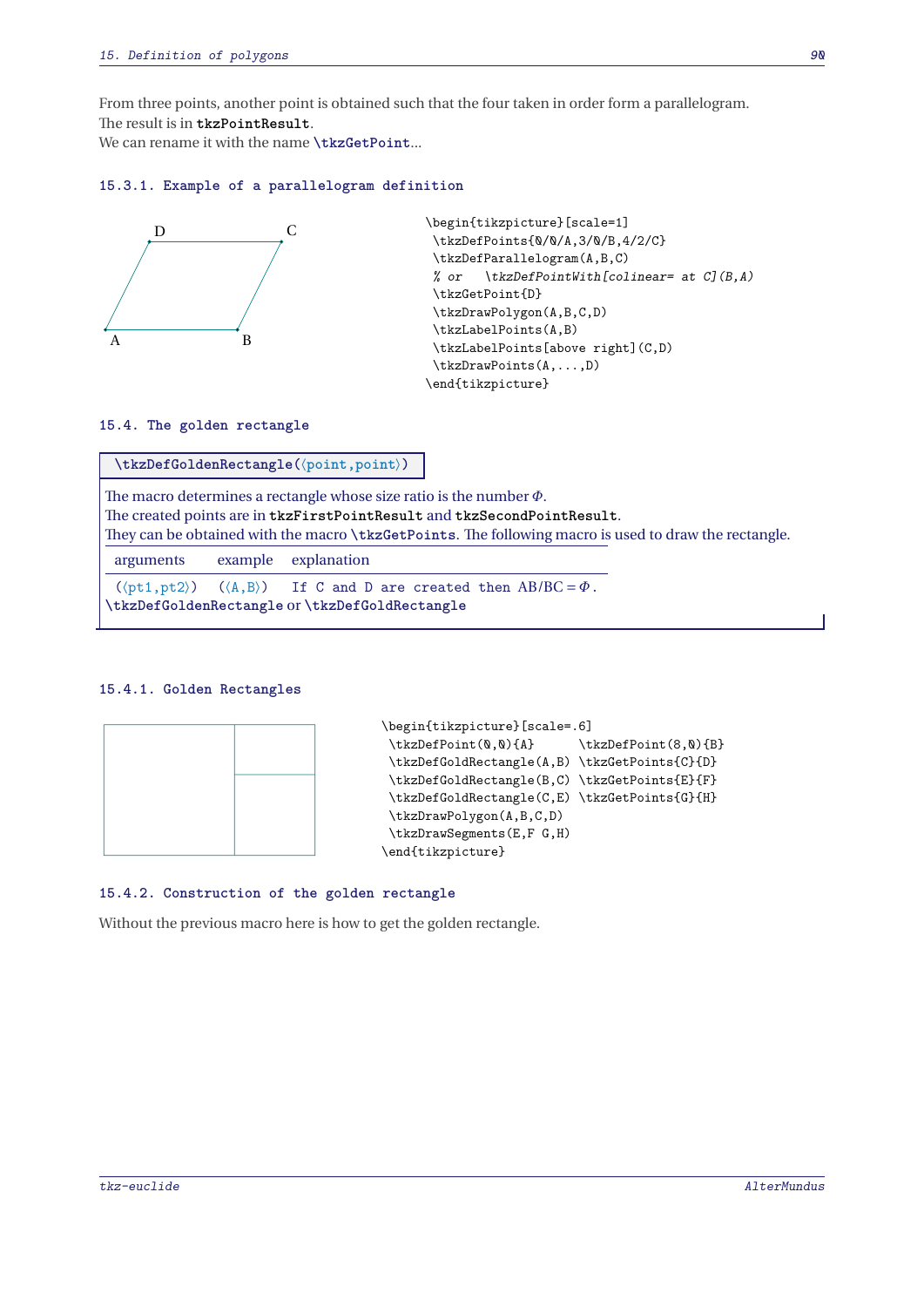From three points, another point is obtained such that the four taken in order form a parallelogram.
The result is in `tkzPointResult`.
We can rename it with the name `\tkzGetPoint`...

### 15.3.1. Example of a parallelogram definition

```
\begin{tikzpicture}[scale=1]
 \tkzDefPoints{0/0/A,3/0/B,4/2/C}
 \tkzDefParallelogram(A,B,C)
 % or   \tkzDefPointWith[colinear= at C](B,A)
 \tkzGetPoint{D}
 \tkzDrawPolygon(A,B,C,D)
 \tkzLabelPoints(A,B)
 \tkzLabelPoints[above right](C,D)
 \tkzDrawPoints(A,...,D)
\end{tikzpicture}
```

## 15.4. The golden rectangle

**`\tkzDefGoldenRectangle(⟨point,point⟩)`**

The macro determines a rectangle whose size ratio is the number $\Phi$.
The created points are in `tkzFirstPointResult` and `tkzSecondPointResult`.
They can be obtained with the macro `\tkzGetPoints`. The following macro is used to draw the rectangle.

| arguments | example | explanation |
|---|---|---|
| (⟨pt1,pt2⟩) | (⟨A,B⟩) | If C and D are created then $AB/BC = \Phi$. |

`\tkzDefGoldenRectangle` or `\tkzDefGoldRectangle`

### 15.4.1. Golden Rectangles

```
\begin{tikzpicture}[scale=.6]
 \tkzDefPoint(0,0){A}      \tkzDefPoint(8,0){B}
 \tkzDefGoldRectangle(A,B) \tkzGetPoints{C}{D}
 \tkzDefGoldRectangle(B,C) \tkzGetPoints{E}{F}
 \tkzDefGoldRectangle(C,E) \tkzGetPoints{G}{H}
 \tkzDrawPolygon(A,B,C,D)
 \tkzDrawSegments(E,F G,H)
\end{tikzpicture}
```

### 15.4.2. Construction of the golden rectangle

Without the previous macro here is how to get the golden rectangle.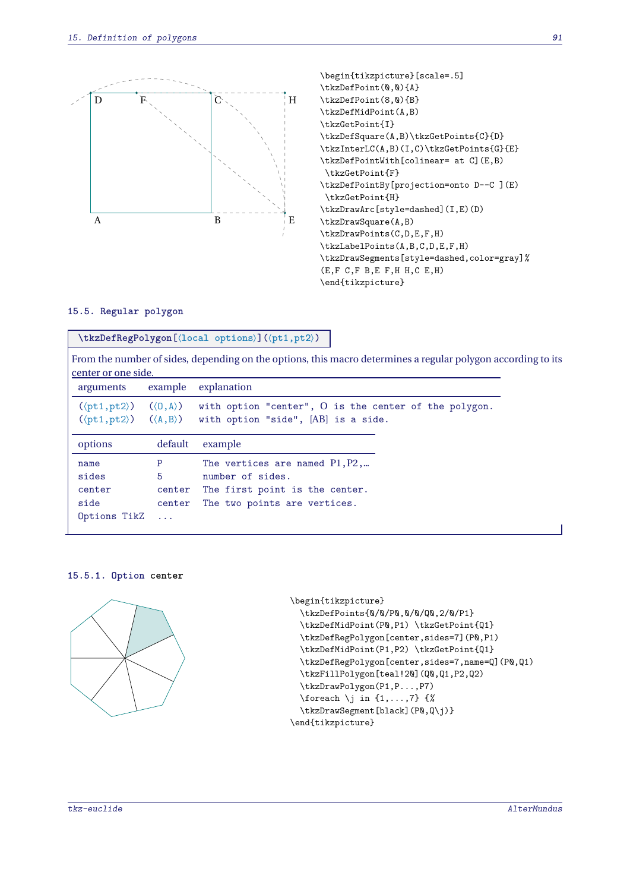```
\begin{tikzpicture}[scale=.5]
\tkzDefPoint(0,0){A}
\tkzDefPoint(8,0){B}
\tkzDefMidPoint(A,B)
\tkzGetPoint{I}
\tkzDefSquare(A,B)\tkzGetPoints{C}{D}
\tkzInterLC(A,B)(I,C)\tkzGetPoints{G}{E}
\tkzDefPointWith[colinear= at C](E,B)
 \tkzGetPoint{F}
\tkzDefPointBy[projection=onto D--C ](E)
 \tkzGetPoint{H}
\tkzDrawArc[style=dashed](I,E)(D)
\tkzDrawSquare(A,B)
\tkzDrawPoints(C,D,E,F,H)
\tkzLabelPoints(A,B,C,D,E,F,H)
\tkzDrawSegments[style=dashed,color=gray]%
(E,F C,F B,E F,H H,C E,H)
\end{tikzpicture}
```

### 15.5. Regular polygon

`\tkzDefRegPolygon[⟨local options⟩](⟨pt1,pt2⟩)`

From the number of sides, depending on the options, this macro determines a regular polygon according to its center or one side.

| arguments | example | explanation |
|---|---|---|
| (⟨pt1,pt2⟩) | (⟨O,A⟩) | with option "center", O is the center of the polygon. |
| (⟨pt1,pt2⟩) | (⟨A,B⟩) | with option "side", [AB] is a side. |

| options | default | example |
|---|---|---|
| name | P | The vertices are named P1,P2,… |
| sides | 5 | number of sides. |
| center | center | The first point is the center. |
| side | center | The two points are vertices. |
| Options TikZ | ... | |

#### 15.5.1. Option center

```
\begin{tikzpicture}
  \tkzDefPoints{0/0/P0,0/0/Q0,2/0/P1}
  \tkzDefMidPoint(P0,P1) \tkzGetPoint{Q1}
  \tkzDefRegPolygon[center,sides=7](P0,P1)
  \tkzDefMidPoint(P1,P2) \tkzGetPoint{Q1}
  \tkzDefRegPolygon[center,sides=7,name=Q](P0,Q1)
  \tkzFillPolygon[teal!20](Q0,Q1,P2,Q2)
  \tkzDrawPolygon(P1,P...,P7)
  \foreach \j in {1,...,7} {%
  \tkzDrawSegment[black](P0,Q\j)}
\end{tikzpicture}
```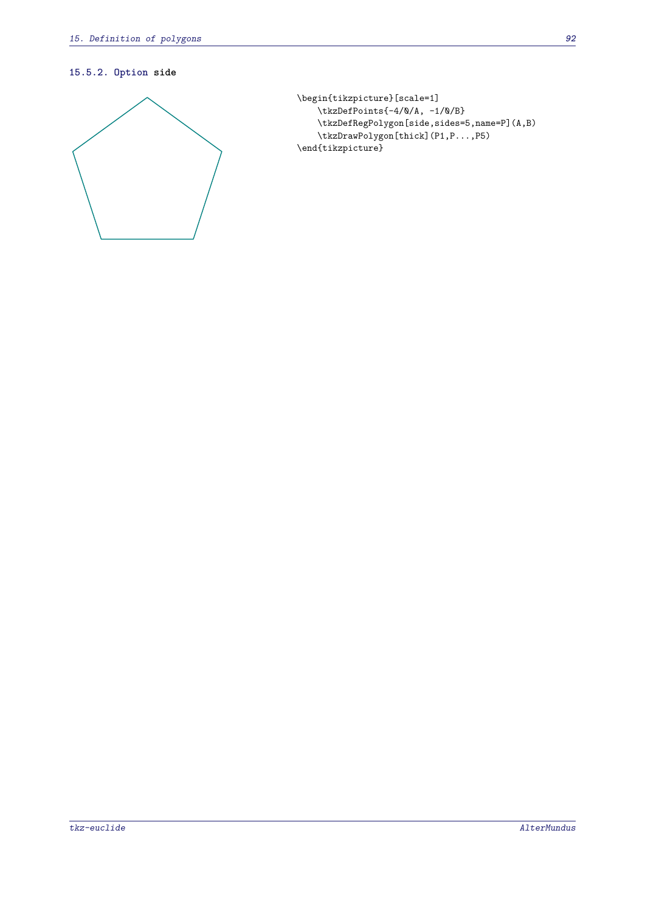### 15.5.2. Option side

```
\begin{tikzpicture}[scale=1]
    \tkzDefPoints{-4/0/A, -1/0/B}
    \tkzDefRegPolygon[side,sides=5,name=P](A,B)
    \tkzDrawPolygon[thick](P1,P...,P5)
\end{tikzpicture}
```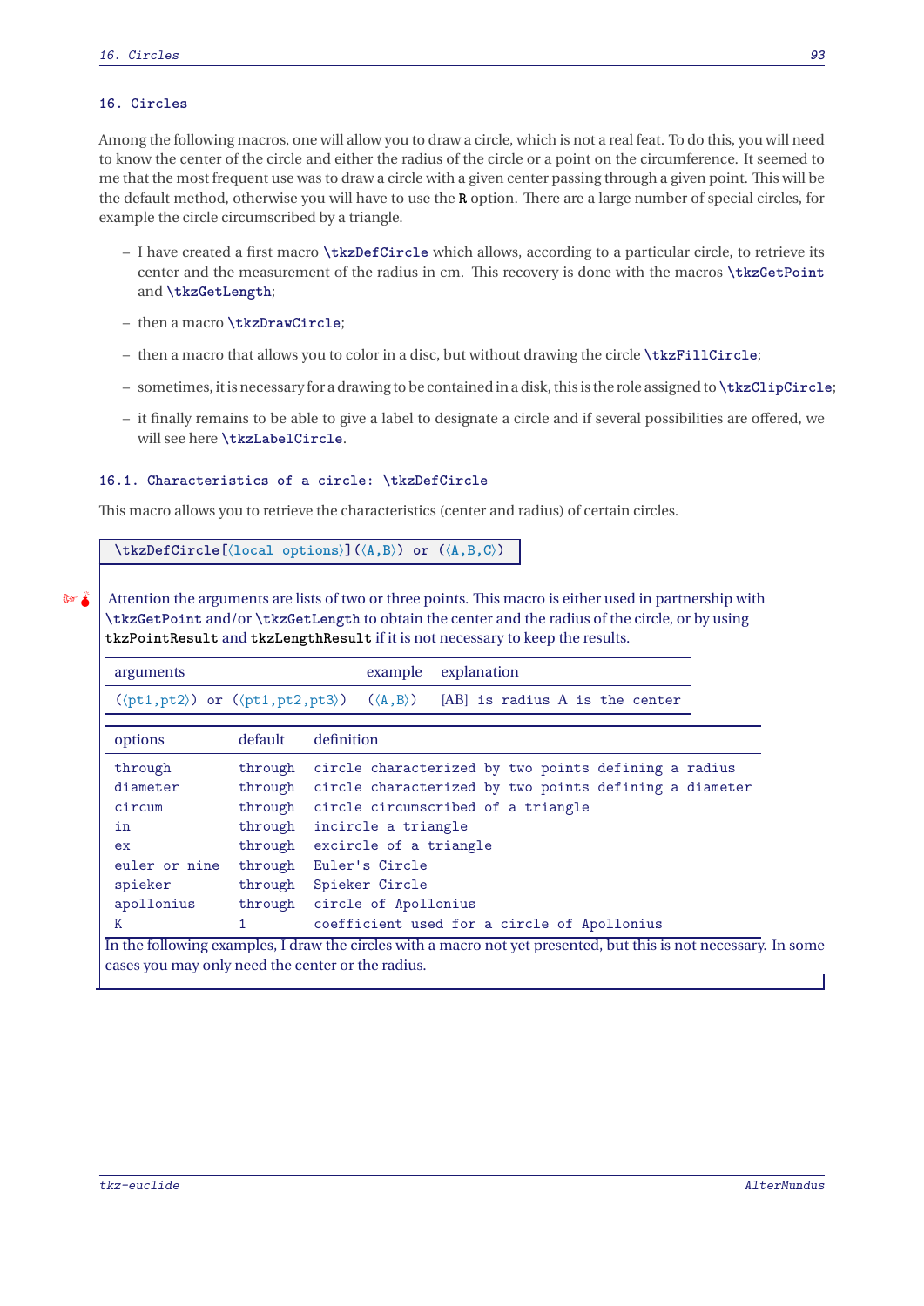# 16. Circles

Among the following macros, one will allow you to draw a circle, which is not a real feat. To do this, you will need to know the center of the circle and either the radius of the circle or a point on the circumference. It seemed to me that the most frequent use was to draw a circle with a given center passing through a given point. This will be the default method, otherwise you will have to use the **R** option. There are a large number of special circles, for example the circle circumscribed by a triangle.

- I have created a first macro **\tkzDefCircle** which allows, according to a particular circle, to retrieve its center and the measurement of the radius in cm. This recovery is done with the macros **\tkzGetPoint** and **\tkzGetLength**;
- then a macro **\tkzDrawCircle**;
- then a macro that allows you to color in a disc, but without drawing the circle **\tkzFillCircle**;
- sometimes, it is necessary for a drawing to be contained in a disk, this is the role assigned to **\tkzClipCircle**;
- it finally remains to be able to give a label to designate a circle and if several possibilities are offered, we will see here **\tkzLabelCircle**.

## 16.1. Characteristics of a circle: \tkzDefCircle

This macro allows you to retrieve the characteristics (center and radius) of certain circles.

```
\tkzDefCircle[⟨local options⟩](⟨A,B⟩) or (⟨A,B,C⟩)
```

Attention the arguments are lists of two or three points. This macro is either used in partnership with `\tkzGetPoint` and/or `\tkzGetLength` to obtain the center and the radius of the circle, or by using `tkzPointResult` and `tkzLengthResult` if it is not necessary to keep the results.

| arguments | example | explanation |
|---|---|---|
| (⟨pt1,pt2⟩) or (⟨pt1,pt2,pt3⟩) | (⟨A,B⟩) | [AB] is radius A is the center |

| options | default | definition |
|---|---|---|
| through | through | circle characterized by two points defining a radius |
| diameter | through | circle characterized by two points defining a diameter |
| circum | through | circle circumscribed of a triangle |
| in | through | incircle a triangle |
| ex | through | excircle of a triangle |
| euler or nine | through | Euler's Circle |
| spieker | through | Spieker Circle |
| apollonius | through | circle of Apollonius |
| K | 1 | coefficient used for a circle of Apollonius |

In the following examples, I draw the circles with a macro not yet presented, but this is not necessary. In some cases you may only need the center or the radius.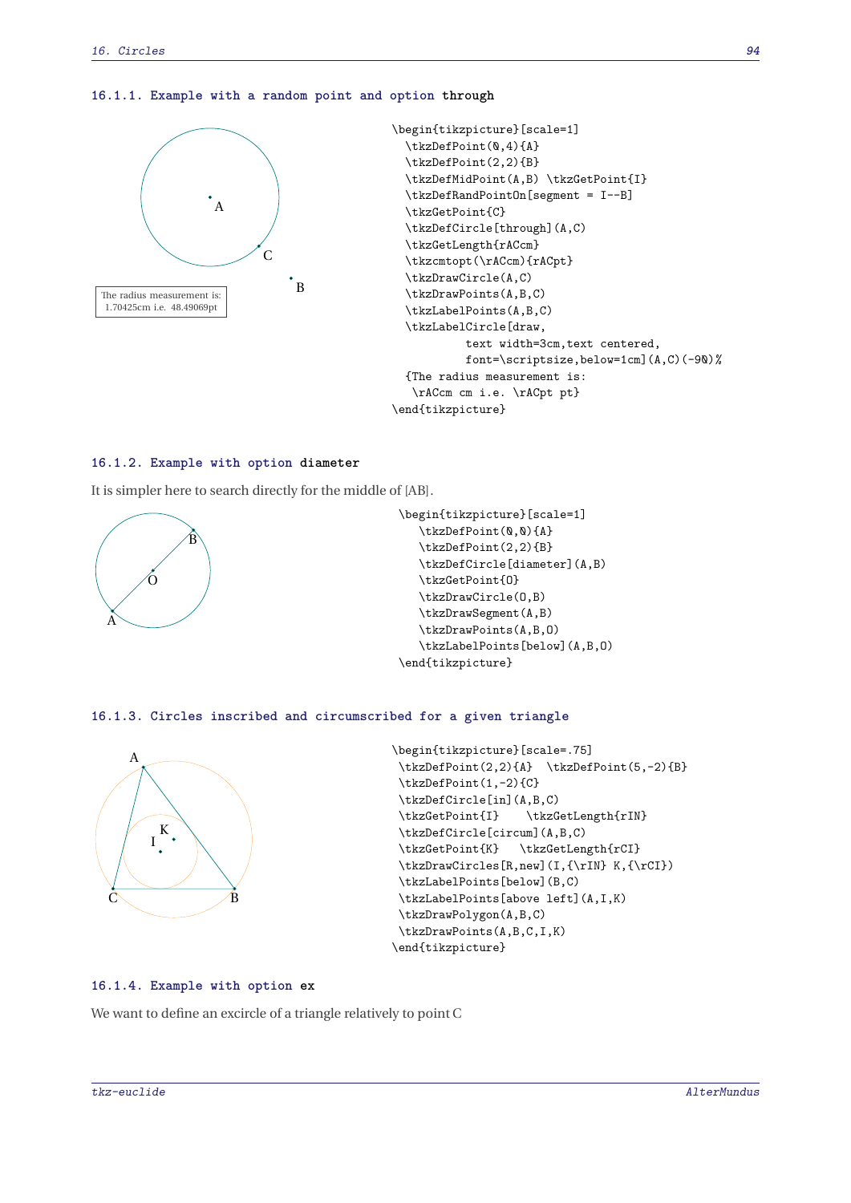### 16.1.1. Example with a random point and option through

The radius measurement is: 1.70425cm i.e. 48.49069pt

```
\begin{tikzpicture}[scale=1]
  \tkzDefPoint(0,4){A}
  \tkzDefPoint(2,2){B}
  \tkzDefMidPoint(A,B) \tkzGetPoint{I}
  \tkzDefRandPointOn[segment = I--B]
  \tkzGetPoint{C}
  \tkzDefCircle[through](A,C)
  \tkzGetLength{rACcm}
  \tkzcmtopt(\rACcm){rACpt}
  \tkzDrawCircle(A,C)
  \tkzDrawPoints(A,B,C)
  \tkzLabelPoints(A,B,C)
  \tkzLabelCircle[draw,
          text width=3cm,text centered,
          font=\scriptsize,below=1cm](A,C)(-90)%
  {The radius measurement is:
   \rACcm cm i.e. \rACpt pt}
\end{tikzpicture}
```

### 16.1.2. Example with option diameter

It is simpler here to search directly for the middle of [AB].

```
\begin{tikzpicture}[scale=1]
   \tkzDefPoint(0,0){A}
   \tkzDefPoint(2,2){B}
   \tkzDefCircle[diameter](A,B)
   \tkzGetPoint{O}
   \tkzDrawCircle(O,B)
   \tkzDrawSegment(A,B)
   \tkzDrawPoints(A,B,O)
   \tkzLabelPoints[below](A,B,O)
\end{tikzpicture}
```

### 16.1.3. Circles inscribed and circumscribed for a given triangle

```
\begin{tikzpicture}[scale=.75]
 \tkzDefPoint(2,2){A}  \tkzDefPoint(5,-2){B}
 \tkzDefPoint(1,-2){C}
 \tkzDefCircle[in](A,B,C)
 \tkzGetPoint{I}    \tkzGetLength{rIN}
 \tkzDefCircle[circum](A,B,C)
 \tkzGetPoint{K}   \tkzGetLength{rCI}
 \tkzDrawCircles[R,new](I,{\rIN} K,{\rCI})
 \tkzLabelPoints[below](B,C)
 \tkzLabelPoints[above left](A,I,K)
 \tkzDrawPolygon(A,B,C)
 \tkzDrawPoints(A,B,C,I,K)
\end{tikzpicture}
```

### 16.1.4. Example with option ex

We want to define an excircle of a triangle relatively to point C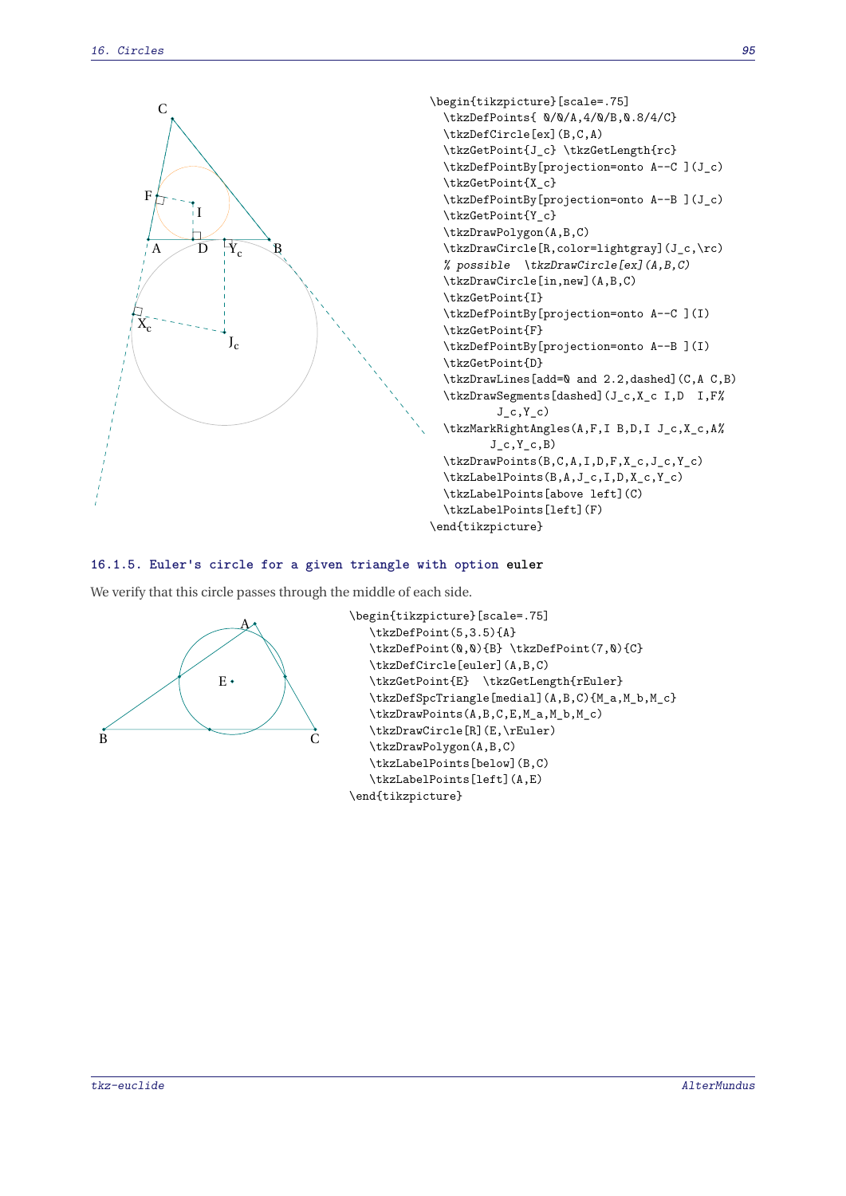```
\begin{tikzpicture}[scale=.75]
  \tkzDefPoints{ 0/0/A,4/0/B,0.8/4/C}
  \tkzDefCircle[ex](B,C,A)
  \tkzGetPoint{J_c} \tkzGetLength{rc}
  \tkzDefPointBy[projection=onto A--C ](J_c)
  \tkzGetPoint{X_c}
  \tkzDefPointBy[projection=onto A--B ](J_c)
  \tkzGetPoint{Y_c}
  \tkzDrawPolygon(A,B,C)
  \tkzDrawCircle[R,color=lightgray](J_c,\rc)
  % possible  \tkzDrawCircle[ex](A,B,C)
  \tkzDrawCircle[in,new](A,B,C)
  \tkzGetPoint{I}
  \tkzDefPointBy[projection=onto A--C ](I)
  \tkzGetPoint{F}
  \tkzDefPointBy[projection=onto A--B ](I)
  \tkzGetPoint{D}
  \tkzDrawLines[add=0 and 2.2,dashed](C,A C,B)
  \tkzDrawSegments[dashed](J_c,X_c I,D  I,F%
          J_c,Y_c)
  \tkzMarkRightAngles(A,F,I B,D,I J_c,X_c,A%
         J_c,Y_c,B)
  \tkzDrawPoints(B,C,A,I,D,F,X_c,J_c,Y_c)
  \tkzLabelPoints(B,A,J_c,I,D,X_c,Y_c)
  \tkzLabelPoints[above left](C)
  \tkzLabelPoints[left](F)
\end{tikzpicture}
```

### 16.1.5. Euler's circle for a given triangle with option **euler**

We verify that this circle passes through the middle of each side.

```
\begin{tikzpicture}[scale=.75]
   \tkzDefPoint(5,3.5){A}
   \tkzDefPoint(0,0){B} \tkzDefPoint(7,0){C}
   \tkzDefCircle[euler](A,B,C)
   \tkzGetPoint{E}  \tkzGetLength{rEuler}
   \tkzDefSpcTriangle[medial](A,B,C){M_a,M_b,M_c}
   \tkzDrawPoints(A,B,C,E,M_a,M_b,M_c)
   \tkzDrawCircle[R](E,\rEuler)
   \tkzDrawPolygon(A,B,C)
   \tkzLabelPoints[below](B,C)
   \tkzLabelPoints[left](A,E)
\end{tikzpicture}
```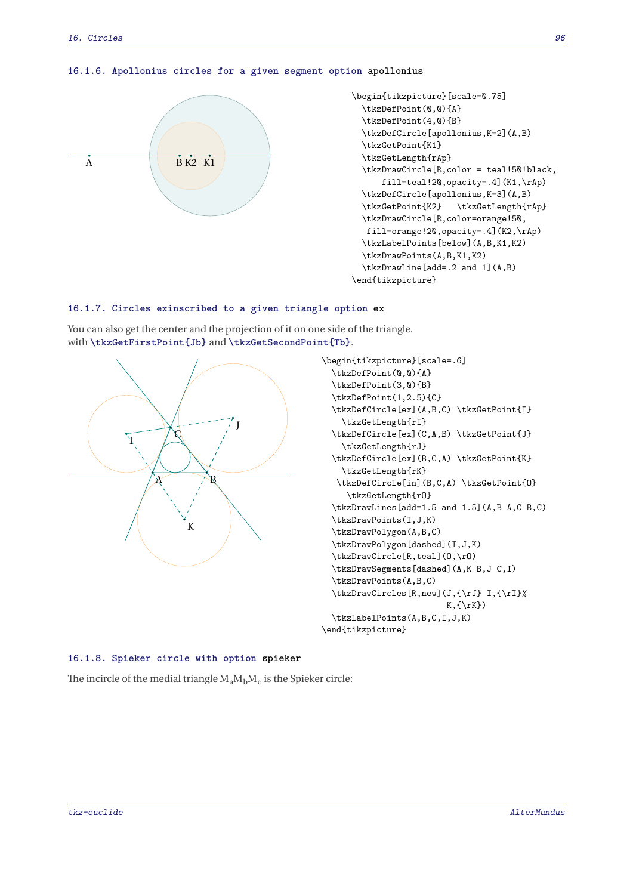### 16.1.6. Apollonius circles for a given segment option apollonius

```
\begin{tikzpicture}[scale=0.75]
  \tkzDefPoint(0,0){A}
  \tkzDefPoint(4,0){B}
  \tkzDefCircle[apollonius,K=2](A,B)
  \tkzGetPoint{K1}
  \tkzGetLength{rAp}
  \tkzDrawCircle[R,color = teal!50!black,
      fill=teal!20,opacity=.4](K1,\rAp)
  \tkzDefCircle[apollonius,K=3](A,B)
  \tkzGetPoint{K2}   \tkzGetLength{rAp}
  \tkzDrawCircle[R,color=orange!50,
   fill=orange!20,opacity=.4](K2,\rAp)
  \tkzLabelPoints[below](A,B,K1,K2)
  \tkzDrawPoints(A,B,K1,K2)
  \tkzDrawLine[add=.2 and 1](A,B)
\end{tikzpicture}
```

### 16.1.7. Circles exinscribed to a given triangle option ex

You can also get the center and the projection of it on one side of the triangle.
with **\tkzGetFirstPoint{Jb}** and **\tkzGetSecondPoint{Tb}**.

```
\begin{tikzpicture}[scale=.6]
  \tkzDefPoint(0,0){A}
  \tkzDefPoint(3,0){B}
  \tkzDefPoint(1,2.5){C}
  \tkzDefCircle[ex](A,B,C) \tkzGetPoint{I}
    \tkzGetLength{rI}
  \tkzDefCircle[ex](C,A,B) \tkzGetPoint{J}
    \tkzGetLength{rJ}
  \tkzDefCircle[ex](B,C,A) \tkzGetPoint{K}
    \tkzGetLength{rK}
   \tkzDefCircle[in](B,C,A) \tkzGetPoint{O}
     \tkzGetLength{rO}
  \tkzDrawLines[add=1.5 and 1.5](A,B A,C B,C)
  \tkzDrawPoints(I,J,K)
  \tkzDrawPolygon(A,B,C)
  \tkzDrawPolygon[dashed](I,J,K)
  \tkzDrawCircle[R,teal](O,\rO)
  \tkzDrawSegments[dashed](A,K B,J C,I)
  \tkzDrawPoints(A,B,C)
  \tkzDrawCircles[R,new](J,{\rJ} I,{\rI}%
                         K,{\rK})
  \tkzLabelPoints(A,B,C,I,J,K)
\end{tikzpicture}
```

### 16.1.8. Spieker circle with option spieker

The incircle of the medial triangle $M_aM_bM_c$ is the Spieker circle: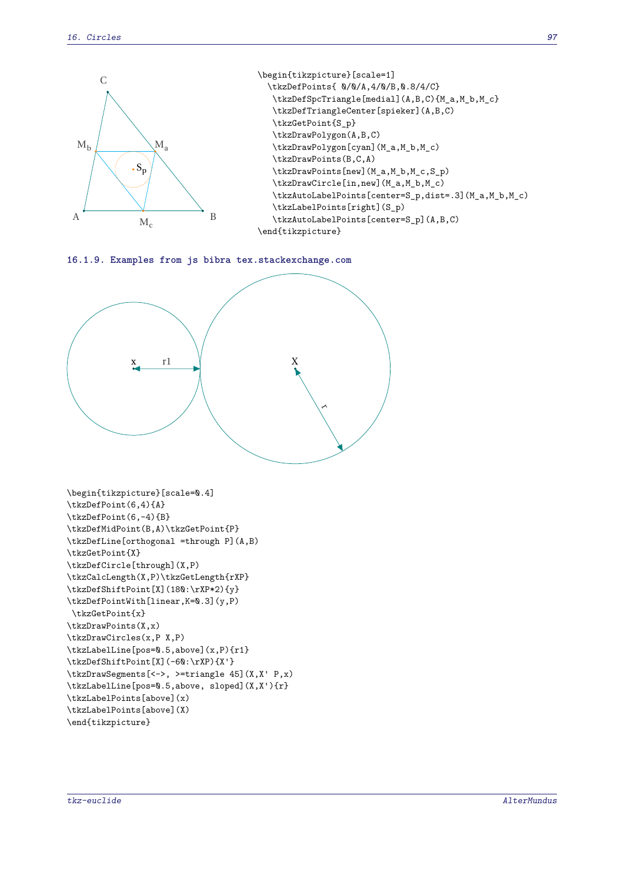```
\begin{tikzpicture}[scale=1]
  \tkzDefPoints{ 0/0/A,4/0/B,0.8/4/C}
    \tkzDefSpcTriangle[medial](A,B,C){M_a,M_b,M_c}
    \tkzDefTriangleCenter[spieker](A,B,C)
    \tkzGetPoint{S_p}
    \tkzDrawPolygon(A,B,C)
    \tkzDrawPolygon[cyan](M_a,M_b,M_c)
    \tkzDrawPoints(B,C,A)
    \tkzDrawPoints[new](M_a,M_b,M_c,S_p)
    \tkzDrawCircle[in,new](M_a,M_b,M_c)
    \tkzAutoLabelPoints[center=S_p,dist=.3](M_a,M_b,M_c)
    \tkzLabelPoints[right](S_p)
    \tkzAutoLabelPoints[center=S_p](A,B,C)
\end{tikzpicture}
```

### 16.1.9. Examples from js bibra tex.stackexchange.com

```
\begin{tikzpicture}[scale=0.4]
\tkzDefPoint(6,4){A}
\tkzDefPoint(6,-4){B}
\tkzDefMidPoint(B,A)\tkzGetPoint{P}
\tkzDefLine[orthogonal =through P](A,B)
\tkzGetPoint{X}
\tkzDefCircle[through](X,P)
\tkzCalcLength(X,P)\tkzGetLength{rXP}
\tkzDefShiftPoint[X](180:\rXP*2){y}
\tkzDefPointWith[linear,K=0.3](y,P)
 \tkzGetPoint{x}
\tkzDrawPoints(X,x)
\tkzDrawCircles(x,P X,P)
\tkzLabelLine[pos=0.5,above](x,P){r1}
\tkzDefShiftPoint[X](-60:\rXP){X'}
\tkzDrawSegments[<->, >=triangle 45](X,X' P,x)
\tkzLabelLine[pos=0.5,above, sloped](X,X'){r}
\tkzLabelPoints[above](x)
\tkzLabelPoints[above](X)
\end{tikzpicture}
```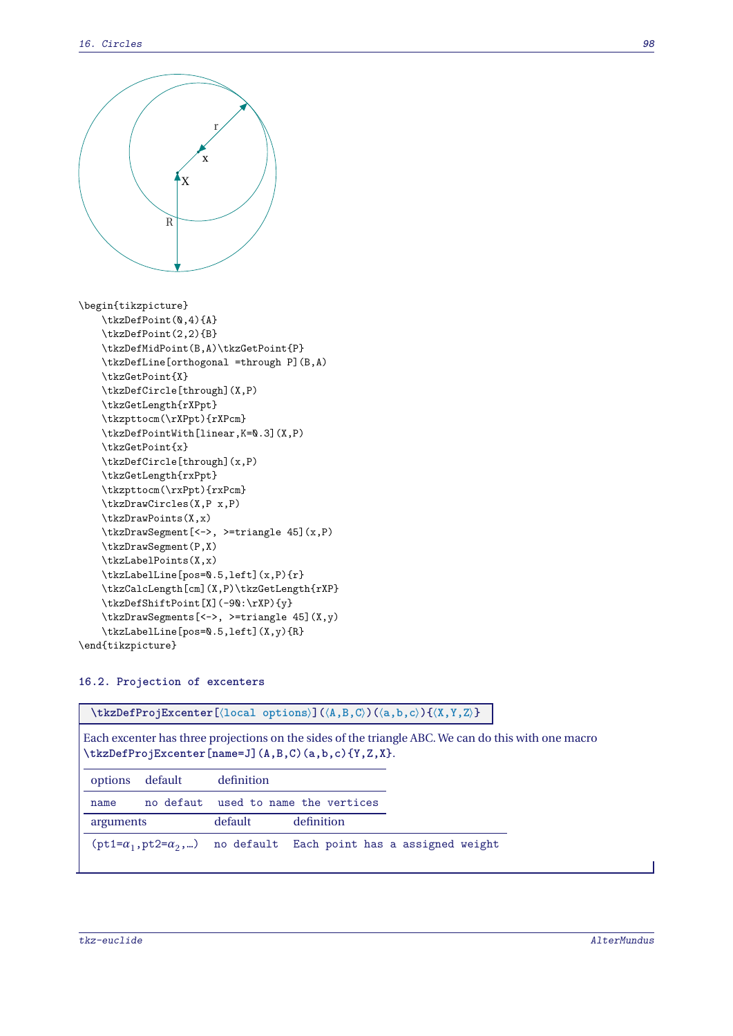```
\begin{tikzpicture}
    \tkzDefPoint(0,4){A}
    \tkzDefPoint(2,2){B}
    \tkzDefMidPoint(B,A)\tkzGetPoint{P}
    \tkzDefLine[orthogonal =through P](B,A)
    \tkzGetPoint{X}
    \tkzDefCircle[through](X,P)
    \tkzGetLength{rXPpt}
    \tkzpttocm(\rXPpt){rXPcm}
    \tkzDefPointWith[linear,K=0.3](X,P)
    \tkzGetPoint{x}
    \tkzDefCircle[through](x,P)
    \tkzGetLength{rxPpt}
    \tkzpttocm(\rxPpt){rxPcm}
    \tkzDrawCircles(X,P x,P)
    \tkzDrawPoints(X,x)
    \tkzDrawSegment[<->, >=triangle 45](x,P)
    \tkzDrawSegment(P,X)
    \tkzLabelPoints(X,x)
    \tkzLabelLine[pos=0.5,left](x,P){r}
    \tkzCalcLength[cm](X,P)\tkzGetLength{rXP}
    \tkzDefShiftPoint[X](-90:\rXP){y}
    \tkzDrawSegments[<->, >=triangle 45](X,y)
    \tkzLabelLine[pos=0.5,left](X,y){R}
\end{tikzpicture}
```

### 16.2. Projection of excenters

**`\tkzDefProjExcenter[⟨local options⟩](⟨A,B,C⟩)(⟨a,b,c⟩){⟨X,Y,Z⟩}`**

Each excenter has three projections on the sides of the triangle ABC. We can do this with one macro `\tkzDefProjExcenter[name=J](A,B,C)(a,b,c){Y,Z,X}`.

| options | default | definition |
|---|---|---|
| name | no defaut | used to name the vertices |

| arguments | default | definition |
|---|---|---|
| (pt1=$\alpha_1$,pt2=$\alpha_2$,...) | no default | Each point has a assigned weight |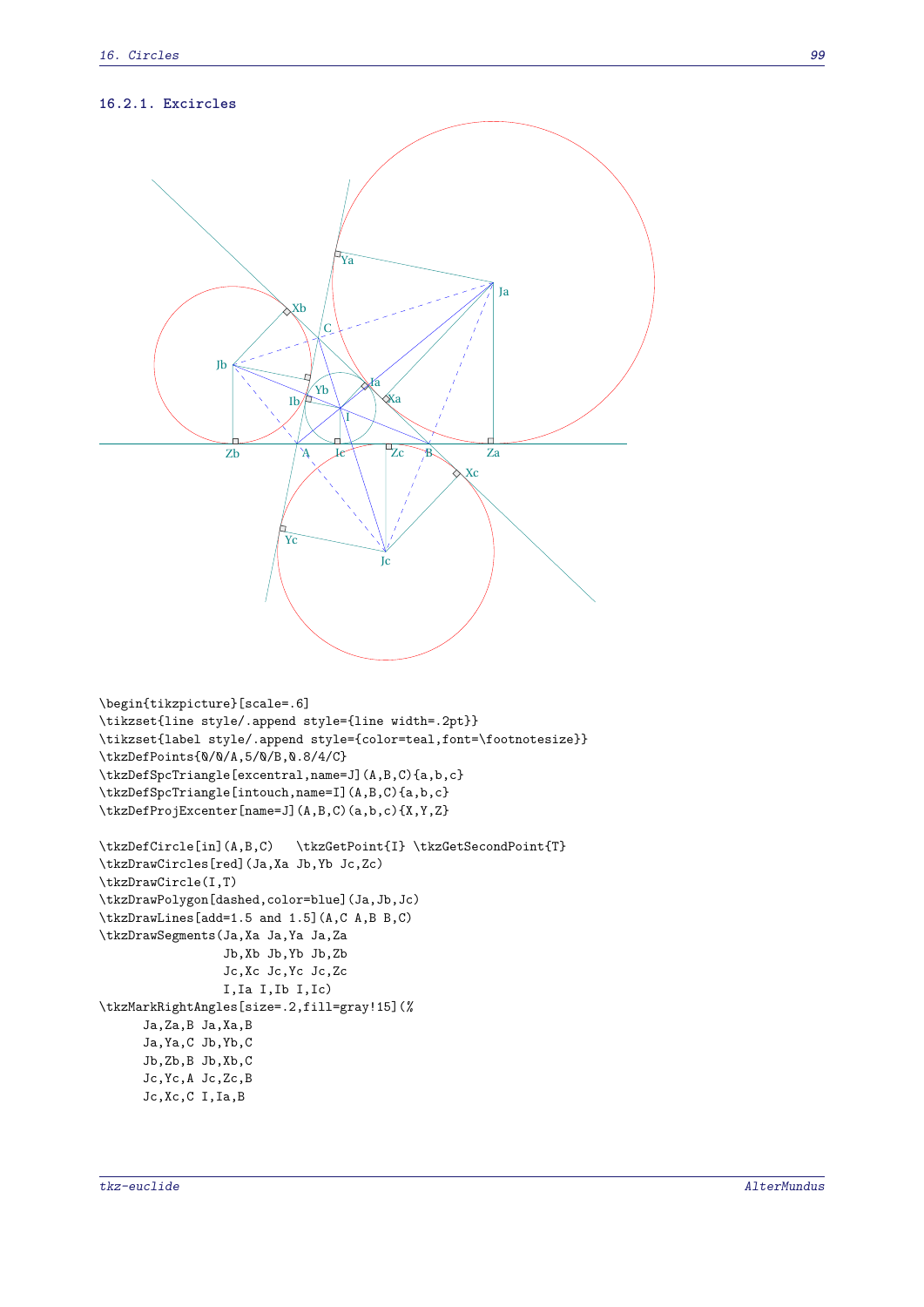### 16.2.1. Excircles

```
\begin{tikzpicture}[scale=.6]
\tikzset{line style/.append style={line width=.2pt}}
\tikzset{label style/.append style={color=teal,font=\footnotesize}}
\tkzDefPoints{0/0/A,5/0/B,0.8/4/C}
\tkzDefSpcTriangle[excentral,name=J](A,B,C){a,b,c}
\tkzDefSpcTriangle[intouch,name=I](A,B,C){a,b,c}
\tkzDefProjExcenter[name=J](A,B,C)(a,b,c){X,Y,Z}

\tkzDefCircle[in](A,B,C)   \tkzGetPoint{I} \tkzGetSecondPoint{T}
\tkzDrawCircles[red](Ja,Xa Jb,Yb Jc,Zc)
\tkzDrawCircle(I,T)
\tkzDrawPolygon[dashed,color=blue](Ja,Jb,Jc)
\tkzDrawLines[add=1.5 and 1.5](A,C A,B B,C)
\tkzDrawSegments(Ja,Xa Ja,Ya Ja,Za
                 Jb,Xb Jb,Yb Jb,Zb
                 Jc,Xc Jc,Yc Jc,Zc
                 I,Ia I,Ib I,Ic)
\tkzMarkRightAngles[size=.2,fill=gray!15](%
      Ja,Za,B Ja,Xa,B
      Ja,Ya,C Jb,Yb,C
      Jb,Zb,B Jb,Xb,C
      Jc,Yc,A Jc,Zc,B
      Jc,Xc,C I,Ia,B
```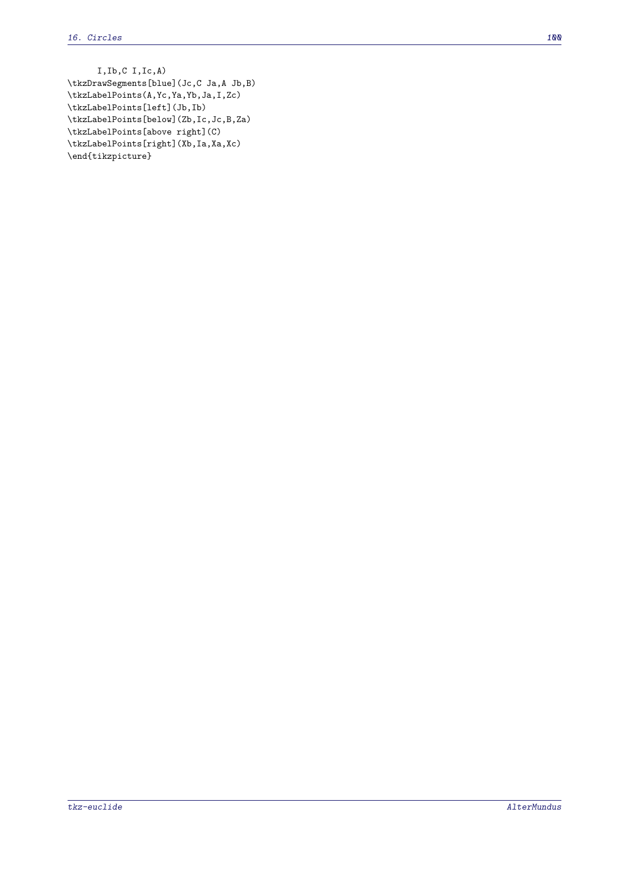```
      I,Ib,C I,Ic,A)
\tkzDrawSegments[blue](Jc,C Ja,A Jb,B)
\tkzLabelPoints(A,Yc,Ya,Yb,Ja,I,Zc)
\tkzLabelPoints[left](Jb,Ib)
\tkzLabelPoints[below](Zb,Ic,Jc,B,Za)
\tkzLabelPoints[above right](C)
\tkzLabelPoints[right](Xb,Ia,Xa,Xc)
\end{tikzpicture}
```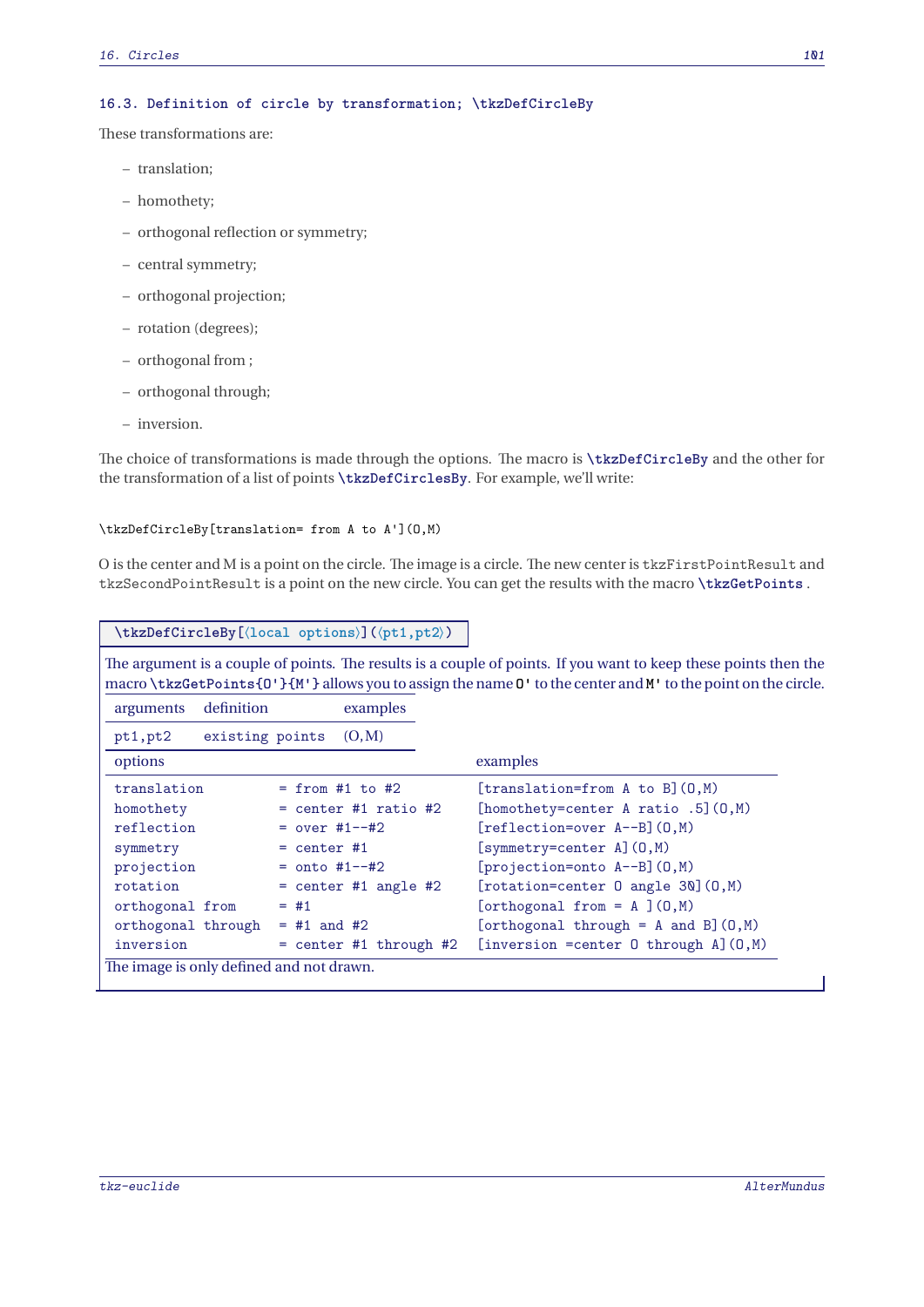### 16.3. Definition of circle by transformation; \tkzDefCircleBy

These transformations are:

- translation;
- homothety;
- orthogonal reflection or symmetry;
- central symmetry;
- orthogonal projection;
- rotation (degrees);
- orthogonal from ;
- orthogonal through;
- inversion.

The choice of transformations is made through the options. The macro is **\tkzDefCircleBy** and the other for the transformation of a list of points **\tkzDefCirclesBy**. For example, we'll write:

```
\tkzDefCircleBy[translation= from A to A'](O,M)
```

O is the center and M is a point on the circle. The image is a circle. The new center is `tkzFirstPointResult` and `tkzSecondPointResult` is a point on the new circle. You can get the results with the macro **\tkzGetPoints** .

**\tkzDefCircleBy[⟨local options⟩](⟨pt1,pt2⟩)**

The argument is a couple of points. The results is a couple of points. If you want to keep these points then the macro `\tkzGetPoints{O'}{M'}` allows you to assign the name `O'` to the center and `M'` to the point on the circle.

| arguments | definition | examples |
|---|---|---|
| pt1,pt2 | existing points | (O,M) |

| options | | examples |
|---|---|---|
| translation | = from #1 to #2 | [translation=from A to B](O,M) |
| homothety | = center #1 ratio #2 | [homothety=center A ratio .5](O,M) |
| reflection | = over #1--#2 | [reflection=over A--B](O,M) |
| symmetry | = center #1 | [symmetry=center A](O,M) |
| projection | = onto #1--#2 | [projection=onto A--B](O,M) |
| rotation | = center #1 angle #2 | [rotation=center O angle 30](O,M) |
| orthogonal from | = #1 | [orthogonal from = A ](O,M) |
| orthogonal through | = #1 and #2 | [orthogonal through = A and B](O,M) |
| inversion | = center #1 through #2 | [inversion =center O through A](O,M) |

The image is only defined and not drawn.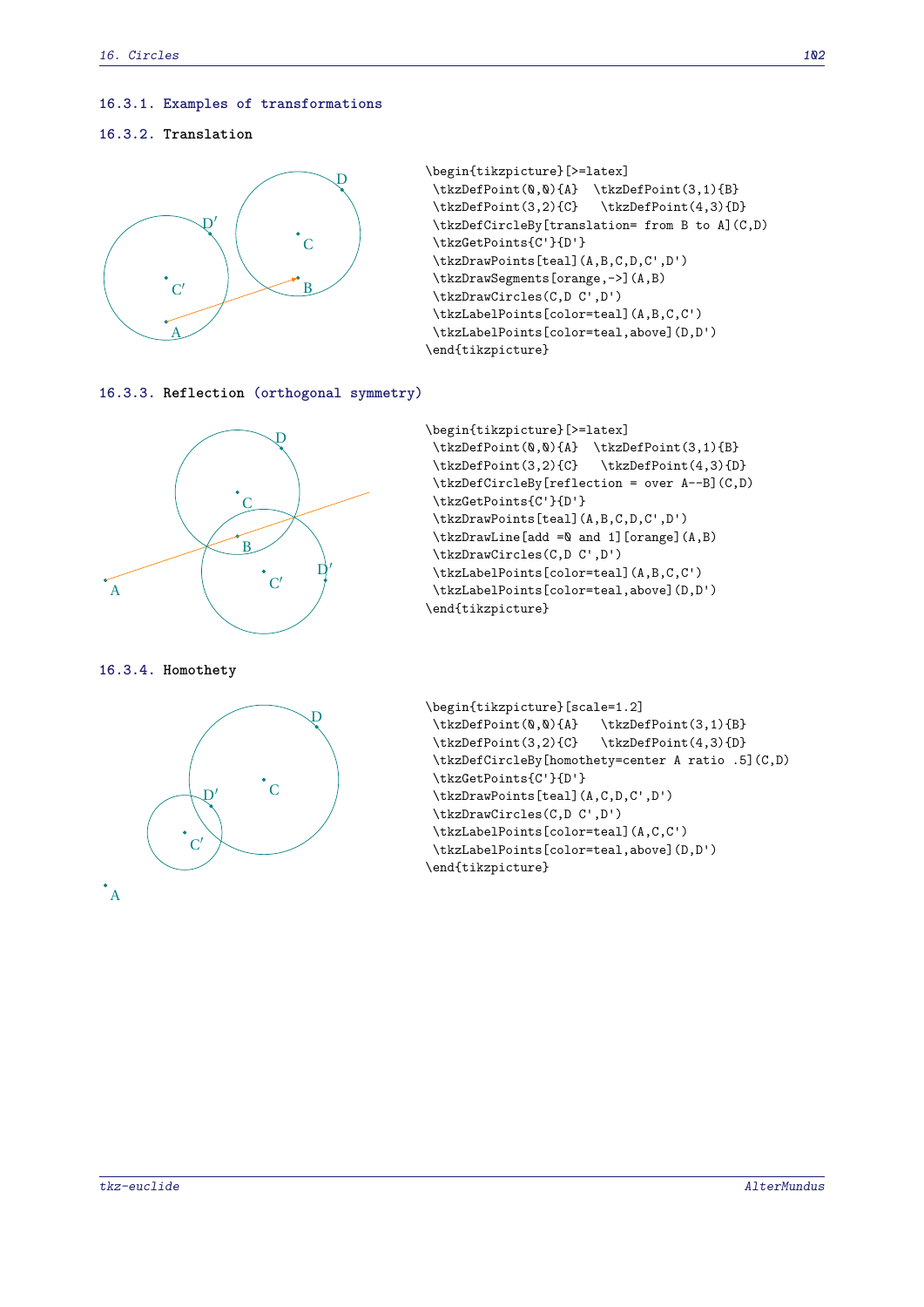### 16.3.1. Examples of transformations

### 16.3.2. Translation

```
\begin{tikzpicture}[>=latex]
 \tkzDefPoint(0,0){A}  \tkzDefPoint(3,1){B}
 \tkzDefPoint(3,2){C}   \tkzDefPoint(4,3){D}
 \tkzDefCircleBy[translation= from B to A](C,D)
 \tkzGetPoints{C'}{D'}
 \tkzDrawPoints[teal](A,B,C,D,C',D')
 \tkzDrawSegments[orange,->](A,B)
 \tkzDrawCircles(C,D C',D')
 \tkzLabelPoints[color=teal](A,B,C,C')
 \tkzLabelPoints[color=teal,above](D,D')
\end{tikzpicture}
```

### 16.3.3. Reflection (orthogonal symmetry)

```
\begin{tikzpicture}[>=latex]
 \tkzDefPoint(0,0){A}  \tkzDefPoint(3,1){B}
 \tkzDefPoint(3,2){C}   \tkzDefPoint(4,3){D}
 \tkzDefCircleBy[reflection = over A--B](C,D)
 \tkzGetPoints{C'}{D'}
 \tkzDrawPoints[teal](A,B,C,D,C',D')
 \tkzDrawLine[add =0 and 1][orange](A,B)
 \tkzDrawCircles(C,D C',D')
 \tkzLabelPoints[color=teal](A,B,C,C')
 \tkzLabelPoints[color=teal,above](D,D')
\end{tikzpicture}
```

### 16.3.4. Homothety

```
\begin{tikzpicture}[scale=1.2]
 \tkzDefPoint(0,0){A}   \tkzDefPoint(3,1){B}
 \tkzDefPoint(3,2){C}   \tkzDefPoint(4,3){D}
 \tkzDefCircleBy[homothety=center A ratio .5](C,D)
 \tkzGetPoints{C'}{D'}
 \tkzDrawPoints[teal](A,C,D,C',D')
 \tkzDrawCircles(C,D C',D')
 \tkzLabelPoints[color=teal](A,C,C')
 \tkzLabelPoints[color=teal,above](D,D')
\end{tikzpicture}
```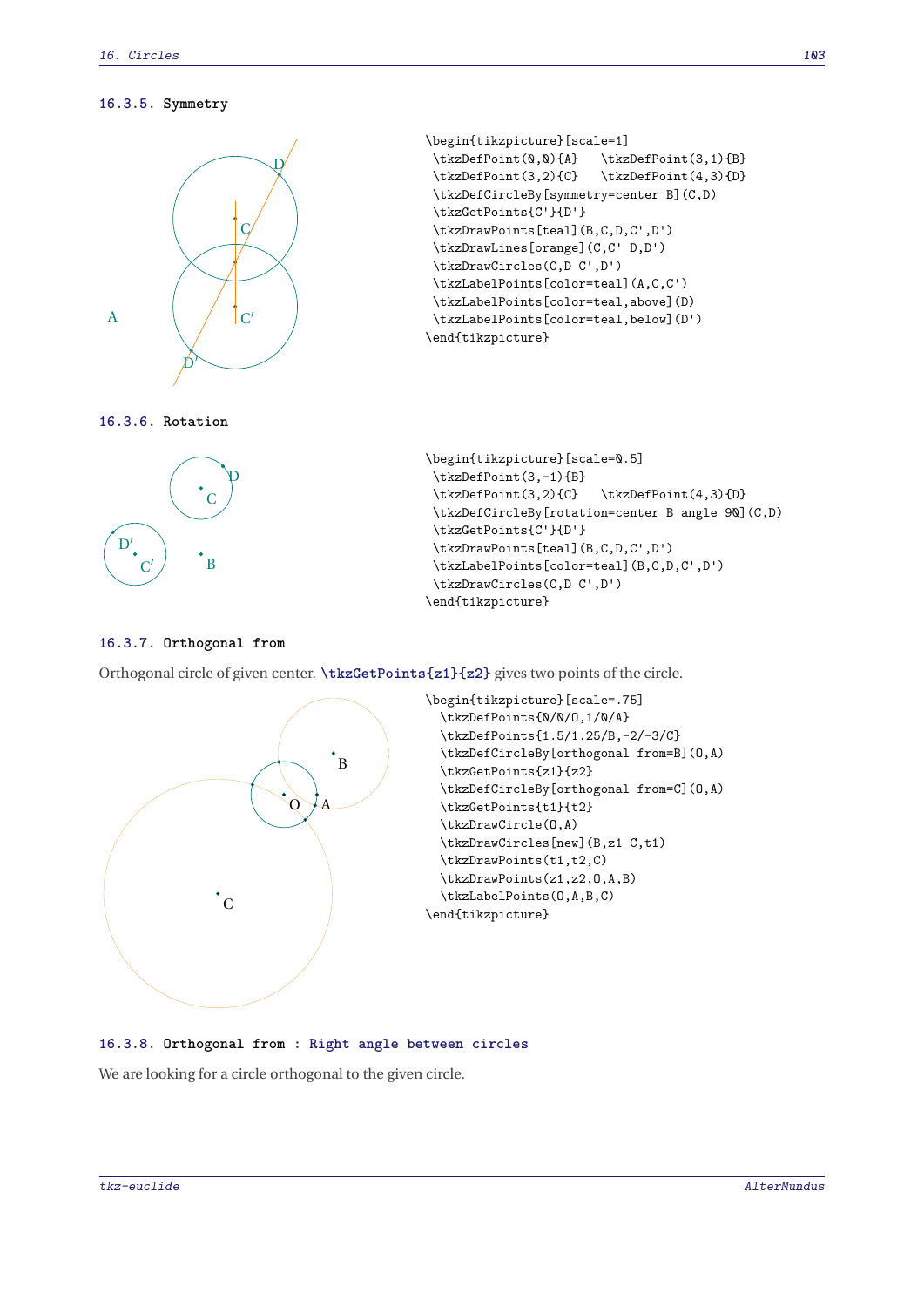### 16.3.5. Symmetry

```
\begin{tikzpicture}[scale=1]
 \tkzDefPoint(0,0){A}   \tkzDefPoint(3,1){B}
 \tkzDefPoint(3,2){C}   \tkzDefPoint(4,3){D}
 \tkzDefCircleBy[symmetry=center B](C,D)
 \tkzGetPoints{C'}{D'}
 \tkzDrawPoints[teal](B,C,D,C',D')
 \tkzDrawLines[orange](C,C' D,D')
 \tkzDrawCircles(C,D C',D')
 \tkzLabelPoints[color=teal](A,C,C')
 \tkzLabelPoints[color=teal,above](D)
 \tkzLabelPoints[color=teal,below](D')
\end{tikzpicture}
```

### 16.3.6. Rotation

```
\begin{tikzpicture}[scale=0.5]
 \tkzDefPoint(3,-1){B}
 \tkzDefPoint(3,2){C}   \tkzDefPoint(4,3){D}
 \tkzDefCircleBy[rotation=center B angle 90](C,D)
 \tkzGetPoints{C'}{D'}
 \tkzDrawPoints[teal](B,C,D,C',D')
 \tkzLabelPoints[color=teal](B,C,D,C',D')
 \tkzDrawCircles(C,D C',D')
\end{tikzpicture}
```

### 16.3.7. Orthogonal from

Orthogonal circle of given center. **\tkzGetPoints{z1}{z2}** gives two points of the circle.

```
\begin{tikzpicture}[scale=.75]
  \tkzDefPoints{0/0/O,1/0/A}
  \tkzDefPoints{1.5/1.25/B,-2/-3/C}
  \tkzDefCircleBy[orthogonal from=B](O,A)
  \tkzGetPoints{z1}{z2}
  \tkzDefCircleBy[orthogonal from=C](O,A)
  \tkzGetPoints{t1}{t2}
  \tkzDrawCircle(O,A)
  \tkzDrawCircles[new](B,z1 C,t1)
  \tkzDrawPoints(t1,t2,C)
  \tkzDrawPoints(z1,z2,O,A,B)
  \tkzLabelPoints(O,A,B,C)
\end{tikzpicture}
```

### 16.3.8. Orthogonal from : Right angle between circles

We are looking for a circle orthogonal to the given circle.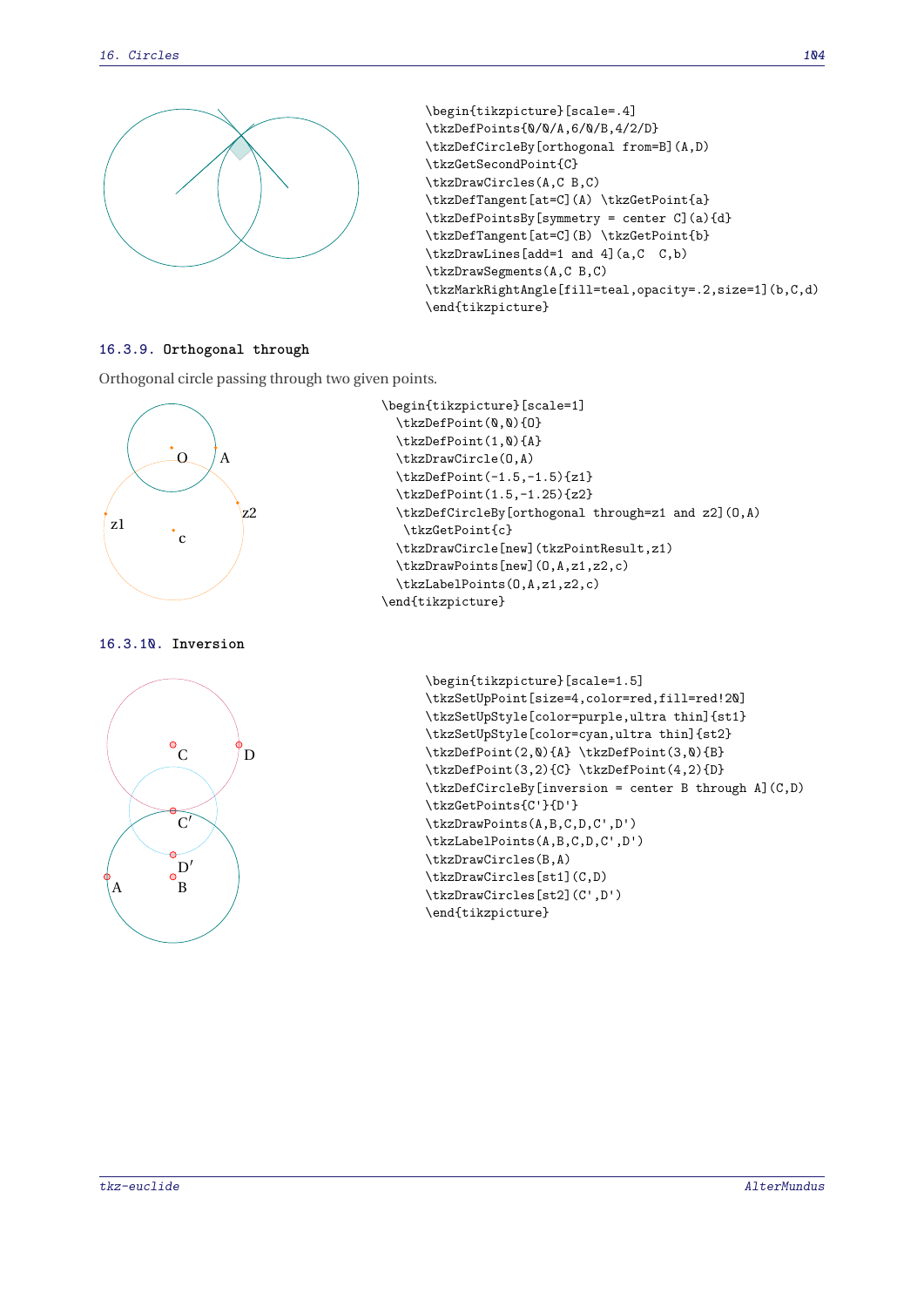```
\begin{tikzpicture}[scale=.4]
\tkzDefPoints{0/0/A,6/0/B,4/2/D}
\tkzDefCircleBy[orthogonal from=B](A,D)
\tkzGetSecondPoint{C}
\tkzDrawCircles(A,C B,C)
\tkzDefTangent[at=C](A) \tkzGetPoint{a}
\tkzDefPointsBy[symmetry = center C](a){d}
\tkzDefTangent[at=C](B) \tkzGetPoint{b}
\tkzDrawLines[add=1 and 4](a,C  C,b)
\tkzDrawSegments(A,C B,C)
\tkzMarkRightAngle[fill=teal,opacity=.2,size=1](b,C,d)
\end{tikzpicture}
```

### 16.3.9. Orthogonal through

Orthogonal circle passing through two given points.

```
\begin{tikzpicture}[scale=1]
  \tkzDefPoint(0,0){O}
  \tkzDefPoint(1,0){A}
  \tkzDrawCircle(O,A)
  \tkzDefPoint(-1.5,-1.5){z1}
  \tkzDefPoint(1.5,-1.25){z2}
  \tkzDefCircleBy[orthogonal through=z1 and z2](O,A)
   \tkzGetPoint{c}
  \tkzDrawCircle[new](tkzPointResult,z1)
  \tkzDrawPoints[new](O,A,z1,z2,c)
  \tkzLabelPoints(O,A,z1,z2,c)
\end{tikzpicture}
```

### 16.3.10. Inversion

```
\begin{tikzpicture}[scale=1.5]
\tkzSetUpPoint[size=4,color=red,fill=red!20]
\tkzSetUpStyle[color=purple,ultra thin]{st1}
\tkzSetUpStyle[color=cyan,ultra thin]{st2}
\tkzDefPoint(2,0){A} \tkzDefPoint(3,0){B}
\tkzDefPoint(3,2){C} \tkzDefPoint(4,2){D}
\tkzDefCircleBy[inversion = center B through A](C,D)
\tkzGetPoints{C'}{D'}
\tkzDrawPoints(A,B,C,D,C',D')
\tkzLabelPoints(A,B,C,D,C',D')
\tkzDrawCircles(B,A)
\tkzDrawCircles[st1](C,D)
\tkzDrawCircles[st2](C',D')
\end{tikzpicture}
```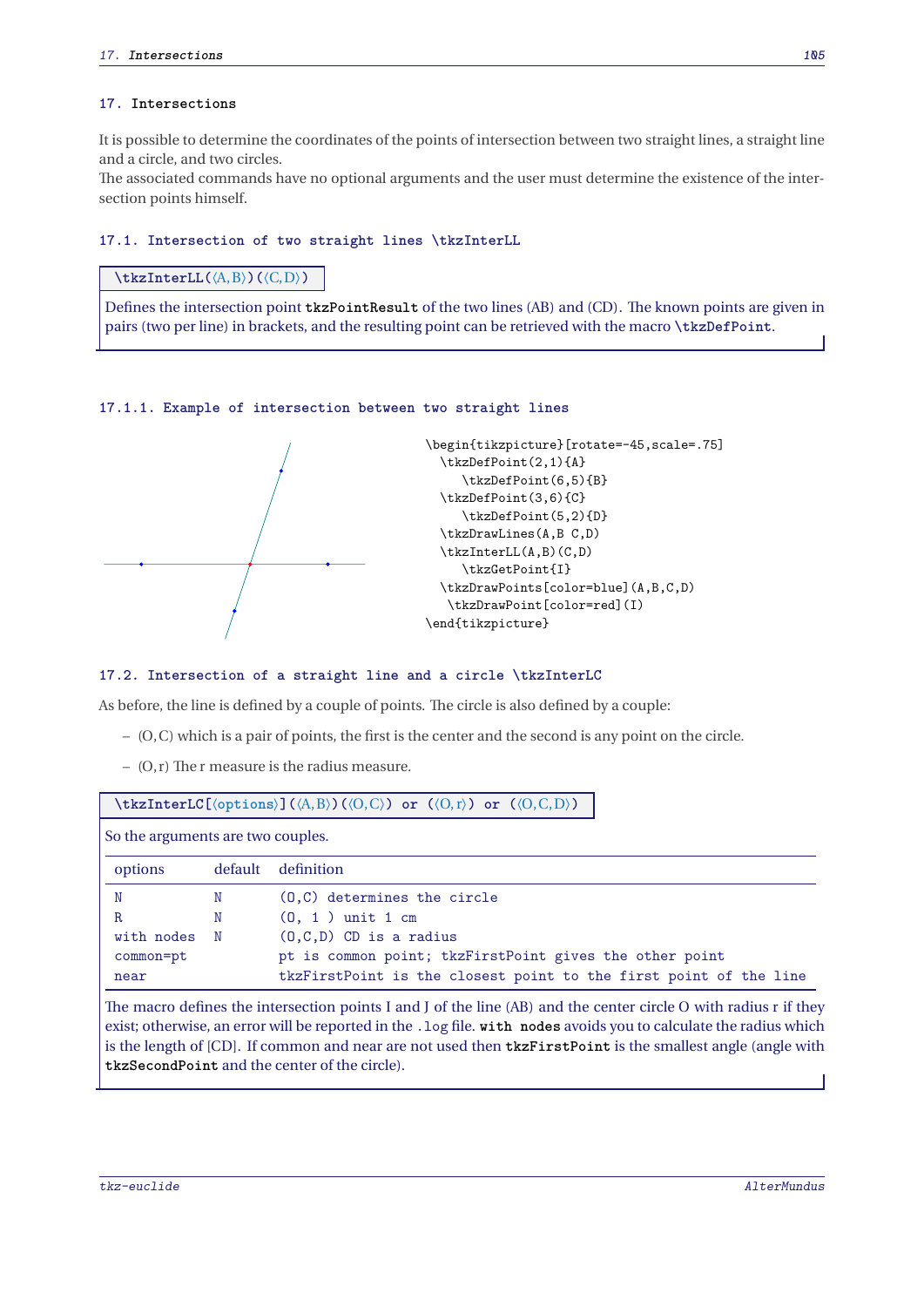## 17. Intersections

It is possible to determine the coordinates of the points of intersection between two straight lines, a straight line and a circle, and two circles.
The associated commands have no optional arguments and the user must determine the existence of the intersection points himself.

### 17.1. Intersection of two straight lines \tkzInterLL

**\tkzInterLL(⟨A,B⟩)(⟨C,D⟩)**

Defines the intersection point **tkzPointResult** of the two lines (AB) and (CD). The known points are given in pairs (two per line) in brackets, and the resulting point can be retrieved with the macro **\tkzDefPoint**.

#### 17.1.1. Example of intersection between two straight lines

```
\begin{tikzpicture}[rotate=-45,scale=.75]
  \tkzDefPoint(2,1){A}
     \tkzDefPoint(6,5){B}
  \tkzDefPoint(3,6){C}
     \tkzDefPoint(5,2){D}
  \tkzDrawLines(A,B C,D)
  \tkzInterLL(A,B)(C,D)
     \tkzGetPoint{I}
  \tkzDrawPoints[color=blue](A,B,C,D)
   \tkzDrawPoint[color=red](I)
\end{tikzpicture}
```

### 17.2. Intersection of a straight line and a circle \tkzInterLC

As before, the line is defined by a couple of points. The circle is also defined by a couple:

- (O,C) which is a pair of points, the first is the center and the second is any point on the circle.
- (O,r) The r measure is the radius measure.

**\tkzInterLC[⟨options⟩](⟨A,B⟩)(⟨O,C⟩) or (⟨O,r⟩) or (⟨O,C,D⟩)**

So the arguments are two couples.

| options | default | definition |
|---|---|---|
| N | N | (O,C) determines the circle |
| R | N | (O, 1 ) unit 1 cm |
| with nodes | N | (O,C,D) CD is a radius |
| common=pt | | pt is common point; tkzFirstPoint gives the other point |
| near | | tkzFirstPoint is the closest point to the first point of the line |

The macro defines the intersection points I and J of the line (AB) and the center circle O with radius r if they exist; otherwise, an error will be reported in the `.log` file. **with nodes** avoids you to calculate the radius which is the length of [CD]. If common and near are not used then **tkzFirstPoint** is the smallest angle (angle with **tkzSecondPoint** and the center of the circle).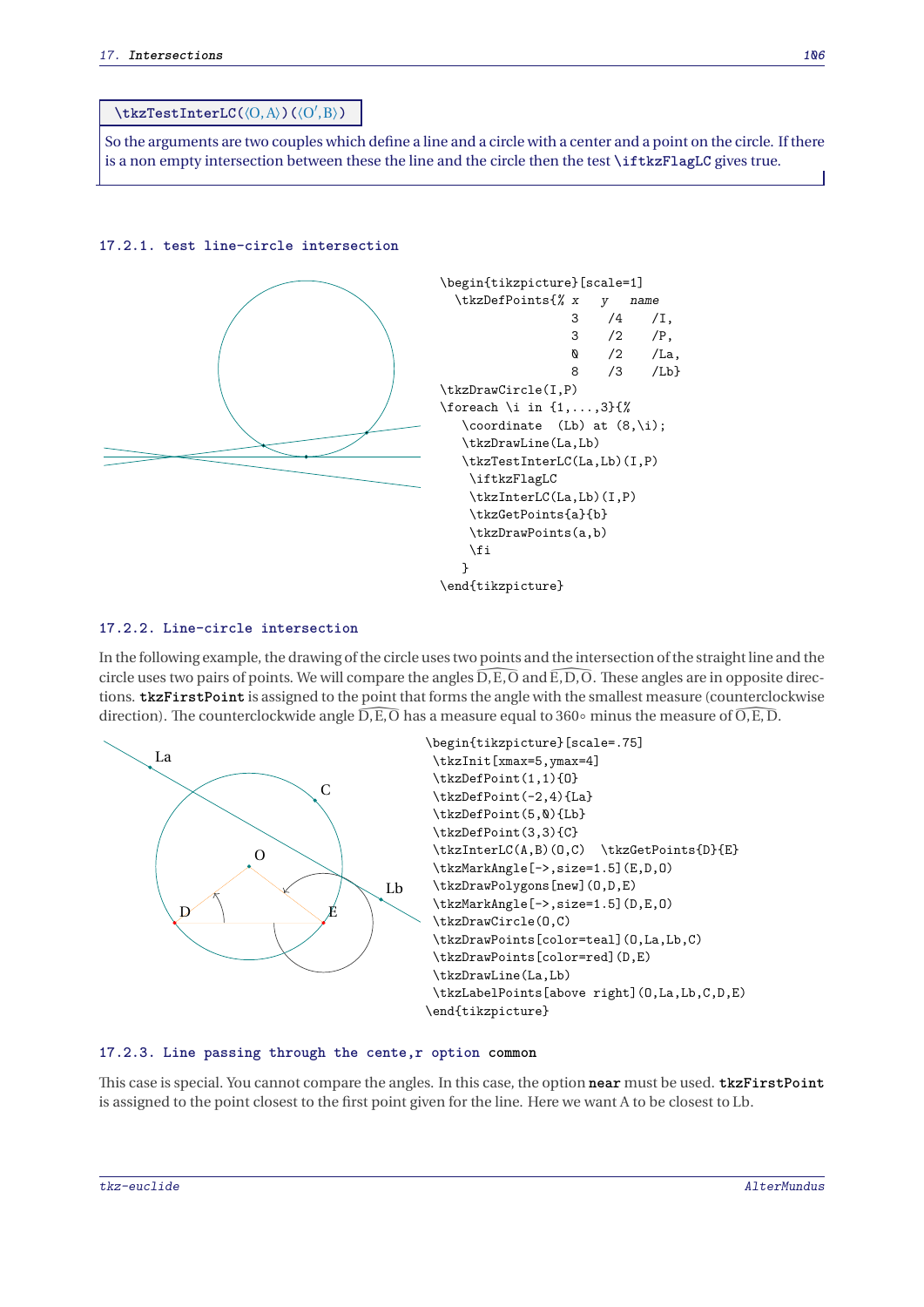```
\tkzTestInterLC(⟨O,A⟩)(⟨O',B⟩)
```

So the arguments are two couples which define a line and a circle with a center and a point on the circle. If there is a non empty intersection between these the line and the circle then the test `\iftkzFlagLC` gives true.

### 17.2.1. test line-circle intersection

```
\begin{tikzpicture}[scale=1]
  \tkzDefPoints{% x   y   name
                  3   /4   /I,
                  3   /2   /P,
                  0   /2   /La,
                  8   /3   /Lb}
\tkzDrawCircle(I,P)
\foreach \i in {1,...,3}{%
   \coordinate  (Lb) at (8,\i);
   \tkzDrawLine(La,Lb)
   \tkzTestInterLC(La,Lb)(I,P)
    \iftkzFlagLC
    \tkzInterLC(La,Lb)(I,P)
    \tkzGetPoints{a}{b}
    \tkzDrawPoints(a,b)
    \fi
   }
\end{tikzpicture}
```

### 17.2.2. Line-circle intersection

In the following example, the drawing of the circle uses two points and the intersection of the straight line and the circle uses two pairs of points. We will compare the angles $\widehat{D,E,O}$ and $\widehat{E,D,O}$. These angles are in opposite directions. **tkzFirstPoint** is assigned to the point that forms the angle with the smallest measure (counterclockwise direction). The counterclockwide angle $\widehat{D,E,O}$ has a measure equal to 360∘ minus the measure of $\widehat{O,E,D}$.

```
\begin{tikzpicture}[scale=.75]
 \tkzInit[xmax=5,ymax=4]
 \tkzDefPoint(1,1){O}
 \tkzDefPoint(-2,4){La}
 \tkzDefPoint(5,0){Lb}
 \tkzDefPoint(3,3){C}
 \tkzInterLC(A,B)(O,C)  \tkzGetPoints{D}{E}
 \tkzMarkAngle[->,size=1.5](E,D,O)
 \tkzDrawPolygons[new](O,D,E)
 \tkzMarkAngle[->,size=1.5](D,E,O)
 \tkzDrawCircle(O,C)
 \tkzDrawPoints[color=teal](O,La,Lb,C)
 \tkzDrawPoints[color=red](D,E)
 \tkzDrawLine(La,Lb)
 \tkzLabelPoints[above right](O,La,Lb,C,D,E)
\end{tikzpicture}
```

### 17.2.3. Line passing through the cente,r option common

This case is special. You cannot compare the angles. In this case, the option **near** must be used. **tkzFirstPoint** is assigned to the point closest to the first point given for the line. Here we want A to be closest to Lb.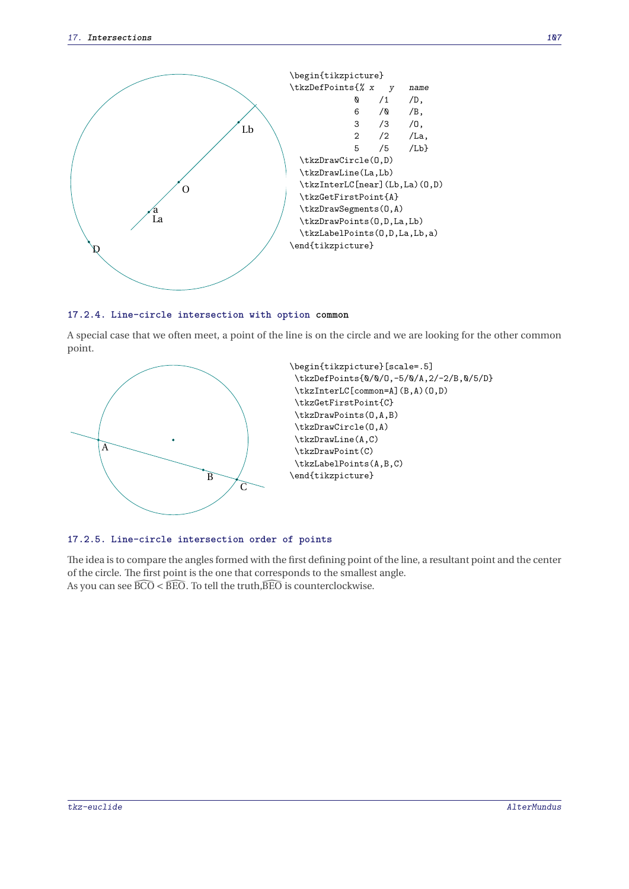```
\begin{tikzpicture}
\tkzDefPoints{% x   y   name
             0    /1   /D,
             6    /0   /B,
             3    /3   /O,
             2    /2   /La,
             5    /5   /Lb}
  \tkzDrawCircle(O,D)
  \tkzDrawLine(La,Lb)
  \tkzInterLC[near](Lb,La)(O,D)
  \tkzGetFirstPoint{A}
  \tkzDrawSegments(O,A)
  \tkzDrawPoints(O,D,La,Lb)
  \tkzLabelPoints(O,D,La,Lb,a)
\end{tikzpicture}
```

### 17.2.4. Line-circle intersection with option common

A special case that we often meet, a point of the line is on the circle and we are looking for the other common point.

```
\begin{tikzpicture}[scale=.5]
 \tkzDefPoints{0/0/O,-5/0/A,2/-2/B,0/5/D}
 \tkzInterLC[common=A](B,A)(O,D)
 \tkzGetFirstPoint{C}
 \tkzDrawPoints(O,A,B)
 \tkzDrawCircle(O,A)
 \tkzDrawLine(A,C)
 \tkzDrawPoint(C)
 \tkzLabelPoints(A,B,C)
\end{tikzpicture}
```

### 17.2.5. Line-circle intersection order of points

The idea is to compare the angles formed with the first defining point of the line, a resultant point and the center of the circle. The first point is the one that corresponds to the smallest angle.
As you can see $\widehat{BCO} < \widehat{BEO}$. To tell the truth, $\widehat{BEO}$ is counterclockwise.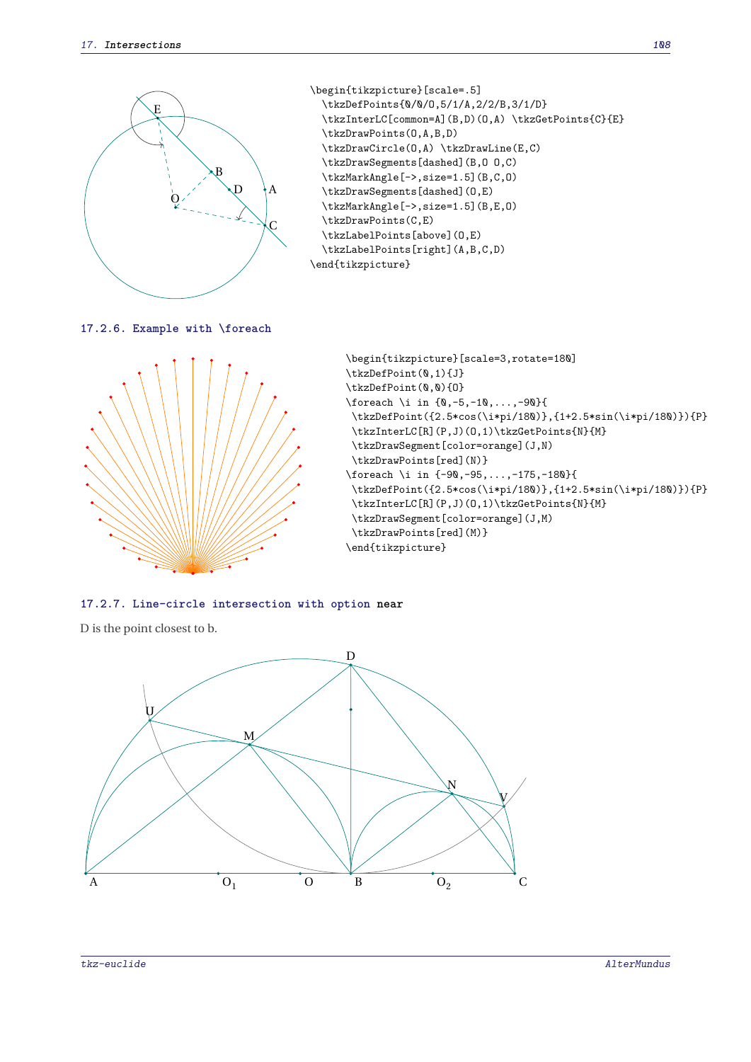```
\begin{tikzpicture}[scale=.5]
  \tkzDefPoints{0/0/O,5/1/A,2/2/B,3/1/D}
  \tkzInterLC[common=A](B,D)(O,A) \tkzGetPoints{C}{E}
  \tkzDrawPoints(O,A,B,D)
  \tkzDrawCircle(O,A) \tkzDrawLine(E,C)
  \tkzDrawSegments[dashed](B,O O,C)
  \tkzMarkAngle[->,size=1.5](B,C,O)
  \tkzDrawSegments[dashed](O,E)
  \tkzMarkAngle[->,size=1.5](B,E,O)
  \tkzDrawPoints(C,E)
  \tkzLabelPoints[above](O,E)
  \tkzLabelPoints[right](A,B,C,D)
\end{tikzpicture}
```

### 17.2.6. Example with \foreach

```
\begin{tikzpicture}[scale=3,rotate=180]
\tkzDefPoint(0,1){J}
\tkzDefPoint(0,0){O}
\foreach \i in {0,-5,-10,...,-90}{
 \tkzDefPoint({2.5*cos(\i*pi/180)},{1+2.5*sin(\i*pi/180)}){P}
 \tkzInterLC[R](P,J)(O,1)\tkzGetPoints{N}{M}
 \tkzDrawSegment[color=orange](J,N)
 \tkzDrawPoints[red](N)}
\foreach \i in {-90,-95,...,-175,-180}{
 \tkzDefPoint({2.5*cos(\i*pi/180)},{1+2.5*sin(\i*pi/180)}){P}
 \tkzInterLC[R](P,J)(O,1)\tkzGetPoints{N}{M}
 \tkzDrawSegment[color=orange](J,M)
 \tkzDrawPoints[red](M)}
\end{tikzpicture}
```

### 17.2.7. Line-circle intersection with option near

D is the point closest to b.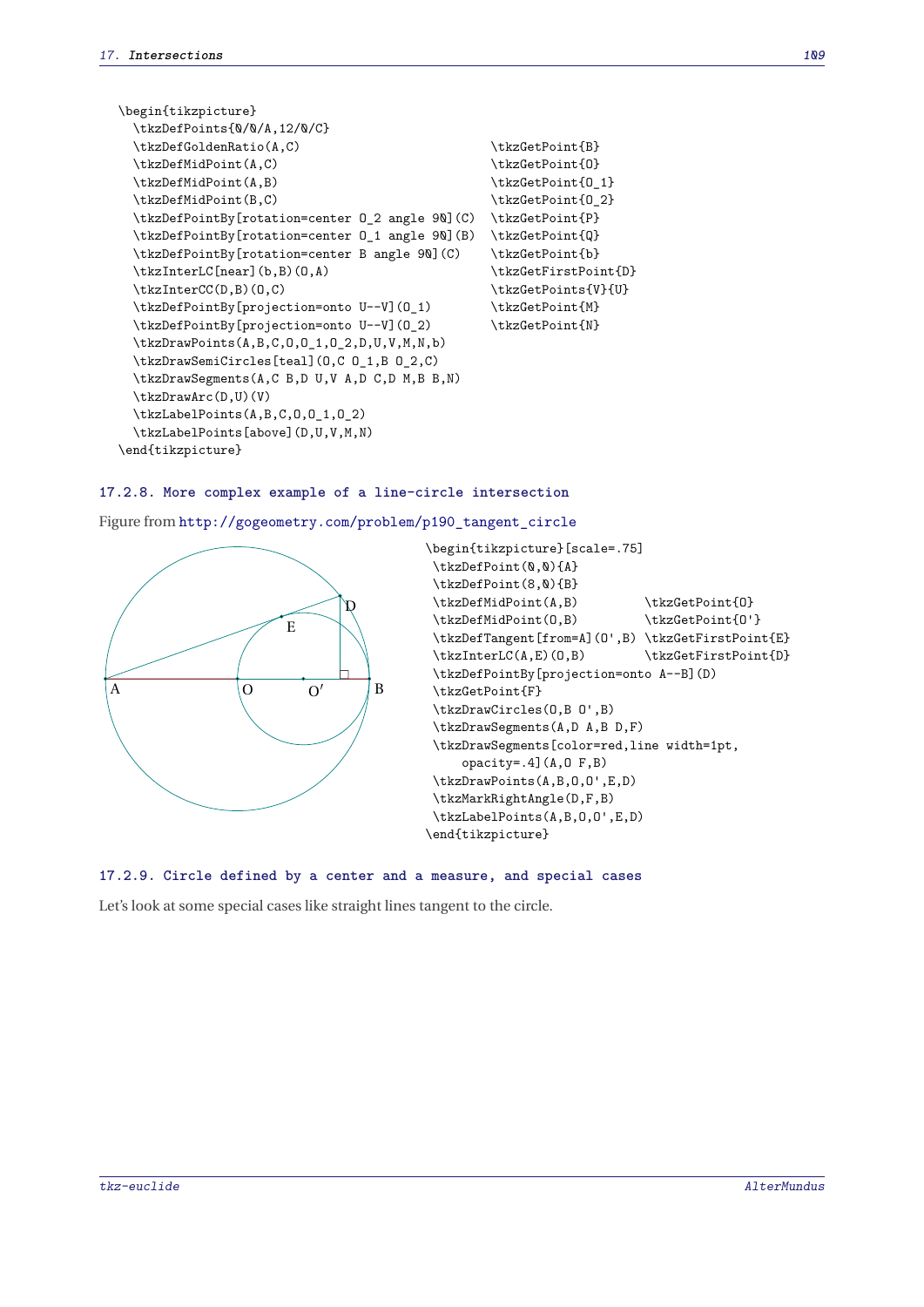```
\begin{tikzpicture}
  \tkzDefPoints{0/0/A,12/0/C}
  \tkzDefGoldenRatio(A,C)                       \tkzGetPoint{B}
  \tkzDefMidPoint(A,C)                          \tkzGetPoint{O}
  \tkzDefMidPoint(A,B)                          \tkzGetPoint{O_1}
  \tkzDefMidPoint(B,C)                          \tkzGetPoint{O_2}
  \tkzDefPointBy[rotation=center O_2 angle 90](C)  \tkzGetPoint{P}
  \tkzDefPointBy[rotation=center O_1 angle 90](B)  \tkzGetPoint{Q}
  \tkzDefPointBy[rotation=center B angle 90](C)    \tkzGetPoint{b}
  \tkzInterLC[near](b,B)(O,A)                   \tkzGetFirstPoint{D}
  \tkzInterCC(D,B)(O,C)                         \tkzGetPoints{V}{U}
  \tkzDefPointBy[projection=onto U--V](O_1)     \tkzGetPoint{M}
  \tkzDefPointBy[projection=onto U--V](O_2)     \tkzGetPoint{N}
  \tkzDrawPoints(A,B,C,O,O_1,O_2,D,U,V,M,N,b)
  \tkzDrawSemiCircles[teal](O,C O_1,B O_2,C)
  \tkzDrawSegments(A,C B,D U,V A,D C,D M,B B,N)
  \tkzDrawArc(D,U)(V)
  \tkzLabelPoints(A,B,C,O,O_1,O_2)
  \tkzLabelPoints[above](D,U,V,M,N)
\end{tikzpicture}
```

### 17.2.8. More complex example of a line-circle intersection

Figure from http://gogeometry.com/problem/p190_tangent_circle

```
\begin{tikzpicture}[scale=.75]
 \tkzDefPoint(0,0){A}
 \tkzDefPoint(8,0){B}
 \tkzDefMidPoint(A,B)         \tkzGetPoint{O}
 \tkzDefMidPoint(O,B)         \tkzGetPoint{O'}
 \tkzDefTangent[from=A](O',B) \tkzGetFirstPoint{E}
 \tkzInterLC(A,E)(O,B)        \tkzGetFirstPoint{D}
 \tkzDefPointBy[projection=onto A--B](D)
 \tkzGetPoint{F}
 \tkzDrawCircles(O,B O',B)
 \tkzDrawSegments(A,D A,B D,F)
 \tkzDrawSegments[color=red,line width=1pt,
     opacity=.4](A,O F,B)
 \tkzDrawPoints(A,B,O,O',E,D)
 \tkzMarkRightAngle(D,F,B)
 \tkzLabelPoints(A,B,O,O',E,D)
\end{tikzpicture}
```

### 17.2.9. Circle defined by a center and a measure, and special cases

Let's look at some special cases like straight lines tangent to the circle.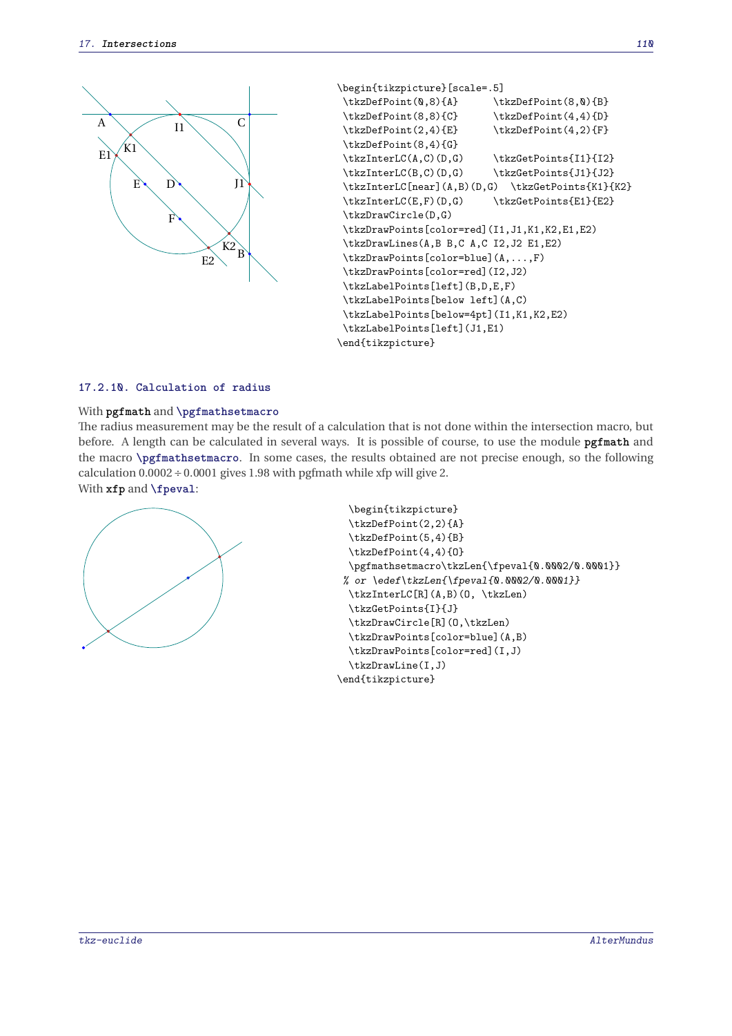```
\begin{tikzpicture}[scale=.5]
 \tkzDefPoint(0,8){A}      \tkzDefPoint(8,0){B}
 \tkzDefPoint(8,8){C}      \tkzDefPoint(4,4){D}
 \tkzDefPoint(2,4){E}      \tkzDefPoint(4,2){F}
 \tkzDefPoint(8,4){G}
 \tkzInterLC(A,C)(D,G)     \tkzGetPoints{I1}{I2}
 \tkzInterLC(B,C)(D,G)     \tkzGetPoints{J1}{J2}
 \tkzInterLC[near](A,B)(D,G)  \tkzGetPoints{K1}{K2}
 \tkzInterLC(E,F)(D,G)     \tkzGetPoints{E1}{E2}
 \tkzDrawCircle(D,G)
 \tkzDrawPoints[color=red](I1,J1,K1,K2,E1,E2)
 \tkzDrawLines(A,B B,C A,C I2,J2 E1,E2)
 \tkzDrawPoints[color=blue](A,...,F)
 \tkzDrawPoints[color=red](I2,J2)
 \tkzLabelPoints[left](B,D,E,F)
 \tkzLabelPoints[below left](A,C)
 \tkzLabelPoints[below=4pt](I1,K1,K2,E2)
 \tkzLabelPoints[left](J1,E1)
\end{tikzpicture}
```

### 17.2.10. Calculation of radius

With **pgfmath** and **\pgfmathsetmacro**

The radius measurement may be the result of a calculation that is not done within the intersection macro, but before. A length can be calculated in several ways. It is possible of course, to use the module **pgfmath** and the macro **\pgfmathsetmacro**. In some cases, the results obtained are not precise enough, so the following calculation $0.0002 \div 0.0001$ gives 1.98 with pgfmath while xfp will give 2.

With **xfp** and **\fpeval**:

```
\begin{tikzpicture}
 \tkzDefPoint(2,2){A}
 \tkzDefPoint(5,4){B}
 \tkzDefPoint(4,4){O}
 \pgfmathsetmacro\tkzLen{\fpeval{0.0002/0.0001}}
 % or \edef\tkzLen{\fpeval{0.0002/0.0001}}
 \tkzInterLC[R](A,B)(O, \tkzLen)
 \tkzGetPoints{I}{J}
 \tkzDrawCircle[R](O,\tkzLen)
 \tkzDrawPoints[color=blue](A,B)
 \tkzDrawPoints[color=red](I,J)
 \tkzDrawLine(I,J)
\end{tikzpicture}
```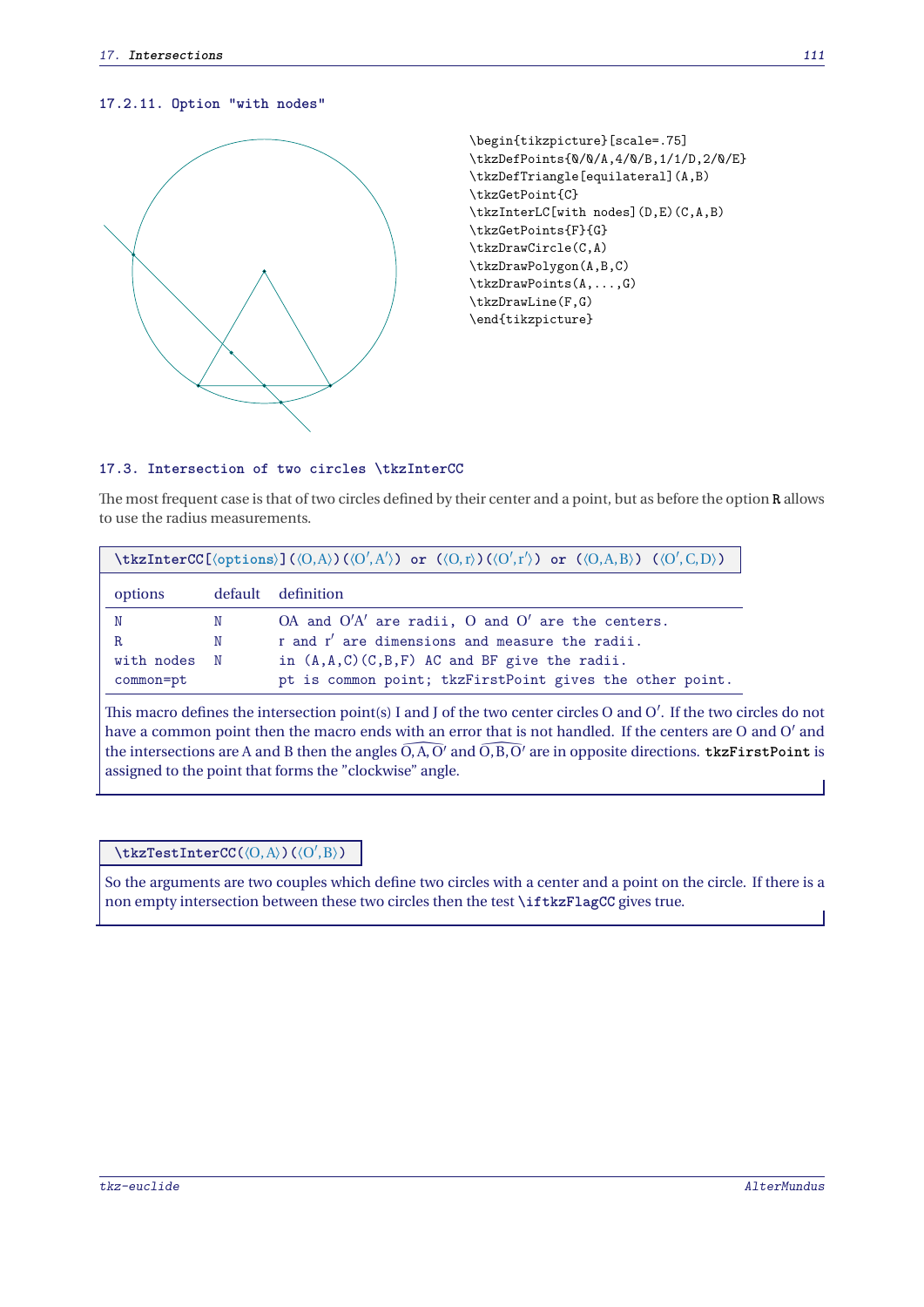#### 17.2.11. Option "with nodes"

```
\begin{tikzpicture}[scale=.75]
\tkzDefPoints{0/0/A,4/0/B,1/1/D,2/0/E}
\tkzDefTriangle[equilateral](A,B)
\tkzGetPoint{C}
\tkzInterLC[with nodes](D,E)(C,A,B)
\tkzGetPoints{F}{G}
\tkzDrawCircle(C,A)
\tkzDrawPolygon(A,B,C)
\tkzDrawPoints(A,...,G)
\tkzDrawLine(F,G)
\end{tikzpicture}
```

### 17.3. Intersection of two circles \tkzInterCC

The most frequent case is that of two circles defined by their center and a point, but as before the option **R** allows to use the radius measurements.

**\tkzInterCC[⟨options⟩](⟨O,A⟩)(⟨O′,A′⟩) or (⟨O,r⟩)(⟨O′,r′⟩) or (⟨O,A,B⟩) (⟨O′,C,D⟩)**

| options | default | definition |
|---|---|---|
| N | N | OA and O′A′ are radii, O and O′ are the centers. |
| R | N | r and r′ are dimensions and measure the radii. |
| with nodes | N | in (A,A,C)(C,B,F) AC and BF give the radii. |
| common=pt | | pt is common point; tkzFirstPoint gives the other point. |

This macro defines the intersection point(s) I and J of the two center circles O and O′. If the two circles do not have a common point then the macro ends with an error that is not handled. If the centers are O and O′ and the intersections are A and B then the angles $\widehat{O,A,O'}$ and $\widehat{O,B,O'}$ are in opposite directions. **tkzFirstPoint** is assigned to the point that forms the "clockwise" angle.

**\tkzTestInterCC(⟨O,A⟩)(⟨O′,B⟩)**

So the arguments are two couples which define two circles with a center and a point on the circle. If there is a non empty intersection between these two circles then the test **\iftkzFlagCC** gives true.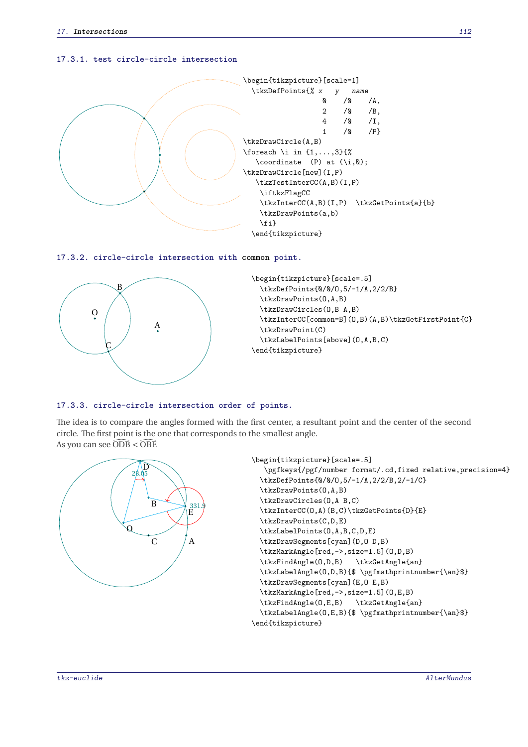### 17.3.1. test circle-circle intersection

```
\begin{tikzpicture}[scale=1]
  \tkzDefPoints{% x   y   name
                  0    /0    /A,
                  2    /0    /B,
                  4    /0    /I,
                  1    /0    /P}
\tkzDrawCircle(A,B)
\foreach \i in {1,...,3}{%
   \coordinate  (P) at (\i,0);
\tkzDrawCircle[new](I,P)
   \tkzTestInterCC(A,B)(I,P)
    \iftkzFlagCC
    \tkzInterCC(A,B)(I,P)  \tkzGetPoints{a}{b}
    \tkzDrawPoints(a,b)
    \fi}
  \end{tikzpicture}
```

### 17.3.2. circle-circle intersection with common point.

```
\begin{tikzpicture}[scale=.5]
  \tkzDefPoints{0/0/O,5/-1/A,2/2/B}
  \tkzDrawPoints(O,A,B)
  \tkzDrawCircles(O,B A,B)
  \tkzInterCC[common=B](O,B)(A,B)\tkzGetFirstPoint{C}
  \tkzDrawPoint(C)
  \tkzLabelPoints[above](O,A,B,C)
\end{tikzpicture}
```

### 17.3.3. circle-circle intersection order of points.

The idea is to compare the angles formed with the first center, a resultant point and the center of the second circle. The first point is the one that corresponds to the smallest angle.
As you can see $\widehat{ODB} < \widehat{OBE}$

```
\begin{tikzpicture}[scale=.5]
   \pgfkeys{/pgf/number format/.cd,fixed relative,precision=4}
  \tkzDefPoints{0/0/O,5/-1/A,2/2/B,2/-1/C}
  \tkzDrawPoints(O,A,B)
  \tkzDrawCircles(O,A B,C)
  \tkzInterCC(O,A)(B,C)\tkzGetPoints{D}{E}
  \tkzDrawPoints(C,D,E)
  \tkzLabelPoints(O,A,B,C,D,E)
  \tkzDrawSegments[cyan](D,O D,B)
  \tkzMarkAngle[red,->,size=1.5](O,D,B)
  \tkzFindAngle(O,D,B)   \tkzGetAngle{an}
  \tkzLabelAngle(O,D,B){$ \pgfmathprintnumber{\an}$}
  \tkzDrawSegments[cyan](E,O E,B)
  \tkzMarkAngle[red,->,size=1.5](O,E,B)
  \tkzFindAngle(O,E,B)   \tkzGetAngle{an}
  \tkzLabelAngle(O,E,B){$ \pgfmathprintnumber{\an}$}
\end{tikzpicture}
```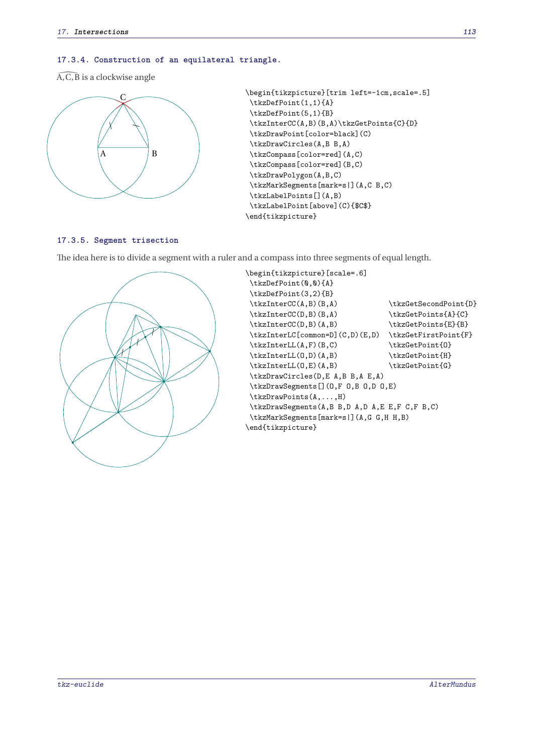### 17.3.4. Construction of an equilateral triangle.

$\widehat{A,C,B}$ is a clockwise angle

```
\begin{tikzpicture}[trim left=-1cm,scale=.5]
 \tkzDefPoint(1,1){A}
 \tkzDefPoint(5,1){B}
 \tkzInterCC(A,B)(B,A)\tkzGetPoints{C}{D}
 \tkzDrawPoint[color=black](C)
 \tkzDrawCircles(A,B B,A)
 \tkzCompass[color=red](A,C)
 \tkzCompass[color=red](B,C)
 \tkzDrawPolygon(A,B,C)
 \tkzMarkSegments[mark=s|](A,C B,C)
 \tkzLabelPoints[](A,B)
 \tkzLabelPoint[above](C){$C$}
\end{tikzpicture}
```

### 17.3.5. Segment trisection

The idea here is to divide a segment with a ruler and a compass into three segments of equal length.

```
\begin{tikzpicture}[scale=.6]
 \tkzDefPoint(0,0){A}
 \tkzDefPoint(3,2){B}
 \tkzInterCC(A,B)(B,A)             \tkzGetSecondPoint{D}
 \tkzInterCC(D,B)(B,A)             \tkzGetPoints{A}{C}
 \tkzInterCC(D,B)(A,B)             \tkzGetPoints{E}{B}
 \tkzInterLC[common=D](C,D)(E,D)   \tkzGetFirstPoint{F}
 \tkzInterLL(A,F)(B,C)             \tkzGetPoint{O}
 \tkzInterLL(O,D)(A,B)             \tkzGetPoint{H}
 \tkzInterLL(O,E)(A,B)             \tkzGetPoint{G}
 \tkzDrawCircles(D,E A,B B,A E,A)
 \tkzDrawSegments[](O,F O,B O,D O,E)
 \tkzDrawPoints(A,...,H)
 \tkzDrawSegments(A,B B,D A,D A,E E,F C,F B,C)
 \tkzMarkSegments[mark=s|](A,G G,H H,B)
\end{tikzpicture}
```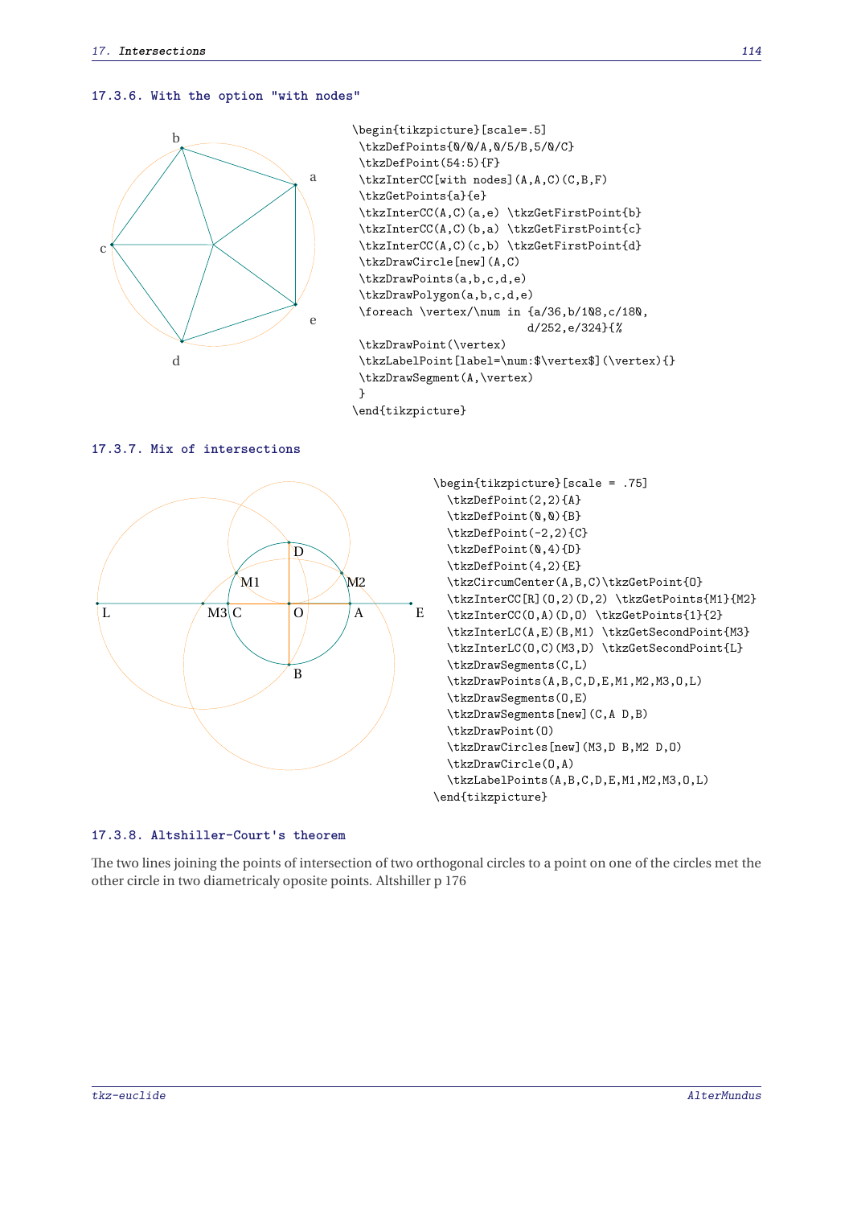### 17.3.6. With the option "with nodes"

```
\begin{tikzpicture}[scale=.5]
 \tkzDefPoints{0/0/A,0/5/B,5/0/C}
 \tkzDefPoint(54:5){F}
 \tkzInterCC[with nodes](A,A,C)(C,B,F)
 \tkzGetPoints{a}{e}
 \tkzInterCC(A,C)(a,e) \tkzGetFirstPoint{b}
 \tkzInterCC(A,C)(b,a) \tkzGetFirstPoint{c}
 \tkzInterCC(A,C)(c,b) \tkzGetFirstPoint{d}
 \tkzDrawCircle[new](A,C)
 \tkzDrawPoints(a,b,c,d,e)
 \tkzDrawPolygon(a,b,c,d,e)
 \foreach \vertex/\num in {a/36,b/108,c/180,
                          d/252,e/324}{%
 \tkzDrawPoint(\vertex)
 \tkzLabelPoint[label=\num:$\vertex$](\vertex){}
 \tkzDrawSegment(A,\vertex)
 }
\end{tikzpicture}
```

### 17.3.7. Mix of intersections

```
\begin{tikzpicture}[scale = .75]
  \tkzDefPoint(2,2){A}
  \tkzDefPoint(0,0){B}
  \tkzDefPoint(-2,2){C}
  \tkzDefPoint(0,4){D}
  \tkzDefPoint(4,2){E}
  \tkzCircumCenter(A,B,C)\tkzGetPoint{O}
  \tkzInterCC[R](O,2)(D,2) \tkzGetPoints{M1}{M2}
  \tkzInterCC(O,A)(D,O) \tkzGetPoints{1}{2}
  \tkzInterLC(A,E)(B,M1) \tkzGetSecondPoint{M3}
  \tkzInterLC(O,C)(M3,D) \tkzGetSecondPoint{L}
  \tkzDrawSegments(C,L)
  \tkzDrawPoints(A,B,C,D,E,M1,M2,M3,O,L)
  \tkzDrawSegments(O,E)
  \tkzDrawSegments[new](C,A D,B)
  \tkzDrawPoint(O)
  \tkzDrawCircles[new](M3,D B,M2 D,O)
  \tkzDrawCircle(O,A)
  \tkzLabelPoints(A,B,C,D,E,M1,M2,M3,O,L)
\end{tikzpicture}
```

### 17.3.8. Altshiller-Court's theorem

The two lines joining the points of intersection of two orthogonal circles to a point on one of the circles met the other circle in two diametricaly oposite points. Altshiller p 176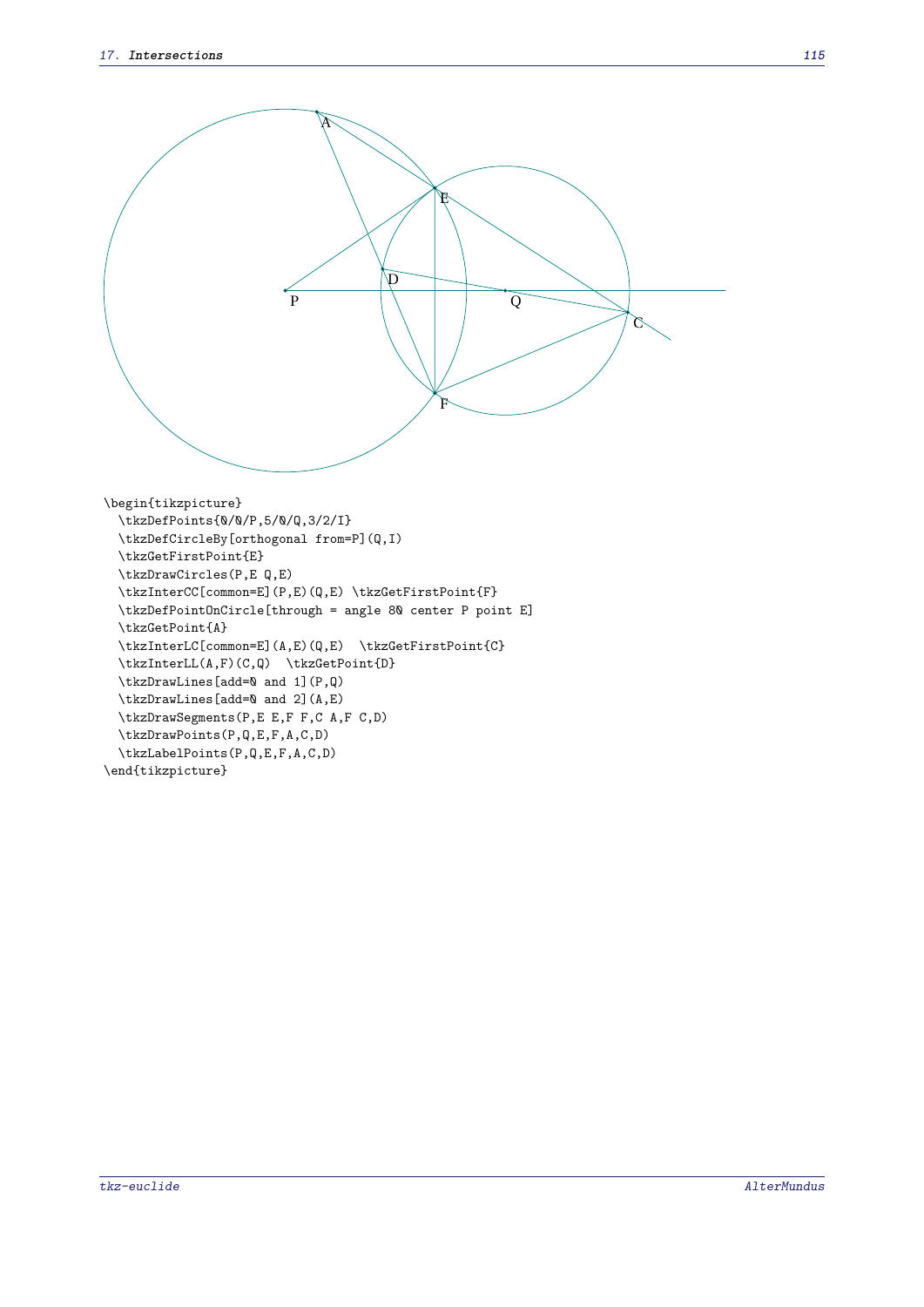```
\begin{tikzpicture}
  \tkzDefPoints{0/0/P,5/0/Q,3/2/I}
  \tkzDefCircleBy[orthogonal from=P](Q,I)
  \tkzGetFirstPoint{E}
  \tkzDrawCircles(P,E Q,E)
  \tkzInterCC[common=E](P,E)(Q,E) \tkzGetFirstPoint{F}
  \tkzDefPointOnCircle[through = angle 80 center P point E]
  \tkzGetPoint{A}
  \tkzInterLC[common=E](A,E)(Q,E)  \tkzGetFirstPoint{C}
  \tkzInterLL(A,F)(C,Q)  \tkzGetPoint{D}
  \tkzDrawLines[add=0 and 1](P,Q)
  \tkzDrawLines[add=0 and 2](A,E)
  \tkzDrawSegments(P,E E,F F,C A,F C,D)
  \tkzDrawPoints(P,Q,E,F,A,C,D)
  \tkzLabelPoints(P,Q,E,F,A,C,D)
\end{tikzpicture}
```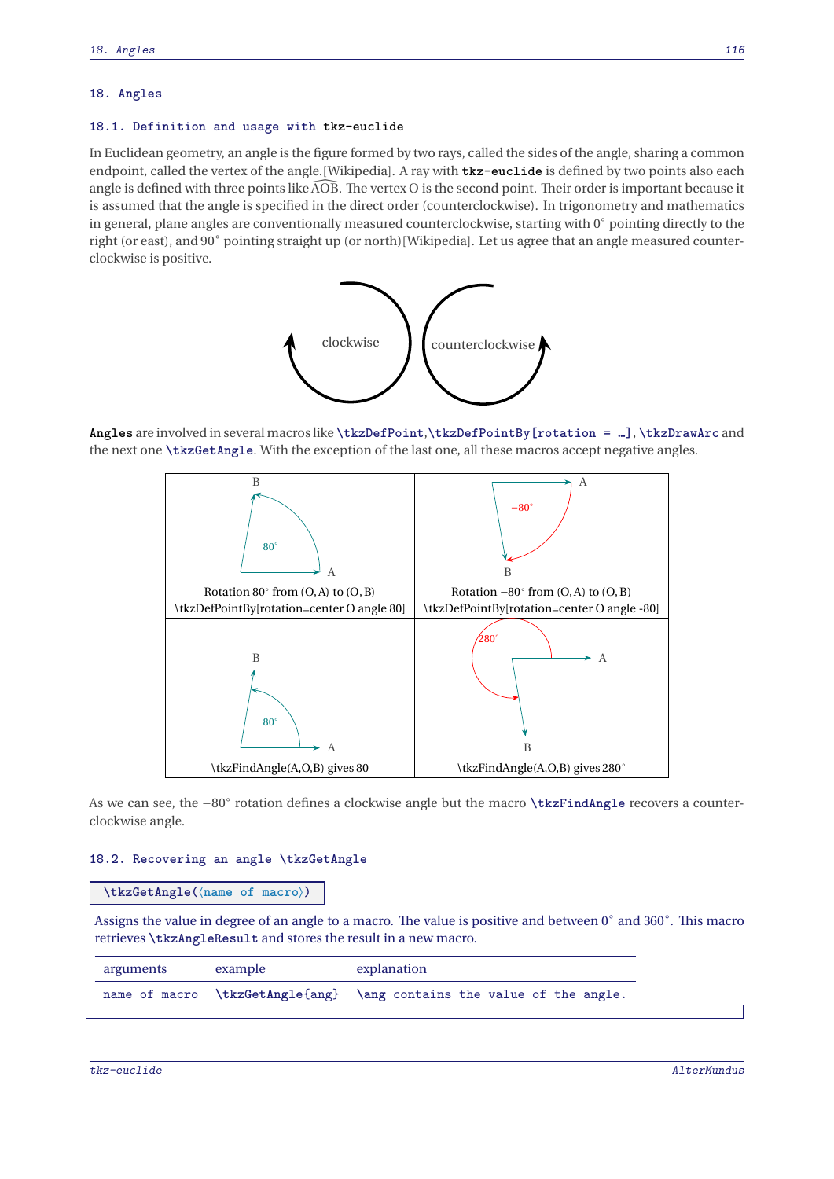# 18. Angles

## 18.1. Definition and usage with tkz-euclide

In Euclidean geometry, an angle is the figure formed by two rays, called the sides of the angle, sharing a common endpoint, called the vertex of the angle.[Wikipedia]. A ray with **tkz-euclide** is defined by two points also each angle is defined with three points like $\widehat{AOB}$. The vertex O is the second point. Their order is important because it is assumed that the angle is specified in the direct order (counterclockwise). In trigonometry and mathematics in general, plane angles are conventionally measured counterclockwise, starting with 0° pointing directly to the right (or east), and 90° pointing straight up (or north)[Wikipedia]. Let us agree that an angle measured counterclockwise is positive.

clockwise counterclockwise

**Angles** are involved in several macros like `\tkzDefPoint`,`\tkzDefPointBy[rotation = …]`, `\tkzDrawArc` and the next one `\tkzGetAngle`. With the exception of the last one, all these macros accept negative angles.

| | |
|---|---|
| Rotation 80° from (O,A) to (O,B) \tkzDefPointBy[rotation=center O angle 80] | Rotation −80° from (O,A) to (O,B) \tkzDefPointBy[rotation=center O angle -80] |
| \tkzFindAngle(A,O,B) gives 80 | \tkzFindAngle(A,O,B) gives 280° |

As we can see, the −80° rotation defines a clockwise angle but the macro `\tkzFindAngle` recovers a counterclockwise angle.

## 18.2. Recovering an angle \tkzGetAngle

`\tkzGetAngle(⟨name of macro⟩)`

Assigns the value in degree of an angle to a macro. The value is positive and between 0° and 360°. This macro retrieves `\tkzAngleResult` and stores the result in a new macro.

| arguments | example | explanation |
|---|---|---|
| name of macro | `\tkzGetAngle{ang}` | `\ang contains the value of the angle.` |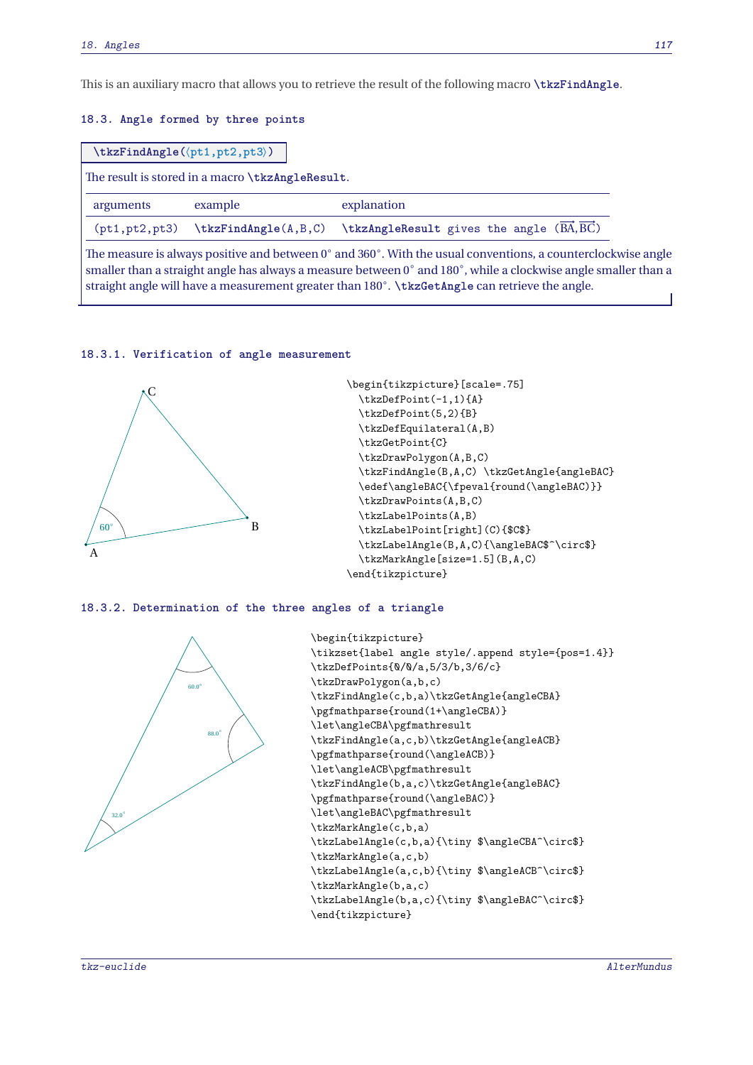This is an auxiliary macro that allows you to retrieve the result of the following macro **\tkzFindAngle**.

### 18.3. Angle formed by three points

**\tkzFindAngle(⟨pt1,pt2,pt3⟩)**

The result is stored in a macro **\tkzAngleResult**.

| arguments | example | explanation |
|---|---|---|
| (pt1,pt2,pt3) | **\tkzFindAngle**(A,B,C) | **\tkzAngleResult** gives the angle $(\overrightarrow{BA},\overrightarrow{BC})$ |

The measure is always positive and between 0° and 360°. With the usual conventions, a counterclockwise angle smaller than a straight angle has always a measure between 0° and 180°, while a clockwise angle smaller than a straight angle will have a measurement greater than 180°. **\tkzGetAngle** can retrieve the angle.

#### 18.3.1. Verification of angle measurement

```
\begin{tikzpicture}[scale=.75]
  \tkzDefPoint(-1,1){A}
  \tkzDefPoint(5,2){B}
  \tkzDefEquilateral(A,B)
  \tkzGetPoint{C}
  \tkzDrawPolygon(A,B,C)
  \tkzFindAngle(B,A,C) \tkzGetAngle{angleBAC}
  \edef\angleBAC{\fpeval{round(\angleBAC)}}
  \tkzDrawPoints(A,B,C)
  \tkzLabelPoints(A,B)
  \tkzLabelPoint[right](C){$C$}
  \tkzLabelAngle(B,A,C){\angleBAC$^\circ$}
  \tkzMarkAngle[size=1.5](B,A,C)
\end{tikzpicture}
```

#### 18.3.2. Determination of the three angles of a triangle

```
\begin{tikzpicture}
\tikzset{label angle style/.append style={pos=1.4}}
\tkzDefPoints{0/0/a,5/3/b,3/6/c}
\tkzDrawPolygon(a,b,c)
\tkzFindAngle(c,b,a)\tkzGetAngle{angleCBA}
\pgfmathparse{round(1+\angleCBA)}
\let\angleCBA\pgfmathresult
\tkzFindAngle(a,c,b)\tkzGetAngle{angleACB}
\pgfmathparse{round(\angleACB)}
\let\angleACB\pgfmathresult
\tkzFindAngle(b,a,c)\tkzGetAngle{angleBAC}
\pgfmathparse{round(\angleBAC)}
\let\angleBAC\pgfmathresult
\tkzMarkAngle(c,b,a)
\tkzLabelAngle(c,b,a){\tiny $\angleCBA^\circ$}
\tkzMarkAngle(a,c,b)
\tkzLabelAngle(a,c,b){\tiny $\angleACB^\circ$}
\tkzMarkAngle(b,a,c)
\tkzLabelAngle(b,a,c){\tiny $\angleBAC^\circ$}
\end{tikzpicture}
```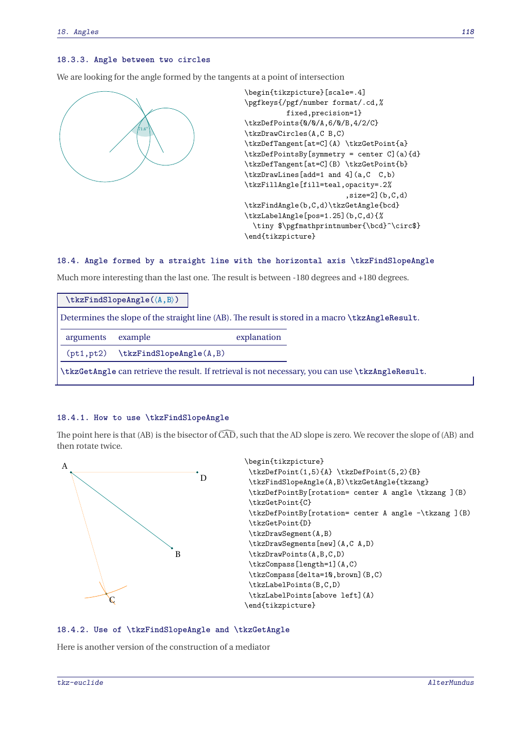### 18.3.3. Angle between two circles

We are looking for the angle formed by the tangents at a point of intersection

```
\begin{tikzpicture}[scale=.4]
\pgfkeys{/pgf/number format/.cd,%
         fixed,precision=1}
\tkzDefPoints{0/0/A,6/0/B,4/2/C}
\tkzDrawCircles(A,C B,C)
\tkzDefTangent[at=C](A) \tkzGetPoint{a}
\tkzDefPointsBy[symmetry = center C](a){d}
\tkzDefTangent[at=C](B) \tkzGetPoint{b}
\tkzDrawLines[add=1 and 4](a,C  C,b)
\tkzFillAngle[fill=teal,opacity=.2%
                        ,size=2](b,C,d)
\tkzFindAngle(b,C,d)\tkzGetAngle{bcd}
\tkzLabelAngle[pos=1.25](b,C,d){%
  \tiny $\pgfmathprintnumber{\bcd}^\circ$}
\end{tikzpicture}
```

## 18.4. Angle formed by a straight line with the horizontal axis \tkzFindSlopeAngle

Much more interesting than the last one. The result is between -180 degrees and +180 degrees.

**\tkzFindSlopeAngle(⟨A,B⟩)**

Determines the slope of the straight line (AB). The result is stored in a macro **\tkzAngleResult**.

| arguments | example | explanation |
|---|---|---|
| (pt1,pt2) | **\tkzFindSlopeAngle(A,B)** | |

**\tkzGetAngle** can retrieve the result. If retrieval is not necessary, you can use **\tkzAngleResult**.

### 18.4.1. How to use \tkzFindSlopeAngle

The point here is that (AB) is the bisector of $\widehat{CAD}$, such that the AD slope is zero. We recover the slope of (AB) and then rotate twice.

```
\begin{tikzpicture}
 \tkzDefPoint(1,5){A} \tkzDefPoint(5,2){B}
 \tkzFindSlopeAngle(A,B)\tkzGetAngle{tkzang}
 \tkzDefPointBy[rotation= center A angle \tkzang ](B)
 \tkzGetPoint{C}
 \tkzDefPointBy[rotation= center A angle -\tkzang ](B)
 \tkzGetPoint{D}
 \tkzDrawSegment(A,B)
 \tkzDrawSegments[new](A,C A,D)
 \tkzDrawPoints(A,B,C,D)
 \tkzCompass[length=1](A,C)
 \tkzCompass[delta=10,brown](B,C)
 \tkzLabelPoints(B,C,D)
 \tkzLabelPoints[above left](A)
\end{tikzpicture}
```

### 18.4.2. Use of \tkzFindSlopeAngle and \tkzGetAngle

Here is another version of the construction of a mediator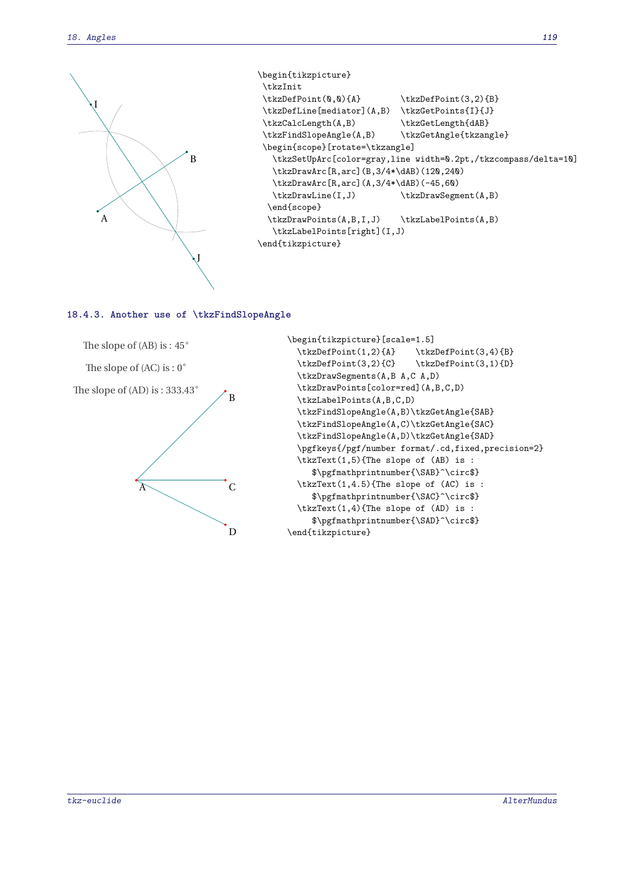```
\begin{tikzpicture}
 \tkzInit
 \tkzDefPoint(0,0){A}        \tkzDefPoint(3,2){B}
 \tkzDefLine[mediator](A,B)  \tkzGetPoints{I}{J}
 \tkzCalcLength(A,B)         \tkzGetLength{dAB}
 \tkzFindSlopeAngle(A,B)     \tkzGetAngle{tkzangle}
 \begin{scope}[rotate=\tkzangle]
   \tkzSetUpArc[color=gray,line width=0.2pt,/tkzcompass/delta=10]
   \tkzDrawArc[R,arc](B,3/4*\dAB)(120,240)
   \tkzDrawArc[R,arc](A,3/4*\dAB)(-45,60)
   \tkzDrawLine(I,J)         \tkzDrawSegment(A,B)
  \end{scope}
  \tkzDrawPoints(A,B,I,J)    \tkzLabelPoints(A,B)
   \tkzLabelPoints[right](I,J)
\end{tikzpicture}
```

### 18.4.3. Another use of \tkzFindSlopeAngle

The slope of (AB) is : 45°

The slope of (AC) is : 0°

The slope of (AD) is : 333.43°

```
\begin{tikzpicture}[scale=1.5]
  \tkzDefPoint(1,2){A}    \tkzDefPoint(3,4){B}
  \tkzDefPoint(3,2){C}    \tkzDefPoint(3,1){D}
  \tkzDrawSegments(A,B A,C A,D)
  \tkzDrawPoints[color=red](A,B,C,D)
  \tkzLabelPoints(A,B,C,D)
  \tkzFindSlopeAngle(A,B)\tkzGetAngle{SAB}
  \tkzFindSlopeAngle(A,C)\tkzGetAngle{SAC}
  \tkzFindSlopeAngle(A,D)\tkzGetAngle{SAD}
  \pgfkeys{/pgf/number format/.cd,fixed,precision=2}
  \tkzText(1,5){The slope of (AB) is :
     $\pgfmathprintnumber{\SAB}^\circ$}
  \tkzText(1,4.5){The slope of (AC) is :
     $\pgfmathprintnumber{\SAC}^\circ$}
  \tkzText(1,4){The slope of (AD) is :
     $\pgfmathprintnumber{\SAD}^\circ$}
\end{tikzpicture}
```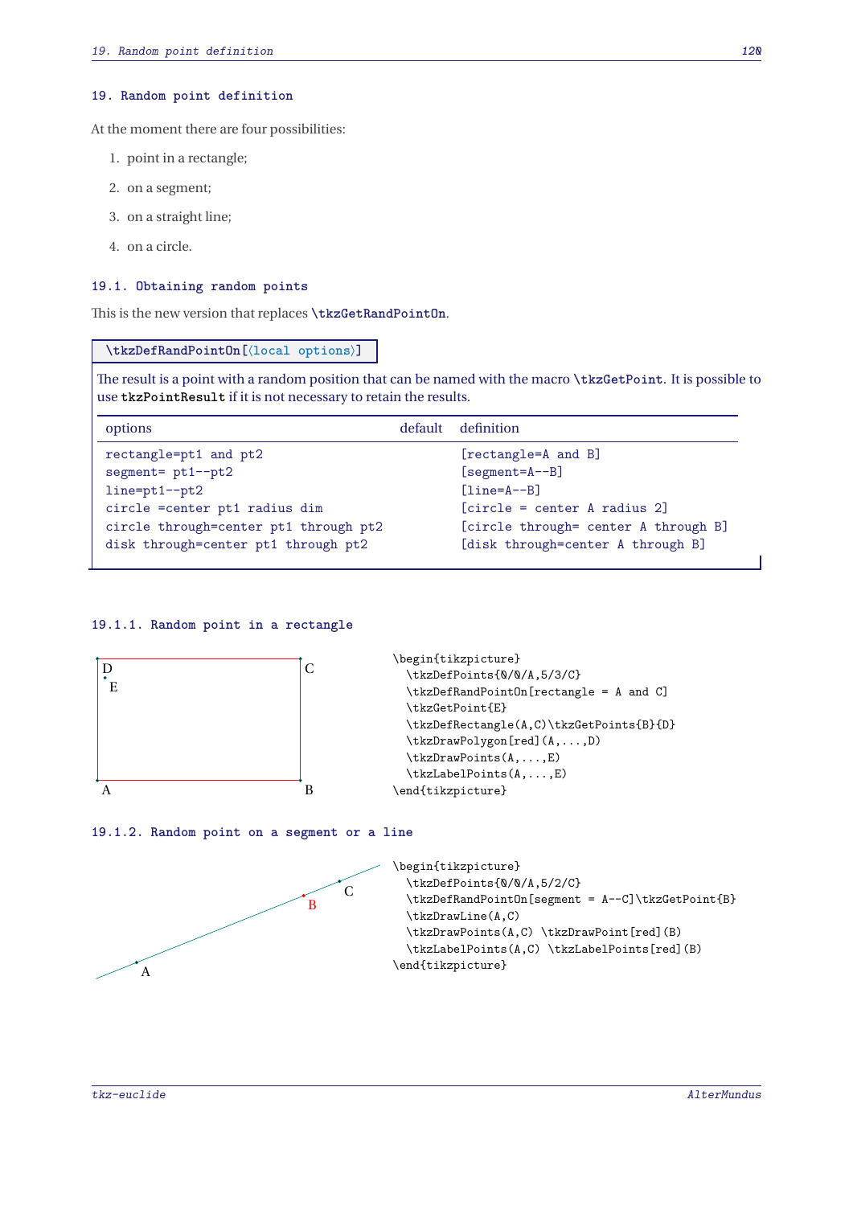## 19. Random point definition

At the moment there are four possibilities:

1. point in a rectangle;
2. on a segment;
3. on a straight line;
4. on a circle.

### 19.1. Obtaining random points

This is the new version that replaces `\tkzGetRandPointOn`.

`\tkzDefRandPointOn[⟨local options⟩]`

The result is a point with a random position that can be named with the macro `\tkzGetPoint`. It is possible to use `tkzPointResult` if it is not necessary to retain the results.

| options | default | definition |
|---|---|---|
| `rectangle=pt1 and pt2` | | `[rectangle=A and B]` |
| `segment= pt1--pt2` | | `[segment=A--B]` |
| `line=pt1--pt2` | | `[line=A--B]` |
| `circle =center pt1 radius dim` | | `[circle = center A radius 2]` |
| `circle through=center pt1 through pt2` | | `[circle through= center A through B]` |
| `disk through=center pt1 through pt2` | | `[disk through=center A through B]` |

#### 19.1.1. Random point in a rectangle

```
\begin{tikzpicture}
  \tkzDefPoints{0/0/A,5/3/C}
  \tkzDefRandPointOn[rectangle = A and C]
  \tkzGetPoint{E}
  \tkzDefRectangle(A,C)\tkzGetPoints{B}{D}
  \tkzDrawPolygon[red](A,...,D)
  \tkzDrawPoints(A,...,E)
  \tkzLabelPoints(A,...,E)
\end{tikzpicture}
```

#### 19.1.2. Random point on a segment or a line

```
\begin{tikzpicture}
  \tkzDefPoints{0/0/A,5/2/C}
  \tkzDefRandPointOn[segment = A--C]\tkzGetPoint{B}
  \tkzDrawLine(A,C)
  \tkzDrawPoints(A,C) \tkzDrawPoint[red](B)
  \tkzLabelPoints(A,C) \tkzLabelPoints[red](B)
\end{tikzpicture}
```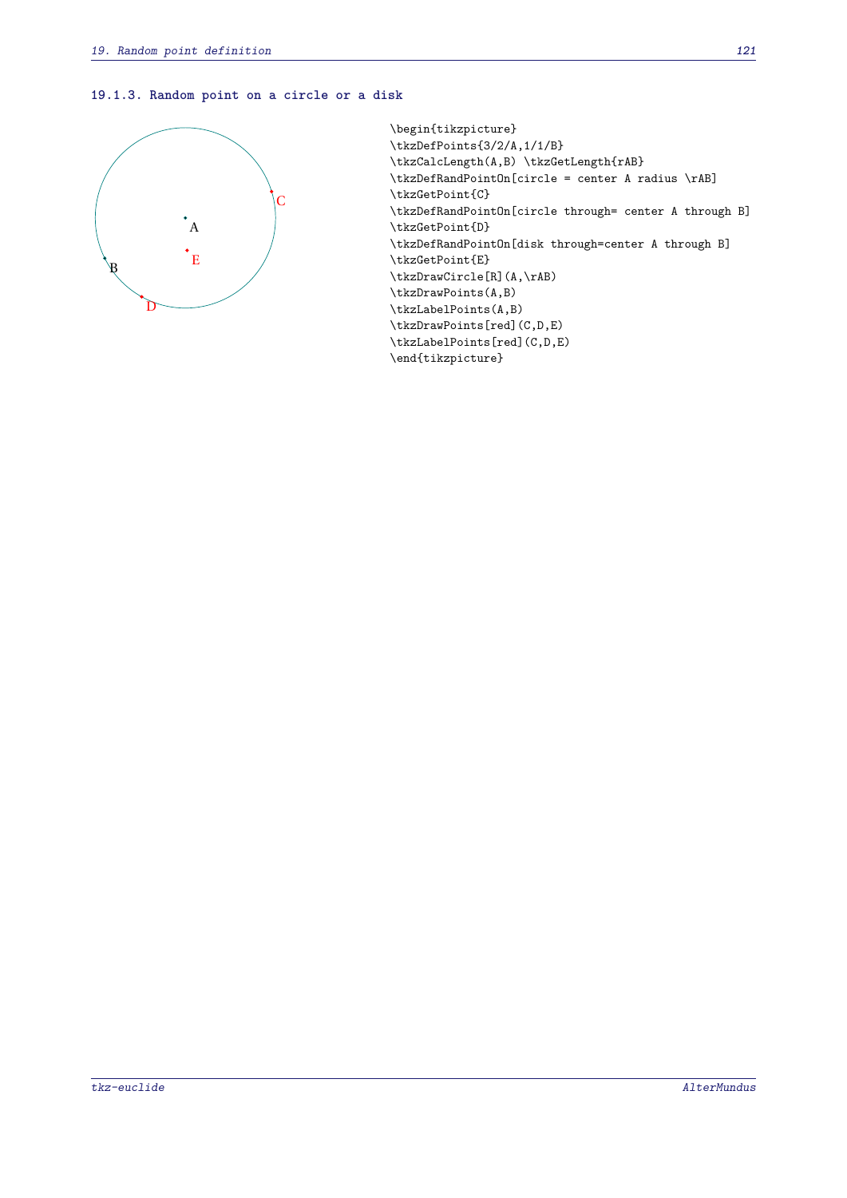### 19.1.3. Random point on a circle or a disk

```
\begin{tikzpicture}
\tkzDefPoints{3/2/A,1/1/B}
\tkzCalcLength(A,B) \tkzGetLength{rAB}
\tkzDefRandPointOn[circle = center A radius \rAB]
\tkzGetPoint{C}
\tkzDefRandPointOn[circle through= center A through B]
\tkzGetPoint{D}
\tkzDefRandPointOn[disk through=center A through B]
\tkzGetPoint{E}
\tkzDrawCircle[R](A,\rAB)
\tkzDrawPoints(A,B)
\tkzLabelPoints(A,B)
\tkzDrawPoints[red](C,D,E)
\tkzLabelPoints[red](C,D,E)
\end{tikzpicture}
```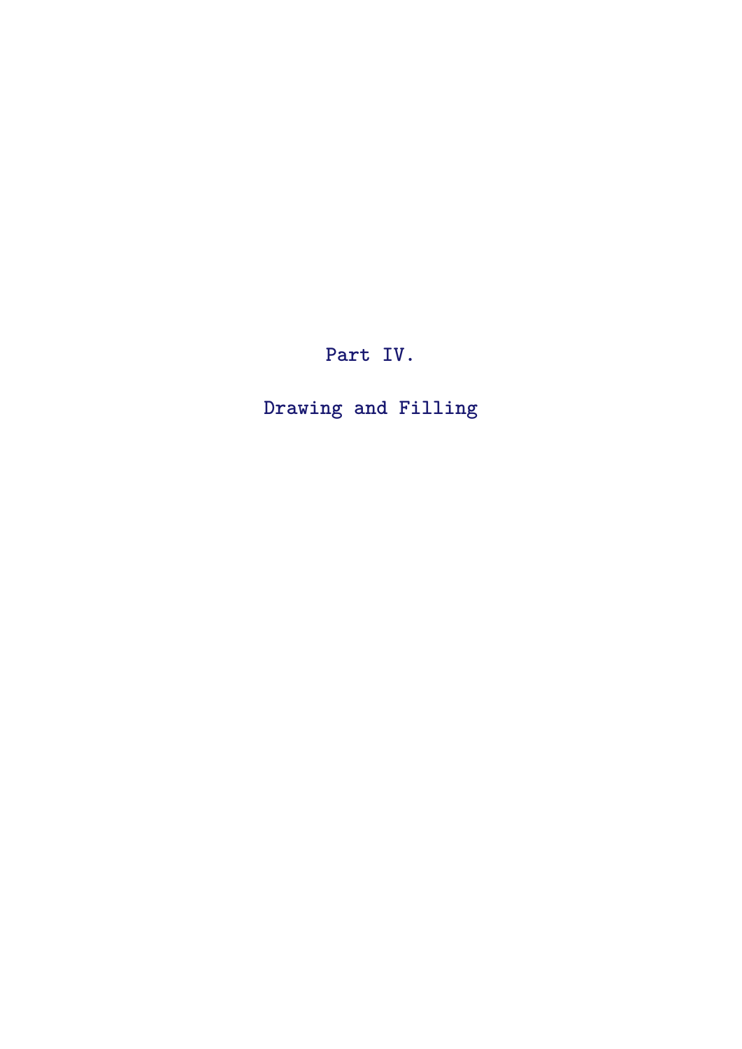# Part IV.

# Drawing and Filling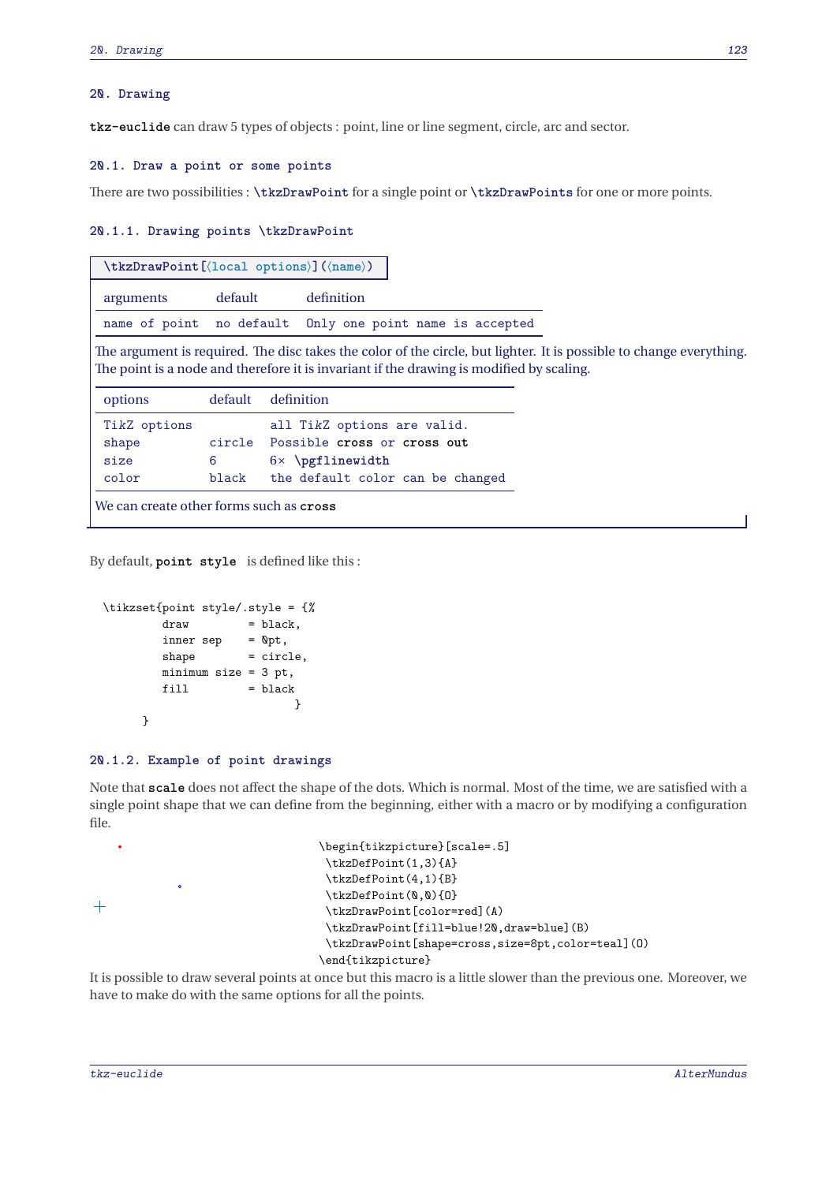# 20. Drawing

**tkz-euclide** can draw 5 types of objects : point, line or line segment, circle, arc and sector.

## 20.1. Draw a point or some points

There are two possibilities : `\tkzDrawPoint` for a single point or `\tkzDrawPoints` for one or more points.

### 20.1.1. Drawing points \tkzDrawPoint

`\tkzDrawPoint[⟨local options⟩](⟨name⟩)`

| arguments | default | definition |
|---|---|---|
| name of point | no default | Only one point name is accepted |

The argument is required. The disc takes the color of the circle, but lighter. It is possible to change everything. The point is a node and therefore it is invariant if the drawing is modified by scaling.

| options | default | definition |
|---|---|---|
| TikZ options | | all TikZ options are valid. |
| shape | circle | Possible **cross** or **cross out** |
| size | 6 | 6× `\pgflinewidth` |
| color | black | the default color can be changed |

We can create other forms such as **cross**

By default, **point style** is defined like this :

```
\tikzset{point style/.style = {%
        draw         = black,
        inner sep    = 0pt,
        shape        = circle,
        minimum size = 3 pt,
        fill         = black
                         }
     }
```

### 20.1.2. Example of point drawings

Note that **scale** does not affect the shape of the dots. Which is normal. Most of the time, we are satisfied with a single point shape that we can define from the beginning, either with a macro or by modifying a configuration file.

```
\begin{tikzpicture}[scale=.5]
 \tkzDefPoint(1,3){A}
 \tkzDefPoint(4,1){B}
 \tkzDefPoint(0,0){O}
 \tkzDrawPoint[color=red](A)
 \tkzDrawPoint[fill=blue!20,draw=blue](B)
 \tkzDrawPoint[shape=cross,size=8pt,color=teal](O)
\end{tikzpicture}
```

It is possible to draw several points at once but this macro is a little slower than the previous one. Moreover, we have to make do with the same options for all the points.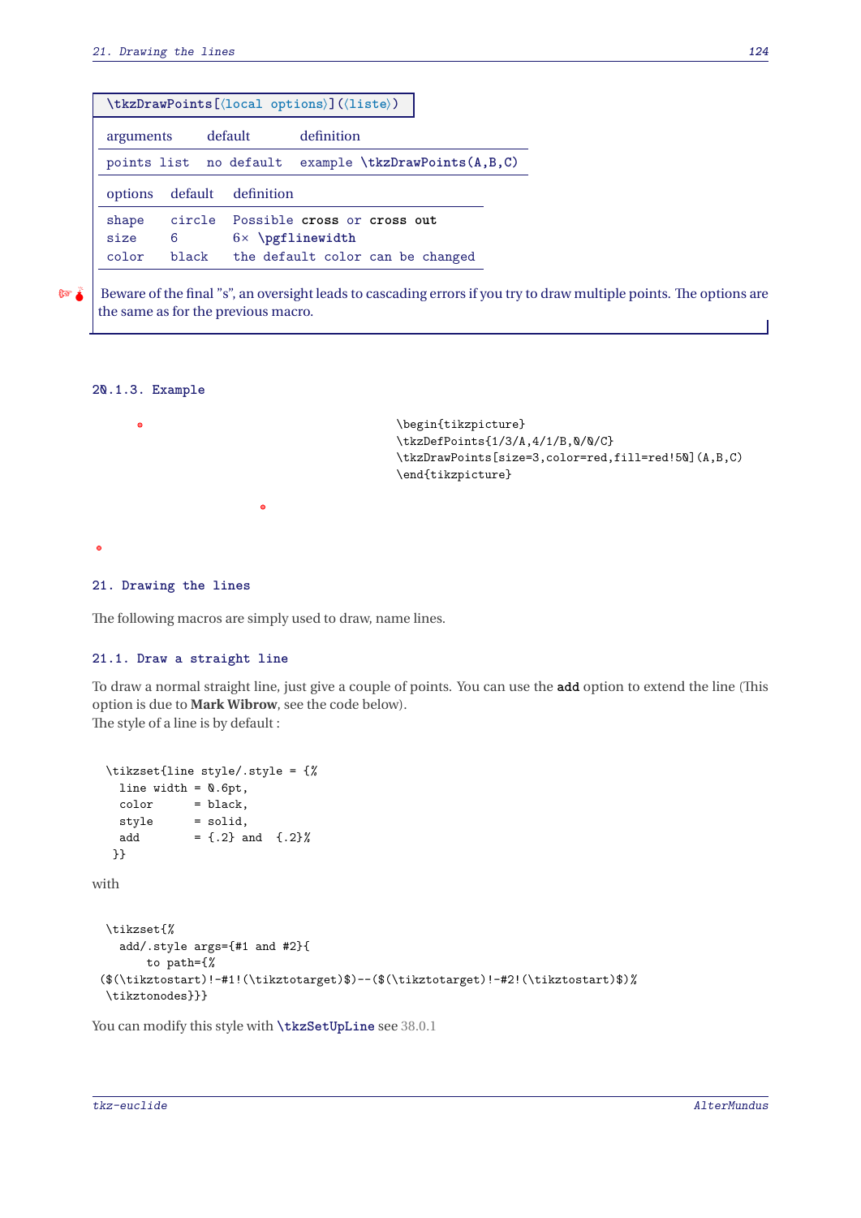`\tkzDrawPoints[⟨local options⟩](⟨liste⟩)`

| arguments | default | definition |
|---|---|---|
| points list | no default | example `\tkzDrawPoints(A,B,C)` |

| options | default | definition |
|---|---|---|
| shape | circle | Possible **cross** or **cross out** |
| size | 6 | 6× `\pgflinewidth` |
| color | black | the default color can be changed |

Beware of the final "s", an oversight leads to cascading errors if you try to draw multiple points. The options are the same as for the previous macro.

### 20.1.3. Example

```
\begin{tikzpicture}
\tkzDefPoints{1/3/A,4/1/B,0/0/C}
\tkzDrawPoints[size=3,color=red,fill=red!50](A,B,C)
\end{tikzpicture}
```

## 21. Drawing the lines

The following macros are simply used to draw, name lines.

### 21.1. Draw a straight line

To draw a normal straight line, just give a couple of points. You can use the **add** option to extend the line (This option is due to **Mark Wibrow**, see the code below).
The style of a line is by default :

```
\tikzset{line style/.style = {%
  line width = 0.6pt,
  color      = black,
  style      = solid,
  add        = {.2} and  {.2}%
 }}
```

with

```
\tikzset{%
  add/.style args={#1 and #2}{
      to path={%
($(\tikztostart)!-#1!(\tikztotarget)$)--($(\tikztotarget)!-#2!(\tikztostart)$)%
\tikztonodes}}}
```

You can modify this style with `\tkzSetUpLine` see 38.0.1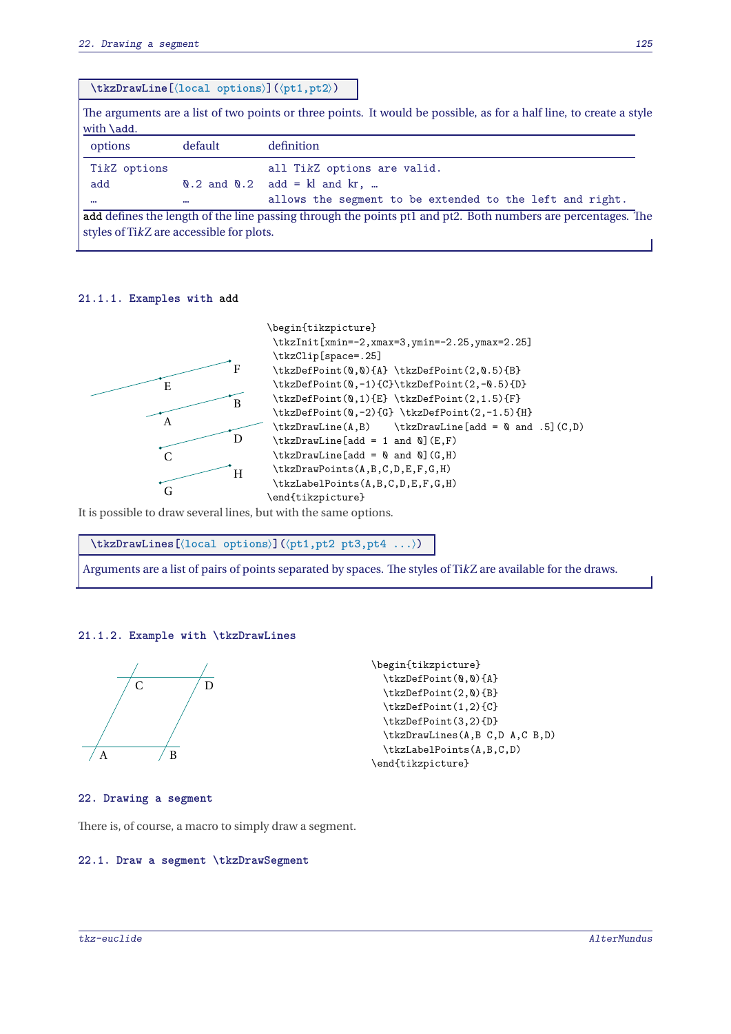```
\tkzDrawLine[⟨local options⟩](⟨pt1,pt2⟩)
```

The arguments are a list of two points or three points. It would be possible, as for a half line, to create a style with `\add`.

| options | default | definition |
|---|---|---|
| TikZ options | | all TikZ options are valid. |
| add | 0.2 and 0.2 | add = kl and kr, … |
| … | … | allows the segment to be extended to the left and right. |

`add` defines the length of the line passing through the points pt1 and pt2. Both numbers are percentages. The styles of TikZ are accessible for plots.

### 21.1.1. Examples with add

```
\begin{tikzpicture}
 \tkzInit[xmin=-2,xmax=3,ymin=-2.25,ymax=2.25]
 \tkzClip[space=.25]
 \tkzDefPoint(0,0){A} \tkzDefPoint(2,0.5){B}
 \tkzDefPoint(0,-1){C}\tkzDefPoint(2,-0.5){D}
 \tkzDefPoint(0,1){E} \tkzDefPoint(2,1.5){F}
 \tkzDefPoint(0,-2){G} \tkzDefPoint(2,-1.5){H}
 \tkzDrawLine(A,B)    \tkzDrawLine[add = 0 and .5](C,D)
 \tkzDrawLine[add = 1 and 0](E,F)
 \tkzDrawLine[add = 0 and 0](G,H)
 \tkzDrawPoints(A,B,C,D,E,F,G,H)
 \tkzLabelPoints(A,B,C,D,E,F,G,H)
\end{tikzpicture}
```

It is possible to draw several lines, but with the same options.

```
\tkzDrawLines[⟨local options⟩](⟨pt1,pt2 pt3,pt4 ...⟩)
```

Arguments are a list of pairs of points separated by spaces. The styles of TikZ are available for the draws.

### 21.1.2. Example with \tkzDrawLines

```
\begin{tikzpicture}
  \tkzDefPoint(0,0){A}
  \tkzDefPoint(2,0){B}
  \tkzDefPoint(1,2){C}
  \tkzDefPoint(3,2){D}
  \tkzDrawLines(A,B C,D A,C B,D)
  \tkzLabelPoints(A,B,C,D)
\end{tikzpicture}
```

## 22. Drawing a segment

There is, of course, a macro to simply draw a segment.

### 22.1. Draw a segment \tkzDrawSegment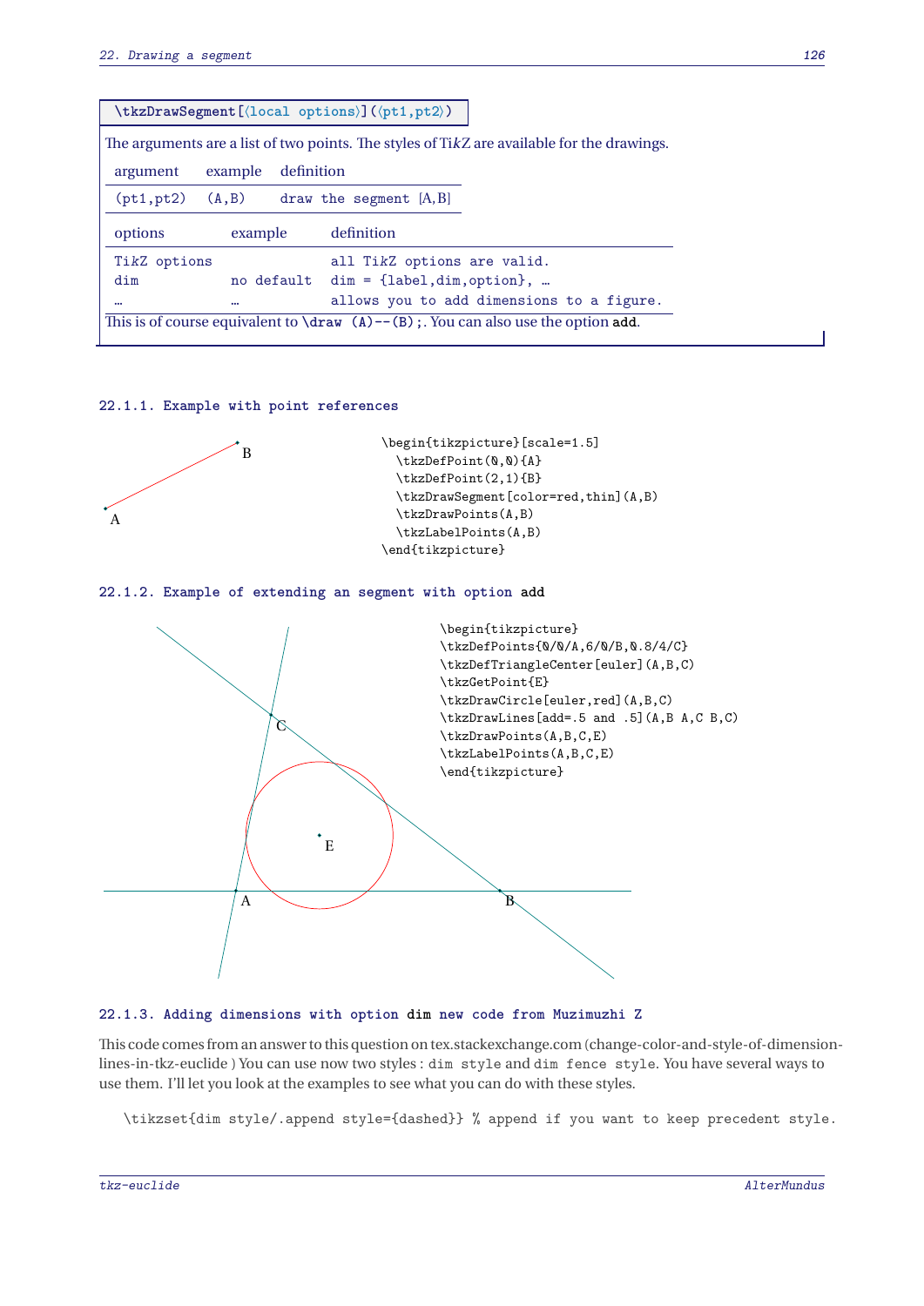```
\tkzDrawSegment[⟨local options⟩](⟨pt1,pt2⟩)
```

The arguments are a list of two points. The styles of Ti*k*Z are available for the drawings.

| argument | example | definition |
|---|---|---|
| (pt1,pt2) | (A,B) | draw the segment [A,B] |

| options | example | definition |
|---|---|---|
| TikZ options | | all TikZ options are valid. |
| dim | no default | dim = {label,dim,option}, … |
| … | … | allows you to add dimensions to a figure. |

This is of course equivalent to `\draw (A)--(B);`. You can also use the option `add`.

### 22.1.1. Example with point references

```
\begin{tikzpicture}[scale=1.5]
  \tkzDefPoint(0,0){A}
  \tkzDefPoint(2,1){B}
  \tkzDrawSegment[color=red,thin](A,B)
  \tkzDrawPoints(A,B)
  \tkzLabelPoints(A,B)
\end{tikzpicture}
```

### 22.1.2. Example of extending an segment with option add

```
\begin{tikzpicture}
\tkzDefPoints{0/0/A,6/0/B,0.8/4/C}
\tkzDefTriangleCenter[euler](A,B,C)
\tkzGetPoint{E}
\tkzDrawCircle[euler,red](A,B,C)
\tkzDrawLines[add=.5 and .5](A,B A,C B,C)
\tkzDrawPoints(A,B,C,E)
\tkzLabelPoints(A,B,C,E)
\end{tikzpicture}
```

### 22.1.3. Adding dimensions with option dim new code from Muzimuzhi Z

This code comes from an answer to this question on tex.stackexchange.com (change-color-and-style-of-dimension-lines-in-tkz-euclide ) You can use now two styles : `dim style` and `dim fence style`. You have several ways to use them. I'll let you look at the examples to see what you can do with these styles.

```
\tikzset{dim style/.append style={dashed}} % append if you want to keep precedent style.
```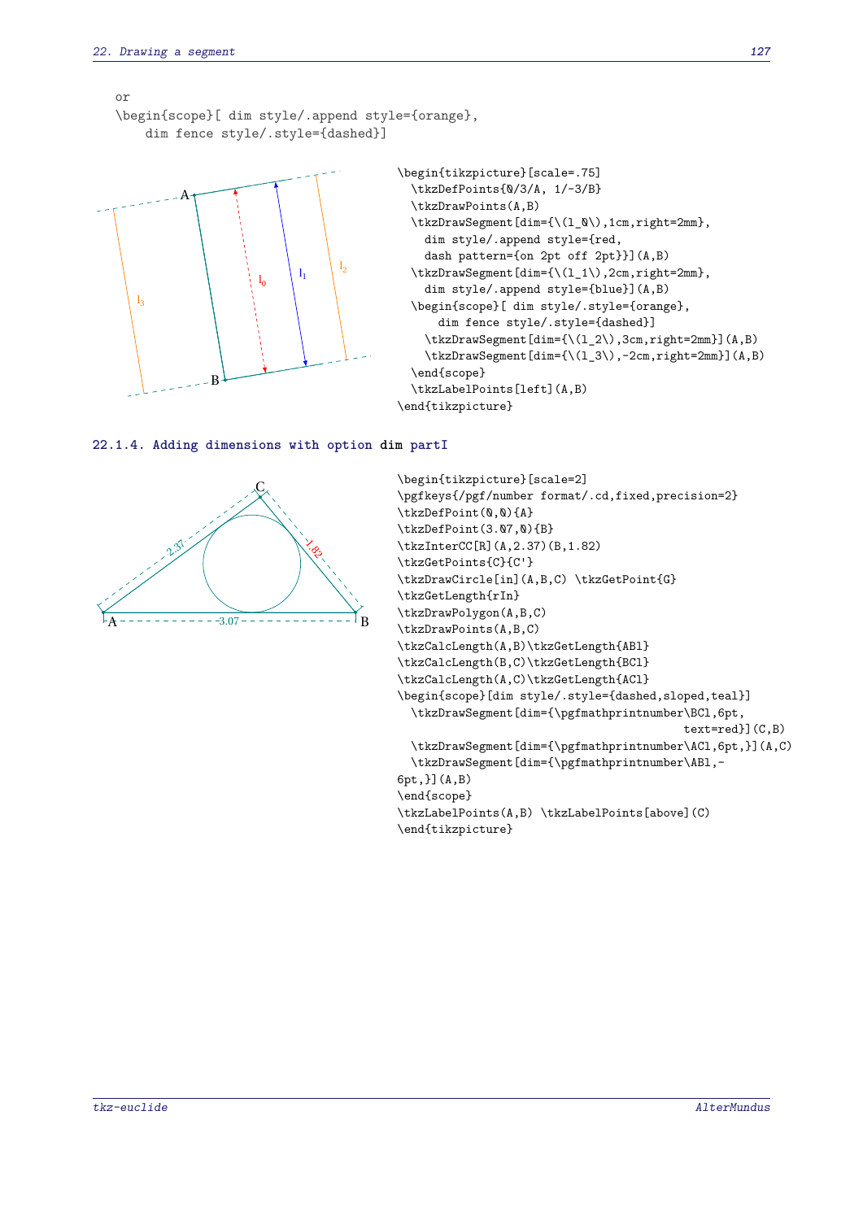```
or
\begin{scope}[ dim style/.append style={orange},
    dim fence style/.style={dashed}]
```

```
\begin{tikzpicture}[scale=.75]
  \tkzDefPoints{0/3/A, 1/-3/B}
  \tkzDrawPoints(A,B)
  \tkzDrawSegment[dim={\(l_0\),1cm,right=2mm},
    dim style/.append style={red,
    dash pattern={on 2pt off 2pt}}](A,B)
  \tkzDrawSegment[dim={\(l_1\),2cm,right=2mm},
    dim style/.append style={blue}](A,B)
  \begin{scope}[ dim style/.style={orange},
      dim fence style/.style={dashed}]
    \tkzDrawSegment[dim={\(l_2\),3cm,right=2mm}](A,B)
    \tkzDrawSegment[dim={\(l_3\),-2cm,right=2mm}](A,B)
  \end{scope}
  \tkzLabelPoints[left](A,B)
\end{tikzpicture}
```

### 22.1.4. Adding dimensions with option dim partI

```
\begin{tikzpicture}[scale=2]
\pgfkeys{/pgf/number format/.cd,fixed,precision=2}
\tkzDefPoint(0,0){A}
\tkzDefPoint(3.07,0){B}
\tkzInterCC[R](A,2.37)(B,1.82)
\tkzGetPoints{C}{C'}
\tkzDrawCircle[in](A,B,C) \tkzGetPoint{G}
\tkzGetLength{rIn}
\tkzDrawPolygon(A,B,C)
\tkzDrawPoints(A,B,C)
\tkzCalcLength(A,B)\tkzGetLength{ABl}
\tkzCalcLength(B,C)\tkzGetLength{BCl}
\tkzCalcLength(A,C)\tkzGetLength{ACl}
\begin{scope}[dim style/.style={dashed,sloped,teal}]
  \tkzDrawSegment[dim={\pgfmathprintnumber\BCl,6pt,
                                          text=red}](C,B)
  \tkzDrawSegment[dim={\pgfmathprintnumber\ACl,6pt,}](A,C)
  \tkzDrawSegment[dim={\pgfmathprintnumber\ABl,-
6pt,}](A,B)
\end{scope}
\tkzLabelPoints(A,B) \tkzLabelPoints[above](C)
\end{tikzpicture}
```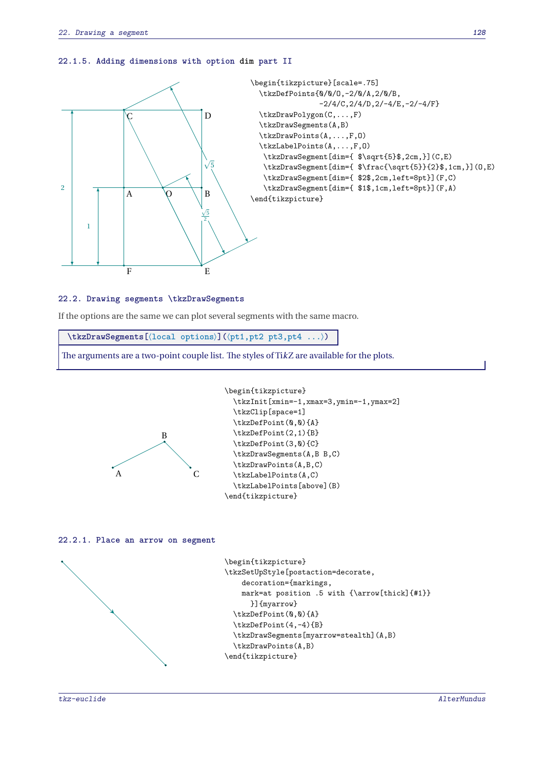### 22.1.5. Adding dimensions with option dim part II

```
\begin{tikzpicture}[scale=.75]
  \tkzDefPoints{0/0/O,-2/0/A,2/0/B,
               -2/4/C,2/4/D,2/-4/E,-2/-4/F}
  \tkzDrawPolygon(C,...,F)
  \tkzDrawSegments(A,B)
  \tkzDrawPoints(A,...,F,O)
  \tkzLabelPoints(A,...,F,O)
   \tkzDrawSegment[dim={ $\sqrt{5}$,2cm,}](C,E)
   \tkzDrawSegment[dim={ $\frac{\sqrt{5}}{2}$,1cm,}](O,E)
   \tkzDrawSegment[dim={ $2$,2cm,left=8pt}](F,C)
   \tkzDrawSegment[dim={ $1$,1cm,left=8pt}](F,A)
\end{tikzpicture}
```

### 22.2. Drawing segments \tkzDrawSegments

If the options are the same we can plot several segments with the same macro.

**\tkzDrawSegments**[⟨local options⟩](⟨pt1,pt2 pt3,pt4 ...⟩)

The arguments are a two-point couple list. The styles of TikZ are available for the plots.

```
\begin{tikzpicture}
  \tkzInit[xmin=-1,xmax=3,ymin=-1,ymax=2]
  \tkzClip[space=1]
  \tkzDefPoint(0,0){A}
  \tkzDefPoint(2,1){B}
  \tkzDefPoint(3,0){C}
  \tkzDrawSegments(A,B B,C)
  \tkzDrawPoints(A,B,C)
  \tkzLabelPoints(A,C)
  \tkzLabelPoints[above](B)
\end{tikzpicture}
```

#### 22.2.1. Place an arrow on segment

```
\begin{tikzpicture}
\tkzSetUpStyle[postaction=decorate,
    decoration={markings,
    mark=at position .5 with {\arrow[thick]{#1}}
      }]{myarrow}
  \tkzDefPoint(0,0){A}
  \tkzDefPoint(4,-4){B}
  \tkzDrawSegments[myarrow=stealth](A,B)
  \tkzDrawPoints(A,B)
\end{tikzpicture}
```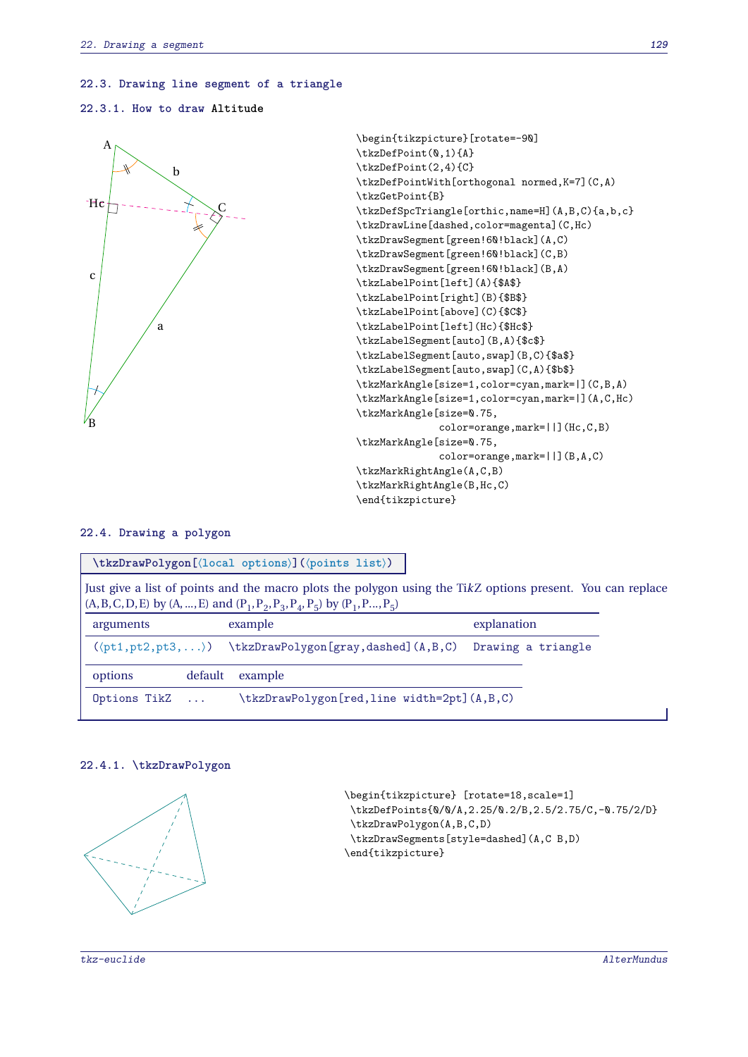## 22.3. Drawing line segment of a triangle

### 22.3.1. How to draw Altitude

```
\begin{tikzpicture}[rotate=-90]
\tkzDefPoint(0,1){A}
\tkzDefPoint(2,4){C}
\tkzDefPointWith[orthogonal normed,K=7](C,A)
\tkzGetPoint{B}
\tkzDefSpcTriangle[orthic,name=H](A,B,C){a,b,c}
\tkzDrawLine[dashed,color=magenta](C,Hc)
\tkzDrawSegment[green!60!black](A,C)
\tkzDrawSegment[green!60!black](C,B)
\tkzDrawSegment[green!60!black](B,A)
\tkzLabelPoint[left](A){$A$}
\tkzLabelPoint[right](B){$B$}
\tkzLabelPoint[above](C){$C$}
\tkzLabelPoint[left](Hc){$Hc$}
\tkzLabelSegment[auto](B,A){$c$}
\tkzLabelSegment[auto,swap](B,C){$a$}
\tkzLabelSegment[auto,swap](C,A){$b$}
\tkzMarkAngle[size=1,color=cyan,mark=|](C,B,A)
\tkzMarkAngle[size=1,color=cyan,mark=|](A,C,Hc)
\tkzMarkAngle[size=0.75,
            color=orange,mark=||](Hc,C,B)
\tkzMarkAngle[size=0.75,
            color=orange,mark=||](B,A,C)
\tkzMarkRightAngle(A,C,B)
\tkzMarkRightAngle(B,Hc,C)
\end{tikzpicture}
```

## 22.4. Drawing a polygon

`\tkzDrawPolygon[⟨local options⟩](⟨points list⟩)`

Just give a list of points and the macro plots the polygon using the TikZ options present. You can replace (A,B,C,D,E) by (A,...,E) and ($P_1$,$P_2$,$P_3$,$P_4$,$P_5$) by ($P_1$,P...,$P_5$)

| arguments | example | explanation |
|---|---|---|
| (⟨pt1,pt2,pt3,...⟩) | \tkzDrawPolygon[gray,dashed](A,B,C) | Drawing a triangle |

| options | default | example |
|---|---|---|
| Options TikZ | ... | \tkzDrawPolygon[red,line width=2pt](A,B,C) |

### 22.4.1. \tkzDrawPolygon

```
\begin{tikzpicture} [rotate=18,scale=1]
 \tkzDefPoints{0/0/A,2.25/0.2/B,2.5/2.75/C,-0.75/2/D}
 \tkzDrawPolygon(A,B,C,D)
 \tkzDrawSegments[style=dashed](A,C B,D)
\end{tikzpicture}
```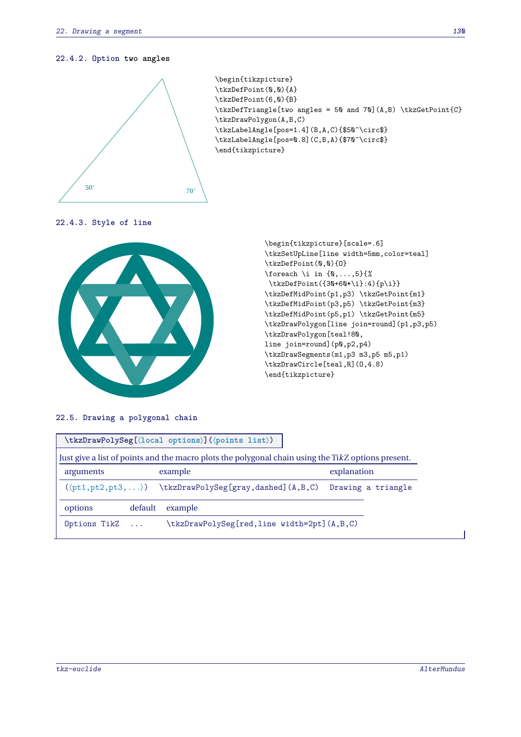### 22.4.2. Option two angles

```
\begin{tikzpicture}
\tkzDefPoint(0,0){A}
\tkzDefPoint(6,0){B}
\tkzDefTriangle[two angles = 50 and 70](A,B) \tkzGetPoint{C}
\tkzDrawPolygon(A,B,C)
\tkzLabelAngle[pos=1.4](B,A,C){$50^\circ$}
\tkzLabelAngle[pos=0.8](C,B,A){$70^\circ$}
\end{tikzpicture}
```

### 22.4.3. Style of line

```
\begin{tikzpicture}[scale=.6]
\tkzSetUpLine[line width=5mm,color=teal]
\tkzDefPoint(0,0){O}
\foreach \i in {0,...,5}{%
 \tkzDefPoint({30+60*\i}:4){p\i}}
\tkzDefMidPoint(p1,p3) \tkzGetPoint{m1}
\tkzDefMidPoint(p3,p5) \tkzGetPoint{m3}
\tkzDefMidPoint(p5,p1) \tkzGetPoint{m5}
\tkzDrawPolygon[line join=round](p1,p3,p5)
\tkzDrawPolygon[teal!80,
line join=round](p0,p2,p4)
\tkzDrawSegments(m1,p3 m3,p5 m5,p1)
\tkzDrawCircle[teal,R](O,4.8)
\end{tikzpicture}
```

## 22.5. Drawing a polygonal chain

**\tkzDrawPolySeg[⟨local options⟩](⟨points list⟩)**

Just give a list of points and the macro plots the polygonal chain using the TikZ options present.

| arguments | example | explanation |
|---|---|---|
| (⟨pt1,pt2,pt3,...⟩) | \tkzDrawPolySeg[gray,dashed](A,B,C) | Drawing a triangle |

| options | default | example |
|---|---|---|
| Options TikZ | ... | \tkzDrawPolySeg[red,line width=2pt](A,B,C) |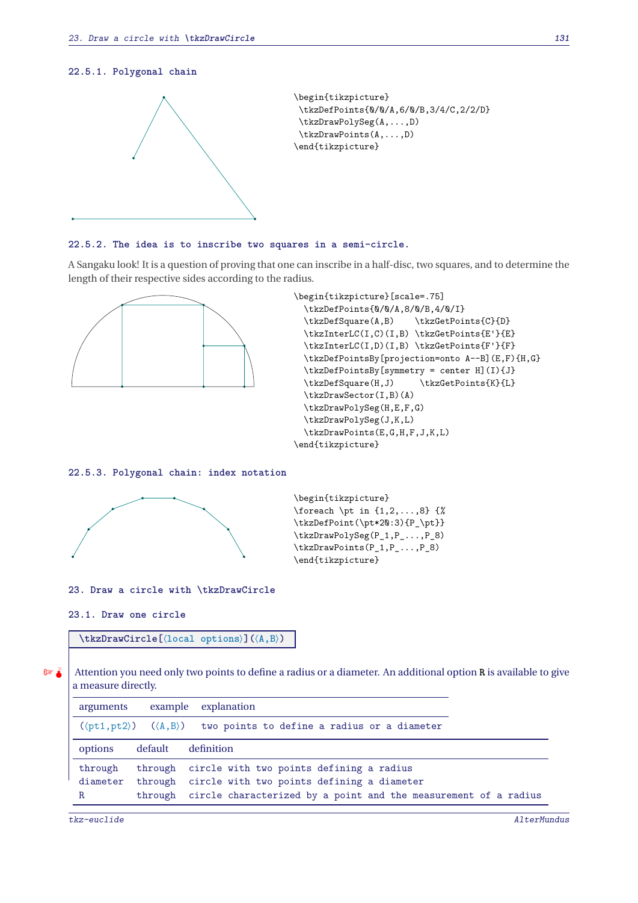### 22.5.1. Polygonal chain

```
\begin{tikzpicture}
 \tkzDefPoints{0/0/A,6/0/B,3/4/C,2/2/D}
 \tkzDrawPolySeg(A,...,D)
 \tkzDrawPoints(A,...,D)
\end{tikzpicture}
```

### 22.5.2. The idea is to inscribe two squares in a semi-circle.

A Sangaku look! It is a question of proving that one can inscribe in a half-disc, two squares, and to determine the length of their respective sides according to the radius.

```
\begin{tikzpicture}[scale=.75]
  \tkzDefPoints{0/0/A,8/0/B,4/0/I}
  \tkzDefSquare(A,B)    \tkzGetPoints{C}{D}
  \tkzInterLC(I,C)(I,B) \tkzGetPoints{E'}{E}
  \tkzInterLC(I,D)(I,B) \tkzGetPoints{F'}{F}
  \tkzDefPointsBy[projection=onto A--B](E,F){H,G}
  \tkzDefPointsBy[symmetry = center H](I){J}
  \tkzDefSquare(H,J)     \tkzGetPoints{K}{L}
  \tkzDrawSector(I,B)(A)
  \tkzDrawPolySeg(H,E,F,G)
  \tkzDrawPolySeg(J,K,L)
  \tkzDrawPoints(E,G,H,F,J,K,L)
\end{tikzpicture}
```

### 22.5.3. Polygonal chain: index notation

```
\begin{tikzpicture}
\foreach \pt in {1,2,...,8} {%
\tkzDefPoint(\pt*20:3){P_\pt}}
\tkzDrawPolySeg(P_1,P_...,P_8)
\tkzDrawPoints(P_1,P_...,P_8)
\end{tikzpicture}
```

## 23. Draw a circle with \tkzDrawCircle

### 23.1. Draw one circle

**\tkzDrawCircle[⟨local options⟩](⟨A,B⟩)**

Attention you need only two points to define a radius or a diameter. An additional option **R** is available to give a measure directly.

| arguments | example | explanation |
|---|---|---|
| (⟨pt1,pt2⟩) | (⟨A,B⟩) | two points to define a radius or a diameter |

| options | default | definition |
|---|---|---|
| through | through | circle with two points defining a radius |
| diameter | through | circle with two points defining a diameter |
| R | through | circle characterized by a point and the measurement of a radius |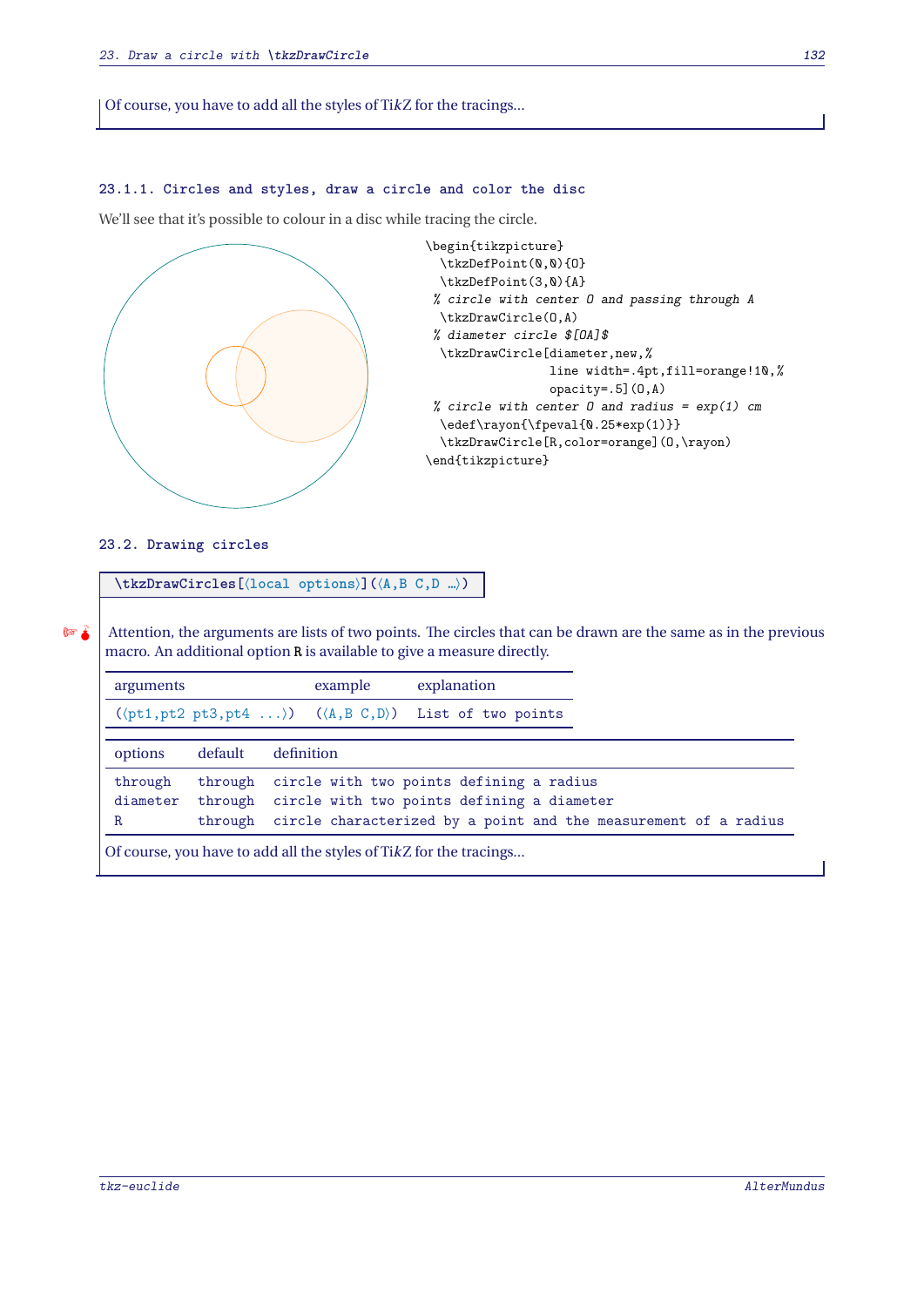Of course, you have to add all the styles of TikZ for the tracings...

#### 23.1.1. Circles and styles, draw a circle and color the disc

We'll see that it's possible to colour in a disc while tracing the circle.

```
\begin{tikzpicture}
  \tkzDefPoint(0,0){O}
  \tkzDefPoint(3,0){A}
 % circle with center O and passing through A
  \tkzDrawCircle(O,A)
 % diameter circle $[OA]$
  \tkzDrawCircle[diameter,new,%
                 line width=.4pt,fill=orange!10,%
                 opacity=.5](O,A)
 % circle with center O and radius = exp(1) cm
  \edef\rayon{\fpeval{0.25*exp(1)}}
  \tkzDrawCircle[R,color=orange](O,\rayon)
\end{tikzpicture}
```

### 23.2. Drawing circles

**\tkzDrawCircles**[⟨local options⟩](⟨A,B C,D ...⟩)

Attention, the arguments are lists of two points. The circles that can be drawn are the same as in the previous macro. An additional option R is available to give a measure directly.

| arguments | example | explanation |
|---|---|---|
| (⟨pt1,pt2 pt3,pt4 ...⟩) | (⟨A,B C,D⟩) | List of two points |

| options | default | definition |
|---|---|---|
| through | through | circle with two points defining a radius |
| diameter | through | circle with two points defining a diameter |
| R | through | circle characterized by a point and the measurement of a radius |

Of course, you have to add all the styles of TikZ for the tracings...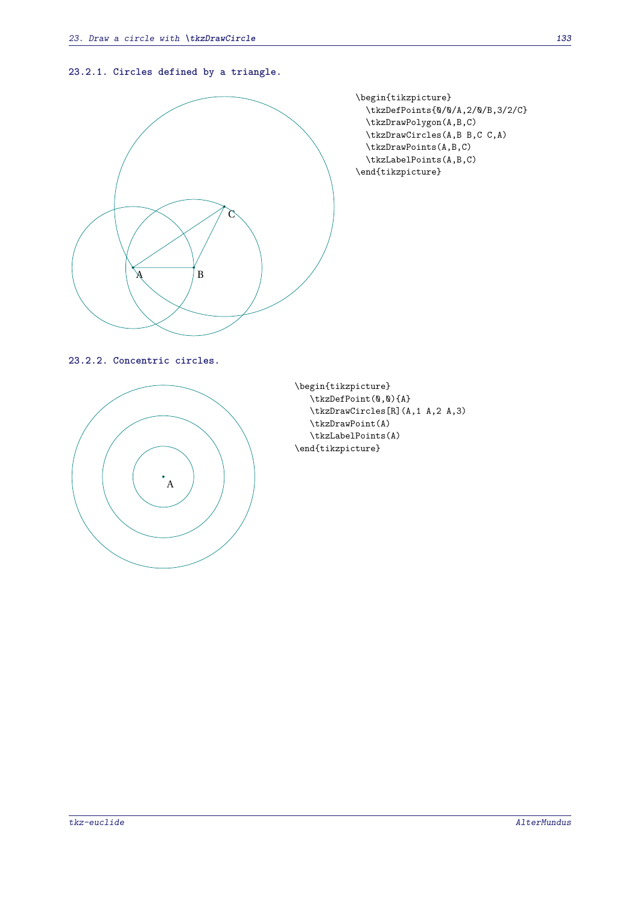#### 23.2.1. Circles defined by a triangle.

```
\begin{tikzpicture}
  \tkzDefPoints{0/0/A,2/0/B,3/2/C}
  \tkzDrawPolygon(A,B,C)
  \tkzDrawCircles(A,B B,C C,A)
  \tkzDrawPoints(A,B,C)
  \tkzLabelPoints(A,B,C)
\end{tikzpicture}
```

#### 23.2.2. Concentric circles.

```
\begin{tikzpicture}
   \tkzDefPoint(0,0){A}
   \tkzDrawCircles[R](A,1 A,2 A,3)
   \tkzDrawPoint(A)
   \tkzLabelPoints(A)
\end{tikzpicture}
```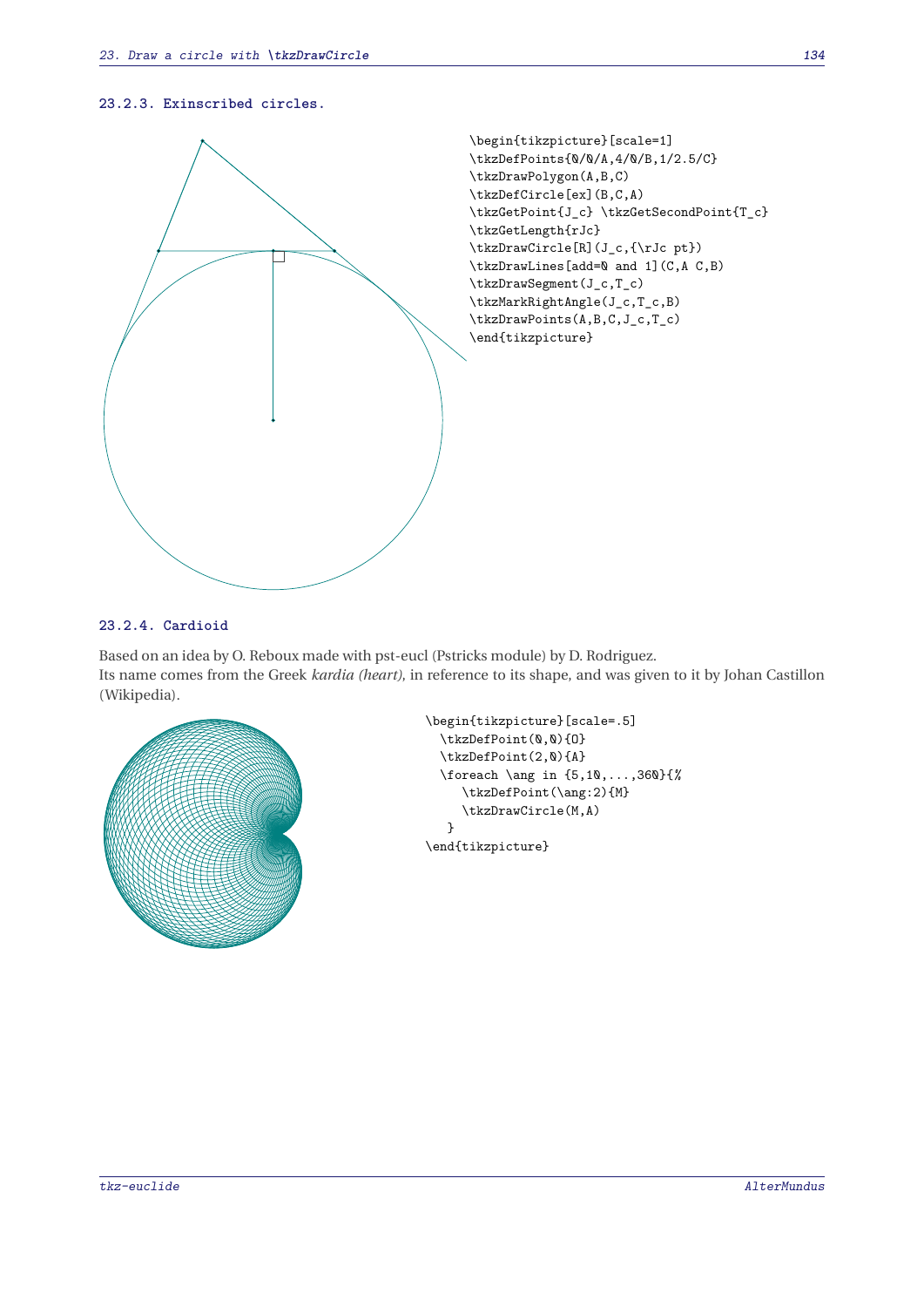### 23.2.3. Exinscribed circles.

```
\begin{tikzpicture}[scale=1]
\tkzDefPoints{0/0/A,4/0/B,1/2.5/C}
\tkzDrawPolygon(A,B,C)
\tkzDefCircle[ex](B,C,A)
\tkzGetPoint{J_c} \tkzGetSecondPoint{T_c}
\tkzGetLength{rJc}
\tkzDrawCircle[R](J_c,{\rJc pt})
\tkzDrawLines[add=0 and 1](C,A C,B)
\tkzDrawSegment(J_c,T_c)
\tkzMarkRightAngle(J_c,T_c,B)
\tkzDrawPoints(A,B,C,J_c,T_c)
\end{tikzpicture}
```

### 23.2.4. Cardioid

Based on an idea by O. Reboux made with pst-eucl (Pstricks module) by D. Rodriguez.
Its name comes from the Greek *kardia (heart)*, in reference to its shape, and was given to it by Johan Castillon (Wikipedia).

```
\begin{tikzpicture}[scale=.5]
  \tkzDefPoint(0,0){O}
  \tkzDefPoint(2,0){A}
  \foreach \ang in {5,10,...,360}{%
     \tkzDefPoint(\ang:2){M}
     \tkzDrawCircle(M,A)
   }
\end{tikzpicture}
```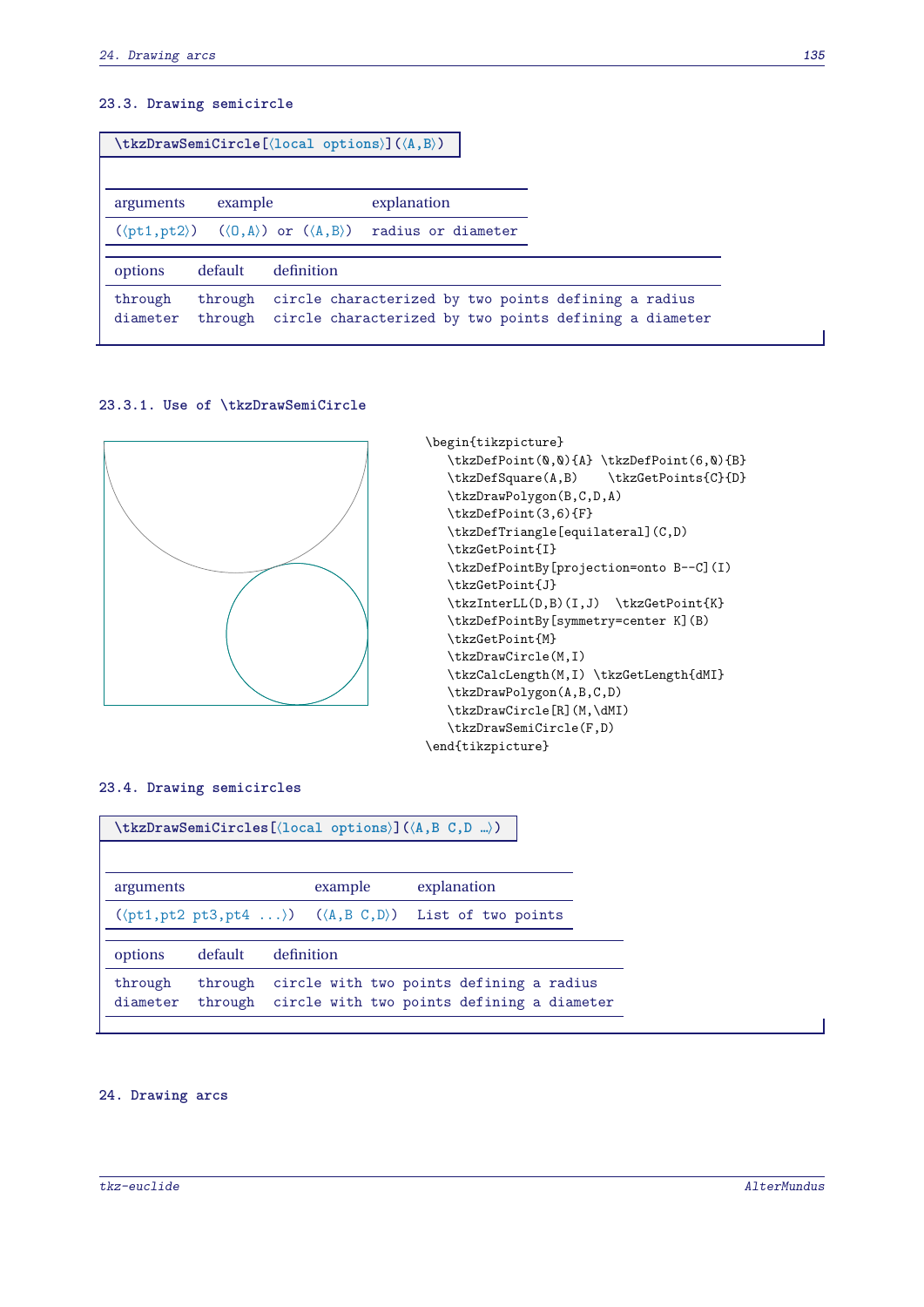### 23.3. Drawing semicircle

```
\tkzDrawSemiCircle[⟨local options⟩](⟨A,B⟩)
```

| arguments | example | explanation |
|---|---|---|
| (⟨pt1,pt2⟩) | (⟨O,A⟩) or (⟨A,B⟩) | radius or diameter |

| options | default | definition |
|---|---|---|
| through | through | circle characterized by two points defining a radius |
| diameter | through | circle characterized by two points defining a diameter |

#### 23.3.1. Use of \tkzDrawSemiCircle

```
\begin{tikzpicture}
   \tkzDefPoint(0,0){A} \tkzDefPoint(6,0){B}
   \tkzDefSquare(A,B)    \tkzGetPoints{C}{D}
   \tkzDrawPolygon(B,C,D,A)
   \tkzDefPoint(3,6){F}
   \tkzDefTriangle[equilateral](C,D)
   \tkzGetPoint{I}
   \tkzDefPointBy[projection=onto B--C](I)
   \tkzGetPoint{J}
   \tkzInterLL(D,B)(I,J)  \tkzGetPoint{K}
   \tkzDefPointBy[symmetry=center K](B)
   \tkzGetPoint{M}
   \tkzDrawCircle(M,I)
   \tkzCalcLength(M,I) \tkzGetLength{dMI}
   \tkzDrawPolygon(A,B,C,D)
   \tkzDrawCircle[R](M,\dMI)
   \tkzDrawSemiCircle(F,D)
\end{tikzpicture}
```

### 23.4. Drawing semicircles

```
\tkzDrawSemiCircles[⟨local options⟩](⟨A,B C,D …⟩)
```

| arguments | example | explanation |
|---|---|---|
| (⟨pt1,pt2 pt3,pt4 ...⟩) | (⟨A,B C,D⟩) | List of two points |

| options | default | definition |
|---|---|---|
| through | through | circle with two points defining a radius |
| diameter | through | circle with two points defining a diameter |

## 24. Drawing arcs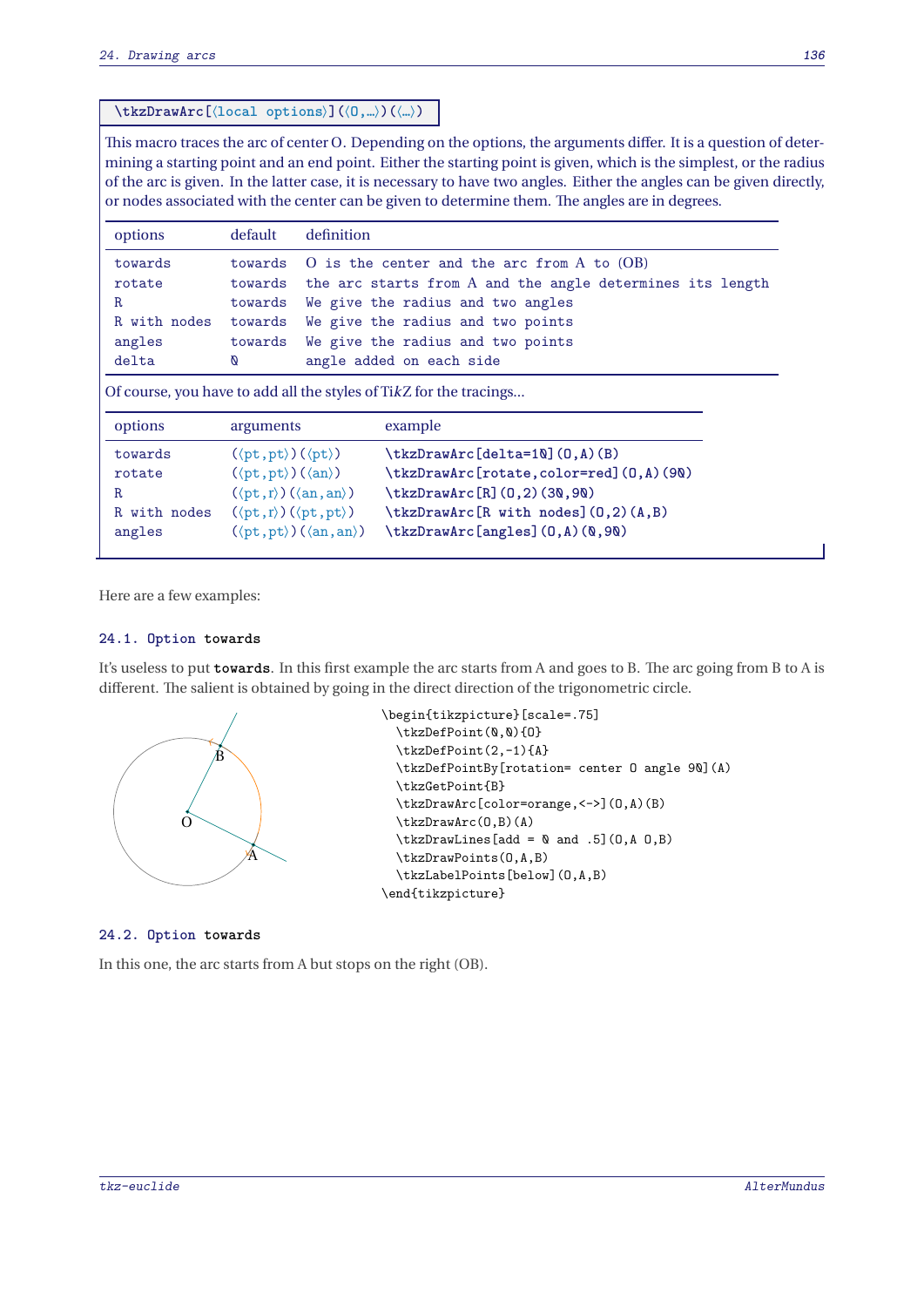**\tkzDrawArc[⟨local options⟩](⟨O,...⟩)(⟨...⟩)**

This macro traces the arc of center O. Depending on the options, the arguments differ. It is a question of determining a starting point and an end point. Either the starting point is given, which is the simplest, or the radius of the arc is given. In the latter case, it is necessary to have two angles. Either the angles can be given directly, or nodes associated with the center can be given to determine them. The angles are in degrees.

| options | default | definition |
|---|---|---|
| `towards` | `towards` | `O is the center and the arc from A to (OB)` |
| `rotate` | `towards` | `the arc starts from A and the angle determines its length` |
| `R` | `towards` | `We give the radius and two angles` |
| `R with nodes` | `towards` | `We give the radius and two points` |
| `angles` | `towards` | `We give the radius and two points` |
| `delta` | `0` | `angle added on each side` |

Of course, you have to add all the styles of Ti*k*Z for the tracings...

| options | arguments | example |
|---|---|---|
| `towards` | (⟨pt,pt⟩)(⟨pt⟩) | `\tkzDrawArc[delta=10](O,A)(B)` |
| `rotate` | (⟨pt,pt⟩)(⟨an⟩) | `\tkzDrawArc[rotate,color=red](O,A)(90)` |
| `R` | (⟨pt,r⟩)(⟨an,an⟩) | `\tkzDrawArc[R](O,2)(30,90)` |
| `R with nodes` | (⟨pt,r⟩)(⟨pt,pt⟩) | `\tkzDrawArc[R with nodes](O,2)(A,B)` |
| `angles` | (⟨pt,pt⟩)(⟨an,an⟩) | `\tkzDrawArc[angles](O,A)(0,90)` |

Here are a few examples:

### 24.1. Option `towards`

It's useless to put **towards**. In this first example the arc starts from A and goes to B. The arc going from B to A is different. The salient is obtained by going in the direct direction of the trigonometric circle.

```
\begin{tikzpicture}[scale=.75]
  \tkzDefPoint(0,0){O}
  \tkzDefPoint(2,-1){A}
  \tkzDefPointBy[rotation= center O angle 90](A)
  \tkzGetPoint{B}
  \tkzDrawArc[color=orange,<->](O,A)(B)
  \tkzDrawArc(O,B)(A)
  \tkzDrawLines[add = 0 and .5](O,A O,B)
  \tkzDrawPoints(O,A,B)
  \tkzLabelPoints[below](O,A,B)
\end{tikzpicture}
```

### 24.2. Option `towards`

In this one, the arc starts from A but stops on the right (OB).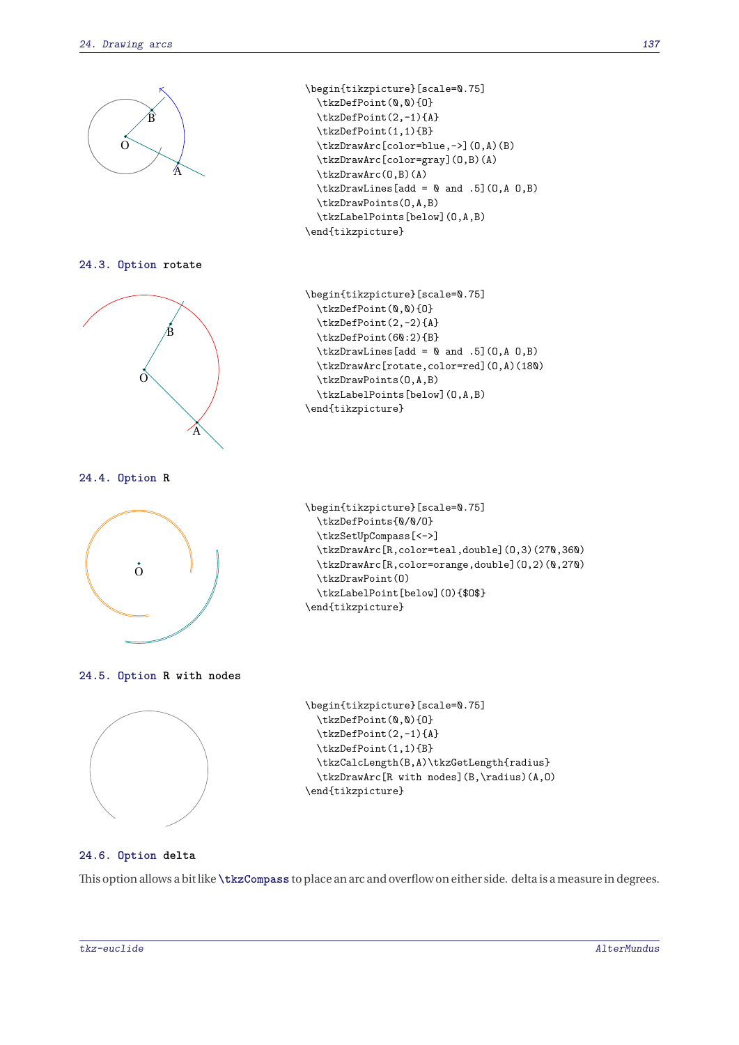```
\begin{tikzpicture}[scale=0.75]
  \tkzDefPoint(0,0){O}
  \tkzDefPoint(2,-1){A}
  \tkzDefPoint(1,1){B}
  \tkzDrawArc[color=blue,->](O,A)(B)
  \tkzDrawArc[color=gray](O,B)(A)
  \tkzDrawArc(O,B)(A)
  \tkzDrawLines[add = 0 and .5](O,A O,B)
  \tkzDrawPoints(O,A,B)
  \tkzLabelPoints[below](O,A,B)
\end{tikzpicture}
```

## 24.3. Option rotate

```
\begin{tikzpicture}[scale=0.75]
  \tkzDefPoint(0,0){O}
  \tkzDefPoint(2,-2){A}
  \tkzDefPoint(60:2){B}
  \tkzDrawLines[add = 0 and .5](O,A O,B)
  \tkzDrawArc[rotate,color=red](O,A)(180)
  \tkzDrawPoints(O,A,B)
  \tkzLabelPoints[below](O,A,B)
\end{tikzpicture}
```

## 24.4. Option R

```
\begin{tikzpicture}[scale=0.75]
  \tkzDefPoints{0/0/O}
  \tkzSetUpCompass[<->]
  \tkzDrawArc[R,color=teal,double](O,3)(270,360)
  \tkzDrawArc[R,color=orange,double](O,2)(0,270)
  \tkzDrawPoint(O)
  \tkzLabelPoint[below](O){$O$}
\end{tikzpicture}
```

## 24.5. Option R with nodes

```
\begin{tikzpicture}[scale=0.75]
  \tkzDefPoint(0,0){O}
  \tkzDefPoint(2,-1){A}
  \tkzDefPoint(1,1){B}
  \tkzCalcLength(B,A)\tkzGetLength{radius}
  \tkzDrawArc[R with nodes](B,\radius)(A,O)
\end{tikzpicture}
```

## 24.6. Option delta

This option allows a bit like **\tkzCompass** to place an arc and overflow on either side. delta is a measure in degrees.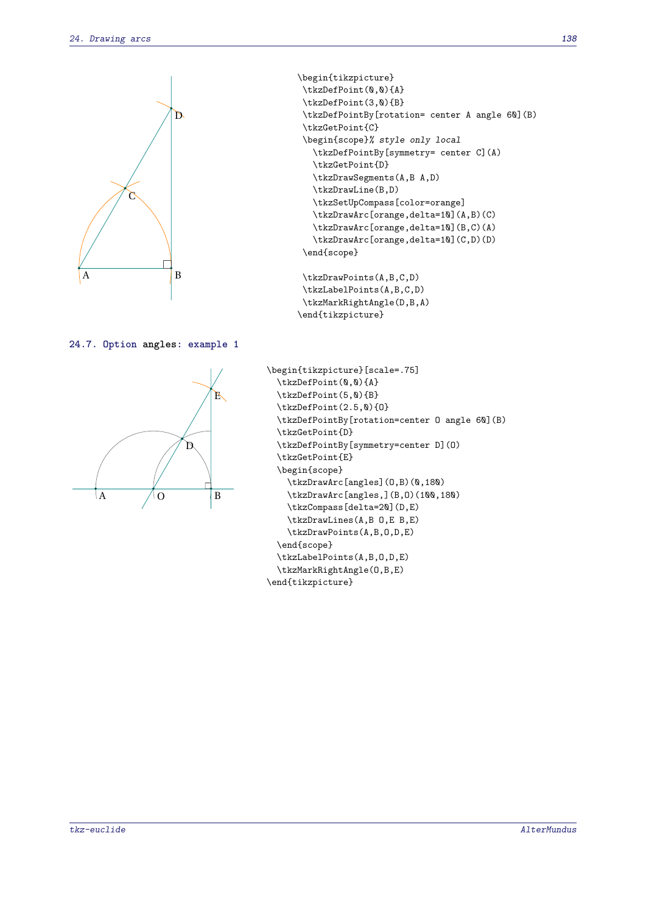```
\begin{tikzpicture}
 \tkzDefPoint(0,0){A}
 \tkzDefPoint(3,0){B}
 \tkzDefPointBy[rotation= center A angle 60](B)
 \tkzGetPoint{C}
 \begin{scope}% style only local
   \tkzDefPointBy[symmetry= center C](A)
   \tkzGetPoint{D}
   \tkzDrawSegments(A,B A,D)
   \tkzDrawLine(B,D)
   \tkzSetUpCompass[color=orange]
   \tkzDrawArc[orange,delta=10](A,B)(C)
   \tkzDrawArc[orange,delta=10](B,C)(A)
   \tkzDrawArc[orange,delta=10](C,D)(D)
 \end{scope}

 \tkzDrawPoints(A,B,C,D)
 \tkzLabelPoints(A,B,C,D)
 \tkzMarkRightAngle(D,B,A)
\end{tikzpicture}
```

## 24.7. Option **angles**: example 1

```
\begin{tikzpicture}[scale=.75]
  \tkzDefPoint(0,0){A}
  \tkzDefPoint(5,0){B}
  \tkzDefPoint(2.5,0){O}
  \tkzDefPointBy[rotation=center O angle 60](B)
  \tkzGetPoint{D}
  \tkzDefPointBy[symmetry=center D](O)
  \tkzGetPoint{E}
  \begin{scope}
    \tkzDrawArc[angles](O,B)(0,180)
    \tkzDrawArc[angles,](B,O)(100,180)
    \tkzCompass[delta=20](D,E)
    \tkzDrawLines(A,B O,E B,E)
    \tkzDrawPoints(A,B,O,D,E)
  \end{scope}
  \tkzLabelPoints(A,B,O,D,E)
  \tkzMarkRightAngle(O,B,E)
\end{tikzpicture}
```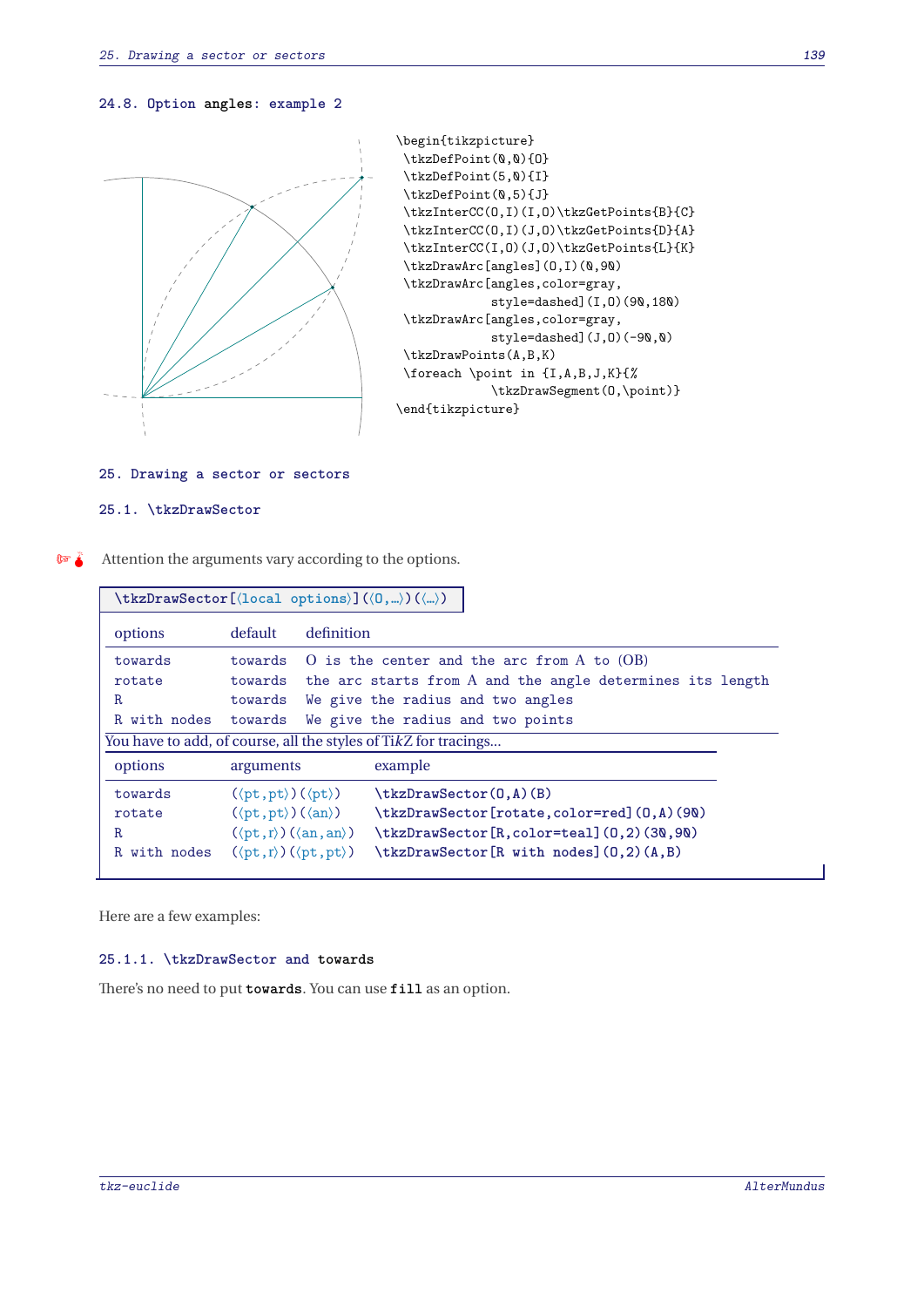### 24.8. Option angles: example 2

```
\begin{tikzpicture}
 \tkzDefPoint(0,0){O}
 \tkzDefPoint(5,0){I}
 \tkzDefPoint(0,5){J}
 \tkzInterCC(O,I)(I,O)\tkzGetPoints{B}{C}
 \tkzInterCC(O,I)(J,O)\tkzGetPoints{D}{A}
 \tkzInterCC(I,O)(J,O)\tkzGetPoints{L}{K}
 \tkzDrawArc[angles](O,I)(0,90)
 \tkzDrawArc[angles,color=gray,
            style=dashed](I,O)(90,180)
 \tkzDrawArc[angles,color=gray,
            style=dashed](J,O)(-90,0)
 \tkzDrawPoints(A,B,K)
 \foreach \point in {I,A,B,J,K}{%
            \tkzDrawSegment(O,\point)}
\end{tikzpicture}
```

## 25. Drawing a sector or sectors

### 25.1. \tkzDrawSector

Attention the arguments vary according to the options.

`\tkzDrawSector[⟨local options⟩](⟨O,...⟩)(⟨...⟩)`

| options | default | definition |
|---|---|---|
| towards | towards | O is the center and the arc from A to (OB) |
| rotate | towards | the arc starts from A and the angle determines its length |
| R | towards | We give the radius and two angles |
| R with nodes | towards | We give the radius and two points |

You have to add, of course, all the styles of TikZ for tracings...

| options | arguments | example |
|---|---|---|
| towards | (⟨pt,pt⟩)(⟨pt⟩) | `\tkzDrawSector(O,A)(B)` |
| rotate | (⟨pt,pt⟩)(⟨an⟩) | `\tkzDrawSector[rotate,color=red](O,A)(90)` |
| R | (⟨pt,r⟩)(⟨an,an⟩) | `\tkzDrawSector[R,color=teal](O,2)(30,90)` |
| R with nodes | (⟨pt,r⟩)(⟨pt,pt⟩) | `\tkzDrawSector[R with nodes](O,2)(A,B)` |

Here are a few examples:

#### 25.1.1. \tkzDrawSector and towards

There's no need to put **towards**. You can use **fill** as an option.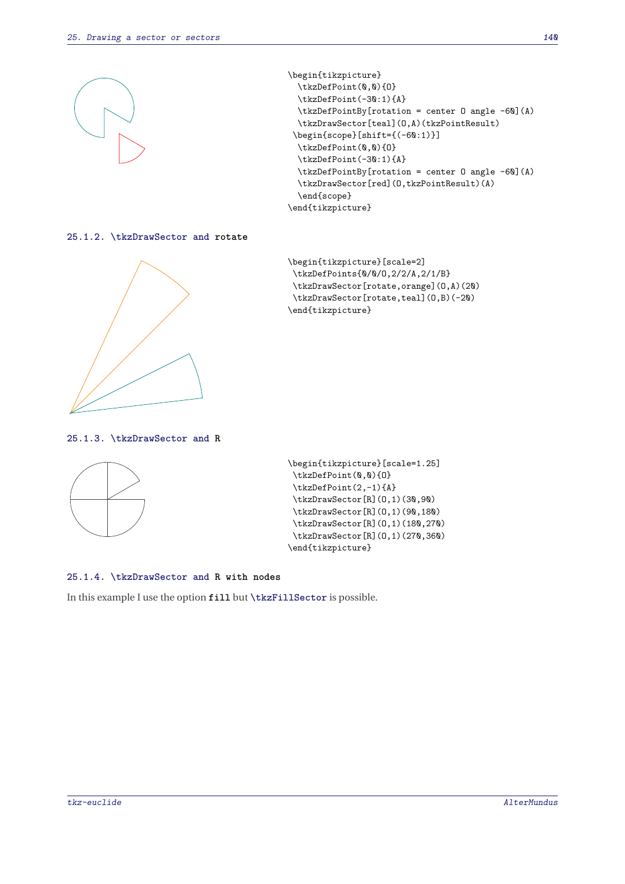```
\begin{tikzpicture}
  \tkzDefPoint(0,0){O}
  \tkzDefPoint(-30:1){A}
  \tkzDefPointBy[rotation = center O angle -60](A)
  \tkzDrawSector[teal](O,A)(tkzPointResult)
 \begin{scope}[shift={(-60:1)}]
  \tkzDefPoint(0,0){O}
  \tkzDefPoint(-30:1){A}
  \tkzDefPointBy[rotation = center O angle -60](A)
  \tkzDrawSector[red](O,tkzPointResult)(A)
  \end{scope}
\end{tikzpicture}
```

### 25.1.2. \tkzDrawSector and rotate

```
\begin{tikzpicture}[scale=2]
 \tkzDefPoints{0/0/O,2/2/A,2/1/B}
 \tkzDrawSector[rotate,orange](O,A)(20)
 \tkzDrawSector[rotate,teal](O,B)(-20)
\end{tikzpicture}
```

### 25.1.3. \tkzDrawSector and R

```
\begin{tikzpicture}[scale=1.25]
 \tkzDefPoint(0,0){O}
 \tkzDefPoint(2,-1){A}
 \tkzDrawSector[R](O,1)(30,90)
 \tkzDrawSector[R](O,1)(90,180)
 \tkzDrawSector[R](O,1)(180,270)
 \tkzDrawSector[R](O,1)(270,360)
\end{tikzpicture}
```

### 25.1.4. \tkzDrawSector and R with nodes

In this example I use the option `fill` but `\tkzFillSector` is possible.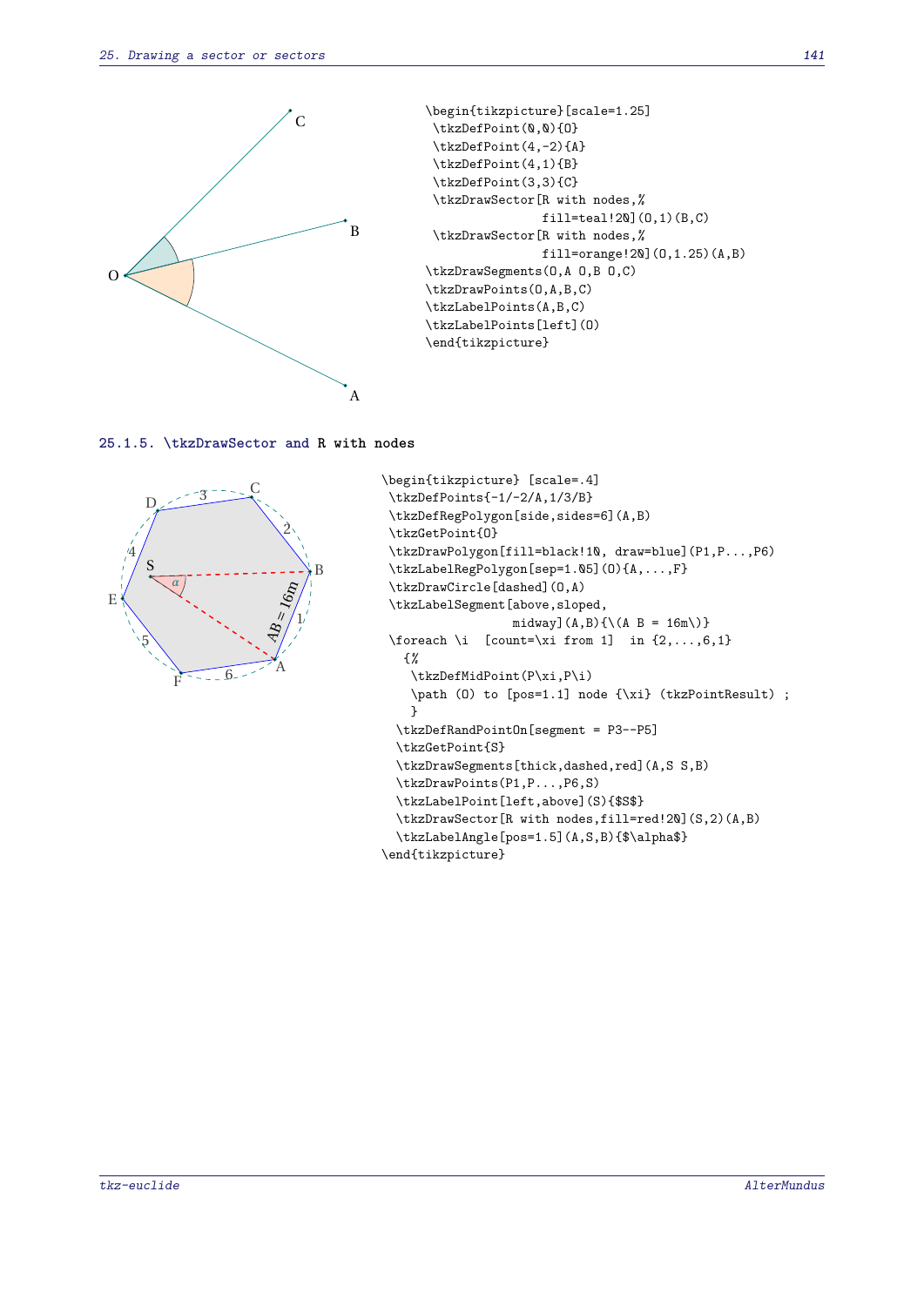```
\begin{tikzpicture}[scale=1.25]
 \tkzDefPoint(0,0){O}
 \tkzDefPoint(4,-2){A}
 \tkzDefPoint(4,1){B}
 \tkzDefPoint(3,3){C}
 \tkzDrawSector[R with nodes,%
               fill=teal!20](O,1)(B,C)
 \tkzDrawSector[R with nodes,%
               fill=orange!20](O,1.25)(A,B)
\tkzDrawSegments(O,A O,B O,C)
\tkzDrawPoints(O,A,B,C)
\tkzLabelPoints(A,B,C)
\tkzLabelPoints[left](O)
\end{tikzpicture}
```

### 25.1.5. \tkzDrawSector and R with nodes

```
\begin{tikzpicture} [scale=.4]
 \tkzDefPoints{-1/-2/A,1/3/B}
 \tkzDefRegPolygon[side,sides=6](A,B)
 \tkzGetPoint{O}
 \tkzDrawPolygon[fill=black!10, draw=blue](P1,P...,P6)
 \tkzLabelRegPolygon[sep=1.05](O){A,...,F}
 \tkzDrawCircle[dashed](O,A)
 \tkzLabelSegment[above,sloped,
                midway](A,B){\(A B = 16m\)}
 \foreach \i  [count=\xi from 1]  in {2,...,6,1}
   {%
    \tkzDefMidPoint(P\xi,P\i)
    \path (O) to [pos=1.1] node {\xi} (tkzPointResult) ;
    }
  \tkzDefRandPointOn[segment = P3--P5]
  \tkzGetPoint{S}
  \tkzDrawSegments[thick,dashed,red](A,S S,B)
  \tkzDrawPoints(P1,P...,P6,S)
  \tkzLabelPoint[left,above](S){$S$}
  \tkzDrawSector[R with nodes,fill=red!20](S,2)(A,B)
  \tkzLabelAngle[pos=1.5](A,S,B){$\alpha$}
\end{tikzpicture}
```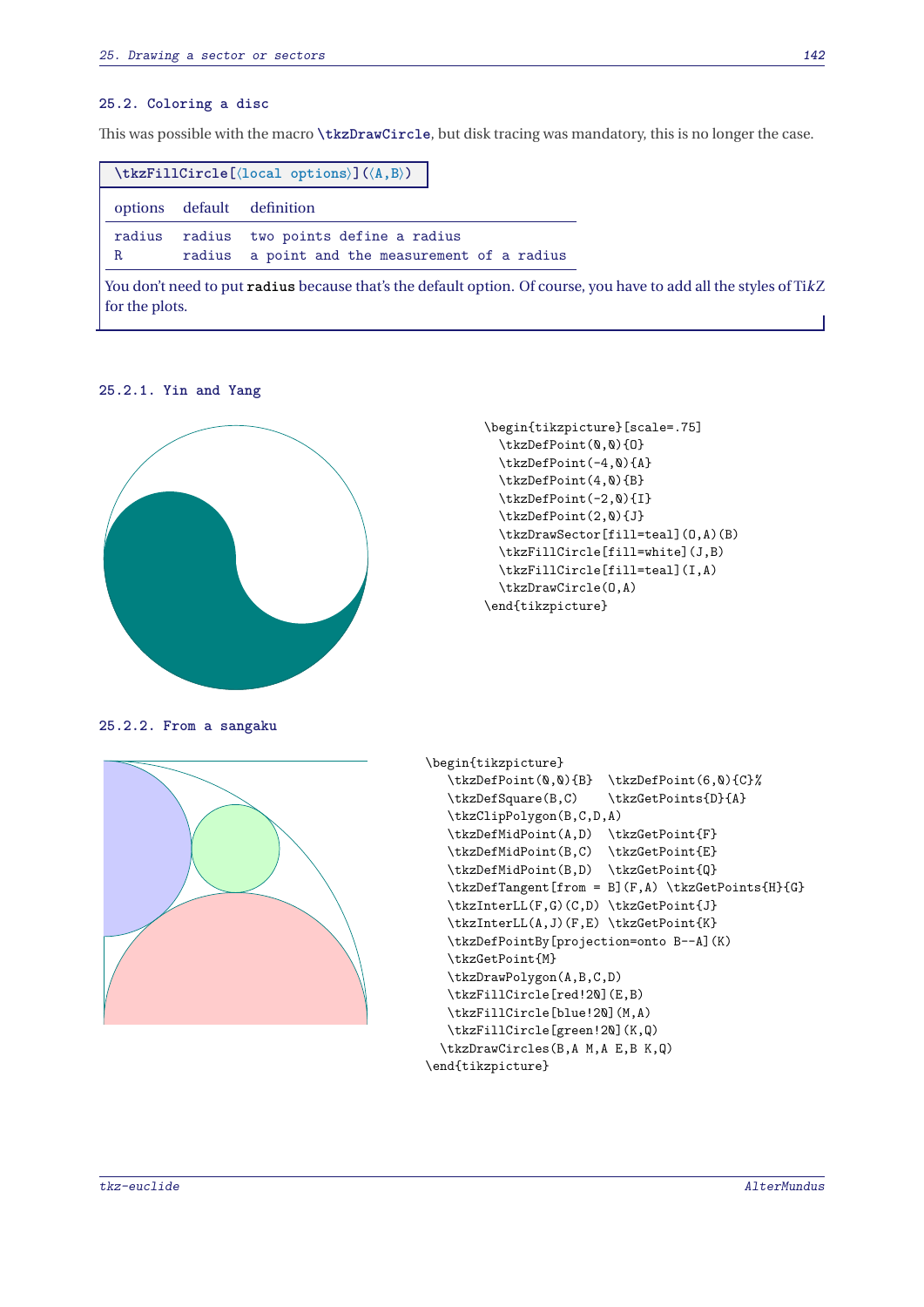## 25.2. Coloring a disc

This was possible with the macro `\tkzDrawCircle`, but disk tracing was mandatory, this is no longer the case.

`\tkzFillCircle[⟨local options⟩](⟨A,B⟩)`

| options | default | definition |
|---|---|---|
| radius | radius | two points define a radius |
| R | radius | a point and the measurement of a radius |

You don't need to put `radius` because that's the default option. Of course, you have to add all the styles of TikZ for the plots.

### 25.2.1. Yin and Yang

```
\begin{tikzpicture}[scale=.75]
  \tkzDefPoint(0,0){O}
  \tkzDefPoint(-4,0){A}
  \tkzDefPoint(4,0){B}
  \tkzDefPoint(-2,0){I}
  \tkzDefPoint(2,0){J}
  \tkzDrawSector[fill=teal](O,A)(B)
  \tkzFillCircle[fill=white](J,B)
  \tkzFillCircle[fill=teal](I,A)
  \tkzDrawCircle(O,A)
\end{tikzpicture}
```

### 25.2.2. From a sangaku

```
\begin{tikzpicture}
   \tkzDefPoint(0,0){B}  \tkzDefPoint(6,0){C}%
   \tkzDefSquare(B,C)    \tkzGetPoints{D}{A}
   \tkzClipPolygon(B,C,D,A)
   \tkzDefMidPoint(A,D)  \tkzGetPoint{F}
   \tkzDefMidPoint(B,C)  \tkzGetPoint{E}
   \tkzDefMidPoint(B,D)  \tkzGetPoint{Q}
   \tkzDefTangent[from = B](F,A) \tkzGetPoints{H}{G}
   \tkzInterLL(F,G)(C,D) \tkzGetPoint{J}
   \tkzInterLL(A,J)(F,E) \tkzGetPoint{K}
   \tkzDefPointBy[projection=onto B--A](K)
   \tkzGetPoint{M}
   \tkzDrawPolygon(A,B,C,D)
   \tkzFillCircle[red!20](E,B)
   \tkzFillCircle[blue!20](M,A)
   \tkzFillCircle[green!20](K,Q)
  \tkzDrawCircles(B,A M,A E,B K,Q)
\end{tikzpicture}
```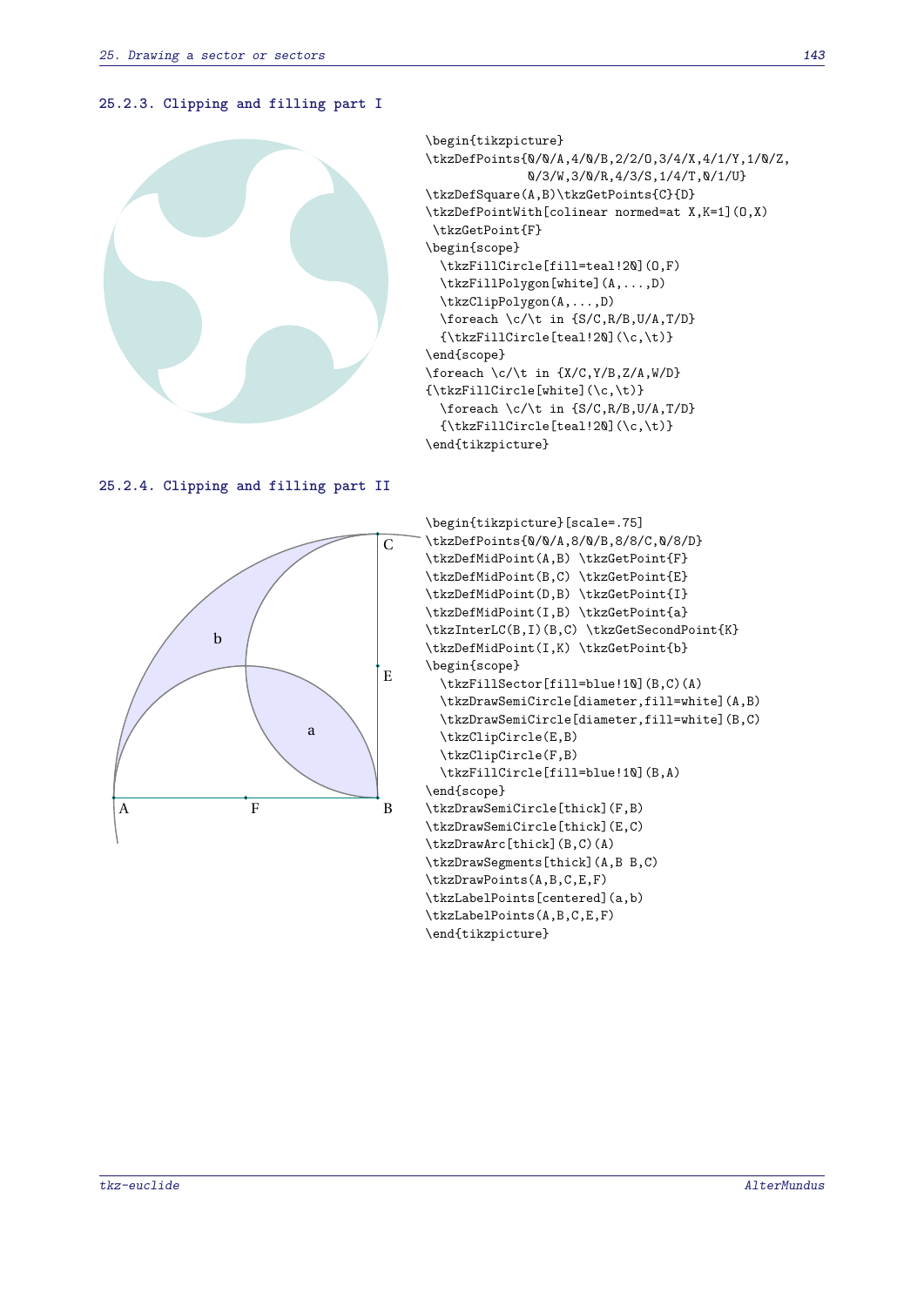### 25.2.3. Clipping and filling part I

```
\begin{tikzpicture}
\tkzDefPoints{0/0/A,4/0/B,2/2/O,3/4/X,4/1/Y,1/0/Z,
              0/3/W,3/0/R,4/3/S,1/4/T,0/1/U}
\tkzDefSquare(A,B)\tkzGetPoints{C}{D}
\tkzDefPointWith[colinear normed=at X,K=1](O,X)
 \tkzGetPoint{F}
\begin{scope}
  \tkzFillCircle[fill=teal!20](O,F)
  \tkzFillPolygon[white](A,...,D)
  \tkzClipPolygon(A,...,D)
  \foreach \c/\t in {S/C,R/B,U/A,T/D}
  {\tkzFillCircle[teal!20](\c,\t)}
\end{scope}
\foreach \c/\t in {X/C,Y/B,Z/A,W/D}
{\tkzFillCircle[white](\c,\t)}
  \foreach \c/\t in {S/C,R/B,U/A,T/D}
  {\tkzFillCircle[teal!20](\c,\t)}
\end{tikzpicture}
```

### 25.2.4. Clipping and filling part II

```
\begin{tikzpicture}[scale=.75]
\tkzDefPoints{0/0/A,8/0/B,8/8/C,0/8/D}
\tkzDefMidPoint(A,B) \tkzGetPoint{F}
\tkzDefMidPoint(B,C) \tkzGetPoint{E}
\tkzDefMidPoint(D,B) \tkzGetPoint{I}
\tkzDefMidPoint(I,B) \tkzGetPoint{a}
\tkzInterLC(B,I)(B,C) \tkzGetSecondPoint{K}
\tkzDefMidPoint(I,K) \tkzGetPoint{b}
\begin{scope}
  \tkzFillSector[fill=blue!10](B,C)(A)
  \tkzDrawSemiCircle[diameter,fill=white](A,B)
  \tkzDrawSemiCircle[diameter,fill=white](B,C)
  \tkzClipCircle(E,B)
  \tkzClipCircle(F,B)
  \tkzFillCircle[fill=blue!10](B,A)
\end{scope}
\tkzDrawSemiCircle[thick](F,B)
\tkzDrawSemiCircle[thick](E,C)
\tkzDrawArc[thick](B,C)(A)
\tkzDrawSegments[thick](A,B B,C)
\tkzDrawPoints(A,B,C,E,F)
\tkzLabelPoints[centered](a,b)
\tkzLabelPoints(A,B,C,E,F)
\end{tikzpicture}
```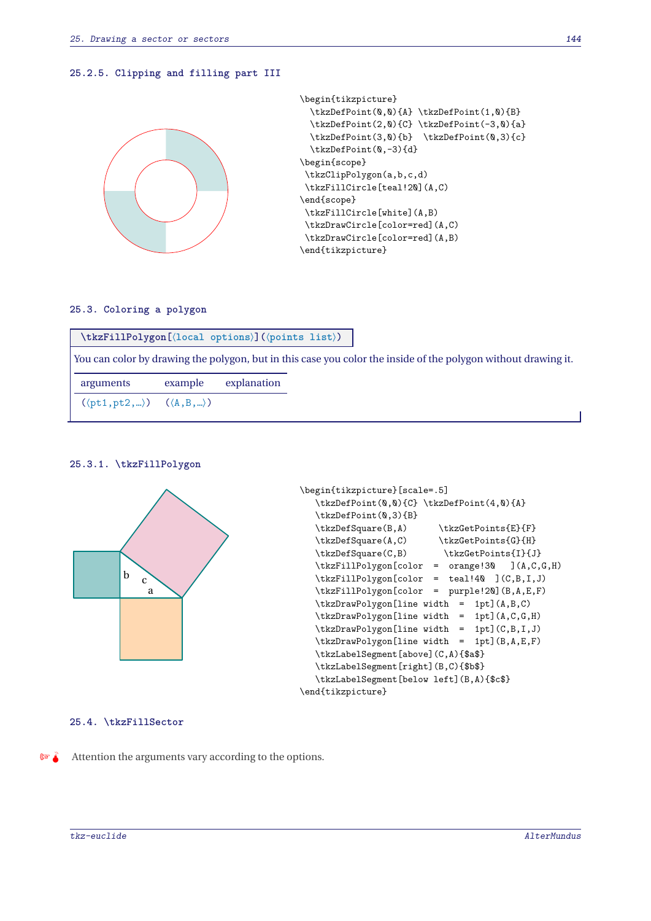### 25.2.5. Clipping and filling part III

```
\begin{tikzpicture}
  \tkzDefPoint(0,0){A} \tkzDefPoint(1,0){B}
  \tkzDefPoint(2,0){C} \tkzDefPoint(-3,0){a}
  \tkzDefPoint(3,0){b}  \tkzDefPoint(0,3){c}
  \tkzDefPoint(0,-3){d}
\begin{scope}
 \tkzClipPolygon(a,b,c,d)
 \tkzFillCircle[teal!20](A,C)
\end{scope}
 \tkzFillCircle[white](A,B)
 \tkzDrawCircle[color=red](A,C)
 \tkzDrawCircle[color=red](A,B)
\end{tikzpicture}
```

## 25.3. Coloring a polygon

**\tkzFillPolygon[⟨local options⟩](⟨points list⟩)**

You can color by drawing the polygon, but in this case you color the inside of the polygon without drawing it.

| arguments | example | explanation |
|---|---|---|
| (⟨pt1,pt2,...⟩) | (⟨A,B,...⟩) | |

### 25.3.1. \tkzFillPolygon

```
\begin{tikzpicture}[scale=.5]
   \tkzDefPoint(0,0){C} \tkzDefPoint(4,0){A}
   \tkzDefPoint(0,3){B}
   \tkzDefSquare(B,A)      \tkzGetPoints{E}{F}
   \tkzDefSquare(A,C)      \tkzGetPoints{G}{H}
   \tkzDefSquare(C,B)       \tkzGetPoints{I}{J}
   \tkzFillPolygon[color  =  orange!30   ](A,C,G,H)
   \tkzFillPolygon[color  =  teal!40  ](C,B,I,J)
   \tkzFillPolygon[color  =  purple!20](B,A,E,F)
   \tkzDrawPolygon[line width  =  1pt](A,B,C)
   \tkzDrawPolygon[line width  =  1pt](A,C,G,H)
   \tkzDrawPolygon[line width  =  1pt](C,B,I,J)
   \tkzDrawPolygon[line width  =  1pt](B,A,E,F)
   \tkzLabelSegment[above](C,A){$a$}
   \tkzLabelSegment[right](B,C){$b$}
   \tkzLabelSegment[below left](B,A){$c$}
\end{tikzpicture}
```

## 25.4. \tkzFillSector

Attention the arguments vary according to the options.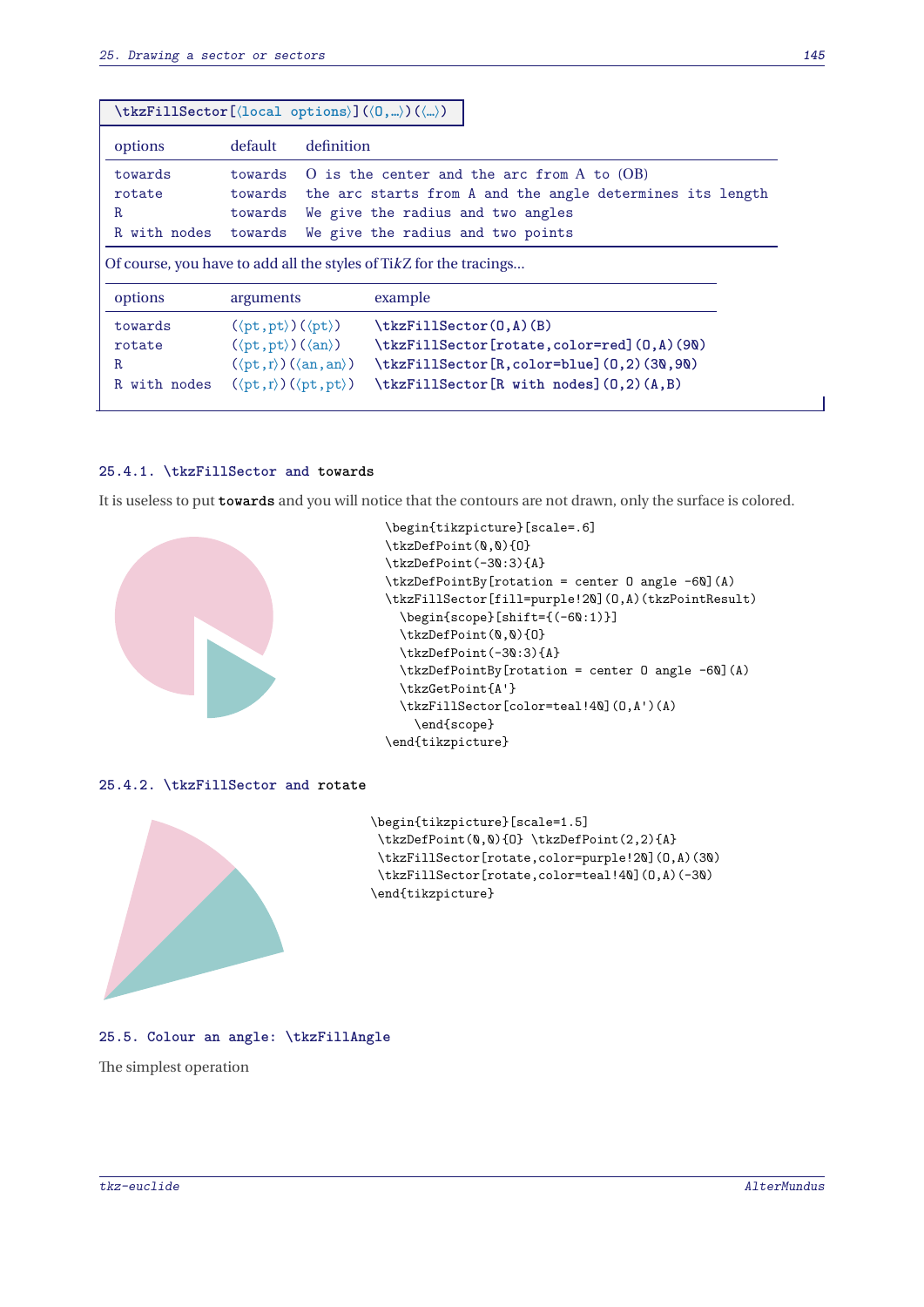`\tkzFillSector[⟨local options⟩](⟨O,...⟩)(⟨...⟩)`

| options | default | definition |
|---|---|---|
| towards | towards | O is the center and the arc from A to (OB) |
| rotate | towards | the arc starts from A and the angle determines its length |
| R | towards | We give the radius and two angles |
| R with nodes | towards | We give the radius and two points |

Of course, you have to add all the styles of TikZ for the tracings...

| options | arguments | example |
|---|---|---|
| towards | (⟨pt,pt⟩)(⟨pt⟩) | `\tkzFillSector(O,A)(B)` |
| rotate | (⟨pt,pt⟩)(⟨an⟩) | `\tkzFillSector[rotate,color=red](O,A)(90)` |
| R | (⟨pt,r⟩)(⟨an,an⟩) | `\tkzFillSector[R,color=blue](O,2)(30,90)` |
| R with nodes | (⟨pt,r⟩)(⟨pt,pt⟩) | `\tkzFillSector[R with nodes](O,2)(A,B)` |

### 25.4.1. \tkzFillSector and towards

It is useless to put **towards** and you will notice that the contours are not drawn, only the surface is colored.

```
\begin{tikzpicture}[scale=.6]
\tkzDefPoint(0,0){O}
\tkzDefPoint(-30:3){A}
\tkzDefPointBy[rotation = center O angle -60](A)
\tkzFillSector[fill=purple!20](O,A)(tkzPointResult)
  \begin{scope}[shift={(-60:1)}]
  \tkzDefPoint(0,0){O}
  \tkzDefPoint(-30:3){A}
  \tkzDefPointBy[rotation = center O angle -60](A)
  \tkzGetPoint{A'}
  \tkzFillSector[color=teal!40](O,A')(A)
    \end{scope}
\end{tikzpicture}
```

### 25.4.2. \tkzFillSector and rotate

```
\begin{tikzpicture}[scale=1.5]
 \tkzDefPoint(0,0){O} \tkzDefPoint(2,2){A}
 \tkzFillSector[rotate,color=purple!20](O,A)(30)
 \tkzFillSector[rotate,color=teal!40](O,A)(-30)
\end{tikzpicture}
```

## 25.5. Colour an angle: \tkzFillAngle

The simplest operation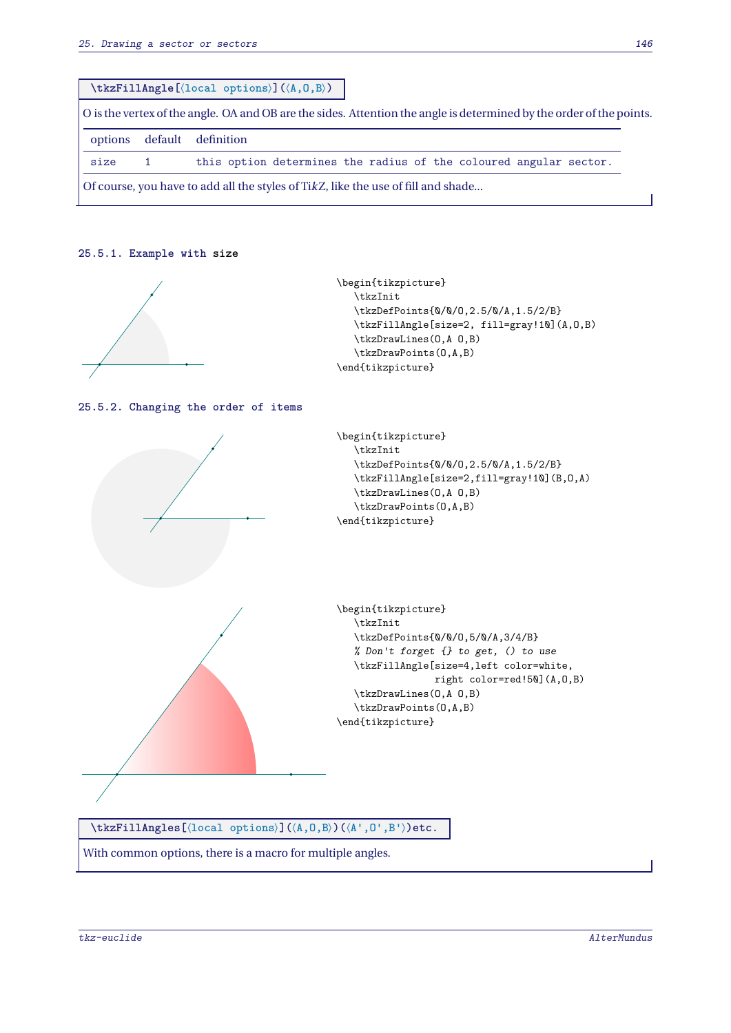```
\tkzFillAngle[⟨local options⟩](⟨A,O,B⟩)
```

O is the vertex of the angle. OA and OB are the sides. Attention the angle is determined by the order of the points.

| options | default | definition |
|---|---|---|
| size | 1 | this option determines the radius of the coloured angular sector. |

Of course, you have to add all the styles of TikZ, like the use of fill and shade...

### 25.5.1. Example with size

```
\begin{tikzpicture}
   \tkzInit
   \tkzDefPoints{0/0/O,2.5/0/A,1.5/2/B}
   \tkzFillAngle[size=2, fill=gray!10](A,O,B)
   \tkzDrawLines(O,A O,B)
   \tkzDrawPoints(O,A,B)
\end{tikzpicture}
```

### 25.5.2. Changing the order of items

```
\begin{tikzpicture}
   \tkzInit
   \tkzDefPoints{0/0/O,2.5/0/A,1.5/2/B}
   \tkzFillAngle[size=2,fill=gray!10](B,O,A)
   \tkzDrawLines(O,A O,B)
   \tkzDrawPoints(O,A,B)
\end{tikzpicture}
```

```
\begin{tikzpicture}
   \tkzInit
   \tkzDefPoints{0/0/O,5/0/A,3/4/B}
   % Don't forget {} to get, () to use
   \tkzFillAngle[size=4,left color=white,
                 right color=red!50](A,O,B)
   \tkzDrawLines(O,A O,B)
   \tkzDrawPoints(O,A,B)
\end{tikzpicture}
```

```
\tkzFillAngles[⟨local options⟩](⟨A,O,B⟩)(⟨A',O',B'⟩)etc.
```

With common options, there is a macro for multiple angles.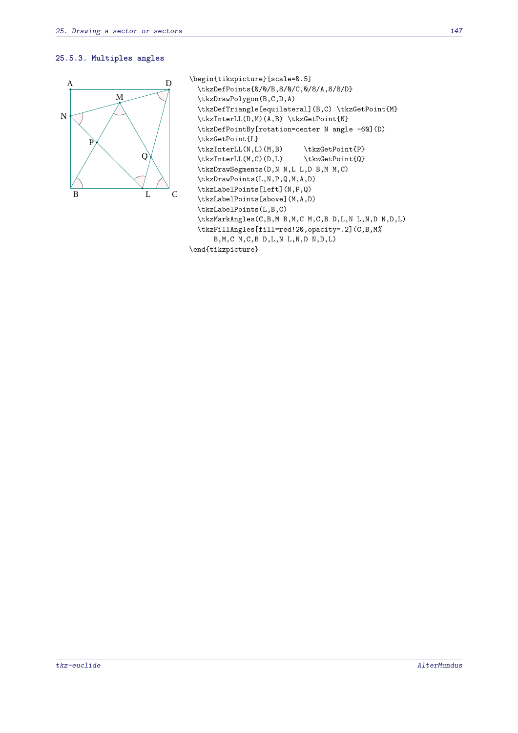### 25.5.3. Multiples angles

```
\begin{tikzpicture}[scale=0.5]
  \tkzDefPoints{0/0/B,8/0/C,0/8/A,8/8/D}
  \tkzDrawPolygon(B,C,D,A)
  \tkzDefTriangle[equilateral](B,C) \tkzGetPoint{M}
  \tkzInterLL(D,M)(A,B) \tkzGetPoint{N}
  \tkzDefPointBy[rotation=center N angle -60](D)
  \tkzGetPoint{L}
  \tkzInterLL(N,L)(M,B)     \tkzGetPoint{P}
  \tkzInterLL(M,C)(D,L)     \tkzGetPoint{Q}
  \tkzDrawSegments(D,N N,L L,D B,M M,C)
  \tkzDrawPoints(L,N,P,Q,M,A,D)
  \tkzLabelPoints[left](N,P,Q)
  \tkzLabelPoints[above](M,A,D)
  \tkzLabelPoints(L,B,C)
  \tkzMarkAngles(C,B,M B,M,C M,C,B D,L,N L,N,D N,D,L)
  \tkzFillAngles[fill=red!20,opacity=.2](C,B,M%
      B,M,C M,C,B D,L,N L,N,D N,D,L)
\end{tikzpicture}
```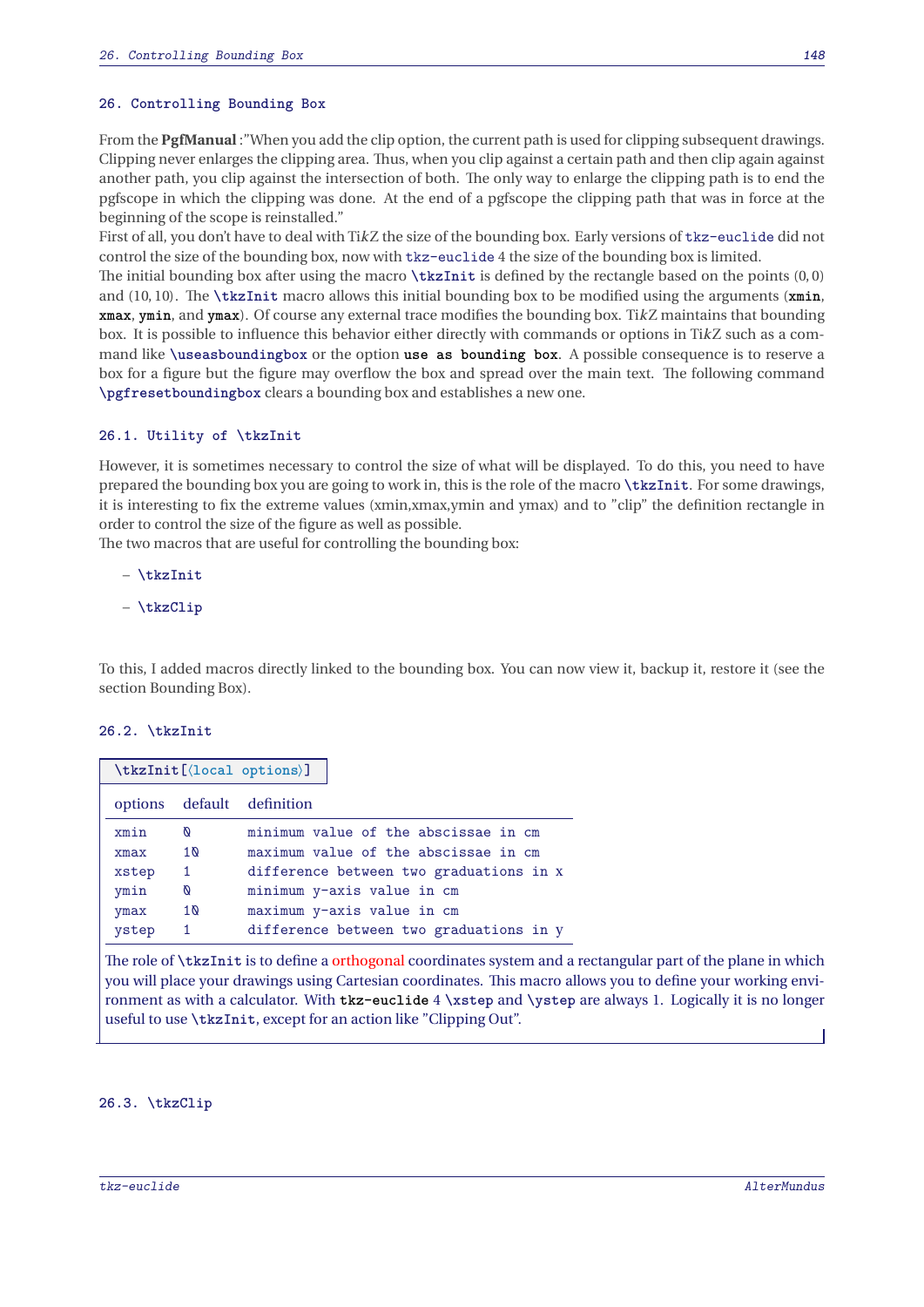## 26. Controlling Bounding Box

From the **PgfManual** :"When you add the clip option, the current path is used for clipping subsequent drawings. Clipping never enlarges the clipping area. Thus, when you clip against a certain path and then clip again against another path, you clip against the intersection of both. The only way to enlarge the clipping path is to end the pgfscope in which the clipping was done. At the end of a pgfscope the clipping path that was in force at the beginning of the scope is reinstalled."

First of all, you don't have to deal with Ti*k*Z the size of the bounding box. Early versions of `tkz-euclide` did not control the size of the bounding box, now with `tkz-euclide` 4 the size of the bounding box is limited.

The initial bounding box after using the macro `\tkzInit` is defined by the rectangle based on the points $(0,0)$ and $(10,10)$. The `\tkzInit` macro allows this initial bounding box to be modified using the arguments (**xmin**, **xmax**, **ymin**, and **ymax**). Of course any external trace modifies the bounding box. Ti*k*Z maintains that bounding box. It is possible to influence this behavior either directly with commands or options in Ti*k*Z such as a command like `\useasboundingbox` or the option **use as bounding box**. A possible consequence is to reserve a box for a figure but the figure may overflow the box and spread over the main text. The following command `\pgfresetboundingbox` clears a bounding box and establishes a new one.

### 26.1. Utility of \tkzInit

However, it is sometimes necessary to control the size of what will be displayed. To do this, you need to have prepared the bounding box you are going to work in, this is the role of the macro `\tkzInit`. For some drawings, it is interesting to fix the extreme values (xmin,xmax,ymin and ymax) and to "clip" the definition rectangle in order to control the size of the figure as well as possible.

The two macros that are useful for controlling the bounding box:

- `\tkzInit`
- `\tkzClip`

To this, I added macros directly linked to the bounding box. You can now view it, backup it, restore it (see the section Bounding Box).

### 26.2. \tkzInit

`\tkzInit[⟨local options⟩]`

| options | default | definition |
|---|---|---|
| xmin | 0 | minimum value of the abscissae in cm |
| xmax | 10 | maximum value of the abscissae in cm |
| xstep | 1 | difference between two graduations in x |
| ymin | 0 | minimum y-axis value in cm |
| ymax | 10 | maximum y-axis value in cm |
| ystep | 1 | difference between two graduations in y |

The role of `\tkzInit` is to define a orthogonal coordinates system and a rectangular part of the plane in which you will place your drawings using Cartesian coordinates. This macro allows you to define your working environment as with a calculator. With **tkz-euclide** 4 `\xstep` and `\ystep` are always 1. Logically it is no longer useful to use `\tkzInit`, except for an action like "Clipping Out".

### 26.3. \tkzClip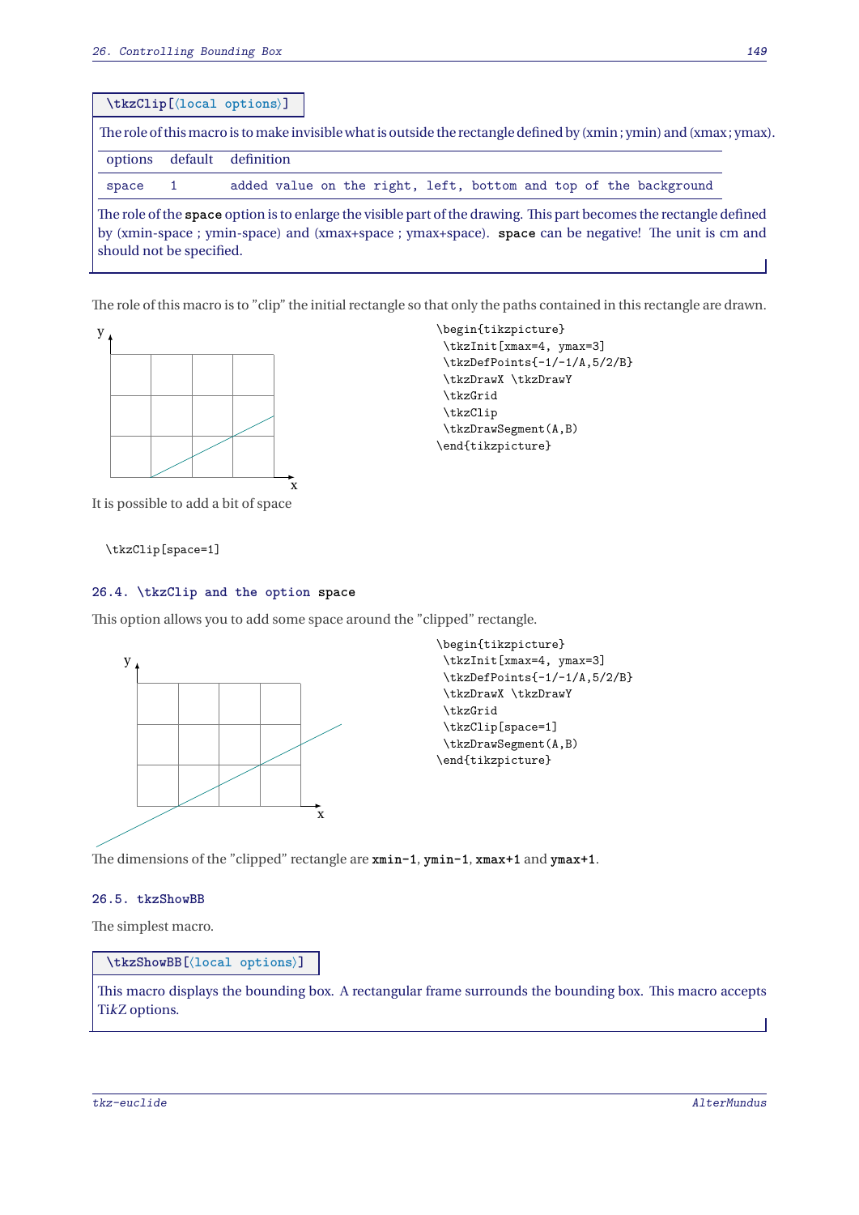```
\tkzClip[⟨local options⟩]
```

The role of this macro is to make invisible what is outside the rectangle defined by (xmin ; ymin) and (xmax ; ymax).

| options | default | definition |
|---|---|---|
| space | 1 | added value on the right, left, bottom and top of the background |

The role of the `space` option is to enlarge the visible part of the drawing. This part becomes the rectangle defined by (xmin-space ; ymin-space) and (xmax+space ; ymax+space). `space` can be negative! The unit is cm and should not be specified.

The role of this macro is to "clip" the initial rectangle so that only the paths contained in this rectangle are drawn.

```
\begin{tikzpicture}
 \tkzInit[xmax=4, ymax=3]
 \tkzDefPoints{-1/-1/A,5/2/B}
 \tkzDrawX \tkzDrawY
 \tkzGrid
 \tkzClip
 \tkzDrawSegment(A,B)
\end{tikzpicture}
```

It is possible to add a bit of space

```
\tkzClip[space=1]
```

### 26.4. \tkzClip and the option space

This option allows you to add some space around the "clipped" rectangle.

```
\begin{tikzpicture}
 \tkzInit[xmax=4, ymax=3]
 \tkzDefPoints{-1/-1/A,5/2/B}
 \tkzDrawX \tkzDrawY
 \tkzGrid
 \tkzClip[space=1]
 \tkzDrawSegment(A,B)
\end{tikzpicture}
```

The dimensions of the "clipped" rectangle are **xmin-1**, **ymin-1**, **xmax+1** and **ymax+1**.

### 26.5. tkzShowBB

The simplest macro.

```
\tkzShowBB[⟨local options⟩]
```

This macro displays the bounding box. A rectangular frame surrounds the bounding box. This macro accepts Ti*k*Z options.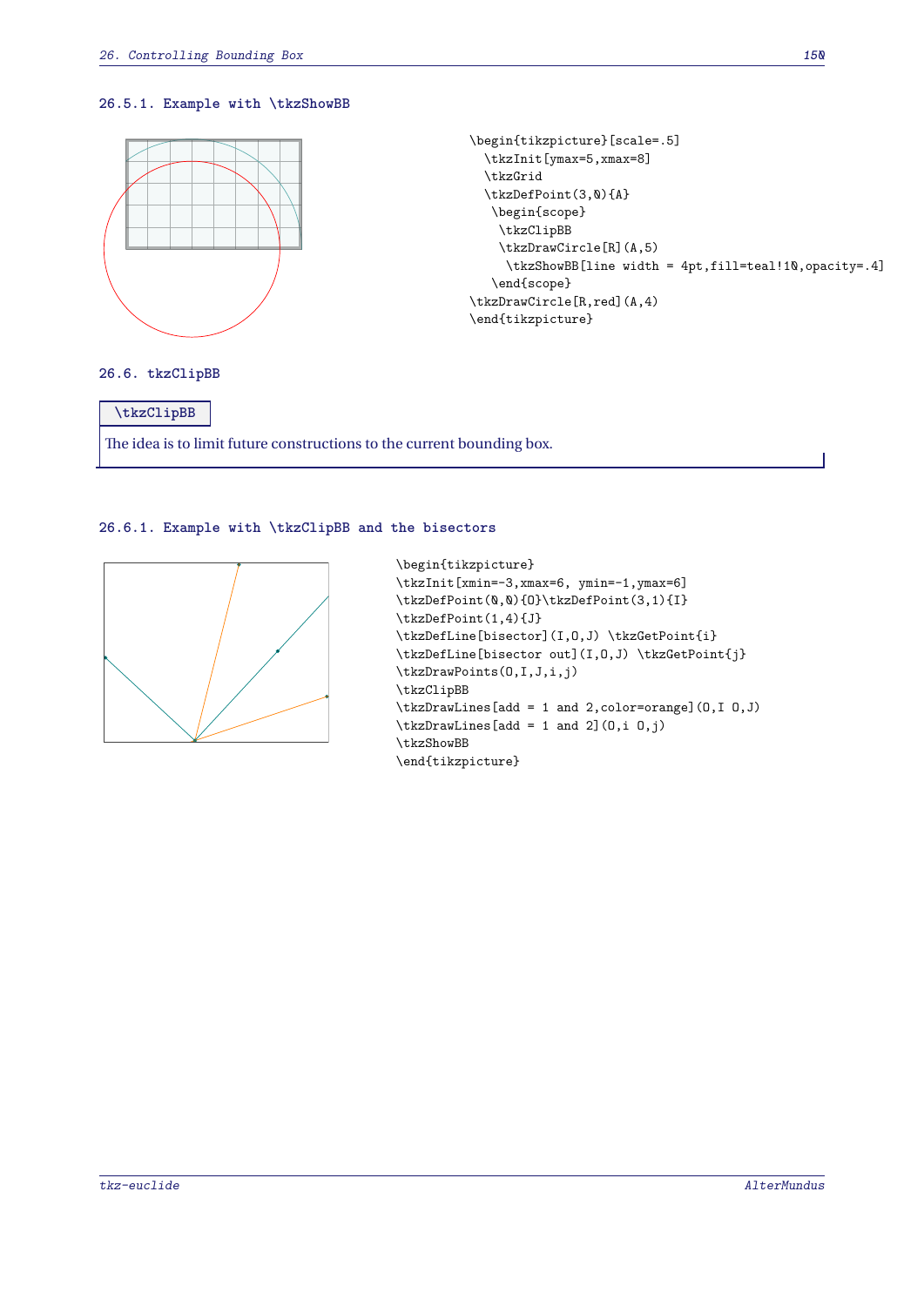### 26.5.1. Example with \tkzShowBB

```
\begin{tikzpicture}[scale=.5]
  \tkzInit[ymax=5,xmax=8]
  \tkzGrid
  \tkzDefPoint(3,0){A}
   \begin{scope}
    \tkzClipBB
    \tkzDrawCircle[R](A,5)
     \tkzShowBB[line width = 4pt,fill=teal!10,opacity=.4]
   \end{scope}
\tkzDrawCircle[R,red](A,4)
\end{tikzpicture}
```

## 26.6. tkzClipBB

**\tkzClipBB**

The idea is to limit future constructions to the current bounding box.

### 26.6.1. Example with \tkzClipBB and the bisectors

```
\begin{tikzpicture}
\tkzInit[xmin=-3,xmax=6, ymin=-1,ymax=6]
\tkzDefPoint(0,0){O}\tkzDefPoint(3,1){I}
\tkzDefPoint(1,4){J}
\tkzDefLine[bisector](I,O,J) \tkzGetPoint{i}
\tkzDefLine[bisector out](I,O,J) \tkzGetPoint{j}
\tkzDrawPoints(O,I,J,i,j)
\tkzClipBB
\tkzDrawLines[add = 1 and 2,color=orange](O,I O,J)
\tkzDrawLines[add = 1 and 2](O,i O,j)
\tkzShowBB
\end{tikzpicture}
```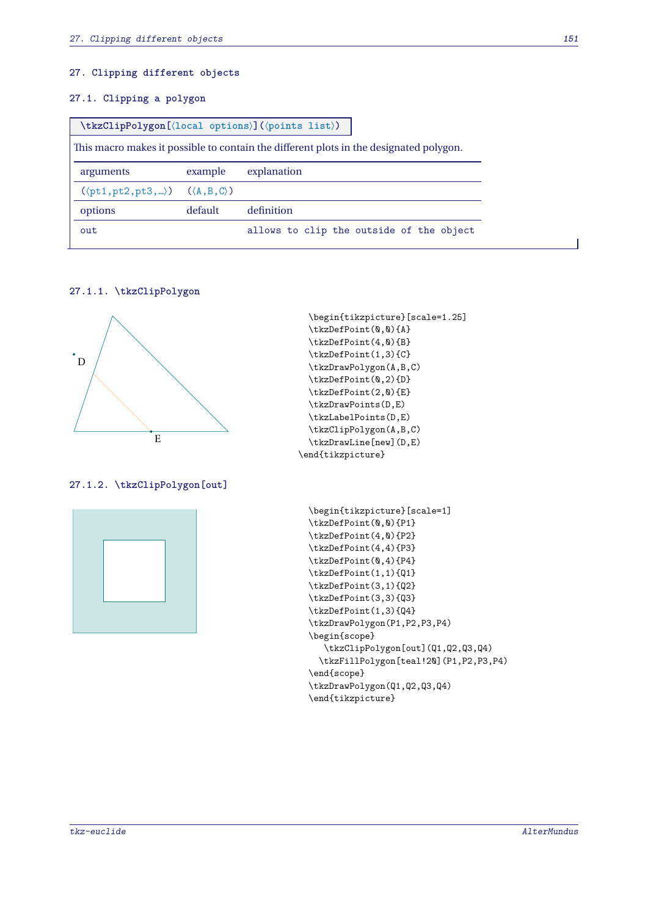# 27. Clipping different objects

## 27.1. Clipping a polygon

`\tkzClipPolygon[⟨local options⟩](⟨points list⟩)`

This macro makes it possible to contain the different plots in the designated polygon.

| arguments | example | explanation |
|---|---|---|
| (⟨pt1,pt2,pt3,...⟩) | (⟨A,B,C⟩) | |
| options | default | definition |
| out | | allows to clip the outside of the object |

### 27.1.1. \tkzClipPolygon

```
\begin{tikzpicture}[scale=1.25]
  \tkzDefPoint(0,0){A}
  \tkzDefPoint(4,0){B}
  \tkzDefPoint(1,3){C}
  \tkzDrawPolygon(A,B,C)
  \tkzDefPoint(0,2){D}
  \tkzDefPoint(2,0){E}
  \tkzDrawPoints(D,E)
  \tkzLabelPoints(D,E)
  \tkzClipPolygon(A,B,C)
  \tkzDrawLine[new](D,E)
\end{tikzpicture}
```

### 27.1.2. \tkzClipPolygon[out]

```
\begin{tikzpicture}[scale=1]
\tkzDefPoint(0,0){P1}
\tkzDefPoint(4,0){P2}
\tkzDefPoint(4,4){P3}
\tkzDefPoint(0,4){P4}
\tkzDefPoint(1,1){Q1}
\tkzDefPoint(3,1){Q2}
\tkzDefPoint(3,3){Q3}
\tkzDefPoint(1,3){Q4}
\tkzDrawPolygon(P1,P2,P3,P4)
\begin{scope}
   \tkzClipPolygon[out](Q1,Q2,Q3,Q4)
  \tkzFillPolygon[teal!20](P1,P2,P3,P4)
\end{scope}
\tkzDrawPolygon(Q1,Q2,Q3,Q4)
\end{tikzpicture}
```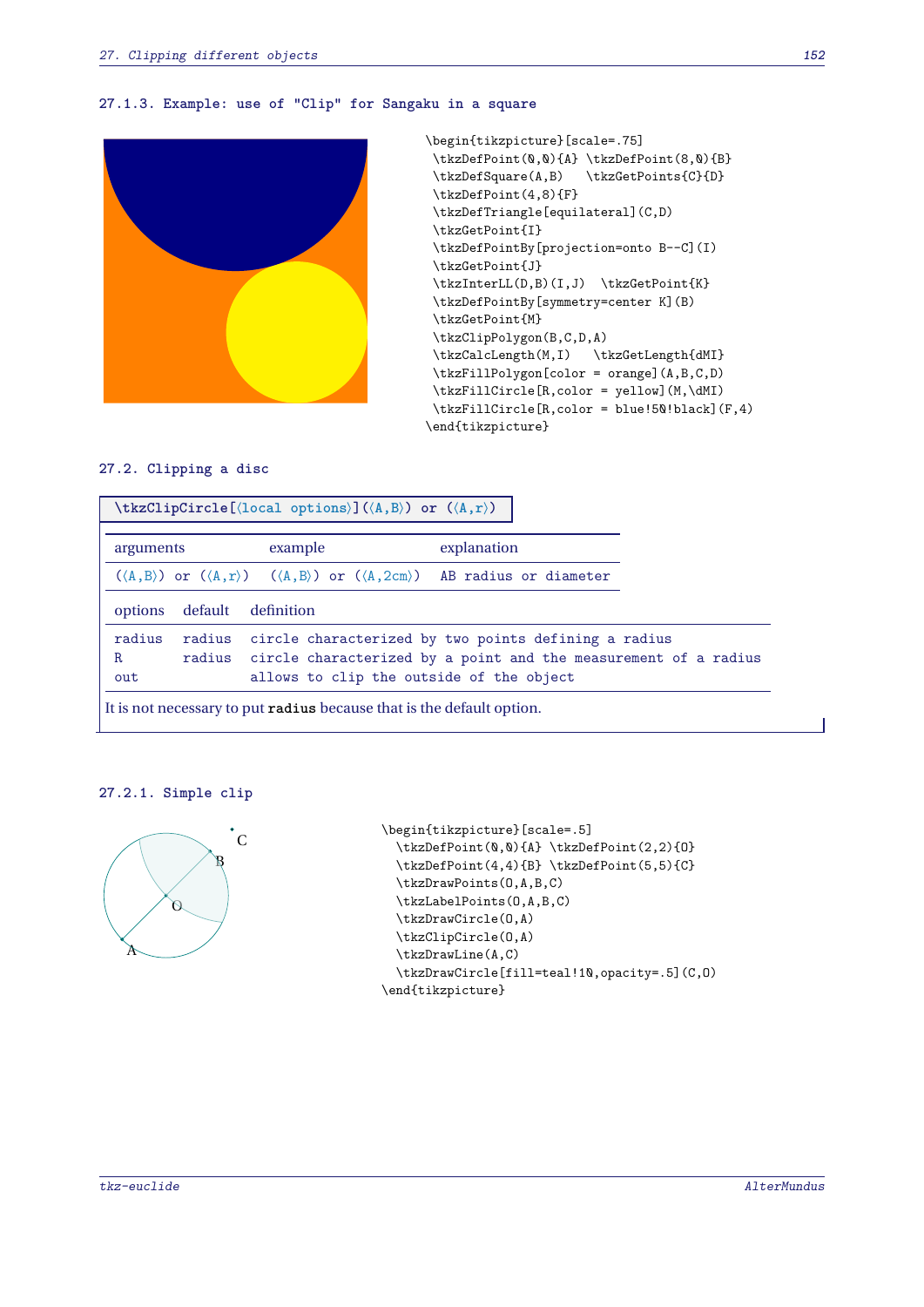### 27.1.3. Example: use of "Clip" for Sangaku in a square

```
\begin{tikzpicture}[scale=.75]
 \tkzDefPoint(0,0){A} \tkzDefPoint(8,0){B}
 \tkzDefSquare(A,B)   \tkzGetPoints{C}{D}
 \tkzDefPoint(4,8){F}
 \tkzDefTriangle[equilateral](C,D)
 \tkzGetPoint{I}
 \tkzDefPointBy[projection=onto B--C](I)
 \tkzGetPoint{J}
 \tkzInterLL(D,B)(I,J)  \tkzGetPoint{K}
 \tkzDefPointBy[symmetry=center K](B)
 \tkzGetPoint{M}
 \tkzClipPolygon(B,C,D,A)
 \tkzCalcLength(M,I)   \tkzGetLength{dMI}
 \tkzFillPolygon[color = orange](A,B,C,D)
 \tkzFillCircle[R,color = yellow](M,\dMI)
 \tkzFillCircle[R,color = blue!50!black](F,4)
\end{tikzpicture}
```

## 27.2. Clipping a disc

**\tkzClipCircle[⟨local options⟩](⟨A,B⟩) or (⟨A,r⟩)**

| arguments | example | explanation |
|---|---|---|
| (⟨A,B⟩) or (⟨A,r⟩) | (⟨A,B⟩) or (⟨A,2cm⟩) | AB radius or diameter |

| options | default | definition |
|---|---|---|
| radius | radius | circle characterized by two points defining a radius |
| R | radius | circle characterized by a point and the measurement of a radius |
| out | | allows to clip the outside of the object |

It is not necessary to put **radius** because that is the default option.

### 27.2.1. Simple clip

```
\begin{tikzpicture}[scale=.5]
  \tkzDefPoint(0,0){A} \tkzDefPoint(2,2){O}
  \tkzDefPoint(4,4){B} \tkzDefPoint(5,5){C}
  \tkzDrawPoints(O,A,B,C)
  \tkzLabelPoints(O,A,B,C)
  \tkzDrawCircle(O,A)
  \tkzClipCircle(O,A)
  \tkzDrawLine(A,C)
  \tkzDrawCircle[fill=teal!10,opacity=.5](C,O)
\end{tikzpicture}
```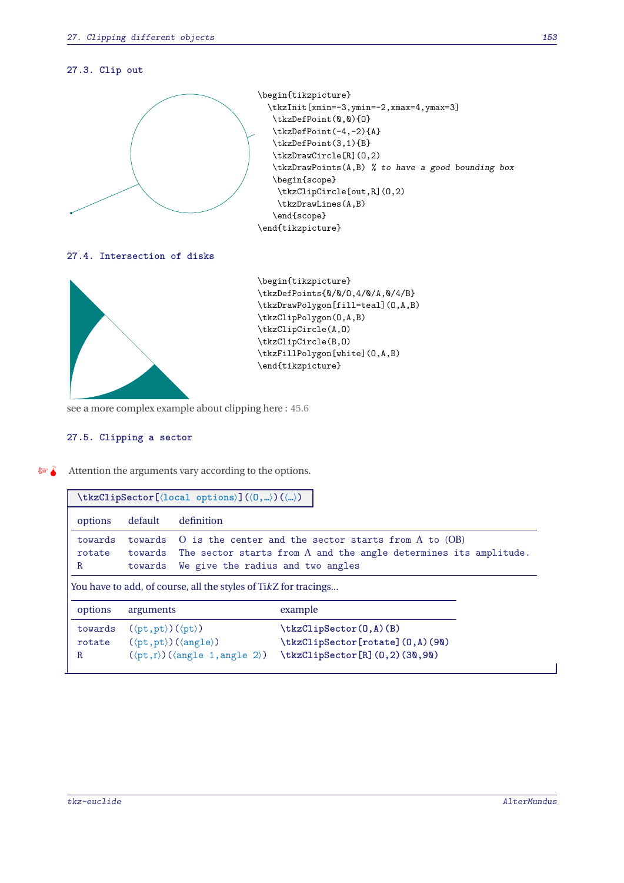### 27.3. Clip out

```
\begin{tikzpicture}
  \tkzInit[xmin=-3,ymin=-2,xmax=4,ymax=3]
   \tkzDefPoint(0,0){O}
   \tkzDefPoint(-4,-2){A}
   \tkzDefPoint(3,1){B}
   \tkzDrawCircle[R](O,2)
   \tkzDrawPoints(A,B) % to have a good bounding box
   \begin{scope}
    \tkzClipCircle[out,R](O,2)
    \tkzDrawLines(A,B)
   \end{scope}
\end{tikzpicture}
```

### 27.4. Intersection of disks

```
\begin{tikzpicture}
\tkzDefPoints{0/0/O,4/0/A,0/4/B}
\tkzDrawPolygon[fill=teal](O,A,B)
\tkzClipPolygon(O,A,B)
\tkzClipCircle(A,O)
\tkzClipCircle(B,O)
\tkzFillPolygon[white](O,A,B)
\end{tikzpicture}
```

see a more complex example about clipping here : 45.6

### 27.5. Clipping a sector

Attention the arguments vary according to the options.

**\tkzClipSector[⟨local options⟩](⟨O,...⟩)(⟨...⟩)**

| options | default | definition |
|---|---|---|
| towards | towards | O is the center and the sector starts from A to (OB) |
| rotate | towards | The sector starts from A and the angle determines its amplitude. |
| R | towards | We give the radius and two angles |

You have to add, of course, all the styles of TikZ for tracings...

| options | arguments | example |
|---|---|---|
| towards | (⟨pt,pt⟩)(⟨pt⟩) | \tkzClipSector(O,A)(B) |
| rotate | (⟨pt,pt⟩)(⟨angle⟩) | \tkzClipSector[rotate](O,A)(90) |
| R | (⟨pt,r⟩)(⟨angle 1,angle 2⟩) | \tkzClipSector[R](O,2)(30,90) |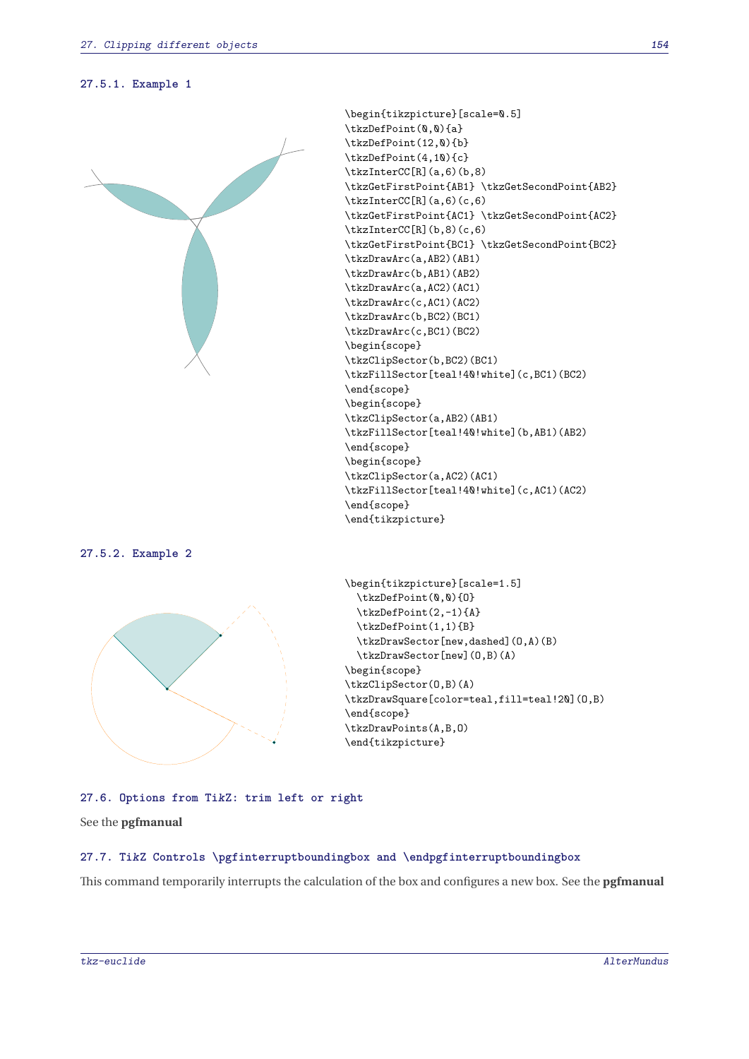### 27.5.1. Example 1

```
\begin{tikzpicture}[scale=0.5]
\tkzDefPoint(0,0){a}
\tkzDefPoint(12,0){b}
\tkzDefPoint(4,10){c}
\tkzInterCC[R](a,6)(b,8)
\tkzGetFirstPoint{AB1} \tkzGetSecondPoint{AB2}
\tkzInterCC[R](a,6)(c,6)
\tkzGetFirstPoint{AC1} \tkzGetSecondPoint{AC2}
\tkzInterCC[R](b,8)(c,6)
\tkzGetFirstPoint{BC1} \tkzGetSecondPoint{BC2}
\tkzDrawArc(a,AB2)(AB1)
\tkzDrawArc(b,AB1)(AB2)
\tkzDrawArc(a,AC2)(AC1)
\tkzDrawArc(c,AC1)(AC2)
\tkzDrawArc(b,BC2)(BC1)
\tkzDrawArc(c,BC1)(BC2)
\begin{scope}
\tkzClipSector(b,BC2)(BC1)
\tkzFillSector[teal!40!white](c,BC1)(BC2)
\end{scope}
\begin{scope}
\tkzClipSector(a,AB2)(AB1)
\tkzFillSector[teal!40!white](b,AB1)(AB2)
\end{scope}
\begin{scope}
\tkzClipSector(a,AC2)(AC1)
\tkzFillSector[teal!40!white](c,AC1)(AC2)
\end{scope}
\end{tikzpicture}
```

### 27.5.2. Example 2

```
\begin{tikzpicture}[scale=1.5]
  \tkzDefPoint(0,0){O}
  \tkzDefPoint(2,-1){A}
  \tkzDefPoint(1,1){B}
  \tkzDrawSector[new,dashed](O,A)(B)
  \tkzDrawSector[new](O,B)(A)
\begin{scope}
\tkzClipSector(O,B)(A)
\tkzDrawSquare[color=teal,fill=teal!20](O,B)
\end{scope}
\tkzDrawPoints(A,B,O)
\end{tikzpicture}
```

## 27.6. Options from TikZ: trim left or right

See the **pgfmanual**

## 27.7. TikZ Controls \pgfinterruptboundingbox and \endpgfinterruptboundingbox

This command temporarily interrupts the calculation of the box and configures a new box. See the **pgfmanual**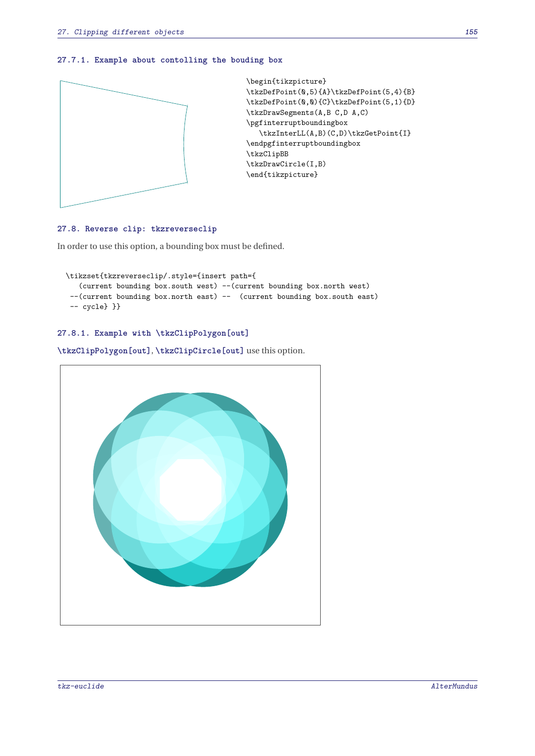### 27.7.1. Example about contolling the bouding box

```
\begin{tikzpicture}
\tkzDefPoint(0,5){A}\tkzDefPoint(5,4){B}
\tkzDefPoint(0,0){C}\tkzDefPoint(5,1){D}
\tkzDrawSegments(A,B C,D A,C)
\pgfinterruptboundingbox
   \tkzInterLL(A,B)(C,D)\tkzGetPoint{I}
\endpgfinterruptboundingbox
\tkzClipBB
\tkzDrawCircle(I,B)
\end{tikzpicture}
```

## 27.8. Reverse clip: tkzreverseclip

In order to use this option, a bounding box must be defined.

```
\tikzset{tkzreverseclip/.style={insert path={
   (current bounding box.south west) --(current bounding box.north west)
 --(current bounding box.north east) --  (current bounding box.south east)
 -- cycle} }}
```

### 27.8.1. Example with \tkzClipPolygon[out]

**\tkzClipPolygon[out]**, **\tkzClipCircle[out]** use this option.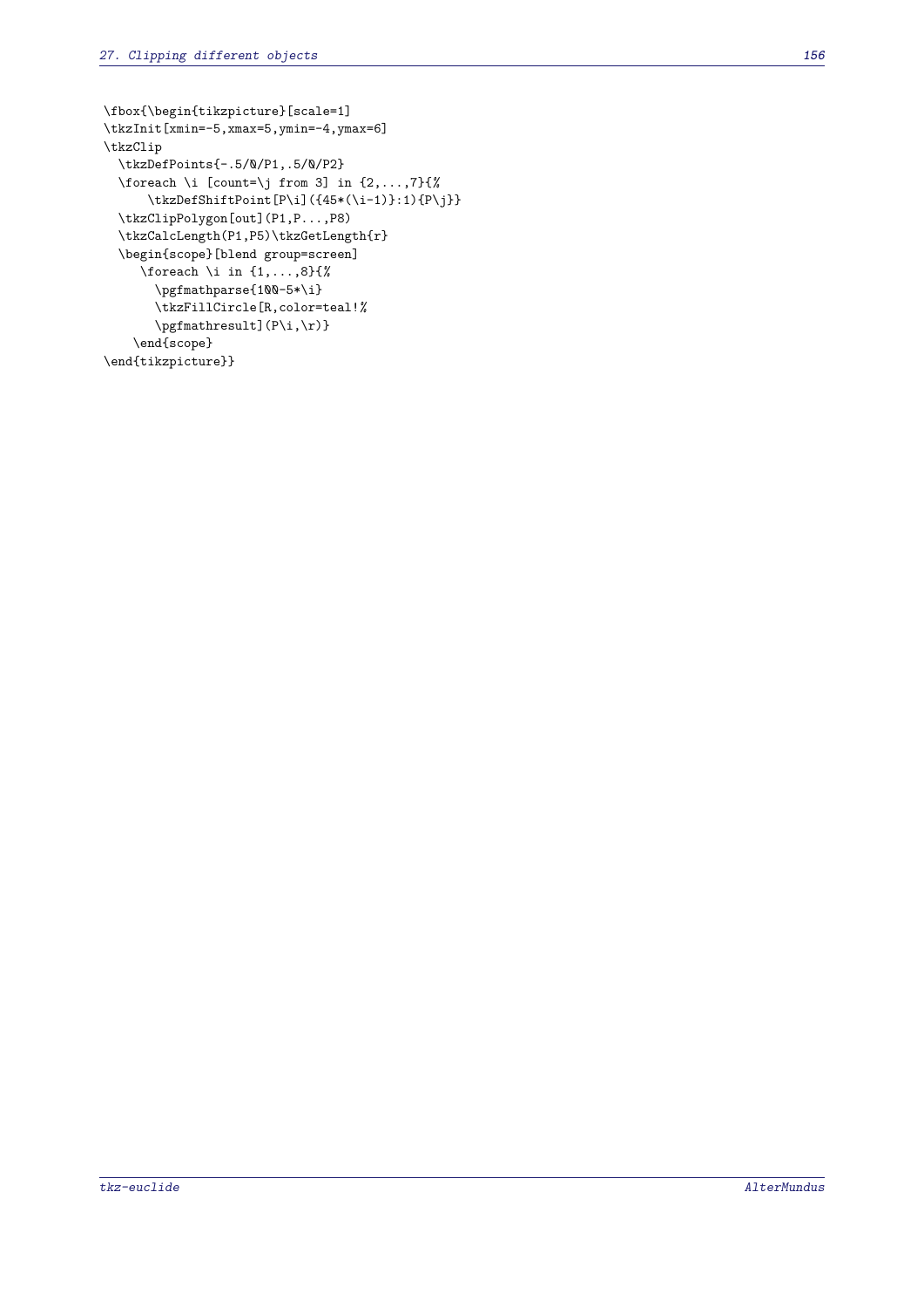```
\fbox{\begin{tikzpicture}[scale=1]
\tkzInit[xmin=-5,xmax=5,ymin=-4,ymax=6]
\tkzClip
  \tkzDefPoints{-.5/0/P1,.5/0/P2}
  \foreach \i [count=\j from 3] in {2,...,7}{%
      \tkzDefShiftPoint[P\i]({45*(\i-1)}:1){P\j}}
  \tkzClipPolygon[out](P1,P...,P8)
  \tkzCalcLength(P1,P5)\tkzGetLength{r}
  \begin{scope}[blend group=screen]
     \foreach \i in {1,...,8}{%
       \pgfmathparse{100-5*\i}
       \tkzFillCircle[R,color=teal!%
       \pgfmathresult](P\i,\r)}
    \end{scope}
\end{tikzpicture}}
```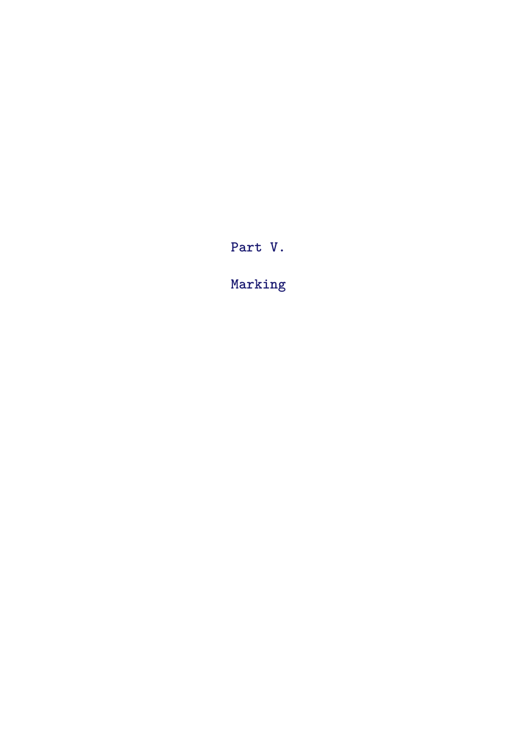# Part V.

# Marking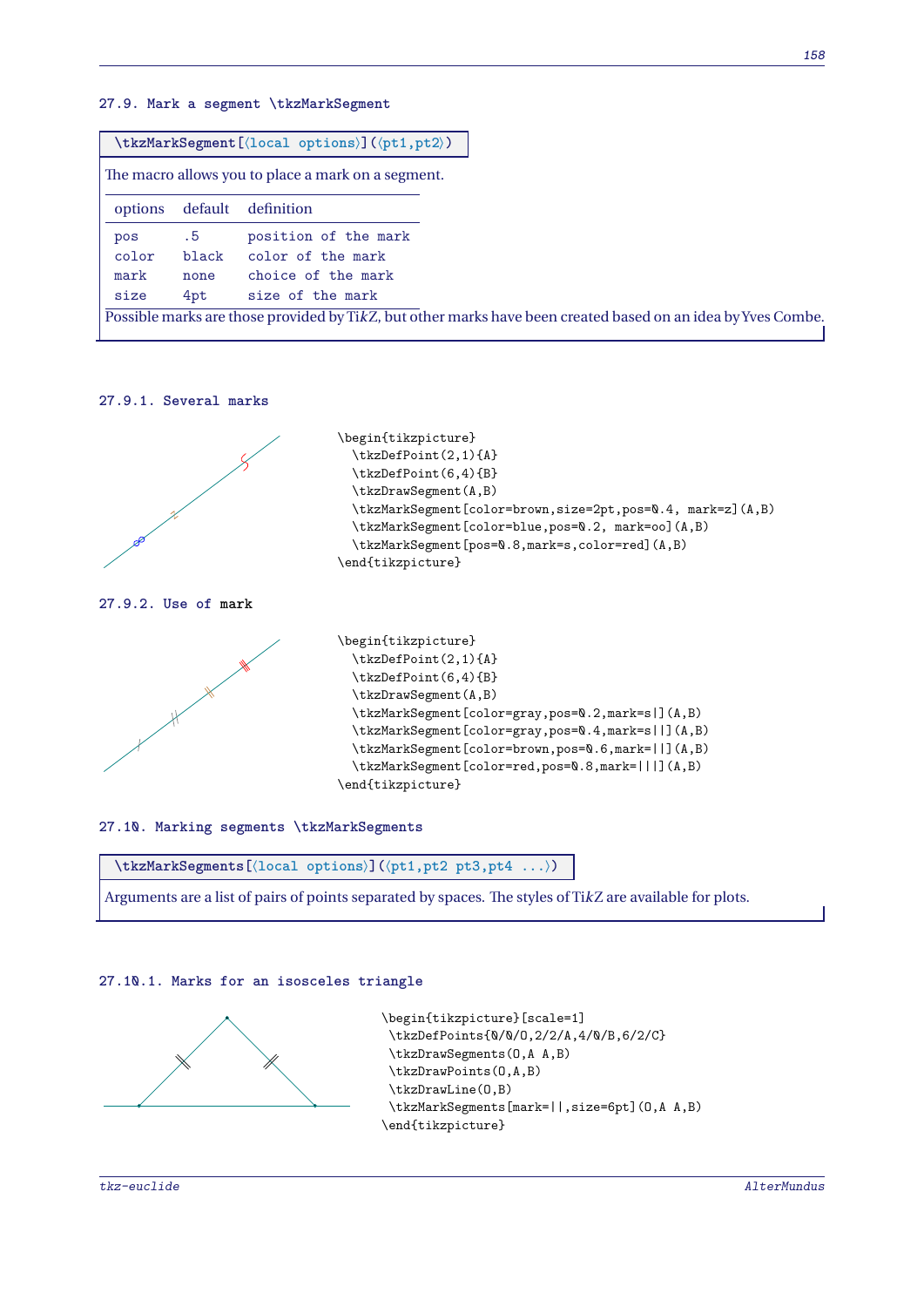## 27.9. Mark a segment \tkzMarkSegment

`\tkzMarkSegment[⟨local options⟩](⟨pt1,pt2⟩)`

The macro allows you to place a mark on a segment.

| options | default | definition |
|---|---|---|
| pos | .5 | position of the mark |
| color | black | color of the mark |
| mark | none | choice of the mark |
| size | 4pt | size of the mark |

Possible marks are those provided by TikZ, but other marks have been created based on an idea by Yves Combe.

### 27.9.1. Several marks

```
\begin{tikzpicture}
  \tkzDefPoint(2,1){A}
  \tkzDefPoint(6,4){B}
  \tkzDrawSegment(A,B)
  \tkzMarkSegment[color=brown,size=2pt,pos=0.4, mark=z](A,B)
  \tkzMarkSegment[color=blue,pos=0.2, mark=oo](A,B)
  \tkzMarkSegment[pos=0.8,mark=s,color=red](A,B)
\end{tikzpicture}
```

### 27.9.2. Use of mark

```
\begin{tikzpicture}
  \tkzDefPoint(2,1){A}
  \tkzDefPoint(6,4){B}
  \tkzDrawSegment(A,B)
  \tkzMarkSegment[color=gray,pos=0.2,mark=s|](A,B)
  \tkzMarkSegment[color=gray,pos=0.4,mark=s||](A,B)
  \tkzMarkSegment[color=brown,pos=0.6,mark=||](A,B)
  \tkzMarkSegment[color=red,pos=0.8,mark=|||](A,B)
\end{tikzpicture}
```

## 27.10. Marking segments \tkzMarkSegments

`\tkzMarkSegments[⟨local options⟩](⟨pt1,pt2 pt3,pt4 ...⟩)`

Arguments are a list of pairs of points separated by spaces. The styles of TikZ are available for plots.

### 27.10.1. Marks for an isosceles triangle

```
\begin{tikzpicture}[scale=1]
 \tkzDefPoints{0/0/O,2/2/A,4/0/B,6/2/C}
 \tkzDrawSegments(O,A A,B)
 \tkzDrawPoints(O,A,B)
 \tkzDrawLine(O,B)
 \tkzMarkSegments[mark=||,size=6pt](O,A A,B)
\end{tikzpicture}
```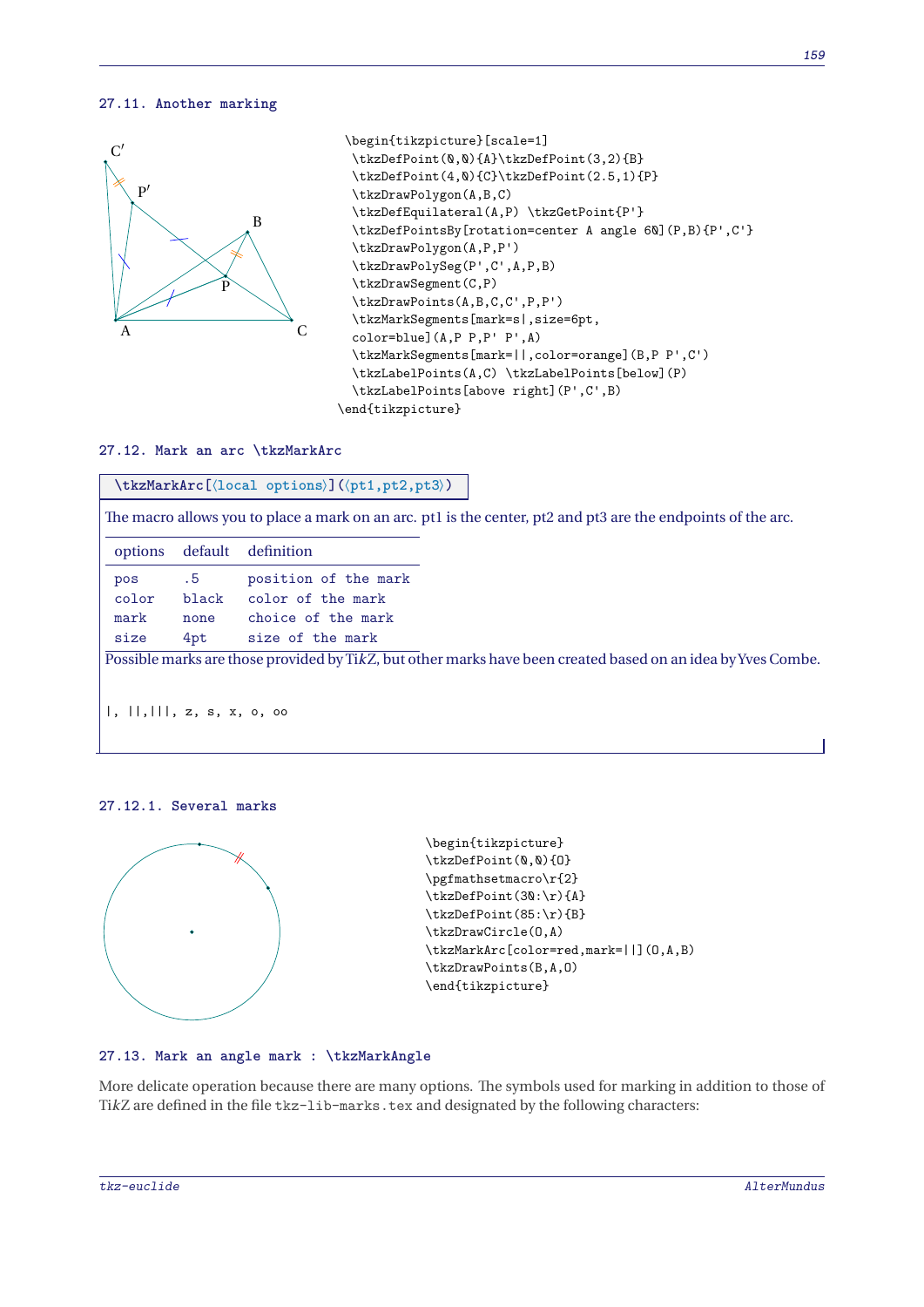### 27.11. Another marking

```
\begin{tikzpicture}[scale=1]
 \tkzDefPoint(0,0){A}\tkzDefPoint(3,2){B}
 \tkzDefPoint(4,0){C}\tkzDefPoint(2.5,1){P}
 \tkzDrawPolygon(A,B,C)
 \tkzDefEquilateral(A,P) \tkzGetPoint{P'}
 \tkzDefPointsBy[rotation=center A angle 60](P,B){P',C'}
 \tkzDrawPolygon(A,P,P')
 \tkzDrawPolySeg(P',C',A,P,B)
 \tkzDrawSegment(C,P)
 \tkzDrawPoints(A,B,C,C',P,P')
 \tkzMarkSegments[mark=s|,size=6pt,
 color=blue](A,P P,P' P',A)
 \tkzMarkSegments[mark=||,color=orange](B,P P',C')
 \tkzLabelPoints(A,C) \tkzLabelPoints[below](P)
 \tkzLabelPoints[above right](P',C',B)
\end{tikzpicture}
```

### 27.12. Mark an arc \tkzMarkArc

`\tkzMarkArc[⟨local options⟩](⟨pt1,pt2,pt3⟩)`

The macro allows you to place a mark on an arc. pt1 is the center, pt2 and pt3 are the endpoints of the arc.

| options | default | definition |
|---|---|---|
| pos | .5 | position of the mark |
| color | black | color of the mark |
| mark | none | choice of the mark |
| size | 4pt | size of the mark |

Possible marks are those provided by Ti*k*Z, but other marks have been created based on an idea by Yves Combe.

|, ||,|||, z, s, x, o, oo

#### 27.12.1. Several marks

```
\begin{tikzpicture}
\tkzDefPoint(0,0){O}
\pgfmathsetmacro\r{2}
\tkzDefPoint(30:\r){A}
\tkzDefPoint(85:\r){B}
\tkzDrawCircle(O,A)
\tkzMarkArc[color=red,mark=||](O,A,B)
\tkzDrawPoints(B,A,O)
\end{tikzpicture}
```

### 27.13. Mark an angle mark : \tkzMarkAngle

More delicate operation because there are many options. The symbols used for marking in addition to those of Ti*k*Z are defined in the file `tkz-lib-marks.tex` and designated by the following characters: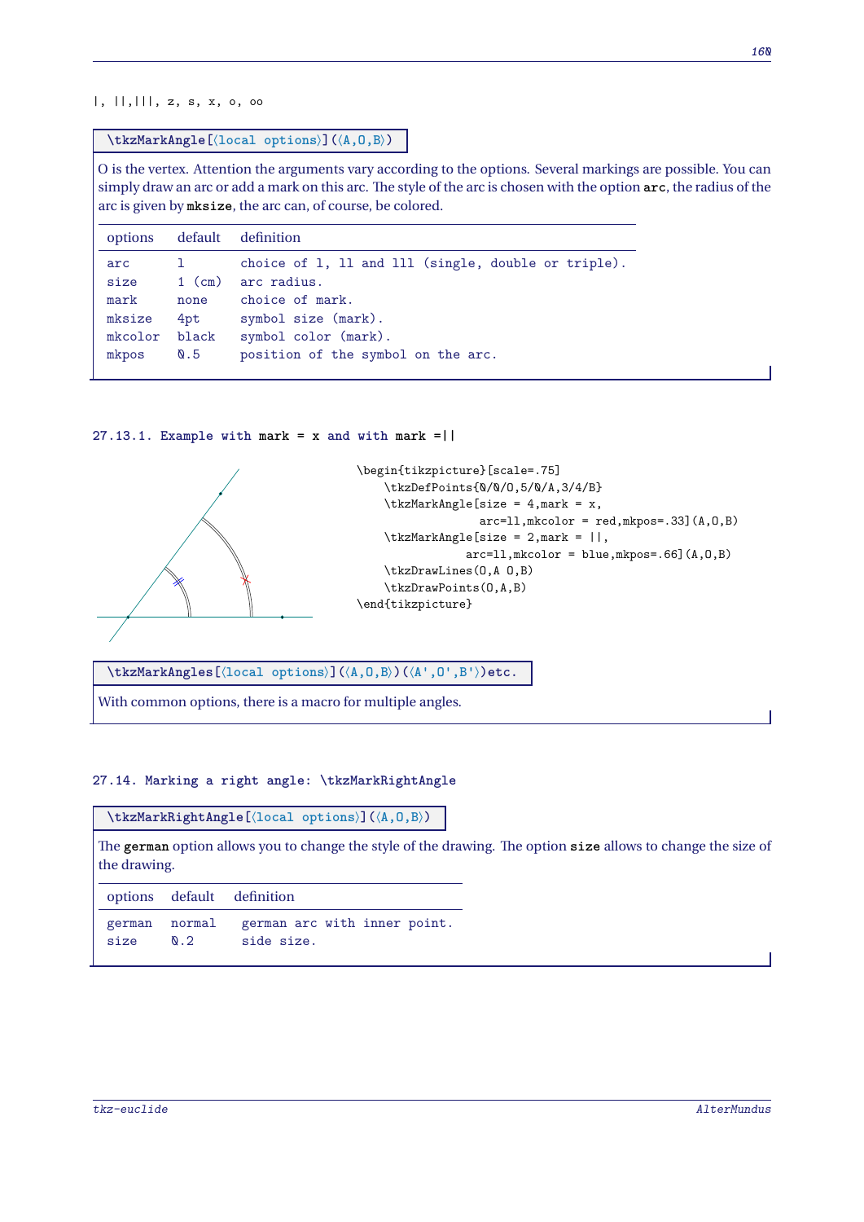|, ||,|||, z, s, x, o, oo

`\tkzMarkAngle[⟨local options⟩](⟨A,O,B⟩)`

O is the vertex. Attention the arguments vary according to the options. Several markings are possible. You can simply draw an arc or add a mark on this arc. The style of the arc is chosen with the option **arc**, the radius of the arc is given by **mksize**, the arc can, of course, be colored.

| options | default | definition |
|---|---|---|
| arc | l | choice of l, ll and lll (single, double or triple). |
| size | 1 (cm) | arc radius. |
| mark | none | choice of mark. |
| mksize | 4pt | symbol size (mark). |
| mkcolor | black | symbol color (mark). |
| mkpos | 0.5 | position of the symbol on the arc. |

### 27.13.1. Example with mark = x and with mark =||

```
\begin{tikzpicture}[scale=.75]
    \tkzDefPoints{0/0/O,5/0/A,3/4/B}
    \tkzMarkAngle[size = 4,mark = x,
                arc=ll,mkcolor = red,mkpos=.33](A,O,B)
    \tkzMarkAngle[size = 2,mark = ||,
              arc=ll,mkcolor = blue,mkpos=.66](A,O,B)
    \tkzDrawLines(O,A O,B)
    \tkzDrawPoints(O,A,B)
\end{tikzpicture}
```

`\tkzMarkAngles[⟨local options⟩](⟨A,O,B⟩)(⟨A',O',B'⟩)etc.`

With common options, there is a macro for multiple angles.

## 27.14. Marking a right angle: \tkzMarkRightAngle

`\tkzMarkRightAngle[⟨local options⟩](⟨A,O,B⟩)`

The **german** option allows you to change the style of the drawing. The option **size** allows to change the size of the drawing.

| options | default | definition |
|---|---|---|
| german | normal | german arc with inner point. |
| size | 0.2 | side size. |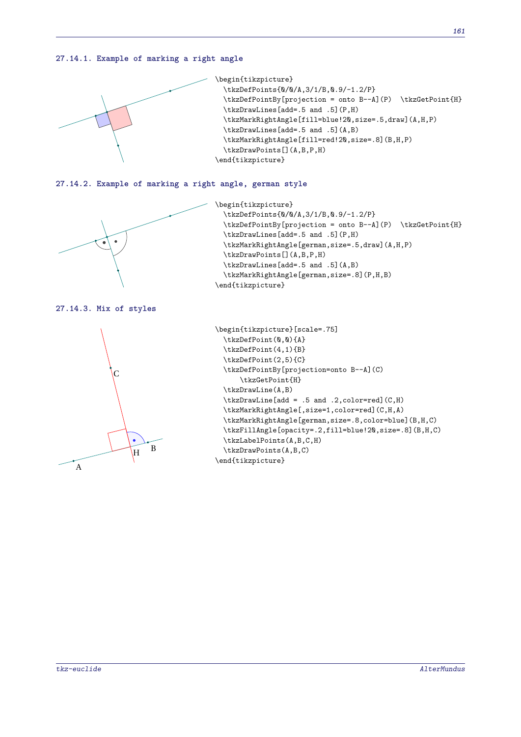### 27.14.1. Example of marking a right angle

```
\begin{tikzpicture}
  \tkzDefPoints{0/0/A,3/1/B,0.9/-1.2/P}
  \tkzDefPointBy[projection = onto B--A](P)  \tkzGetPoint{H}
  \tkzDrawLines[add=.5 and .5](P,H)
  \tkzMarkRightAngle[fill=blue!20,size=.5,draw](A,H,P)
  \tkzDrawLines[add=.5 and .5](A,B)
  \tkzMarkRightAngle[fill=red!20,size=.8](B,H,P)
  \tkzDrawPoints[](A,B,P,H)
\end{tikzpicture}
```

### 27.14.2. Example of marking a right angle, german style

```
\begin{tikzpicture}
  \tkzDefPoints{0/0/A,3/1/B,0.9/-1.2/P}
  \tkzDefPointBy[projection = onto B--A](P)  \tkzGetPoint{H}
  \tkzDrawLines[add=.5 and .5](P,H)
  \tkzMarkRightAngle[german,size=.5,draw](A,H,P)
  \tkzDrawPoints[](A,B,P,H)
  \tkzDrawLines[add=.5 and .5](A,B)
  \tkzMarkRightAngle[german,size=.8](P,H,B)
\end{tikzpicture}
```

### 27.14.3. Mix of styles

```
\begin{tikzpicture}[scale=.75]
  \tkzDefPoint(0,0){A}
  \tkzDefPoint(4,1){B}
  \tkzDefPoint(2,5){C}
  \tkzDefPointBy[projection=onto B--A](C)
      \tkzGetPoint{H}
  \tkzDrawLine(A,B)
  \tkzDrawLine[add = .5 and .2,color=red](C,H)
  \tkzMarkRightAngle[,size=1,color=red](C,H,A)
  \tkzMarkRightAngle[german,size=.8,color=blue](B,H,C)
  \tkzFillAngle[opacity=.2,fill=blue!20,size=.8](B,H,C)
  \tkzLabelPoints(A,B,C,H)
  \tkzDrawPoints(A,B,C)
\end{tikzpicture}
```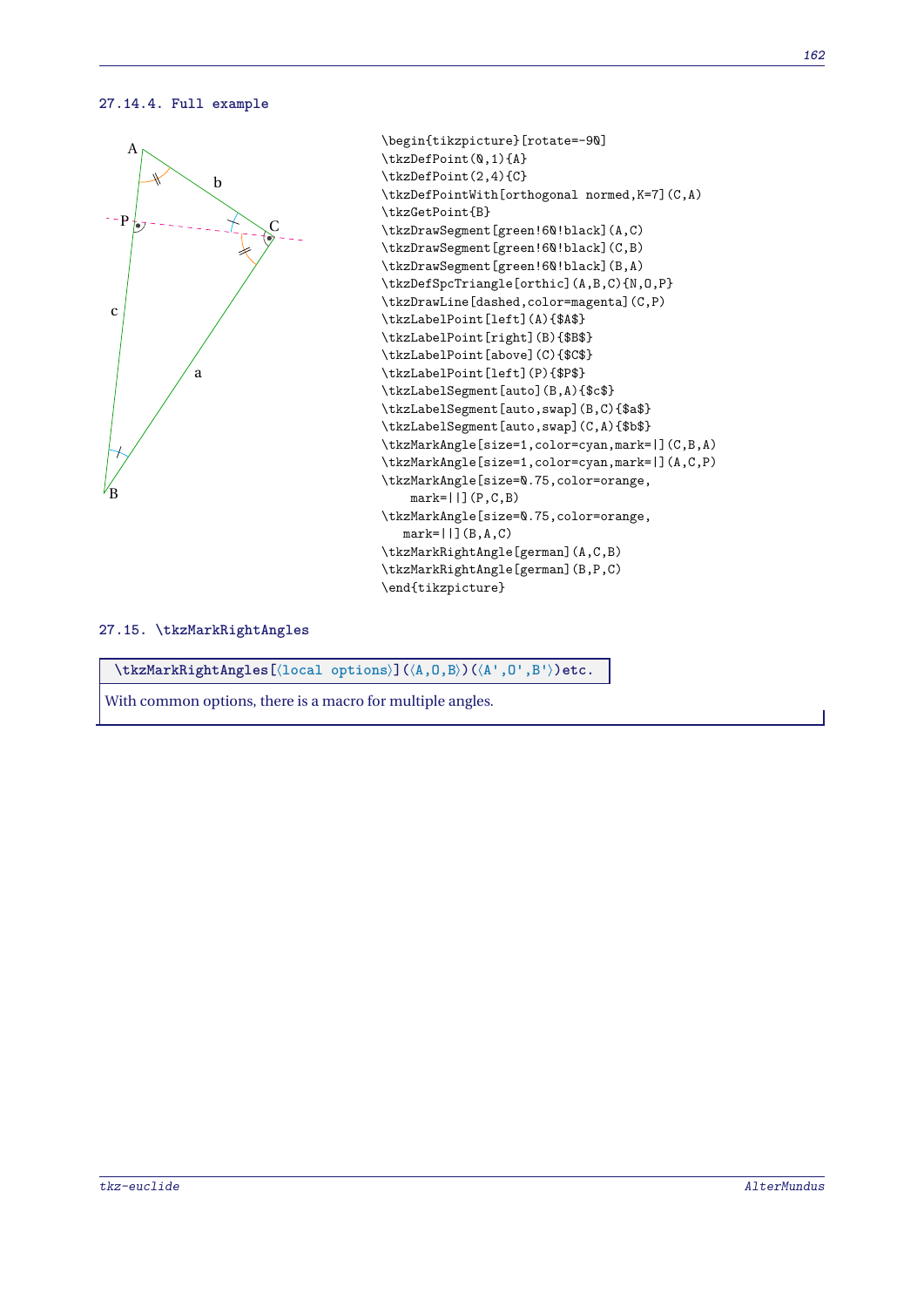### 27.14.4. Full example

```
\begin{tikzpicture}[rotate=-90]
\tkzDefPoint(0,1){A}
\tkzDefPoint(2,4){C}
\tkzDefPointWith[orthogonal normed,K=7](C,A)
\tkzGetPoint{B}
\tkzDrawSegment[green!60!black](A,C)
\tkzDrawSegment[green!60!black](C,B)
\tkzDrawSegment[green!60!black](B,A)
\tkzDefSpcTriangle[orthic](A,B,C){N,O,P}
\tkzDrawLine[dashed,color=magenta](C,P)
\tkzLabelPoint[left](A){$A$}
\tkzLabelPoint[right](B){$B$}
\tkzLabelPoint[above](C){$C$}
\tkzLabelPoint[left](P){$P$}
\tkzLabelSegment[auto](B,A){$c$}
\tkzLabelSegment[auto,swap](B,C){$a$}
\tkzLabelSegment[auto,swap](C,A){$b$}
\tkzMarkAngle[size=1,color=cyan,mark=|](C,B,A)
\tkzMarkAngle[size=1,color=cyan,mark=|](A,C,P)
\tkzMarkAngle[size=0.75,color=orange,
    mark=||](P,C,B)
\tkzMarkAngle[size=0.75,color=orange,
   mark=||](B,A,C)
\tkzMarkRightAngle[german](A,C,B)
\tkzMarkRightAngle[german](B,P,C)
\end{tikzpicture}
```

### 27.15. \tkzMarkRightAngles

**\tkzMarkRightAngles[⟨local options⟩](⟨A,O,B⟩)(⟨A',O',B'⟩)etc.**

With common options, there is a macro for multiple angles.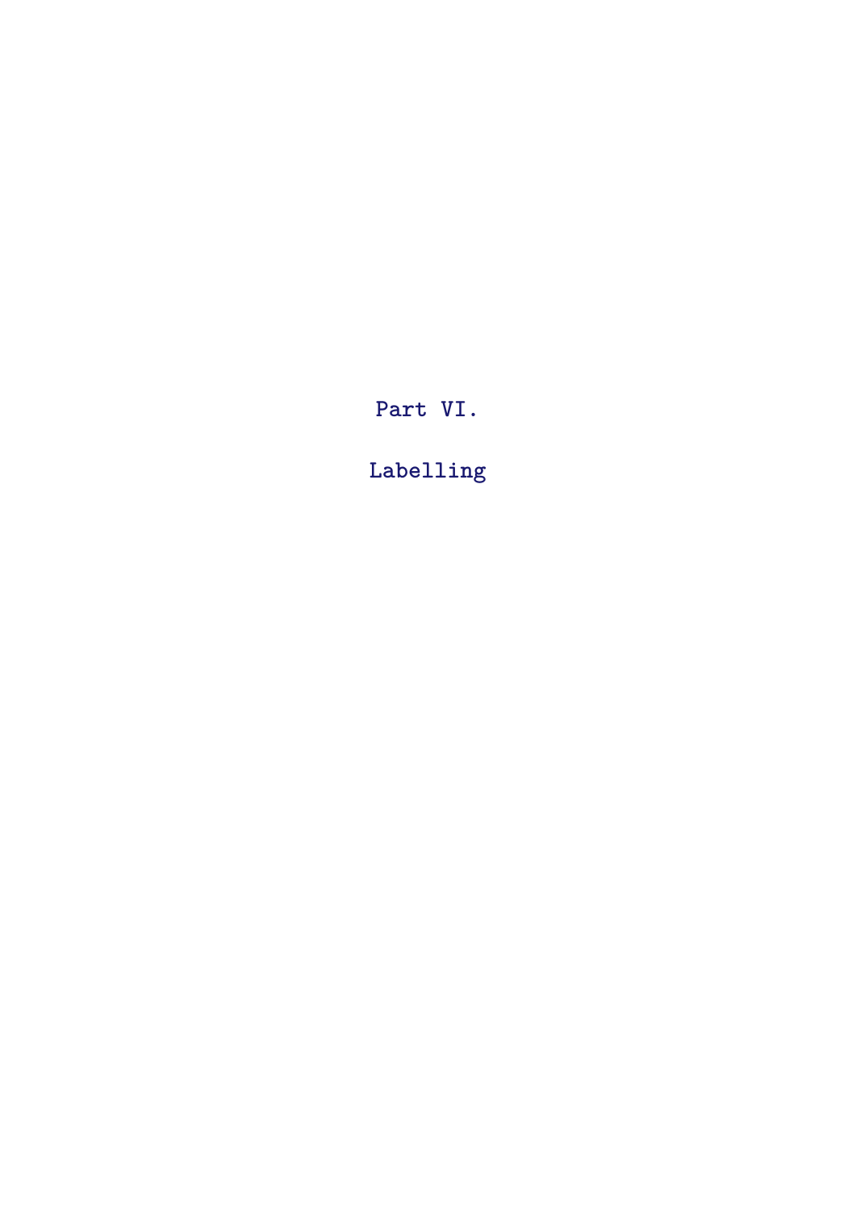# Part VI.

# Labelling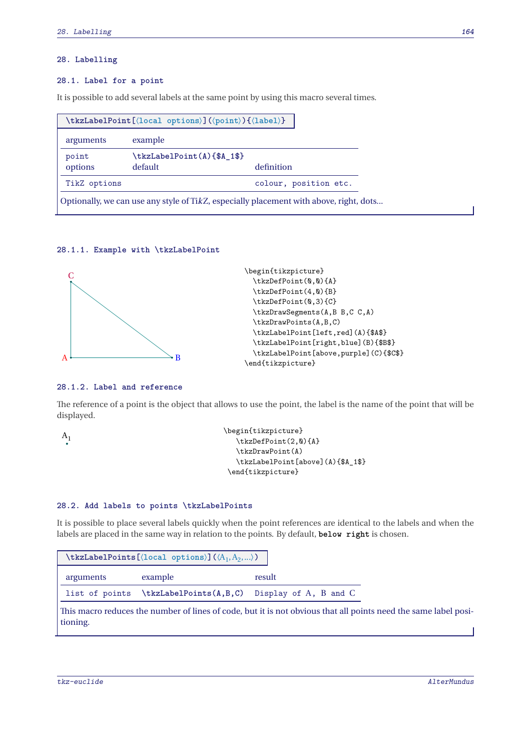# 28. Labelling

## 28.1. Label for a point

It is possible to add several labels at the same point by using this macro several times.

`\tkzLabelPoint[⟨local options⟩](⟨point⟩){⟨label⟩}`

| arguments | example | |
|---|---|---|
| point | `\tkzLabelPoint(A){$A_1$}` | |
| options | default | definition |
| TikZ options | | colour, position etc. |

Optionally, we can use any style of Ti*k*Z, especially placement with above, right, dots...

### 28.1.1. Example with \tkzLabelPoint

```
\begin{tikzpicture}
  \tkzDefPoint(0,0){A}
  \tkzDefPoint(4,0){B}
  \tkzDefPoint(0,3){C}
  \tkzDrawSegments(A,B B,C C,A)
  \tkzDrawPoints(A,B,C)
  \tkzLabelPoint[left,red](A){$A$}
  \tkzLabelPoint[right,blue](B){$B$}
  \tkzLabelPoint[above,purple](C){$C$}
\end{tikzpicture}
```

### 28.1.2. Label and reference

The reference of a point is the object that allows to use the point, the label is the name of the point that will be displayed.

```
\begin{tikzpicture}
  \tkzDefPoint(2,0){A}
  \tkzDrawPoint(A)
  \tkzLabelPoint[above](A){$A_1$}
\end{tikzpicture}
```

## 28.2. Add labels to points \tkzLabelPoints

It is possible to place several labels quickly when the point references are identical to the labels and when the labels are placed in the same way in relation to the points. By default, **below right** is chosen.

`\tkzLabelPoints[⟨local options⟩](⟨`$A_1, A_2, ...$`⟩)`

| arguments | example | result |
|---|---|---|
| list of points | `\tkzLabelPoints(A,B,C)` | Display of A, B and C |

This macro reduces the number of lines of code, but it is not obvious that all points need the same label positioning.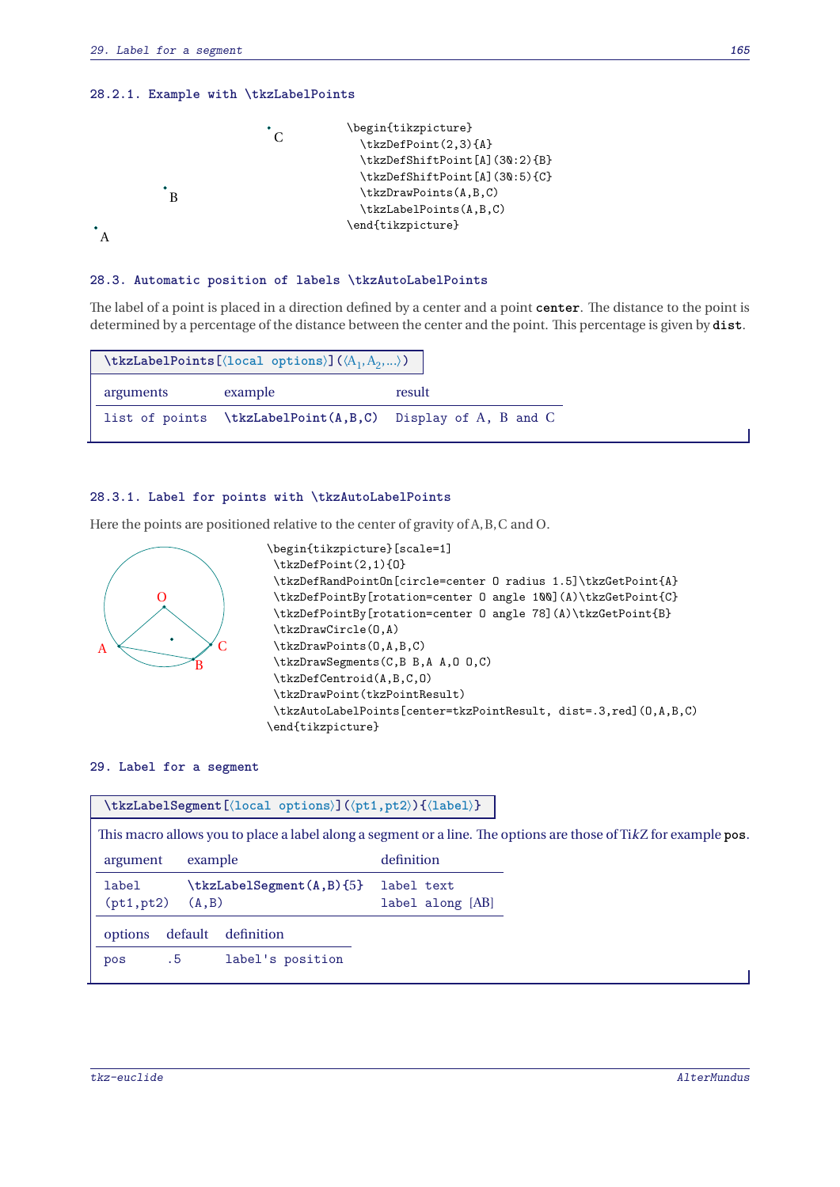### 28.2.1. Example with \tkzLabelPoints

```
\begin{tikzpicture}
  \tkzDefPoint(2,3){A}
  \tkzDefShiftPoint[A](30:2){B}
  \tkzDefShiftPoint[A](30:5){C}
  \tkzDrawPoints(A,B,C)
  \tkzLabelPoints(A,B,C)
\end{tikzpicture}
```

## 28.3. Automatic position of labels \tkzAutoLabelPoints

The label of a point is placed in a direction defined by a center and a point **center**. The distance to the point is determined by a percentage of the distance between the center and the point. This percentage is given by **dist**.

**\tkzLabelPoints**[⟨local options⟩](⟨$A_1, A_2, ...$⟩)

| arguments | example | result |
|---|---|---|
| list of points | **\tkzLabelPoint(A,B,C)** | Display of A, B and C |

### 28.3.1. Label for points with \tkzAutoLabelPoints

Here the points are positioned relative to the center of gravity of A, B, C and O.

```
\begin{tikzpicture}[scale=1]
 \tkzDefPoint(2,1){O}
 \tkzDefRandPointOn[circle=center O radius 1.5]\tkzGetPoint{A}
 \tkzDefPointBy[rotation=center O angle 100](A)\tkzGetPoint{C}
 \tkzDefPointBy[rotation=center O angle 78](A)\tkzGetPoint{B}
 \tkzDrawCircle(O,A)
 \tkzDrawPoints(O,A,B,C)
 \tkzDrawSegments(C,B B,A A,O O,C)
 \tkzDefCentroid(A,B,C,O)
 \tkzDrawPoint(tkzPointResult)
 \tkzAutoLabelPoints[center=tkzPointResult, dist=.3,red](O,A,B,C)
\end{tikzpicture}
```

# 29. Label for a segment

**\tkzLabelSegment**[⟨local options⟩](⟨pt1,pt2⟩){⟨label⟩}

This macro allows you to place a label along a segment or a line. The options are those of Ti*k*Z for example **pos**.

| argument | example | definition |
|---|---|---|
| label | **\tkzLabelSegment(A,B){5}** | label text |
| (pt1,pt2) | (A,B) | label along [AB] |

| options | default | definition |
|---|---|---|
| pos | .5 | label's position |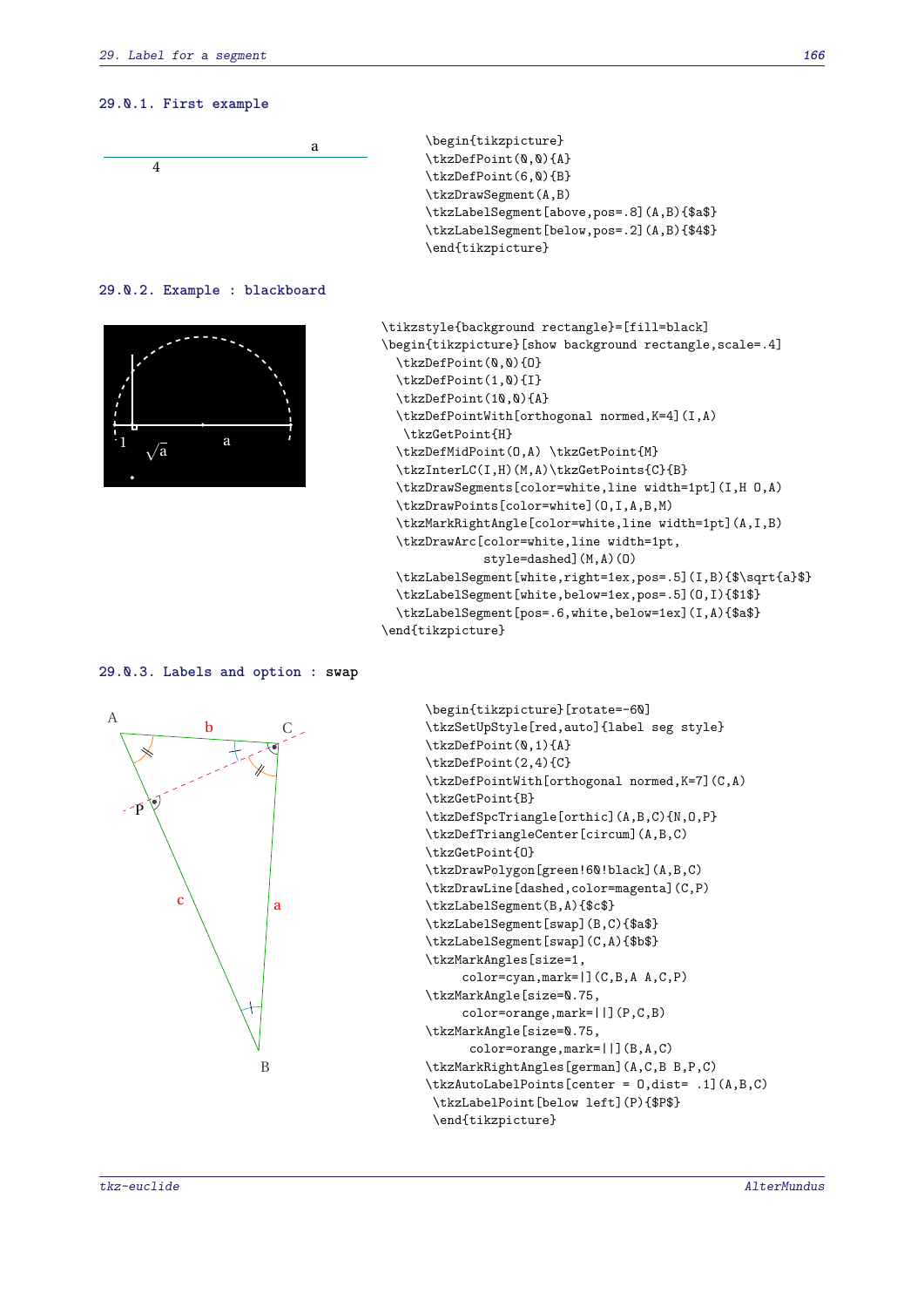### 29.0.1. First example

a

4

```
\begin{tikzpicture}
\tkzDefPoint(0,0){A}
\tkzDefPoint(6,0){B}
\tkzDrawSegment(A,B)
\tkzLabelSegment[above,pos=.8](A,B){$a$}
\tkzLabelSegment[below,pos=.2](A,B){$4$}
\end{tikzpicture}
```

### 29.0.2. Example : blackboard

```
\tikzstyle{background rectangle}=[fill=black]
\begin{tikzpicture}[show background rectangle,scale=.4]
  \tkzDefPoint(0,0){O}
  \tkzDefPoint(1,0){I}
  \tkzDefPoint(10,0){A}
  \tkzDefPointWith[orthogonal normed,K=4](I,A)
   \tkzGetPoint{H}
  \tkzDefMidPoint(O,A) \tkzGetPoint{M}
  \tkzInterLC(I,H)(M,A)\tkzGetPoints{C}{B}
  \tkzDrawSegments[color=white,line width=1pt](I,H O,A)
  \tkzDrawPoints[color=white](O,I,A,B,M)
  \tkzMarkRightAngle[color=white,line width=1pt](A,I,B)
  \tkzDrawArc[color=white,line width=1pt,
            style=dashed](M,A)(O)
  \tkzLabelSegment[white,right=1ex,pos=.5](I,B){$\sqrt{a}$}
  \tkzLabelSegment[white,below=1ex,pos=.5](O,I){$1$}
  \tkzLabelSegment[pos=.6,white,below=1ex](I,A){$a$}
\end{tikzpicture}
```

### 29.0.3. Labels and option : swap

```
\begin{tikzpicture}[rotate=-60]
\tkzSetUpStyle[red,auto]{label seg style}
\tkzDefPoint(0,1){A}
\tkzDefPoint(2,4){C}
\tkzDefPointWith[orthogonal normed,K=7](C,A)
\tkzGetPoint{B}
\tkzDefSpcTriangle[orthic](A,B,C){N,O,P}
\tkzDefTriangleCenter[circum](A,B,C)
\tkzGetPoint{O}
\tkzDrawPolygon[green!60!black](A,B,C)
\tkzDrawLine[dashed,color=magenta](C,P)
\tkzLabelSegment(B,A){$c$}
\tkzLabelSegment[swap](B,C){$a$}
\tkzLabelSegment[swap](C,A){$b$}
\tkzMarkAngles[size=1,
     color=cyan,mark=|](C,B,A A,C,P)
\tkzMarkAngle[size=0.75,
     color=orange,mark=||](P,C,B)
\tkzMarkAngle[size=0.75,
      color=orange,mark=||](B,A,C)
\tkzMarkRightAngles[german](A,C,B B,P,C)
\tkzAutoLabelPoints[center = O,dist= .1](A,B,C)
 \tkzLabelPoint[below left](P){$P$}
 \end{tikzpicture}
```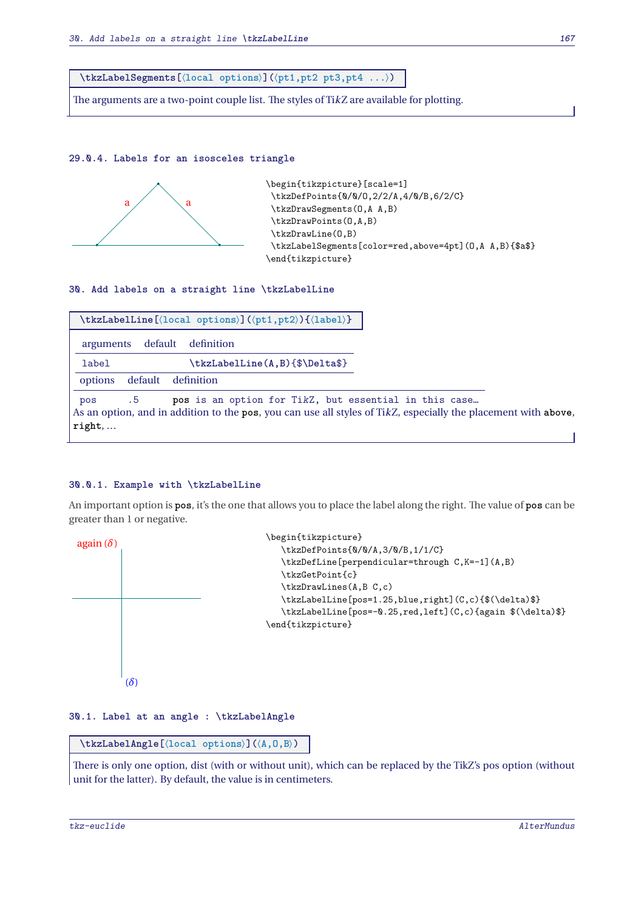```
\tkzLabelSegments[⟨local options⟩](⟨pt1,pt2 pt3,pt4 ...⟩)
```

The arguments are a two-point couple list. The styles of Ti*k*Z are available for plotting.

### 29.0.4. Labels for an isosceles triangle

```
\begin{tikzpicture}[scale=1]
 \tkzDefPoints{0/0/O,2/2/A,4/0/B,6/2/C}
 \tkzDrawSegments(O,A A,B)
 \tkzDrawPoints(O,A,B)
 \tkzDrawLine(O,B)
 \tkzLabelSegments[color=red,above=4pt](O,A A,B){$a$}
\end{tikzpicture}
```

## 30. Add labels on a straight line \tkzLabelLine

```
\tkzLabelLine[⟨local options⟩](⟨pt1,pt2⟩){⟨label⟩}
```

| arguments | default | definition |
|---|---|---|
| label | | \tkzLabelLine(A,B){$\Delta$} |

| options | default | definition |
|---|---|---|
| pos | .5 | pos is an option for TikZ, but essential in this case… |

As an option, and in addition to the **pos**, you can use all styles of Ti*k*Z, especially the placement with **above**, **right**, …

### 30.0.1. Example with \tkzLabelLine

An important option is **pos**, it's the one that allows you to place the label along the right. The value of **pos** can be greater than 1 or negative.

```
\begin{tikzpicture}
   \tkzDefPoints{0/0/A,3/0/B,1/1/C}
   \tkzDefLine[perpendicular=through C,K=-1](A,B)
   \tkzGetPoint{c}
   \tkzDrawLines(A,B C,c)
   \tkzLabelLine[pos=1.25,blue,right](C,c){$(\delta)$}
   \tkzLabelLine[pos=-0.25,red,left](C,c){again $(\delta)$}
\end{tikzpicture}
```

## 30.1. Label at an angle : \tkzLabelAngle

```
\tkzLabelAngle[⟨local options⟩](⟨A,O,B⟩)
```

There is only one option, dist (with or without unit), which can be replaced by the TikZ's pos option (without unit for the latter). By default, the value is in centimeters.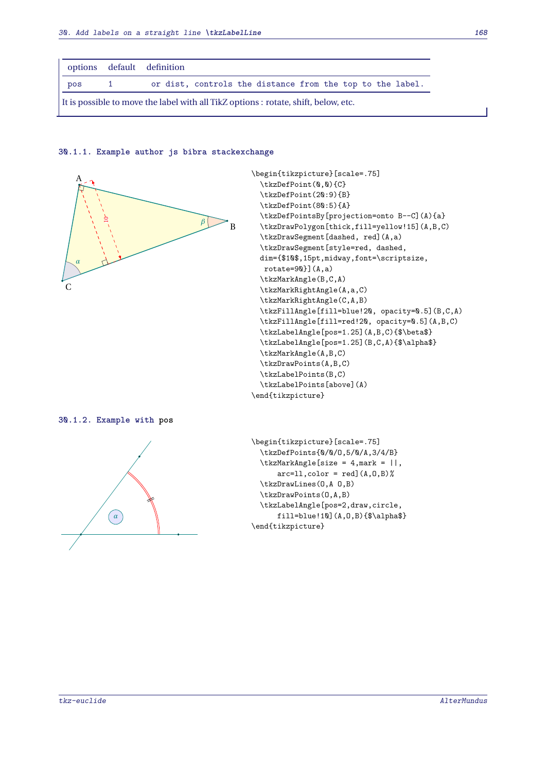| options | default | definition |
| --- | --- | --- |
| pos | 1 | or dist, controls the distance from the top to the label. |

It is possible to move the label with all TikZ options : rotate, shift, below, etc.

### 30.1.1. Example author js bibra stackexchange

```
\begin{tikzpicture}[scale=.75]
  \tkzDefPoint(0,0){C}
  \tkzDefPoint(20:9){B}
  \tkzDefPoint(80:5){A}
  \tkzDefPointsBy[projection=onto B--C](A){a}
  \tkzDrawPolygon[thick,fill=yellow!15](A,B,C)
  \tkzDrawSegment[dashed, red](A,a)
  \tkzDrawSegment[style=red, dashed,
  dim={$10$,15pt,midway,font=\scriptsize,
   rotate=90}](A,a)
  \tkzMarkAngle(B,C,A)
  \tkzMarkRightAngle(A,a,C)
  \tkzMarkRightAngle(C,A,B)
  \tkzFillAngle[fill=blue!20, opacity=0.5](B,C,A)
  \tkzFillAngle[fill=red!20, opacity=0.5](A,B,C)
  \tkzLabelAngle[pos=1.25](A,B,C){$\beta$}
  \tkzLabelAngle[pos=1.25](B,C,A){$\alpha$}
  \tkzMarkAngle(A,B,C)
  \tkzDrawPoints(A,B,C)
  \tkzLabelPoints(B,C)
  \tkzLabelPoints[above](A)
\end{tikzpicture}
```

### 30.1.2. Example with pos

```
\begin{tikzpicture}[scale=.75]
  \tkzDefPoints{0/0/O,5/0/A,3/4/B}
  \tkzMarkAngle[size = 4,mark = ||,
      arc=ll,color = red](A,O,B)%
  \tkzDrawLines(O,A O,B)
  \tkzDrawPoints(O,A,B)
  \tkzLabelAngle[pos=2,draw,circle,
      fill=blue!10](A,O,B){$\alpha$}
\end{tikzpicture}
```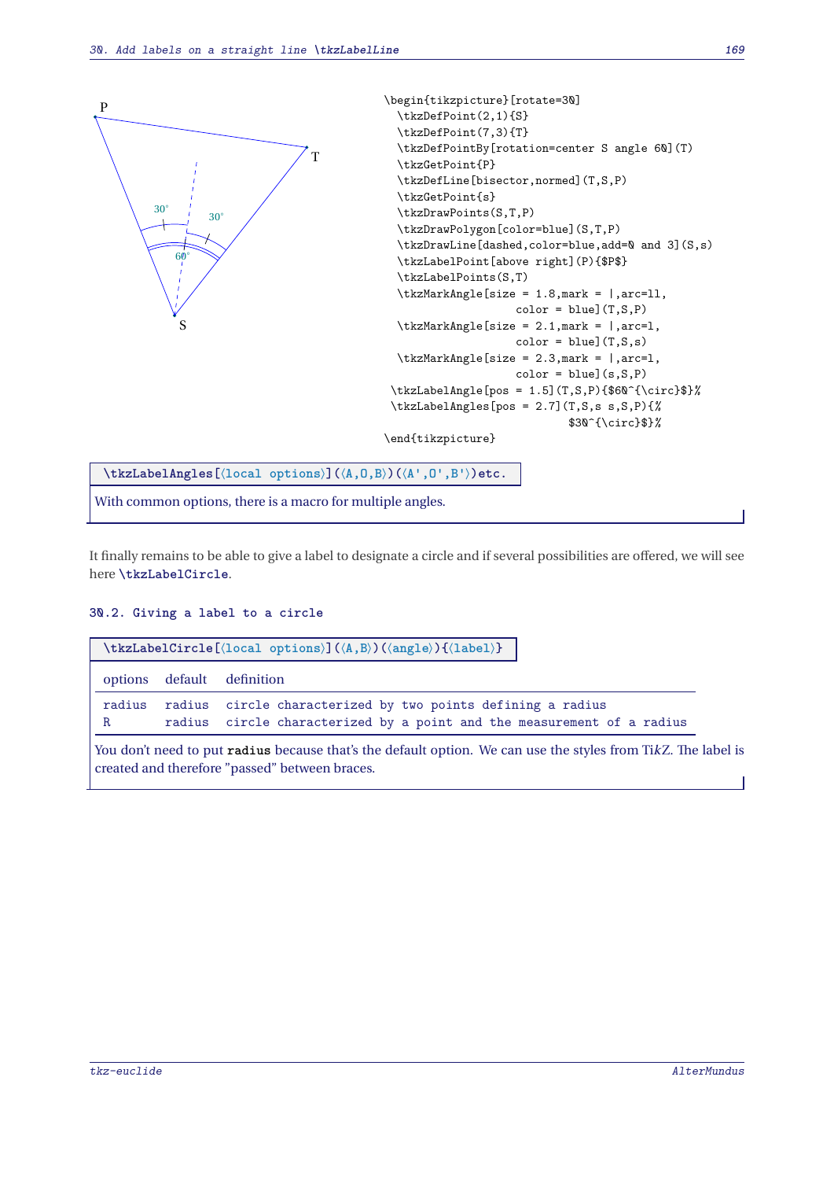```
\begin{tikzpicture}[rotate=30]
  \tkzDefPoint(2,1){S}
  \tkzDefPoint(7,3){T}
  \tkzDefPointBy[rotation=center S angle 60](T)
  \tkzGetPoint{P}
  \tkzDefLine[bisector,normed](T,S,P)
  \tkzGetPoint{s}
  \tkzDrawPoints(S,T,P)
  \tkzDrawPolygon[color=blue](S,T,P)
  \tkzDrawLine[dashed,color=blue,add=0 and 3](S,s)
  \tkzLabelPoint[above right](P){$P$}
  \tkzLabelPoints(S,T)
  \tkzMarkAngle[size = 1.8,mark = |,arc=ll,
                color = blue](T,S,P)
  \tkzMarkAngle[size = 2.1,mark = |,arc=l,
                color = blue](T,S,s)
  \tkzMarkAngle[size = 2.3,mark = |,arc=l,
                color = blue](s,S,P)
 \tkzLabelAngle[pos = 1.5](T,S,P){$60^{\circ}$}%
 \tkzLabelAngles[pos = 2.7](T,S,s s,S,P){%
                          $30^{\circ}$}%
\end{tikzpicture}
```

**`\tkzLabelAngles[⟨local options⟩](⟨A,O,B⟩)(⟨A',O',B'⟩)etc.`**

With common options, there is a macro for multiple angles.

It finally remains to be able to give a label to designate a circle and if several possibilities are offered, we will see here **`\tkzLabelCircle`**.

### 30.2. Giving a label to a circle

**`\tkzLabelCircle[⟨local options⟩](⟨A,B⟩)(⟨angle⟩){⟨label⟩}`**

| options | default | definition |
|---|---|---|
| radius | radius | circle characterized by two points defining a radius |
| R | radius | circle characterized by a point and the measurement of a radius |

You don't need to put **radius** because that's the default option. We can use the styles from Ti*k*Z. The label is created and therefore "passed" between braces.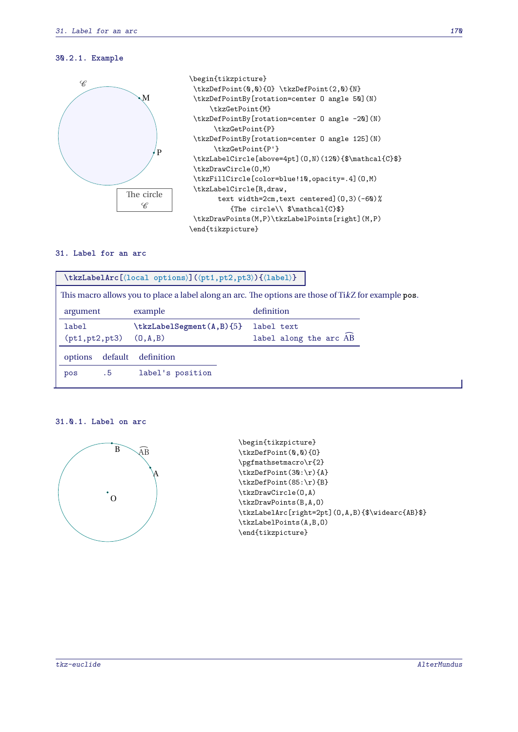#### 30.2.1. Example

```
\begin{tikzpicture}
 \tkzDefPoint(0,0){O} \tkzDefPoint(2,0){N}
 \tkzDefPointBy[rotation=center O angle 50](N)
     \tkzGetPoint{M}
 \tkzDefPointBy[rotation=center O angle -20](N)
      \tkzGetPoint{P}
 \tkzDefPointBy[rotation=center O angle 125](N)
      \tkzGetPoint{P'}
 \tkzLabelCircle[above=4pt](O,N)(120){$\mathcal{C}$}
 \tkzDrawCircle(O,M)
 \tkzFillCircle[color=blue!10,opacity=.4](O,M)
 \tkzLabelCircle[R,draw,
       text width=2cm,text centered](O,3)(-60)%
          {The circle\\ $\mathcal{C}$}
 \tkzDrawPoints(M,P)\tkzLabelPoints[right](M,P)
\end{tikzpicture}
```

## 31. Label for an arc

**\tkzLabelArc[⟨local options⟩](⟨pt1,pt2,pt3⟩){⟨label⟩}**

This macro allows you to place a label along an arc. The options are those of Ti*kZ* for example **pos**.

| argument | example | definition |
|---|---|---|
| label | \tkzLabelSegment(A,B){5} | label text |
| (pt1,pt2,pt3) | (O,A,B) | label along the arc $\widearc{AB}$ |

| options | default | definition |
|---|---|---|
| pos | .5 | label's position |

#### 31.0.1. Label on arc

```
\begin{tikzpicture}
\tkzDefPoint(0,0){O}
\pgfmathsetmacro\r{2}
\tkzDefPoint(30:\r){A}
\tkzDefPoint(85:\r){B}
\tkzDrawCircle(O,A)
\tkzDrawPoints(B,A,O)
\tkzLabelArc[right=2pt](O,A,B){$\widearc{AB}$}
\tkzLabelPoints(A,B,O)
\end{tikzpicture}
```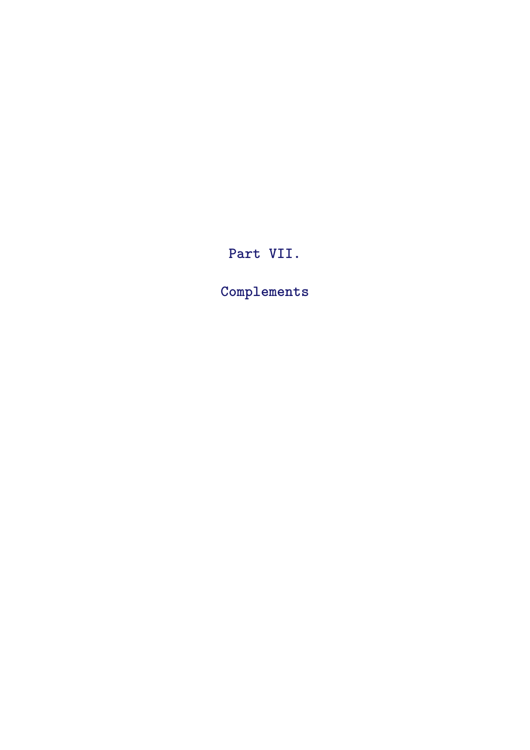# Part VII.

# Complements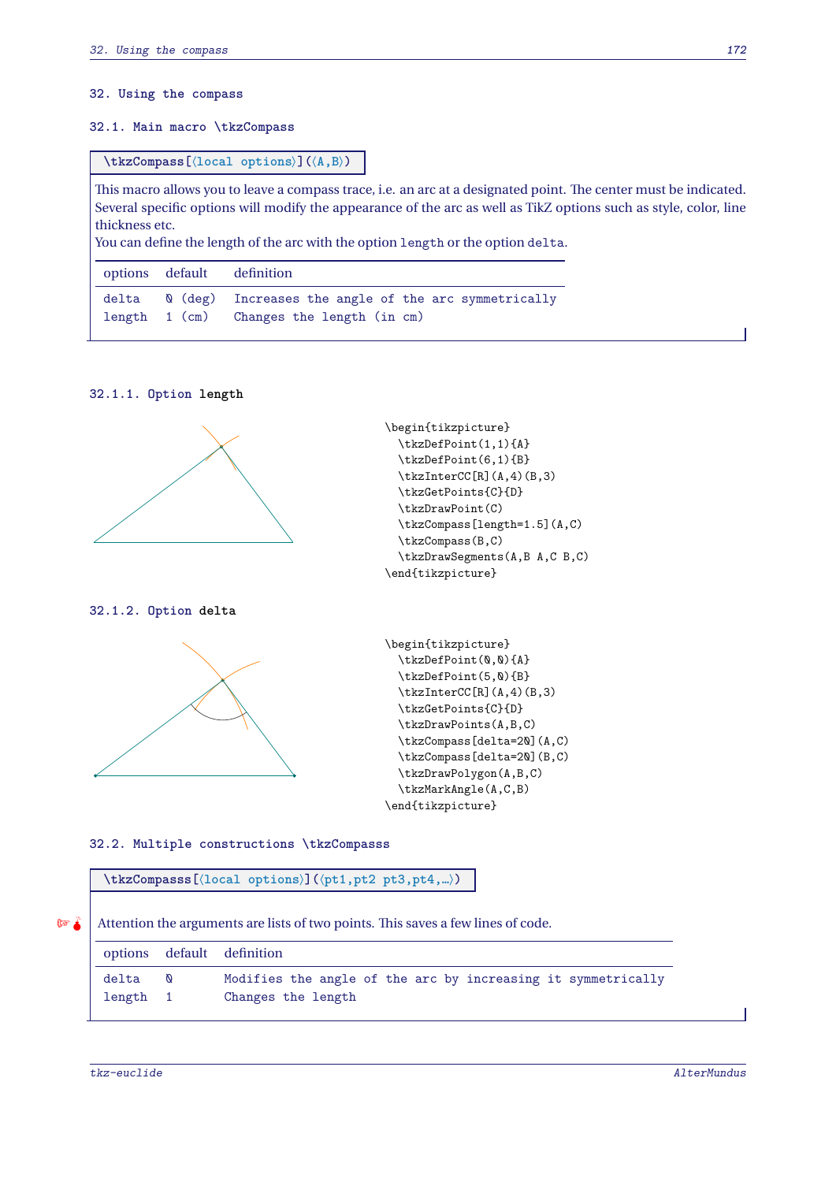## 32. Using the compass

### 32.1. Main macro \tkzCompass

`\tkzCompass[⟨local options⟩](⟨A,B⟩)`

This macro allows you to leave a compass trace, i.e. an arc at a designated point. The center must be indicated. Several specific options will modify the appearance of the arc as well as TikZ options such as style, color, line thickness etc.
You can define the length of the arc with the option `length` or the option `delta`.

| options | default | definition |
|---|---|---|
| delta | 0 (deg) | Increases the angle of the arc symmetrically |
| length | 1 (cm) | Changes the length (in cm) |

#### 32.1.1. Option length

```
\begin{tikzpicture}
  \tkzDefPoint(1,1){A}
  \tkzDefPoint(6,1){B}
  \tkzInterCC[R](A,4)(B,3)
  \tkzGetPoints{C}{D}
  \tkzDrawPoint(C)
  \tkzCompass[length=1.5](A,C)
  \tkzCompass(B,C)
  \tkzDrawSegments(A,B A,C B,C)
\end{tikzpicture}
```

#### 32.1.2. Option delta

```
\begin{tikzpicture}
  \tkzDefPoint(0,0){A}
  \tkzDefPoint(5,0){B}
  \tkzInterCC[R](A,4)(B,3)
  \tkzGetPoints{C}{D}
  \tkzDrawPoints(A,B,C)
  \tkzCompass[delta=20](A,C)
  \tkzCompass[delta=20](B,C)
  \tkzDrawPolygon(A,B,C)
  \tkzMarkAngle(A,C,B)
\end{tikzpicture}
```

### 32.2. Multiple constructions \tkzCompasss

`\tkzCompasss[⟨local options⟩](⟨pt1,pt2 pt3,pt4,…⟩)`

Attention the arguments are lists of two points. This saves a few lines of code.

| options | default | definition |
|---|---|---|
| delta | 0 | Modifies the angle of the arc by increasing it symmetrically |
| length | 1 | Changes the length |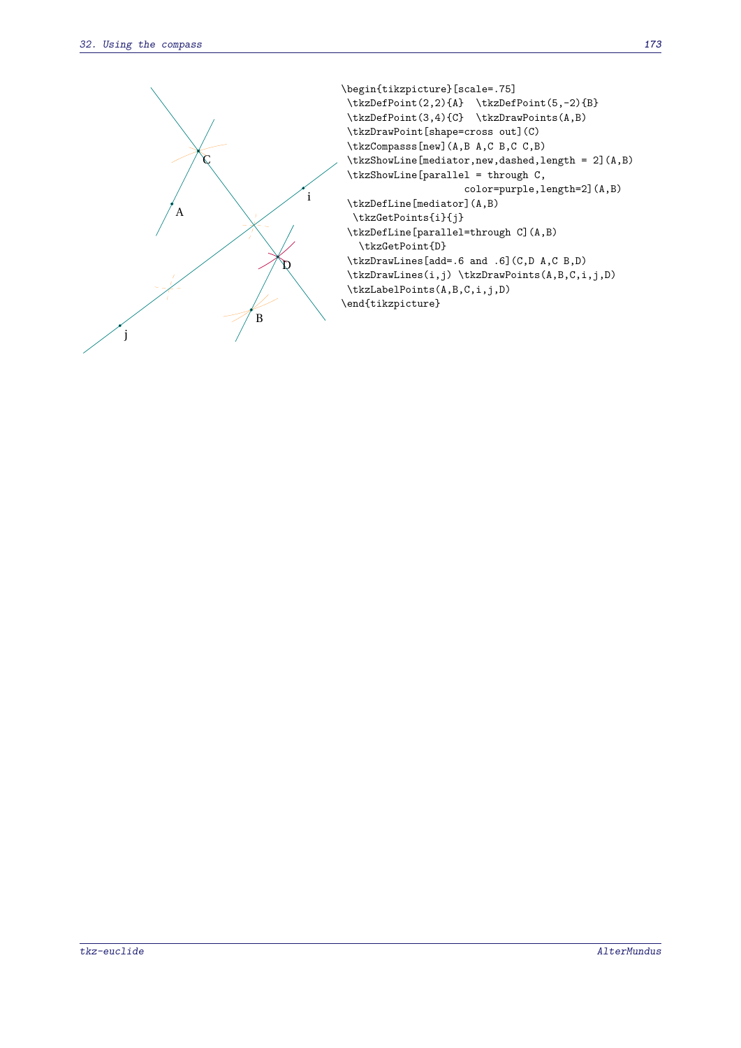```
\begin{tikzpicture}[scale=.75]
 \tkzDefPoint(2,2){A}  \tkzDefPoint(5,-2){B}
 \tkzDefPoint(3,4){C}  \tkzDrawPoints(A,B)
 \tkzDrawPoint[shape=cross out](C)
 \tkzCompasss[new](A,B A,C B,C C,B)
 \tkzShowLine[mediator,new,dashed,length = 2](A,B)
 \tkzShowLine[parallel = through C,
                   color=purple,length=2](A,B)
 \tkzDefLine[mediator](A,B)
  \tkzGetPoints{i}{j}
 \tkzDefLine[parallel=through C](A,B)
   \tkzGetPoint{D}
 \tkzDrawLines[add=.6 and .6](C,D A,C B,D)
 \tkzDrawLines(i,j) \tkzDrawPoints(A,B,C,i,j,D)
 \tkzLabelPoints(A,B,C,i,j,D)
\end{tikzpicture}
```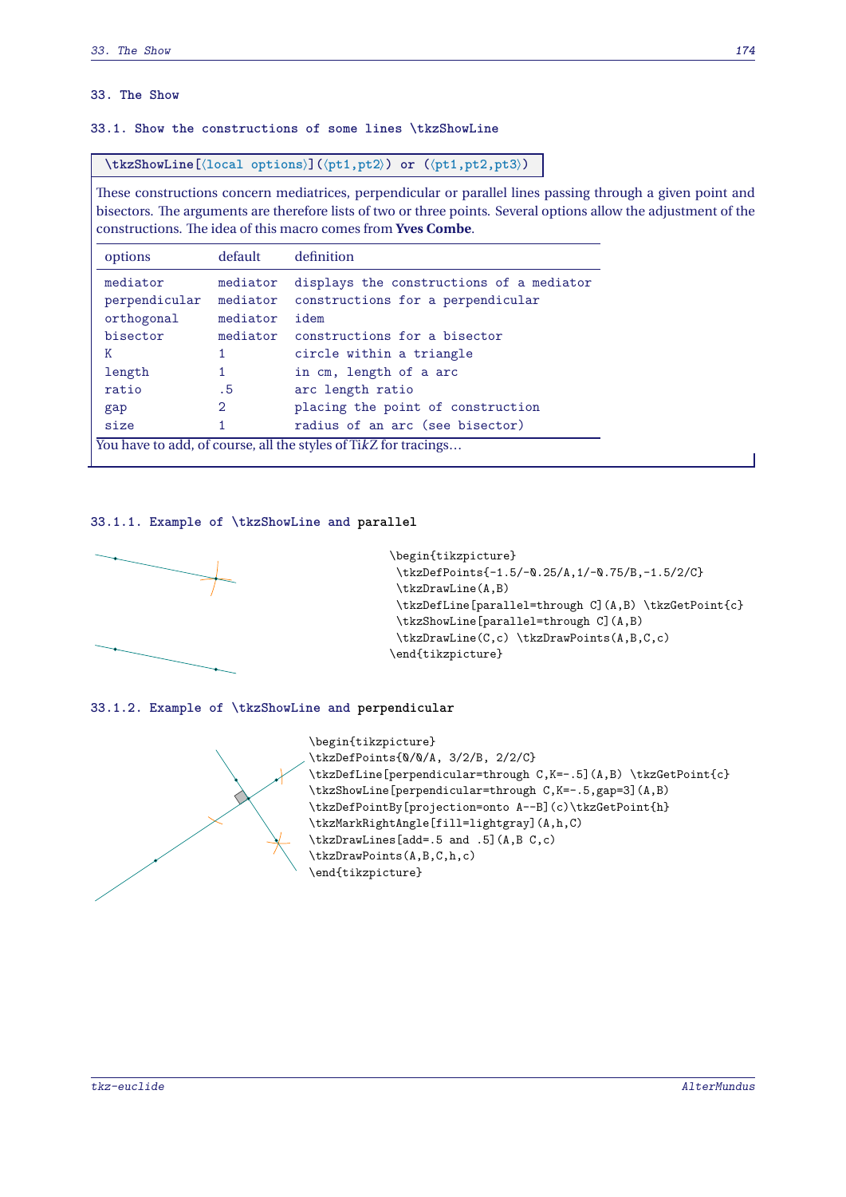# 33. The Show

## 33.1. Show the constructions of some lines \tkzShowLine

`\tkzShowLine[⟨local options⟩](⟨pt1,pt2⟩) or (⟨pt1,pt2,pt3⟩)`

These constructions concern mediatrices, perpendicular or parallel lines passing through a given point and bisectors. The arguments are therefore lists of two or three points. Several options allow the adjustment of the constructions. The idea of this macro comes from **Yves Combe**.

| options | default | definition |
|---|---|---|
| mediator | mediator | displays the constructions of a mediator |
| perpendicular | mediator | constructions for a perpendicular |
| orthogonal | mediator | idem |
| bisector | mediator | constructions for a bisector |
| K | 1 | circle within a triangle |
| length | 1 | in cm, length of a arc |
| ratio | .5 | arc length ratio |
| gap | 2 | placing the point of construction |
| size | 1 | radius of an arc (see bisector) |

You have to add, of course, all the styles of Ti*k*Z for tracings...

### 33.1.1. Example of \tkzShowLine and parallel

```
\begin{tikzpicture}
 \tkzDefPoints{-1.5/-0.25/A,1/-0.75/B,-1.5/2/C}
 \tkzDrawLine(A,B)
 \tkzDefLine[parallel=through C](A,B) \tkzGetPoint{c}
 \tkzShowLine[parallel=through C](A,B)
 \tkzDrawLine(C,c) \tkzDrawPoints(A,B,C,c)
\end{tikzpicture}
```

### 33.1.2. Example of \tkzShowLine and perpendicular

```
\begin{tikzpicture}
\tkzDefPoints{0/0/A, 3/2/B, 2/2/C}
\tkzDefLine[perpendicular=through C,K=-.5](A,B) \tkzGetPoint{c}
\tkzShowLine[perpendicular=through C,K=-.5,gap=3](A,B)
\tkzDefPointBy[projection=onto A--B](c)\tkzGetPoint{h}
\tkzMarkRightAngle[fill=lightgray](A,h,C)
\tkzDrawLines[add=.5 and .5](A,B C,c)
\tkzDrawPoints(A,B,C,h,c)
\end{tikzpicture}
```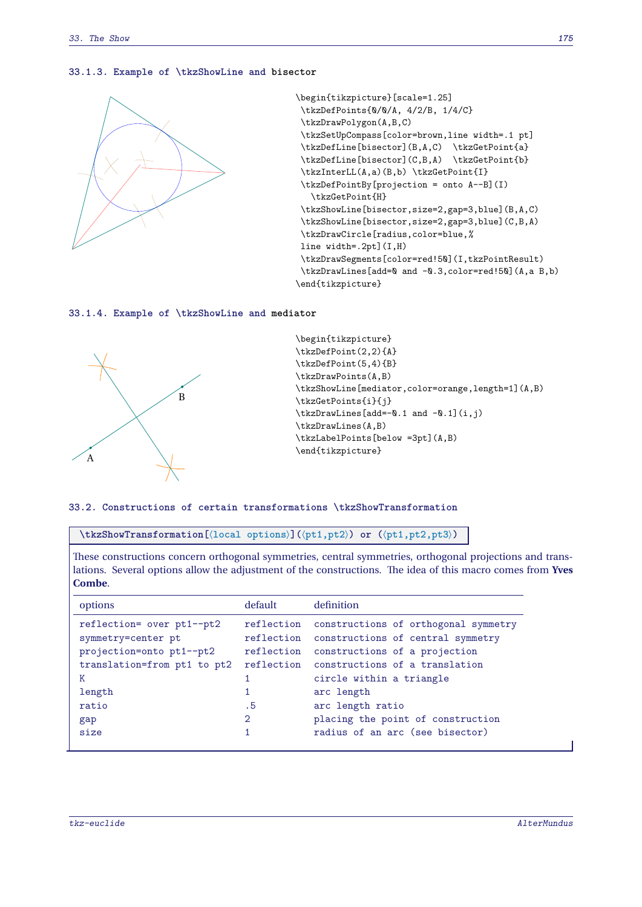### 33.1.3. Example of \tkzShowLine and bisector

```
\begin{tikzpicture}[scale=1.25]
 \tkzDefPoints{0/0/A, 4/2/B, 1/4/C}
 \tkzDrawPolygon(A,B,C)
 \tkzSetUpCompass[color=brown,line width=.1 pt]
 \tkzDefLine[bisector](B,A,C)  \tkzGetPoint{a}
 \tkzDefLine[bisector](C,B,A)  \tkzGetPoint{b}
 \tkzInterLL(A,a)(B,b) \tkzGetPoint{I}
 \tkzDefPointBy[projection = onto A--B](I)
   \tkzGetPoint{H}
 \tkzShowLine[bisector,size=2,gap=3,blue](B,A,C)
 \tkzShowLine[bisector,size=2,gap=3,blue](C,B,A)
 \tkzDrawCircle[radius,color=blue,%
 line width=.2pt](I,H)
 \tkzDrawSegments[color=red!50](I,tkzPointResult)
 \tkzDrawLines[add=0 and -0.3,color=red!50](A,a B,b)
\end{tikzpicture}
```

### 33.1.4. Example of \tkzShowLine and mediator

```
\begin{tikzpicture}
\tkzDefPoint(2,2){A}
\tkzDefPoint(5,4){B}
\tkzDrawPoints(A,B)
\tkzShowLine[mediator,color=orange,length=1](A,B)
\tkzGetPoints{i}{j}
\tkzDrawLines[add=-0.1 and -0.1](i,j)
\tkzDrawLines(A,B)
\tkzLabelPoints[below =3pt](A,B)
\end{tikzpicture}
```

## 33.2. Constructions of certain transformations \tkzShowTransformation

**\tkzShowTransformation[⟨local options⟩](⟨pt1,pt2⟩) or (⟨pt1,pt2,pt3⟩)**

These constructions concern orthogonal symmetries, central symmetries, orthogonal projections and translations. Several options allow the adjustment of the constructions. The idea of this macro comes from **Yves Combe**.

| options | default | definition |
|---|---|---|
| reflection= over pt1--pt2 | reflection | constructions of orthogonal symmetry |
| symmetry=center pt | reflection | constructions of central symmetry |
| projection=onto pt1--pt2 | reflection | constructions of a projection |
| translation=from pt1 to pt2 | reflection | constructions of a translation |
| K | 1 | circle within a triangle |
| length | 1 | arc length |
| ratio | .5 | arc length ratio |
| gap | 2 | placing the point of construction |
| size | 1 | radius of an arc (see bisector) |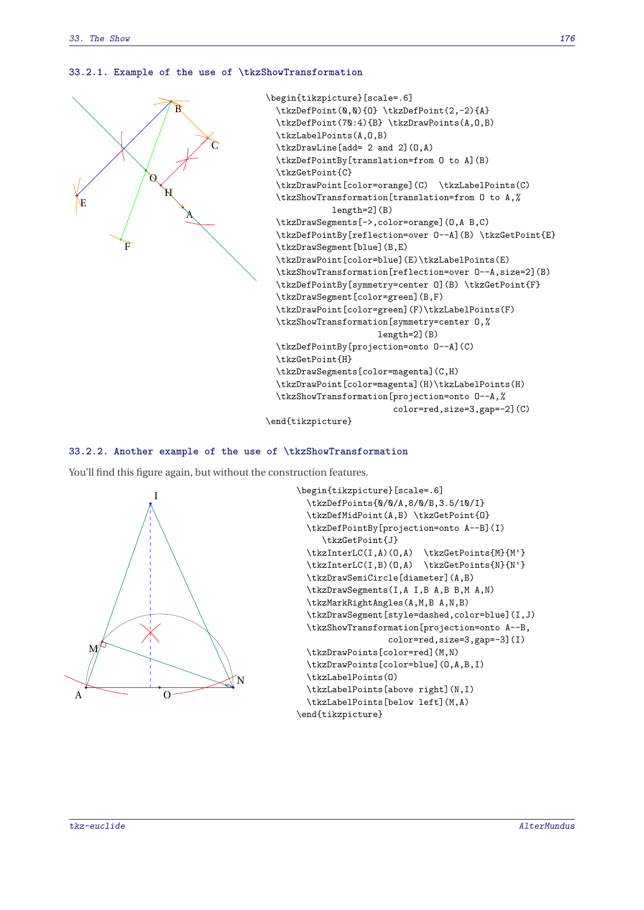### 33.2.1. Example of the use of \tkzShowTransformation

```
\begin{tikzpicture}[scale=.6]
  \tkzDefPoint(0,0){O} \tkzDefPoint(2,-2){A}
  \tkzDefPoint(70:4){B} \tkzDrawPoints(A,O,B)
  \tkzLabelPoints(A,O,B)
  \tkzDrawLine[add= 2 and 2](O,A)
  \tkzDefPointBy[translation=from O to A](B)
  \tkzGetPoint{C}
  \tkzDrawPoint[color=orange](C)  \tkzLabelPoints(C)
  \tkzShowTransformation[translation=from O to A,%
            length=2](B)
  \tkzDrawSegments[->,color=orange](O,A B,C)
  \tkzDefPointBy[reflection=over O--A](B) \tkzGetPoint{E}
  \tkzDrawSegment[blue](B,E)
  \tkzDrawPoint[color=blue](E)\tkzLabelPoints(E)
  \tkzShowTransformation[reflection=over O--A,size=2](B)
  \tkzDefPointBy[symmetry=center O](B) \tkzGetPoint{F}
  \tkzDrawSegment[color=green](B,F)
  \tkzDrawPoint[color=green](F)\tkzLabelPoints(F)
  \tkzShowTransformation[symmetry=center O,%
                  length=2](B)
  \tkzDefPointBy[projection=onto O--A](C)
  \tkzGetPoint{H}
  \tkzDrawSegments[color=magenta](C,H)
  \tkzDrawPoint[color=magenta](H)\tkzLabelPoints(H)
  \tkzShowTransformation[projection=onto O--A,%
                  color=red,size=3,gap=-2](C)
\end{tikzpicture}
```

### 33.2.2. Another example of the use of \tkzShowTransformation

You'll find this figure again, but without the construction features.

```
\begin{tikzpicture}[scale=.6]
  \tkzDefPoints{0/0/A,8/0/B,3.5/10/I}
  \tkzDefMidPoint(A,B) \tkzGetPoint{O}
  \tkzDefPointBy[projection=onto A--B](I)
     \tkzGetPoint{J}
  \tkzInterLC(I,A)(O,A)  \tkzGetPoints{M}{M'}
  \tkzInterLC(I,B)(O,A)  \tkzGetPoints{N}{N'}
  \tkzDrawSemiCircle[diameter](A,B)
  \tkzDrawSegments(I,A I,B A,B B,M A,N)
  \tkzMarkRightAngles(A,M,B A,N,B)
  \tkzDrawSegment[style=dashed,color=blue](I,J)
  \tkzShowTransformation[projection=onto A--B,
                 color=red,size=3,gap=-3](I)
  \tkzDrawPoints[color=red](M,N)
  \tkzDrawPoints[color=blue](O,A,B,I)
  \tkzLabelPoints(O)
  \tkzLabelPoints[above right](N,I)
  \tkzLabelPoints[below left](M,A)
\end{tikzpicture}
```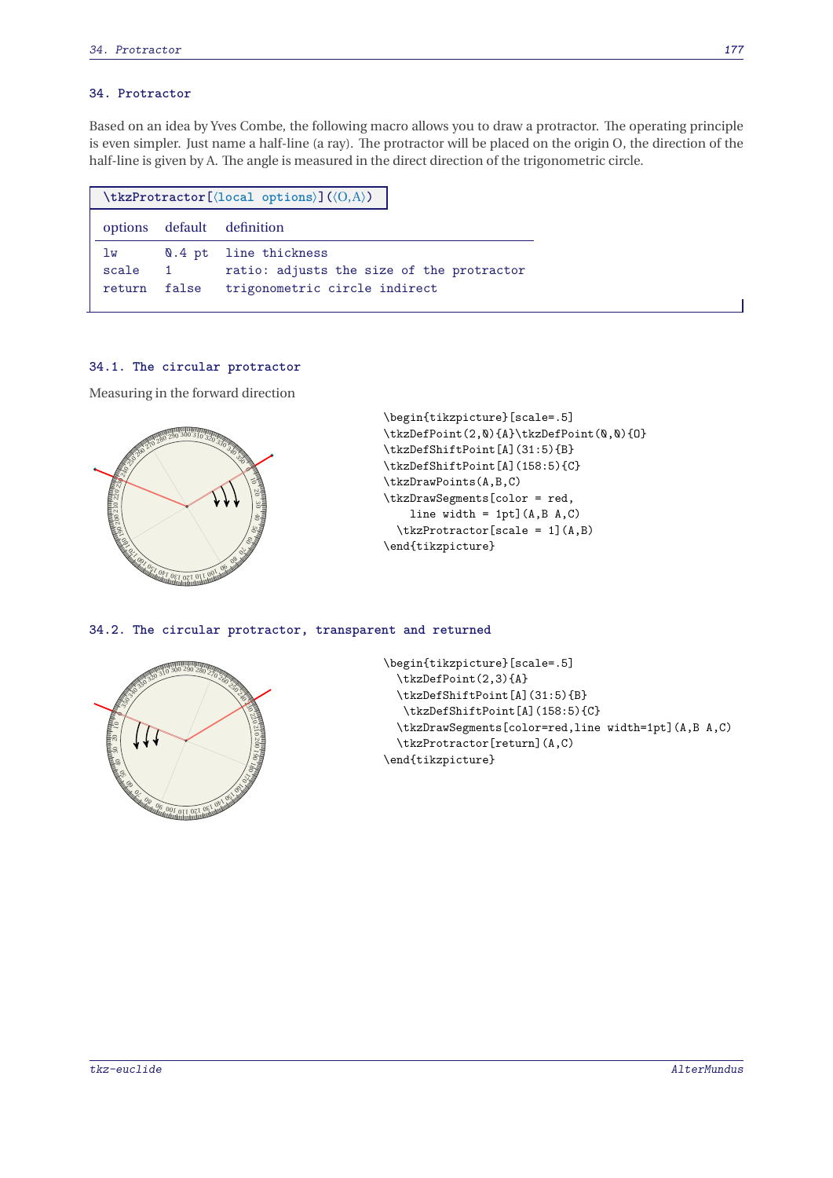# 34. Protractor

Based on an idea by Yves Combe, the following macro allows you to draw a protractor. The operating principle is even simpler. Just name a half-line (a ray). The protractor will be placed on the origin O, the direction of the half-line is given by A. The angle is measured in the direct direction of the trigonometric circle.

```
\tkzProtractor[⟨local options⟩](⟨O,A⟩)
```

| options | default | definition |
|---|---|---|
| lw | 0.4 pt | line thickness |
| scale | 1 | ratio: adjusts the size of the protractor |
| return | false | trigonometric circle indirect |

## 34.1. The circular protractor

Measuring in the forward direction

```
\begin{tikzpicture}[scale=.5]
\tkzDefPoint(2,0){A}\tkzDefPoint(0,0){O}
\tkzDefShiftPoint[A](31:5){B}
\tkzDefShiftPoint[A](158:5){C}
\tkzDrawPoints(A,B,C)
\tkzDrawSegments[color = red,
    line width = 1pt](A,B A,C)
  \tkzProtractor[scale = 1](A,B)
\end{tikzpicture}
```

## 34.2. The circular protractor, transparent and returned

```
\begin{tikzpicture}[scale=.5]
  \tkzDefPoint(2,3){A}
  \tkzDefShiftPoint[A](31:5){B}
   \tkzDefShiftPoint[A](158:5){C}
  \tkzDrawSegments[color=red,line width=1pt](A,B A,C)
  \tkzProtractor[return](A,C)
\end{tikzpicture}
```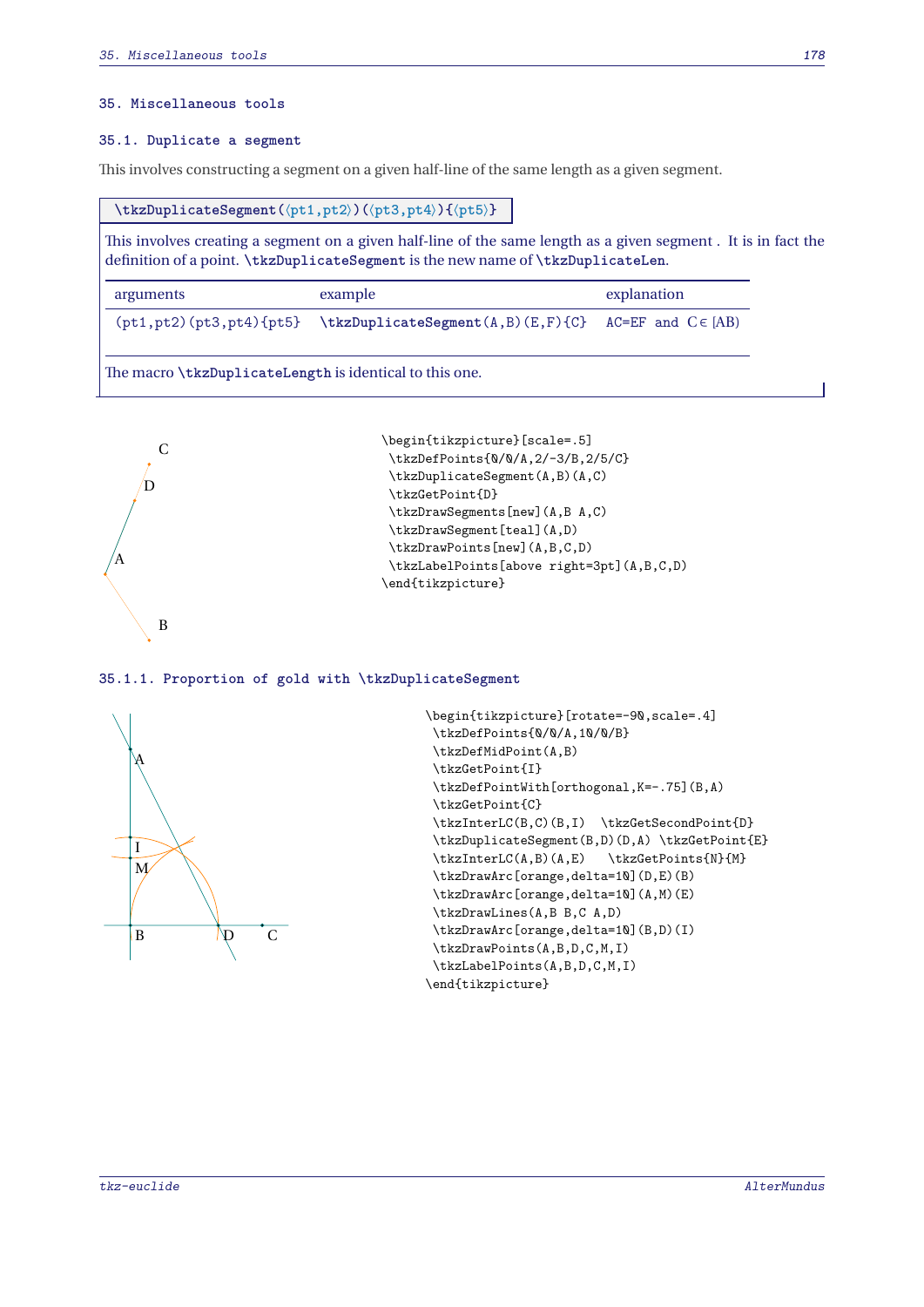# 35. Miscellaneous tools

## 35.1. Duplicate a segment

This involves constructing a segment on a given half-line of the same length as a given segment.

**\tkzDuplicateSegment(⟨pt1,pt2⟩)(⟨pt3,pt4⟩){⟨pt5⟩}**

This involves creating a segment on a given half-line of the same length as a given segment . It is in fact the definition of a point. **\tkzDuplicateSegment** is the new name of **\tkzDuplicateLen**.

| arguments | example | explanation |
|---|---|---|
| (pt1,pt2)(pt3,pt4){pt5} | **\tkzDuplicateSegment**(A,B)(E,F){C} | AC=EF and C ∈ [AB) |

The macro **\tkzDuplicateLength** is identical to this one.

```
\begin{tikzpicture}[scale=.5]
 \tkzDefPoints{0/0/A,2/-3/B,2/5/C}
 \tkzDuplicateSegment(A,B)(A,C)
 \tkzGetPoint{D}
 \tkzDrawSegments[new](A,B A,C)
 \tkzDrawSegment[teal](A,D)
 \tkzDrawPoints[new](A,B,C,D)
 \tkzLabelPoints[above right=3pt](A,B,C,D)
\end{tikzpicture}
```

### 35.1.1. Proportion of gold with \tkzDuplicateSegment

```
\begin{tikzpicture}[rotate=-90,scale=.4]
 \tkzDefPoints{0/0/A,10/0/B}
 \tkzDefMidPoint(A,B)
 \tkzGetPoint{I}
 \tkzDefPointWith[orthogonal,K=-.75](B,A)
 \tkzGetPoint{C}
 \tkzInterLC(B,C)(B,I)  \tkzGetSecondPoint{D}
 \tkzDuplicateSegment(B,D)(D,A) \tkzGetPoint{E}
 \tkzInterLC(A,B)(A,E)   \tkzGetPoints{N}{M}
 \tkzDrawArc[orange,delta=10](D,E)(B)
 \tkzDrawArc[orange,delta=10](A,M)(E)
 \tkzDrawLines(A,B B,C A,D)
 \tkzDrawArc[orange,delta=10](B,D)(I)
 \tkzDrawPoints(A,B,D,C,M,I)
 \tkzLabelPoints(A,B,D,C,M,I)
\end{tikzpicture}
```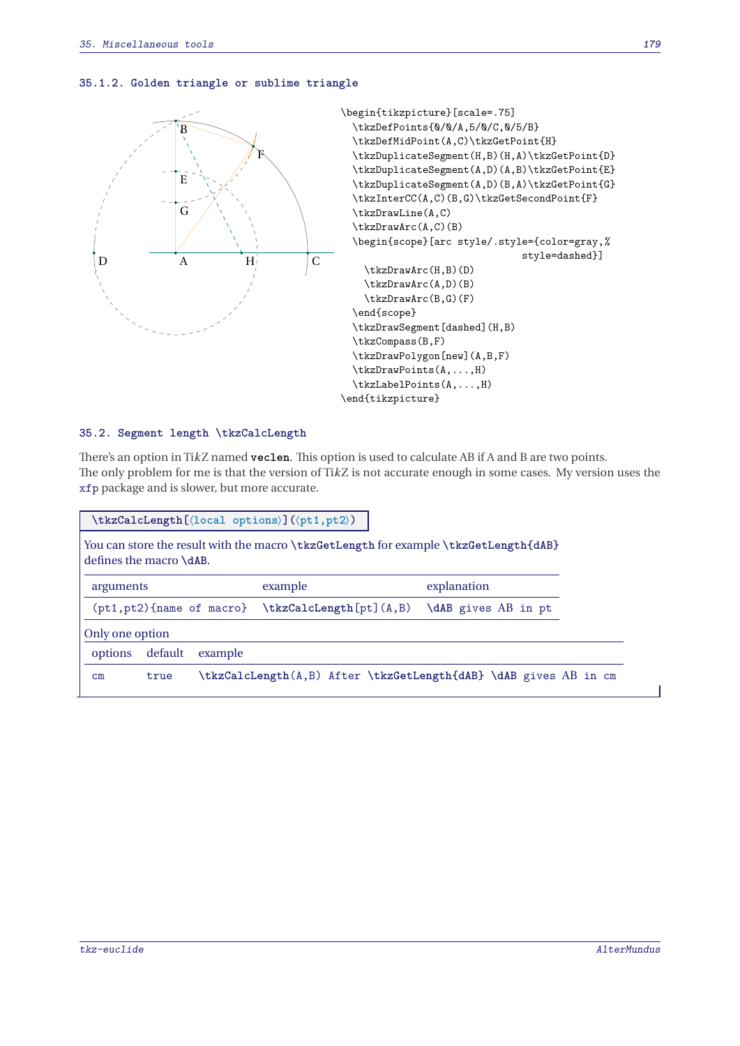### 35.1.2. Golden triangle or sublime triangle

```
\begin{tikzpicture}[scale=.75]
  \tkzDefPoints{0/0/A,5/0/C,0/5/B}
  \tkzDefMidPoint(A,C)\tkzGetPoint{H}
  \tkzDuplicateSegment(H,B)(H,A)\tkzGetPoint{D}
  \tkzDuplicateSegment(A,D)(A,B)\tkzGetPoint{E}
  \tkzDuplicateSegment(A,D)(B,A)\tkzGetPoint{G}
  \tkzInterCC(A,C)(B,G)\tkzGetSecondPoint{F}
  \tkzDrawLine(A,C)
  \tkzDrawArc(A,C)(B)
  \begin{scope}[arc style/.style={color=gray,%
                                  style=dashed}]
    \tkzDrawArc(H,B)(D)
    \tkzDrawArc(A,D)(B)
    \tkzDrawArc(B,G)(F)
  \end{scope}
  \tkzDrawSegment[dashed](H,B)
  \tkzCompass(B,F)
  \tkzDrawPolygon[new](A,B,F)
  \tkzDrawPoints(A,...,H)
  \tkzLabelPoints(A,...,H)
\end{tikzpicture}
```

## 35.2. Segment length \tkzCalcLength

There's an option in Ti*k*Z named **veclen**. This option is used to calculate AB if A and B are two points.
The only problem for me is that the version of Ti*k*Z is not accurate enough in some cases. My version uses the xfp package and is slower, but more accurate.

**\tkzCalcLength[⟨local options⟩](⟨pt1,pt2⟩)**

You can store the result with the macro **\tkzGetLength** for example **\tkzGetLength{dAB}** defines the macro **\dAB**.

| arguments | example | explanation |
|---|---|---|
| (pt1,pt2){name of macro} | **\tkzCalcLength**[pt](A,B) | **\dAB** gives AB in pt |

Only one option

| options | default | example |
|---|---|---|
| cm | true | **\tkzCalcLength**(A,B) After **\tkzGetLength{dAB}** **\dAB** gives AB in cm |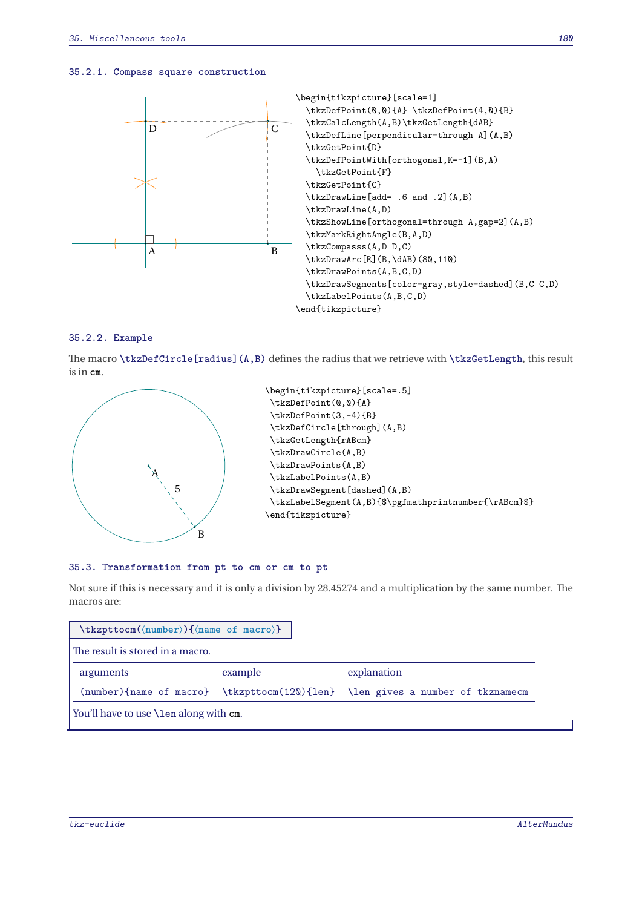### 35.2.1. Compass square construction

```
\begin{tikzpicture}[scale=1]
  \tkzDefPoint(0,0){A} \tkzDefPoint(4,0){B}
  \tkzCalcLength(A,B)\tkzGetLength{dAB}
  \tkzDefLine[perpendicular=through A](A,B)
  \tkzGetPoint{D}
  \tkzDefPointWith[orthogonal,K=-1](B,A)
    \tkzGetPoint{F}
  \tkzGetPoint{C}
  \tkzDrawLine[add= .6 and .2](A,B)
  \tkzDrawLine(A,D)
  \tkzShowLine[orthogonal=through A,gap=2](A,B)
  \tkzMarkRightAngle(B,A,D)
  \tkzCompasss(A,D D,C)
  \tkzDrawArc[R](B,\dAB)(80,110)
  \tkzDrawPoints(A,B,C,D)
  \tkzDrawSegments[color=gray,style=dashed](B,C C,D)
  \tkzLabelPoints(A,B,C,D)
\end{tikzpicture}
```

### 35.2.2. Example

The macro **\tkzDefCircle[radius](A,B)** defines the radius that we retrieve with **\tkzGetLength**, this result is in `cm`.

```
\begin{tikzpicture}[scale=.5]
 \tkzDefPoint(0,0){A}
 \tkzDefPoint(3,-4){B}
 \tkzDefCircle[through](A,B)
 \tkzGetLength{rABcm}
 \tkzDrawCircle(A,B)
 \tkzDrawPoints(A,B)
 \tkzLabelPoints(A,B)
 \tkzDrawSegment[dashed](A,B)
 \tkzLabelSegment(A,B){$\pgfmathprintnumber{\rABcm}$}
\end{tikzpicture}
```

## 35.3. Transformation from pt to cm or cm to pt

Not sure if this is necessary and it is only a division by 28.45274 and a multiplication by the same number. The macros are:

**\tkzpttocm(⟨number⟩){⟨name of macro⟩}**

The result is stored in a macro.

| arguments | example | explanation |
|---|---|---|
| (number){name of macro} | \tkzpttocm(120){len} | \len gives a number of tkznamecm |

You'll have to use `\len` along with `cm`.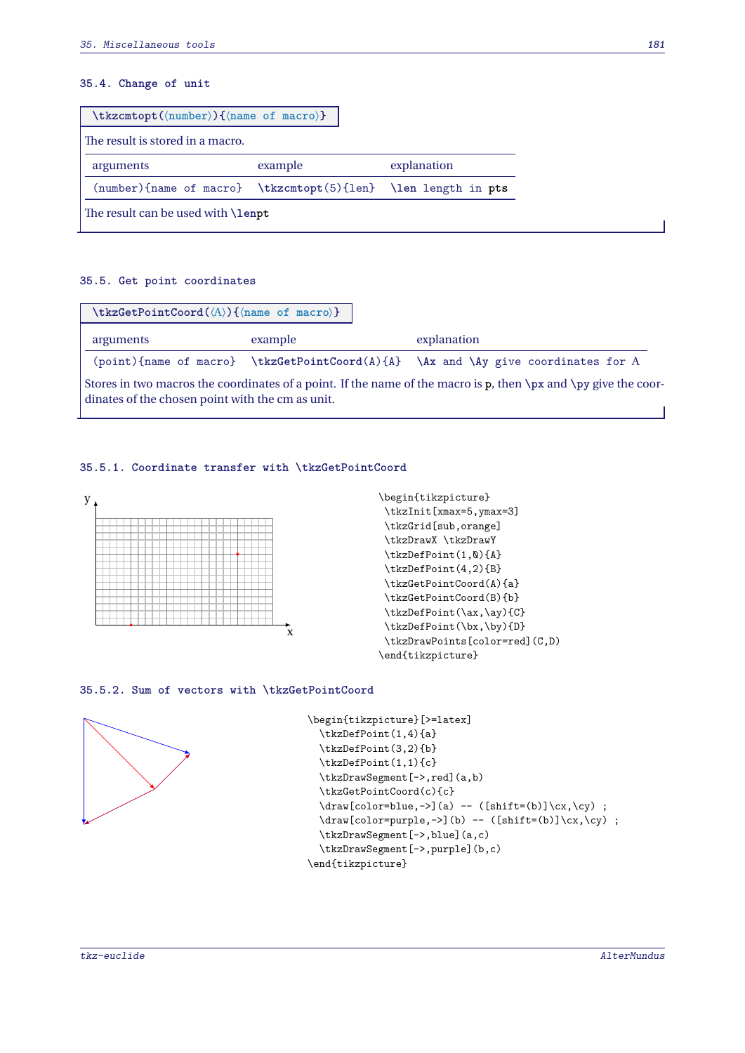## 35.4. Change of unit

`\tkzcmtopt(⟨number⟩){⟨name of macro⟩}`

The result is stored in a macro.

| arguments | example | explanation |
|---|---|---|
| (number){name of macro} | `\tkzcmtopt(5){len}` | `\len` length in pts |

The result can be used with `\lenpt`

## 35.5. Get point coordinates

`\tkzGetPointCoord(⟨A⟩){⟨name of macro⟩}`

| arguments | example | explanation |
|---|---|---|
| (point){name of macro} | `\tkzGetPointCoord(A){A}` | `\Ax` and `\Ay` give coordinates for A |

Stores in two macros the coordinates of a point. If the name of the macro is p, then `\px` and `\py` give the coordinates of the chosen point with the cm as unit.

### 35.5.1. Coordinate transfer with \tkzGetPointCoord

```
\begin{tikzpicture}
 \tkzInit[xmax=5,ymax=3]
 \tkzGrid[sub,orange]
 \tkzDrawX \tkzDrawY
 \tkzDefPoint(1,0){A}
 \tkzDefPoint(4,2){B}
 \tkzGetPointCoord(A){a}
 \tkzGetPointCoord(B){b}
 \tkzDefPoint(\ax,\ay){C}
 \tkzDefPoint(\bx,\by){D}
 \tkzDrawPoints[color=red](C,D)
\end{tikzpicture}
```

### 35.5.2. Sum of vectors with \tkzGetPointCoord

```
\begin{tikzpicture}[>=latex]
  \tkzDefPoint(1,4){a}
  \tkzDefPoint(3,2){b}
  \tkzDefPoint(1,1){c}
  \tkzDrawSegment[->,red](a,b)
  \tkzGetPointCoord(c){c}
  \draw[color=blue,->](a) -- ([shift=(b)]\cx,\cy) ;
  \draw[color=purple,->](b) -- ([shift=(b)]\cx,\cy) ;
  \tkzDrawSegment[->,blue](a,c)
  \tkzDrawSegment[->,purple](b,c)
\end{tikzpicture}
```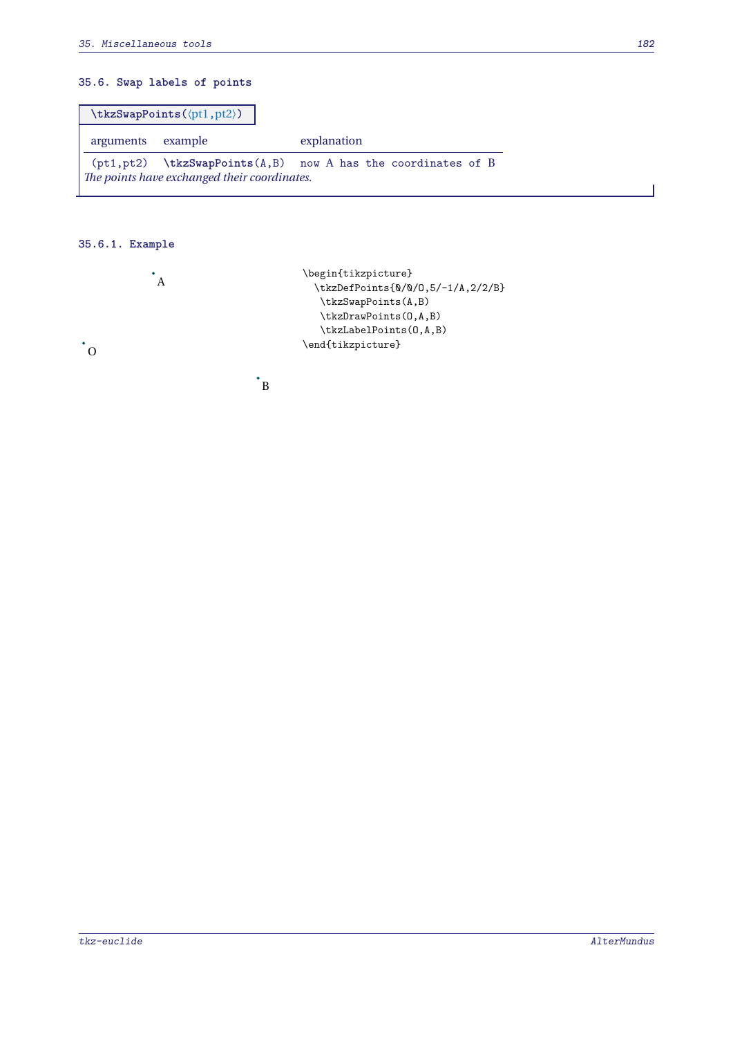## 35.6. Swap labels of points

**\tkzSwapPoints(⟨pt1,pt2⟩)**

| arguments | example | explanation |
|---|---|---|
| (pt1,pt2) | \tkzSwapPoints(A,B) | now A has the coordinates of B |

*The points have exchanged their coordinates.*

### 35.6.1. Example

```
\begin{tikzpicture}
  \tkzDefPoints{0/0/O,5/-1/A,2/2/B}
   \tkzSwapPoints(A,B)
   \tkzDrawPoints(O,A,B)
   \tkzLabelPoints(O,A,B)
\end{tikzpicture}
```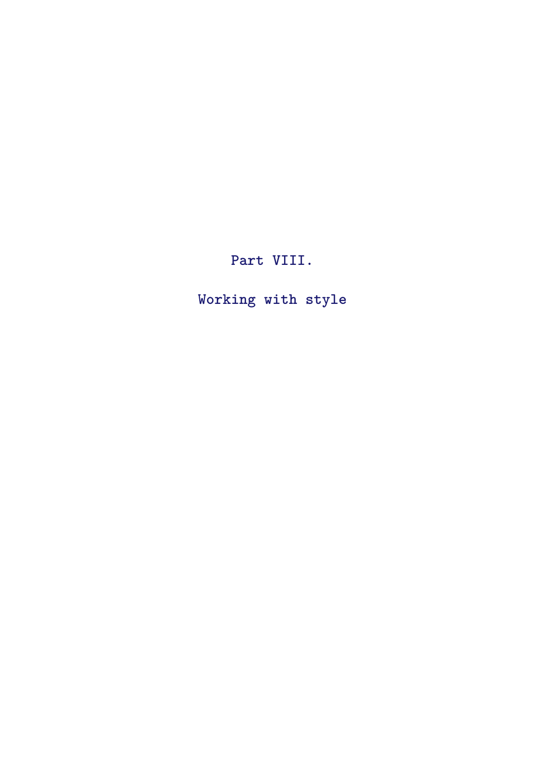# Part VIII.

# Working with style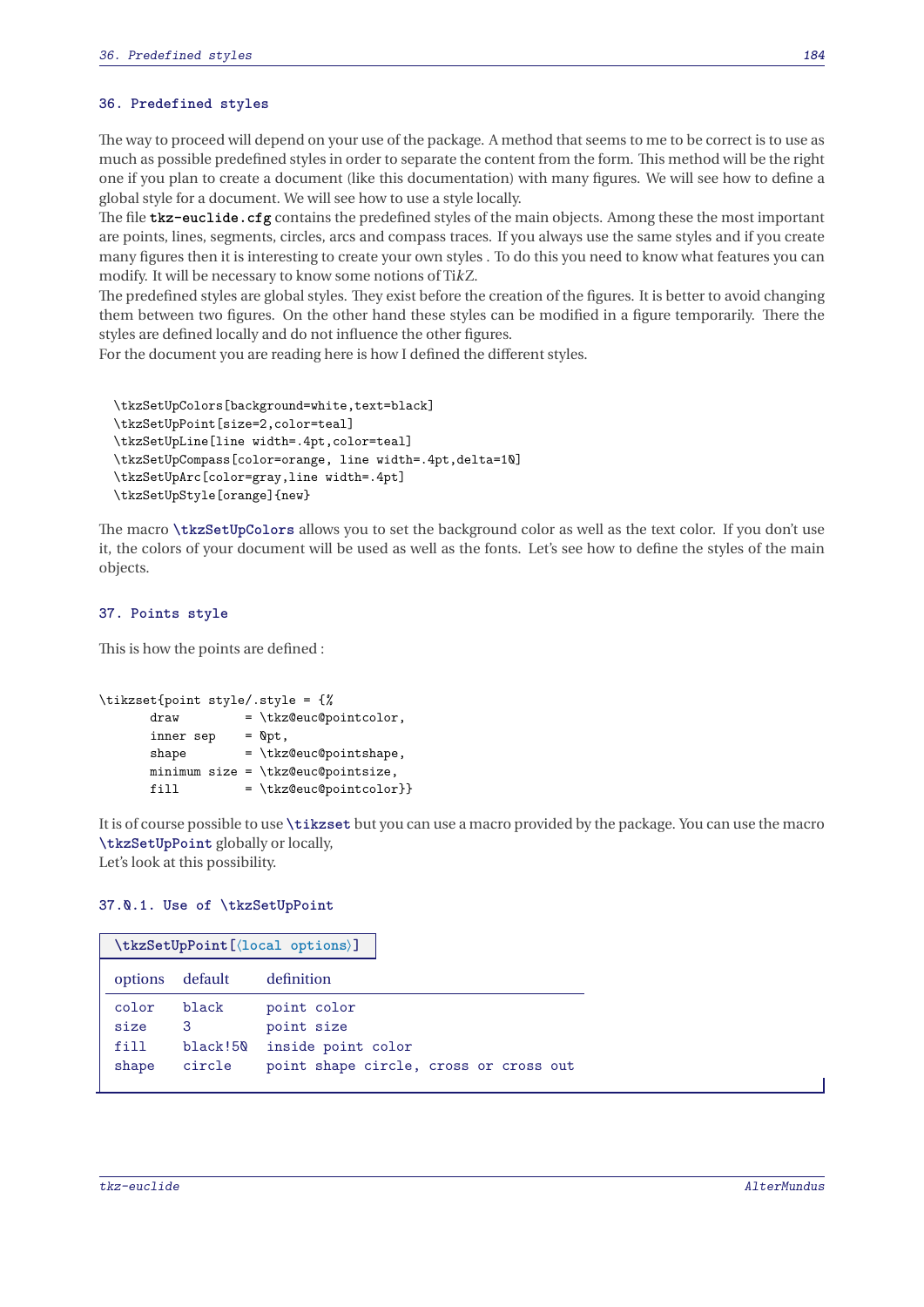## 36. Predefined styles

The way to proceed will depend on your use of the package. A method that seems to me to be correct is to use as much as possible predefined styles in order to separate the content from the form. This method will be the right one if you plan to create a document (like this documentation) with many figures. We will see how to define a global style for a document. We will see how to use a style locally.

The file **tkz-euclide.cfg** contains the predefined styles of the main objects. Among these the most important are points, lines, segments, circles, arcs and compass traces. If you always use the same styles and if you create many figures then it is interesting to create your own styles . To do this you need to know what features you can modify. It will be necessary to know some notions of Ti*k*Z.

The predefined styles are global styles. They exist before the creation of the figures. It is better to avoid changing them between two figures. On the other hand these styles can be modified in a figure temporarily. There the styles are defined locally and do not influence the other figures.

For the document you are reading here is how I defined the different styles.

```
\tkzSetUpColors[background=white,text=black]
\tkzSetUpPoint[size=2,color=teal]
\tkzSetUpLine[line width=.4pt,color=teal]
\tkzSetUpCompass[color=orange, line width=.4pt,delta=10]
\tkzSetUpArc[color=gray,line width=.4pt]
\tkzSetUpStyle[orange]{new}
```

The macro **\tkzSetUpColors** allows you to set the background color as well as the text color. If you don't use it, the colors of your document will be used as well as the fonts. Let's see how to define the styles of the main objects.

## 37. Points style

This is how the points are defined :

```
\tikzset{point style/.style = {%
       draw         = \tkz@euc@pointcolor,
       inner sep    = 0pt,
       shape        = \tkz@euc@pointshape,
       minimum size = \tkz@euc@pointsize,
       fill         = \tkz@euc@pointcolor}}
```

It is of course possible to use **\tikzset** but you can use a macro provided by the package. You can use the macro **\tkzSetUpPoint** globally or locally,

Let's look at this possibility.

### 37.0.1. Use of \tkzSetUpPoint

**\tkzSetUpPoint[⟨local options⟩]**

| options | default | definition |
|---|---|---|
| color | black | point color |
| size | 3 | point size |
| fill | black!50 | inside point color |
| shape | circle | point shape circle, cross or cross out |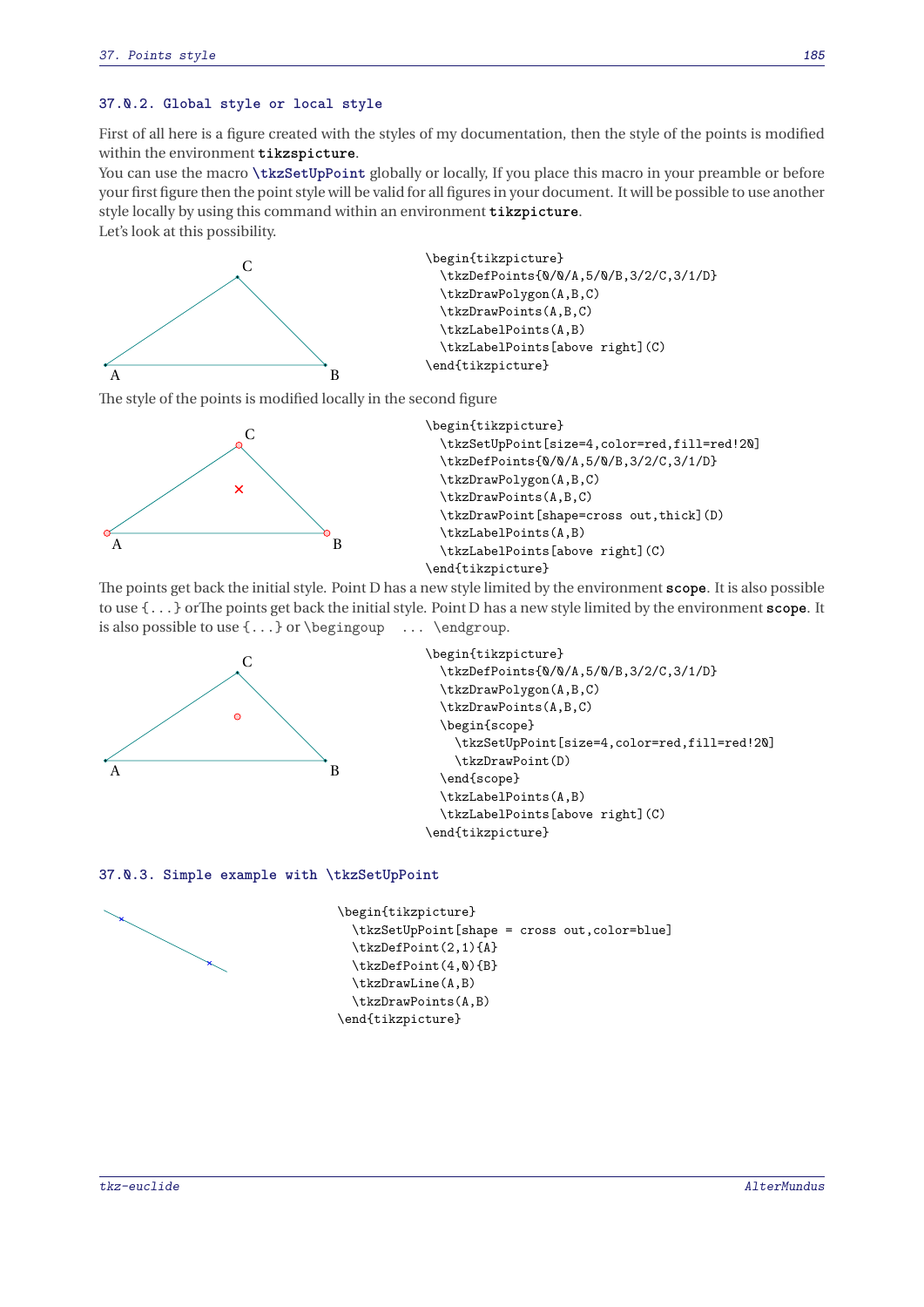### 37.0.2. Global style or local style

First of all here is a figure created with the styles of my documentation, then the style of the points is modified within the environment **tikzspicture**.

You can use the macro **\tkzSetUpPoint** globally or locally, If you place this macro in your preamble or before your first figure then the point style will be valid for all figures in your document. It will be possible to use another style locally by using this command within an environment **tikzpicture**.

Let's look at this possibility.

```
\begin{tikzpicture}
  \tkzDefPoints{0/0/A,5/0/B,3/2/C,3/1/D}
  \tkzDrawPolygon(A,B,C)
  \tkzDrawPoints(A,B,C)
  \tkzLabelPoints(A,B)
  \tkzLabelPoints[above right](C)
\end{tikzpicture}
```

The style of the points is modified locally in the second figure

```
\begin{tikzpicture}
  \tkzSetUpPoint[size=4,color=red,fill=red!20]
  \tkzDefPoints{0/0/A,5/0/B,3/2/C,3/1/D}
  \tkzDrawPolygon(A,B,C)
  \tkzDrawPoints(A,B,C)
  \tkzDrawPoint[shape=cross out,thick](D)
  \tkzLabelPoints(A,B)
  \tkzLabelPoints[above right](C)
\end{tikzpicture}
```

The points get back the initial style. Point D has a new style limited by the environment **scope**. It is also possible to use {...} orThe points get back the initial style. Point D has a new style limited by the environment **scope**. It is also possible to use {...} or \begingoup ... \endgroup.

```
\begin{tikzpicture}
  \tkzDefPoints{0/0/A,5/0/B,3/2/C,3/1/D}
  \tkzDrawPolygon(A,B,C)
  \tkzDrawPoints(A,B,C)
  \begin{scope}
    \tkzSetUpPoint[size=4,color=red,fill=red!20]
    \tkzDrawPoint(D)
  \end{scope}
  \tkzLabelPoints(A,B)
  \tkzLabelPoints[above right](C)
\end{tikzpicture}
```

### 37.0.3. Simple example with \tkzSetUpPoint

```
\begin{tikzpicture}
  \tkzSetUpPoint[shape = cross out,color=blue]
  \tkzDefPoint(2,1){A}
  \tkzDefPoint(4,0){B}
  \tkzDrawLine(A,B)
  \tkzDrawPoints(A,B)
\end{tikzpicture}
```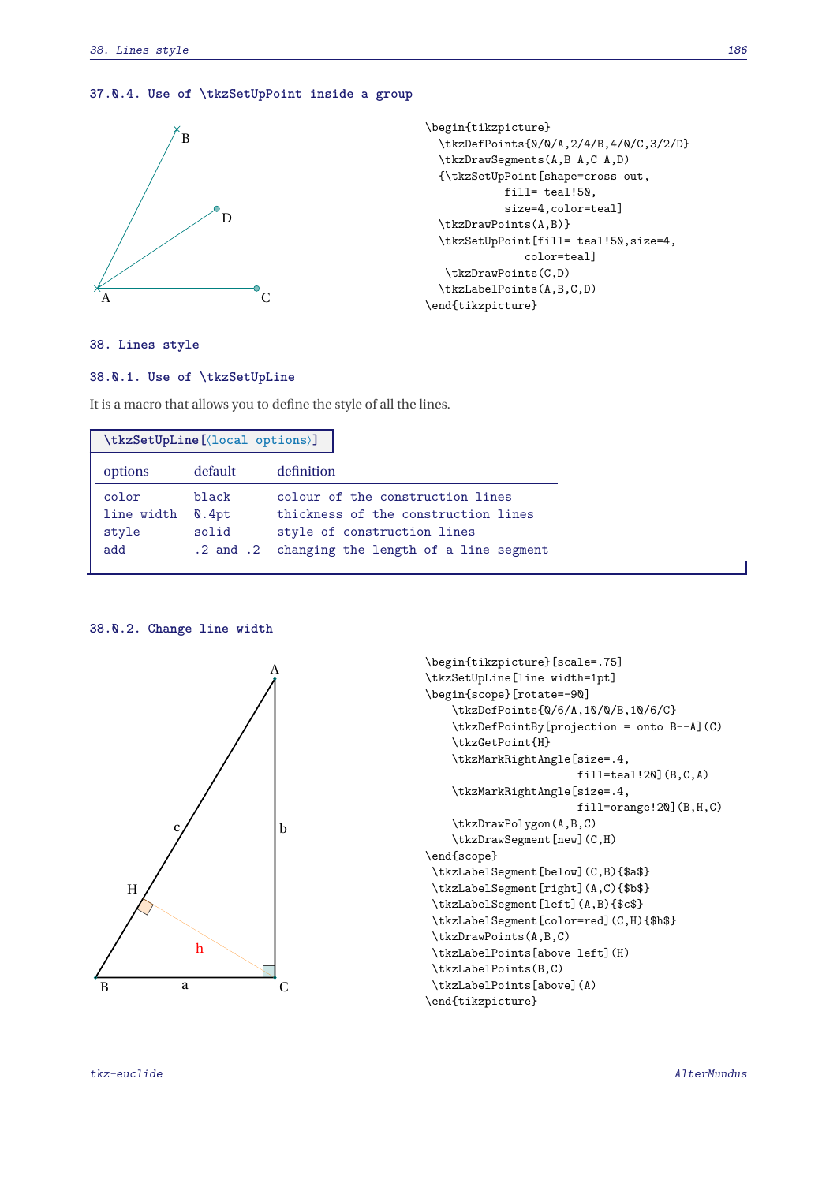### 37.0.4. Use of \tkzSetUpPoint inside a group

```
\begin{tikzpicture}
  \tkzDefPoints{0/0/A,2/4/B,4/0/C,3/2/D}
  \tkzDrawSegments(A,B A,C A,D)
  {\tkzSetUpPoint[shape=cross out,
           fill= teal!50,
           size=4,color=teal]
  \tkzDrawPoints(A,B)}
  \tkzSetUpPoint[fill= teal!50,size=4,
             color=teal]
   \tkzDrawPoints(C,D)
  \tkzLabelPoints(A,B,C,D)
\end{tikzpicture}
```

## 38. Lines style

### 38.0.1. Use of \tkzSetUpLine

It is a macro that allows you to define the style of all the lines.

**\tkzSetUpLine[⟨local options⟩]**

| options | default | definition |
|---|---|---|
| color | black | colour of the construction lines |
| line width | 0.4pt | thickness of the construction lines |
| style | solid | style of construction lines |
| add | .2 and .2 | changing the length of a line segment |

### 38.0.2. Change line width

```
\begin{tikzpicture}[scale=.75]
\tkzSetUpLine[line width=1pt]
\begin{scope}[rotate=-90]
    \tkzDefPoints{0/6/A,10/0/B,10/6/C}
    \tkzDefPointBy[projection = onto B--A](C)
    \tkzGetPoint{H}
    \tkzMarkRightAngle[size=.4,
                   fill=teal!20](B,C,A)
    \tkzMarkRightAngle[size=.4,
                   fill=orange!20](B,H,C)
    \tkzDrawPolygon(A,B,C)
    \tkzDrawSegment[new](C,H)
\end{scope}
 \tkzLabelSegment[below](C,B){$a$}
 \tkzLabelSegment[right](A,C){$b$}
 \tkzLabelSegment[left](A,B){$c$}
 \tkzLabelSegment[color=red](C,H){$h$}
 \tkzDrawPoints(A,B,C)
 \tkzLabelPoints[above left](H)
 \tkzLabelPoints(B,C)
 \tkzLabelPoints[above](A)
\end{tikzpicture}
```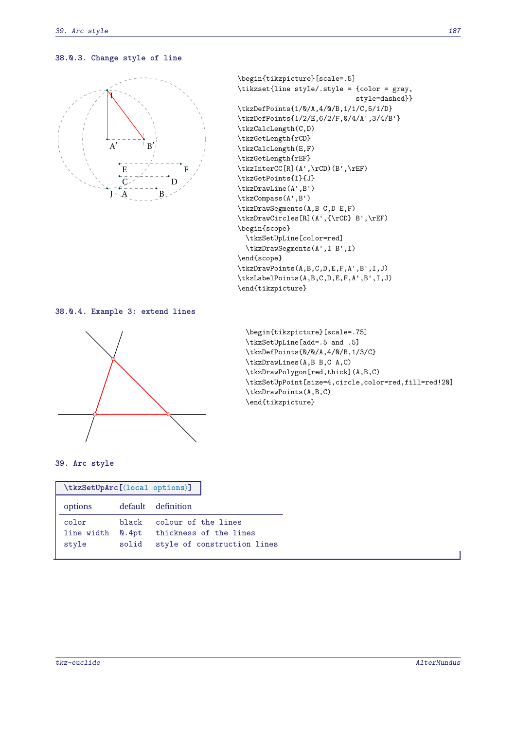#### 38.0.3. Change style of line

```
\begin{tikzpicture}[scale=.5]
\tikzset{line style/.style = {color = gray,
                              style=dashed}}
\tkzDefPoints{1/0/A,4/0/B,1/1/C,5/1/D}
\tkzDefPoints{1/2/E,6/2/F,0/4/A',3/4/B'}
\tkzCalcLength(C,D)
\tkzGetLength{rCD}
\tkzCalcLength(E,F)
\tkzGetLength{rEF}
\tkzInterCC[R](A',\rCD)(B',\rEF)
\tkzGetPoints{I}{J}
\tkzDrawLine(A',B')
\tkzCompass(A',B')
\tkzDrawSegments(A,B C,D E,F)
\tkzDrawCircles[R](A',{\rCD} B',\rEF)
\begin{scope}
  \tkzSetUpLine[color=red]
  \tkzDrawSegments(A',I B',I)
\end{scope}
\tkzDrawPoints(A,B,C,D,E,F,A',B',I,J)
\tkzLabelPoints(A,B,C,D,E,F,A',B',I,J)
\end{tikzpicture}
```

#### 38.0.4. Example 3: extend lines

```
\begin{tikzpicture}[scale=.75]
\tkzSetUpLine[add=.5 and .5]
\tkzDefPoints{0/0/A,4/0/B,1/3/C}
\tkzDrawLines(A,B B,C A,C)
\tkzDrawPolygon[red,thick](A,B,C)
\tkzSetUpPoint[size=4,circle,color=red,fill=red!20]
\tkzDrawPoints(A,B,C)
\end{tikzpicture}
```

## 39. Arc style

**\tkzSetUpArc**[⟨local options⟩]

| options | default | definition |
|---|---|---|
| color | black | colour of the lines |
| line width | 0.4pt | thickness of the lines |
| style | solid | style of construction lines |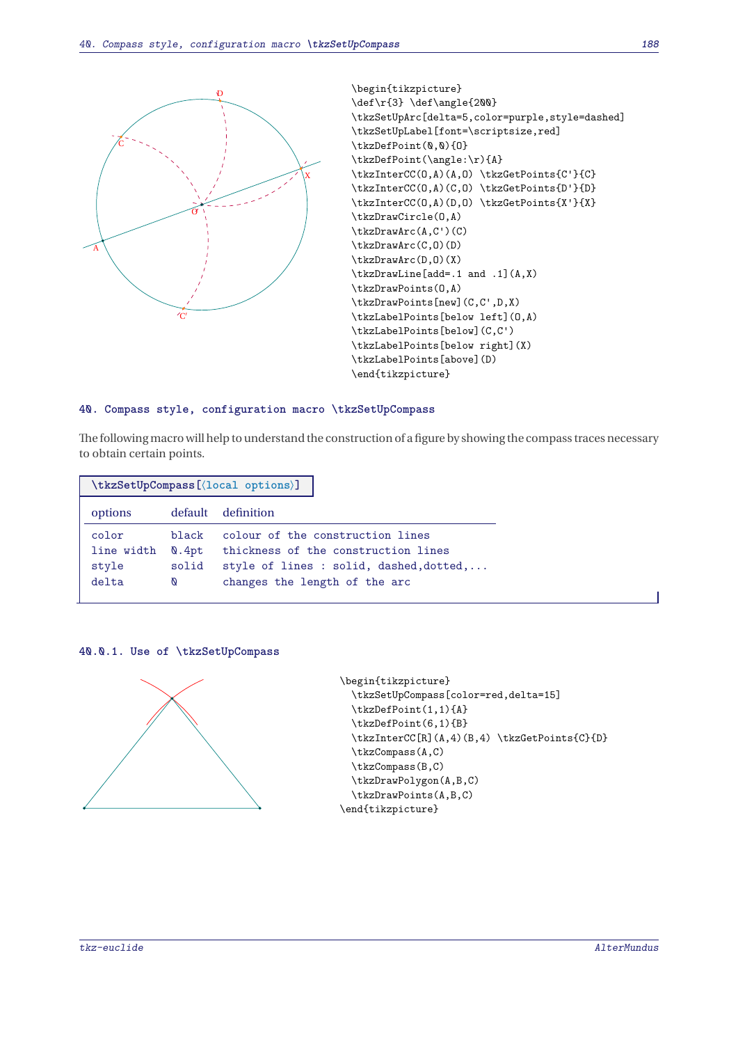```
\begin{tikzpicture}
\def\r{3} \def\angle{200}
\tkzSetUpArc[delta=5,color=purple,style=dashed]
\tkzSetUpLabel[font=\scriptsize,red]
\tkzDefPoint(0,0){O}
\tkzDefPoint(\angle:\r){A}
\tkzInterCC(O,A)(A,O) \tkzGetPoints{C'}{C}
\tkzInterCC(O,A)(C,O) \tkzGetPoints{D'}{D}
\tkzInterCC(O,A)(D,O) \tkzGetPoints{X'}{X}
\tkzDrawCircle(O,A)
\tkzDrawArc(A,C')(C)
\tkzDrawArc(C,O)(D)
\tkzDrawArc(D,O)(X)
\tkzDrawLine[add=.1 and .1](A,X)
\tkzDrawPoints(O,A)
\tkzDrawPoints[new](C,C',D,X)
\tkzLabelPoints[below left](O,A)
\tkzLabelPoints[below](C,C')
\tkzLabelPoints[below right](X)
\tkzLabelPoints[above](D)
\end{tikzpicture}
```

## 40. Compass style, configuration macro \tkzSetUpCompass

The following macro will help to understand the construction of a figure by showing the compass traces necessary to obtain certain points.

**\tkzSetUpCompass[⟨local options⟩]**

| options | default | definition |
|---|---|---|
| color | black | colour of the construction lines |
| line width | 0.4pt | thickness of the construction lines |
| style | solid | style of lines : solid, dashed,dotted,... |
| delta | 0 | changes the length of the arc |

### 40.0.1. Use of \tkzSetUpCompass

```
\begin{tikzpicture}
  \tkzSetUpCompass[color=red,delta=15]
  \tkzDefPoint(1,1){A}
  \tkzDefPoint(6,1){B}
  \tkzInterCC[R](A,4)(B,4) \tkzGetPoints{C}{D}
  \tkzCompass(A,C)
  \tkzCompass(B,C)
  \tkzDrawPolygon(A,B,C)
  \tkzDrawPoints(A,B,C)
\end{tikzpicture}
```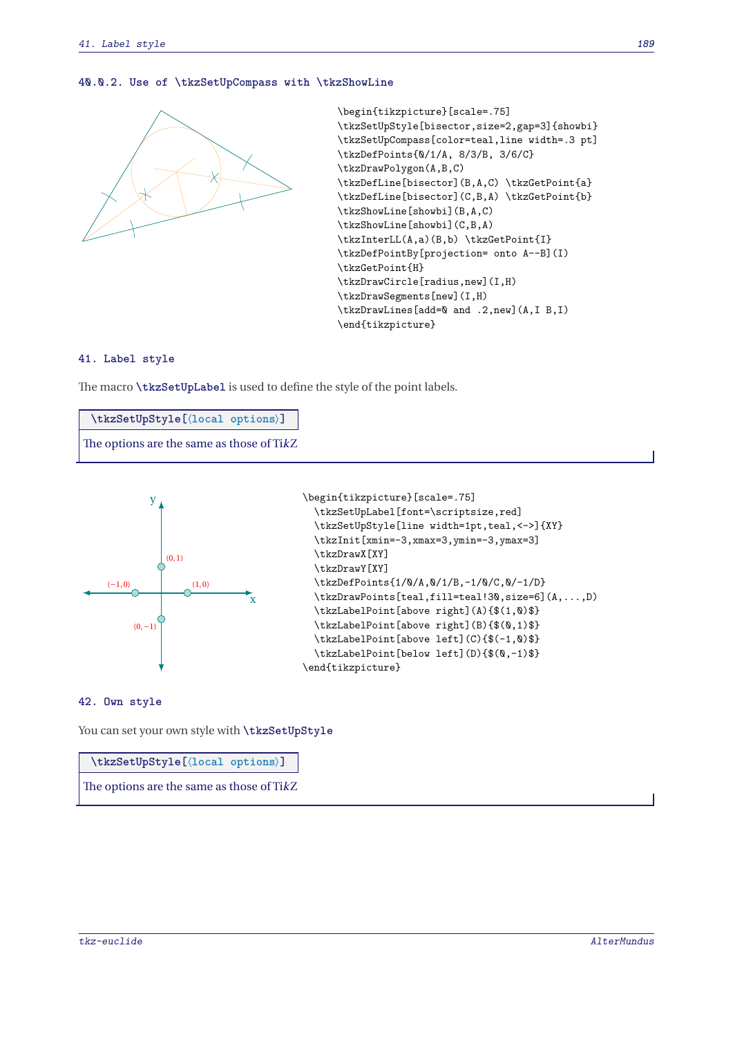#### 40.0.2. Use of \tkzSetUpCompass with \tkzShowLine

```
\begin{tikzpicture}[scale=.75]
\tkzSetUpStyle[bisector,size=2,gap=3]{showbi}
\tkzSetUpCompass[color=teal,line width=.3 pt]
\tkzDefPoints{0/1/A, 8/3/B, 3/6/C}
\tkzDrawPolygon(A,B,C)
\tkzDefLine[bisector](B,A,C) \tkzGetPoint{a}
\tkzDefLine[bisector](C,B,A) \tkzGetPoint{b}
\tkzShowLine[showbi](B,A,C)
\tkzShowLine[showbi](C,B,A)
\tkzInterLL(A,a)(B,b) \tkzGetPoint{I}
\tkzDefPointBy[projection= onto A--B](I)
\tkzGetPoint{H}
\tkzDrawCircle[radius,new](I,H)
\tkzDrawSegments[new](I,H)
\tkzDrawLines[add=0 and .2,new](A,I B,I)
\end{tikzpicture}
```

## 41. Label style

The macro **\tkzSetUpLabel** is used to define the style of the point labels.

**\tkzSetUpStyle[⟨local options⟩]**

The options are the same as those of TikZ

```
\begin{tikzpicture}[scale=.75]
  \tkzSetUpLabel[font=\scriptsize,red]
  \tkzSetUpStyle[line width=1pt,teal,<->]{XY}
  \tkzInit[xmin=-3,xmax=3,ymin=-3,ymax=3]
  \tkzDrawX[XY]
  \tkzDrawY[XY]
  \tkzDefPoints{1/0/A,0/1/B,-1/0/C,0/-1/D}
  \tkzDrawPoints[teal,fill=teal!30,size=6](A,...,D)
  \tkzLabelPoint[above right](A){$(1,0)$}
  \tkzLabelPoint[above right](B){$(0,1)$}
  \tkzLabelPoint[above left](C){$(-1,0)$}
  \tkzLabelPoint[below left](D){$(0,-1)$}
\end{tikzpicture}
```

## 42. Own style

You can set your own style with **\tkzSetUpStyle**

**\tkzSetUpStyle[⟨local options⟩]**

The options are the same as those of TikZ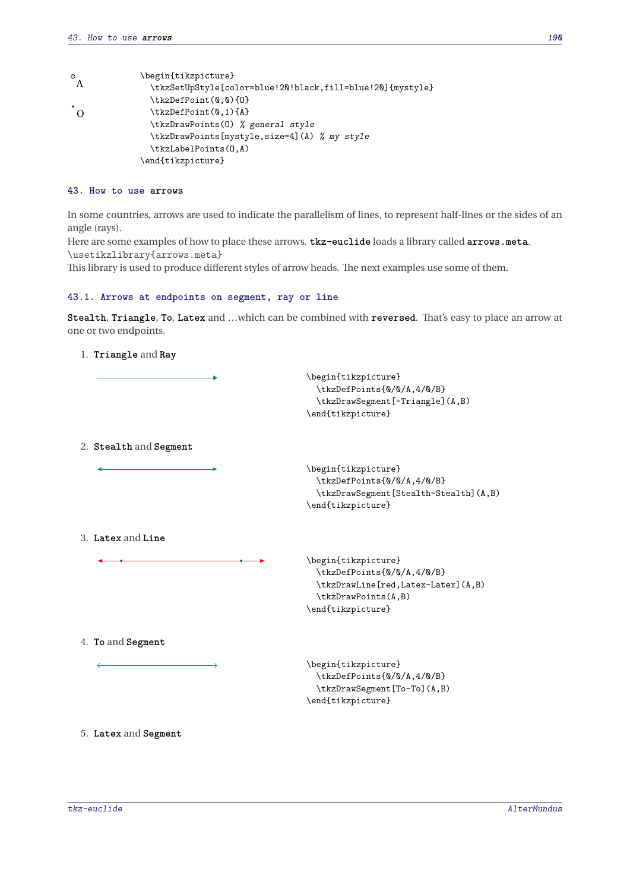```
\begin{tikzpicture}
  \tkzSetUpStyle[color=blue!20!black,fill=blue!20]{mystyle}
  \tkzDefPoint(0,0){O}
  \tkzDefPoint(0,1){A}
  \tkzDrawPoints(O) % general style
  \tkzDrawPoints[mystyle,size=4](A) % my style
  \tkzLabelPoints(O,A)
\end{tikzpicture}
```

## 43. How to use arrows

In some countries, arrows are used to indicate the parallelism of lines, to represent half-lines or the sides of an angle (rays).
Here are some examples of how to place these arrows. **tkz-euclide** loads a library called **arrows.meta**.
`\usetikzlibrary{arrows.meta}`
This library is used to produce different styles of arrow heads. The next examples use some of them.

### 43.1. Arrows at endpoints on segment, ray or line

**Stealth**, **Triangle**, **To**, **Latex** and ...which can be combined with **reversed**. That's easy to place an arrow at one or two endpoints.

1. **Triangle** and **Ray**

```
\begin{tikzpicture}
  \tkzDefPoints{0/0/A,4/0/B}
  \tkzDrawSegment[-Triangle](A,B)
\end{tikzpicture}
```

2. **Stealth** and **Segment**

```
\begin{tikzpicture}
  \tkzDefPoints{0/0/A,4/0/B}
  \tkzDrawSegment[Stealth-Stealth](A,B)
\end{tikzpicture}
```

3. **Latex** and **Line**

```
\begin{tikzpicture}
  \tkzDefPoints{0/0/A,4/0/B}
  \tkzDrawLine[red,Latex-Latex](A,B)
  \tkzDrawPoints(A,B)
\end{tikzpicture}
```

4. **To** and **Segment**

```
\begin{tikzpicture}
  \tkzDefPoints{0/0/A,4/0/B}
  \tkzDrawSegment[To-To](A,B)
\end{tikzpicture}
```

5. **Latex** and **Segment**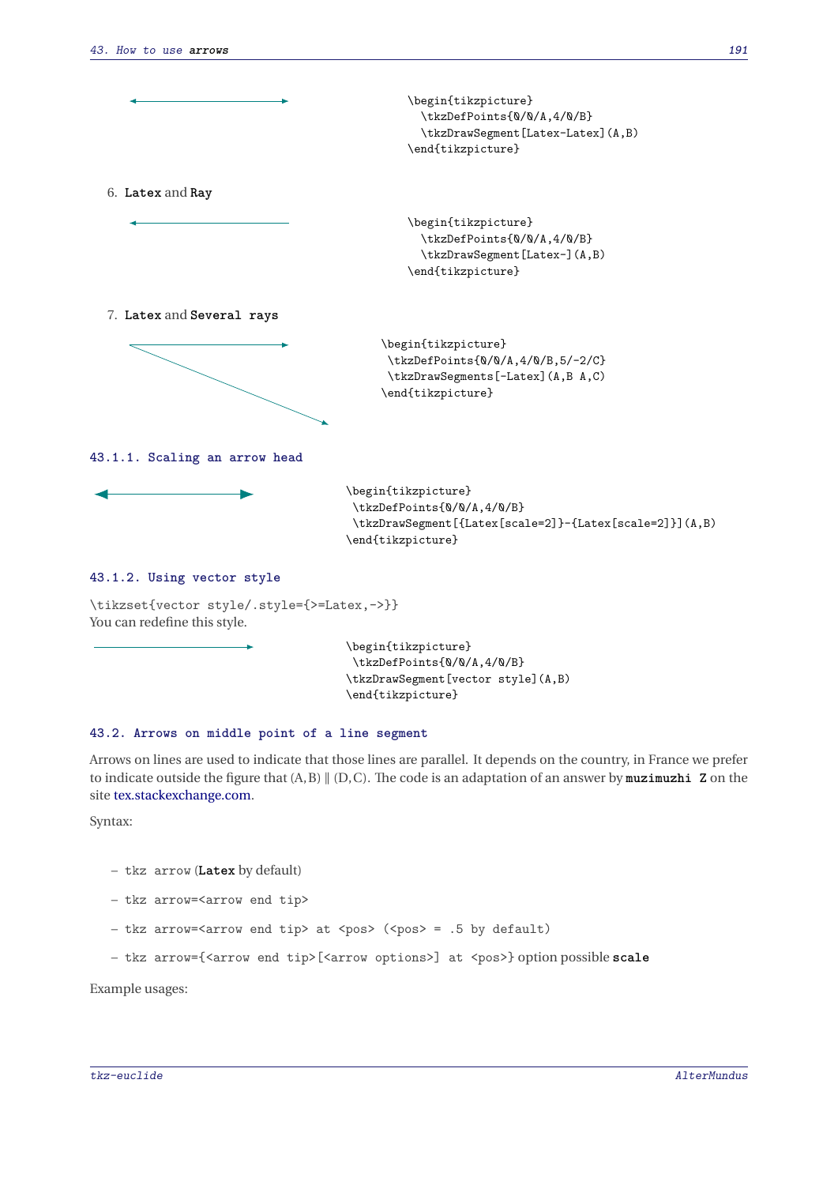```
\begin{tikzpicture}
  \tkzDefPoints{0/0/A,4/0/B}
  \tkzDrawSegment[Latex-Latex](A,B)
\end{tikzpicture}
```

6. `Latex` and `Ray`

```
\begin{tikzpicture}
  \tkzDefPoints{0/0/A,4/0/B}
  \tkzDrawSegment[Latex-](A,B)
\end{tikzpicture}
```

7. `Latex` and `Several rays`

```
\begin{tikzpicture}
 \tkzDefPoints{0/0/A,4/0/B,5/-2/C}
 \tkzDrawSegments[-Latex](A,B A,C)
\end{tikzpicture}
```

### 43.1.1. Scaling an arrow head

```
\begin{tikzpicture}
 \tkzDefPoints{0/0/A,4/0/B}
 \tkzDrawSegment[{Latex[scale=2]}-{Latex[scale=2]}](A,B)
\end{tikzpicture}
```

### 43.1.2. Using vector style

`\tikzset{vector style/.style={>=Latex,->}}`
You can redefine this style.

```
\begin{tikzpicture}
 \tkzDefPoints{0/0/A,4/0/B}
\tkzDrawSegment[vector style](A,B)
\end{tikzpicture}
```

## 43.2. Arrows on middle point of a line segment

Arrows on lines are used to indicate that those lines are parallel. It depends on the country, in France we prefer to indicate outside the figure that $(A,B) \parallel (D,C)$. The code is an adaptation of an answer by **muzimuzhi Z** on the site tex.stackexchange.com.

Syntax:

- `tkz arrow` (**Latex** by default)
- `tkz arrow=<arrow end tip>`
- `tkz arrow=<arrow end tip> at <pos> (<pos> = .5 by default)`
- `tkz arrow={<arrow end tip>[<arrow options>] at <pos>}` option possible **scale**

Example usages: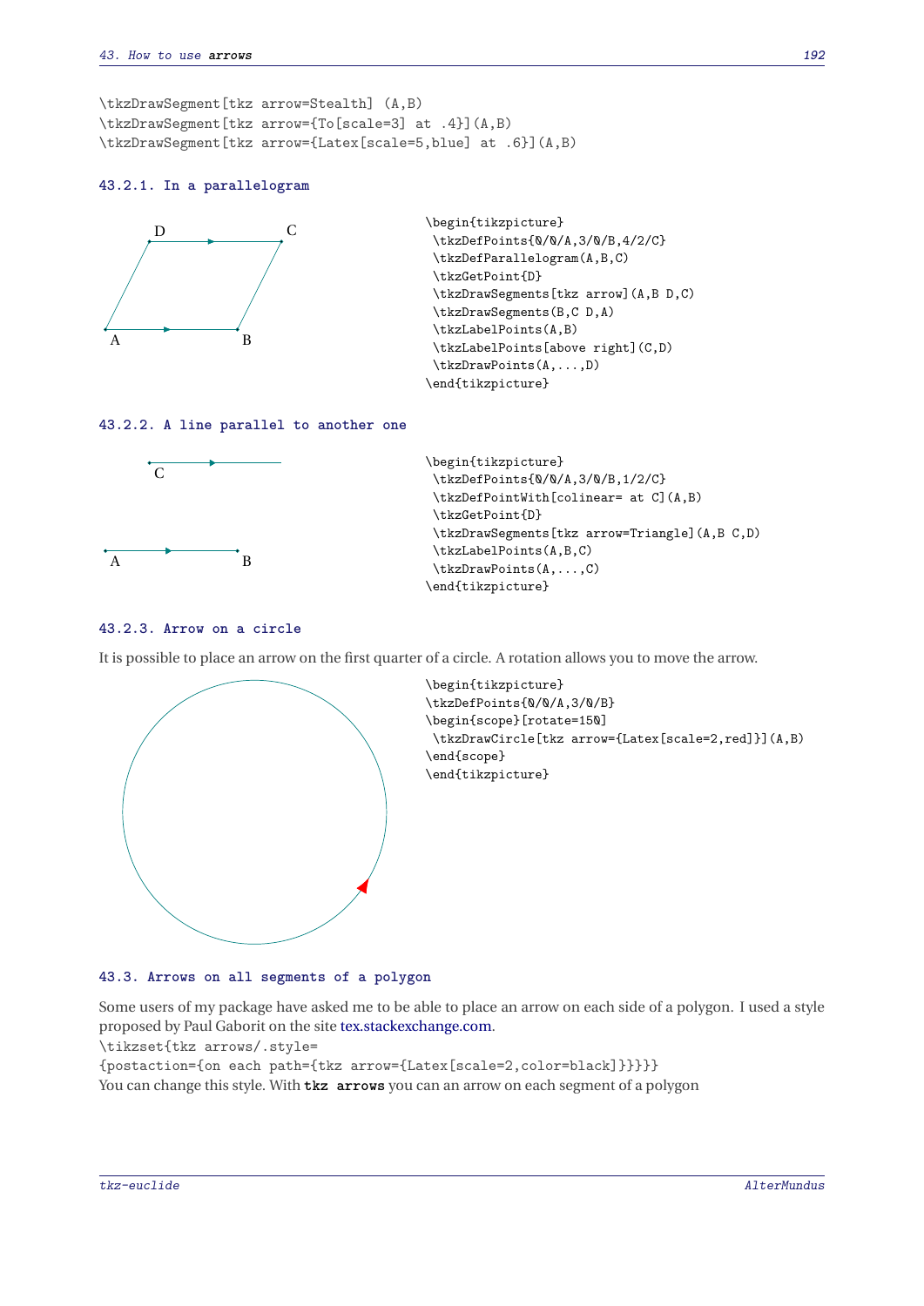```
\tkzDrawSegment[tkz arrow=Stealth] (A,B)
\tkzDrawSegment[tkz arrow={To[scale=3] at .4}](A,B)
\tkzDrawSegment[tkz arrow={Latex[scale=5,blue] at .6}](A,B)
```

### 43.2.1. In a parallelogram

```
\begin{tikzpicture}
 \tkzDefPoints{0/0/A,3/0/B,4/2/C}
 \tkzDefParallelogram(A,B,C)
 \tkzGetPoint{D}
 \tkzDrawSegments[tkz arrow](A,B D,C)
 \tkzDrawSegments(B,C D,A)
 \tkzLabelPoints(A,B)
 \tkzLabelPoints[above right](C,D)
 \tkzDrawPoints(A,...,D)
\end{tikzpicture}
```

### 43.2.2. A line parallel to another one

```
\begin{tikzpicture}
 \tkzDefPoints{0/0/A,3/0/B,1/2/C}
 \tkzDefPointWith[colinear= at C](A,B)
 \tkzGetPoint{D}
 \tkzDrawSegments[tkz arrow=Triangle](A,B C,D)
 \tkzLabelPoints(A,B,C)
 \tkzDrawPoints(A,...,C)
\end{tikzpicture}
```

### 43.2.3. Arrow on a circle

It is possible to place an arrow on the first quarter of a circle. A rotation allows you to move the arrow.

```
\begin{tikzpicture}
\tkzDefPoints{0/0/A,3/0/B}
\begin{scope}[rotate=150]
 \tkzDrawCircle[tkz arrow={Latex[scale=2,red]}](A,B)
\end{scope}
\end{tikzpicture}
```

## 43.3. Arrows on all segments of a polygon

Some users of my package have asked me to be able to place an arrow on each side of a polygon. I used a style proposed by Paul Gaborit on the site tex.stackexchange.com.

```
\tikzset{tkz arrows/.style=
{postaction={on each path={tkz arrow={Latex[scale=2,color=black]}}}}}
```

You can change this style. With **tkz arrows** you can an arrow on each segment of a polygon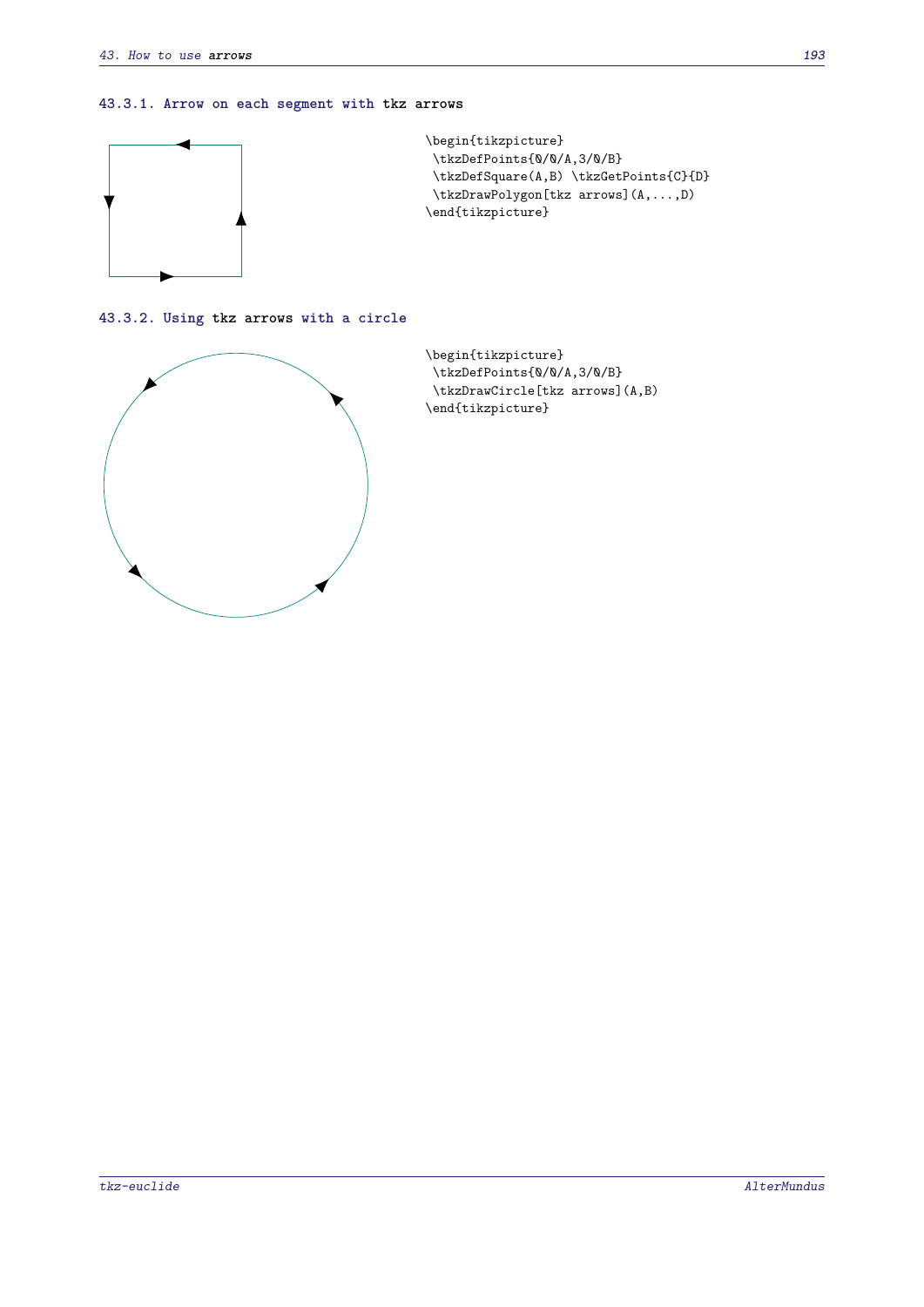### 43.3.1. Arrow on each segment with tkz arrows

```
\begin{tikzpicture}
 \tkzDefPoints{0/0/A,3/0/B}
 \tkzDefSquare(A,B) \tkzGetPoints{C}{D}
 \tkzDrawPolygon[tkz arrows](A,...,D)
\end{tikzpicture}
```

### 43.3.2. Using tkz arrows with a circle

```
\begin{tikzpicture}
 \tkzDefPoints{0/0/A,3/0/B}
 \tkzDrawCircle[tkz arrows](A,B)
\end{tikzpicture}
```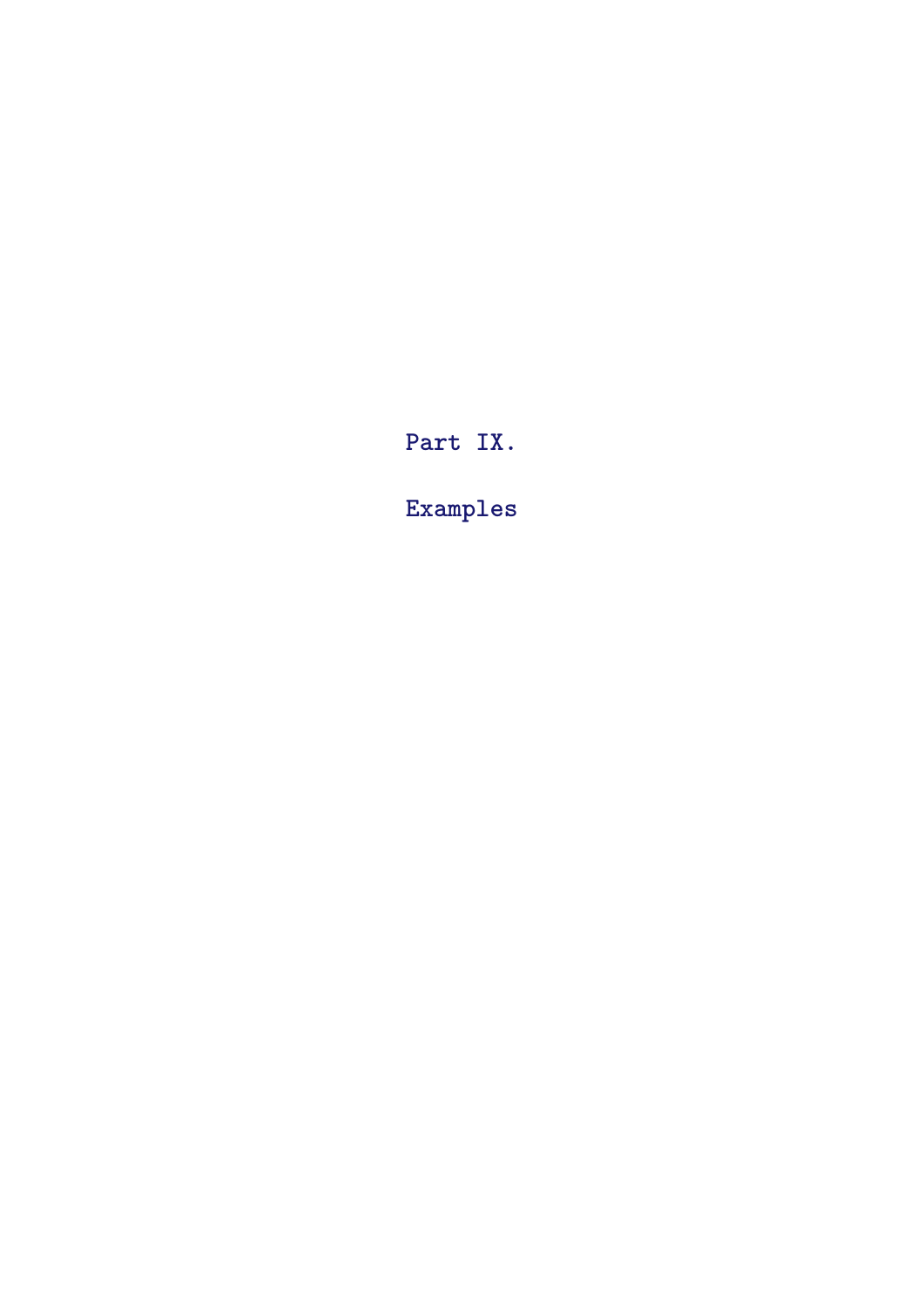# Part IX.

# Examples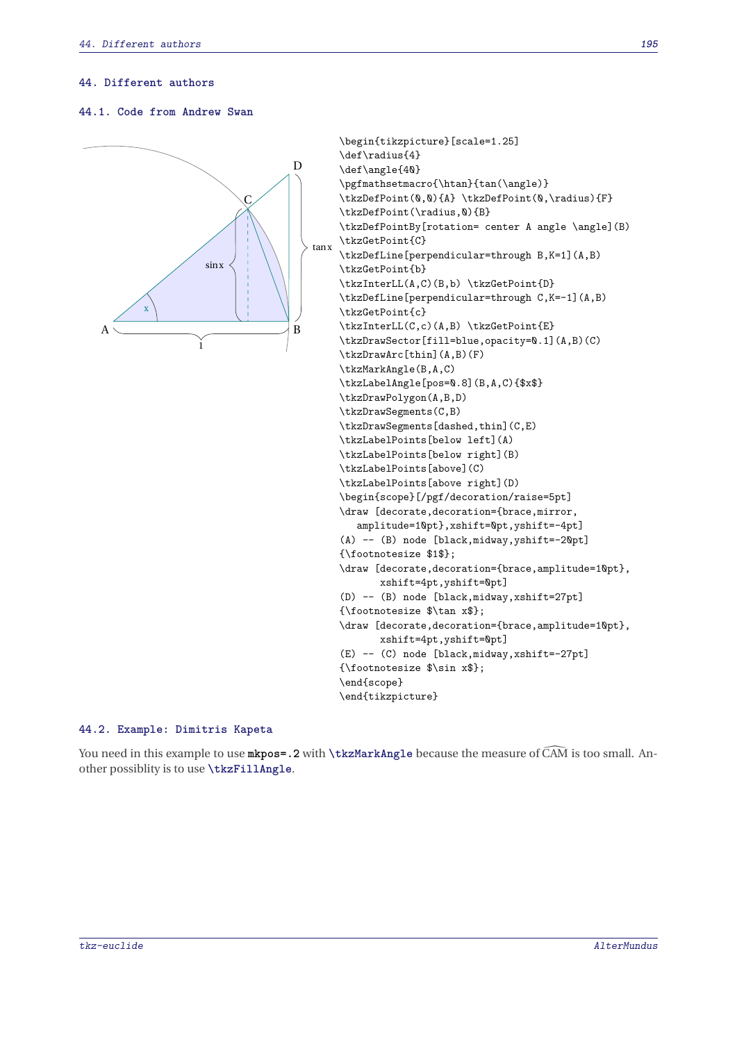# 44. Different authors

## 44.1. Code from Andrew Swan

```
\begin{tikzpicture}[scale=1.25]
\def\radius{4}
\def\angle{40}
\pgfmathsetmacro{\htan}{tan(\angle)}
\tkzDefPoint(0,0){A} \tkzDefPoint(0,\radius){F}
\tkzDefPoint(\radius,0){B}
\tkzDefPointBy[rotation= center A angle \angle](B)
\tkzGetPoint{C}
\tkzDefLine[perpendicular=through B,K=1](A,B)
\tkzGetPoint{b}
\tkzInterLL(A,C)(B,b) \tkzGetPoint{D}
\tkzDefLine[perpendicular=through C,K=-1](A,B)
\tkzGetPoint{c}
\tkzInterLL(C,c)(A,B) \tkzGetPoint{E}
\tkzDrawSector[fill=blue,opacity=0.1](A,B)(C)
\tkzDrawArc[thin](A,B)(F)
\tkzMarkAngle(B,A,C)
\tkzLabelAngle[pos=0.8](B,A,C){$x$}
\tkzDrawPolygon(A,B,D)
\tkzDrawSegments(C,B)
\tkzDrawSegments[dashed,thin](C,E)
\tkzLabelPoints[below left](A)
\tkzLabelPoints[below right](B)
\tkzLabelPoints[above](C)
\tkzLabelPoints[above right](D)
\begin{scope}[/pgf/decoration/raise=5pt]
\draw [decorate,decoration={brace,mirror,
   amplitude=10pt},xshift=0pt,yshift=-4pt]
(A) -- (B) node [black,midway,yshift=-20pt]
{\footnotesize $1$};
\draw [decorate,decoration={brace,amplitude=10pt},
       xshift=4pt,yshift=0pt]
(D) -- (B) node [black,midway,xshift=27pt]
{\footnotesize $\tan x$};
\draw [decorate,decoration={brace,amplitude=10pt},
       xshift=4pt,yshift=0pt]
(E) -- (C) node [black,midway,xshift=-27pt]
{\footnotesize $\sin x$};
\end{scope}
\end{tikzpicture}
```

## 44.2. Example: Dimitris Kapeta

You need in this example to use `mkpos=.2` with `\tkzMarkAngle` because the measure of $\widehat{CAM}$ is too small. Another possiblity is to use `\tkzFillAngle`.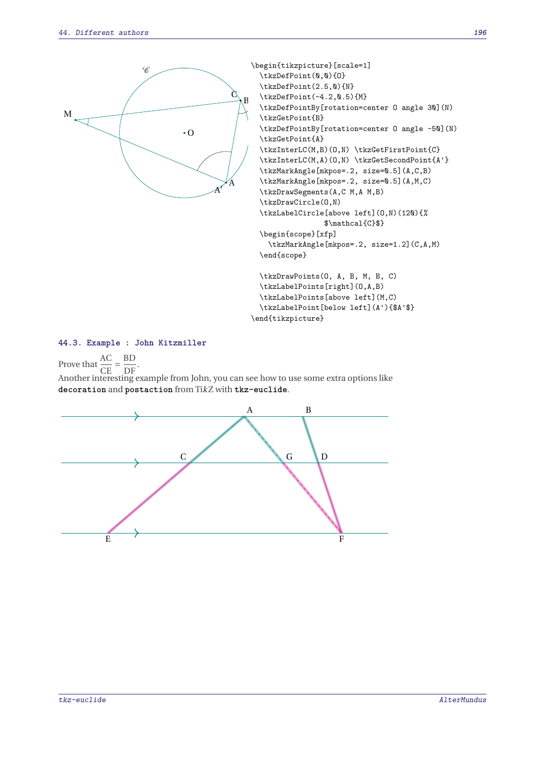```
\begin{tikzpicture}[scale=1]
  \tkzDefPoint(0,0){O}
  \tkzDefPoint(2.5,0){N}
  \tkzDefPoint(-4.2,0.5){M}
  \tkzDefPointBy[rotation=center O angle 30](N)
  \tkzGetPoint{B}
  \tkzDefPointBy[rotation=center O angle -50](N)
  \tkzGetPoint{A}
  \tkzInterLC(M,B)(O,N) \tkzGetFirstPoint{C}
  \tkzInterLC(M,A)(O,N) \tkzGetSecondPoint{A'}
  \tkzMarkAngle[mkpos=.2, size=0.5](A,C,B)
  \tkzMarkAngle[mkpos=.2, size=0.5](A,M,C)
  \tkzDrawSegments(A,C M,A M,B)
  \tkzDrawCircle(O,N)
  \tkzLabelCircle[above left](O,N)(120){%
              $\mathcal{C}$}
  \begin{scope}[xfp]
    \tkzMarkAngle[mkpos=.2, size=1.2](C,A,M)
  \end{scope}

  \tkzDrawPoints(O, A, B, M, B, C)
  \tkzLabelPoints[right](O,A,B)
  \tkzLabelPoints[above left](M,C)
  \tkzLabelPoint[below left](A'){$A'$}
\end{tikzpicture}
```

### 44.3. Example : John Kitzmiller

Prove that $\frac{AC}{CE} = \frac{BD}{DF}$.

Another interesting example from John, you can see how to use some extra options like **decoration** and **postaction** from Ti*k*Z with **tkz-euclide**.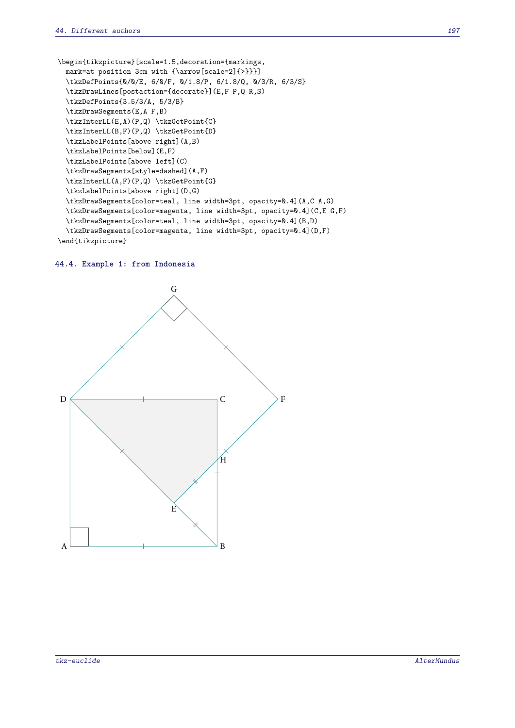```
\begin{tikzpicture}[scale=1.5,decoration={markings,
  mark=at position 3cm with {\arrow[scale=2]{>}}}]
  \tkzDefPoints{0/0/E, 6/0/F, 0/1.8/P, 6/1.8/Q, 0/3/R, 6/3/S}
  \tkzDrawLines[postaction={decorate}](E,F P,Q R,S)
  \tkzDefPoints{3.5/3/A, 5/3/B}
  \tkzDrawSegments(E,A F,B)
  \tkzInterLL(E,A)(P,Q) \tkzGetPoint{C}
  \tkzInterLL(B,F)(P,Q) \tkzGetPoint{D}
  \tkzLabelPoints[above right](A,B)
  \tkzLabelPoints[below](E,F)
  \tkzLabelPoints[above left](C)
  \tkzDrawSegments[style=dashed](A,F)
  \tkzInterLL(A,F)(P,Q) \tkzGetPoint{G}
  \tkzLabelPoints[above right](D,G)
  \tkzDrawSegments[color=teal, line width=3pt, opacity=0.4](A,C A,G)
  \tkzDrawSegments[color=magenta, line width=3pt, opacity=0.4](C,E G,F)
  \tkzDrawSegments[color=teal, line width=3pt, opacity=0.4](B,D)
  \tkzDrawSegments[color=magenta, line width=3pt, opacity=0.4](D,F)
\end{tikzpicture}
```

## 44.4. Example 1: from Indonesia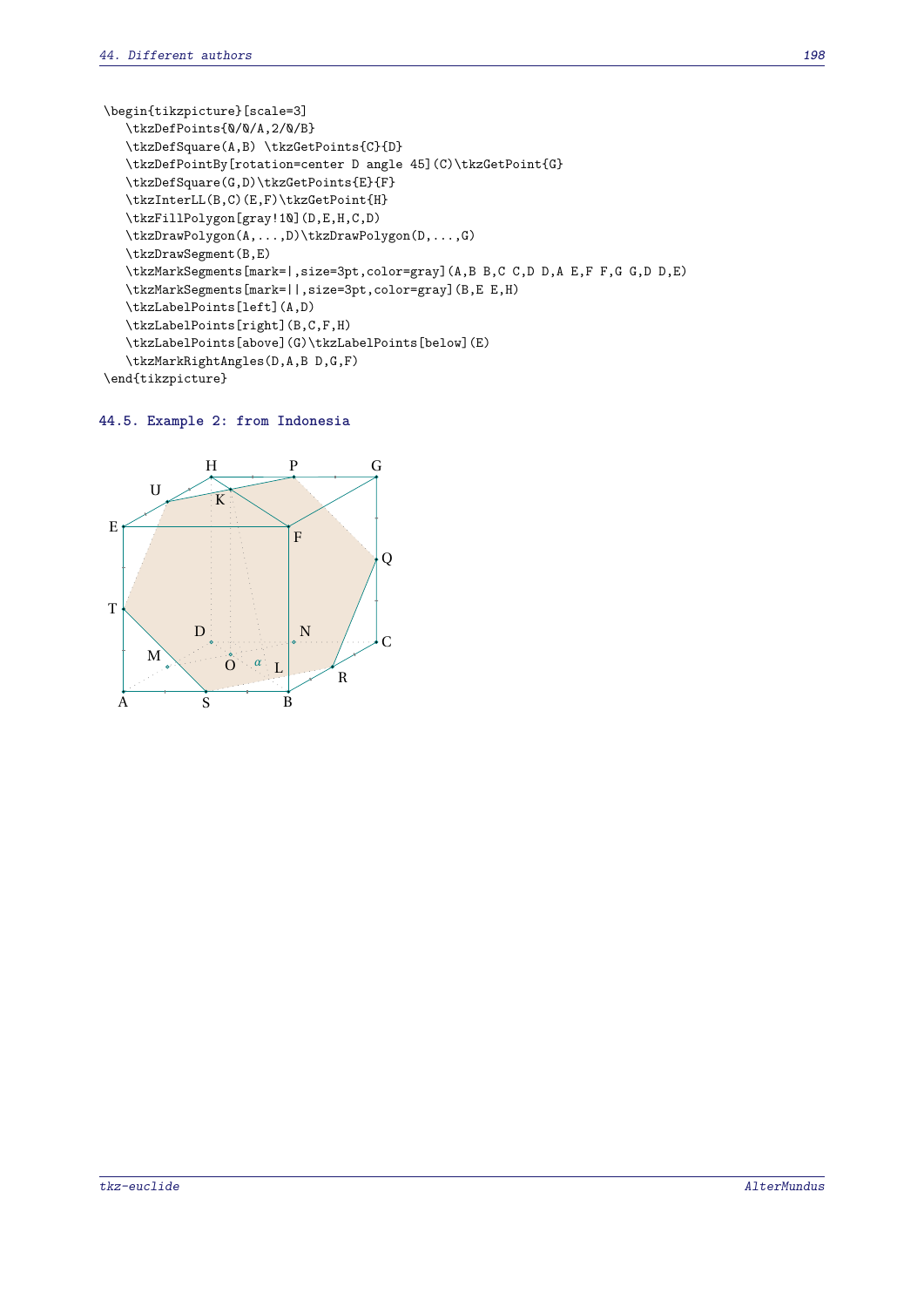```
\begin{tikzpicture}[scale=3]
   \tkzDefPoints{0/0/A,2/0/B}
   \tkzDefSquare(A,B) \tkzGetPoints{C}{D}
   \tkzDefPointBy[rotation=center D angle 45](C)\tkzGetPoint{G}
   \tkzDefSquare(G,D)\tkzGetPoints{E}{F}
   \tkzInterLL(B,C)(E,F)\tkzGetPoint{H}
   \tkzFillPolygon[gray!10](D,E,H,C,D)
   \tkzDrawPolygon(A,...,D)\tkzDrawPolygon(D,...,G)
   \tkzDrawSegment(B,E)
   \tkzMarkSegments[mark=|,size=3pt,color=gray](A,B B,C C,D D,A E,F F,G G,D D,E)
   \tkzMarkSegments[mark=||,size=3pt,color=gray](B,E E,H)
   \tkzLabelPoints[left](A,D)
   \tkzLabelPoints[right](B,C,F,H)
   \tkzLabelPoints[above](G)\tkzLabelPoints[below](E)
   \tkzMarkRightAngles(D,A,B D,G,F)
\end{tikzpicture}
```

### 44.5. Example 2: from Indonesia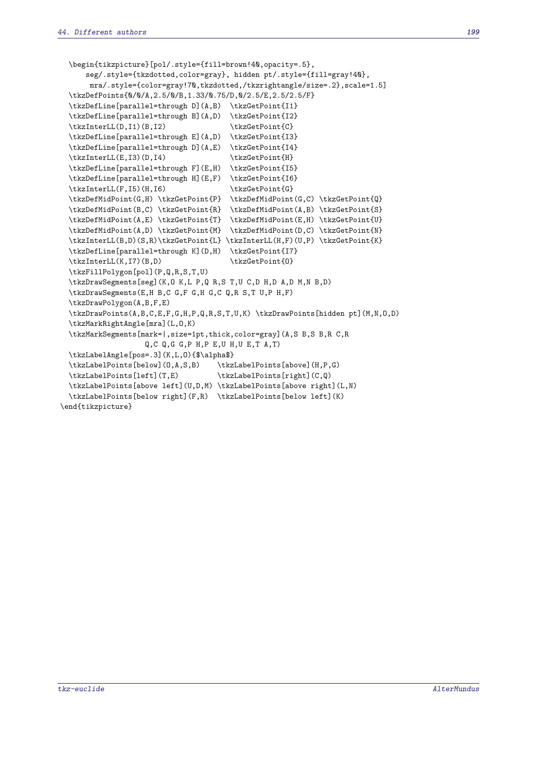```
  \begin{tikzpicture}[pol/.style={fill=brown!40,opacity=.5},
      seg/.style={tkzdotted,color=gray}, hidden pt/.style={fill=gray!40},
       mra/.style={color=gray!70,tkzdotted,/tkzrightangle/size=.2},scale=1.5]
  \tkzDefPoints{0/0/A,2.5/0/B,1.33/0.75/D,0/2.5/E,2.5/2.5/F}
  \tkzDefLine[parallel=through D](A,B)  \tkzGetPoint{I1}
  \tkzDefLine[parallel=through B](A,D)  \tkzGetPoint{I2}
  \tkzInterLL(D,I1)(B,I2)               \tkzGetPoint{C}
  \tkzDefLine[parallel=through E](A,D)  \tkzGetPoint{I3}
  \tkzDefLine[parallel=through D](A,E)  \tkzGetPoint{I4}
  \tkzInterLL(E,I3)(D,I4)               \tkzGetPoint{H}
  \tkzDefLine[parallel=through F](E,H)  \tkzGetPoint{I5}
  \tkzDefLine[parallel=through H](E,F)  \tkzGetPoint{I6}
  \tkzInterLL(F,I5)(H,I6)               \tkzGetPoint{G}
  \tkzDefMidPoint(G,H) \tkzGetPoint{P}  \tkzDefMidPoint(G,C) \tkzGetPoint{Q}
  \tkzDefMidPoint(B,C) \tkzGetPoint{R}  \tkzDefMidPoint(A,B) \tkzGetPoint{S}
  \tkzDefMidPoint(A,E) \tkzGetPoint{T}  \tkzDefMidPoint(E,H) \tkzGetPoint{U}
  \tkzDefMidPoint(A,D) \tkzGetPoint{M}  \tkzDefMidPoint(D,C) \tkzGetPoint{N}
  \tkzInterLL(B,D)(S,R)\tkzGetPoint{L} \tkzInterLL(H,F)(U,P) \tkzGetPoint{K}
  \tkzDefLine[parallel=through K](D,H)  \tkzGetPoint{I7}
  \tkzInterLL(K,I7)(B,D)                \tkzGetPoint{O}
  \tkzFillPolygon[pol](P,Q,R,S,T,U)
  \tkzDrawSegments[seg](K,O K,L P,Q R,S T,U C,D H,D A,D M,N B,D)
  \tkzDrawSegments(E,H B,C G,F G,H G,C Q,R S,T U,P H,F)
  \tkzDrawPolygon(A,B,F,E)
  \tkzDrawPoints(A,B,C,E,F,G,H,P,Q,R,S,T,U,K) \tkzDrawPoints[hidden pt](M,N,O,D)
  \tkzMarkRightAngle[mra](L,O,K)
  \tkzMarkSegments[mark=|,size=1pt,thick,color=gray](A,S B,S B,R C,R
                  Q,C Q,G G,P H,P E,U H,U E,T A,T)
  \tkzLabelAngle[pos=.3](K,L,O){$\alpha$}
  \tkzLabelPoints[below](O,A,S,B)    \tkzLabelPoints[above](H,P,G)
  \tkzLabelPoints[left](T,E)         \tkzLabelPoints[right](C,Q)
  \tkzLabelPoints[above left](U,D,M) \tkzLabelPoints[above right](L,N)
  \tkzLabelPoints[below right](F,R)  \tkzLabelPoints[below left](K)
\end{tikzpicture}
```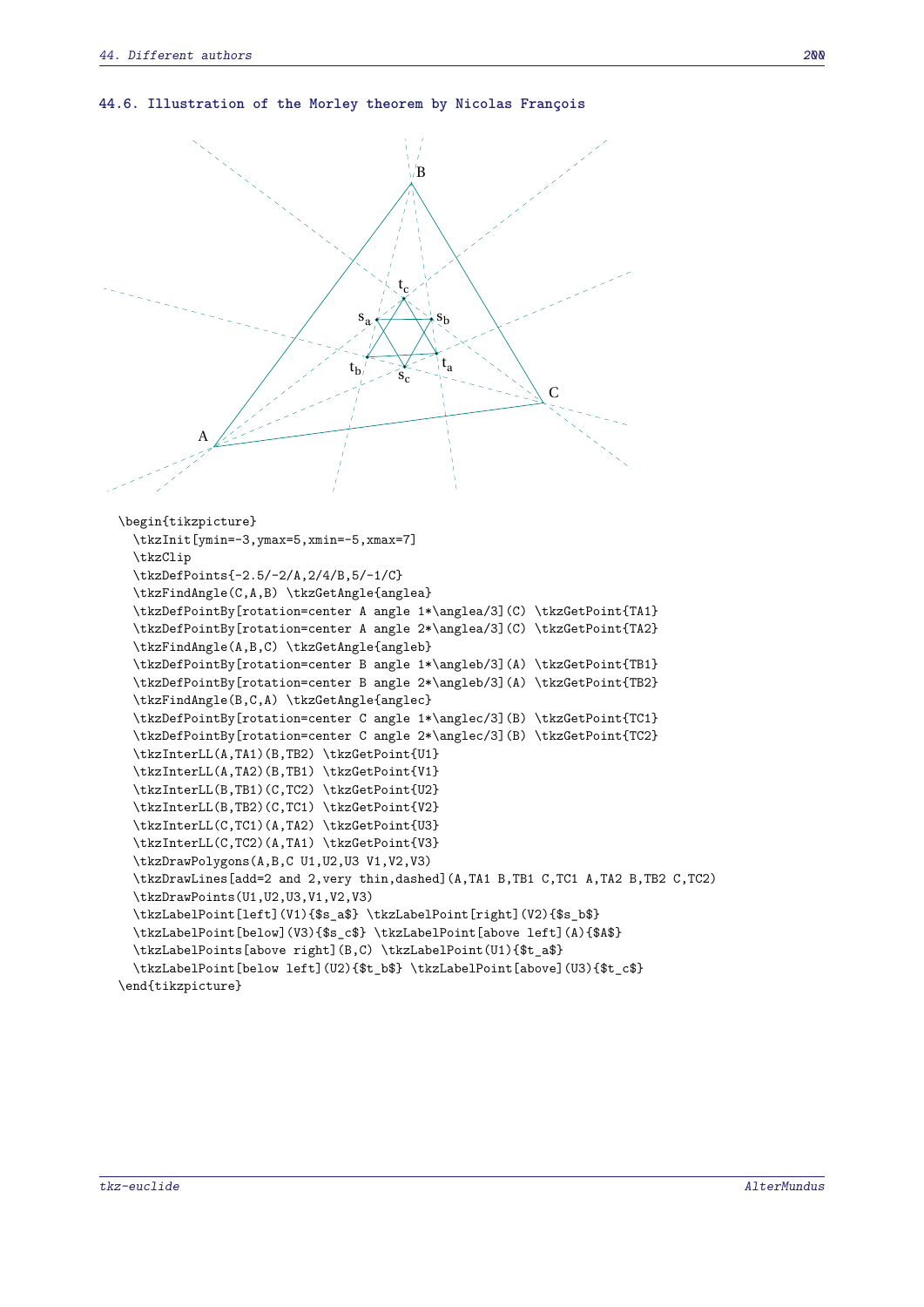## 44.6. Illustration of the Morley theorem by Nicolas François

```
\begin{tikzpicture}
  \tkzInit[ymin=-3,ymax=5,xmin=-5,xmax=7]
  \tkzClip
  \tkzDefPoints{-2.5/-2/A,2/4/B,5/-1/C}
  \tkzFindAngle(C,A,B) \tkzGetAngle{anglea}
  \tkzDefPointBy[rotation=center A angle 1*\anglea/3](C) \tkzGetPoint{TA1}
  \tkzDefPointBy[rotation=center A angle 2*\anglea/3](C) \tkzGetPoint{TA2}
  \tkzFindAngle(A,B,C) \tkzGetAngle{angleb}
  \tkzDefPointBy[rotation=center B angle 1*\angleb/3](A) \tkzGetPoint{TB1}
  \tkzDefPointBy[rotation=center B angle 2*\angleb/3](A) \tkzGetPoint{TB2}
  \tkzFindAngle(B,C,A) \tkzGetAngle{anglec}
  \tkzDefPointBy[rotation=center C angle 1*\anglec/3](B) \tkzGetPoint{TC1}
  \tkzDefPointBy[rotation=center C angle 2*\anglec/3](B) \tkzGetPoint{TC2}
  \tkzInterLL(A,TA1)(B,TB2) \tkzGetPoint{U1}
  \tkzInterLL(A,TA2)(B,TB1) \tkzGetPoint{V1}
  \tkzInterLL(B,TB1)(C,TC2) \tkzGetPoint{U2}
  \tkzInterLL(B,TB2)(C,TC1) \tkzGetPoint{V2}
  \tkzInterLL(C,TC1)(A,TA2) \tkzGetPoint{U3}
  \tkzInterLL(C,TC2)(A,TA1) \tkzGetPoint{V3}
  \tkzDrawPolygons(A,B,C U1,U2,U3 V1,V2,V3)
  \tkzDrawLines[add=2 and 2,very thin,dashed](A,TA1 B,TB1 C,TC1 A,TA2 B,TB2 C,TC2)
  \tkzDrawPoints(U1,U2,U3,V1,V2,V3)
  \tkzLabelPoint[left](V1){$s_a$} \tkzLabelPoint[right](V2){$s_b$}
  \tkzLabelPoint[below](V3){$s_c$} \tkzLabelPoint[above left](A){$A$}
  \tkzLabelPoints[above right](B,C) \tkzLabelPoint(U1){$t_a$}
  \tkzLabelPoint[below left](U2){$t_b$} \tkzLabelPoint[above](U3){$t_c$}
\end{tikzpicture}
```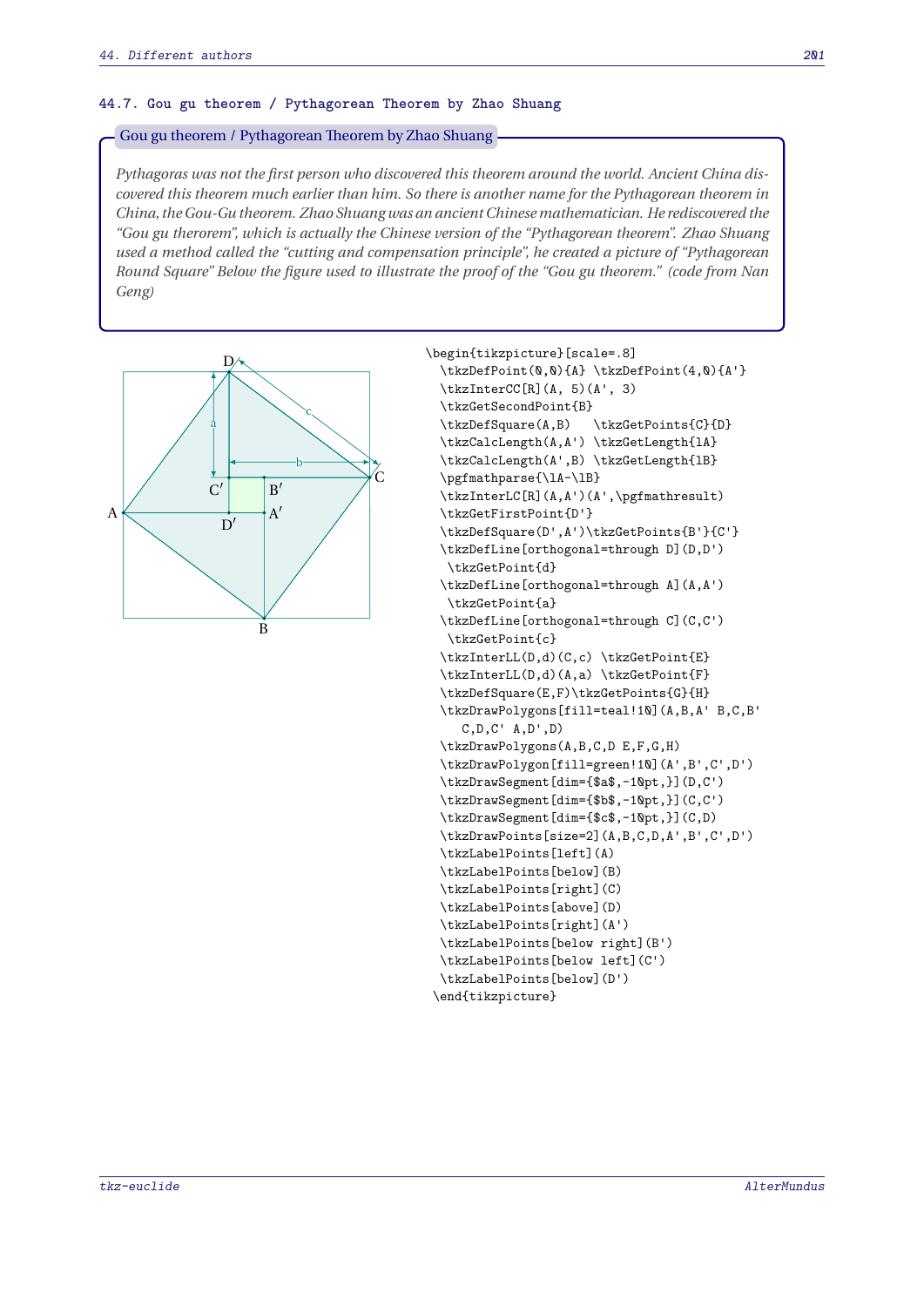## 44.7. Gou gu theorem / Pythagorean Theorem by Zhao Shuang

**Gou gu theorem / Pythagorean Theorem by Zhao Shuang**

*Pythagoras was not the first person who discovered this theorem around the world. Ancient China discovered this theorem much earlier than him. So there is another name for the Pythagorean theorem in China, the Gou-Gu theorem. Zhao Shuang was an ancient Chinese mathematician. He rediscovered the "Gou gu therorem", which is actually the Chinese version of the "Pythagorean theorem". Zhao Shuang used a method called the "cutting and compensation principle", he created a picture of "Pythagorean Round Square" Below the figure used to illustrate the proof of the "Gou gu theorem." (code from Nan Geng)*

```
\begin{tikzpicture}[scale=.8]
  \tkzDefPoint(0,0){A} \tkzDefPoint(4,0){A'}
  \tkzInterCC[R](A, 5)(A', 3)
  \tkzGetSecondPoint{B}
  \tkzDefSquare(A,B)   \tkzGetPoints{C}{D}
  \tkzCalcLength(A,A') \tkzGetLength{lA}
  \tkzCalcLength(A',B) \tkzGetLength{lB}
  \pgfmathparse{\lA-\lB}
  \tkzInterLC[R](A,A')(A',\pgfmathresult)
  \tkzGetFirstPoint{D'}
  \tkzDefSquare(D',A')\tkzGetPoints{B'}{C'}
  \tkzDefLine[orthogonal=through D](D,D')
   \tkzGetPoint{d}
  \tkzDefLine[orthogonal=through A](A,A')
   \tkzGetPoint{a}
  \tkzDefLine[orthogonal=through C](C,C')
   \tkzGetPoint{c}
  \tkzInterLL(D,d)(C,c) \tkzGetPoint{E}
  \tkzInterLL(D,d)(A,a) \tkzGetPoint{F}
  \tkzDefSquare(E,F)\tkzGetPoints{G}{H}
  \tkzDrawPolygons[fill=teal!10](A,B,A' B,C,B'
     C,D,C' A,D',D)
  \tkzDrawPolygons(A,B,C,D E,F,G,H)
  \tkzDrawPolygon[fill=green!10](A',B',C',D')
  \tkzDrawSegment[dim={$a$,-10pt,}](D,C')
  \tkzDrawSegment[dim={$b$,-10pt,}](C,C')
  \tkzDrawSegment[dim={$c$,-10pt,}](C,D)
  \tkzDrawPoints[size=2](A,B,C,D,A',B',C',D')
  \tkzLabelPoints[left](A)
  \tkzLabelPoints[below](B)
  \tkzLabelPoints[right](C)
  \tkzLabelPoints[above](D)
  \tkzLabelPoints[right](A')
  \tkzLabelPoints[below right](B')
  \tkzLabelPoints[below left](C')
  \tkzLabelPoints[below](D')
 \end{tikzpicture}
```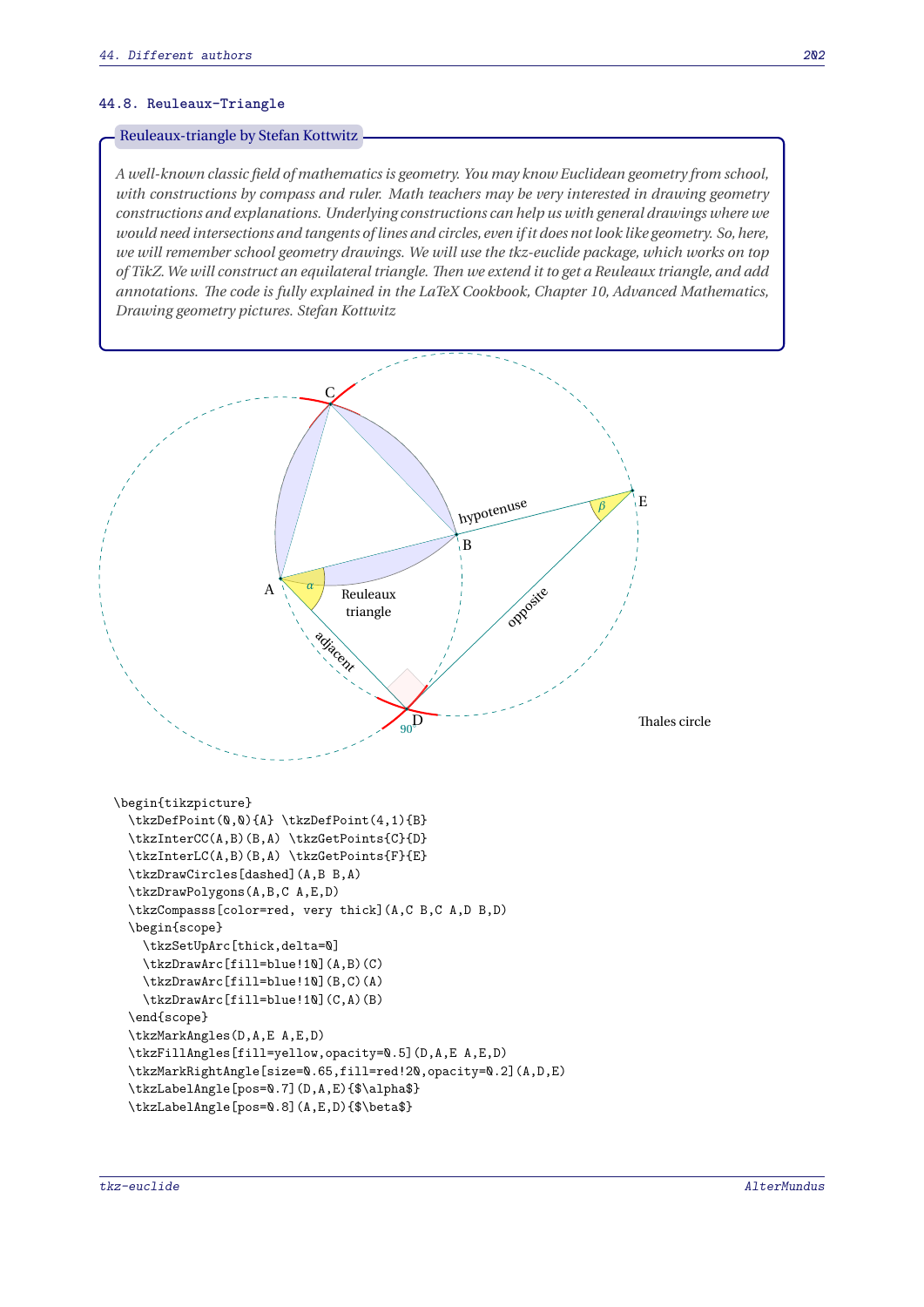### 44.8. Reuleaux-Triangle

**Reuleaux-triangle by Stefan Kottwitz**

*A well-known classic field of mathematics is geometry. You may know Euclidean geometry from school, with constructions by compass and ruler. Math teachers may be very interested in drawing geometry constructions and explanations. Underlying constructions can help us with general drawings where we would need intersections and tangents of lines and circles, even if it does not look like geometry. So, here, we will remember school geometry drawings. We will use the tkz-euclide package, which works on top of TikZ. We will construct an equilateral triangle. Then we extend it to get a Reuleaux triangle, and add annotations. The code is fully explained in the LaTeX Cookbook, Chapter 10, Advanced Mathematics, Drawing geometry pictures. Stefan Kottwitz*

```
\begin{tikzpicture}
  \tkzDefPoint(0,0){A} \tkzDefPoint(4,1){B}
  \tkzInterCC(A,B)(B,A) \tkzGetPoints{C}{D}
  \tkzInterLC(A,B)(B,A) \tkzGetPoints{F}{E}
  \tkzDrawCircles[dashed](A,B B,A)
  \tkzDrawPolygons(A,B,C A,E,D)
  \tkzCompasss[color=red, very thick](A,C B,C A,D B,D)
  \begin{scope}
    \tkzSetUpArc[thick,delta=0]
    \tkzDrawArc[fill=blue!10](A,B)(C)
    \tkzDrawArc[fill=blue!10](B,C)(A)
    \tkzDrawArc[fill=blue!10](C,A)(B)
  \end{scope}
  \tkzMarkAngles(D,A,E A,E,D)
  \tkzFillAngles[fill=yellow,opacity=0.5](D,A,E A,E,D)
  \tkzMarkRightAngle[size=0.65,fill=red!20,opacity=0.2](A,D,E)
  \tkzLabelAngle[pos=0.7](D,A,E){$\alpha$}
  \tkzLabelAngle[pos=0.8](A,E,D){$\beta$}
```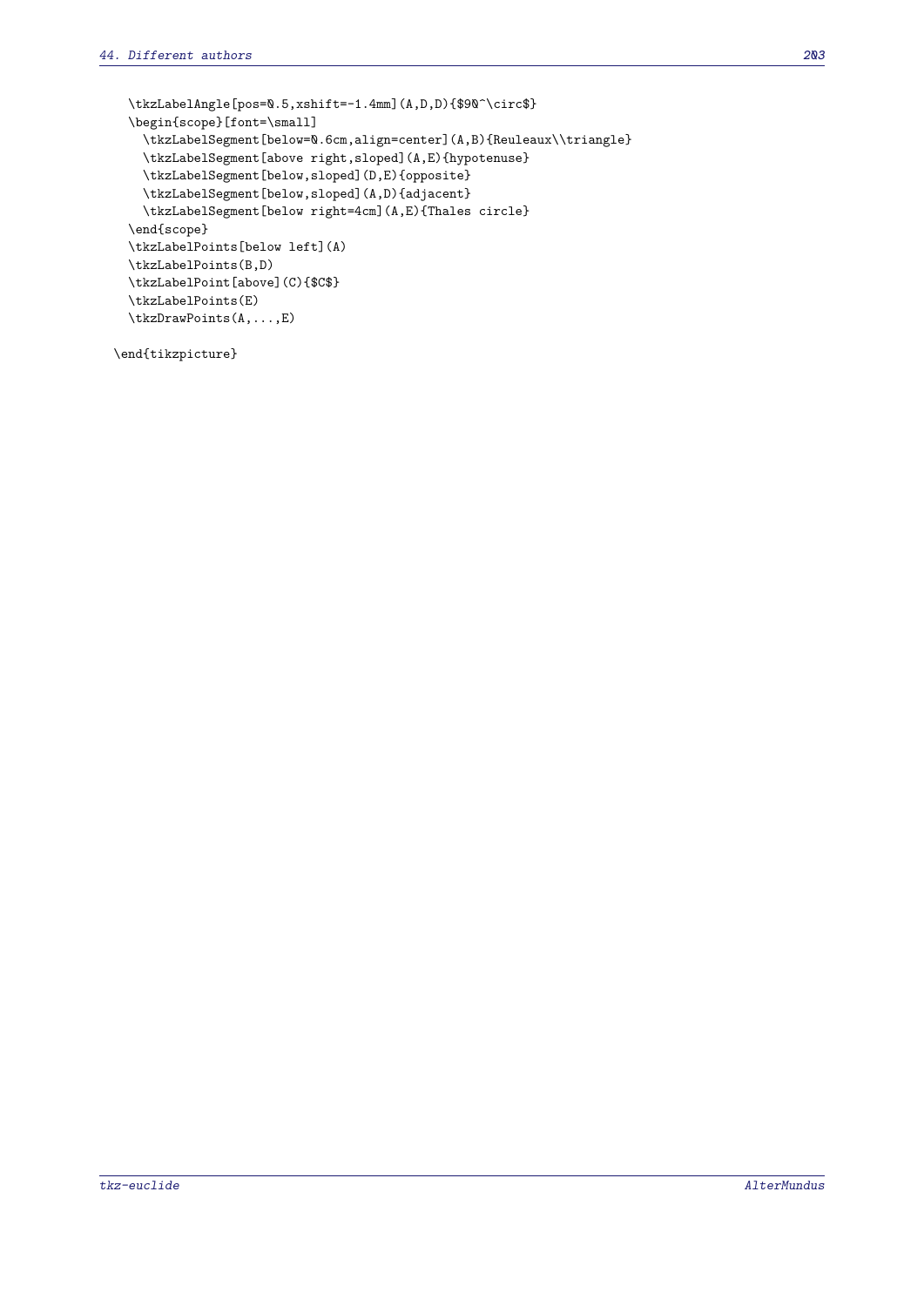```
  \tkzLabelAngle[pos=0.5,xshift=-1.4mm](A,D,D){$90^\circ$}
  \begin{scope}[font=\small]
    \tkzLabelSegment[below=0.6cm,align=center](A,B){Reuleaux\\triangle}
    \tkzLabelSegment[above right,sloped](A,E){hypotenuse}
    \tkzLabelSegment[below,sloped](D,E){opposite}
    \tkzLabelSegment[below,sloped](A,D){adjacent}
    \tkzLabelSegment[below right=4cm](A,E){Thales circle}
  \end{scope}
  \tkzLabelPoints[below left](A)
  \tkzLabelPoints(B,D)
  \tkzLabelPoint[above](C){$C$}
  \tkzLabelPoints(E)
  \tkzDrawPoints(A,...,E)

\end{tikzpicture}
```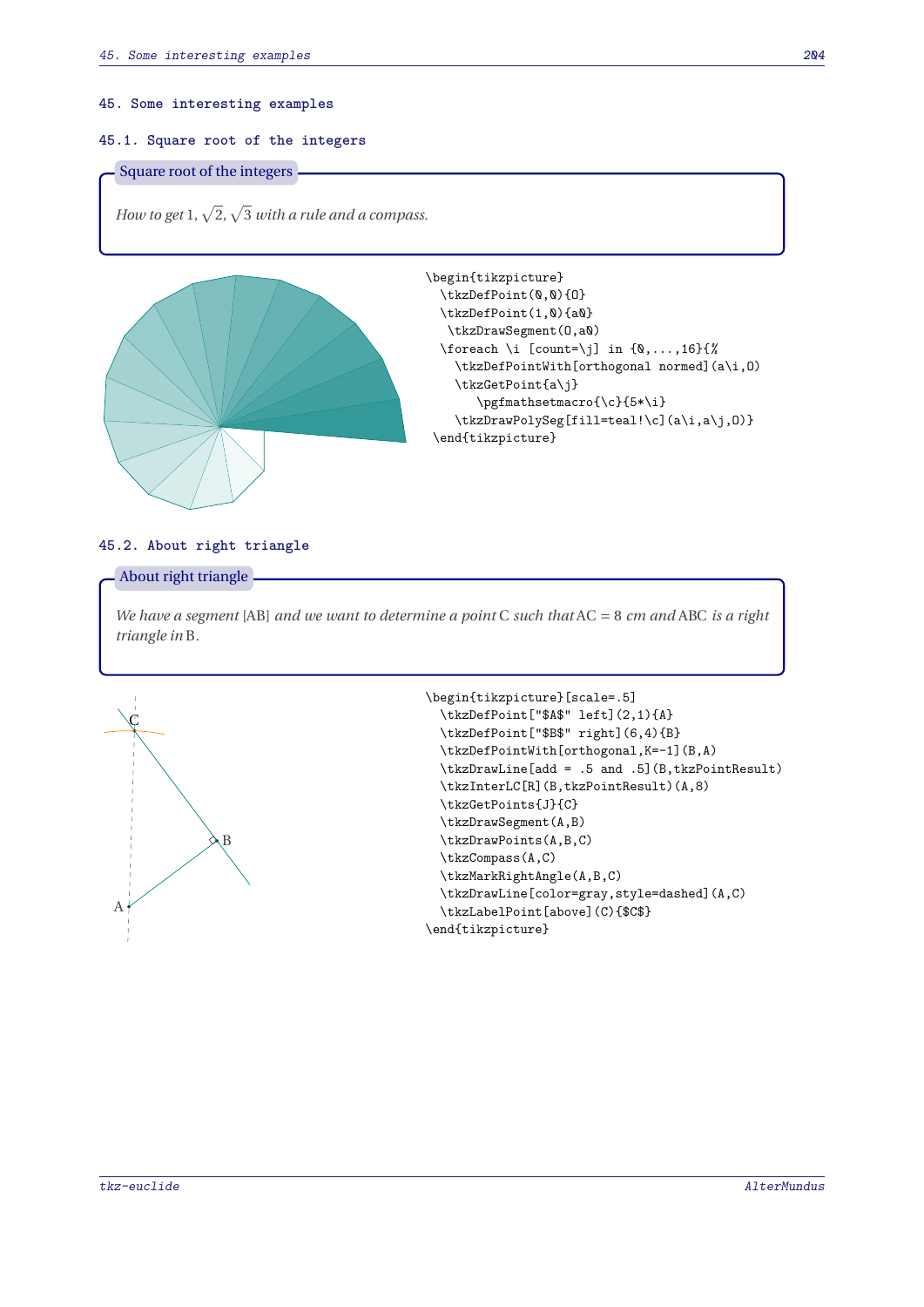# 45. Some interesting examples

## 45.1. Square root of the integers

**Square root of the integers**

*How to get* 1, $\sqrt{2}$, $\sqrt{3}$ *with a rule and a compass.*

```
\begin{tikzpicture}
  \tkzDefPoint(0,0){O}
  \tkzDefPoint(1,0){a0}
   \tkzDrawSegment(O,a0)
  \foreach \i [count=\j] in {0,...,16}{%
    \tkzDefPointWith[orthogonal normed](a\i,O)
    \tkzGetPoint{a\j}
       \pgfmathsetmacro{\c}{5*\i}
    \tkzDrawPolySeg[fill=teal!\c](a\i,a\j,O)}
 \end{tikzpicture}
```

## 45.2. About right triangle

**About right triangle**

*We have a segment* [AB] *and we want to determine a point* C *such that* $AC = 8$ *cm and* ABC *is a right triangle in* B.

```
\begin{tikzpicture}[scale=.5]
  \tkzDefPoint["$A$" left](2,1){A}
  \tkzDefPoint["$B$" right](6,4){B}
  \tkzDefPointWith[orthogonal,K=-1](B,A)
  \tkzDrawLine[add = .5 and .5](B,tkzPointResult)
  \tkzInterLC[R](B,tkzPointResult)(A,8)
  \tkzGetPoints{J}{C}
  \tkzDrawSegment(A,B)
  \tkzDrawPoints(A,B,C)
  \tkzCompass(A,C)
  \tkzMarkRightAngle(A,B,C)
  \tkzDrawLine[color=gray,style=dashed](A,C)
  \tkzLabelPoint[above](C){$C$}
\end{tikzpicture}
```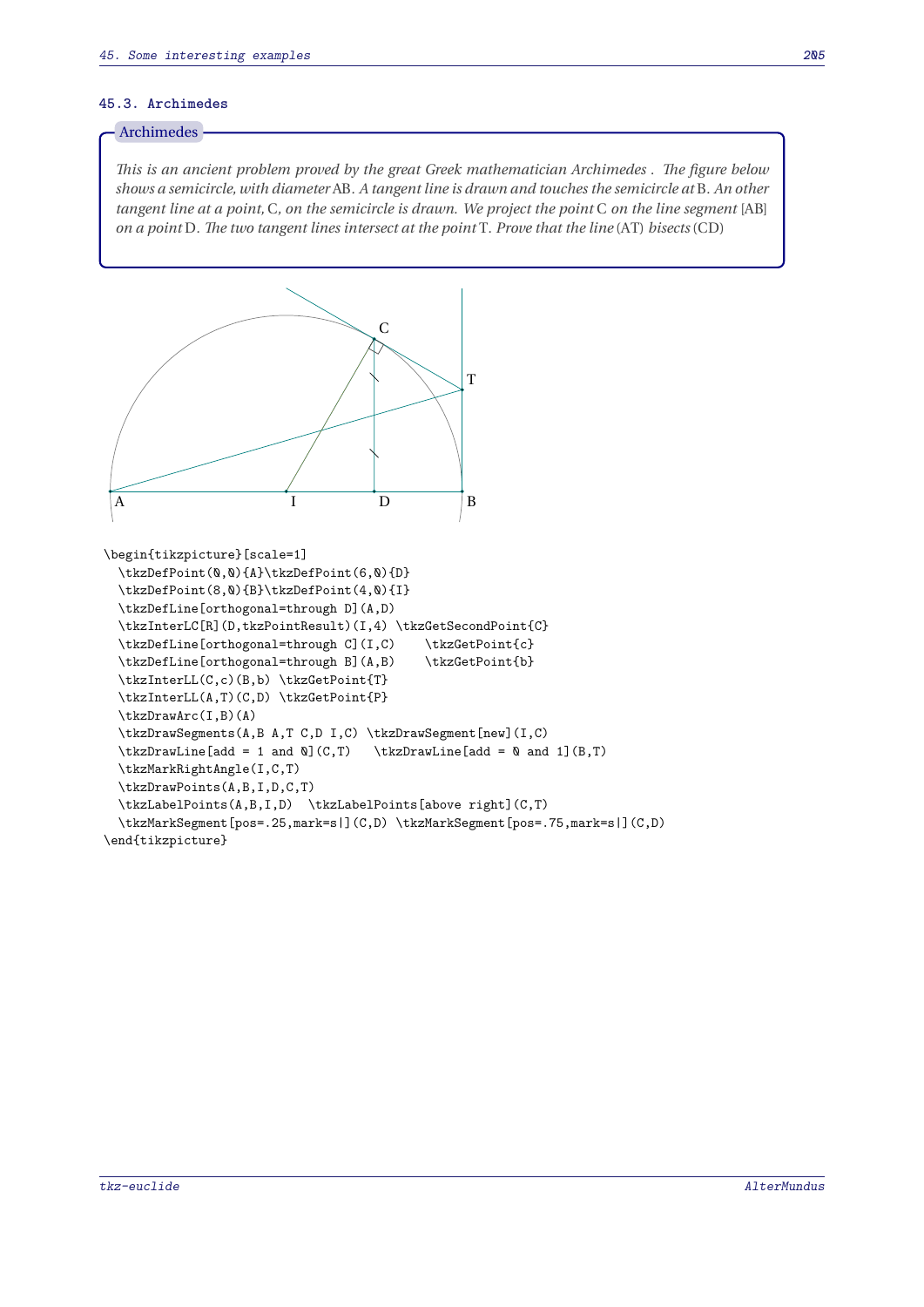### 45.3. Archimedes

**Archimedes**

*This is an ancient problem proved by the great Greek mathematician Archimedes . The figure below shows a semicircle, with diameter* AB*. A tangent line is drawn and touches the semicircle at* B*. An other tangent line at a point,* C*, on the semicircle is drawn. We project the point* C *on the line segment* [AB] *on a point* D*. The two tangent lines intersect at the point* T*. Prove that the line* (AT) *bisects* (CD)

```
\begin{tikzpicture}[scale=1]
  \tkzDefPoint(0,0){A}\tkzDefPoint(6,0){D}
  \tkzDefPoint(8,0){B}\tkzDefPoint(4,0){I}
  \tkzDefLine[orthogonal=through D](A,D)
  \tkzInterLC[R](D,tkzPointResult)(I,4) \tkzGetSecondPoint{C}
  \tkzDefLine[orthogonal=through C](I,C)    \tkzGetPoint{c}
  \tkzDefLine[orthogonal=through B](A,B)    \tkzGetPoint{b}
  \tkzInterLL(C,c)(B,b) \tkzGetPoint{T}
  \tkzInterLL(A,T)(C,D) \tkzGetPoint{P}
  \tkzDrawArc(I,B)(A)
  \tkzDrawSegments(A,B A,T C,D I,C) \tkzDrawSegment[new](I,C)
  \tkzDrawLine[add = 1 and 0](C,T)   \tkzDrawLine[add = 0 and 1](B,T)
  \tkzMarkRightAngle(I,C,T)
  \tkzDrawPoints(A,B,I,D,C,T)
  \tkzLabelPoints(A,B,I,D)  \tkzLabelPoints[above right](C,T)
  \tkzMarkSegment[pos=.25,mark=s|](C,D) \tkzMarkSegment[pos=.75,mark=s|](C,D)
\end{tikzpicture}
```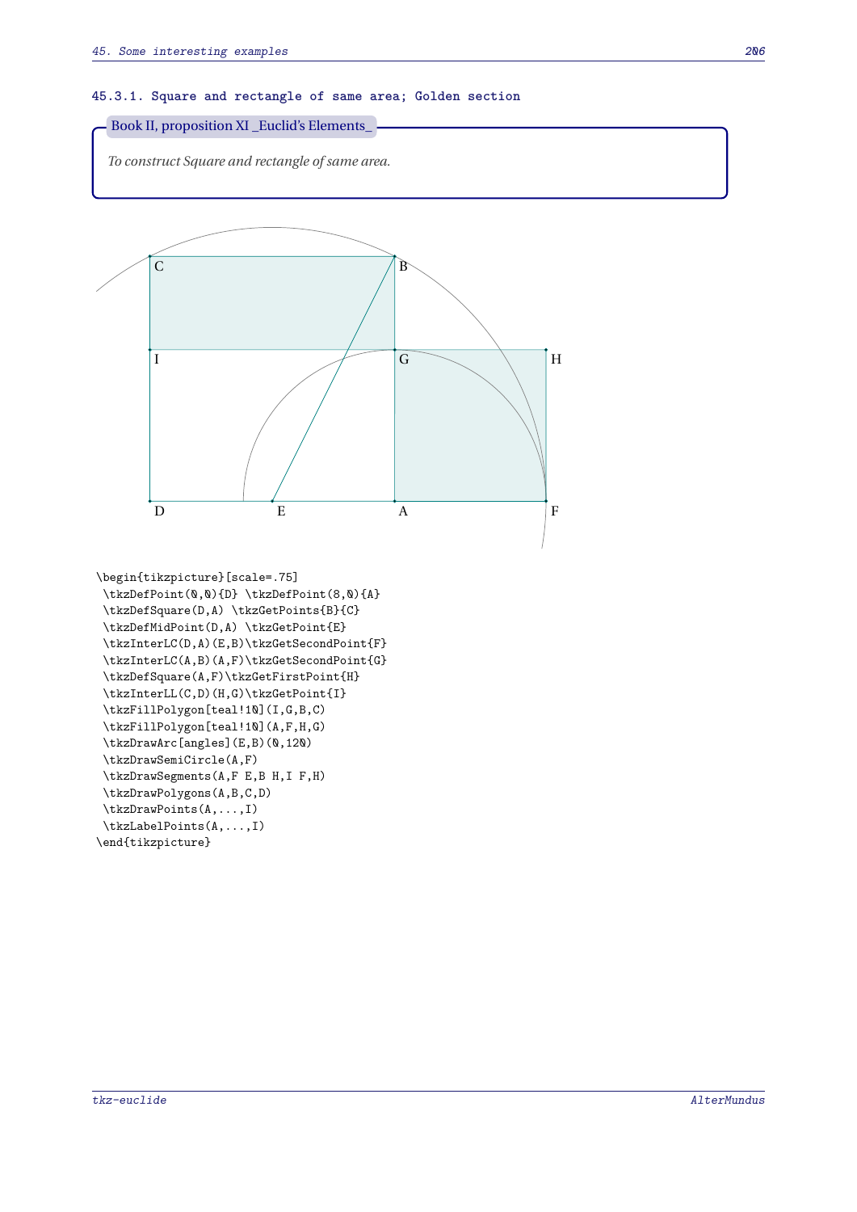### 45.3.1. Square and rectangle of same area; Golden section

**Book II, proposition XI _Euclid's Elements_**

*To construct Square and rectangle of same area.*

```
\begin{tikzpicture}[scale=.75]
 \tkzDefPoint(0,0){D} \tkzDefPoint(8,0){A}
 \tkzDefSquare(D,A) \tkzGetPoints{B}{C}
 \tkzDefMidPoint(D,A) \tkzGetPoint{E}
 \tkzInterLC(D,A)(E,B)\tkzGetSecondPoint{F}
 \tkzInterLC(A,B)(A,F)\tkzGetSecondPoint{G}
 \tkzDefSquare(A,F)\tkzGetFirstPoint{H}
 \tkzInterLL(C,D)(H,G)\tkzGetPoint{I}
 \tkzFillPolygon[teal!10](I,G,B,C)
 \tkzFillPolygon[teal!10](A,F,H,G)
 \tkzDrawArc[angles](E,B)(0,120)
 \tkzDrawSemiCircle(A,F)
 \tkzDrawSegments(A,F E,B H,I F,H)
 \tkzDrawPolygons(A,B,C,D)
 \tkzDrawPoints(A,...,I)
 \tkzLabelPoints(A,...,I)
\end{tikzpicture}
```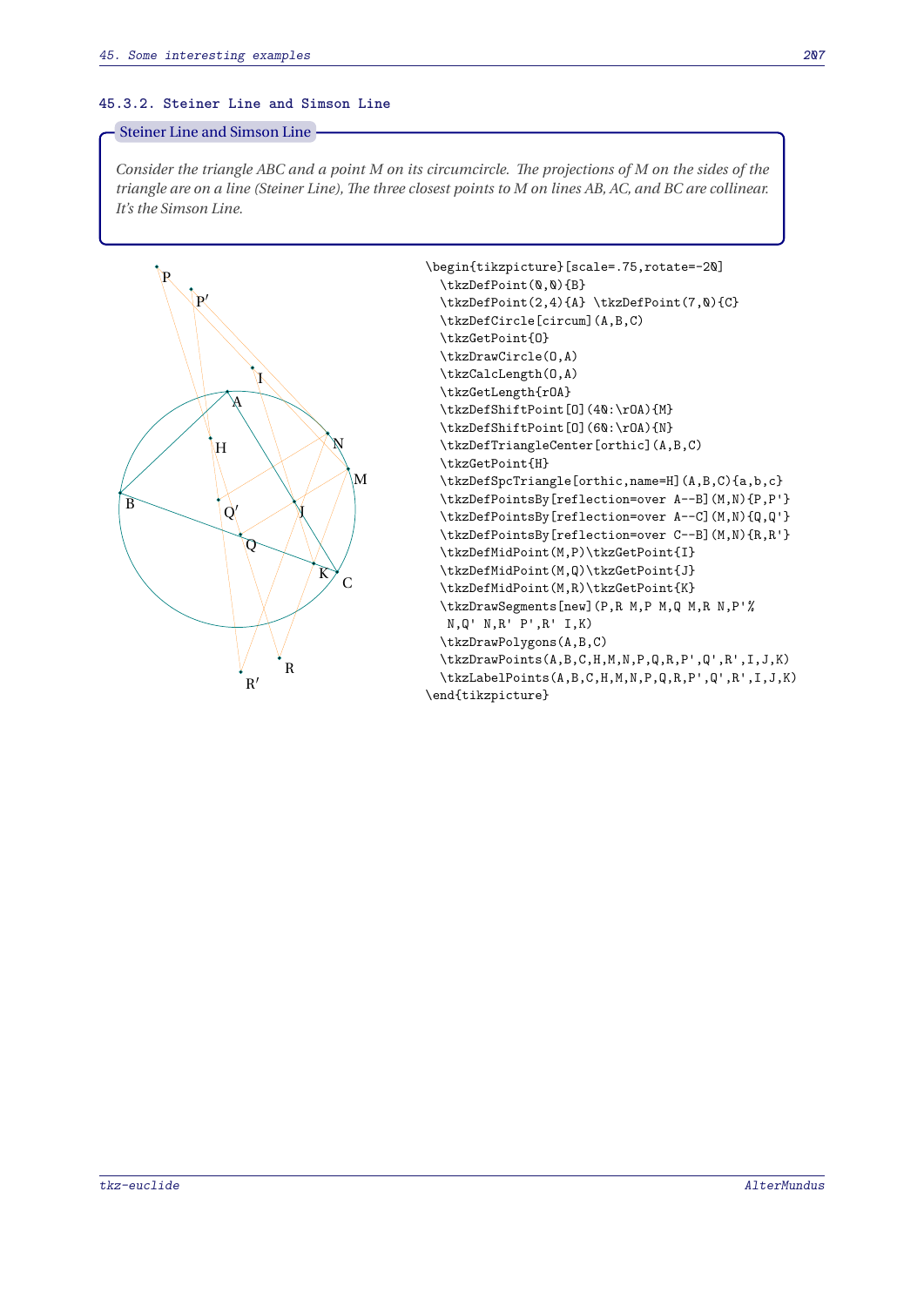### 45.3.2. Steiner Line and Simson Line

**Steiner Line and Simson Line**

*Consider the triangle ABC and a point M on its circumcircle. The projections of M on the sides of the triangle are on a line (Steiner Line), The three closest points to M on lines AB, AC, and BC are collinear. It's the Simson Line.*

```
\begin{tikzpicture}[scale=.75,rotate=-20]
  \tkzDefPoint(0,0){B}
  \tkzDefPoint(2,4){A} \tkzDefPoint(7,0){C}
  \tkzDefCircle[circum](A,B,C)
  \tkzGetPoint{O}
  \tkzDrawCircle(O,A)
  \tkzCalcLength(O,A)
  \tkzGetLength{rOA}
  \tkzDefShiftPoint[O](40:\rOA){M}
  \tkzDefShiftPoint[O](60:\rOA){N}
  \tkzDefTriangleCenter[orthic](A,B,C)
  \tkzGetPoint{H}
  \tkzDefSpcTriangle[orthic,name=H](A,B,C){a,b,c}
  \tkzDefPointsBy[reflection=over A--B](M,N){P,P'}
  \tkzDefPointsBy[reflection=over A--C](M,N){Q,Q'}
  \tkzDefPointsBy[reflection=over C--B](M,N){R,R'}
  \tkzDefMidPoint(M,P)\tkzGetPoint{I}
  \tkzDefMidPoint(M,Q)\tkzGetPoint{J}
  \tkzDefMidPoint(M,R)\tkzGetPoint{K}
  \tkzDrawSegments[new](P,R M,P M,Q M,R N,P'%
   N,Q' N,R' P',R' I,K)
  \tkzDrawPolygons(A,B,C)
  \tkzDrawPoints(A,B,C,H,M,N,P,Q,R,P',Q',R',I,J,K)
  \tkzLabelPoints(A,B,C,H,M,N,P,Q,R,P',Q',R',I,J,K)
\end{tikzpicture}
```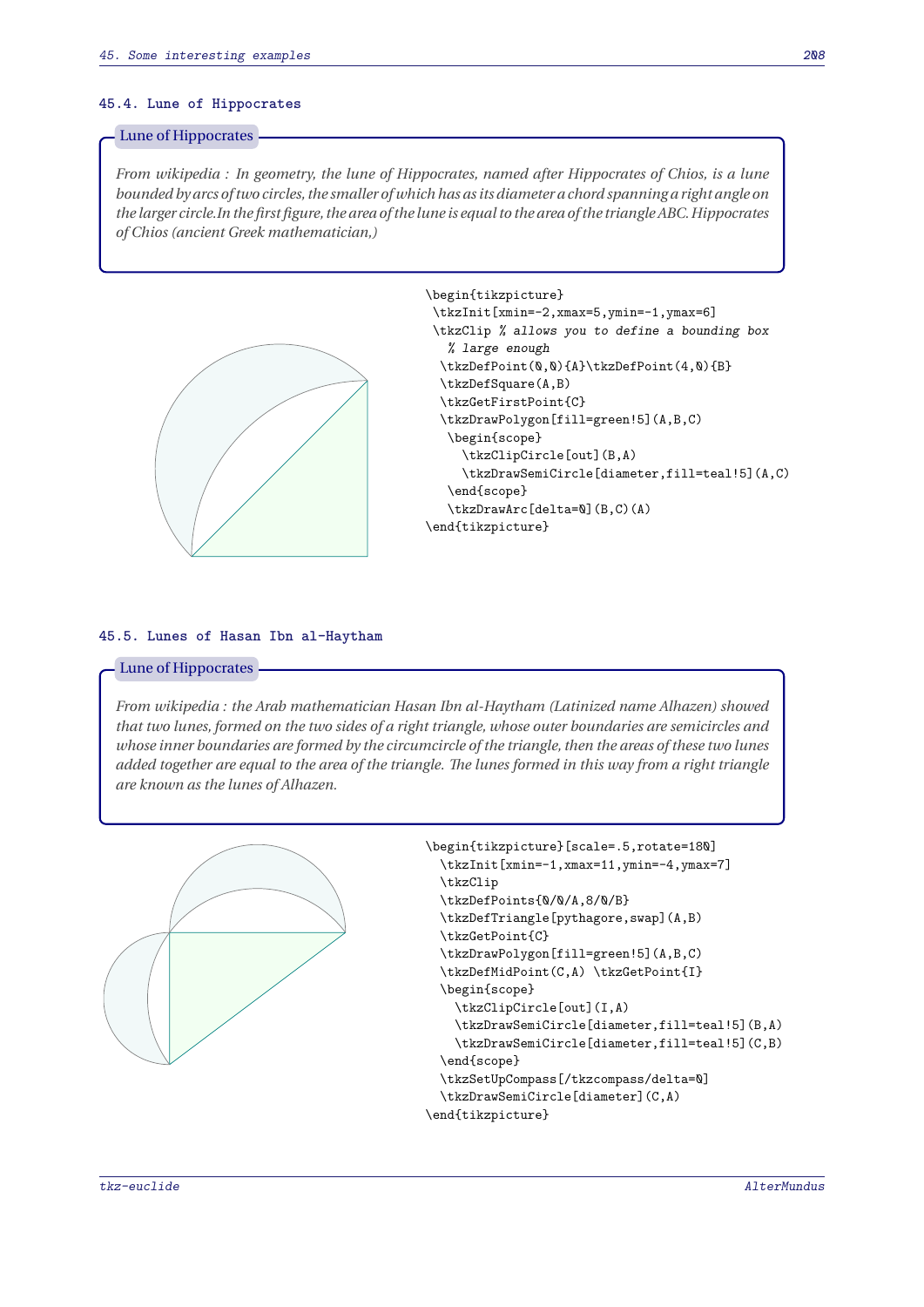### 45.4. Lune of Hippocrates

**Lune of Hippocrates**

*From wikipedia : In geometry, the lune of Hippocrates, named after Hippocrates of Chios, is a lune bounded by arcs of two circles, the smaller of which has as its diameter a chord spanning a right angle on the larger circle.In the first figure, the area of the lune is equal to the area of the triangle ABC. Hippocrates of Chios (ancient Greek mathematician,)*

```
\begin{tikzpicture}
 \tkzInit[xmin=-2,xmax=5,ymin=-1,ymax=6]
 \tkzClip % allows you to define a bounding box
   % large enough
  \tkzDefPoint(0,0){A}\tkzDefPoint(4,0){B}
  \tkzDefSquare(A,B)
  \tkzGetFirstPoint{C}
  \tkzDrawPolygon[fill=green!5](A,B,C)
   \begin{scope}
     \tkzClipCircle[out](B,A)
     \tkzDrawSemiCircle[diameter,fill=teal!5](A,C)
   \end{scope}
   \tkzDrawArc[delta=0](B,C)(A)
\end{tikzpicture}
```

### 45.5. Lunes of Hasan Ibn al-Haytham

**Lune of Hippocrates**

*From wikipedia : the Arab mathematician Hasan Ibn al-Haytham (Latinized name Alhazen) showed that two lunes, formed on the two sides of a right triangle, whose outer boundaries are semicircles and whose inner boundaries are formed by the circumcircle of the triangle, then the areas of these two lunes added together are equal to the area of the triangle. The lunes formed in this way from a right triangle are known as the lunes of Alhazen.*

```
\begin{tikzpicture}[scale=.5,rotate=180]
  \tkzInit[xmin=-1,xmax=11,ymin=-4,ymax=7]
  \tkzClip
  \tkzDefPoints{0/0/A,8/0/B}
  \tkzDefTriangle[pythagore,swap](A,B)
  \tkzGetPoint{C}
  \tkzDrawPolygon[fill=green!5](A,B,C)
  \tkzDefMidPoint(C,A) \tkzGetPoint{I}
  \begin{scope}
    \tkzClipCircle[out](I,A)
    \tkzDrawSemiCircle[diameter,fill=teal!5](B,A)
    \tkzDrawSemiCircle[diameter,fill=teal!5](C,B)
  \end{scope}
  \tkzSetUpCompass[/tkzcompass/delta=0]
  \tkzDrawSemiCircle[diameter](C,A)
\end{tikzpicture}
```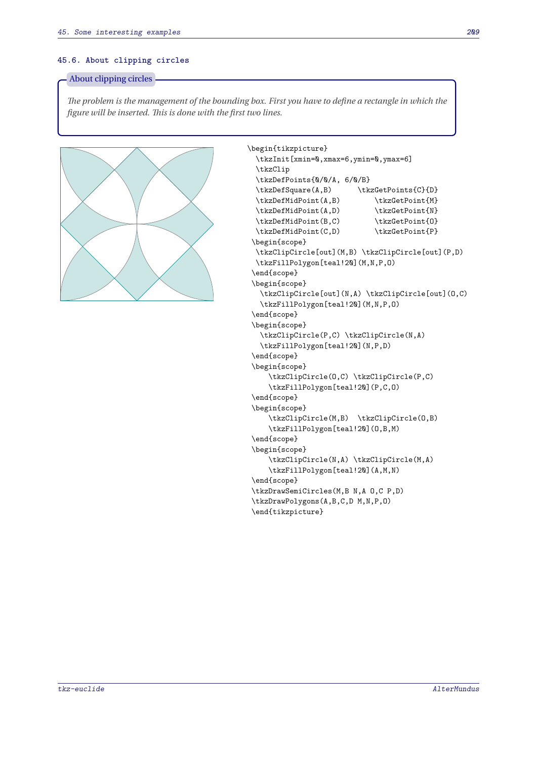### 45.6. About clipping circles

**About clipping circles**

*The problem is the management of the bounding box. First you have to define a rectangle in which the figure will be inserted. This is done with the first two lines.*

```
\begin{tikzpicture}
  \tkzInit[xmin=0,xmax=6,ymin=0,ymax=6]
  \tkzClip
  \tkzDefPoints{0/0/A, 6/0/B}
  \tkzDefSquare(A,B)      \tkzGetPoints{C}{D}
  \tkzDefMidPoint(A,B)        \tkzGetPoint{M}
  \tkzDefMidPoint(A,D)        \tkzGetPoint{N}
  \tkzDefMidPoint(B,C)        \tkzGetPoint{O}
  \tkzDefMidPoint(C,D)        \tkzGetPoint{P}
 \begin{scope}
  \tkzClipCircle[out](M,B) \tkzClipCircle[out](P,D)
  \tkzFillPolygon[teal!20](M,N,P,O)
 \end{scope}
 \begin{scope}
   \tkzClipCircle[out](N,A) \tkzClipCircle[out](O,C)
   \tkzFillPolygon[teal!20](M,N,P,O)
 \end{scope}
 \begin{scope}
   \tkzClipCircle(P,C) \tkzClipCircle(N,A)
   \tkzFillPolygon[teal!20](N,P,D)
 \end{scope}
 \begin{scope}
     \tkzClipCircle(O,C) \tkzClipCircle(P,C)
     \tkzFillPolygon[teal!20](P,C,O)
 \end{scope}
 \begin{scope}
     \tkzClipCircle(M,B)  \tkzClipCircle(O,B)
     \tkzFillPolygon[teal!20](O,B,M)
 \end{scope}
 \begin{scope}
     \tkzClipCircle(N,A) \tkzClipCircle(M,A)
     \tkzFillPolygon[teal!20](A,M,N)
 \end{scope}
 \tkzDrawSemiCircles(M,B N,A O,C P,D)
 \tkzDrawPolygons(A,B,C,D M,N,P,O)
 \end{tikzpicture}
```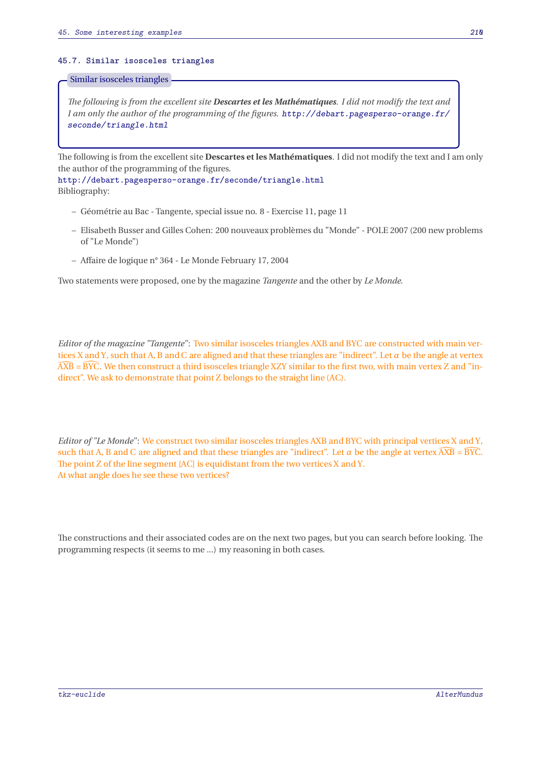### 45.7. Similar isosceles triangles

**Similar isosceles triangles**

*The following is from the excellent site **Descartes et les Mathématiques**. I did not modify the text and I am only the author of the programming of the figures.* `http://debart.pagesperso-orange.fr/seconde/triangle.html`

The following is from the excellent site **Descartes et les Mathématiques**. I did not modify the text and I am only the author of the programming of the figures.
`http://debart.pagesperso-orange.fr/seconde/triangle.html`
Bibliography:

- Géométrie au Bac - Tangente, special issue no. 8 - Exercise 11, page 11
- Elisabeth Busser and Gilles Cohen: 200 nouveaux problèmes du "Monde" - POLE 2007 (200 new problems of "Le Monde")
- Affaire de logique n° 364 - Le Monde February 17, 2004

Two statements were proposed, one by the magazine *Tangente* and the other by *Le Monde*.

*Editor of the magazine "Tangente"*: Two similar isosceles triangles AXB and BYC are constructed with main vertices X and Y, such that A, B and C are aligned and that these triangles are "indirect". Let $\alpha$ be the angle at vertex $\widehat{AXB} = \widehat{BYC}$. We then construct a third isosceles triangle XZY similar to the first two, with main vertex Z and "indirect". We ask to demonstrate that point Z belongs to the straight line (AC).

*Editor of "Le Monde"*: We construct two similar isosceles triangles AXB and BYC with principal vertices X and Y, such that A, B and C are aligned and that these triangles are "indirect". Let $\alpha$ be the angle at vertex $\widehat{AXB} = \widehat{BYC}$. The point Z of the line segment [AC] is equidistant from the two vertices X and Y.
At what angle does he see these two vertices?

The constructions and their associated codes are on the next two pages, but you can search before looking. The programming respects (it seems to me ...) my reasoning in both cases.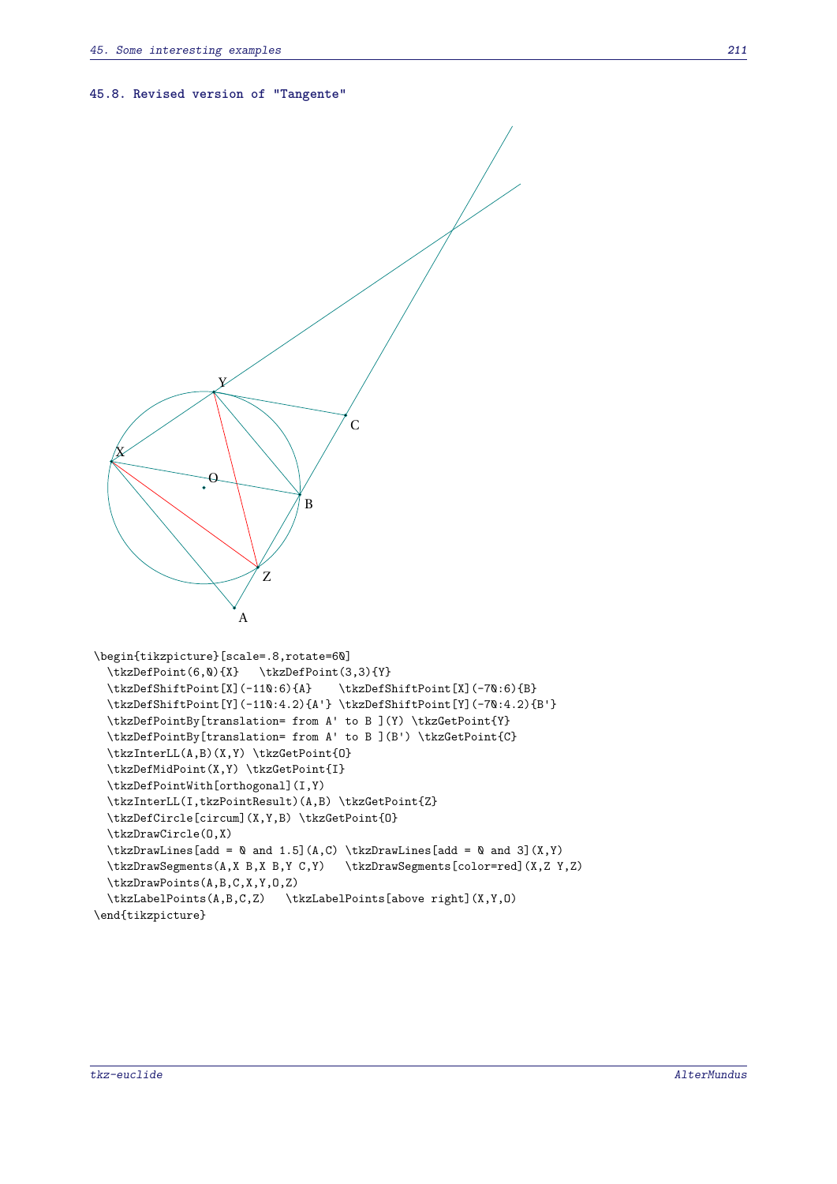### 45.8. Revised version of "Tangente"

```
\begin{tikzpicture}[scale=.8,rotate=60]
  \tkzDefPoint(6,0){X}   \tkzDefPoint(3,3){Y}
  \tkzDefShiftPoint[X](-110:6){A}    \tkzDefShiftPoint[X](-70:6){B}
  \tkzDefShiftPoint[Y](-110:4.2){A'} \tkzDefShiftPoint[Y](-70:4.2){B'}
  \tkzDefPointBy[translation= from A' to B ](Y) \tkzGetPoint{Y}
  \tkzDefPointBy[translation= from A' to B ](B') \tkzGetPoint{C}
  \tkzInterLL(A,B)(X,Y) \tkzGetPoint{O}
  \tkzDefMidPoint(X,Y) \tkzGetPoint{I}
  \tkzDefPointWith[orthogonal](I,Y)
  \tkzInterLL(I,tkzPointResult)(A,B) \tkzGetPoint{Z}
  \tkzDefCircle[circum](X,Y,B) \tkzGetPoint{O}
  \tkzDrawCircle(O,X)
  \tkzDrawLines[add = 0 and 1.5](A,C) \tkzDrawLines[add = 0 and 3](X,Y)
  \tkzDrawSegments(A,X B,X B,Y C,Y)   \tkzDrawSegments[color=red](X,Z Y,Z)
  \tkzDrawPoints(A,B,C,X,Y,O,Z)
  \tkzLabelPoints(A,B,C,Z)   \tkzLabelPoints[above right](X,Y,O)
\end{tikzpicture}
```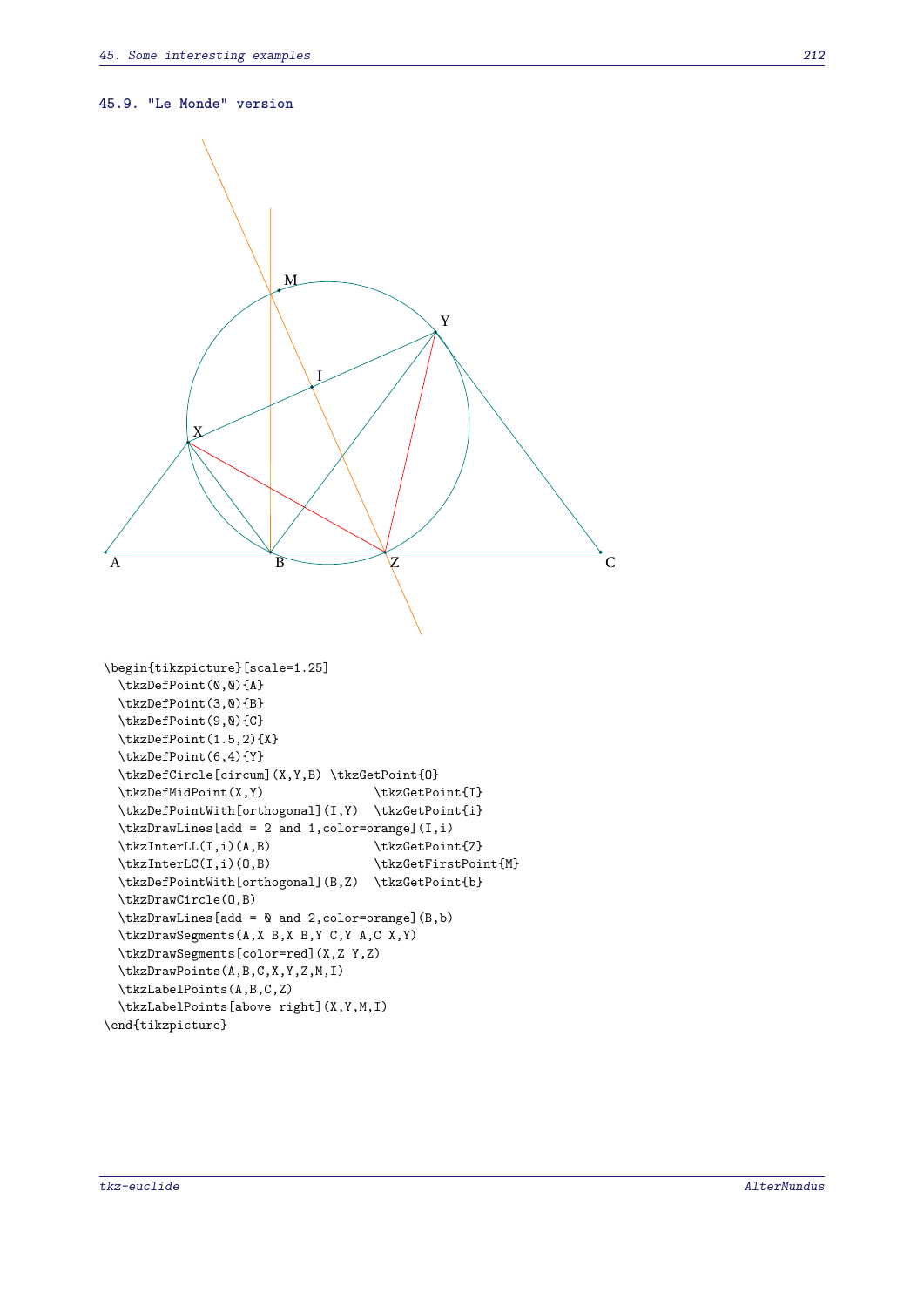## 45.9. "Le Monde" version

```
\begin{tikzpicture}[scale=1.25]
  \tkzDefPoint(0,0){A}
  \tkzDefPoint(3,0){B}
  \tkzDefPoint(9,0){C}
  \tkzDefPoint(1.5,2){X}
  \tkzDefPoint(6,4){Y}
  \tkzDefCircle[circum](X,Y,B) \tkzGetPoint{O}
  \tkzDefMidPoint(X,Y)              \tkzGetPoint{I}
  \tkzDefPointWith[orthogonal](I,Y)  \tkzGetPoint{i}
  \tkzDrawLines[add = 2 and 1,color=orange](I,i)
  \tkzInterLL(I,i)(A,B)             \tkzGetPoint{Z}
  \tkzInterLC(I,i)(O,B)             \tkzGetFirstPoint{M}
  \tkzDefPointWith[orthogonal](B,Z)  \tkzGetPoint{b}
  \tkzDrawCircle(O,B)
  \tkzDrawLines[add = 0 and 2,color=orange](B,b)
  \tkzDrawSegments(A,X B,X B,Y C,Y A,C X,Y)
  \tkzDrawSegments[color=red](X,Z Y,Z)
  \tkzDrawPoints(A,B,C,X,Y,Z,M,I)
  \tkzLabelPoints(A,B,C,Z)
  \tkzLabelPoints[above right](X,Y,M,I)
\end{tikzpicture}
```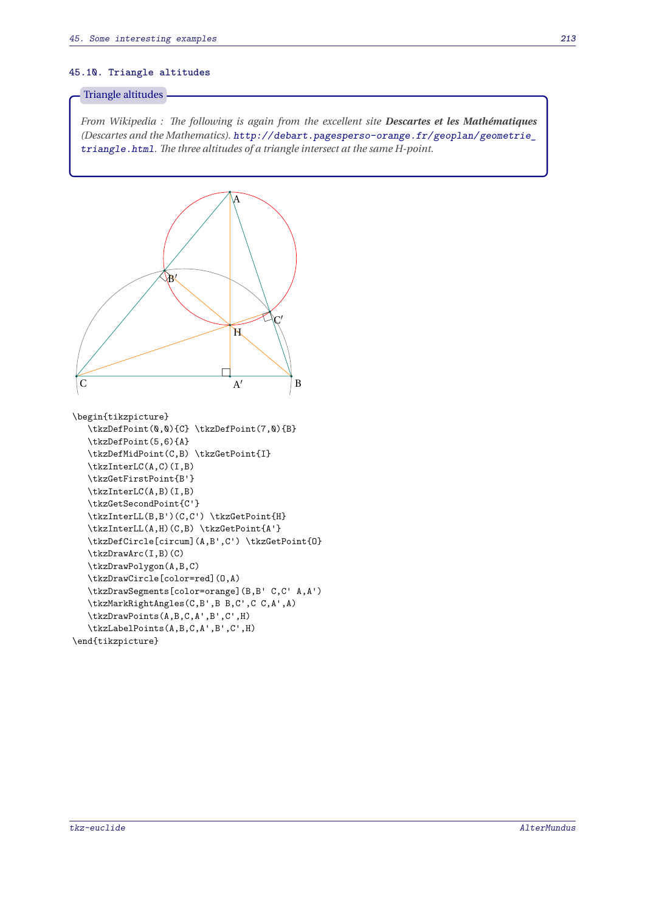### 45.10. Triangle altitudes

**Triangle altitudes**

*From Wikipedia : The following is again from the excellent site* ***Descartes et les Mathématiques*** *(Descartes and the Mathematics).* `http://debart.pagesperso-orange.fr/geoplan/geometrie_triangle.html`. *The three altitudes of a triangle intersect at the same H-point.*

```
\begin{tikzpicture}
   \tkzDefPoint(0,0){C} \tkzDefPoint(7,0){B}
   \tkzDefPoint(5,6){A}
   \tkzDefMidPoint(C,B) \tkzGetPoint{I}
   \tkzInterLC(A,C)(I,B)
   \tkzGetFirstPoint{B'}
   \tkzInterLC(A,B)(I,B)
   \tkzGetSecondPoint{C'}
   \tkzInterLL(B,B')(C,C') \tkzGetPoint{H}
   \tkzInterLL(A,H)(C,B) \tkzGetPoint{A'}
   \tkzDefCircle[circum](A,B',C') \tkzGetPoint{O}
   \tkzDrawArc(I,B)(C)
   \tkzDrawPolygon(A,B,C)
   \tkzDrawCircle[color=red](O,A)
   \tkzDrawSegments[color=orange](B,B' C,C' A,A')
   \tkzMarkRightAngles(C,B',B B,C',C C,A',A)
   \tkzDrawPoints(A,B,C,A',B',C',H)
   \tkzLabelPoints(A,B,C,A',B',C',H)
\end{tikzpicture}
```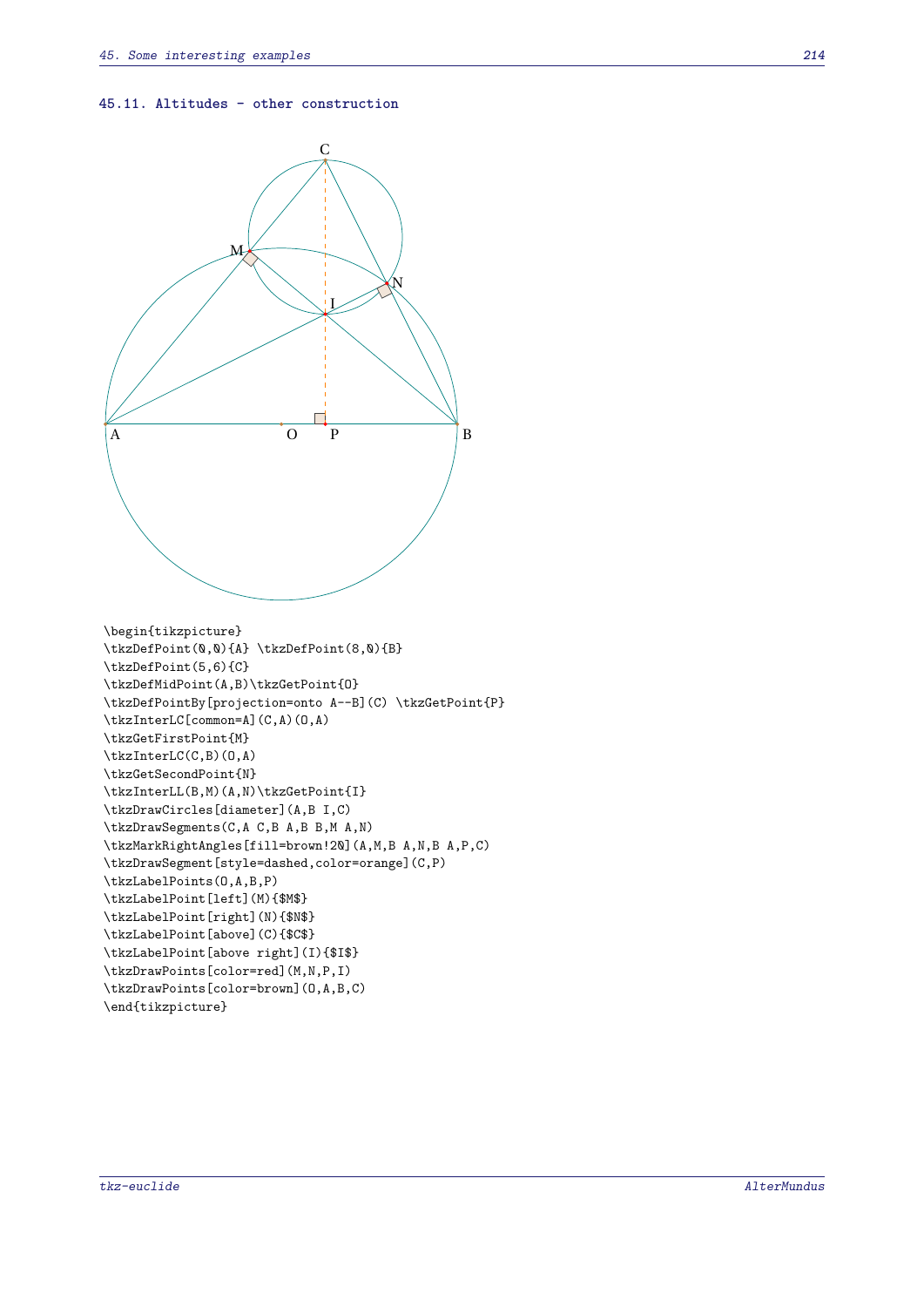### 45.11. Altitudes - other construction

```
\begin{tikzpicture}
\tkzDefPoint(0,0){A} \tkzDefPoint(8,0){B}
\tkzDefPoint(5,6){C}
\tkzDefMidPoint(A,B)\tkzGetPoint{O}
\tkzDefPointBy[projection=onto A--B](C) \tkzGetPoint{P}
\tkzInterLC[common=A](C,A)(O,A)
\tkzGetFirstPoint{M}
\tkzInterLC(C,B)(O,A)
\tkzGetSecondPoint{N}
\tkzInterLL(B,M)(A,N)\tkzGetPoint{I}
\tkzDrawCircles[diameter](A,B I,C)
\tkzDrawSegments(C,A C,B A,B B,M A,N)
\tkzMarkRightAngles[fill=brown!20](A,M,B A,N,B A,P,C)
\tkzDrawSegment[style=dashed,color=orange](C,P)
\tkzLabelPoints(O,A,B,P)
\tkzLabelPoint[left](M){$M$}
\tkzLabelPoint[right](N){$N$}
\tkzLabelPoint[above](C){$C$}
\tkzLabelPoint[above right](I){$I$}
\tkzDrawPoints[color=red](M,N,P,I)
\tkzDrawPoints[color=brown](O,A,B,C)
\end{tikzpicture}
```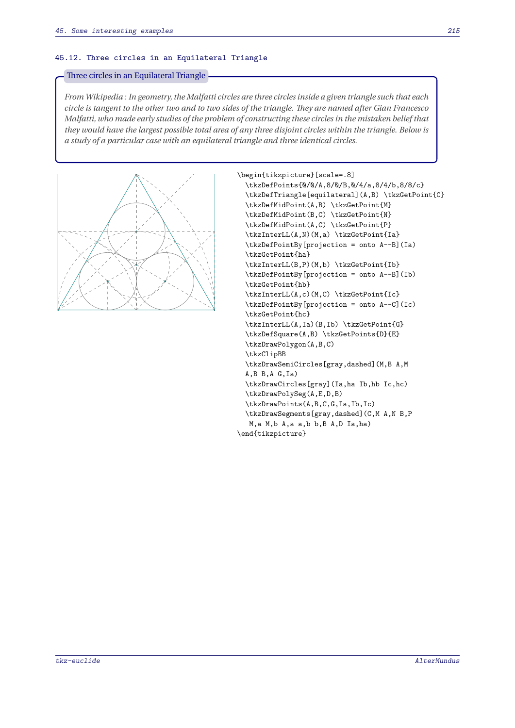## 45.12. Three circles in an Equilateral Triangle

**Three circles in an Equilateral Triangle**

*From Wikipedia : In geometry, the Malfatti circles are three circles inside a given triangle such that each circle is tangent to the other two and to two sides of the triangle. They are named after Gian Francesco Malfatti, who made early studies of the problem of constructing these circles in the mistaken belief that they would have the largest possible total area of any three disjoint circles within the triangle. Below is a study of a particular case with an equilateral triangle and three identical circles.*

```
\begin{tikzpicture}[scale=.8]
  \tkzDefPoints{0/0/A,8/0/B,0/4/a,8/4/b,8/8/c}
  \tkzDefTriangle[equilateral](A,B) \tkzGetPoint{C}
  \tkzDefMidPoint(A,B) \tkzGetPoint{M}
  \tkzDefMidPoint(B,C) \tkzGetPoint{N}
  \tkzDefMidPoint(A,C) \tkzGetPoint{P}
  \tkzInterLL(A,N)(M,a) \tkzGetPoint{Ia}
  \tkzDefPointBy[projection = onto A--B](Ia)
  \tkzGetPoint{ha}
  \tkzInterLL(B,P)(M,b) \tkzGetPoint{Ib}
  \tkzDefPointBy[projection = onto A--B](Ib)
  \tkzGetPoint{hb}
  \tkzInterLL(A,c)(M,C) \tkzGetPoint{Ic}
  \tkzDefPointBy[projection = onto A--C](Ic)
  \tkzGetPoint{hc}
  \tkzInterLL(A,Ia)(B,Ib) \tkzGetPoint{G}
  \tkzDefSquare(A,B) \tkzGetPoints{D}{E}
  \tkzDrawPolygon(A,B,C)
  \tkzClipBB
  \tkzDrawSemiCircles[gray,dashed](M,B A,M
  A,B B,A G,Ia)
  \tkzDrawCircles[gray](Ia,ha Ib,hb Ic,hc)
  \tkzDrawPolySeg(A,E,D,B)
  \tkzDrawPoints(A,B,C,G,Ia,Ib,Ic)
  \tkzDrawSegments[gray,dashed](C,M A,N B,P
   M,a M,b A,a a,b b,B A,D Ia,ha)
\end{tikzpicture}
```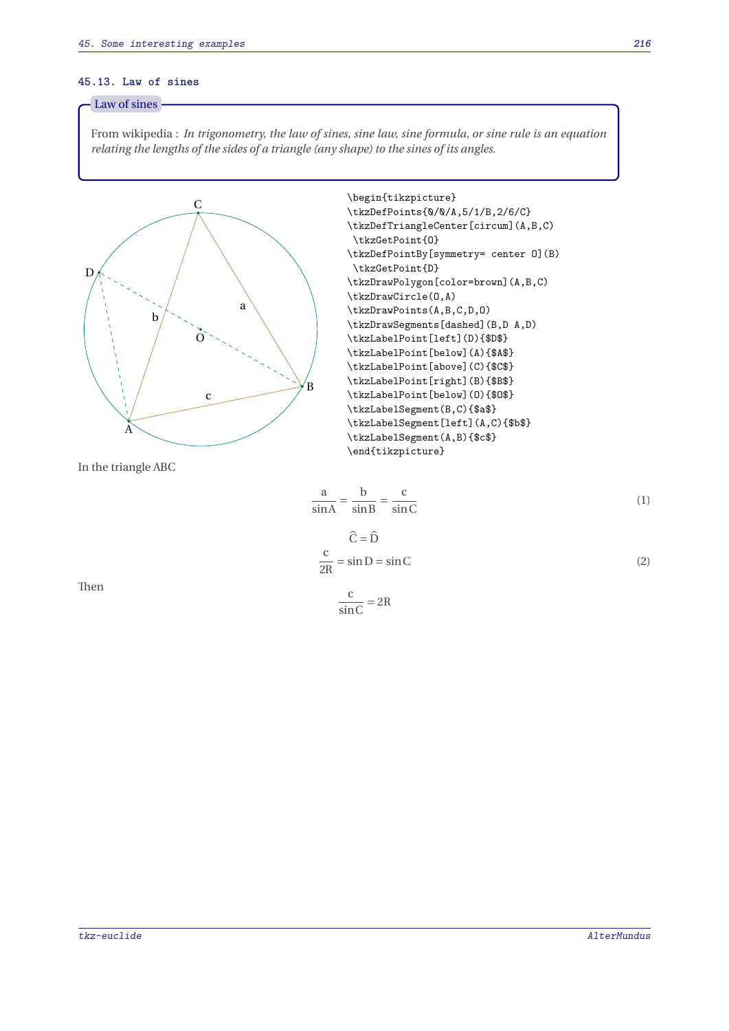### 45.13. Law of sines

**Law of sines**

From wikipedia : *In trigonometry, the law of sines, sine law, sine formula, or sine rule is an equation relating the lengths of the sides of a triangle (any shape) to the sines of its angles.*

```
\begin{tikzpicture}
\tkzDefPoints{0/0/A,5/1/B,2/6/C}
\tkzDefTriangleCenter[circum](A,B,C)
 \tkzGetPoint{O}
\tkzDefPointBy[symmetry= center O](B)
 \tkzGetPoint{D}
\tkzDrawPolygon[color=brown](A,B,C)
\tkzDrawCircle(O,A)
\tkzDrawPoints(A,B,C,D,O)
\tkzDrawSegments[dashed](B,D A,D)
\tkzLabelPoint[left](D){$D$}
\tkzLabelPoint[below](A){$A$}
\tkzLabelPoint[above](C){$C$}
\tkzLabelPoint[right](B){$B$}
\tkzLabelPoint[below](O){$O$}
\tkzLabelSegment(B,C){$a$}
\tkzLabelSegment[left](A,C){$b$}
\tkzLabelSegment(A,B){$c$}
\end{tikzpicture}
```

In the triangle ABC

$$\frac{a}{\sin A} = \frac{b}{\sin B} = \frac{c}{\sin C} \tag{1}$$

$$\widehat{C} = \widehat{D}$$

$$\frac{c}{2R} = \sin D = \sin C \tag{2}$$

Then

$$\frac{c}{\sin C} = 2R$$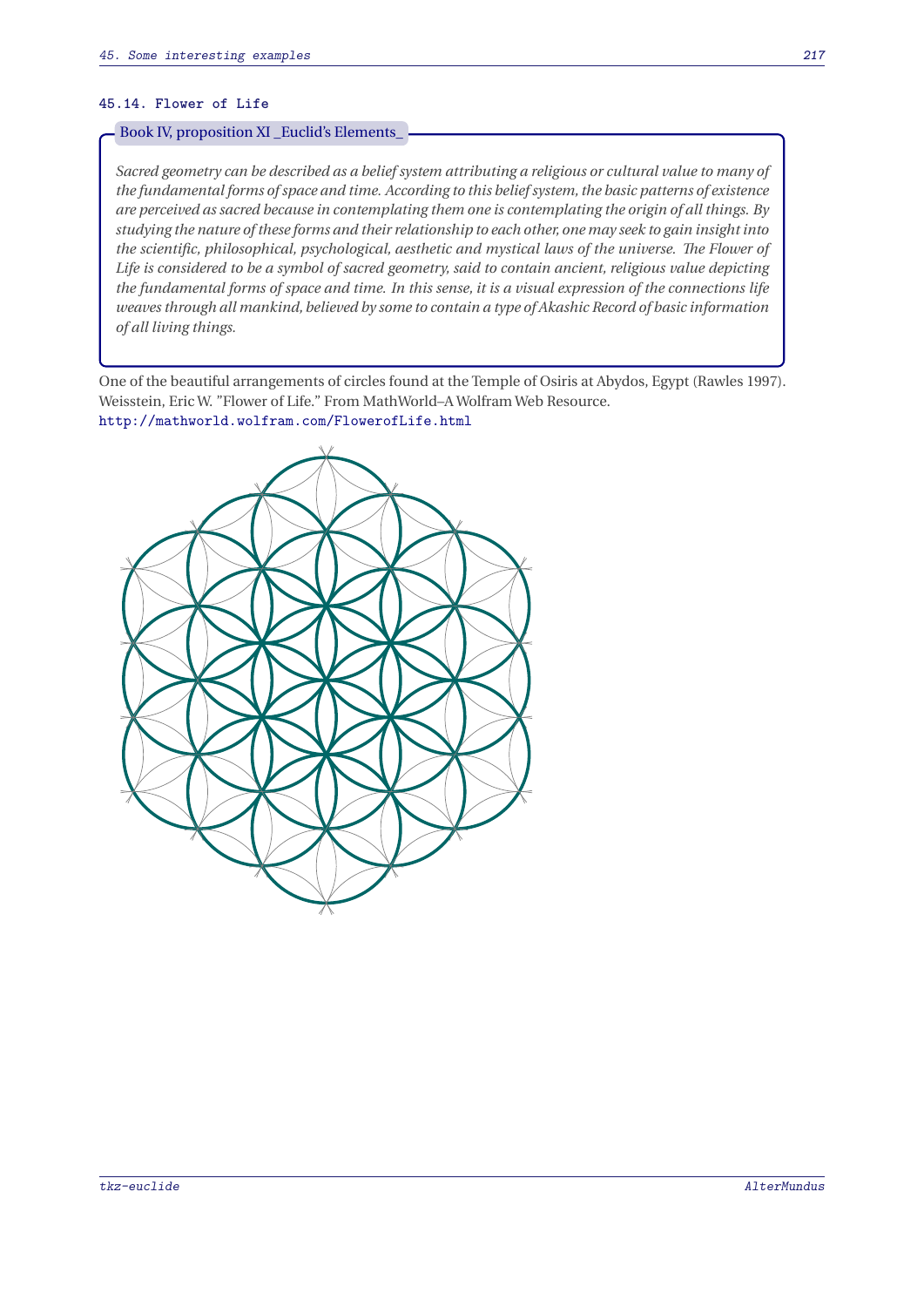### 45.14. Flower of Life

Book IV, proposition XI _Euclid's Elements_

*Sacred geometry can be described as a belief system attributing a religious or cultural value to many of the fundamental forms of space and time. According to this belief system, the basic patterns of existence are perceived as sacred because in contemplating them one is contemplating the origin of all things. By studying the nature of these forms and their relationship to each other, one may seek to gain insight into the scientific, philosophical, psychological, aesthetic and mystical laws of the universe. The Flower of Life is considered to be a symbol of sacred geometry, said to contain ancient, religious value depicting the fundamental forms of space and time. In this sense, it is a visual expression of the connections life weaves through all mankind, believed by some to contain a type of Akashic Record of basic information of all living things.*

One of the beautiful arrangements of circles found at the Temple of Osiris at Abydos, Egypt (Rawles 1997). Weisstein, Eric W. "Flower of Life." From MathWorld–A Wolfram Web Resource.
http://mathworld.wolfram.com/FlowerofLife.html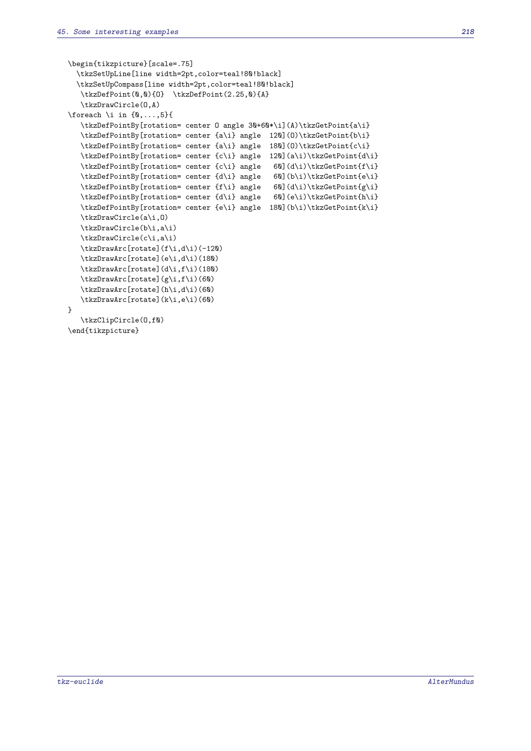```
\begin{tikzpicture}[scale=.75]
  \tkzSetUpLine[line width=2pt,color=teal!80!black]
  \tkzSetUpCompass[line width=2pt,color=teal!80!black]
   \tkzDefPoint(0,0){O}  \tkzDefPoint(2.25,0){A}
   \tkzDrawCircle(O,A)
\foreach \i in {0,...,5}{
   \tkzDefPointBy[rotation= center O angle 30+60*\i](A)\tkzGetPoint{a\i}
   \tkzDefPointBy[rotation= center {a\i} angle  120](O)\tkzGetPoint{b\i}
   \tkzDefPointBy[rotation= center {a\i} angle  180](O)\tkzGetPoint{c\i}
   \tkzDefPointBy[rotation= center {c\i} angle  120](a\i)\tkzGetPoint{d\i}
   \tkzDefPointBy[rotation= center {c\i} angle   60](d\i)\tkzGetPoint{f\i}
   \tkzDefPointBy[rotation= center {d\i} angle   60](b\i)\tkzGetPoint{e\i}
   \tkzDefPointBy[rotation= center {f\i} angle   60](d\i)\tkzGetPoint{g\i}
   \tkzDefPointBy[rotation= center {d\i} angle   60](e\i)\tkzGetPoint{h\i}
   \tkzDefPointBy[rotation= center {e\i} angle  180](b\i)\tkzGetPoint{k\i}
   \tkzDrawCircle(a\i,O)
   \tkzDrawCircle(b\i,a\i)
   \tkzDrawCircle(c\i,a\i)
   \tkzDrawArc[rotate](f\i,d\i)(-120)
   \tkzDrawArc[rotate](e\i,d\i)(180)
   \tkzDrawArc[rotate](d\i,f\i)(180)
   \tkzDrawArc[rotate](g\i,f\i)(60)
   \tkzDrawArc[rotate](h\i,d\i)(60)
   \tkzDrawArc[rotate](k\i,e\i)(60)
}
   \tkzClipCircle(O,f0)
\end{tikzpicture}
```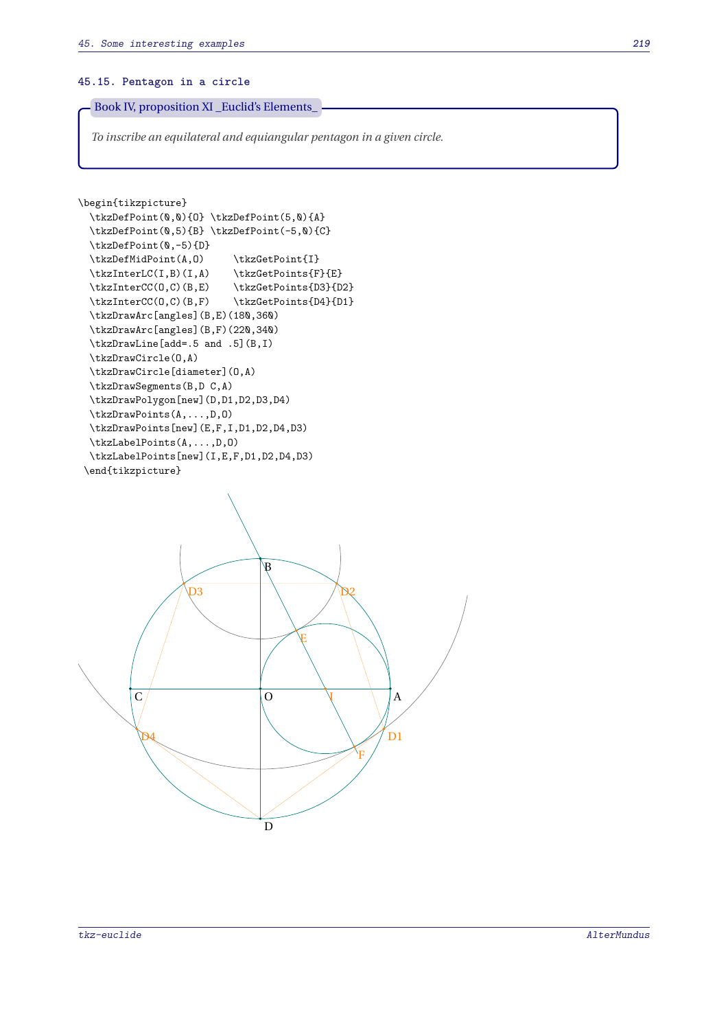### 45.15. Pentagon in a circle

**Book IV, proposition XI _Euclid's Elements_**

*To inscribe an equilateral and equiangular pentagon in a given circle.*

```
\begin{tikzpicture}
  \tkzDefPoint(0,0){O} \tkzDefPoint(5,0){A}
  \tkzDefPoint(0,5){B} \tkzDefPoint(-5,0){C}
  \tkzDefPoint(0,-5){D}
  \tkzDefMidPoint(A,O)     \tkzGetPoint{I}
  \tkzInterLC(I,B)(I,A)    \tkzGetPoints{F}{E}
  \tkzInterCC(O,C)(B,E)    \tkzGetPoints{D3}{D2}
  \tkzInterCC(O,C)(B,F)    \tkzGetPoints{D4}{D1}
  \tkzDrawArc[angles](B,E)(180,360)
  \tkzDrawArc[angles](B,F)(220,340)
  \tkzDrawLine[add=.5 and .5](B,I)
  \tkzDrawCircle(O,A)
  \tkzDrawCircle[diameter](O,A)
  \tkzDrawSegments(B,D C,A)
  \tkzDrawPolygon[new](D,D1,D2,D3,D4)
  \tkzDrawPoints(A,...,D,O)
  \tkzDrawPoints[new](E,F,I,D1,D2,D4,D3)
  \tkzLabelPoints(A,...,D,O)
  \tkzLabelPoints[new](I,E,F,D1,D2,D4,D3)
 \end{tikzpicture}
```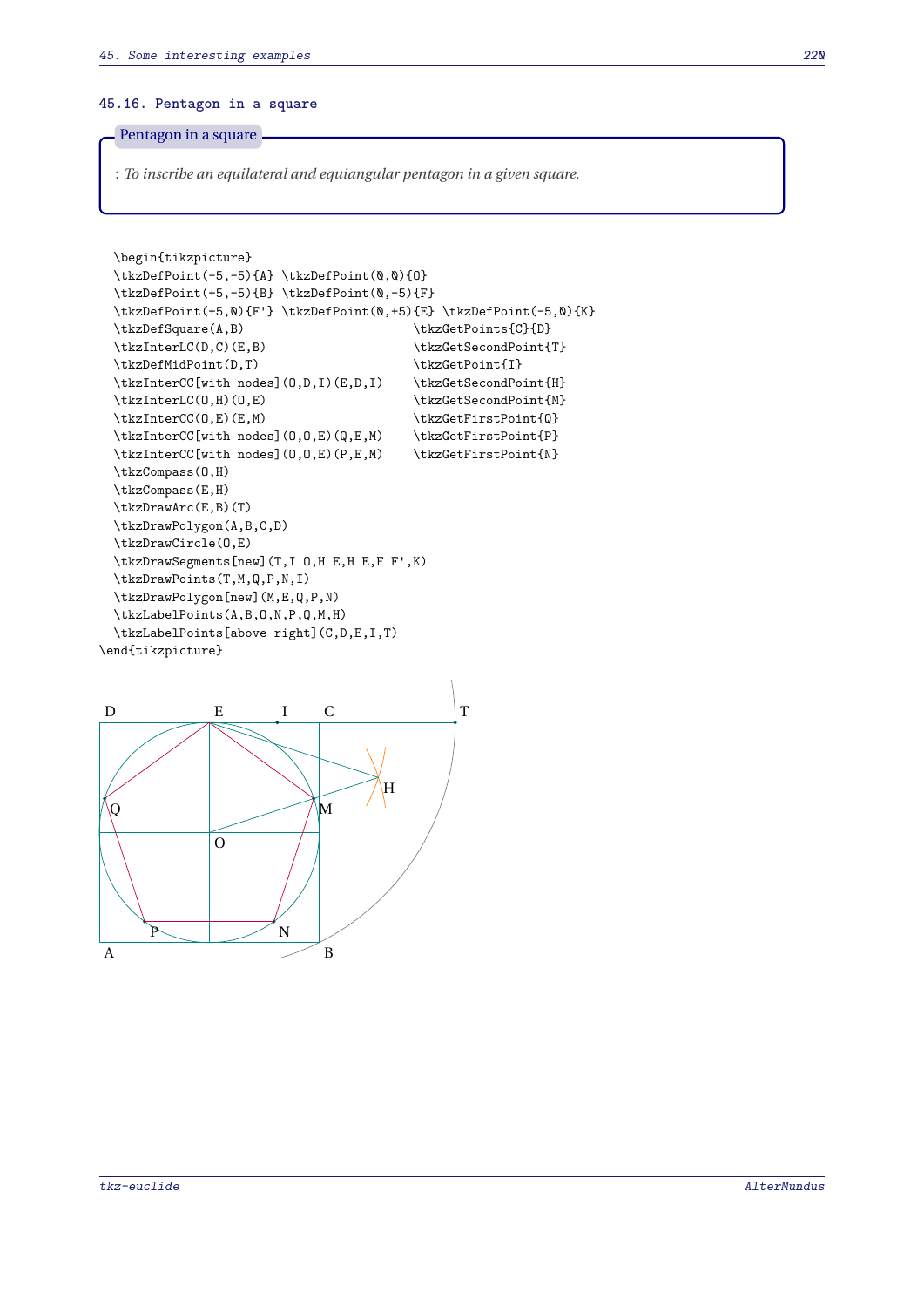### 45.16. Pentagon in a square

**Pentagon in a square**

: *To inscribe an equilateral and equiangular pentagon in a given square.*

```
\begin{tikzpicture}
\tkzDefPoint(-5,-5){A} \tkzDefPoint(0,0){O}
\tkzDefPoint(+5,-5){B} \tkzDefPoint(0,-5){F}
\tkzDefPoint(+5,0){F'} \tkzDefPoint(0,+5){E} \tkzDefPoint(-5,0){K}
\tkzDefSquare(A,B)                        \tkzGetPoints{C}{D}
\tkzInterLC(D,C)(E,B)                     \tkzGetSecondPoint{T}
\tkzDefMidPoint(D,T)                      \tkzGetPoint{I}
\tkzInterCC[with nodes](O,D,I)(E,D,I)     \tkzGetSecondPoint{H}
\tkzInterLC(O,H)(O,E)                     \tkzGetSecondPoint{M}
\tkzInterCC(O,E)(E,M)                     \tkzGetFirstPoint{Q}
\tkzInterCC[with nodes](O,O,E)(Q,E,M)     \tkzGetFirstPoint{P}
\tkzInterCC[with nodes](O,O,E)(P,E,M)     \tkzGetFirstPoint{N}
\tkzCompass(O,H)
\tkzCompass(E,H)
\tkzDrawArc(E,B)(T)
\tkzDrawPolygon(A,B,C,D)
\tkzDrawCircle(O,E)
\tkzDrawSegments[new](T,I O,H E,H E,F F',K)
\tkzDrawPoints(T,M,Q,P,N,I)
\tkzDrawPolygon[new](M,E,Q,P,N)
\tkzLabelPoints(A,B,O,N,P,Q,M,H)
\tkzLabelPoints[above right](C,D,E,I,T)
\end{tikzpicture}
```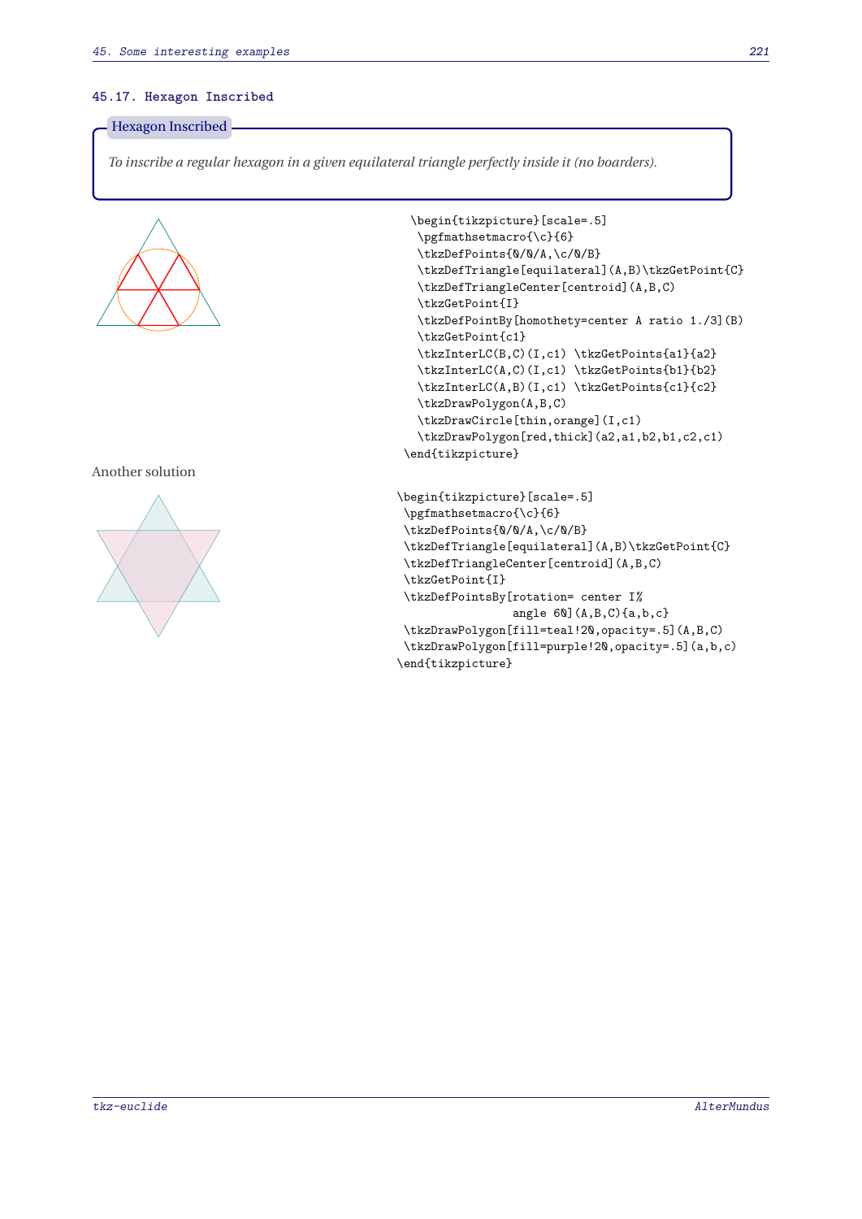### 45.17. Hexagon Inscribed

**Hexagon Inscribed**

*To inscribe a regular hexagon in a given equilateral triangle perfectly inside it (no boarders).*

```
\begin{tikzpicture}[scale=.5]
 \pgfmathsetmacro{\c}{6}
 \tkzDefPoints{0/0/A,\c/0/B}
 \tkzDefTriangle[equilateral](A,B)\tkzGetPoint{C}
 \tkzDefTriangleCenter[centroid](A,B,C)
 \tkzGetPoint{I}
 \tkzDefPointBy[homothety=center A ratio 1./3](B)
 \tkzGetPoint{c1}
 \tkzInterLC(B,C)(I,c1) \tkzGetPoints{a1}{a2}
 \tkzInterLC(A,C)(I,c1) \tkzGetPoints{b1}{b2}
 \tkzInterLC(A,B)(I,c1) \tkzGetPoints{c1}{c2}
 \tkzDrawPolygon(A,B,C)
 \tkzDrawCircle[thin,orange](I,c1)
 \tkzDrawPolygon[red,thick](a2,a1,b2,b1,c2,c1)
\end{tikzpicture}
```

Another solution

```
\begin{tikzpicture}[scale=.5]
 \pgfmathsetmacro{\c}{6}
 \tkzDefPoints{0/0/A,\c/0/B}
 \tkzDefTriangle[equilateral](A,B)\tkzGetPoint{C}
 \tkzDefTriangleCenter[centroid](A,B,C)
 \tkzGetPoint{I}
 \tkzDefPointsBy[rotation= center I%
                 angle 60](A,B,C){a,b,c}
 \tkzDrawPolygon[fill=teal!20,opacity=.5](A,B,C)
 \tkzDrawPolygon[fill=purple!20,opacity=.5](a,b,c)
\end{tikzpicture}
```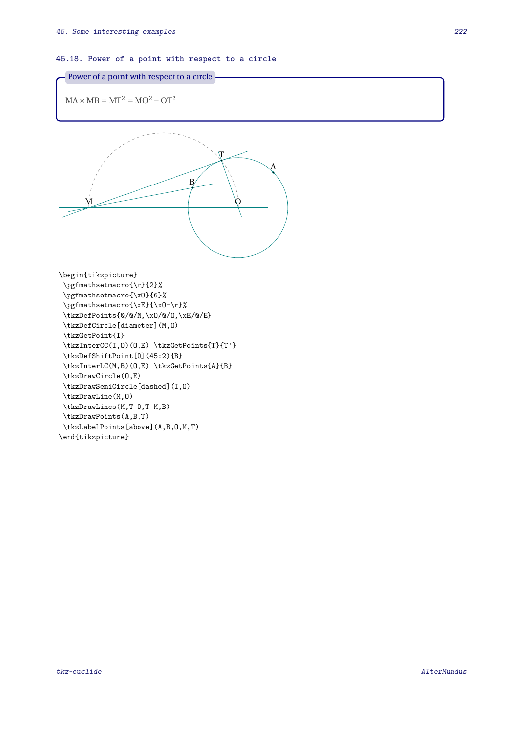### 45.18. Power of a point with respect to a circle

**Power of a point with respect to a circle**

$\overline{\mathrm{MA}} \times \overline{\mathrm{MB}} = \mathrm{MT}^2 = \mathrm{MO}^2 - \mathrm{OT}^2$

```
\begin{tikzpicture}
 \pgfmathsetmacro{\r}{2}%
 \pgfmathsetmacro{\xO}{6}%
 \pgfmathsetmacro{\xE}{\xO-\r}%
 \tkzDefPoints{0/0/M,\xO/0/O,\xE/0/E}
 \tkzDefCircle[diameter](M,O)
 \tkzGetPoint{I}
 \tkzInterCC(I,O)(O,E) \tkzGetPoints{T}{T'}
 \tkzDefShiftPoint[O](45:2){B}
 \tkzInterLC(M,B)(O,E) \tkzGetPoints{A}{B}
 \tkzDrawCircle(O,E)
 \tkzDrawSemiCircle[dashed](I,O)
 \tkzDrawLine(M,O)
 \tkzDrawLines(M,T O,T M,B)
 \tkzDrawPoints(A,B,T)
 \tkzLabelPoints[above](A,B,O,M,T)
\end{tikzpicture}
```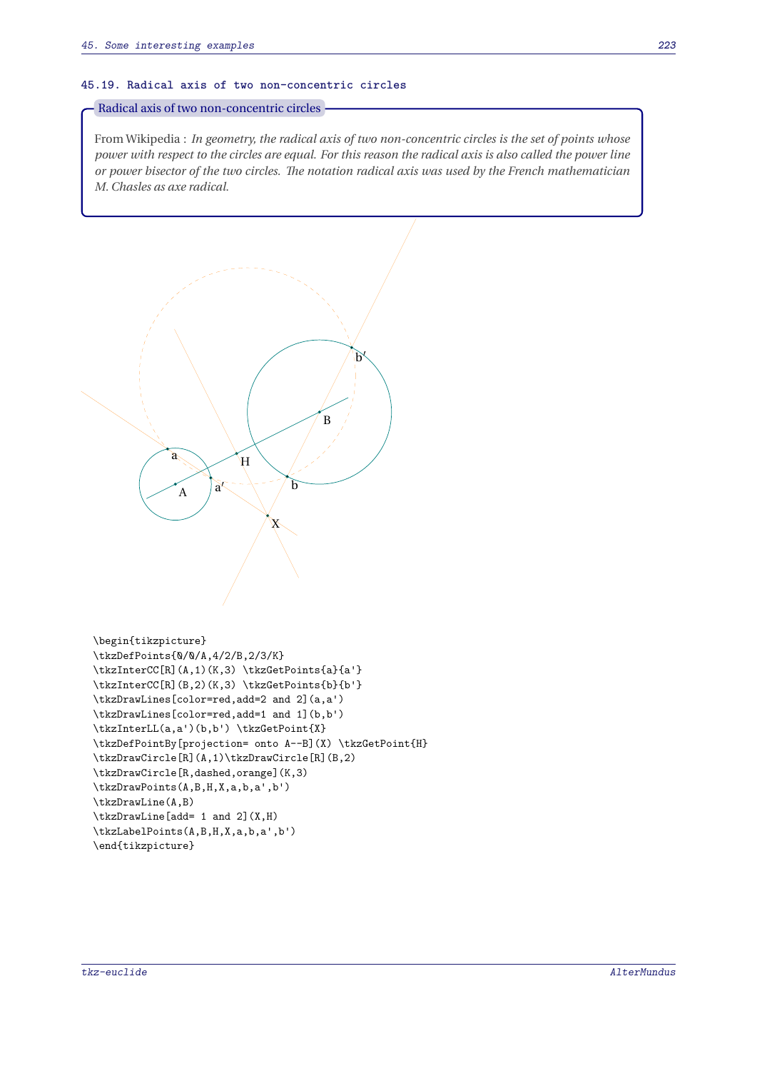### 45.19. Radical axis of two non-concentric circles

**Radical axis of two non-concentric circles**

From Wikipedia : *In geometry, the radical axis of two non-concentric circles is the set of points whose power with respect to the circles are equal. For this reason the radical axis is also called the power line or power bisector of the two circles. The notation radical axis was used by the French mathematician M. Chasles as axe radical.*

```
\begin{tikzpicture}
\tkzDefPoints{0/0/A,4/2/B,2/3/K}
\tkzInterCC[R](A,1)(K,3) \tkzGetPoints{a}{a'}
\tkzInterCC[R](B,2)(K,3) \tkzGetPoints{b}{b'}
\tkzDrawLines[color=red,add=2 and 2](a,a')
\tkzDrawLines[color=red,add=1 and 1](b,b')
\tkzInterLL(a,a')(b,b') \tkzGetPoint{X}
\tkzDefPointBy[projection= onto A--B](X) \tkzGetPoint{H}
\tkzDrawCircle[R](A,1)\tkzDrawCircle[R](B,2)
\tkzDrawCircle[R,dashed,orange](K,3)
\tkzDrawPoints(A,B,H,X,a,b,a',b')
\tkzDrawLine(A,B)
\tkzDrawLine[add= 1 and 2](X,H)
\tkzLabelPoints(A,B,H,X,a,b,a',b')
\end{tikzpicture}
```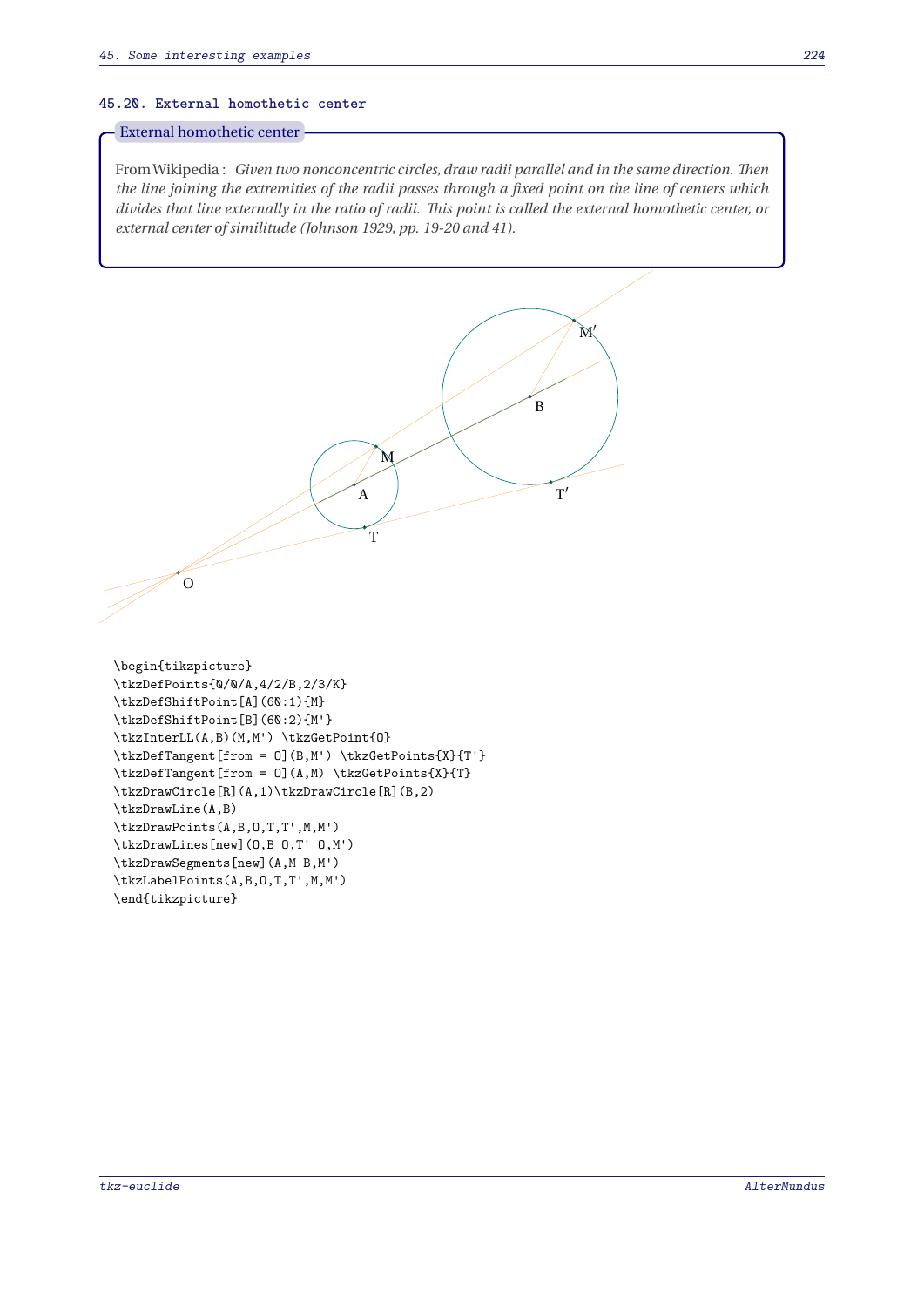### 45.20. External homothetic center

**External homothetic center**

From Wikipedia : *Given two nonconcentric circles, draw radii parallel and in the same direction. Then the line joining the extremities of the radii passes through a fixed point on the line of centers which divides that line externally in the ratio of radii. This point is called the external homothetic center, or external center of similitude (Johnson 1929, pp. 19-20 and 41).*

```
\begin{tikzpicture}
\tkzDefPoints{0/0/A,4/2/B,2/3/K}
\tkzDefShiftPoint[A](60:1){M}
\tkzDefShiftPoint[B](60:2){M'}
\tkzInterLL(A,B)(M,M') \tkzGetPoint{O}
\tkzDefTangent[from = O](B,M') \tkzGetPoints{X}{T'}
\tkzDefTangent[from = O](A,M) \tkzGetPoints{X}{T}
\tkzDrawCircle[R](A,1)\tkzDrawCircle[R](B,2)
\tkzDrawLine(A,B)
\tkzDrawPoints(A,B,O,T,T',M,M')
\tkzDrawLines[new](O,B O,T' O,M')
\tkzDrawSegments[new](A,M B,M')
\tkzLabelPoints(A,B,O,T,T',M,M')
\end{tikzpicture}
```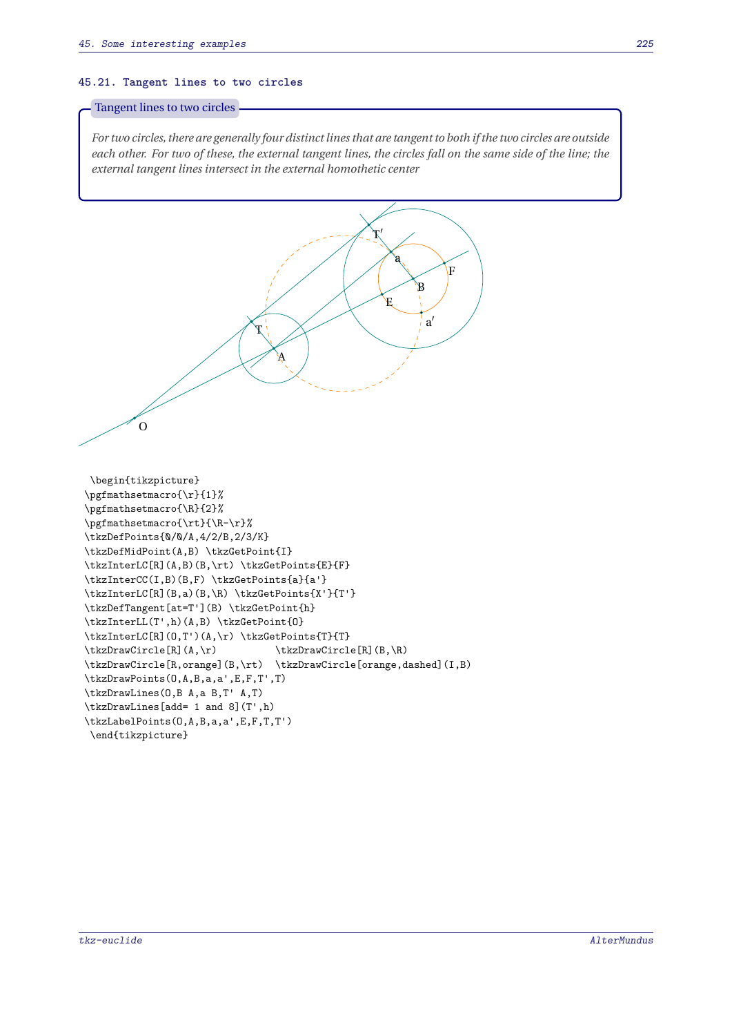### 45.21. Tangent lines to two circles

**Tangent lines to two circles**

*For two circles, there are generally four distinct lines that are tangent to both if the two circles are outside each other. For two of these, the external tangent lines, the circles fall on the same side of the line; the external tangent lines intersect in the external homothetic center*

```
\begin{tikzpicture}
\pgfmathsetmacro{\r}{1}%
\pgfmathsetmacro{\R}{2}%
\pgfmathsetmacro{\rt}{\R-\r}%
\tkzDefPoints{0/0/A,4/2/B,2/3/K}
\tkzDefMidPoint(A,B) \tkzGetPoint{I}
\tkzInterLC[R](A,B)(B,\rt) \tkzGetPoints{E}{F}
\tkzInterCC(I,B)(B,F) \tkzGetPoints{a}{a'}
\tkzInterLC[R](B,a)(B,\R) \tkzGetPoints{X'}{T'}
\tkzDefTangent[at=T'](B) \tkzGetPoint{h}
\tkzInterLL(T',h)(A,B) \tkzGetPoint{O}
\tkzInterLC[R](O,T')(A,\r) \tkzGetPoints{T}{T}
\tkzDrawCircle[R](A,\r)          \tkzDrawCircle[R](B,\R)
\tkzDrawCircle[R,orange](B,\rt)  \tkzDrawCircle[orange,dashed](I,B)
\tkzDrawPoints(O,A,B,a,a',E,F,T',T)
\tkzDrawLines(O,B A,a B,T' A,T)
\tkzDrawLines[add= 1 and 8](T',h)
\tkzLabelPoints(O,A,B,a,a',E,F,T,T')
\end{tikzpicture}
```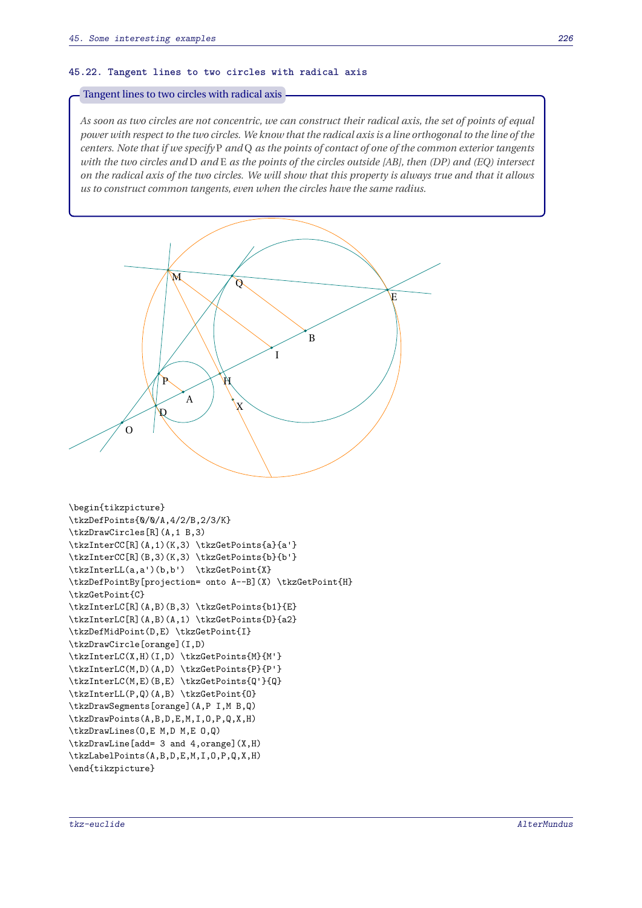### 45.22. Tangent lines to two circles with radical axis

**Tangent lines to two circles with radical axis**

*As soon as two circles are not concentric, we can construct their radical axis, the set of points of equal power with respect to the two circles. We know that the radical axis is a line orthogonal to the line of the centers. Note that if we specify* P *and* Q *as the points of contact of one of the common exterior tangents with the two circles and* D *and* E *as the points of the circles outside [AB], then (DP) and (EQ) intersect on the radical axis of the two circles. We will show that this property is always true and that it allows us to construct common tangents, even when the circles have the same radius.*

```
\begin{tikzpicture}
\tkzDefPoints{0/0/A,4/2/B,2/3/K}
\tkzDrawCircles[R](A,1 B,3)
\tkzInterCC[R](A,1)(K,3) \tkzGetPoints{a}{a'}
\tkzInterCC[R](B,3)(K,3) \tkzGetPoints{b}{b'}
\tkzInterLL(a,a')(b,b')  \tkzGetPoint{X}
\tkzDefPointBy[projection= onto A--B](X) \tkzGetPoint{H}
\tkzGetPoint{C}
\tkzInterLC[R](A,B)(B,3) \tkzGetPoints{b1}{E}
\tkzInterLC[R](A,B)(A,1) \tkzGetPoints{D}{a2}
\tkzDefMidPoint(D,E) \tkzGetPoint{I}
\tkzDrawCircle[orange](I,D)
\tkzInterLC(X,H)(I,D) \tkzGetPoints{M}{M'}
\tkzInterLC(M,D)(A,D) \tkzGetPoints{P}{P'}
\tkzInterLC(M,E)(B,E) \tkzGetPoints{Q'}{Q}
\tkzInterLL(P,Q)(A,B) \tkzGetPoint{O}
\tkzDrawSegments[orange](A,P I,M B,Q)
\tkzDrawPoints(A,B,D,E,M,I,O,P,Q,X,H)
\tkzDrawLines(O,E M,D M,E O,Q)
\tkzDrawLine[add= 3 and 4,orange](X,H)
\tkzLabelPoints(A,B,D,E,M,I,O,P,Q,X,H)
\end{tikzpicture}
```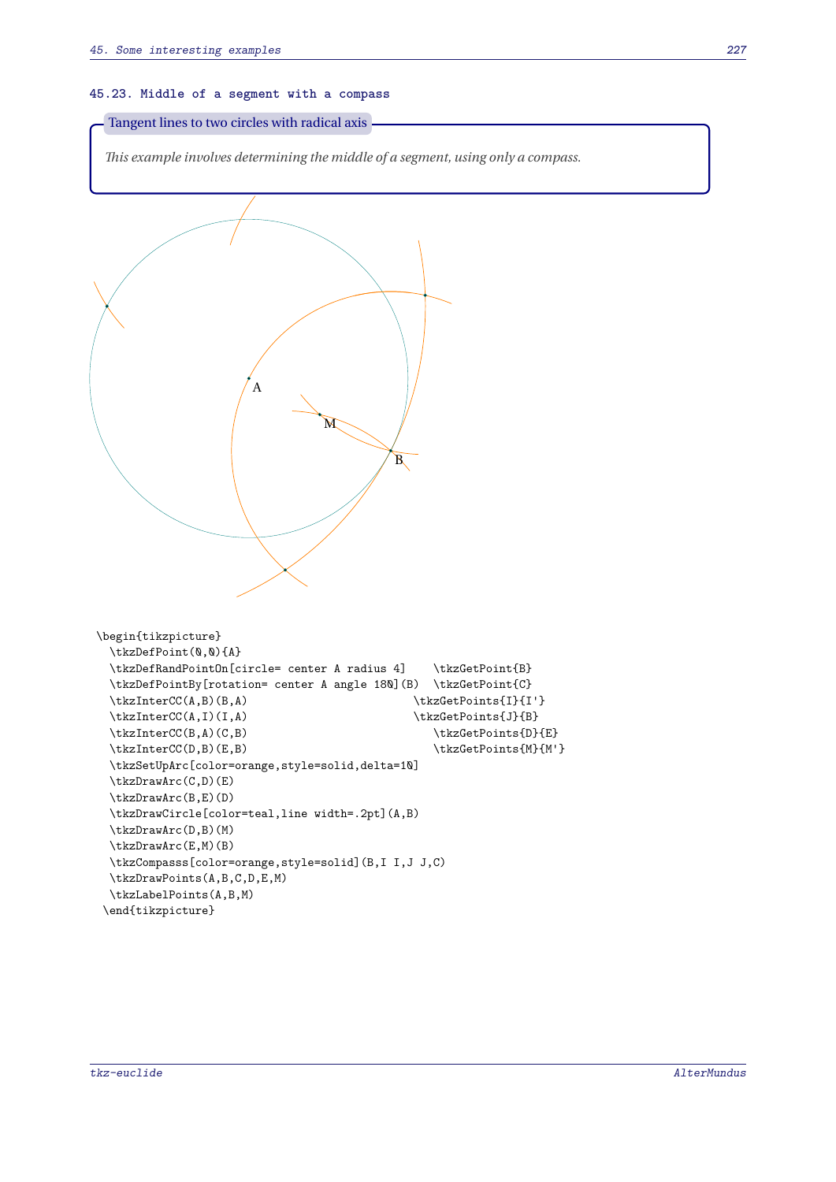### 45.23. Middle of a segment with a compass

**Tangent lines to two circles with radical axis**

*This example involves determining the middle of a segment, using only a compass.*

```
\begin{tikzpicture}
  \tkzDefPoint(0,0){A}
  \tkzDefRandPointOn[circle= center A radius 4]    \tkzGetPoint{B}
  \tkzDefPointBy[rotation= center A angle 180](B)  \tkzGetPoint{C}
  \tkzInterCC(A,B)(B,A)                           \tkzGetPoints{I}{I'}
  \tkzInterCC(A,I)(I,A)                           \tkzGetPoints{J}{B}
  \tkzInterCC(B,A)(C,B)                              \tkzGetPoints{D}{E}
  \tkzInterCC(D,B)(E,B)                              \tkzGetPoints{M}{M'}
  \tkzSetUpArc[color=orange,style=solid,delta=10]
  \tkzDrawArc(C,D)(E)
  \tkzDrawArc(B,E)(D)
  \tkzDrawCircle[color=teal,line width=.2pt](A,B)
  \tkzDrawArc(D,B)(M)
  \tkzDrawArc(E,M)(B)
  \tkzCompasss[color=orange,style=solid](B,I I,J J,C)
  \tkzDrawPoints(A,B,C,D,E,M)
  \tkzLabelPoints(A,B,M)
 \end{tikzpicture}
```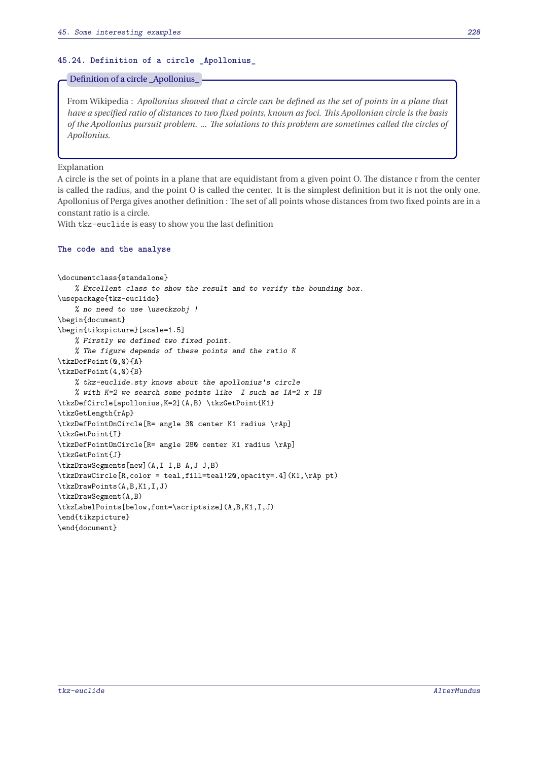### 45.24. Definition of a circle _Apollonius_

**Definition of a circle _Apollonius_**

From Wikipedia : *Apollonius showed that a circle can be defined as the set of points in a plane that have a specified ratio of distances to two fixed points, known as foci. This Apollonian circle is the basis of the Apollonius pursuit problem. ... The solutions to this problem are sometimes called the circles of Apollonius.*

Explanation
A circle is the set of points in a plane that are equidistant from a given point O. The distance r from the center is called the radius, and the point O is called the center. It is the simplest definition but it is not the only one. Apollonius of Perga gives another definition : The set of all points whose distances from two fixed points are in a constant ratio is a circle.
With tkz-euclide is easy to show you the last definition

#### The code and the analyse

```
\documentclass{standalone}
    % Excellent class to show the result and to verify the bounding box.
\usepackage{tkz-euclide}
    % no need to use \usetkzobj !
\begin{document}
\begin{tikzpicture}[scale=1.5]
    % Firstly we defined two fixed point.
    % The figure depends of these points and the ratio K
\tkzDefPoint(0,0){A}
\tkzDefPoint(4,0){B}
    % tkz-euclide.sty knows about the apollonius's circle
    % with K=2 we search some points like  I such as IA=2 x IB
\tkzDefCircle[apollonius,K=2](A,B) \tkzGetPoint{K1}
\tkzGetLength{rAp}
\tkzDefPointOnCircle[R= angle 30 center K1 radius \rAp]
\tkzGetPoint{I}
\tkzDefPointOnCircle[R= angle 280 center K1 radius \rAp]
\tkzGetPoint{J}
\tkzDrawSegments[new](A,I I,B A,J J,B)
\tkzDrawCircle[R,color = teal,fill=teal!20,opacity=.4](K1,\rAp pt)
\tkzDrawPoints(A,B,K1,I,J)
\tkzDrawSegment(A,B)
\tkzLabelPoints[below,font=\scriptsize](A,B,K1,I,J)
\end{tikzpicture}
\end{document}
```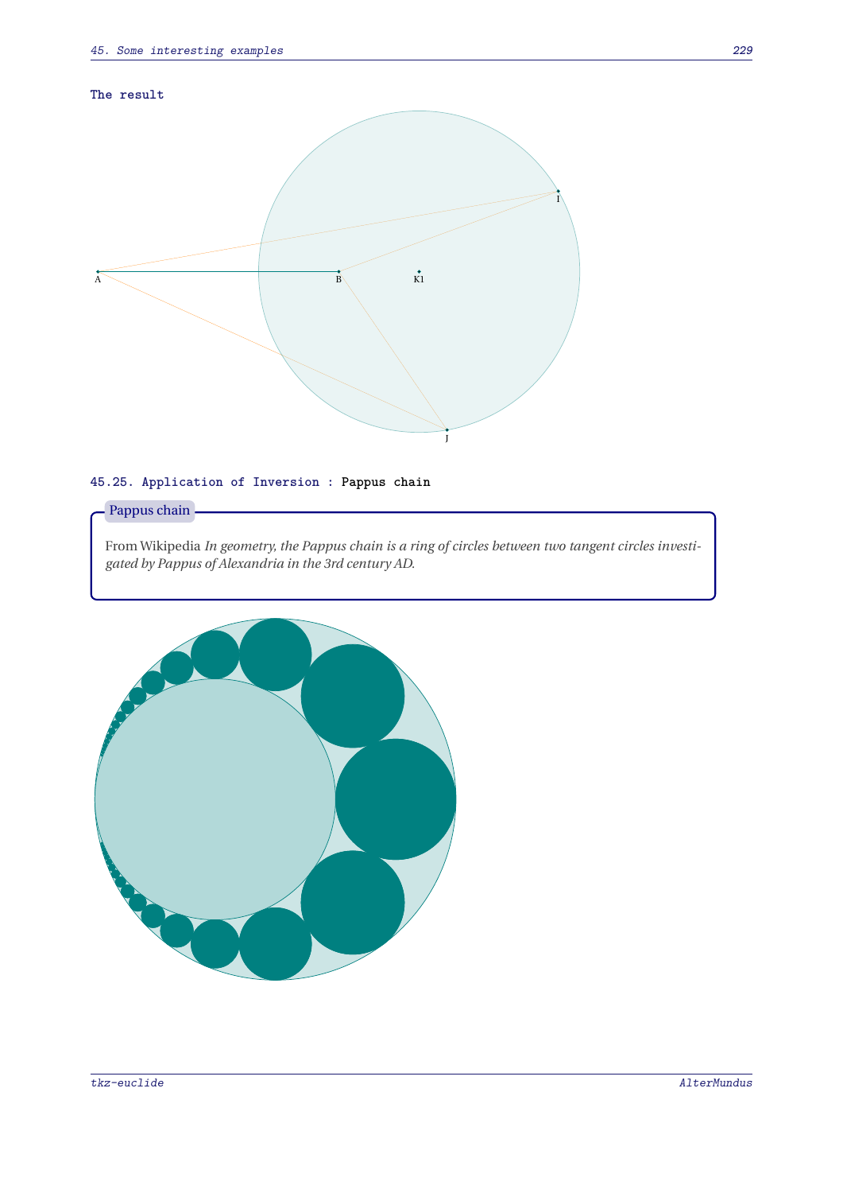#### The result

A B K1 I J

### 45.25. Application of Inversion : Pappus chain

**Pappus chain**

From Wikipedia *In geometry, the Pappus chain is a ring of circles between two tangent circles investigated by Pappus of Alexandria in the 3rd century AD.*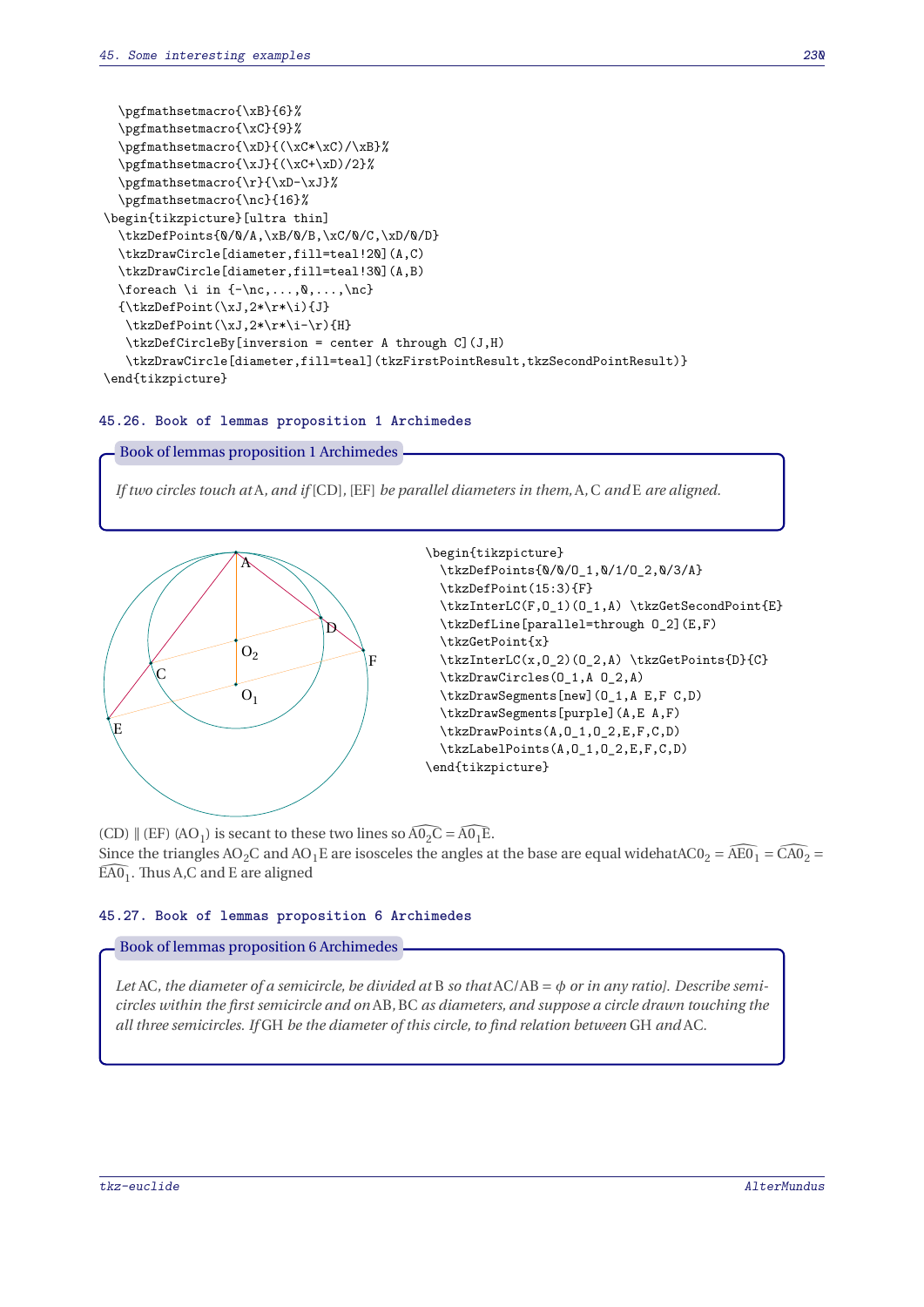```
  \pgfmathsetmacro{\xB}{6}%
  \pgfmathsetmacro{\xC}{9}%
  \pgfmathsetmacro{\xD}{(\xC*\xC)/\xB}%
  \pgfmathsetmacro{\xJ}{(\xC+\xD)/2}%
  \pgfmathsetmacro{\r}{\xD-\xJ}%
  \pgfmathsetmacro{\nc}{16}%
\begin{tikzpicture}[ultra thin]
  \tkzDefPoints{0/0/A,\xB/0/B,\xC/0/C,\xD/0/D}
  \tkzDrawCircle[diameter,fill=teal!20](A,C)
  \tkzDrawCircle[diameter,fill=teal!30](A,B)
  \foreach \i in {-\nc,...,0,...,\nc}
  {\tkzDefPoint(\xJ,2*\r*\i){J}
   \tkzDefPoint(\xJ,2*\r*\i-\r){H}
   \tkzDefCircleBy[inversion = center A through C](J,H)
   \tkzDrawCircle[diameter,fill=teal](tkzFirstPointResult,tkzSecondPointResult)}
\end{tikzpicture}
```

## 45.26. Book of lemmas proposition 1 Archimedes

**Book of lemmas proposition 1 Archimedes**

*If two circles touch at* A*, and if* [CD], [EF] *be parallel diameters in them,* A, C *and* E *are aligned.*

```
\begin{tikzpicture}
  \tkzDefPoints{0/0/O_1,0/1/O_2,0/3/A}
  \tkzDefPoint(15:3){F}
  \tkzInterLC(F,O_1)(O_1,A) \tkzGetSecondPoint{E}
  \tkzDefLine[parallel=through O_2](E,F)
  \tkzGetPoint{x}
  \tkzInterLC(x,O_2)(O_2,A) \tkzGetPoints{D}{C}
  \tkzDrawCircles(O_1,A O_2,A)
  \tkzDrawSegments[new](O_1,A E,F C,D)
  \tkzDrawSegments[purple](A,E A,F)
  \tkzDrawPoints(A,O_1,O_2,E,F,C,D)
  \tkzLabelPoints(A,O_1,O_2,E,F,C,D)
\end{tikzpicture}
```

(CD) ∥ (EF) $(AO_1)$ is secant to these two lines so $\widehat{AO_2C} = \widehat{AO_1E}$.
Since the triangles $AO_2C$ and $AO_1E$ are isosceles the angles at the base are equal widehat$AC0_2$ = $\widehat{AE0_1} = \widehat{CA0_2} = \widehat{EA0_1}$. Thus A,C and E are aligned

## 45.27. Book of lemmas proposition 6 Archimedes

**Book of lemmas proposition 6 Archimedes**

*Let* AC*, the diameter of a semicircle, be divided at* B *so that* AC/AB = $\phi$ *or in any ratio]. Describe semicircles within the first semicircle and on* AB, BC *as diameters, and suppose a circle drawn touching the all three semicircles. If* GH *be the diameter of this circle, to find relation between* GH *and* AC.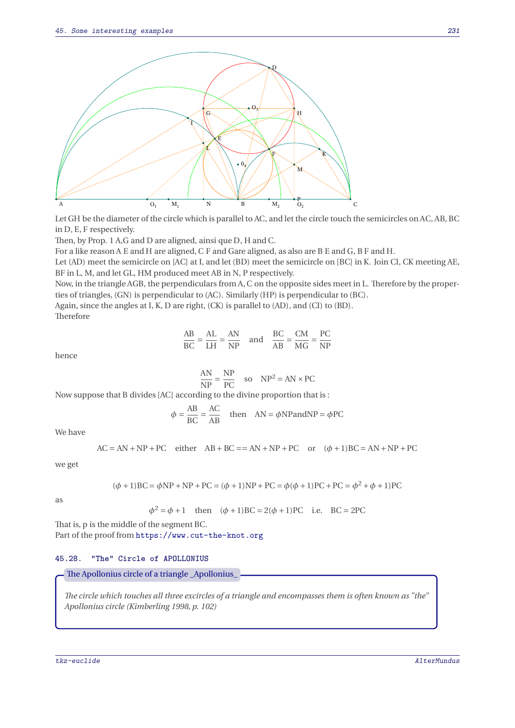Let GH be the diameter of the circle which is parallel to AC, and let the circle touch the semicircles on AC, AB, BC in D, E, F respectively.

Then, by Prop. 1 A,G and D are aligned, ainsi que D, H and C.

For a like reason A E and H are aligned, C F and Gare aligned, as also are B E and G, B F and H.

Let (AD) meet the semicircle on [AC] at I, and let (BD) meet the semicircle on [BC] in K. Join CI, CK meeting AE, BF in L, M, and let GL, HM produced meet AB in N, P respectively.

Now, in the triangle AGB, the perpendiculars from A, C on the opposite sides meet in L. Therefore by the properties of triangles, (GN) is perpendicular to (AC). Similarly (HP) is perpendicular to (BC).

Again, since the angles at I, K, D are right, (CK) is parallel to (AD), and (CI) to (BD).

Therefore

$$\frac{AB}{BC} = \frac{AL}{LH} = \frac{AN}{NP} \quad \text{and} \quad \frac{BC}{AB} = \frac{CM}{MG} = \frac{PC}{NP}$$

hence

$$\frac{AN}{NP} = \frac{NP}{PC} \quad \text{so} \quad NP^2 = AN \times PC$$

Now suppose that B divides [AC] according to the divine proportion that is :

$$\phi = \frac{AB}{BC} = \frac{AC}{AB} \quad \text{then} \quad AN = \phi NP and NP = \phi PC$$

We have

$$AC = AN + NP + PC \quad \text{either} \quad AB + BC == AN + NP + PC \quad \text{or} \quad (\phi + 1)BC = AN + NP + PC$$

we get

$$(\phi + 1)BC = \phi NP + NP + PC = (\phi + 1)NP + PC = \phi(\phi + 1)PC + PC = \phi^2 + \phi + 1)PC$$

as

$$\phi^2 = \phi + 1 \quad \text{then} \quad (\phi + 1)BC = 2(\phi + 1)PC \quad \text{i.e.} \quad BC = 2PC$$

That is, p is the middle of the segment BC.

Part of the proof from `https://www.cut-the-knot.org`

### 45.28. "The" Circle of APOLLONIUS

**The Apollonius circle of a triangle _Apollonius_**

*The circle which touches all three excircles of a triangle and encompasses them is often known as "the" Apollonius circle (Kimberling 1998, p. 102)*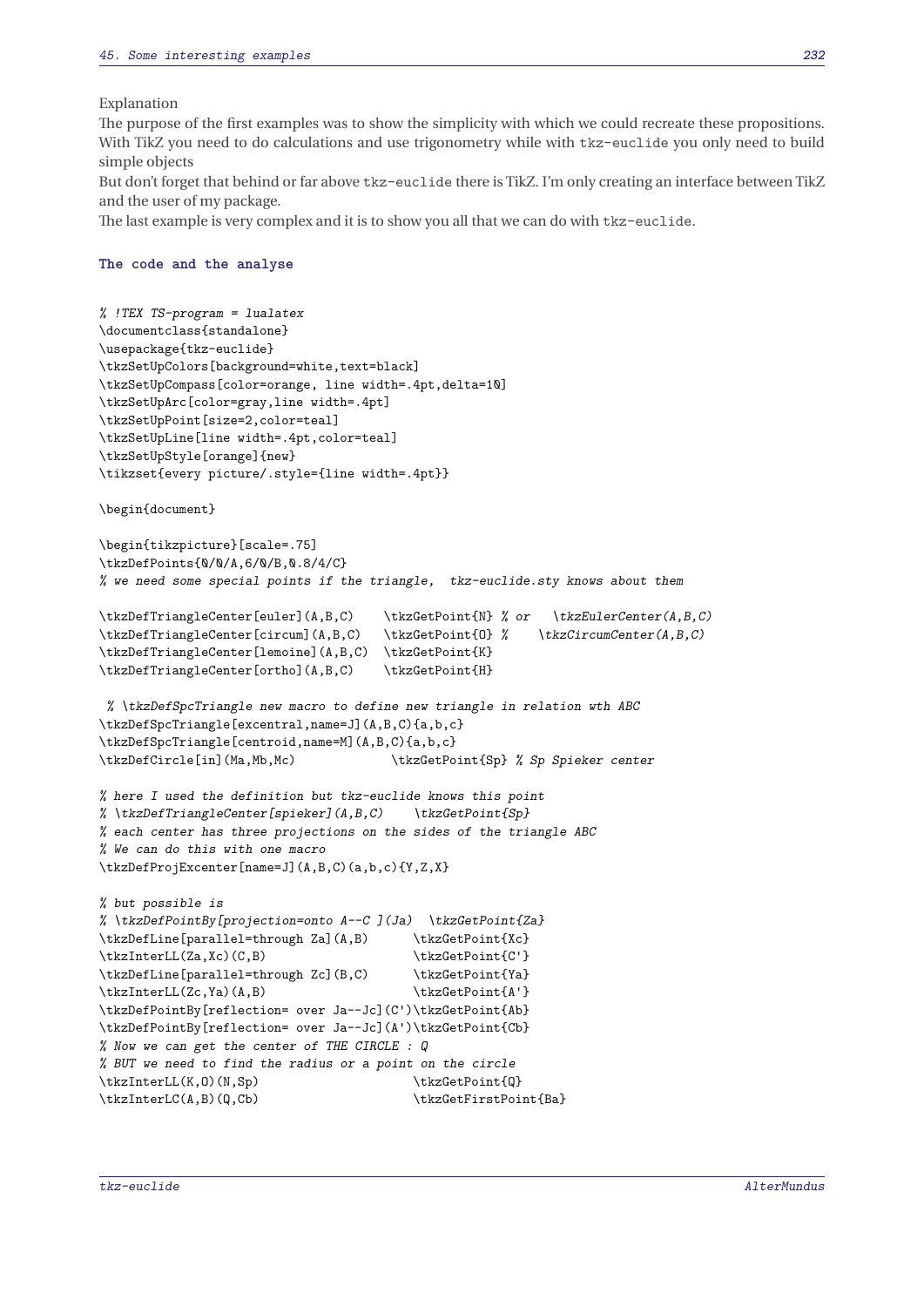Explanation

The purpose of the first examples was to show the simplicity with which we could recreate these propositions. With TikZ you need to do calculations and use trigonometry while with tkz-euclide you only need to build simple objects

But don't forget that behind or far above tkz-euclide there is TikZ. I'm only creating an interface between TikZ and the user of my package.

The last example is very complex and it is to show you all that we can do with tkz-euclide.

### The code and the analyse

```
% !TEX TS-program = lualatex
\documentclass{standalone}
\usepackage{tkz-euclide}
\tkzSetUpColors[background=white,text=black]
\tkzSetUpCompass[color=orange, line width=.4pt,delta=10]
\tkzSetUpArc[color=gray,line width=.4pt]
\tkzSetUpPoint[size=2,color=teal]
\tkzSetUpLine[line width=.4pt,color=teal]
\tkzSetUpStyle[orange]{new}
\tikzset{every picture/.style={line width=.4pt}}

\begin{document}

\begin{tikzpicture}[scale=.75]
\tkzDefPoints{0/0/A,6/0/B,0.8/4/C}
% we need some special points if the triangle,  tkz-euclide.sty knows about them

\tkzDefTriangleCenter[euler](A,B,C)    \tkzGetPoint{N} % or   \tkzEulerCenter(A,B,C)
\tkzDefTriangleCenter[circum](A,B,C)   \tkzGetPoint{O} %    \tkzCircumCenter(A,B,C)
\tkzDefTriangleCenter[lemoine](A,B,C)  \tkzGetPoint{K}
\tkzDefTriangleCenter[ortho](A,B,C)    \tkzGetPoint{H}

 % \tkzDefSpcTriangle new macro to define new triangle in relation wth ABC
\tkzDefSpcTriangle[excentral,name=J](A,B,C){a,b,c}
\tkzDefSpcTriangle[centroid,name=M](A,B,C){a,b,c}
\tkzDefCircle[in](Ma,Mb,Mc)             \tkzGetPoint{Sp} % Sp Spieker center

% here I used the definition but tkz-euclide knows this point
% \tkzDefTriangleCenter[spieker](A,B,C)    \tkzGetPoint{Sp}
% each center has three projections on the sides of the triangle ABC
% We can do this with one macro
\tkzDefProjExcenter[name=J](A,B,C)(a,b,c){Y,Z,X}

% but possible is
% \tkzDefPointBy[projection=onto A--C ](Ja)  \tkzGetPoint{Za}
\tkzDefLine[parallel=through Za](A,B)      \tkzGetPoint{Xc}
\tkzInterLL(Za,Xc)(C,B)                    \tkzGetPoint{C'}
\tkzDefLine[parallel=through Zc](B,C)      \tkzGetPoint{Ya}
\tkzInterLL(Zc,Ya)(A,B)                    \tkzGetPoint{A'}
\tkzDefPointBy[reflection= over Ja--Jc](C')\tkzGetPoint{Ab}
\tkzDefPointBy[reflection= over Ja--Jc](A')\tkzGetPoint{Cb}
% Now we can get the center of THE CIRCLE : Q
% BUT we need to find the radius or a point on the circle
\tkzInterLL(K,O)(N,Sp)                     \tkzGetPoint{Q}
\tkzInterLC(A,B)(Q,Cb)                     \tkzGetFirstPoint{Ba}
```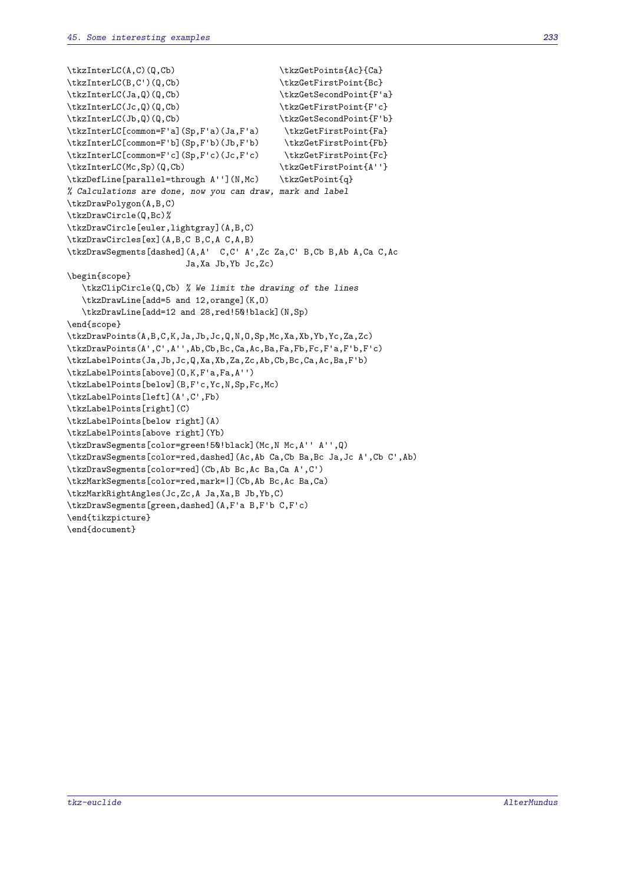```
\tkzInterLC(A,C)(Q,Cb)                      \tkzGetPoints{Ac}{Ca}
\tkzInterLC(B,C')(Q,Cb)                     \tkzGetFirstPoint{Bc}
\tkzInterLC(Ja,Q)(Q,Cb)                     \tkzGetSecondPoint{F'a}
\tkzInterLC(Jc,Q)(Q,Cb)                     \tkzGetFirstPoint{F'c}
\tkzInterLC(Jb,Q)(Q,Cb)                     \tkzGetSecondPoint{F'b}
\tkzInterLC[common=F'a](Sp,F'a)(Ja,F'a)     \tkzGetFirstPoint{Fa}
\tkzInterLC[common=F'b](Sp,F'b)(Jb,F'b)     \tkzGetFirstPoint{Fb}
\tkzInterLC[common=F'c](Sp,F'c)(Jc,F'c)     \tkzGetFirstPoint{Fc}
\tkzInterLC(Mc,Sp)(Q,Cb)                    \tkzGetFirstPoint{A''}
\tkzDefLine[parallel=through A''](N,Mc)     \tkzGetPoint{q}
% Calculations are done, now you can draw, mark and label
\tkzDrawPolygon(A,B,C)
\tkzDrawCircle(Q,Bc)%
\tkzDrawCircle[euler,lightgray](A,B,C)
\tkzDrawCircles[ex](A,B,C B,C,A C,A,B)
\tkzDrawSegments[dashed](A,A'  C,C' A',Zc Za,C' B,Cb B,Ab A,Ca C,Ac
                        Ja,Xa Jb,Yb Jc,Zc)
\begin{scope}
   \tkzClipCircle(Q,Cb) % We limit the drawing of the lines
   \tkzDrawLine[add=5 and 12,orange](K,O)
   \tkzDrawLine[add=12 and 28,red!50!black](N,Sp)
\end{scope}
\tkzDrawPoints(A,B,C,K,Ja,Jb,Jc,Q,N,O,Sp,Mc,Xa,Xb,Yb,Yc,Za,Zc)
\tkzDrawPoints(A',C',A'',Ab,Cb,Bc,Ca,Ac,Ba,Fa,Fb,Fc,F'a,F'b,F'c)
\tkzLabelPoints(Ja,Jb,Jc,Q,Xa,Xb,Za,Zc,Ab,Cb,Bc,Ca,Ac,Ba,F'b)
\tkzLabelPoints[above](O,K,F'a,Fa,A'')
\tkzLabelPoints[below](B,F'c,Yc,N,Sp,Fc,Mc)
\tkzLabelPoints[left](A',C',Fb)
\tkzLabelPoints[right](C)
\tkzLabelPoints[below right](A)
\tkzLabelPoints[above right](Yb)
\tkzDrawSegments[color=green!50!black](Mc,N Mc,A'' A'',Q)
\tkzDrawSegments[color=red,dashed](Ac,Ab Ca,Cb Ba,Bc Ja,Jc A',Cb C',Ab)
\tkzDrawSegments[color=red](Cb,Ab Bc,Ac Ba,Ca A',C')
\tkzMarkSegments[color=red,mark=|](Cb,Ab Bc,Ac Ba,Ca)
\tkzMarkRightAngles(Jc,Zc,A Ja,Xa,B Jb,Yb,C)
\tkzDrawSegments[green,dashed](A,F'a B,F'b C,F'c)
\end{tikzpicture}
\end{document}
```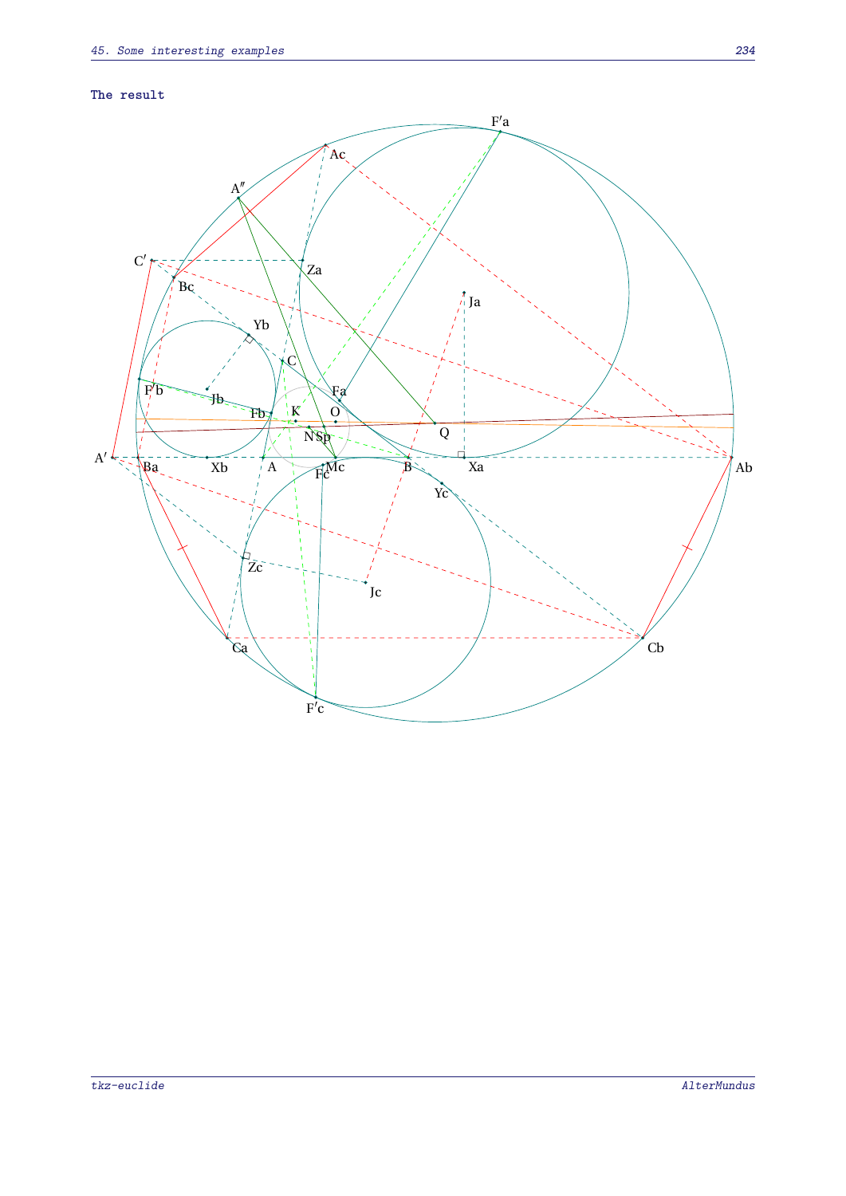**The result**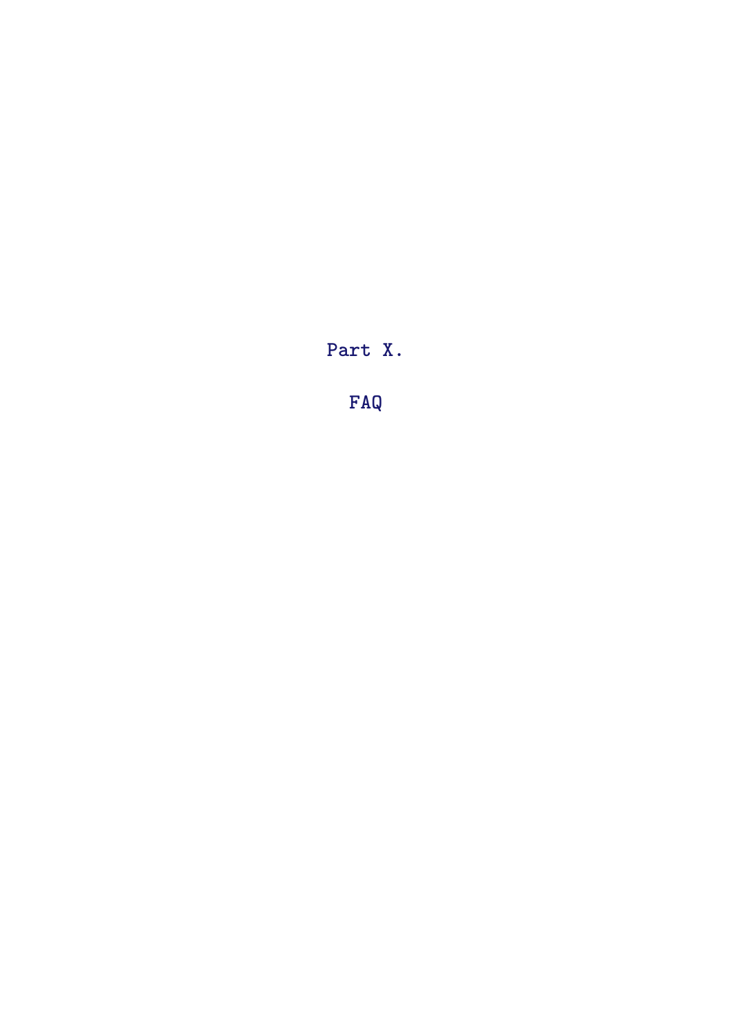# Part X.

# FAQ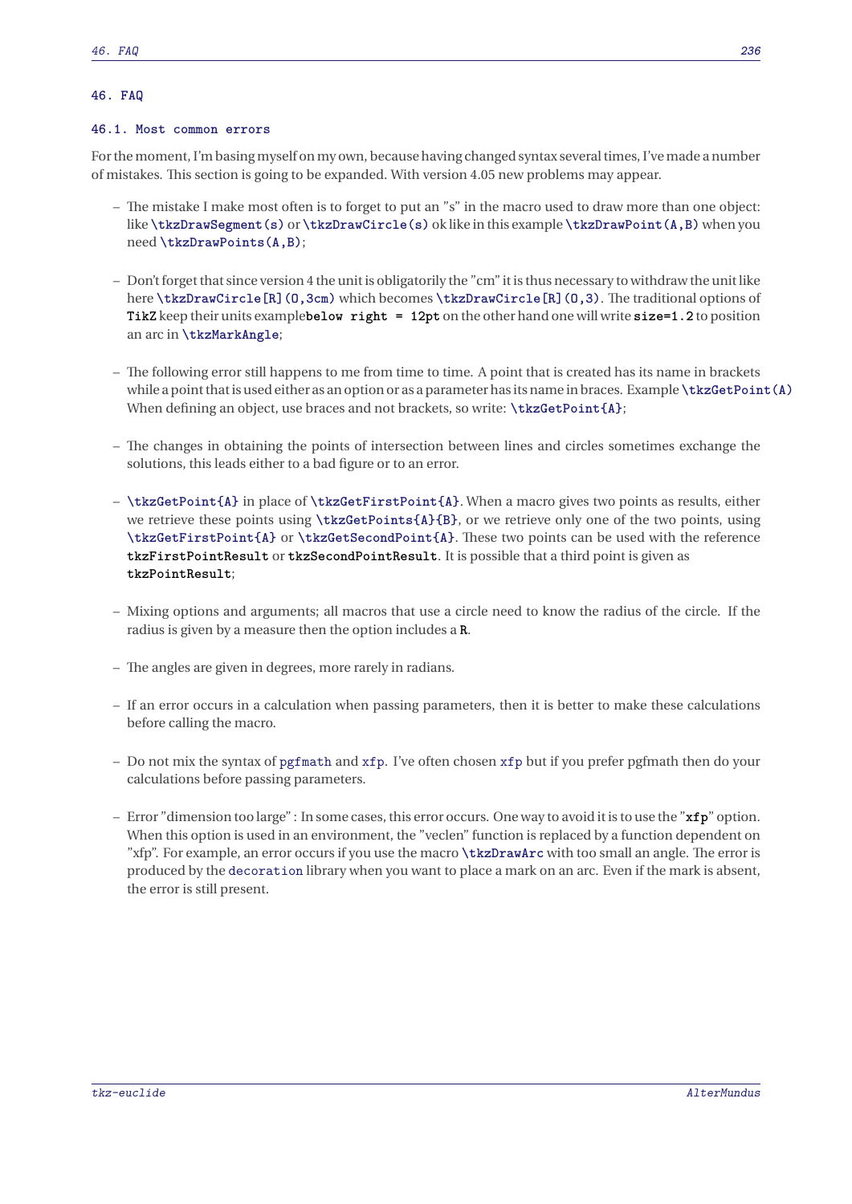# 46. FAQ

## 46.1. Most common errors

For the moment, I'm basing myself on my own, because having changed syntax several times, I've made a number of mistakes. This section is going to be expanded. With version 4.05 new problems may appear.

- The mistake I make most often is to forget to put an "s" in the macro used to draw more than one object: like `\tkzDrawSegment(s)` or `\tkzDrawCircle(s)` ok like in this example `\tkzDrawPoint(A,B)` when you need `\tkzDrawPoints(A,B)`;

- Don't forget that since version 4 the unit is obligatorily the "cm" it is thus necessary to withdraw the unit like here `\tkzDrawCircle[R](O,3cm)` which becomes `\tkzDrawCircle[R](O,3)`. The traditional options of **TikZ** keep their units example`below right = 12pt` on the other hand one will write `size=1.2` to position an arc in `\tkzMarkAngle`;

- The following error still happens to me from time to time. A point that is created has its name in brackets while a point that is used either as an option or as a parameter has its name in braces. Example `\tkzGetPoint(A)` When defining an object, use braces and not brackets, so write: `\tkzGetPoint{A}`;

- The changes in obtaining the points of intersection between lines and circles sometimes exchange the solutions, this leads either to a bad figure or to an error.

- `\tkzGetPoint{A}` in place of `\tkzGetFirstPoint{A}`. When a macro gives two points as results, either we retrieve these points using `\tkzGetPoints{A}{B}`, or we retrieve only one of the two points, using `\tkzGetFirstPoint{A}` or `\tkzGetSecondPoint{A}`. These two points can be used with the reference `tkzFirstPointResult` or `tkzSecondPointResult`. It is possible that a third point is given as `tkzPointResult`;

- Mixing options and arguments; all macros that use a circle need to know the radius of the circle. If the radius is given by a measure then the option includes a **R**.

- The angles are given in degrees, more rarely in radians.

- If an error occurs in a calculation when passing parameters, then it is better to make these calculations before calling the macro.

- Do not mix the syntax of `pgfmath` and `xfp`. I've often chosen `xfp` but if you prefer pgfmath then do your calculations before passing parameters.

- Error "dimension too large" : In some cases, this error occurs. One way to avoid it is to use the "**xfp**" option. When this option is used in an environment, the "veclen" function is replaced by a function dependent on "xfp". For example, an error occurs if you use the macro `\tkzDrawArc` with too small an angle. The error is produced by the `decoration` library when you want to place a mark on an arc. Even if the mark is absent, the error is still present.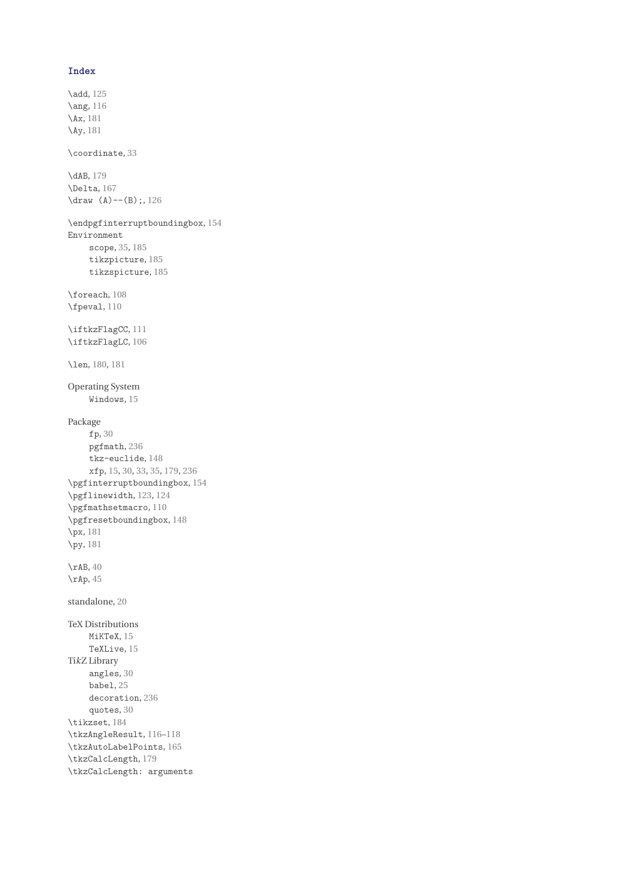# Index

\add, 125
\ang, 116
\Ax, 181
\Ay, 181

\coordinate, 33

\dAB, 179
\Delta, 167
\draw (A)--(B);, 126

\endpgfinterruptboundingbox, 154
Environment
- scope, 35, 185
- tikzpicture, 185
- tikzspicture, 185

\foreach, 108
\fpeval, 110

\iftkzFlagCC, 111
\iftkzFlagLC, 106

\len, 180, 181

Operating System
- Windows, 15

Package
- fp, 30
- pgfmath, 236
- tkz-euclide, 148
- xfp, 15, 30, 33, 35, 179, 236

\pgfinterruptboundingbox, 154
\pgflinewidth, 123, 124
\pgfmathsetmacro, 110
\pgfresetboundingbox, 148
\px, 181
\py, 181

\rAB, 40
\rAp, 45

standalone, 20

TeX Distributions
- MiKTeX, 15
- TeXLive, 15

Ti*k*Z Library
- angles, 30
- babel, 25
- decoration, 236
- quotes, 30

\tikzset, 184
\tkzAngleResult, 116–118
\tkzAutoLabelPoints, 165
\tkzCalcLength, 179
\tkzCalcLength: arguments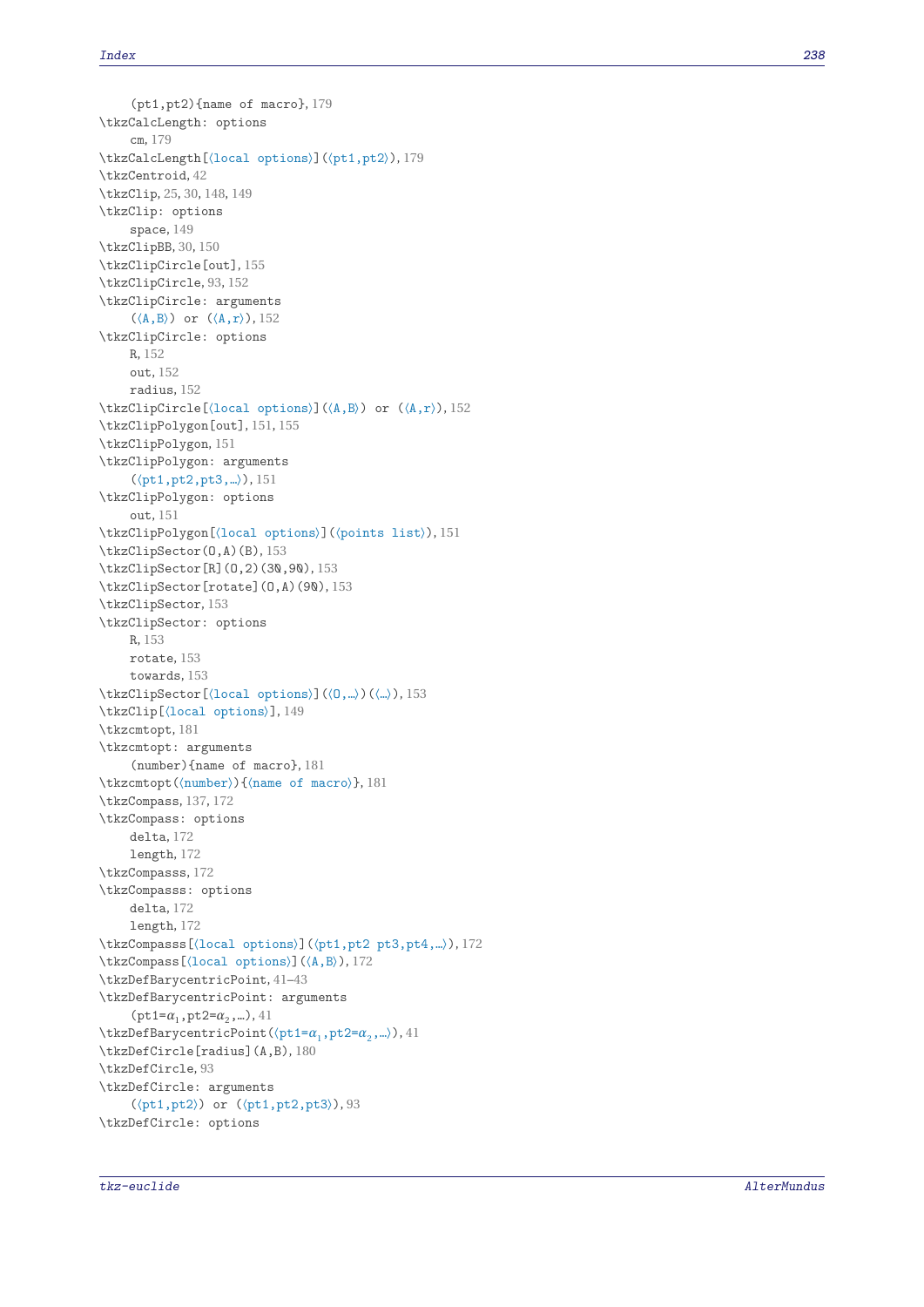(pt1,pt2){name of macro}, 179
\tkzCalcLength: options
  cm, 179
\tkzCalcLength[⟨local options⟩](⟨pt1,pt2⟩), 179
\tkzCentroid, 42
\tkzClip, 25, 30, 148, 149
\tkzClip: options
  space, 149
\tkzClipBB, 30, 150
\tkzClipCircle[out], 155
\tkzClipCircle, 93, 152
\tkzClipCircle: arguments
  (⟨A,B⟩) or (⟨A,r⟩), 152
\tkzClipCircle: options
  R, 152
  out, 152
  radius, 152
\tkzClipCircle[⟨local options⟩](⟨A,B⟩) or (⟨A,r⟩), 152
\tkzClipPolygon[out], 151, 155
\tkzClipPolygon, 151
\tkzClipPolygon: arguments
  (⟨pt1,pt2,pt3,...⟩), 151
\tkzClipPolygon: options
  out, 151
\tkzClipPolygon[⟨local options⟩](⟨points list⟩), 151
\tkzClipSector(O,A)(B), 153
\tkzClipSector[R](O,2)(30,90), 153
\tkzClipSector[rotate](O,A)(90), 153
\tkzClipSector, 153
\tkzClipSector: options
  R, 153
  rotate, 153
  towards, 153
\tkzClipSector[⟨local options⟩](⟨O,...⟩)(⟨...⟩), 153
\tkzClip[⟨local options⟩], 149
\tkzcmtopt, 181
\tkzcmtopt: arguments
  (number){name of macro}, 181
\tkzcmtopt(⟨number⟩){⟨name of macro⟩}, 181
\tkzCompass, 137, 172
\tkzCompass: options
  delta, 172
  length, 172
\tkzCompasss, 172
\tkzCompasss: options
  delta, 172
  length, 172
\tkzCompasss[⟨local options⟩](⟨pt1,pt2 pt3,pt4,...⟩), 172
\tkzCompass[⟨local options⟩](⟨A,B⟩), 172
\tkzDefBarycentricPoint, 41–43
\tkzDefBarycentricPoint: arguments
  (pt1=$\alpha_1$,pt2=$\alpha_2$,...), 41
\tkzDefBarycentricPoint(⟨pt1=$\alpha_1$,pt2=$\alpha_2$,...⟩), 41
\tkzDefCircle[radius](A,B), 180
\tkzDefCircle, 93
\tkzDefCircle: arguments
  (⟨pt1,pt2⟩) or (⟨pt1,pt2,pt3⟩), 93
\tkzDefCircle: options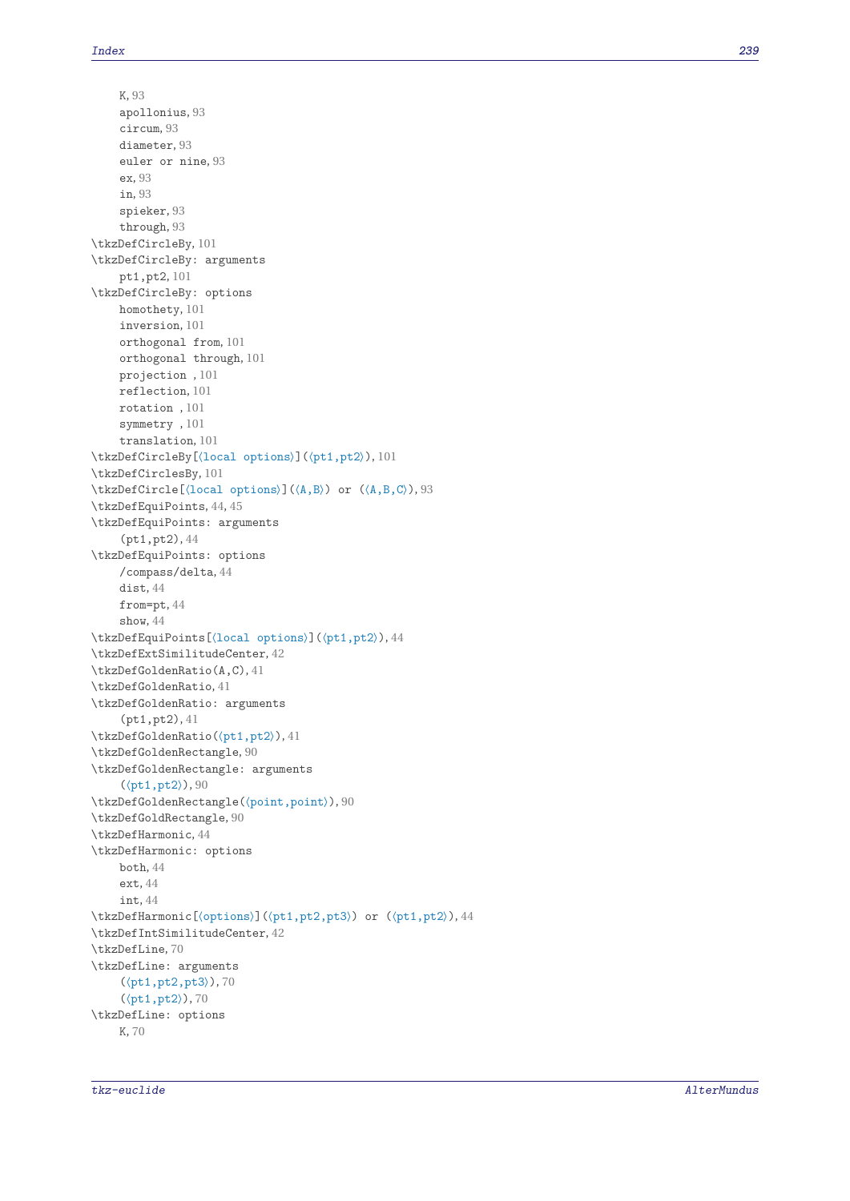K, 93
apollonius, 93
circum, 93
diameter, 93
euler or nine, 93
ex, 93
in, 93
spieker, 93
through, 93

\tkzDefCircleBy, 101
\tkzDefCircleBy: arguments
pt1,pt2, 101
\tkzDefCircleBy: options
homothety, 101
inversion, 101
orthogonal from, 101
orthogonal through, 101
projection , 101
reflection, 101
rotation , 101
symmetry , 101
translation, 101

\tkzDefCircleBy[⟨local options⟩](⟨pt1,pt2⟩), 101
\tkzDefCirclesBy, 101
\tkzDefCircle[⟨local options⟩](⟨A,B⟩) or (⟨A,B,C⟩), 93
\tkzDefEquiPoints, 44, 45
\tkzDefEquiPoints: arguments
(pt1,pt2), 44
\tkzDefEquiPoints: options
/compass/delta, 44
dist, 44
from=pt, 44
show, 44

\tkzDefEquiPoints[⟨local options⟩](⟨pt1,pt2⟩), 44
\tkzDefExtSimilitudeCenter, 42
\tkzDefGoldenRatio(A,C), 41
\tkzDefGoldenRatio, 41
\tkzDefGoldenRatio: arguments
(pt1,pt2), 41

\tkzDefGoldenRatio(⟨pt1,pt2⟩), 41
\tkzDefGoldenRectangle, 90
\tkzDefGoldenRectangle: arguments
(⟨pt1,pt2⟩), 90

\tkzDefGoldenRectangle(⟨point,point⟩), 90
\tkzDefGoldRectangle, 90
\tkzDefHarmonic, 44
\tkzDefHarmonic: options
both, 44
ext, 44
int, 44

\tkzDefHarmonic[⟨options⟩](⟨pt1,pt2,pt3⟩) or (⟨pt1,pt2⟩), 44
\tkzDefIntSimilitudeCenter, 42
\tkzDefLine, 70
\tkzDefLine: arguments
(⟨pt1,pt2,pt3⟩), 70
(⟨pt1,pt2⟩), 70
\tkzDefLine: options
K, 70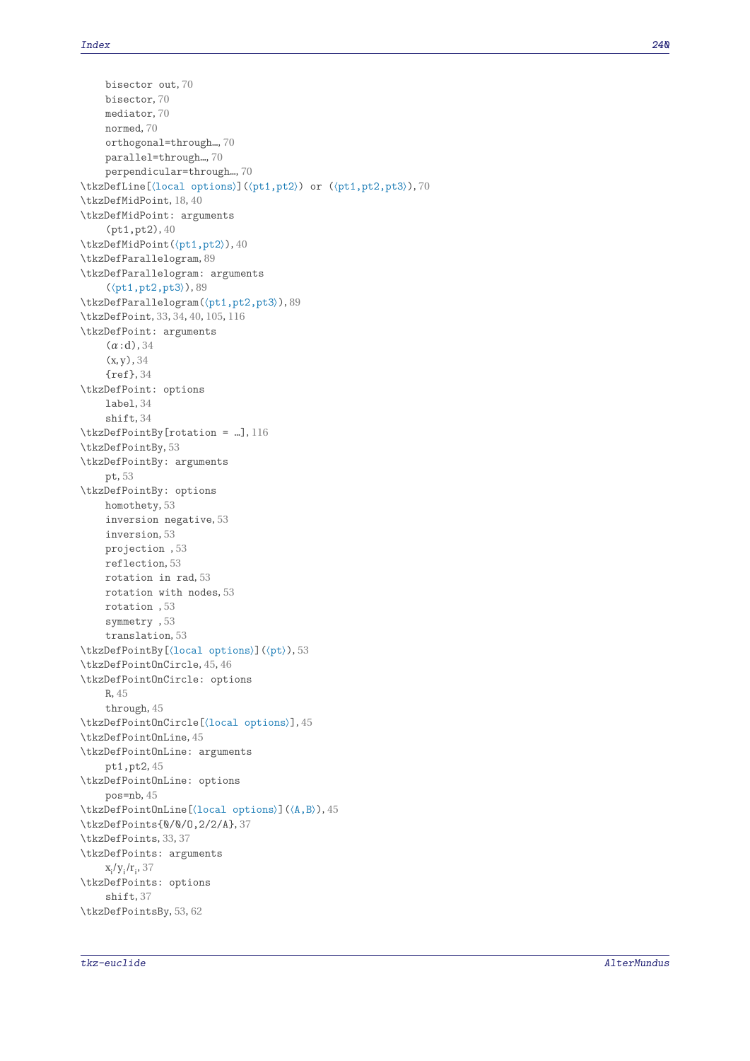- bisector out, 70
- bisector, 70
- mediator, 70
- normed, 70
- orthogonal=through…, 70
- parallel=through…, 70
- perpendicular=through…, 70

\tkzDefLine[⟨local options⟩](⟨pt1,pt2⟩) or (⟨pt1,pt2,pt3⟩), 70
\tkzDefMidPoint, 18, 40
\tkzDefMidPoint: arguments
- (pt1,pt2), 40

\tkzDefMidPoint(⟨pt1,pt2⟩), 40
\tkzDefParallelogram, 89
\tkzDefParallelogram: arguments
- (⟨pt1,pt2,pt3⟩), 89

\tkzDefParallelogram(⟨pt1,pt2,pt3⟩), 89
\tkzDefPoint, 33, 34, 40, 105, 116
\tkzDefPoint: arguments
- ($\alpha$:d), 34
- (x,y), 34
- {ref}, 34

\tkzDefPoint: options
- label, 34
- shift, 34

\tkzDefPointBy[rotation = …], 116
\tkzDefPointBy, 53
\tkzDefPointBy: arguments
- pt, 53

\tkzDefPointBy: options
- homothety, 53
- inversion negative, 53
- inversion, 53
- projection , 53
- reflection, 53
- rotation in rad, 53
- rotation with nodes, 53
- rotation , 53
- symmetry , 53
- translation, 53

\tkzDefPointBy[⟨local options⟩](⟨pt⟩), 53
\tkzDefPointOnCircle, 45, 46
\tkzDefPointOnCircle: options
- R, 45
- through, 45

\tkzDefPointOnCircle[⟨local options⟩], 45
\tkzDefPointOnLine, 45
\tkzDefPointOnLine: arguments
- pt1,pt2, 45

\tkzDefPointOnLine: options
- pos=nb, 45

\tkzDefPointOnLine[⟨local options⟩](⟨A,B⟩), 45
\tkzDefPoints{0/0/O,2/2/A}, 37
\tkzDefPoints, 33, 37
\tkzDefPoints: arguments
- $x_i/y_i/r_i$, 37

\tkzDefPoints: options
- shift, 37

\tkzDefPointsBy, 53, 62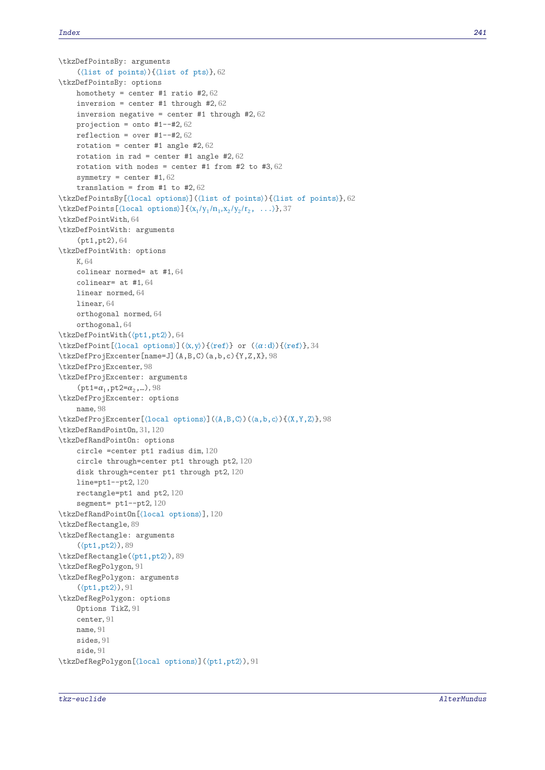\tkzDefPointsBy: arguments
- (⟨list of points⟩){⟨list of pts⟩}, 62

\tkzDefPointsBy: options
- homothety = center #1 ratio #2, 62
- inversion = center #1 through #2, 62
- inversion negative = center #1 through #2, 62
- projection = onto #1--#2, 62
- reflection = over #1--#2, 62
- rotation = center #1 angle #2, 62
- rotation in rad = center #1 angle #2, 62
- rotation with nodes = center #1 from #2 to #3, 62
- symmetry = center #1, 62
- translation = from #1 to #2, 62

\tkzDefPointsBy[⟨local options⟩](⟨list of points⟩){⟨list of points⟩}, 62

\tkzDefPoints[⟨local options⟩]{⟨$x_1/y_1/n_1,x_2/y_2/r_2$, ...⟩}, 37

\tkzDefPointWith, 64

\tkzDefPointWith: arguments
- (pt1,pt2), 64

\tkzDefPointWith: options
- K, 64
- colinear normed= at #1, 64
- colinear= at #1, 64
- linear normed, 64
- linear, 64
- orthogonal normed, 64
- orthogonal, 64

\tkzDefPointWith(⟨pt1,pt2⟩), 64

\tkzDefPoint[⟨local options⟩](⟨x,y⟩){⟨ref⟩} or (⟨$\alpha$:d⟩){⟨ref⟩}, 34

\tkzDefProjExcenter[name=J](A,B,C)(a,b,c){Y,Z,X}, 98

\tkzDefProjExcenter, 98

\tkzDefProjExcenter: arguments
- (pt1=$\alpha_1$,pt2=$\alpha_2$,...), 98

\tkzDefProjExcenter: options
- name, 98

\tkzDefProjExcenter[⟨local options⟩](⟨A,B,C⟩)(⟨a,b,c⟩){⟨X,Y,Z⟩}, 98

\tkzDefRandPointOn, 31, 120

\tkzDefRandPointOn: options
- circle =center pt1 radius dim, 120
- circle through=center pt1 through pt2, 120
- disk through=center pt1 through pt2, 120
- line=pt1--pt2, 120
- rectangle=pt1 and pt2, 120
- segment= pt1--pt2, 120

\tkzDefRandPointOn[⟨local options⟩], 120

\tkzDefRectangle, 89

\tkzDefRectangle: arguments
- (⟨pt1,pt2⟩), 89

\tkzDefRectangle(⟨pt1,pt2⟩), 89

\tkzDefRegPolygon, 91

\tkzDefRegPolygon: arguments
- (⟨pt1,pt2⟩), 91

\tkzDefRegPolygon: options
- Options TikZ, 91
- center, 91
- name, 91
- sides, 91
- side, 91

\tkzDefRegPolygon[⟨local options⟩](⟨pt1,pt2⟩), 91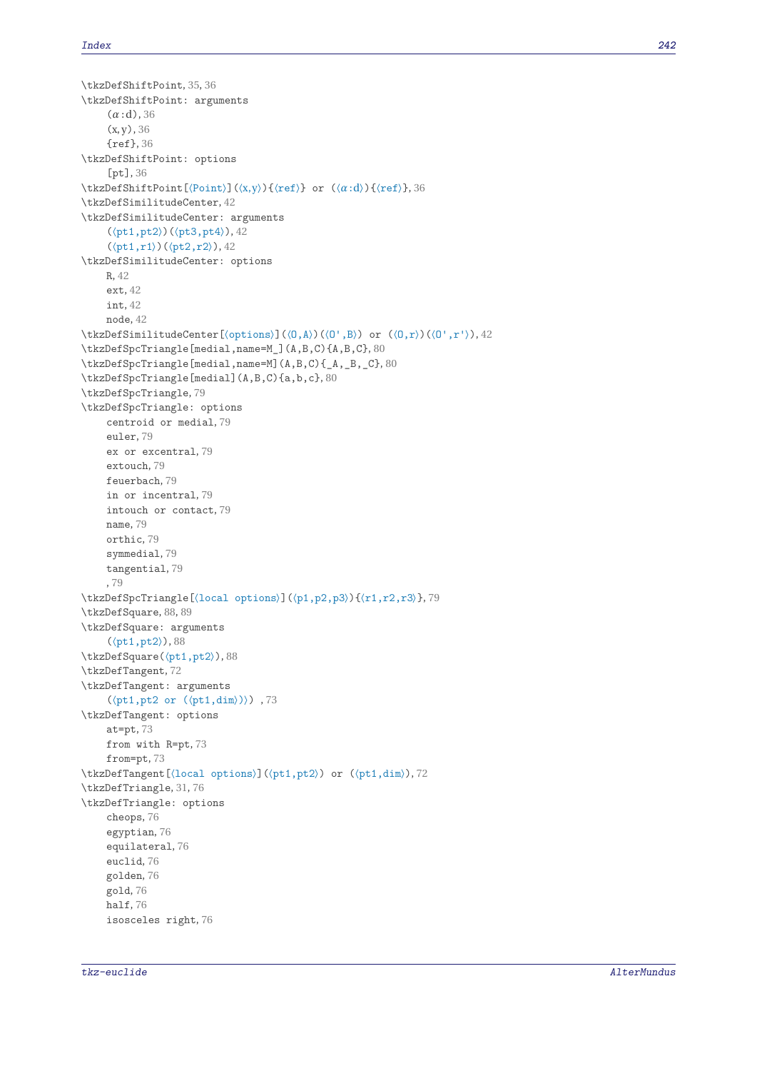\tkzDefShiftPoint, 35, 36

\tkzDefShiftPoint: arguments

- ($\alpha$:d), 36
- (x,y), 36
- {ref}, 36

\tkzDefShiftPoint: options

- [pt], 36

\tkzDefShiftPoint[⟨Point⟩](⟨x,y⟩){⟨ref⟩} or (⟨$\alpha$:d⟩){⟨ref⟩}, 36

\tkzDefSimilitudeCenter, 42

\tkzDefSimilitudeCenter: arguments

- (⟨pt1,pt2⟩)(⟨pt3,pt4⟩), 42
- (⟨pt1,r1⟩)(⟨pt2,r2⟩), 42

\tkzDefSimilitudeCenter: options

- R, 42
- ext, 42
- int, 42
- node, 42

\tkzDefSimilitudeCenter[⟨options⟩](⟨O,A⟩)(⟨O',B⟩) or (⟨O,r⟩)(⟨O',r'⟩), 42

\tkzDefSpcTriangle[medial,name=M_](A,B,C){A,B,C}, 80

\tkzDefSpcTriangle[medial,name=M](A,B,C){_A,_B,_C}, 80

\tkzDefSpcTriangle[medial](A,B,C){a,b,c}, 80

\tkzDefSpcTriangle, 79

\tkzDefSpcTriangle: options

- centroid or medial, 79
- euler, 79
- ex or excentral, 79
- extouch, 79
- feuerbach, 79
- in or incentral, 79
- intouch or contact, 79
- name, 79
- orthic, 79
- symmedial, 79
- tangential, 79
- , 79

\tkzDefSpcTriangle[⟨local options⟩](⟨p1,p2,p3⟩){⟨r1,r2,r3⟩}, 79

\tkzDefSquare, 88, 89

\tkzDefSquare: arguments

- (⟨pt1,pt2⟩), 88

\tkzDefSquare(⟨pt1,pt2⟩), 88

\tkzDefTangent, 72

\tkzDefTangent: arguments

- (⟨pt1,pt2 or (⟨pt1,dim⟩)⟩) , 73

\tkzDefTangent: options

- at=pt, 73
- from with R=pt, 73
- from=pt, 73

\tkzDefTangent[⟨local options⟩](⟨pt1,pt2⟩) or (⟨pt1,dim⟩), 72

\tkzDefTriangle, 31, 76

\tkzDefTriangle: options

- cheops, 76
- egyptian, 76
- equilateral, 76
- euclid, 76
- golden, 76
- gold, 76
- half, 76
- isosceles right, 76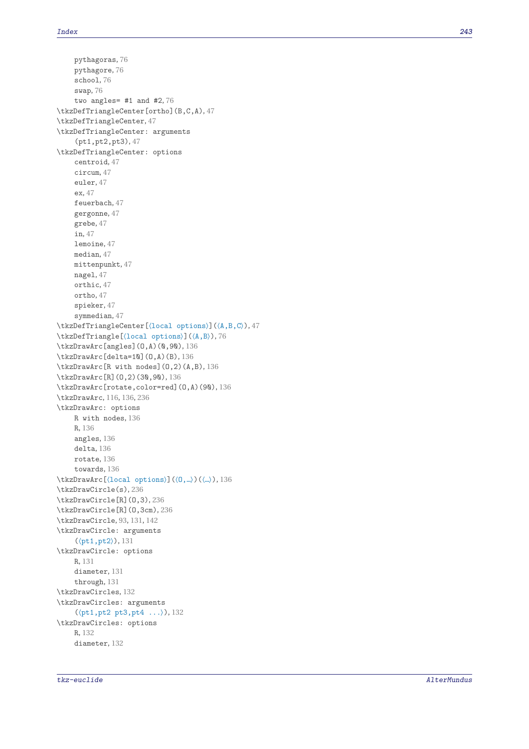pythagoras, 76
pythagore, 76
school, 76
swap, 76
two angles= #1 and #2, 76

\tkzDefTriangleCenter[ortho](B,C,A), 47
\tkzDefTriangleCenter, 47
\tkzDefTriangleCenter: arguments
    (pt1,pt2,pt3), 47
\tkzDefTriangleCenter: options
    centroid, 47
    circum, 47
    euler, 47
    ex, 47
    feuerbach, 47
    gergonne, 47
    grebe, 47
    in, 47
    lemoine, 47
    median, 47
    mittenpunkt, 47
    nagel, 47
    orthic, 47
    ortho, 47
    spieker, 47
    symmedian, 47
\tkzDefTriangleCenter[⟨local options⟩](⟨A,B,C⟩), 47
\tkzDefTriangle[⟨local options⟩](⟨A,B⟩), 76
\tkzDrawArc[angles](O,A)(0,90), 136
\tkzDrawArc[delta=10](O,A)(B), 136
\tkzDrawArc[R with nodes](O,2)(A,B), 136
\tkzDrawArc[R](O,2)(30,90), 136
\tkzDrawArc[rotate,color=red](O,A)(90), 136
\tkzDrawArc, 116, 136, 236
\tkzDrawArc: options
    R with nodes, 136
    R, 136
    angles, 136
    delta, 136
    rotate, 136
    towards, 136
\tkzDrawArc[⟨local options⟩](⟨O,...⟩)(⟨...⟩), 136
\tkzDrawCircle(s), 236
\tkzDrawCircle[R](O,3), 236
\tkzDrawCircle[R](O,3cm), 236
\tkzDrawCircle, 93, 131, 142
\tkzDrawCircle: arguments
    (⟨pt1,pt2⟩), 131
\tkzDrawCircle: options
    R, 131
    diameter, 131
    through, 131
\tkzDrawCircles, 132
\tkzDrawCircles: arguments
    (⟨pt1,pt2 pt3,pt4 ...⟩), 132
\tkzDrawCircles: options
    R, 132
    diameter, 132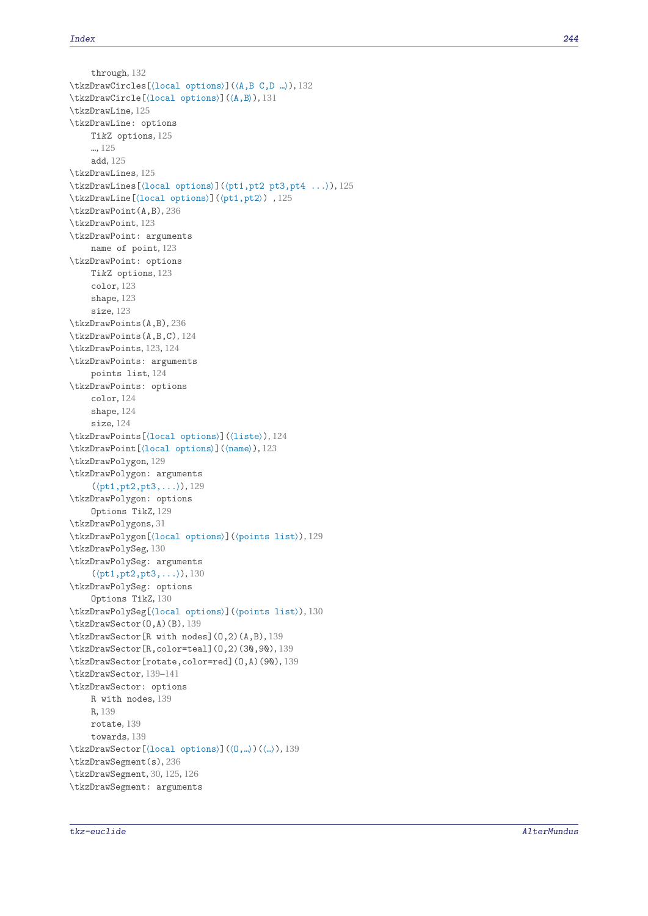through, 132
\tkzDrawCircles[⟨local options⟩](⟨A,B C,D …⟩), 132
\tkzDrawCircle[⟨local options⟩](⟨A,B⟩), 131
\tkzDrawLine, 125
\tkzDrawLine: options
    TikZ options, 125
    …, 125
    add, 125
\tkzDrawLines, 125
\tkzDrawLines[⟨local options⟩](⟨pt1,pt2 pt3,pt4 ...⟩), 125
\tkzDrawLine[⟨local options⟩](⟨pt1,pt2⟩) , 125
\tkzDrawPoint(A,B), 236
\tkzDrawPoint, 123
\tkzDrawPoint: arguments
    name of point, 123
\tkzDrawPoint: options
    TikZ options, 123
    color, 123
    shape, 123
    size, 123
\tkzDrawPoints(A,B), 236
\tkzDrawPoints(A,B,C), 124
\tkzDrawPoints, 123, 124
\tkzDrawPoints: arguments
    points list, 124
\tkzDrawPoints: options
    color, 124
    shape, 124
    size, 124
\tkzDrawPoints[⟨local options⟩](⟨liste⟩), 124
\tkzDrawPoint[⟨local options⟩](⟨name⟩), 123
\tkzDrawPolygon, 129
\tkzDrawPolygon: arguments
    (⟨pt1,pt2,pt3,...⟩), 129
\tkzDrawPolygon: options
    Options TikZ, 129
\tkzDrawPolygons, 31
\tkzDrawPolygon[⟨local options⟩](⟨points list⟩), 129
\tkzDrawPolySeg, 130
\tkzDrawPolySeg: arguments
    (⟨pt1,pt2,pt3,...⟩), 130
\tkzDrawPolySeg: options
    Options TikZ, 130
\tkzDrawPolySeg[⟨local options⟩](⟨points list⟩), 130
\tkzDrawSector(O,A)(B), 139
\tkzDrawSector[R with nodes](O,2)(A,B), 139
\tkzDrawSector[R,color=teal](O,2)(30,90), 139
\tkzDrawSector[rotate,color=red](O,A)(90), 139
\tkzDrawSector, 139–141
\tkzDrawSector: options
    R with nodes, 139
    R, 139
    rotate, 139
    towards, 139
\tkzDrawSector[⟨local options⟩](⟨O,…⟩)(⟨…⟩), 139
\tkzDrawSegment(s), 236
\tkzDrawSegment, 30, 125, 126
\tkzDrawSegment: arguments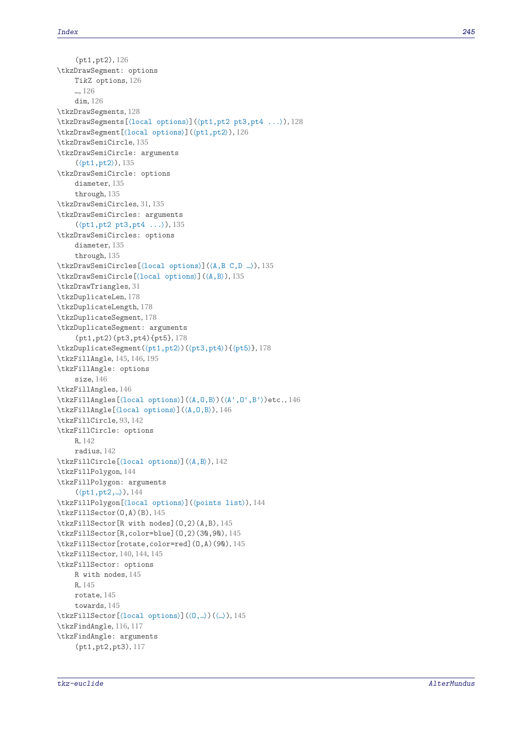(pt1,pt2), 126
\tkzDrawSegment: options
  TikZ options, 126
  …, 126
  dim, 126
\tkzDrawSegments, 128
\tkzDrawSegments[⟨local options⟩](⟨pt1,pt2 pt3,pt4 ...⟩), 128
\tkzDrawSegment[⟨local options⟩](⟨pt1,pt2⟩), 126
\tkzDrawSemiCircle, 135
\tkzDrawSemiCircle: arguments
  (⟨pt1,pt2⟩), 135
\tkzDrawSemiCircle: options
  diameter, 135
  through, 135
\tkzDrawSemiCircles, 31, 135
\tkzDrawSemiCircles: arguments
  (⟨pt1,pt2 pt3,pt4 ...⟩), 135
\tkzDrawSemiCircles: options
  diameter, 135
  through, 135
\tkzDrawSemiCircles[⟨local options⟩](⟨A,B C,D …⟩), 135
\tkzDrawSemiCircle[⟨local options⟩](⟨A,B⟩), 135
\tkzDrawTriangles, 31
\tkzDuplicateLen, 178
\tkzDuplicateLength, 178
\tkzDuplicateSegment, 178
\tkzDuplicateSegment: arguments
  (pt1,pt2)(pt3,pt4){pt5}, 178
\tkzDuplicateSegment(⟨pt1,pt2⟩)(⟨pt3,pt4⟩){⟨pt5⟩}, 178
\tkzFillAngle, 145, 146, 195
\tkzFillAngle: options
  size, 146
\tkzFillAngles, 146
\tkzFillAngles[⟨local options⟩](⟨A,O,B⟩)(⟨A',O',B'⟩)etc., 146
\tkzFillAngle[⟨local options⟩](⟨A,O,B⟩), 146
\tkzFillCircle, 93, 142
\tkzFillCircle: options
  R, 142
  radius, 142
\tkzFillCircle[⟨local options⟩](⟨A,B⟩), 142
\tkzFillPolygon, 144
\tkzFillPolygon: arguments
  (⟨pt1,pt2,…⟩), 144
\tkzFillPolygon[⟨local options⟩](⟨points list⟩), 144
\tkzFillSector(O,A)(B), 145
\tkzFillSector[R with nodes](O,2)(A,B), 145
\tkzFillSector[R,color=blue](O,2)(30,90), 145
\tkzFillSector[rotate,color=red](O,A)(90), 145
\tkzFillSector, 140, 144, 145
\tkzFillSector: options
  R with nodes, 145
  R, 145
  rotate, 145
  towards, 145
\tkzFillSector[⟨local options⟩](⟨O,…⟩)(⟨…⟩), 145
\tkzFindAngle, 116, 117
\tkzFindAngle: arguments
  (pt1,pt2,pt3), 117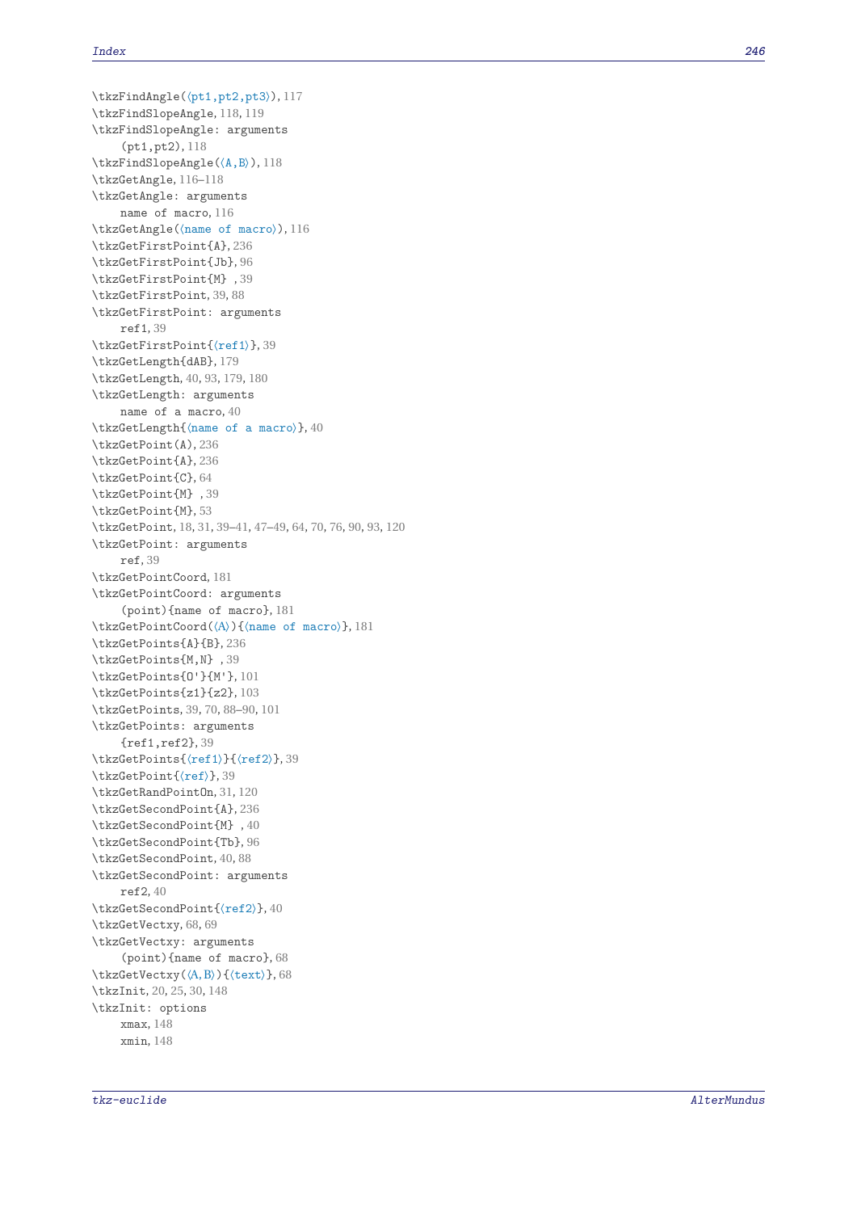\tkzFindAngle(⟨pt1,pt2,pt3⟩), 117
\tkzFindSlopeAngle, 118, 119
\tkzFindSlopeAngle: arguments
    (pt1,pt2), 118
\tkzFindSlopeAngle(⟨A,B⟩), 118
\tkzGetAngle, 116–118
\tkzGetAngle: arguments
    name of macro, 116
\tkzGetAngle(⟨name of macro⟩), 116
\tkzGetFirstPoint{A}, 236
\tkzGetFirstPoint{Jb}, 96
\tkzGetFirstPoint{M} , 39
\tkzGetFirstPoint, 39, 88
\tkzGetFirstPoint: arguments
    ref1, 39
\tkzGetFirstPoint{⟨ref1⟩}, 39
\tkzGetLength{dAB}, 179
\tkzGetLength, 40, 93, 179, 180
\tkzGetLength: arguments
    name of a macro, 40
\tkzGetLength{⟨name of a macro⟩}, 40
\tkzGetPoint(A), 236
\tkzGetPoint{A}, 236
\tkzGetPoint{C}, 64
\tkzGetPoint{M} , 39
\tkzGetPoint{M}, 53
\tkzGetPoint, 18, 31, 39–41, 47–49, 64, 70, 76, 90, 93, 120
\tkzGetPoint: arguments
    ref, 39
\tkzGetPointCoord, 181
\tkzGetPointCoord: arguments
    (point){name of macro}, 181
\tkzGetPointCoord(⟨A⟩){⟨name of macro⟩}, 181
\tkzGetPoints{A}{B}, 236
\tkzGetPoints{M,N} , 39
\tkzGetPoints{O'}{M'}, 101
\tkzGetPoints{z1}{z2}, 103
\tkzGetPoints, 39, 70, 88–90, 101
\tkzGetPoints: arguments
    {ref1,ref2}, 39
\tkzGetPoints{⟨ref1⟩}{⟨ref2⟩}, 39
\tkzGetPoint{⟨ref⟩}, 39
\tkzGetRandPointOn, 31, 120
\tkzGetSecondPoint{A}, 236
\tkzGetSecondPoint{M} , 40
\tkzGetSecondPoint{Tb}, 96
\tkzGetSecondPoint, 40, 88
\tkzGetSecondPoint: arguments
    ref2, 40
\tkzGetSecondPoint{⟨ref2⟩}, 40
\tkzGetVectxy, 68, 69
\tkzGetVectxy: arguments
    (point){name of macro}, 68
\tkzGetVectxy(⟨A,B⟩){⟨text⟩}, 68
\tkzInit, 20, 25, 30, 148
\tkzInit: options
    xmax, 148
    xmin, 148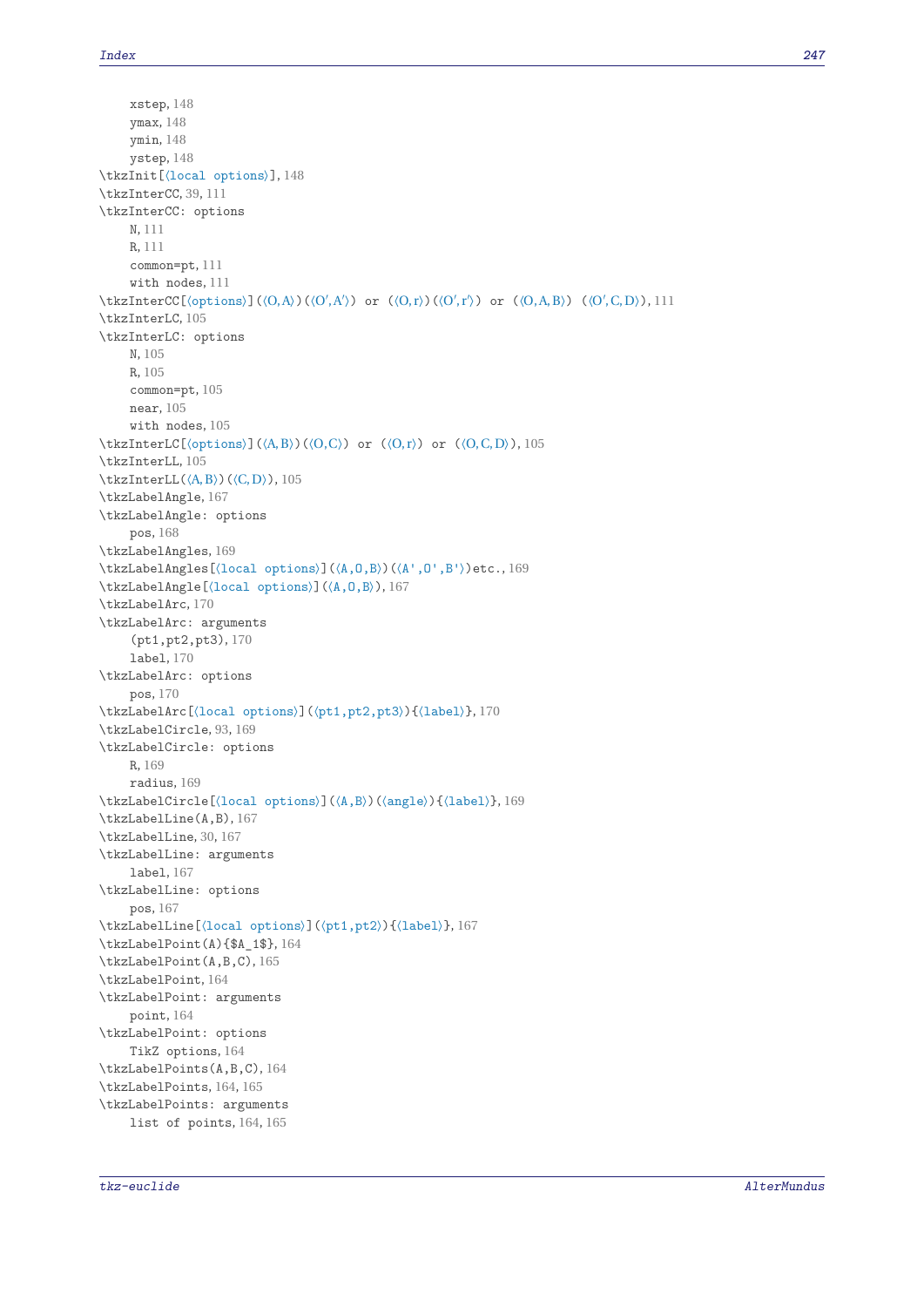- xstep, 148
- ymax, 148
- ymin, 148
- ystep, 148

\tkzInit[⟨local options⟩], 148
\tkzInterCC, 39, 111
\tkzInterCC: options
- N, 111
- R, 111
- common=pt, 111
- with nodes, 111

\tkzInterCC[⟨options⟩](⟨O,A⟩)(⟨O′,A′⟩) or (⟨O,r⟩)(⟨O′,r′⟩) or (⟨O,A,B⟩) (⟨O′,C,D⟩), 111
\tkzInterLC, 105
\tkzInterLC: options
- N, 105
- R, 105
- common=pt, 105
- near, 105
- with nodes, 105

\tkzInterLC[⟨options⟩](⟨A,B⟩)(⟨O,C⟩) or (⟨O,r⟩) or (⟨O,C,D⟩), 105
\tkzInterLL, 105
\tkzInterLL(⟨A,B⟩)(⟨C,D⟩), 105
\tkzLabelAngle, 167
\tkzLabelAngle: options
- pos, 168

\tkzLabelAngles, 169
\tkzLabelAngles[⟨local options⟩](⟨A,O,B⟩)(⟨A',O',B'⟩)etc., 169
\tkzLabelAngle[⟨local options⟩](⟨A,O,B⟩), 167
\tkzLabelArc, 170
\tkzLabelArc: arguments
- (pt1,pt2,pt3), 170
- label, 170

\tkzLabelArc: options
- pos, 170

\tkzLabelArc[⟨local options⟩](⟨pt1,pt2,pt3⟩){⟨label⟩}, 170
\tkzLabelCircle, 93, 169
\tkzLabelCircle: options
- R, 169
- radius, 169

\tkzLabelCircle[⟨local options⟩](⟨A,B⟩)(⟨angle⟩){⟨label⟩}, 169
\tkzLabelLine(A,B), 167
\tkzLabelLine, 30, 167
\tkzLabelLine: arguments
- label, 167

\tkzLabelLine: options
- pos, 167

\tkzLabelLine[⟨local options⟩](⟨pt1,pt2⟩){⟨label⟩}, 167
\tkzLabelPoint(A){$A_1$}, 164
\tkzLabelPoint(A,B,C), 165
\tkzLabelPoint, 164
\tkzLabelPoint: arguments
- point, 164

\tkzLabelPoint: options
- TikZ options, 164

\tkzLabelPoints(A,B,C), 164
\tkzLabelPoints, 164, 165
\tkzLabelPoints: arguments
- list of points, 164, 165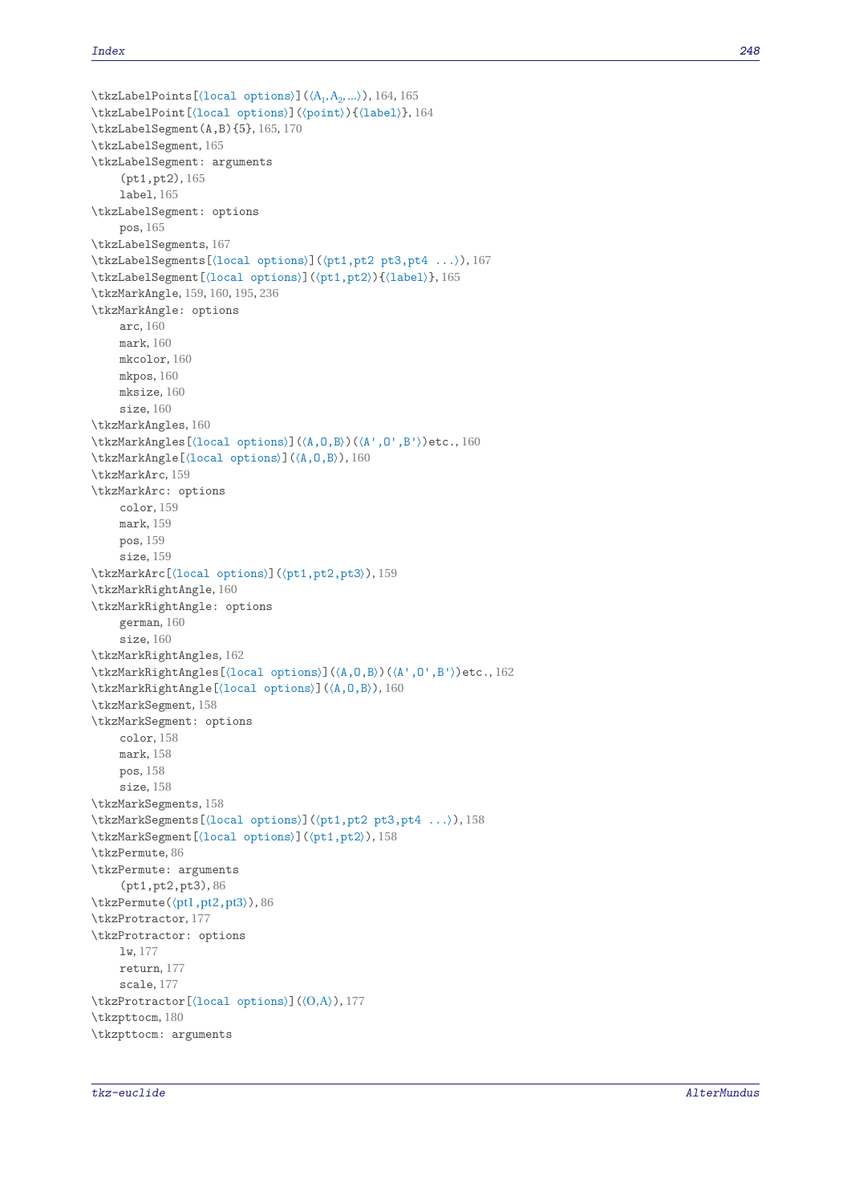\tkzLabelPoints[⟨local options⟩](⟨$A_1$,$A_2$,...⟩), 164, 165
\tkzLabelPoint[⟨local options⟩](⟨point⟩){⟨label⟩}, 164
\tkzLabelSegment(A,B){5}, 165, 170
\tkzLabelSegment, 165
\tkzLabelSegment: arguments
- (pt1,pt2), 165
- label, 165

\tkzLabelSegment: options
- pos, 165

\tkzLabelSegments, 167
\tkzLabelSegments[⟨local options⟩](⟨pt1,pt2 pt3,pt4 ...⟩), 167
\tkzLabelSegment[⟨local options⟩](⟨pt1,pt2⟩){⟨label⟩}, 165
\tkzMarkAngle, 159, 160, 195, 236
\tkzMarkAngle: options
- arc, 160
- mark, 160
- mkcolor, 160
- mkpos, 160
- mksize, 160
- size, 160

\tkzMarkAngles, 160
\tkzMarkAngles[⟨local options⟩](⟨A,O,B⟩)(⟨A',O',B'⟩)etc., 160
\tkzMarkAngle[⟨local options⟩](⟨A,O,B⟩), 160
\tkzMarkArc, 159
\tkzMarkArc: options
- color, 159
- mark, 159
- pos, 159
- size, 159

\tkzMarkArc[⟨local options⟩](⟨pt1,pt2,pt3⟩), 159
\tkzMarkRightAngle, 160
\tkzMarkRightAngle: options
- german, 160
- size, 160

\tkzMarkRightAngles, 162
\tkzMarkRightAngles[⟨local options⟩](⟨A,O,B⟩)(⟨A',O',B'⟩)etc., 162
\tkzMarkRightAngle[⟨local options⟩](⟨A,O,B⟩), 160
\tkzMarkSegment, 158
\tkzMarkSegment: options
- color, 158
- mark, 158
- pos, 158
- size, 158

\tkzMarkSegments, 158
\tkzMarkSegments[⟨local options⟩](⟨pt1,pt2 pt3,pt4 ...⟩), 158
\tkzMarkSegment[⟨local options⟩](⟨pt1,pt2⟩), 158
\tkzPermute, 86
\tkzPermute: arguments
- (pt1,pt2,pt3), 86

\tkzPermute(⟨pt1,pt2,pt3⟩), 86
\tkzProtractor, 177
\tkzProtractor: options
- lw, 177
- return, 177
- scale, 177

\tkzProtractor[⟨local options⟩](⟨O,A⟩), 177
\tkzpttocm, 180
\tkzpttocm: arguments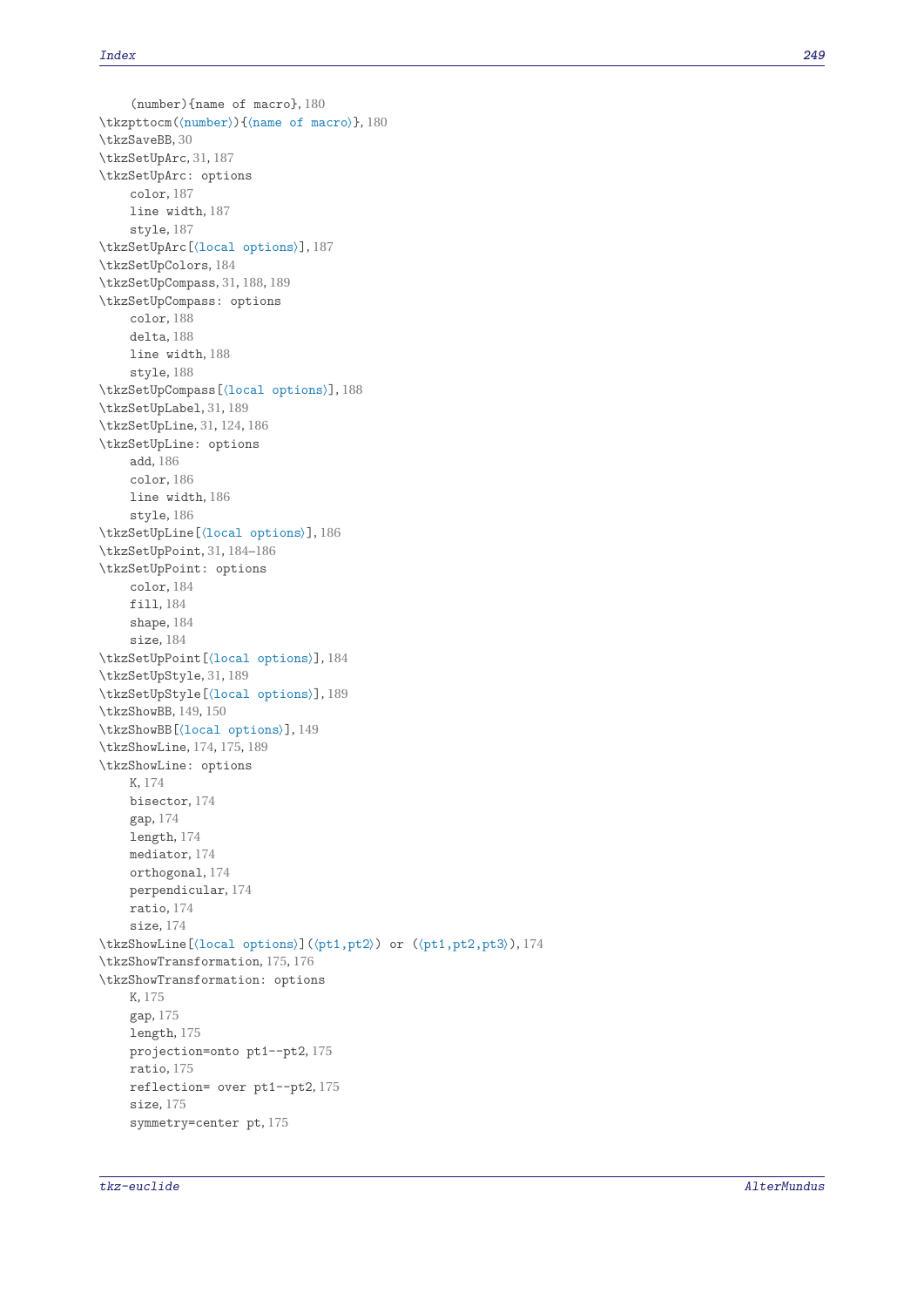(number){name of macro}, 180
\tkzpttocm(⟨number⟩){⟨name of macro⟩}, 180
\tkzSaveBB, 30
\tkzSetUpArc, 31, 187
\tkzSetUpArc: options
    color, 187
    line width, 187
    style, 187
\tkzSetUpArc[⟨local options⟩], 187
\tkzSetUpColors, 184
\tkzSetUpCompass, 31, 188, 189
\tkzSetUpCompass: options
    color, 188
    delta, 188
    line width, 188
    style, 188
\tkzSetUpCompass[⟨local options⟩], 188
\tkzSetUpLabel, 31, 189
\tkzSetUpLine, 31, 124, 186
\tkzSetUpLine: options
    add, 186
    color, 186
    line width, 186
    style, 186
\tkzSetUpLine[⟨local options⟩], 186
\tkzSetUpPoint, 31, 184–186
\tkzSetUpPoint: options
    color, 184
    fill, 184
    shape, 184
    size, 184
\tkzSetUpPoint[⟨local options⟩], 184
\tkzSetUpStyle, 31, 189
\tkzSetUpStyle[⟨local options⟩], 189
\tkzShowBB, 149, 150
\tkzShowBB[⟨local options⟩], 149
\tkzShowLine, 174, 175, 189
\tkzShowLine: options
    K, 174
    bisector, 174
    gap, 174
    length, 174
    mediator, 174
    orthogonal, 174
    perpendicular, 174
    ratio, 174
    size, 174
\tkzShowLine[⟨local options⟩](⟨pt1,pt2⟩) or (⟨pt1,pt2,pt3⟩), 174
\tkzShowTransformation, 175, 176
\tkzShowTransformation: options
    K, 175
    gap, 175
    length, 175
    projection=onto pt1--pt2, 175
    ratio, 175
    reflection= over pt1--pt2, 175
    size, 175
    symmetry=center pt, 175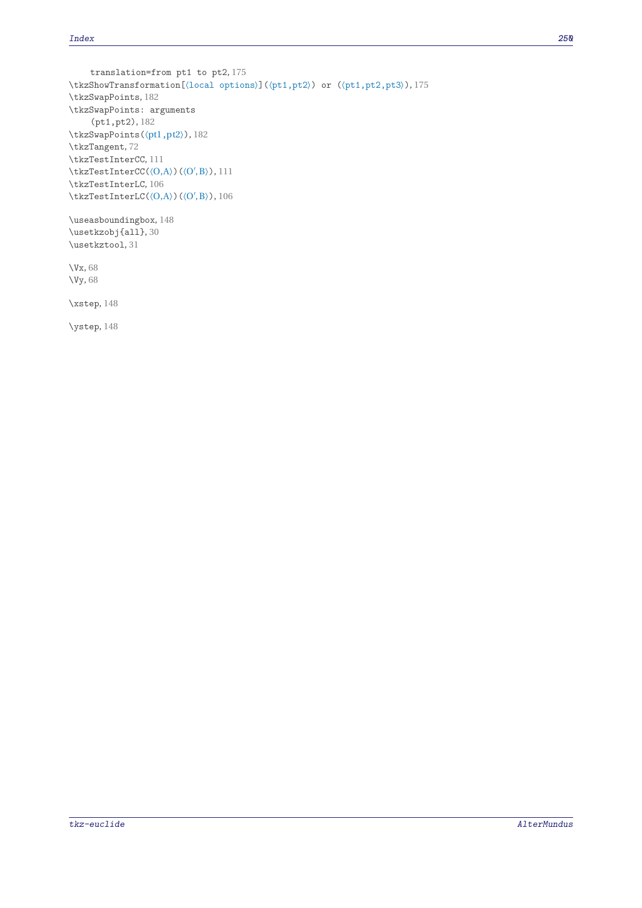translation=from pt1 to pt2, 175
\tkzShowTransformation[⟨local options⟩](⟨pt1,pt2⟩) or (⟨pt1,pt2,pt3⟩), 175
\tkzSwapPoints, 182
\tkzSwapPoints: arguments
    (pt1,pt2), 182
\tkzSwapPoints(⟨pt1,pt2⟩), 182
\tkzTangent, 72
\tkzTestInterCC, 111
\tkzTestInterCC(⟨O,A⟩)(⟨O′,B⟩), 111
\tkzTestInterLC, 106
\tkzTestInterLC(⟨O,A⟩)(⟨O′,B⟩), 106

\useasboundingbox, 148
\usetkzobj{all}, 30
\usetkztool, 31

\Vx, 68
\Vy, 68

\xstep, 148

\ystep, 148